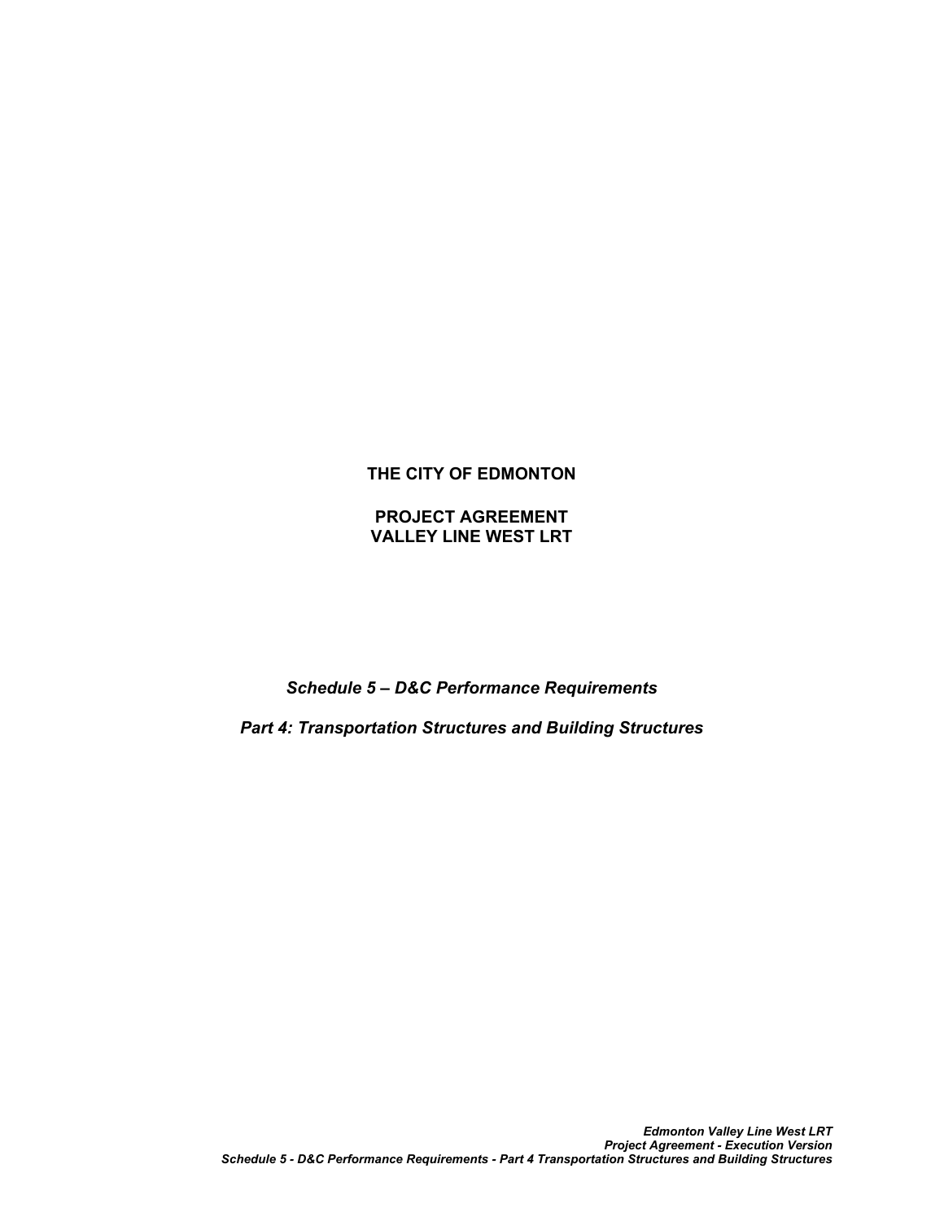# THE CITY OF EDMONTON

## PROJECT AGREEMENT
## VALLEY LINE WEST LRT

***Schedule 5 – D&C Performance Requirements***

***Part 4: Transportation Structures and Building Structures***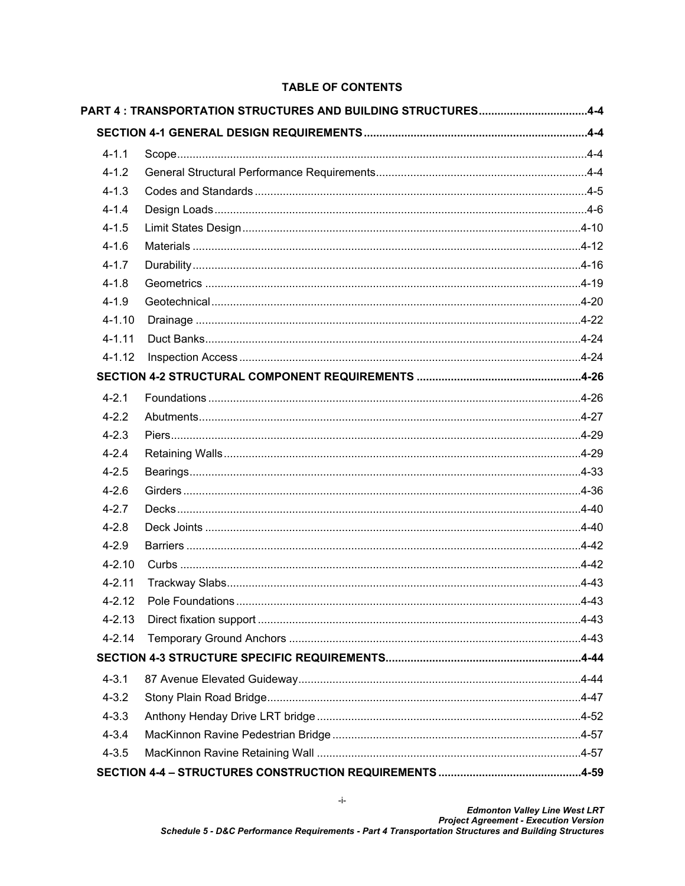**TABLE OF CONTENTS**

**PART 4 : TRANSPORTATION STRUCTURES AND BUILDING STRUCTURES** .......... 4-4

**SECTION 4-1 GENERAL DESIGN REQUIREMENTS** .......... 4-4

- 4-1.1 Scope .......... 4-4
- 4-1.2 General Structural Performance Requirements .......... 4-4
- 4-1.3 Codes and Standards .......... 4-5
- 4-1.4 Design Loads .......... 4-6
- 4-1.5 Limit States Design .......... 4-10
- 4-1.6 Materials .......... 4-12
- 4-1.7 Durability .......... 4-16
- 4-1.8 Geometrics .......... 4-19
- 4-1.9 Geotechnical .......... 4-20
- 4-1.10 Drainage .......... 4-22
- 4-1.11 Duct Banks .......... 4-24
- 4-1.12 Inspection Access .......... 4-24

**SECTION 4-2 STRUCTURAL COMPONENT REQUIREMENTS** .......... 4-26

- 4-2.1 Foundations .......... 4-26
- 4-2.2 Abutments .......... 4-27
- 4-2.3 Piers .......... 4-29
- 4-2.4 Retaining Walls .......... 4-29
- 4-2.5 Bearings .......... 4-33
- 4-2.6 Girders .......... 4-36
- 4-2.7 Decks .......... 4-40
- 4-2.8 Deck Joints .......... 4-40
- 4-2.9 Barriers .......... 4-42
- 4-2.10 Curbs .......... 4-42
- 4-2.11 Trackway Slabs .......... 4-43
- 4-2.12 Pole Foundations .......... 4-43
- 4-2.13 Direct fixation support .......... 4-43
- 4-2.14 Temporary Ground Anchors .......... 4-43

**SECTION 4-3 STRUCTURE SPECIFIC REQUIREMENTS** .......... 4-44

- 4-3.1 87 Avenue Elevated Guideway .......... 4-44
- 4-3.2 Stony Plain Road Bridge .......... 4-47
- 4-3.3 Anthony Henday Drive LRT bridge .......... 4-52
- 4-3.4 MacKinnon Ravine Pedestrian Bridge .......... 4-57
- 4-3.5 MacKinnon Ravine Retaining Wall .......... 4-57

**SECTION 4-4 – STRUCTURES CONSTRUCTION REQUIREMENTS** .......... 4-59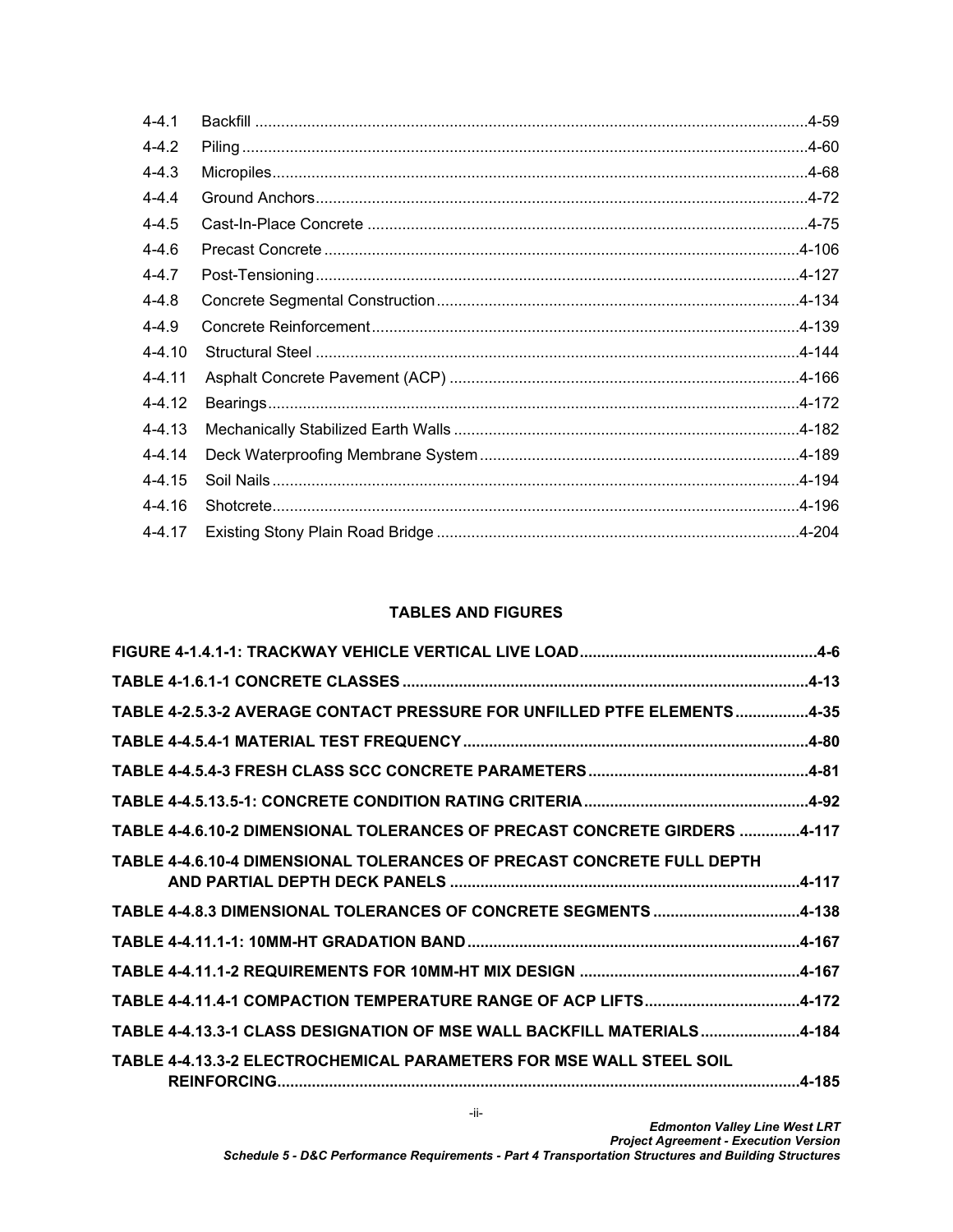4-4.1 Backfill ....................................................................................................................4-59

4-4.2 Piling .......................................................................................................................4-60

4-4.3 Micropiles................................................................................................................4-68

4-4.4 Ground Anchors......................................................................................................4-72

4-4.5 Cast-In-Place Concrete ...........................................................................................4-75

4-4.6 Precast Concrete ...................................................................................................4-106

4-4.7 Post-Tensioning.....................................................................................................4-127

4-4.8 Concrete Segmental Construction .........................................................................4-134

4-4.9 Concrete Reinforcement........................................................................................4-139

4-4.10 Structural Steel .....................................................................................................4-144

4-4.11 Asphalt Concrete Pavement (ACP) ........................................................................4-166

4-4.12 Bearings................................................................................................................4-172

4-4.13 Mechanically Stabilized Earth Walls ......................................................................4-182

4-4.14 Deck Waterproofing Membrane System ................................................................4-189

4-4.15 Soil Nails ...............................................................................................................4-194

4-4.16 Shotcrete...............................................................................................................4-196

4-4.17 Existing Stony Plain Road Bridge ..........................................................................4-204

**TABLES AND FIGURES**

**FIGURE 4-1.4.1-1: TRACKWAY VEHICLE VERTICAL LIVE LOAD.......................................................4-6**

**TABLE 4-1.6.1-1 CONCRETE CLASSES ..........................................................................................4-13**

**TABLE 4-2.5.3-2 AVERAGE CONTACT PRESSURE FOR UNFILLED PTFE ELEMENTS.................4-35**

**TABLE 4-4.5.4-1 MATERIAL TEST FREQUENCY..............................................................................4-80**

**TABLE 4-4.5.4-3 FRESH CLASS SCC CONCRETE PARAMETERS..................................................4-81**

**TABLE 4-4.5.13.5-1: CONCRETE CONDITION RATING CRITERIA...................................................4-92**

**TABLE 4-4.6.10-2 DIMENSIONAL TOLERANCES OF PRECAST CONCRETE GIRDERS .............4-117**

**TABLE 4-4.6.10-4 DIMENSIONAL TOLERANCES OF PRECAST CONCRETE FULL DEPTH AND PARTIAL DEPTH DECK PANELS ...............................................................................4-117**

**TABLE 4-4.8.3 DIMENSIONAL TOLERANCES OF CONCRETE SEGMENTS .................................4-138**

**TABLE 4-4.11.1-1: 10MM-HT GRADATION BAND............................................................................4-167**

**TABLE 4-4.11.1-2 REQUIREMENTS FOR 10MM-HT MIX DESIGN ..................................................4-167**

**TABLE 4-4.11.4-1 COMPACTION TEMPERATURE RANGE OF ACP LIFTS....................................4-172**

**TABLE 4-4.13.3-1 CLASS DESIGNATION OF MSE WALL BACKFILL MATERIALS.......................4-184**

**TABLE 4-4.13.3-2 ELECTROCHEMICAL PARAMETERS FOR MSE WALL STEEL SOIL REINFORCING...........................................................................................................4-185**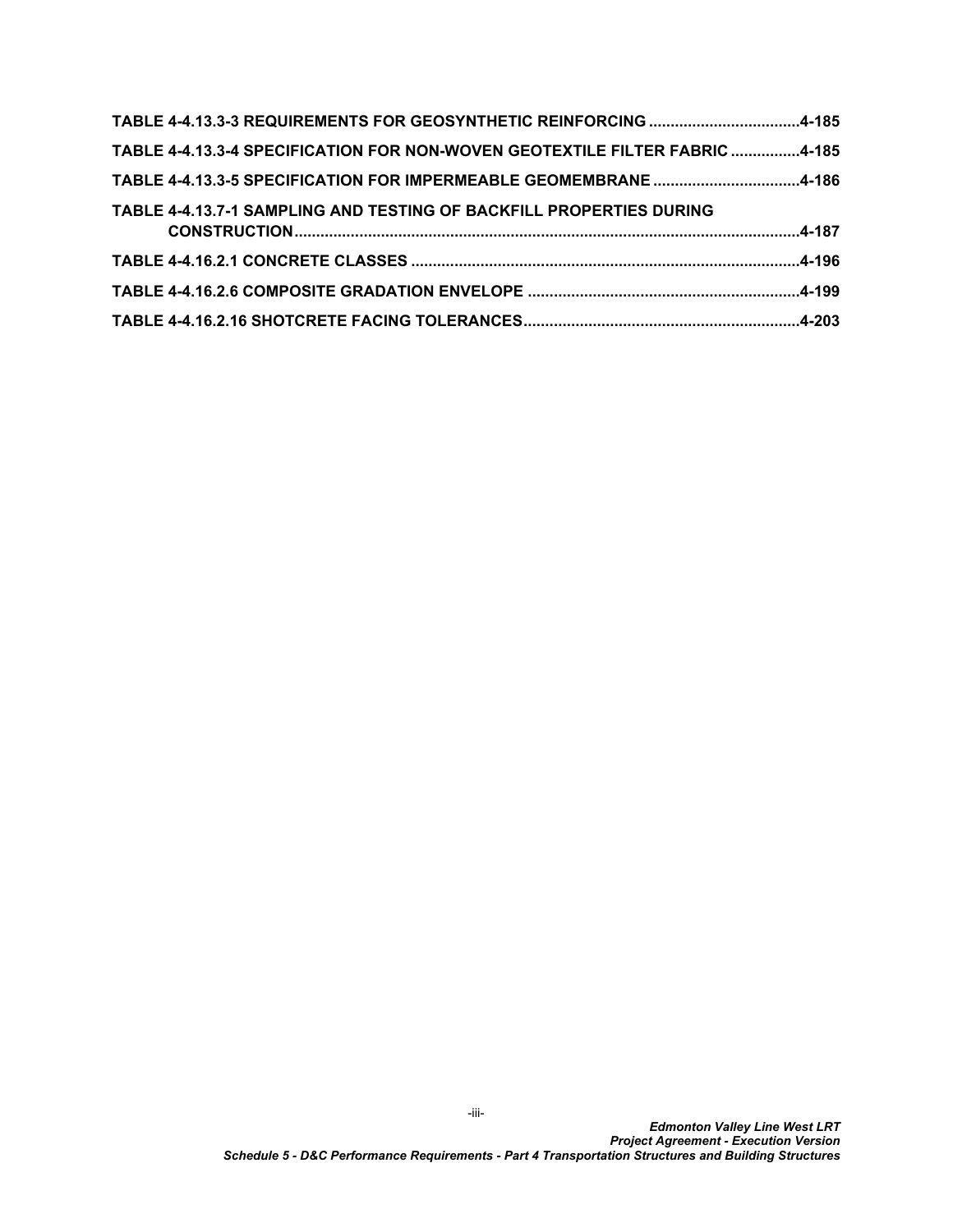**TABLE 4-4.13.3-3 REQUIREMENTS FOR GEOSYNTHETIC REINFORCING .................................. 4-185**

**TABLE 4-4.13.3-4 SPECIFICATION FOR NON-WOVEN GEOTEXTILE FILTER FABRIC ................ 4-185**

**TABLE 4-4.13.3-5 SPECIFICATION FOR IMPERMEABLE GEOMEMBRANE .................................. 4-186**

**TABLE 4-4.13.7-1 SAMPLING AND TESTING OF BACKFILL PROPERTIES DURING CONSTRUCTION ......................................................................................................... 4-187**

**TABLE 4-4.16.2.1 CONCRETE CLASSES ......................................................................................... 4-196**

**TABLE 4-4.16.2.6 COMPOSITE GRADATION ENVELOPE .............................................................. 4-199**

**TABLE 4-4.16.2.16 SHOTCRETE FACING TOLERANCES ............................................................... 4-203**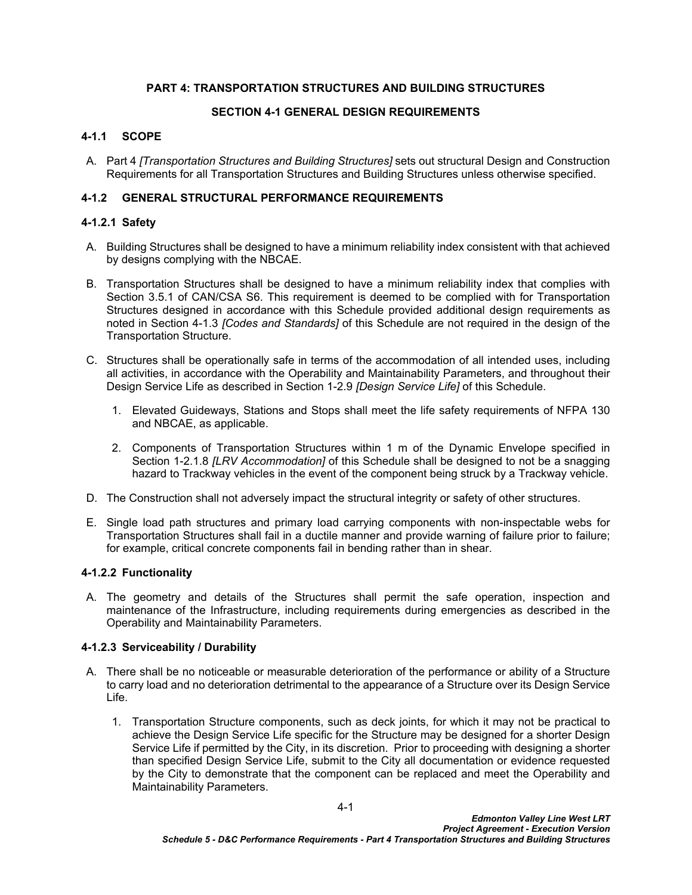# PART 4: TRANSPORTATION STRUCTURES AND BUILDING STRUCTURES

## SECTION 4-1 GENERAL DESIGN REQUIREMENTS

### 4-1.1 SCOPE

A. Part 4 *[Transportation Structures and Building Structures]* sets out structural Design and Construction Requirements for all Transportation Structures and Building Structures unless otherwise specified.

### 4-1.2 GENERAL STRUCTURAL PERFORMANCE REQUIREMENTS

#### 4-1.2.1 Safety

A. Building Structures shall be designed to have a minimum reliability index consistent with that achieved by designs complying with the NBCAE.

B. Transportation Structures shall be designed to have a minimum reliability index that complies with Section 3.5.1 of CAN/CSA S6. This requirement is deemed to be complied with for Transportation Structures designed in accordance with this Schedule provided additional design requirements as noted in Section 4-1.3 *[Codes and Standards]* of this Schedule are not required in the design of the Transportation Structure.

C. Structures shall be operationally safe in terms of the accommodation of all intended uses, including all activities, in accordance with the Operability and Maintainability Parameters, and throughout their Design Service Life as described in Section 1-2.9 *[Design Service Life]* of this Schedule.

   1. Elevated Guideways, Stations and Stops shall meet the life safety requirements of NFPA 130 and NBCAE, as applicable.

   2. Components of Transportation Structures within 1 m of the Dynamic Envelope specified in Section 1-2.1.8 *[LRV Accommodation]* of this Schedule shall be designed to not be a snagging hazard to Trackway vehicles in the event of the component being struck by a Trackway vehicle.

D. The Construction shall not adversely impact the structural integrity or safety of other structures.

E. Single load path structures and primary load carrying components with non-inspectable webs for Transportation Structures shall fail in a ductile manner and provide warning of failure prior to failure; for example, critical concrete components fail in bending rather than in shear.

#### 4-1.2.2 Functionality

A. The geometry and details of the Structures shall permit the safe operation, inspection and maintenance of the Infrastructure, including requirements during emergencies as described in the Operability and Maintainability Parameters.

#### 4-1.2.3 Serviceability / Durability

A. There shall be no noticeable or measurable deterioration of the performance or ability of a Structure to carry load and no deterioration detrimental to the appearance of a Structure over its Design Service Life.

   1. Transportation Structure components, such as deck joints, for which it may not be practical to achieve the Design Service Life specific for the Structure may be designed for a shorter Design Service Life if permitted by the City, in its discretion. Prior to proceeding with designing a shorter than specified Design Service Life, submit to the City all documentation or evidence requested by the City to demonstrate that the component can be replaced and meet the Operability and Maintainability Parameters.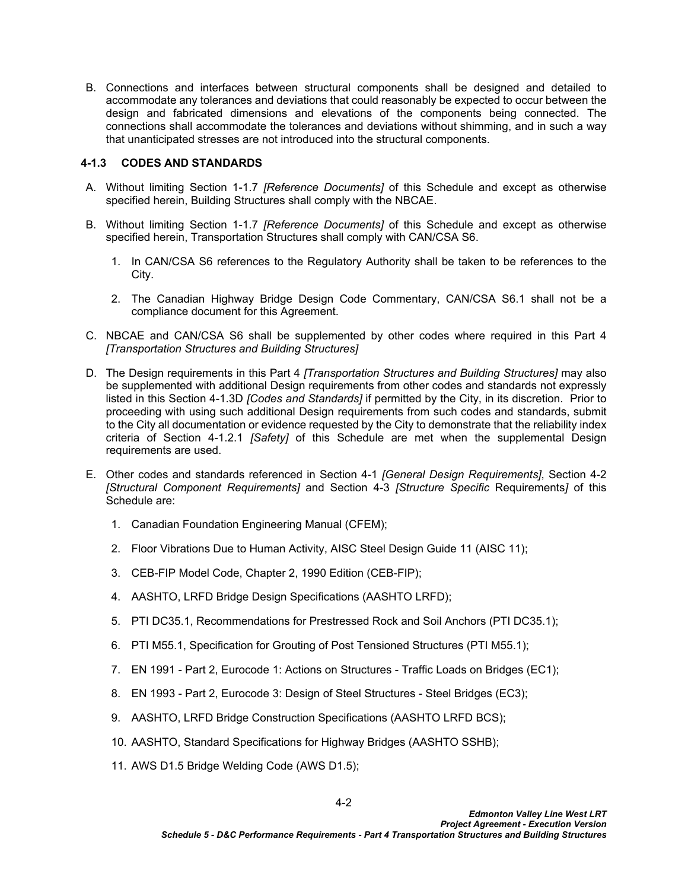B. Connections and interfaces between structural components shall be designed and detailed to accommodate any tolerances and deviations that could reasonably be expected to occur between the design and fabricated dimensions and elevations of the components being connected. The connections shall accommodate the tolerances and deviations without shimming, and in such a way that unanticipated stresses are not introduced into the structural components.

### 4-1.3 CODES AND STANDARDS

A. Without limiting Section 1-1.7 *[Reference Documents]* of this Schedule and except as otherwise specified herein, Building Structures shall comply with the NBCAE.

B. Without limiting Section 1-1.7 *[Reference Documents]* of this Schedule and except as otherwise specified herein, Transportation Structures shall comply with CAN/CSA S6.

1. In CAN/CSA S6 references to the Regulatory Authority shall be taken to be references to the City.

2. The Canadian Highway Bridge Design Code Commentary, CAN/CSA S6.1 shall not be a compliance document for this Agreement.

C. NBCAE and CAN/CSA S6 shall be supplemented by other codes where required in this Part 4 *[Transportation Structures and Building Structures]*

D. The Design requirements in this Part 4 *[Transportation Structures and Building Structures]* may also be supplemented with additional Design requirements from other codes and standards not expressly listed in this Section 4-1.3D *[Codes and Standards]* if permitted by the City, in its discretion. Prior to proceeding with using such additional Design requirements from such codes and standards, submit to the City all documentation or evidence requested by the City to demonstrate that the reliability index criteria of Section 4-1.2.1 *[Safety]* of this Schedule are met when the supplemental Design requirements are used.

E. Other codes and standards referenced in Section 4-1 *[General Design Requirements]*, Section 4-2 *[Structural Component Requirements]* and Section 4-3 *[Structure Specific* Requirements*]* of this Schedule are:

1. Canadian Foundation Engineering Manual (CFEM);

2. Floor Vibrations Due to Human Activity, AISC Steel Design Guide 11 (AISC 11);

3. CEB-FIP Model Code, Chapter 2, 1990 Edition (CEB-FIP);

4. AASHTO, LRFD Bridge Design Specifications (AASHTO LRFD);

5. PTI DC35.1, Recommendations for Prestressed Rock and Soil Anchors (PTI DC35.1);

6. PTI M55.1, Specification for Grouting of Post Tensioned Structures (PTI M55.1);

7. EN 1991 - Part 2, Eurocode 1: Actions on Structures - Traffic Loads on Bridges (EC1);

8. EN 1993 - Part 2, Eurocode 3: Design of Steel Structures - Steel Bridges (EC3);

9. AASHTO, LRFD Bridge Construction Specifications (AASHTO LRFD BCS);

10. AASHTO, Standard Specifications for Highway Bridges (AASHTO SSHB);

11. AWS D1.5 Bridge Welding Code (AWS D1.5);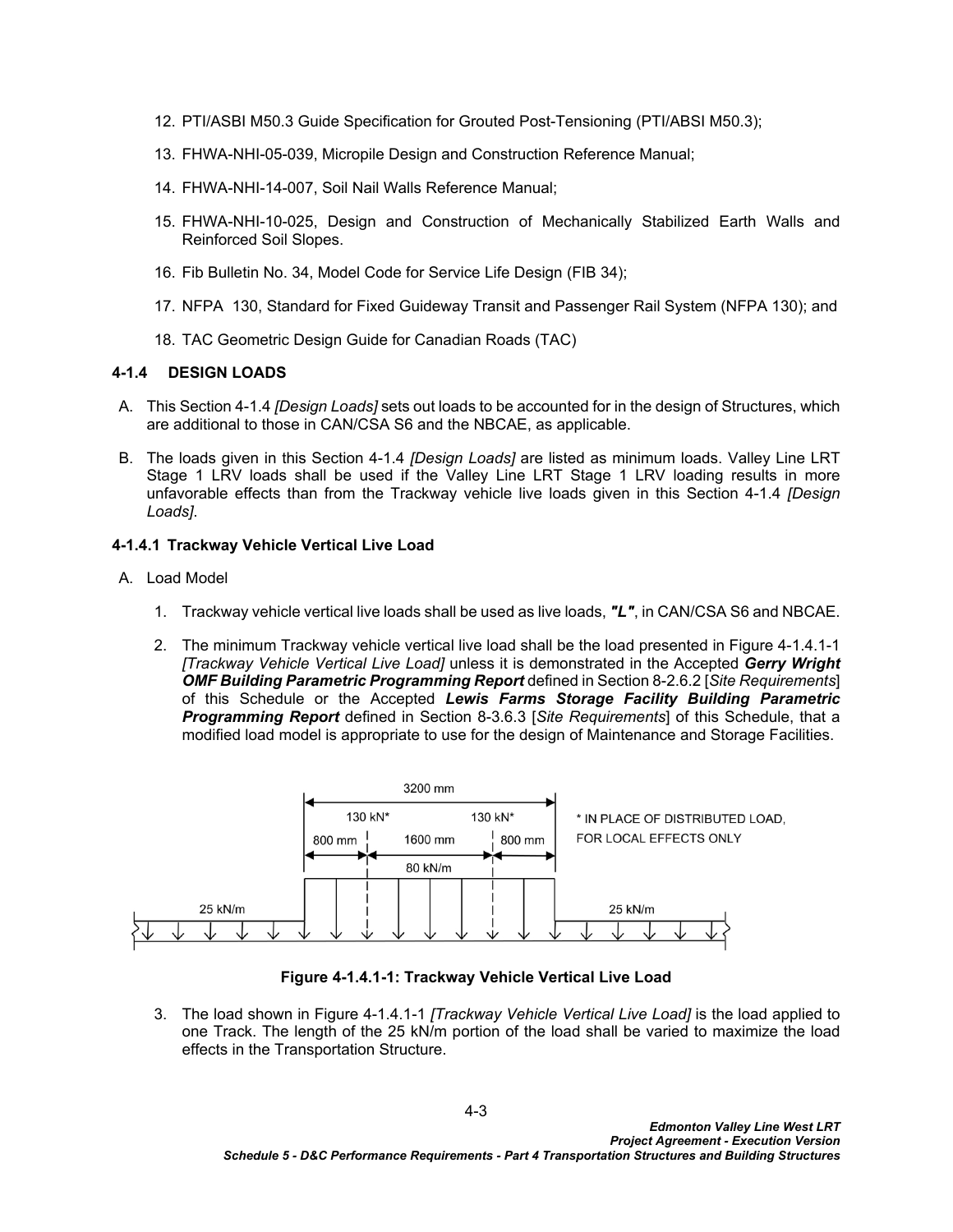12. PTI/ASBI M50.3 Guide Specification for Grouted Post-Tensioning (PTI/ABSI M50.3);

13. FHWA-NHI-05-039, Micropile Design and Construction Reference Manual;

14. FHWA-NHI-14-007, Soil Nail Walls Reference Manual;

15. FHWA-NHI-10-025, Design and Construction of Mechanically Stabilized Earth Walls and Reinforced Soil Slopes.

16. Fib Bulletin No. 34, Model Code for Service Life Design (FIB 34);

17. NFPA 130, Standard for Fixed Guideway Transit and Passenger Rail System (NFPA 130); and

18. TAC Geometric Design Guide for Canadian Roads (TAC)

### 4-1.4 DESIGN LOADS

A. This Section 4-1.4 *[Design Loads]* sets out loads to be accounted for in the design of Structures, which are additional to those in CAN/CSA S6 and the NBCAE, as applicable.

B. The loads given in this Section 4-1.4 *[Design Loads]* are listed as minimum loads. Valley Line LRT Stage 1 LRV loads shall be used if the Valley Line LRT Stage 1 LRV loading results in more unfavorable effects than from the Trackway vehicle live loads given in this Section 4-1.4 *[Design Loads]*.

#### 4-1.4.1 Trackway Vehicle Vertical Live Load

A. Load Model

1. Trackway vehicle vertical live loads shall be used as live loads, ***"L"***, in CAN/CSA S6 and NBCAE.

2. The minimum Trackway vehicle vertical live load shall be the load presented in Figure 4-1.4.1-1 *[Trackway Vehicle Vertical Live Load]* unless it is demonstrated in the Accepted ***Gerry Wright OMF Building Parametric Programming Report*** defined in Section 8-2.6.2 [*Site Requirements*] of this Schedule or the Accepted ***Lewis Farms Storage Facility Building Parametric Programming Report*** defined in Section 8-3.6.3 [*Site Requirements*] of this Schedule, that a modified load model is appropriate to use for the design of Maintenance and Storage Facilities.

3200 mm
130 kN*
130 kN*
800 mm
1600 mm
800 mm
80 kN/m
25 kN/m
25 kN/m
* IN PLACE OF DISTRIBUTED LOAD, FOR LOCAL EFFECTS ONLY

**Figure 4-1.4.1-1: Trackway Vehicle Vertical Live Load**

3. The load shown in Figure 4-1.4.1-1 *[Trackway Vehicle Vertical Live Load]* is the load applied to one Track. The length of the 25 kN/m portion of the load shall be varied to maximize the load effects in the Transportation Structure.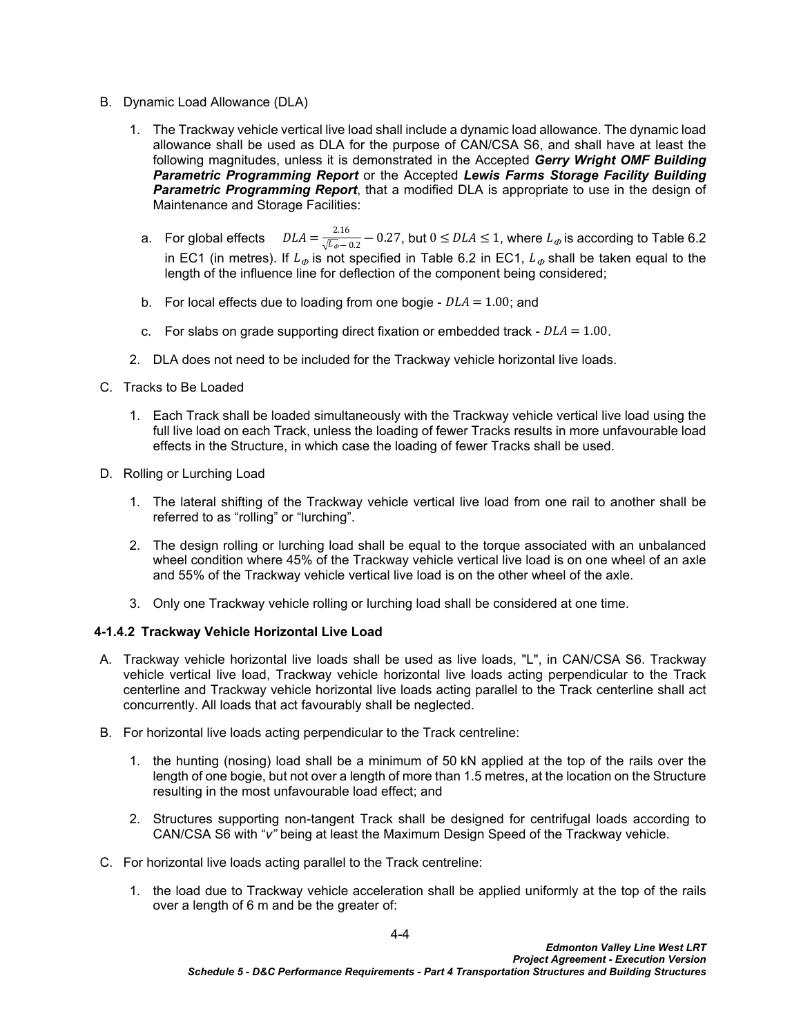B. Dynamic Load Allowance (DLA)

1. The Trackway vehicle vertical live load shall include a dynamic load allowance. The dynamic load allowance shall be used as DLA for the purpose of CAN/CSA S6, and shall have at least the following magnitudes, unless it is demonstrated in the Accepted ***Gerry Wright OMF Building Parametric Programming Report*** or the Accepted ***Lewis Farms Storage Facility Building Parametric Programming Report***, that a modified DLA is appropriate to use in the design of Maintenance and Storage Facilities:

   a. For global effects $DLA = \frac{2.16}{\sqrt{L_{\Phi}} - 0.2} - 0.27$, but $0 \leq DLA \leq 1$, where $L_{\Phi}$ is according to Table 6.2 in EC1 (in metres). If $L_{\Phi}$ is not specified in Table 6.2 in EC1, $L_{\Phi}$ shall be taken equal to the length of the influence line for deflection of the component being considered;

   b. For local effects due to loading from one bogie - $DLA = 1.00$; and

   c. For slabs on grade supporting direct fixation or embedded track - $DLA = 1.00$.

2. DLA does not need to be included for the Trackway vehicle horizontal live loads.

C. Tracks to Be Loaded

1. Each Track shall be loaded simultaneously with the Trackway vehicle vertical live load using the full live load on each Track, unless the loading of fewer Tracks results in more unfavourable load effects in the Structure, in which case the loading of fewer Tracks shall be used.

D. Rolling or Lurching Load

1. The lateral shifting of the Trackway vehicle vertical live load from one rail to another shall be referred to as "rolling" or "lurching".

2. The design rolling or lurching load shall be equal to the torque associated with an unbalanced wheel condition where 45% of the Trackway vehicle vertical live load is on one wheel of an axle and 55% of the Trackway vehicle vertical live load is on the other wheel of the axle.

3. Only one Trackway vehicle rolling or lurching load shall be considered at one time.

#### 4-1.4.2 Trackway Vehicle Horizontal Live Load

A. Trackway vehicle horizontal live loads shall be used as live loads, "L", in CAN/CSA S6. Trackway vehicle vertical live load, Trackway vehicle horizontal live loads acting perpendicular to the Track centerline and Trackway vehicle horizontal live loads acting parallel to the Track centerline shall act concurrently. All loads that act favourably shall be neglected.

B. For horizontal live loads acting perpendicular to the Track centreline:

1. the hunting (nosing) load shall be a minimum of 50 kN applied at the top of the rails over the length of one bogie, but not over a length of more than 1.5 metres, at the location on the Structure resulting in the most unfavourable load effect; and

2. Structures supporting non-tangent Track shall be designed for centrifugal loads according to CAN/CSA S6 with "*v*" being at least the Maximum Design Speed of the Trackway vehicle.

C. For horizontal live loads acting parallel to the Track centreline:

1. the load due to Trackway vehicle acceleration shall be applied uniformly at the top of the rails over a length of 6 m and be the greater of: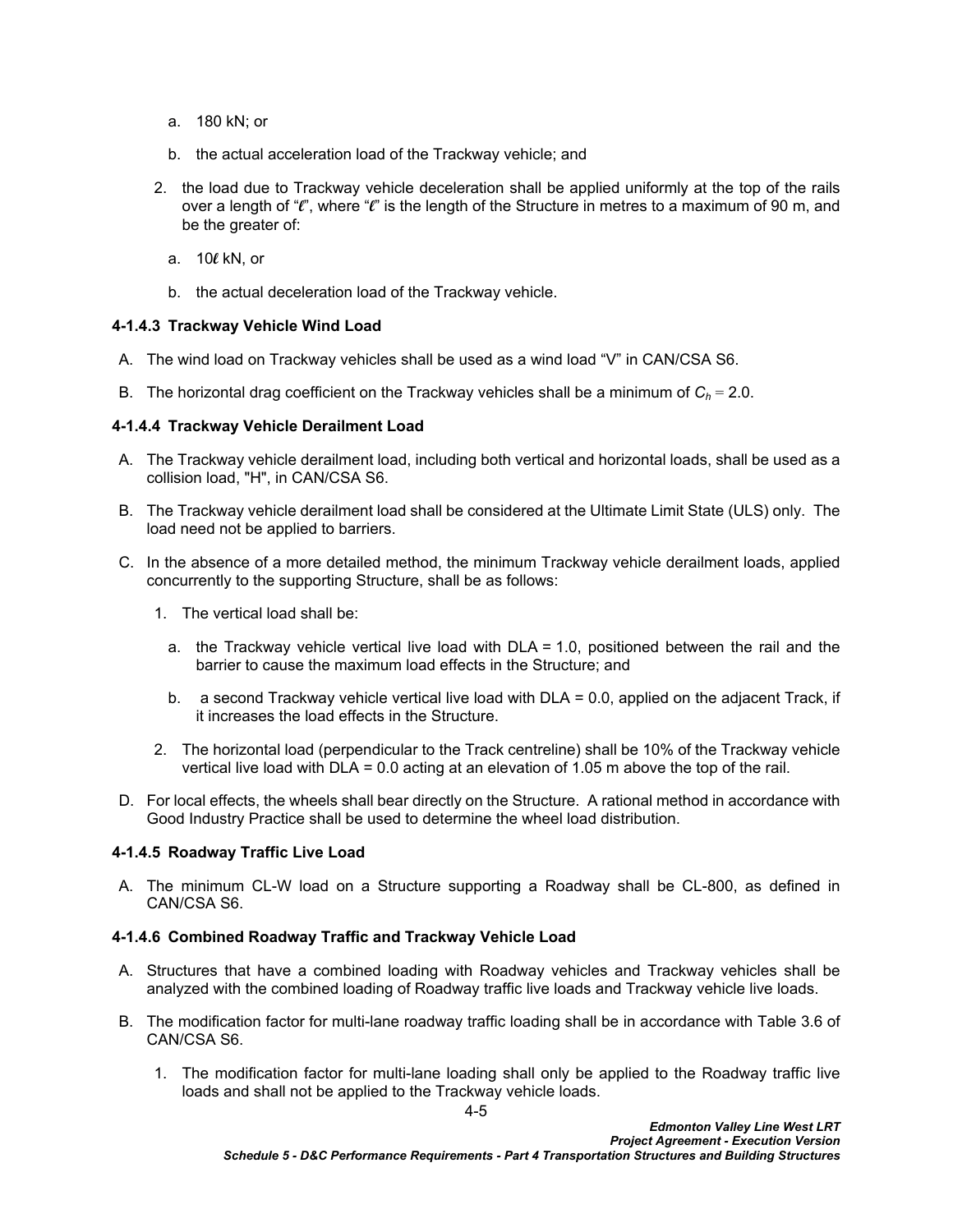a. 180 kN; or

b. the actual acceleration load of the Trackway vehicle; and

2. the load due to Trackway vehicle deceleration shall be applied uniformly at the top of the rails over a length of "$\ell$", where "$\ell$" is the length of the Structure in metres to a maximum of 90 m, and be the greater of:

   a. $10\ell$ kN, or

   b. the actual deceleration load of the Trackway vehicle.

#### 4-1.4.3 Trackway Vehicle Wind Load

A. The wind load on Trackway vehicles shall be used as a wind load "V" in CAN/CSA S6.

B. The horizontal drag coefficient on the Trackway vehicles shall be a minimum of $C_h = 2.0$.

#### 4-1.4.4 Trackway Vehicle Derailment Load

A. The Trackway vehicle derailment load, including both vertical and horizontal loads, shall be used as a collision load, "H", in CAN/CSA S6.

B. The Trackway vehicle derailment load shall be considered at the Ultimate Limit State (ULS) only. The load need not be applied to barriers.

C. In the absence of a more detailed method, the minimum Trackway vehicle derailment loads, applied concurrently to the supporting Structure, shall be as follows:

   1. The vertical load shall be:

      a. the Trackway vehicle vertical live load with DLA = 1.0, positioned between the rail and the barrier to cause the maximum load effects in the Structure; and

      b. a second Trackway vehicle vertical live load with DLA = 0.0, applied on the adjacent Track, if it increases the load effects in the Structure.

   2. The horizontal load (perpendicular to the Track centreline) shall be 10% of the Trackway vehicle vertical live load with DLA = 0.0 acting at an elevation of 1.05 m above the top of the rail.

D. For local effects, the wheels shall bear directly on the Structure. A rational method in accordance with Good Industry Practice shall be used to determine the wheel load distribution.

#### 4-1.4.5 Roadway Traffic Live Load

A. The minimum CL-W load on a Structure supporting a Roadway shall be CL-800, as defined in CAN/CSA S6.

#### 4-1.4.6 Combined Roadway Traffic and Trackway Vehicle Load

A. Structures that have a combined loading with Roadway vehicles and Trackway vehicles shall be analyzed with the combined loading of Roadway traffic live loads and Trackway vehicle live loads.

B. The modification factor for multi-lane roadway traffic loading shall be in accordance with Table 3.6 of CAN/CSA S6.

   1. The modification factor for multi-lane loading shall only be applied to the Roadway traffic live loads and shall not be applied to the Trackway vehicle loads.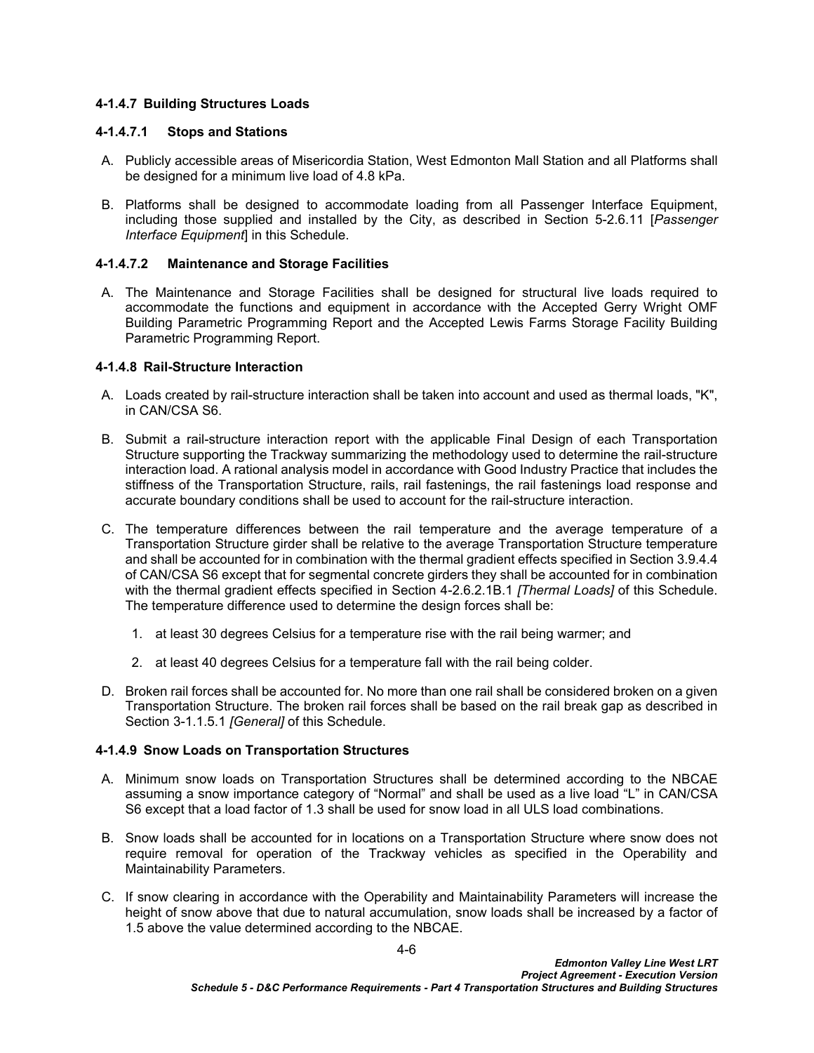#### 4-1.4.7 Building Structures Loads

##### 4-1.4.7.1 Stops and Stations

A. Publicly accessible areas of Misericordia Station, West Edmonton Mall Station and all Platforms shall be designed for a minimum live load of 4.8 kPa.

B. Platforms shall be designed to accommodate loading from all Passenger Interface Equipment, including those supplied and installed by the City, as described in Section 5-2.6.11 [*Passenger Interface Equipment*] in this Schedule.

##### 4-1.4.7.2 Maintenance and Storage Facilities

A. The Maintenance and Storage Facilities shall be designed for structural live loads required to accommodate the functions and equipment in accordance with the Accepted Gerry Wright OMF Building Parametric Programming Report and the Accepted Lewis Farms Storage Facility Building Parametric Programming Report.

#### 4-1.4.8 Rail-Structure Interaction

A. Loads created by rail-structure interaction shall be taken into account and used as thermal loads, "K", in CAN/CSA S6.

B. Submit a rail-structure interaction report with the applicable Final Design of each Transportation Structure supporting the Trackway summarizing the methodology used to determine the rail-structure interaction load. A rational analysis model in accordance with Good Industry Practice that includes the stiffness of the Transportation Structure, rails, rail fastenings, the rail fastenings load response and accurate boundary conditions shall be used to account for the rail-structure interaction.

C. The temperature differences between the rail temperature and the average temperature of a Transportation Structure girder shall be relative to the average Transportation Structure temperature and shall be accounted for in combination with the thermal gradient effects specified in Section 3.9.4.4 of CAN/CSA S6 except that for segmental concrete girders they shall be accounted for in combination with the thermal gradient effects specified in Section 4-2.6.2.1B.1 *[Thermal Loads]* of this Schedule. The temperature difference used to determine the design forces shall be:

   1. at least 30 degrees Celsius for a temperature rise with the rail being warmer; and

   2. at least 40 degrees Celsius for a temperature fall with the rail being colder.

D. Broken rail forces shall be accounted for. No more than one rail shall be considered broken on a given Transportation Structure. The broken rail forces shall be based on the rail break gap as described in Section 3-1.1.5.1 *[General]* of this Schedule.

#### 4-1.4.9 Snow Loads on Transportation Structures

A. Minimum snow loads on Transportation Structures shall be determined according to the NBCAE assuming a snow importance category of "Normal" and shall be used as a live load "L" in CAN/CSA S6 except that a load factor of 1.3 shall be used for snow load in all ULS load combinations.

B. Snow loads shall be accounted for in locations on a Transportation Structure where snow does not require removal for operation of the Trackway vehicles as specified in the Operability and Maintainability Parameters.

C. If snow clearing in accordance with the Operability and Maintainability Parameters will increase the height of snow above that due to natural accumulation, snow loads shall be increased by a factor of 1.5 above the value determined according to the NBCAE.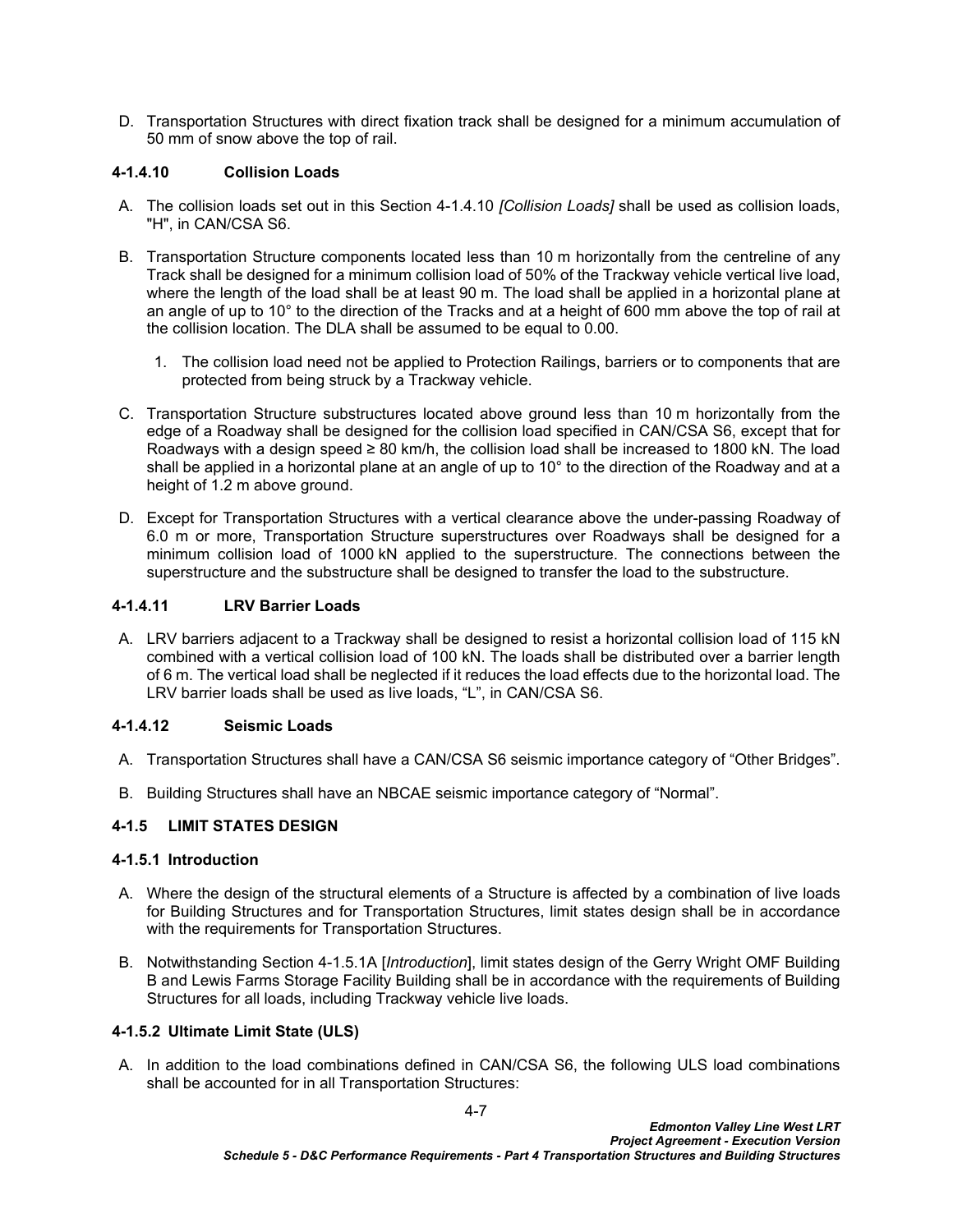D. Transportation Structures with direct fixation track shall be designed for a minimum accumulation of 50 mm of snow above the top of rail.

#### 4-1.4.10 Collision Loads

A. The collision loads set out in this Section 4-1.4.10 *[Collision Loads]* shall be used as collision loads, "H", in CAN/CSA S6.

B. Transportation Structure components located less than 10 m horizontally from the centreline of any Track shall be designed for a minimum collision load of 50% of the Trackway vehicle vertical live load, where the length of the load shall be at least 90 m. The load shall be applied in a horizontal plane at an angle of up to 10° to the direction of the Tracks and at a height of 600 mm above the top of rail at the collision location. The DLA shall be assumed to be equal to 0.00.

   1. The collision load need not be applied to Protection Railings, barriers or to components that are protected from being struck by a Trackway vehicle.

C. Transportation Structure substructures located above ground less than 10 m horizontally from the edge of a Roadway shall be designed for the collision load specified in CAN/CSA S6, except that for Roadways with a design speed ≥ 80 km/h, the collision load shall be increased to 1800 kN. The load shall be applied in a horizontal plane at an angle of up to 10° to the direction of the Roadway and at a height of 1.2 m above ground.

D. Except for Transportation Structures with a vertical clearance above the under-passing Roadway of 6.0 m or more, Transportation Structure superstructures over Roadways shall be designed for a minimum collision load of 1000 kN applied to the superstructure. The connections between the superstructure and the substructure shall be designed to transfer the load to the substructure.

#### 4-1.4.11 LRV Barrier Loads

A. LRV barriers adjacent to a Trackway shall be designed to resist a horizontal collision load of 115 kN combined with a vertical collision load of 100 kN. The loads shall be distributed over a barrier length of 6 m. The vertical load shall be neglected if it reduces the load effects due to the horizontal load. The LRV barrier loads shall be used as live loads, “L”, in CAN/CSA S6.

#### 4-1.4.12 Seismic Loads

A. Transportation Structures shall have a CAN/CSA S6 seismic importance category of “Other Bridges”.

B. Building Structures shall have an NBCAE seismic importance category of “Normal”.

### 4-1.5 LIMIT STATES DESIGN

#### 4-1.5.1 Introduction

A. Where the design of the structural elements of a Structure is affected by a combination of live loads for Building Structures and for Transportation Structures, limit states design shall be in accordance with the requirements for Transportation Structures.

B. Notwithstanding Section 4-1.5.1A [*Introduction*], limit states design of the Gerry Wright OMF Building B and Lewis Farms Storage Facility Building shall be in accordance with the requirements of Building Structures for all loads, including Trackway vehicle live loads.

#### 4-1.5.2 Ultimate Limit State (ULS)

A. In addition to the load combinations defined in CAN/CSA S6, the following ULS load combinations shall be accounted for in all Transportation Structures: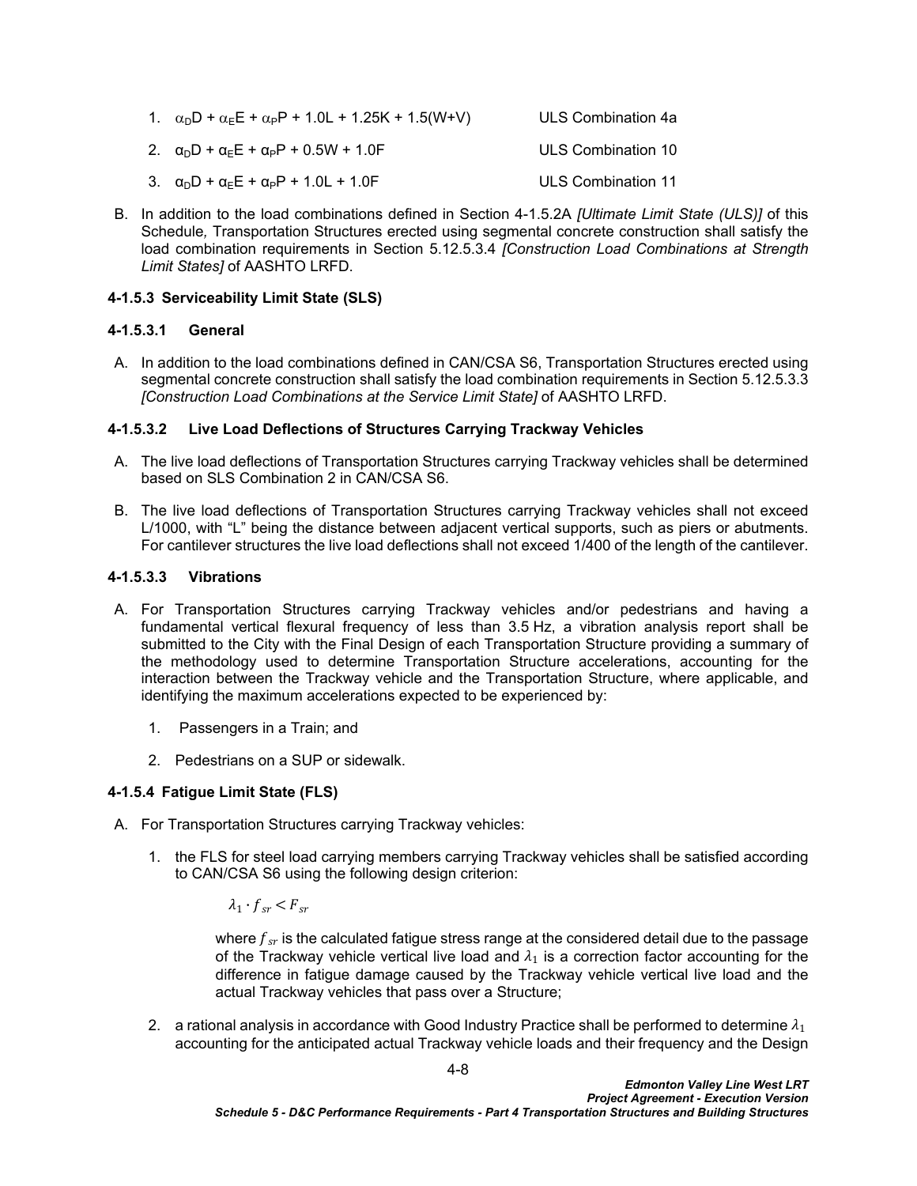1. $\alpha_D D + \alpha_E E + \alpha_P P + 1.0L + 1.25K + 1.5(W+V)$ ULS Combination 4a
2. $\alpha_D D + \alpha_E E + \alpha_P P + 0.5W + 1.0F$ ULS Combination 10
3. $\alpha_D D + \alpha_E E + \alpha_P P + 1.0L + 1.0F$ ULS Combination 11

B. In addition to the load combinations defined in Section 4-1.5.2A *[Ultimate Limit State (ULS)]* of this Schedule*,* Transportation Structures erected using segmental concrete construction shall satisfy the load combination requirements in Section 5.12.5.3.4 *[Construction Load Combinations at Strength Limit States]* of AASHTO LRFD.

### 4-1.5.3 Serviceability Limit State (SLS)

#### 4-1.5.3.1 General

A. In addition to the load combinations defined in CAN/CSA S6, Transportation Structures erected using segmental concrete construction shall satisfy the load combination requirements in Section 5.12.5.3.3 *[Construction Load Combinations at the Service Limit State]* of AASHTO LRFD.

#### 4-1.5.3.2 Live Load Deflections of Structures Carrying Trackway Vehicles

A. The live load deflections of Transportation Structures carrying Trackway vehicles shall be determined based on SLS Combination 2 in CAN/CSA S6.

B. The live load deflections of Transportation Structures carrying Trackway vehicles shall not exceed L/1000, with "L" being the distance between adjacent vertical supports, such as piers or abutments. For cantilever structures the live load deflections shall not exceed 1/400 of the length of the cantilever.

#### 4-1.5.3.3 Vibrations

A. For Transportation Structures carrying Trackway vehicles and/or pedestrians and having a fundamental vertical flexural frequency of less than 3.5 Hz, a vibration analysis report shall be submitted to the City with the Final Design of each Transportation Structure providing a summary of the methodology used to determine Transportation Structure accelerations, accounting for the interaction between the Trackway vehicle and the Transportation Structure, where applicable, and identifying the maximum accelerations expected to be experienced by:

1. Passengers in a Train; and
2. Pedestrians on a SUP or sidewalk.

### 4-1.5.4 Fatigue Limit State (FLS)

A. For Transportation Structures carrying Trackway vehicles:

1. the FLS for steel load carrying members carrying Trackway vehicles shall be satisfied according to CAN/CSA S6 using the following design criterion:

   $$\lambda_1 \cdot f_{sr} < F_{sr}$$

   where $f_{sr}$ is the calculated fatigue stress range at the considered detail due to the passage of the Trackway vehicle vertical live load and $\lambda_1$ is a correction factor accounting for the difference in fatigue damage caused by the Trackway vehicle vertical live load and the actual Trackway vehicles that pass over a Structure;

2. a rational analysis in accordance with Good Industry Practice shall be performed to determine $\lambda_1$ accounting for the anticipated actual Trackway vehicle loads and their frequency and the Design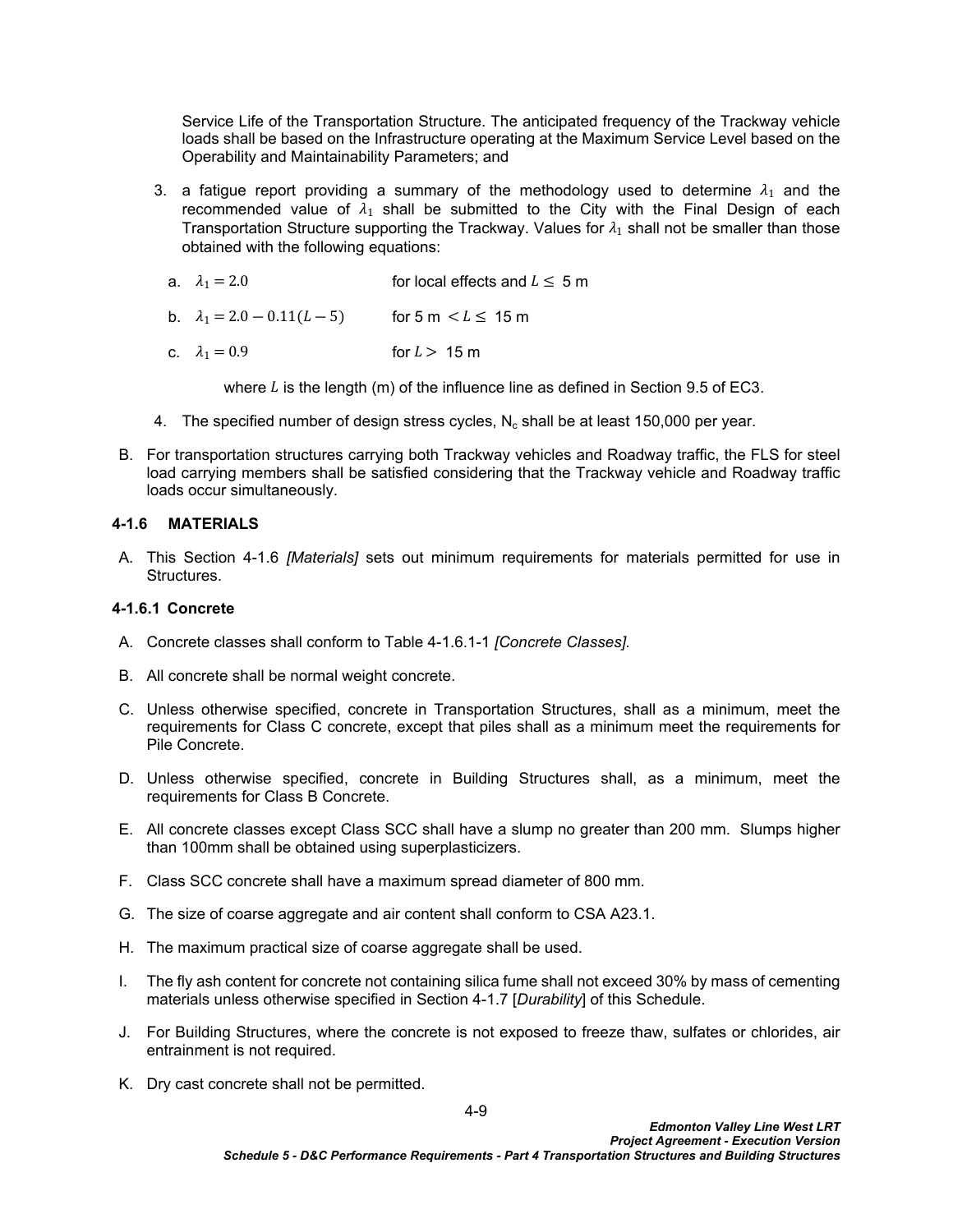Service Life of the Transportation Structure. The anticipated frequency of the Trackway vehicle loads shall be based on the Infrastructure operating at the Maximum Service Level based on the Operability and Maintainability Parameters; and

3. a fatigue report providing a summary of the methodology used to determine $\lambda_1$ and the recommended value of $\lambda_1$ shall be submitted to the City with the Final Design of each Transportation Structure supporting the Trackway. Values for $\lambda_1$ shall not be smaller than those obtained with the following equations:

   a. $\lambda_1 = 2.0$ for local effects and $L \leq$ 5 m

   b. $\lambda_1 = 2.0 - 0.11(L - 5)$ for 5 m $< L \leq$ 15 m

   c. $\lambda_1 = 0.9$ for $L >$ 15 m

   where $L$ is the length (m) of the influence line as defined in Section 9.5 of EC3.

4. The specified number of design stress cycles, $N_c$ shall be at least 150,000 per year.

B. For transportation structures carrying both Trackway vehicles and Roadway traffic, the FLS for steel load carrying members shall be satisfied considering that the Trackway vehicle and Roadway traffic loads occur simultaneously.

### 4-1.6 MATERIALS

A. This Section 4-1.6 *[Materials]* sets out minimum requirements for materials permitted for use in Structures.

#### 4-1.6.1 Concrete

A. Concrete classes shall conform to Table 4-1.6.1-1 *[Concrete Classes]*.

B. All concrete shall be normal weight concrete.

C. Unless otherwise specified, concrete in Transportation Structures, shall as a minimum, meet the requirements for Class C concrete, except that piles shall as a minimum meet the requirements for Pile Concrete.

D. Unless otherwise specified, concrete in Building Structures shall, as a minimum, meet the requirements for Class B Concrete.

E. All concrete classes except Class SCC shall have a slump no greater than 200 mm. Slumps higher than 100mm shall be obtained using superplasticizers.

F. Class SCC concrete shall have a maximum spread diameter of 800 mm.

G. The size of coarse aggregate and air content shall conform to CSA A23.1.

H. The maximum practical size of coarse aggregate shall be used.

I. The fly ash content for concrete not containing silica fume shall not exceed 30% by mass of cementing materials unless otherwise specified in Section 4-1.7 [*Durability*] of this Schedule.

J. For Building Structures, where the concrete is not exposed to freeze thaw, sulfates or chlorides, air entrainment is not required.

K. Dry cast concrete shall not be permitted.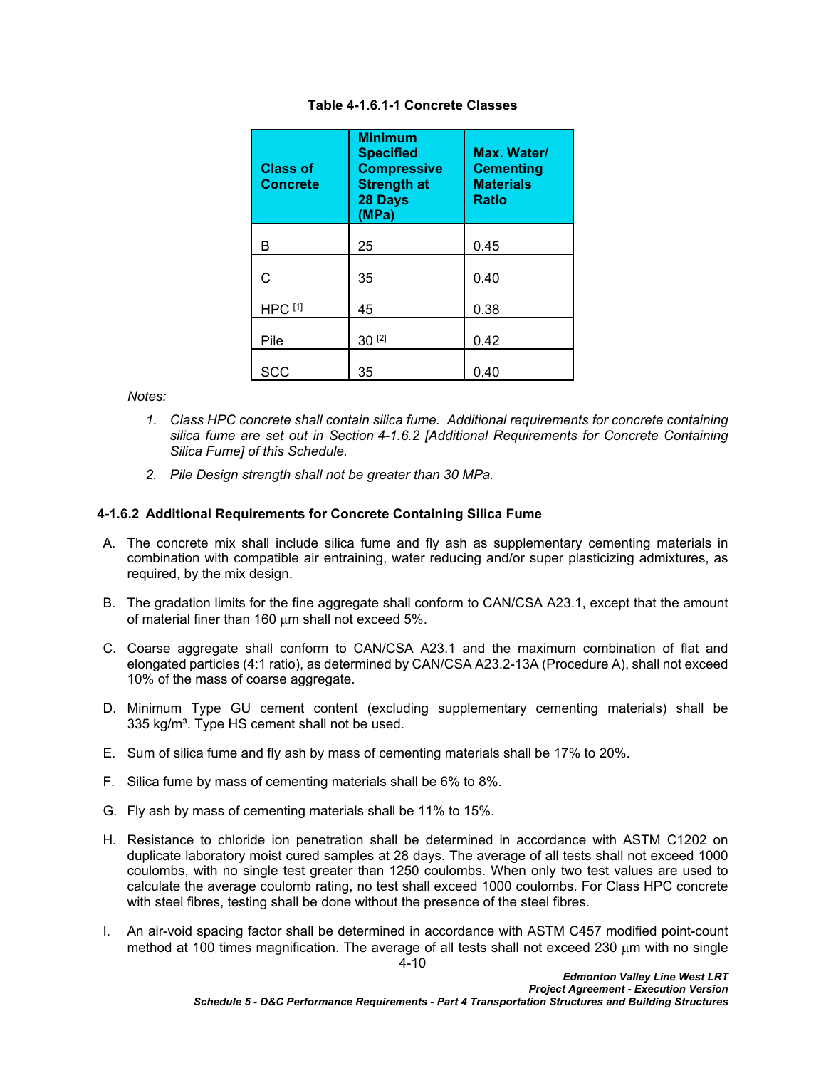**Table 4-1.6.1-1 Concrete Classes**

| Class of Concrete | Minimum Specified Compressive Strength at 28 Days (MPa) | Max. Water/ Cementing Materials Ratio |
|---|---|---|
| B | 25 | 0.45 |
| C | 35 | 0.40 |
| HPC [1] | 45 | 0.38 |
| Pile | 30 [2] | 0.42 |
| SCC | 35 | 0.40 |

*Notes:*

1. *Class HPC concrete shall contain silica fume. Additional requirements for concrete containing silica fume are set out in Section 4-1.6.2 [Additional Requirements for Concrete Containing Silica Fume] of this Schedule.*
2. *Pile Design strength shall not be greater than 30 MPa.*

### 4-1.6.2 Additional Requirements for Concrete Containing Silica Fume

A. The concrete mix shall include silica fume and fly ash as supplementary cementing materials in combination with compatible air entraining, water reducing and/or super plasticizing admixtures, as required, by the mix design.

B. The gradation limits for the fine aggregate shall conform to CAN/CSA A23.1, except that the amount of material finer than 160 µm shall not exceed 5%.

C. Coarse aggregate shall conform to CAN/CSA A23.1 and the maximum combination of flat and elongated particles (4:1 ratio), as determined by CAN/CSA A23.2-13A (Procedure A), shall not exceed 10% of the mass of coarse aggregate.

D. Minimum Type GU cement content (excluding supplementary cementing materials) shall be 335 kg/m³. Type HS cement shall not be used.

E. Sum of silica fume and fly ash by mass of cementing materials shall be 17% to 20%.

F. Silica fume by mass of cementing materials shall be 6% to 8%.

G. Fly ash by mass of cementing materials shall be 11% to 15%.

H. Resistance to chloride ion penetration shall be determined in accordance with ASTM C1202 on duplicate laboratory moist cured samples at 28 days. The average of all tests shall not exceed 1000 coulombs, with no single test greater than 1250 coulombs. When only two test values are used to calculate the average coulomb rating, no test shall exceed 1000 coulombs. For Class HPC concrete with steel fibres, testing shall be done without the presence of the steel fibres.

I. An air-void spacing factor shall be determined in accordance with ASTM C457 modified point-count method at 100 times magnification. The average of all tests shall not exceed 230 µm with no single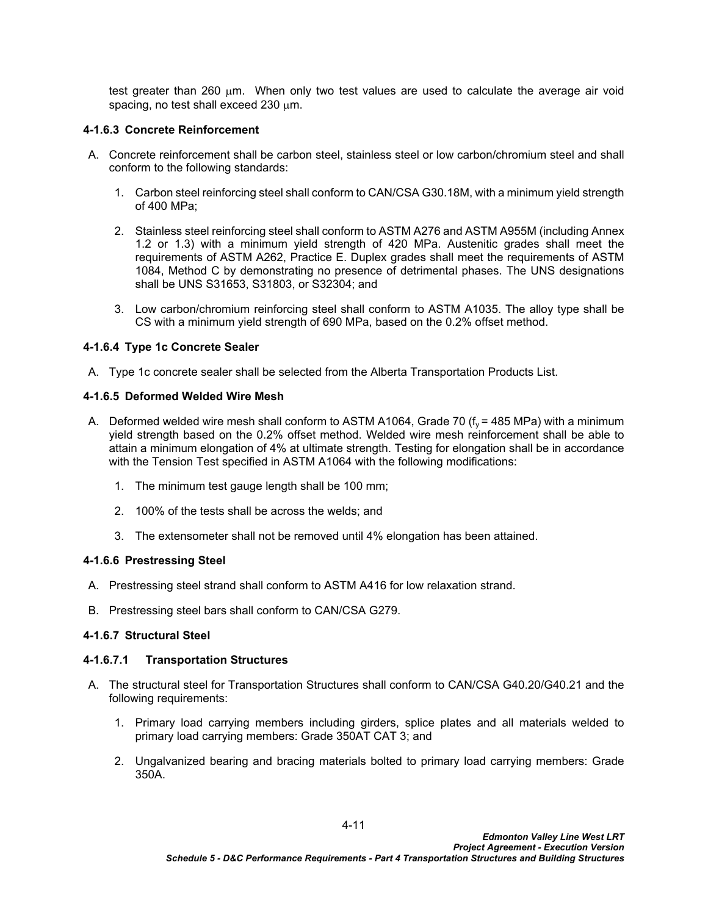test greater than 260 μm. When only two test values are used to calculate the average air void spacing, no test shall exceed 230 μm.

#### 4-1.6.3 Concrete Reinforcement

A. Concrete reinforcement shall be carbon steel, stainless steel or low carbon/chromium steel and shall conform to the following standards:

   1. Carbon steel reinforcing steel shall conform to CAN/CSA G30.18M, with a minimum yield strength of 400 MPa;

   2. Stainless steel reinforcing steel shall conform to ASTM A276 and ASTM A955M (including Annex 1.2 or 1.3) with a minimum yield strength of 420 MPa. Austenitic grades shall meet the requirements of ASTM A262, Practice E. Duplex grades shall meet the requirements of ASTM 1084, Method C by demonstrating no presence of detrimental phases. The UNS designations shall be UNS S31653, S31803, or S32304; and

   3. Low carbon/chromium reinforcing steel shall conform to ASTM A1035. The alloy type shall be CS with a minimum yield strength of 690 MPa, based on the 0.2% offset method.

#### 4-1.6.4 Type 1c Concrete Sealer

A. Type 1c concrete sealer shall be selected from the Alberta Transportation Products List.

#### 4-1.6.5 Deformed Welded Wire Mesh

A. Deformed welded wire mesh shall conform to ASTM A1064, Grade 70 ($f_y$ = 485 MPa) with a minimum yield strength based on the 0.2% offset method. Welded wire mesh reinforcement shall be able to attain a minimum elongation of 4% at ultimate strength. Testing for elongation shall be in accordance with the Tension Test specified in ASTM A1064 with the following modifications:

   1. The minimum test gauge length shall be 100 mm;

   2. 100% of the tests shall be across the welds; and

   3. The extensometer shall not be removed until 4% elongation has been attained.

#### 4-1.6.6 Prestressing Steel

A. Prestressing steel strand shall conform to ASTM A416 for low relaxation strand.

B. Prestressing steel bars shall conform to CAN/CSA G279.

#### 4-1.6.7 Structural Steel

##### 4-1.6.7.1 Transportation Structures

A. The structural steel for Transportation Structures shall conform to CAN/CSA G40.20/G40.21 and the following requirements:

   1. Primary load carrying members including girders, splice plates and all materials welded to primary load carrying members: Grade 350AT CAT 3; and

   2. Ungalvanized bearing and bracing materials bolted to primary load carrying members: Grade 350A.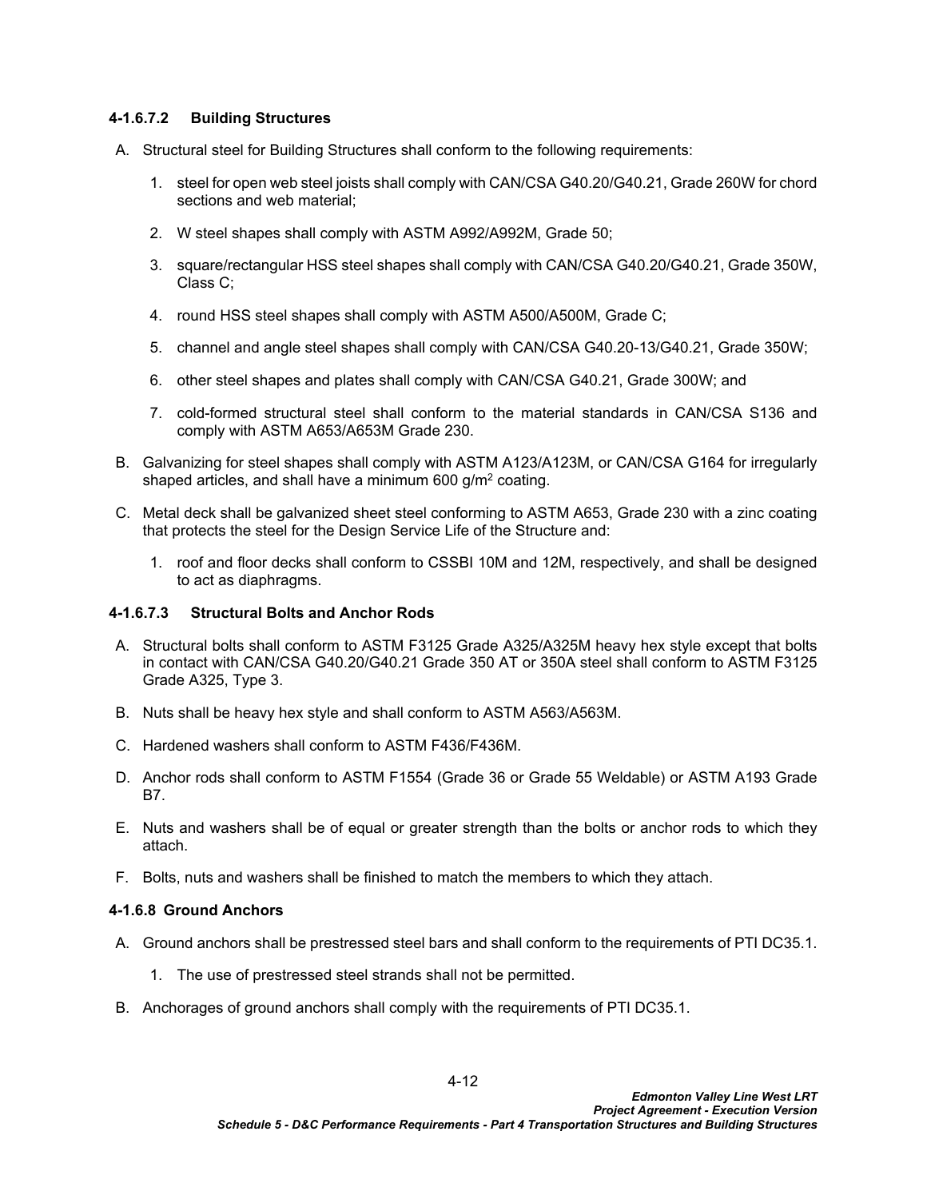#### 4-1.6.7.2 Building Structures

A. Structural steel for Building Structures shall conform to the following requirements:

   1. steel for open web steel joists shall comply with CAN/CSA G40.20/G40.21, Grade 260W for chord sections and web material;

   2. W steel shapes shall comply with ASTM A992/A992M, Grade 50;

   3. square/rectangular HSS steel shapes shall comply with CAN/CSA G40.20/G40.21, Grade 350W, Class C;

   4. round HSS steel shapes shall comply with ASTM A500/A500M, Grade C;

   5. channel and angle steel shapes shall comply with CAN/CSA G40.20-13/G40.21, Grade 350W;

   6. other steel shapes and plates shall comply with CAN/CSA G40.21, Grade 300W; and

   7. cold-formed structural steel shall conform to the material standards in CAN/CSA S136 and comply with ASTM A653/A653M Grade 230.

B. Galvanizing for steel shapes shall comply with ASTM A123/A123M, or CAN/CSA G164 for irregularly shaped articles, and shall have a minimum 600 g/m$^2$ coating.

C. Metal deck shall be galvanized sheet steel conforming to ASTM A653, Grade 230 with a zinc coating that protects the steel for the Design Service Life of the Structure and:

   1. roof and floor decks shall conform to CSSBI 10M and 12M, respectively, and shall be designed to act as diaphragms.

#### 4-1.6.7.3 Structural Bolts and Anchor Rods

A. Structural bolts shall conform to ASTM F3125 Grade A325/A325M heavy hex style except that bolts in contact with CAN/CSA G40.20/G40.21 Grade 350 AT or 350A steel shall conform to ASTM F3125 Grade A325, Type 3.

B. Nuts shall be heavy hex style and shall conform to ASTM A563/A563M.

C. Hardened washers shall conform to ASTM F436/F436M.

D. Anchor rods shall conform to ASTM F1554 (Grade 36 or Grade 55 Weldable) or ASTM A193 Grade B7.

E. Nuts and washers shall be of equal or greater strength than the bolts or anchor rods to which they attach.

F. Bolts, nuts and washers shall be finished to match the members to which they attach.

### 4-1.6.8 Ground Anchors

A. Ground anchors shall be prestressed steel bars and shall conform to the requirements of PTI DC35.1.

   1. The use of prestressed steel strands shall not be permitted.

B. Anchorages of ground anchors shall comply with the requirements of PTI DC35.1.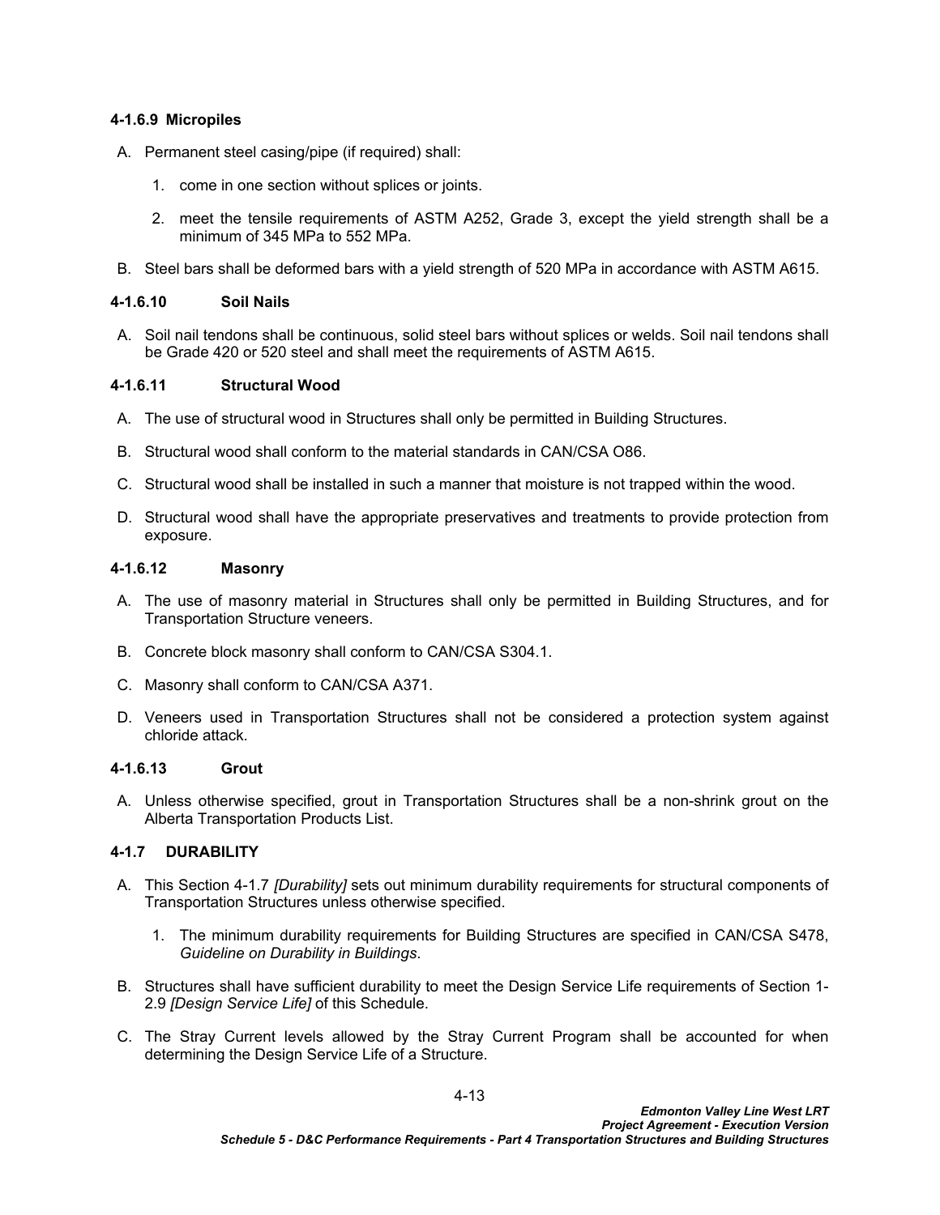#### 4-1.6.9 Micropiles

A. Permanent steel casing/pipe (if required) shall:

   1. come in one section without splices or joints.

   2. meet the tensile requirements of ASTM A252, Grade 3, except the yield strength shall be a minimum of 345 MPa to 552 MPa.

B. Steel bars shall be deformed bars with a yield strength of 520 MPa in accordance with ASTM A615.

#### 4-1.6.10 Soil Nails

A. Soil nail tendons shall be continuous, solid steel bars without splices or welds. Soil nail tendons shall be Grade 420 or 520 steel and shall meet the requirements of ASTM A615.

#### 4-1.6.11 Structural Wood

A. The use of structural wood in Structures shall only be permitted in Building Structures.

B. Structural wood shall conform to the material standards in CAN/CSA O86.

C. Structural wood shall be installed in such a manner that moisture is not trapped within the wood.

D. Structural wood shall have the appropriate preservatives and treatments to provide protection from exposure.

#### 4-1.6.12 Masonry

A. The use of masonry material in Structures shall only be permitted in Building Structures, and for Transportation Structure veneers.

B. Concrete block masonry shall conform to CAN/CSA S304.1.

C. Masonry shall conform to CAN/CSA A371.

D. Veneers used in Transportation Structures shall not be considered a protection system against chloride attack.

#### 4-1.6.13 Grout

A. Unless otherwise specified, grout in Transportation Structures shall be a non-shrink grout on the Alberta Transportation Products List.

### 4-1.7 DURABILITY

A. This Section 4-1.7 *[Durability]* sets out minimum durability requirements for structural components of Transportation Structures unless otherwise specified.

   1. The minimum durability requirements for Building Structures are specified in CAN/CSA S478, *Guideline on Durability in Buildings*.

B. Structures shall have sufficient durability to meet the Design Service Life requirements of Section 1-2.9 *[Design Service Life]* of this Schedule.

C. The Stray Current levels allowed by the Stray Current Program shall be accounted for when determining the Design Service Life of a Structure.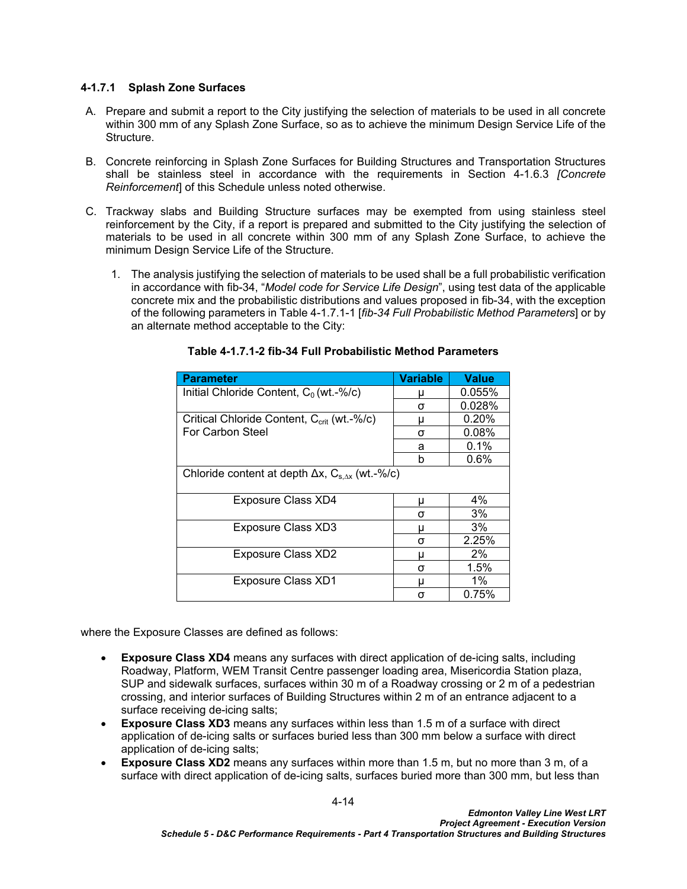### 4-1.7.1 Splash Zone Surfaces

A. Prepare and submit a report to the City justifying the selection of materials to be used in all concrete within 300 mm of any Splash Zone Surface, so as to achieve the minimum Design Service Life of the Structure.

B. Concrete reinforcing in Splash Zone Surfaces for Building Structures and Transportation Structures shall be stainless steel in accordance with the requirements in Section 4-1.6.3 *[Concrete Reinforcement]* of this Schedule unless noted otherwise.

C. Trackway slabs and Building Structure surfaces may be exempted from using stainless steel reinforcement by the City, if a report is prepared and submitted to the City justifying the selection of materials to be used in all concrete within 300 mm of any Splash Zone Surface, to achieve the minimum Design Service Life of the Structure.

   1. The analysis justifying the selection of materials to be used shall be a full probabilistic verification in accordance with fib-34, "*Model code for Service Life Design*", using test data of the applicable concrete mix and the probabilistic distributions and values proposed in fib-34, with the exception of the following parameters in Table 4-1.7.1-1 [*fib-34 Full Probabilistic Method Parameters*] or by an alternate method acceptable to the City:

**Table 4-1.7.1-2 fib-34 Full Probabilistic Method Parameters**

| Parameter | Variable | Value |
|---|---|---|
| Initial Chloride Content, $C_0$ (wt.-%/c) | μ | 0.055% |
| | σ | 0.028% |
| Critical Chloride Content, $C_{crit}$ (wt.-%/c) For Carbon Steel | μ | 0.20% |
| | σ | 0.08% |
| | a | 0.1% |
| | b | 0.6% |
| Chloride content at depth Δx, $C_{s,\Delta x}$ (wt.-%/c) | | |
| Exposure Class XD4 | μ | 4% |
| | σ | 3% |
| Exposure Class XD3 | μ | 3% |
| | σ | 2.25% |
| Exposure Class XD2 | μ | 2% |
| | σ | 1.5% |
| Exposure Class XD1 | μ | 1% |
| | σ | 0.75% |

where the Exposure Classes are defined as follows:

- **Exposure Class XD4** means any surfaces with direct application of de-icing salts, including Roadway, Platform, WEM Transit Centre passenger loading area, Misericordia Station plaza, SUP and sidewalk surfaces, surfaces within 30 m of a Roadway crossing or 2 m of a pedestrian crossing, and interior surfaces of Building Structures within 2 m of an entrance adjacent to a surface receiving de-icing salts;
- **Exposure Class XD3** means any surfaces within less than 1.5 m of a surface with direct application of de-icing salts or surfaces buried less than 300 mm below a surface with direct application of de-icing salts;
- **Exposure Class XD2** means any surfaces within more than 1.5 m, but no more than 3 m, of a surface with direct application of de-icing salts, surfaces buried more than 300 mm, but less than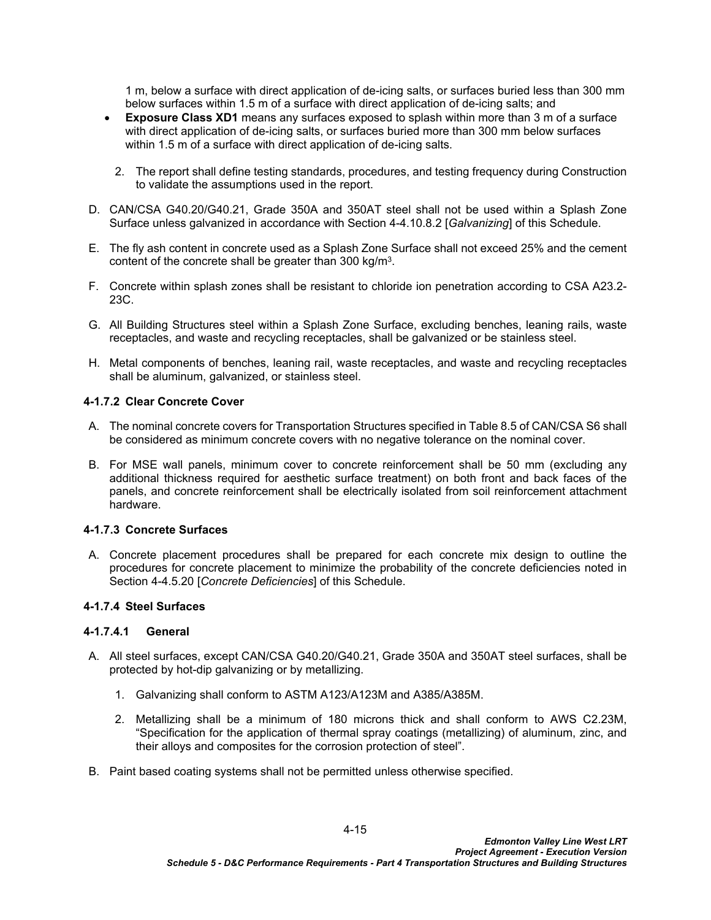1 m, below a surface with direct application of de-icing salts, or surfaces buried less than 300 mm below surfaces within 1.5 m of a surface with direct application of de-icing salts; and

- **Exposure Class XD1** means any surfaces exposed to splash within more than 3 m of a surface with direct application of de-icing salts, or surfaces buried more than 300 mm below surfaces within 1.5 m of a surface with direct application of de-icing salts.

2. The report shall define testing standards, procedures, and testing frequency during Construction to validate the assumptions used in the report.

D. CAN/CSA G40.20/G40.21, Grade 350A and 350AT steel shall not be used within a Splash Zone Surface unless galvanized in accordance with Section 4-4.10.8.2 [*Galvanizing*] of this Schedule.

E. The fly ash content in concrete used as a Splash Zone Surface shall not exceed 25% and the cement content of the concrete shall be greater than 300 kg/m$^3$.

F. Concrete within splash zones shall be resistant to chloride ion penetration according to CSA A23.2-23C.

G. All Building Structures steel within a Splash Zone Surface, excluding benches, leaning rails, waste receptacles, and waste and recycling receptacles, shall be galvanized or be stainless steel.

H. Metal components of benches, leaning rail, waste receptacles, and waste and recycling receptacles shall be aluminum, galvanized, or stainless steel.

#### 4-1.7.2 Clear Concrete Cover

A. The nominal concrete covers for Transportation Structures specified in Table 8.5 of CAN/CSA S6 shall be considered as minimum concrete covers with no negative tolerance on the nominal cover.

B. For MSE wall panels, minimum cover to concrete reinforcement shall be 50 mm (excluding any additional thickness required for aesthetic surface treatment) on both front and back faces of the panels, and concrete reinforcement shall be electrically isolated from soil reinforcement attachment hardware.

#### 4-1.7.3 Concrete Surfaces

A. Concrete placement procedures shall be prepared for each concrete mix design to outline the procedures for concrete placement to minimize the probability of the concrete deficiencies noted in Section 4-4.5.20 [*Concrete Deficiencies*] of this Schedule.

#### 4-1.7.4 Steel Surfaces

##### 4-1.7.4.1 General

A. All steel surfaces, except CAN/CSA G40.20/G40.21, Grade 350A and 350AT steel surfaces, shall be protected by hot-dip galvanizing or by metallizing.

1. Galvanizing shall conform to ASTM A123/A123M and A385/A385M.
2. Metallizing shall be a minimum of 180 microns thick and shall conform to AWS C2.23M, "Specification for the application of thermal spray coatings (metallizing) of aluminum, zinc, and their alloys and composites for the corrosion protection of steel".

B. Paint based coating systems shall not be permitted unless otherwise specified.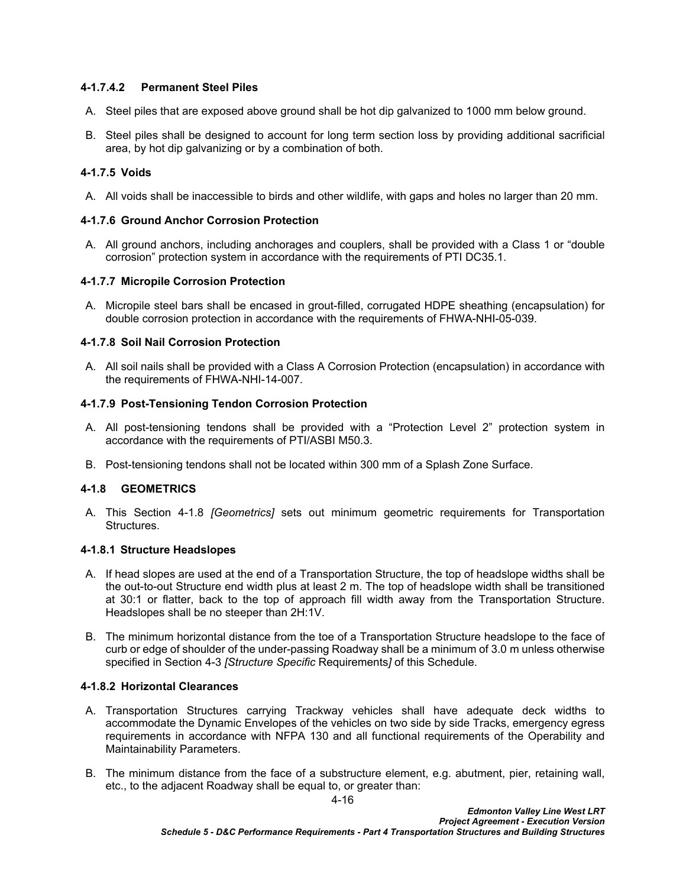#### 4-1.7.4.2 Permanent Steel Piles

A. Steel piles that are exposed above ground shall be hot dip galvanized to 1000 mm below ground.

B. Steel piles shall be designed to account for long term section loss by providing additional sacrificial area, by hot dip galvanizing or by a combination of both.

### 4-1.7.5 Voids

A. All voids shall be inaccessible to birds and other wildlife, with gaps and holes no larger than 20 mm.

### 4-1.7.6 Ground Anchor Corrosion Protection

A. All ground anchors, including anchorages and couplers, shall be provided with a Class 1 or "double corrosion" protection system in accordance with the requirements of PTI DC35.1.

### 4-1.7.7 Micropile Corrosion Protection

A. Micropile steel bars shall be encased in grout-filled, corrugated HDPE sheathing (encapsulation) for double corrosion protection in accordance with the requirements of FHWA-NHI-05-039.

### 4-1.7.8 Soil Nail Corrosion Protection

A. All soil nails shall be provided with a Class A Corrosion Protection (encapsulation) in accordance with the requirements of FHWA-NHI-14-007.

### 4-1.7.9 Post-Tensioning Tendon Corrosion Protection

A. All post-tensioning tendons shall be provided with a "Protection Level 2" protection system in accordance with the requirements of PTI/ASBI M50.3.

B. Post-tensioning tendons shall not be located within 300 mm of a Splash Zone Surface.

## 4-1.8 GEOMETRICS

A. This Section 4-1.8 *[Geometrics]* sets out minimum geometric requirements for Transportation Structures.

### 4-1.8.1 Structure Headslopes

A. If head slopes are used at the end of a Transportation Structure, the top of headslope widths shall be the out-to-out Structure end width plus at least 2 m. The top of headslope width shall be transitioned at 30:1 or flatter, back to the top of approach fill width away from the Transportation Structure. Headslopes shall be no steeper than 2H:1V.

B. The minimum horizontal distance from the toe of a Transportation Structure headslope to the face of curb or edge of shoulder of the under-passing Roadway shall be a minimum of 3.0 m unless otherwise specified in Section 4-3 *[Structure Specific* Requirements*]* of this Schedule.

### 4-1.8.2 Horizontal Clearances

A. Transportation Structures carrying Trackway vehicles shall have adequate deck widths to accommodate the Dynamic Envelopes of the vehicles on two side by side Tracks, emergency egress requirements in accordance with NFPA 130 and all functional requirements of the Operability and Maintainability Parameters.

B. The minimum distance from the face of a substructure element, e.g. abutment, pier, retaining wall, etc., to the adjacent Roadway shall be equal to, or greater than: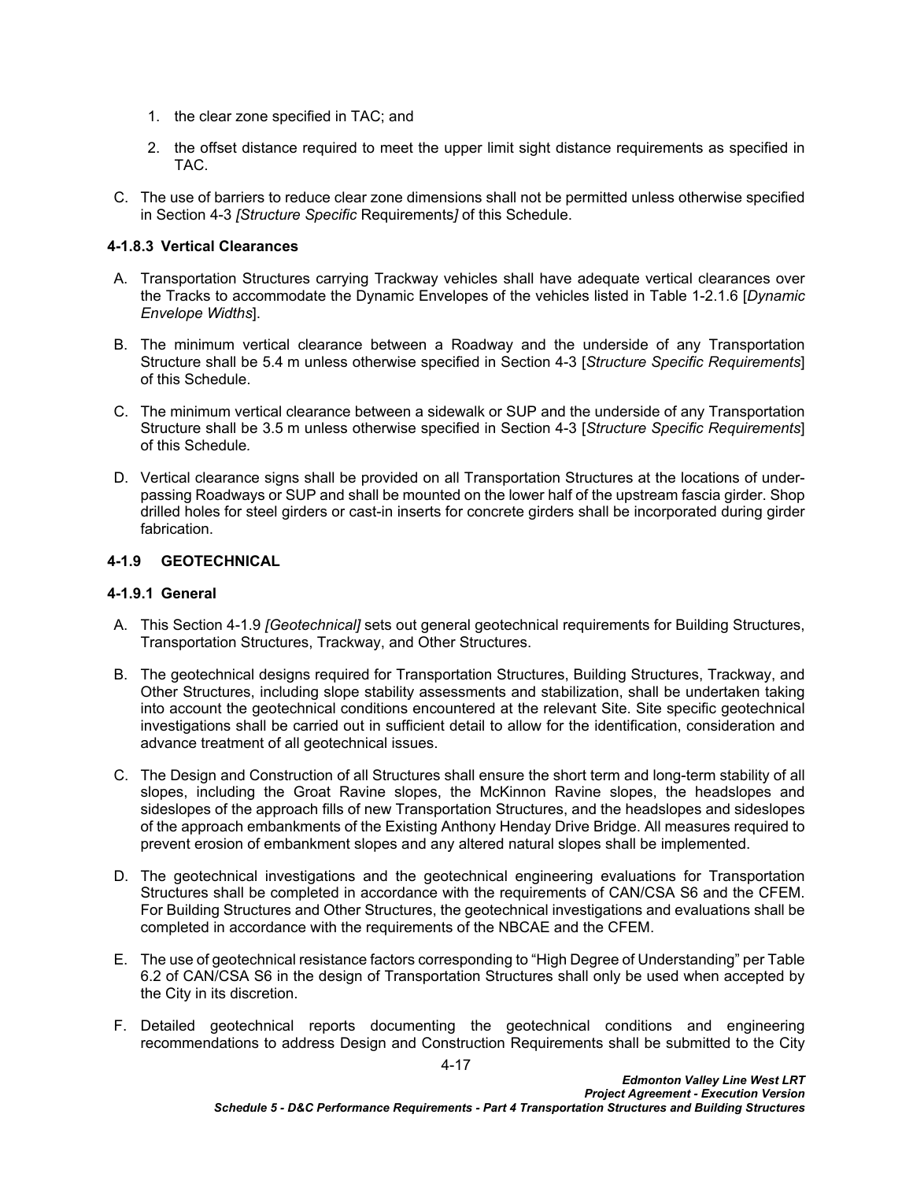1. the clear zone specified in TAC; and

2. the offset distance required to meet the upper limit sight distance requirements as specified in TAC.

C. The use of barriers to reduce clear zone dimensions shall not be permitted unless otherwise specified in Section 4-3 *[Structure Specific* Requirements*]* of this Schedule.

#### 4-1.8.3 Vertical Clearances

A. Transportation Structures carrying Trackway vehicles shall have adequate vertical clearances over the Tracks to accommodate the Dynamic Envelopes of the vehicles listed in Table 1-2.1.6 [*Dynamic Envelope Widths*].

B. The minimum vertical clearance between a Roadway and the underside of any Transportation Structure shall be 5.4 m unless otherwise specified in Section 4-3 [*Structure Specific Requirements*] of this Schedule.

C. The minimum vertical clearance between a sidewalk or SUP and the underside of any Transportation Structure shall be 3.5 m unless otherwise specified in Section 4-3 [*Structure Specific Requirements*] of this Schedule.

D. Vertical clearance signs shall be provided on all Transportation Structures at the locations of under-passing Roadways or SUP and shall be mounted on the lower half of the upstream fascia girder. Shop drilled holes for steel girders or cast-in inserts for concrete girders shall be incorporated during girder fabrication.

### 4-1.9 GEOTECHNICAL

#### 4-1.9.1 General

A. This Section 4-1.9 *[Geotechnical]* sets out general geotechnical requirements for Building Structures, Transportation Structures, Trackway, and Other Structures.

B. The geotechnical designs required for Transportation Structures, Building Structures, Trackway, and Other Structures, including slope stability assessments and stabilization, shall be undertaken taking into account the geotechnical conditions encountered at the relevant Site. Site specific geotechnical investigations shall be carried out in sufficient detail to allow for the identification, consideration and advance treatment of all geotechnical issues.

C. The Design and Construction of all Structures shall ensure the short term and long-term stability of all slopes, including the Groat Ravine slopes, the McKinnon Ravine slopes, the headslopes and sideslopes of the approach fills of new Transportation Structures, and the headslopes and sideslopes of the approach embankments of the Existing Anthony Henday Drive Bridge. All measures required to prevent erosion of embankment slopes and any altered natural slopes shall be implemented.

D. The geotechnical investigations and the geotechnical engineering evaluations for Transportation Structures shall be completed in accordance with the requirements of CAN/CSA S6 and the CFEM. For Building Structures and Other Structures, the geotechnical investigations and evaluations shall be completed in accordance with the requirements of the NBCAE and the CFEM.

E. The use of geotechnical resistance factors corresponding to "High Degree of Understanding" per Table 6.2 of CAN/CSA S6 in the design of Transportation Structures shall only be used when accepted by the City in its discretion.

F. Detailed geotechnical reports documenting the geotechnical conditions and engineering recommendations to address Design and Construction Requirements shall be submitted to the City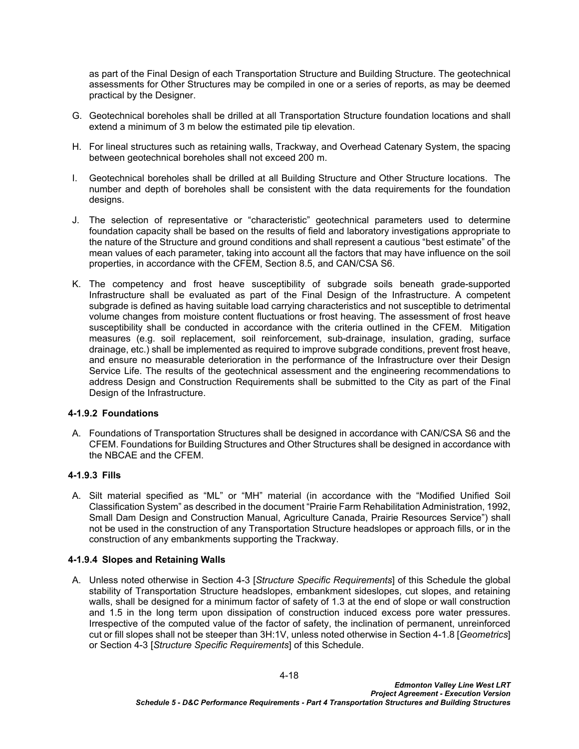as part of the Final Design of each Transportation Structure and Building Structure. The geotechnical assessments for Other Structures may be compiled in one or a series of reports, as may be deemed practical by the Designer.

G. Geotechnical boreholes shall be drilled at all Transportation Structure foundation locations and shall extend a minimum of 3 m below the estimated pile tip elevation.

H. For lineal structures such as retaining walls, Trackway, and Overhead Catenary System, the spacing between geotechnical boreholes shall not exceed 200 m.

I. Geotechnical boreholes shall be drilled at all Building Structure and Other Structure locations. The number and depth of boreholes shall be consistent with the data requirements for the foundation designs.

J. The selection of representative or "characteristic" geotechnical parameters used to determine foundation capacity shall be based on the results of field and laboratory investigations appropriate to the nature of the Structure and ground conditions and shall represent a cautious "best estimate" of the mean values of each parameter, taking into account all the factors that may have influence on the soil properties, in accordance with the CFEM, Section 8.5, and CAN/CSA S6.

K. The competency and frost heave susceptibility of subgrade soils beneath grade-supported Infrastructure shall be evaluated as part of the Final Design of the Infrastructure. A competent subgrade is defined as having suitable load carrying characteristics and not susceptible to detrimental volume changes from moisture content fluctuations or frost heaving. The assessment of frost heave susceptibility shall be conducted in accordance with the criteria outlined in the CFEM. Mitigation measures (e.g. soil replacement, soil reinforcement, sub-drainage, insulation, grading, surface drainage, etc.) shall be implemented as required to improve subgrade conditions, prevent frost heave, and ensure no measurable deterioration in the performance of the Infrastructure over their Design Service Life. The results of the geotechnical assessment and the engineering recommendations to address Design and Construction Requirements shall be submitted to the City as part of the Final Design of the Infrastructure.

#### 4-1.9.2 Foundations

A. Foundations of Transportation Structures shall be designed in accordance with CAN/CSA S6 and the CFEM. Foundations for Building Structures and Other Structures shall be designed in accordance with the NBCAE and the CFEM.

#### 4-1.9.3 Fills

A. Silt material specified as "ML" or "MH" material (in accordance with the "Modified Unified Soil Classification System" as described in the document "Prairie Farm Rehabilitation Administration, 1992, Small Dam Design and Construction Manual, Agriculture Canada, Prairie Resources Service") shall not be used in the construction of any Transportation Structure headslopes or approach fills, or in the construction of any embankments supporting the Trackway.

#### 4-1.9.4 Slopes and Retaining Walls

A. Unless noted otherwise in Section 4-3 [*Structure Specific Requirements*] of this Schedule the global stability of Transportation Structure headslopes, embankment sideslopes, cut slopes, and retaining walls, shall be designed for a minimum factor of safety of 1.3 at the end of slope or wall construction and 1.5 in the long term upon dissipation of construction induced excess pore water pressures. Irrespective of the computed value of the factor of safety, the inclination of permanent, unreinforced cut or fill slopes shall not be steeper than 3H:1V, unless noted otherwise in Section 4-1.8 [*Geometrics*] or Section 4-3 [*Structure Specific Requirements*] of this Schedule.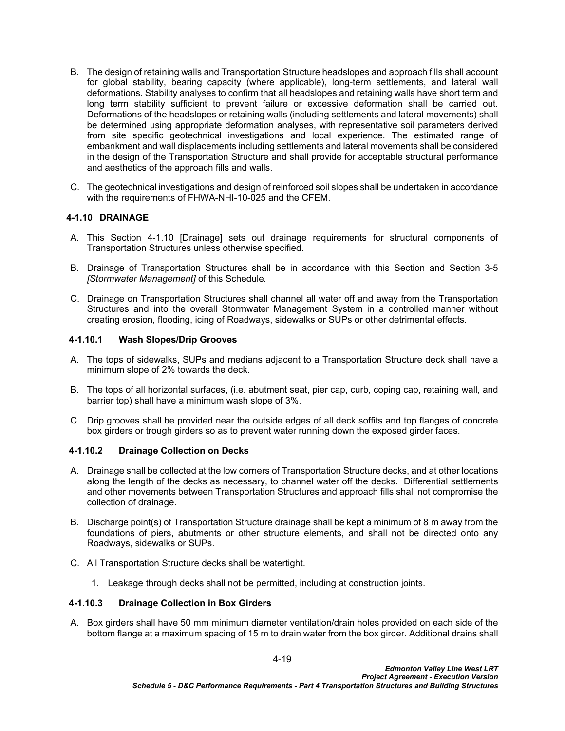B. The design of retaining walls and Transportation Structure headslopes and approach fills shall account for global stability, bearing capacity (where applicable), long-term settlements, and lateral wall deformations. Stability analyses to confirm that all headslopes and retaining walls have short term and long term stability sufficient to prevent failure or excessive deformation shall be carried out. Deformations of the headslopes or retaining walls (including settlements and lateral movements) shall be determined using appropriate deformation analyses, with representative soil parameters derived from site specific geotechnical investigations and local experience. The estimated range of embankment and wall displacements including settlements and lateral movements shall be considered in the design of the Transportation Structure and shall provide for acceptable structural performance and aesthetics of the approach fills and walls.

C. The geotechnical investigations and design of reinforced soil slopes shall be undertaken in accordance with the requirements of FHWA-NHI-10-025 and the CFEM.

### 4-1.10 DRAINAGE

A. This Section 4-1.10 [Drainage] sets out drainage requirements for structural components of Transportation Structures unless otherwise specified.

B. Drainage of Transportation Structures shall be in accordance with this Section and Section 3-5 *[Stormwater Management]* of this Schedule.

C. Drainage on Transportation Structures shall channel all water off and away from the Transportation Structures and into the overall Stormwater Management System in a controlled manner without creating erosion, flooding, icing of Roadways, sidewalks or SUPs or other detrimental effects.

#### 4-1.10.1 Wash Slopes/Drip Grooves

A. The tops of sidewalks, SUPs and medians adjacent to a Transportation Structure deck shall have a minimum slope of 2% towards the deck.

B. The tops of all horizontal surfaces, (i.e. abutment seat, pier cap, curb, coping cap, retaining wall, and barrier top) shall have a minimum wash slope of 3%.

C. Drip grooves shall be provided near the outside edges of all deck soffits and top flanges of concrete box girders or trough girders so as to prevent water running down the exposed girder faces.

#### 4-1.10.2 Drainage Collection on Decks

A. Drainage shall be collected at the low corners of Transportation Structure decks, and at other locations along the length of the decks as necessary, to channel water off the decks. Differential settlements and other movements between Transportation Structures and approach fills shall not compromise the collection of drainage.

B. Discharge point(s) of Transportation Structure drainage shall be kept a minimum of 8 m away from the foundations of piers, abutments or other structure elements, and shall not be directed onto any Roadways, sidewalks or SUPs.

C. All Transportation Structure decks shall be watertight.

   1. Leakage through decks shall not be permitted, including at construction joints.

#### 4-1.10.3 Drainage Collection in Box Girders

A. Box girders shall have 50 mm minimum diameter ventilation/drain holes provided on each side of the bottom flange at a maximum spacing of 15 m to drain water from the box girder. Additional drains shall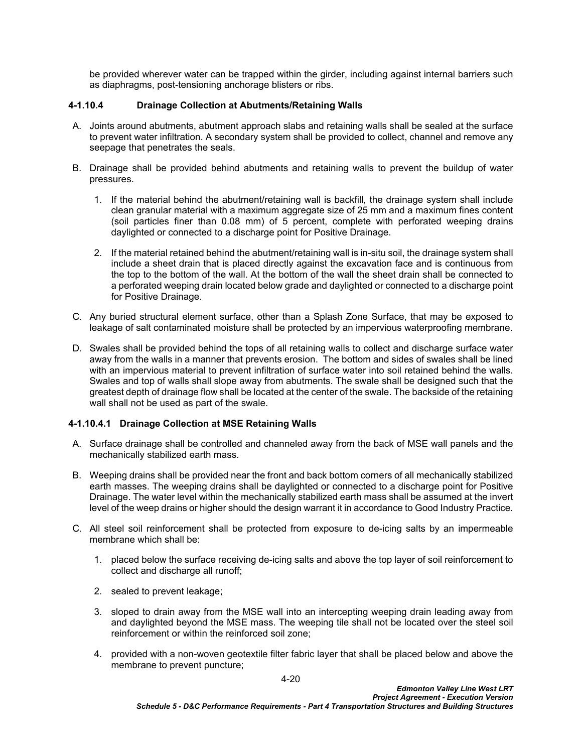be provided wherever water can be trapped within the girder, including against internal barriers such as diaphragms, post-tensioning anchorage blisters or ribs.

#### 4-1.10.4 Drainage Collection at Abutments/Retaining Walls

A. Joints around abutments, abutment approach slabs and retaining walls shall be sealed at the surface to prevent water infiltration. A secondary system shall be provided to collect, channel and remove any seepage that penetrates the seals.

B. Drainage shall be provided behind abutments and retaining walls to prevent the buildup of water pressures.

   1. If the material behind the abutment/retaining wall is backfill, the drainage system shall include clean granular material with a maximum aggregate size of 25 mm and a maximum fines content (soil particles finer than 0.08 mm) of 5 percent, complete with perforated weeping drains daylighted or connected to a discharge point for Positive Drainage.

   2. If the material retained behind the abutment/retaining wall is in-situ soil, the drainage system shall include a sheet drain that is placed directly against the excavation face and is continuous from the top to the bottom of the wall. At the bottom of the wall the sheet drain shall be connected to a perforated weeping drain located below grade and daylighted or connected to a discharge point for Positive Drainage.

C. Any buried structural element surface, other than a Splash Zone Surface, that may be exposed to leakage of salt contaminated moisture shall be protected by an impervious waterproofing membrane.

D. Swales shall be provided behind the tops of all retaining walls to collect and discharge surface water away from the walls in a manner that prevents erosion. The bottom and sides of swales shall be lined with an impervious material to prevent infiltration of surface water into soil retained behind the walls. Swales and top of walls shall slope away from abutments. The swale shall be designed such that the greatest depth of drainage flow shall be located at the center of the swale. The backside of the retaining wall shall not be used as part of the swale.

#### 4-1.10.4.1 Drainage Collection at MSE Retaining Walls

A. Surface drainage shall be controlled and channeled away from the back of MSE wall panels and the mechanically stabilized earth mass.

B. Weeping drains shall be provided near the front and back bottom corners of all mechanically stabilized earth masses. The weeping drains shall be daylighted or connected to a discharge point for Positive Drainage. The water level within the mechanically stabilized earth mass shall be assumed at the invert level of the weep drains or higher should the design warrant it in accordance to Good Industry Practice.

C. All steel soil reinforcement shall be protected from exposure to de-icing salts by an impermeable membrane which shall be:

   1. placed below the surface receiving de-icing salts and above the top layer of soil reinforcement to collect and discharge all runoff;

   2. sealed to prevent leakage;

   3. sloped to drain away from the MSE wall into an intercepting weeping drain leading away from and daylighted beyond the MSE mass. The weeping tile shall not be located over the steel soil reinforcement or within the reinforced soil zone;

   4. provided with a non-woven geotextile filter fabric layer that shall be placed below and above the membrane to prevent puncture;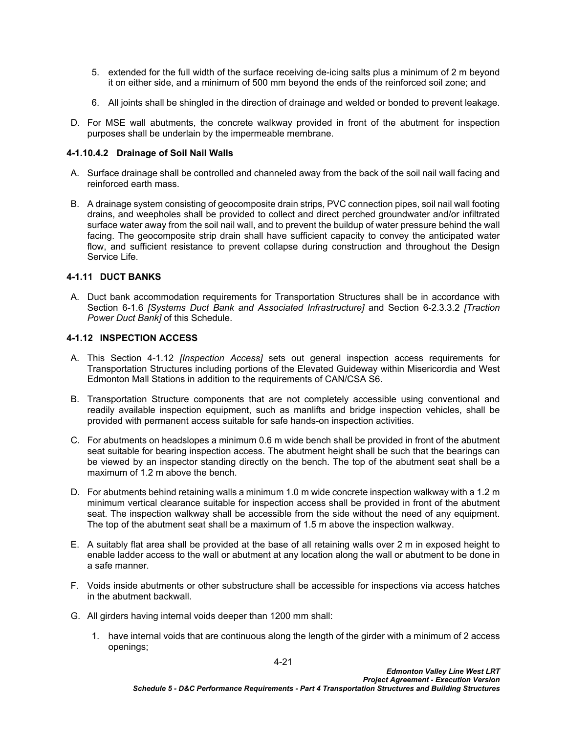5. extended for the full width of the surface receiving de-icing salts plus a minimum of 2 m beyond it on either side, and a minimum of 500 mm beyond the ends of the reinforced soil zone; and

6. All joints shall be shingled in the direction of drainage and welded or bonded to prevent leakage.

D. For MSE wall abutments, the concrete walkway provided in front of the abutment for inspection purposes shall be underlain by the impermeable membrane.

#### 4-1.10.4.2 Drainage of Soil Nail Walls

A. Surface drainage shall be controlled and channeled away from the back of the soil nail wall facing and reinforced earth mass.

B. A drainage system consisting of geocomposite drain strips, PVC connection pipes, soil nail wall footing drains, and weepholes shall be provided to collect and direct perched groundwater and/or infiltrated surface water away from the soil nail wall, and to prevent the buildup of water pressure behind the wall facing. The geocomposite strip drain shall have sufficient capacity to convey the anticipated water flow, and sufficient resistance to prevent collapse during construction and throughout the Design Service Life.

### 4-1.11 DUCT BANKS

A. Duct bank accommodation requirements for Transportation Structures shall be in accordance with Section 6-1.6 *[Systems Duct Bank and Associated Infrastructure]* and Section 6-2.3.3.2 *[Traction Power Duct Bank]* of this Schedule.

### 4-1.12 INSPECTION ACCESS

A. This Section 4-1.12 *[Inspection Access]* sets out general inspection access requirements for Transportation Structures including portions of the Elevated Guideway within Misericordia and West Edmonton Mall Stations in addition to the requirements of CAN/CSA S6.

B. Transportation Structure components that are not completely accessible using conventional and readily available inspection equipment, such as manlifts and bridge inspection vehicles, shall be provided with permanent access suitable for safe hands-on inspection activities.

C. For abutments on headslopes a minimum 0.6 m wide bench shall be provided in front of the abutment seat suitable for bearing inspection access. The abutment height shall be such that the bearings can be viewed by an inspector standing directly on the bench. The top of the abutment seat shall be a maximum of 1.2 m above the bench.

D. For abutments behind retaining walls a minimum 1.0 m wide concrete inspection walkway with a 1.2 m minimum vertical clearance suitable for inspection access shall be provided in front of the abutment seat. The inspection walkway shall be accessible from the side without the need of any equipment. The top of the abutment seat shall be a maximum of 1.5 m above the inspection walkway.

E. A suitably flat area shall be provided at the base of all retaining walls over 2 m in exposed height to enable ladder access to the wall or abutment at any location along the wall or abutment to be done in a safe manner.

F. Voids inside abutments or other substructure shall be accessible for inspections via access hatches in the abutment backwall.

G. All girders having internal voids deeper than 1200 mm shall:

1. have internal voids that are continuous along the length of the girder with a minimum of 2 access openings;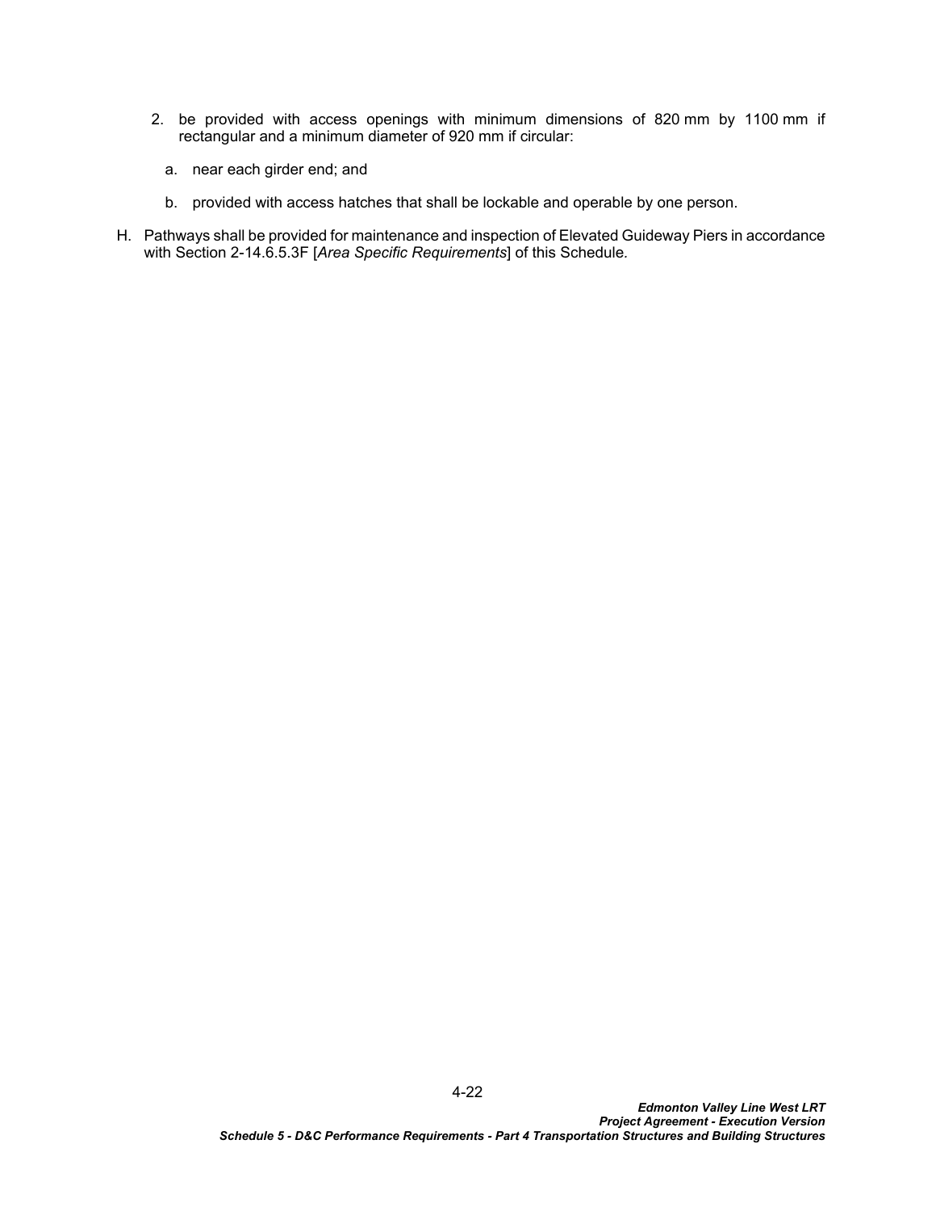2. be provided with access openings with minimum dimensions of 820 mm by 1100 mm if rectangular and a minimum diameter of 920 mm if circular:

   a. near each girder end; and

   b. provided with access hatches that shall be lockable and operable by one person.

H. Pathways shall be provided for maintenance and inspection of Elevated Guideway Piers in accordance with Section 2-14.6.5.3F [*Area Specific Requirements*] of this Schedule.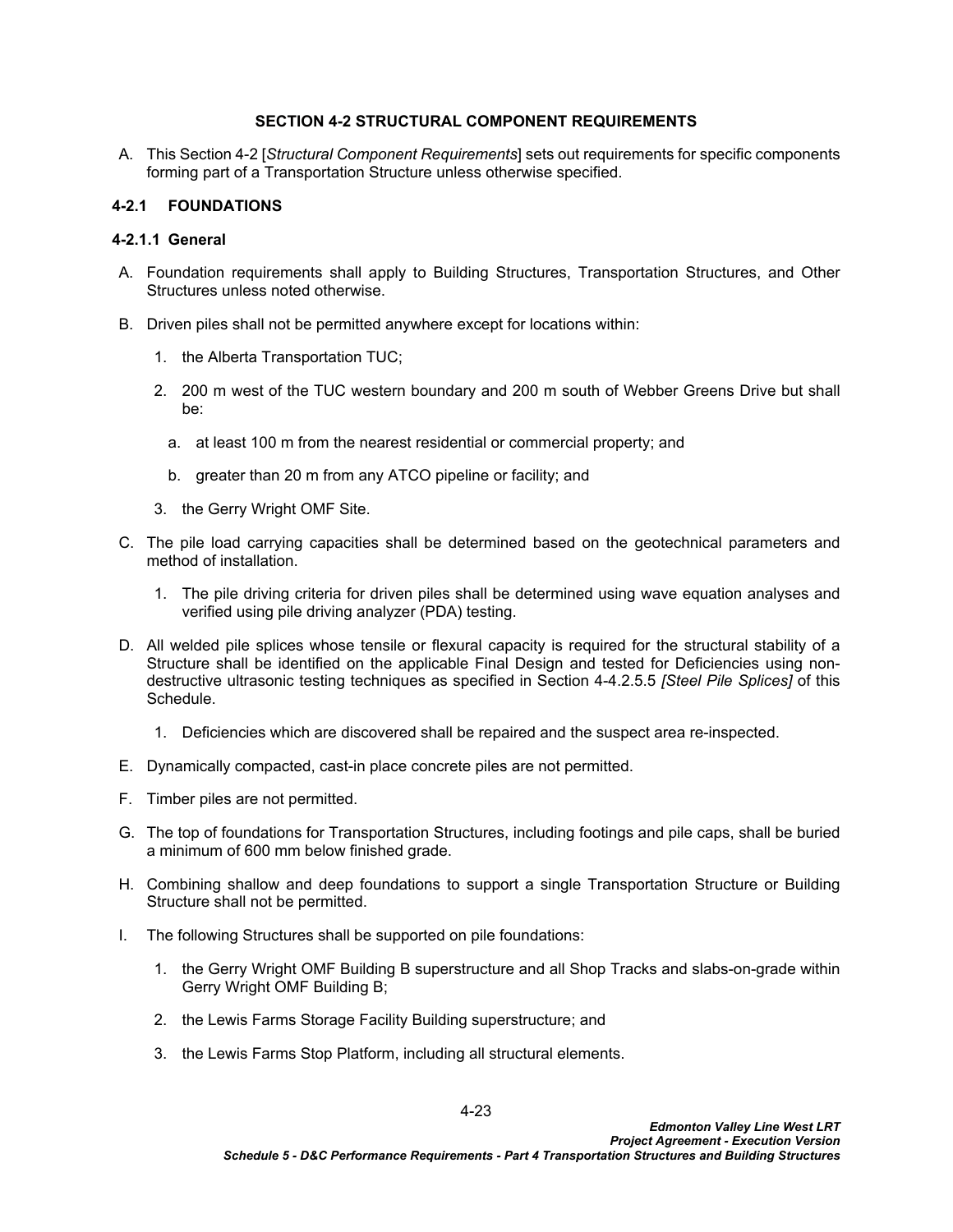### SECTION 4-2 STRUCTURAL COMPONENT REQUIREMENTS

A. This Section 4-2 [*Structural Component Requirements*] sets out requirements for specific components forming part of a Transportation Structure unless otherwise specified.

#### 4-2.1 FOUNDATIONS

##### 4-2.1.1 General

A. Foundation requirements shall apply to Building Structures, Transportation Structures, and Other Structures unless noted otherwise.

B. Driven piles shall not be permitted anywhere except for locations within:

1. the Alberta Transportation TUC;

2. 200 m west of the TUC western boundary and 200 m south of Webber Greens Drive but shall be:

   a. at least 100 m from the nearest residential or commercial property; and

   b. greater than 20 m from any ATCO pipeline or facility; and

3. the Gerry Wright OMF Site.

C. The pile load carrying capacities shall be determined based on the geotechnical parameters and method of installation.

1. The pile driving criteria for driven piles shall be determined using wave equation analyses and verified using pile driving analyzer (PDA) testing.

D. All welded pile splices whose tensile or flexural capacity is required for the structural stability of a Structure shall be identified on the applicable Final Design and tested for Deficiencies using non-destructive ultrasonic testing techniques as specified in Section 4-4.2.5.5 *[Steel Pile Splices]* of this Schedule.

1. Deficiencies which are discovered shall be repaired and the suspect area re-inspected.

E. Dynamically compacted, cast-in place concrete piles are not permitted.

F. Timber piles are not permitted.

G. The top of foundations for Transportation Structures, including footings and pile caps, shall be buried a minimum of 600 mm below finished grade.

H. Combining shallow and deep foundations to support a single Transportation Structure or Building Structure shall not be permitted.

I. The following Structures shall be supported on pile foundations:

1. the Gerry Wright OMF Building B superstructure and all Shop Tracks and slabs-on-grade within Gerry Wright OMF Building B;

2. the Lewis Farms Storage Facility Building superstructure; and

3. the Lewis Farms Stop Platform, including all structural elements.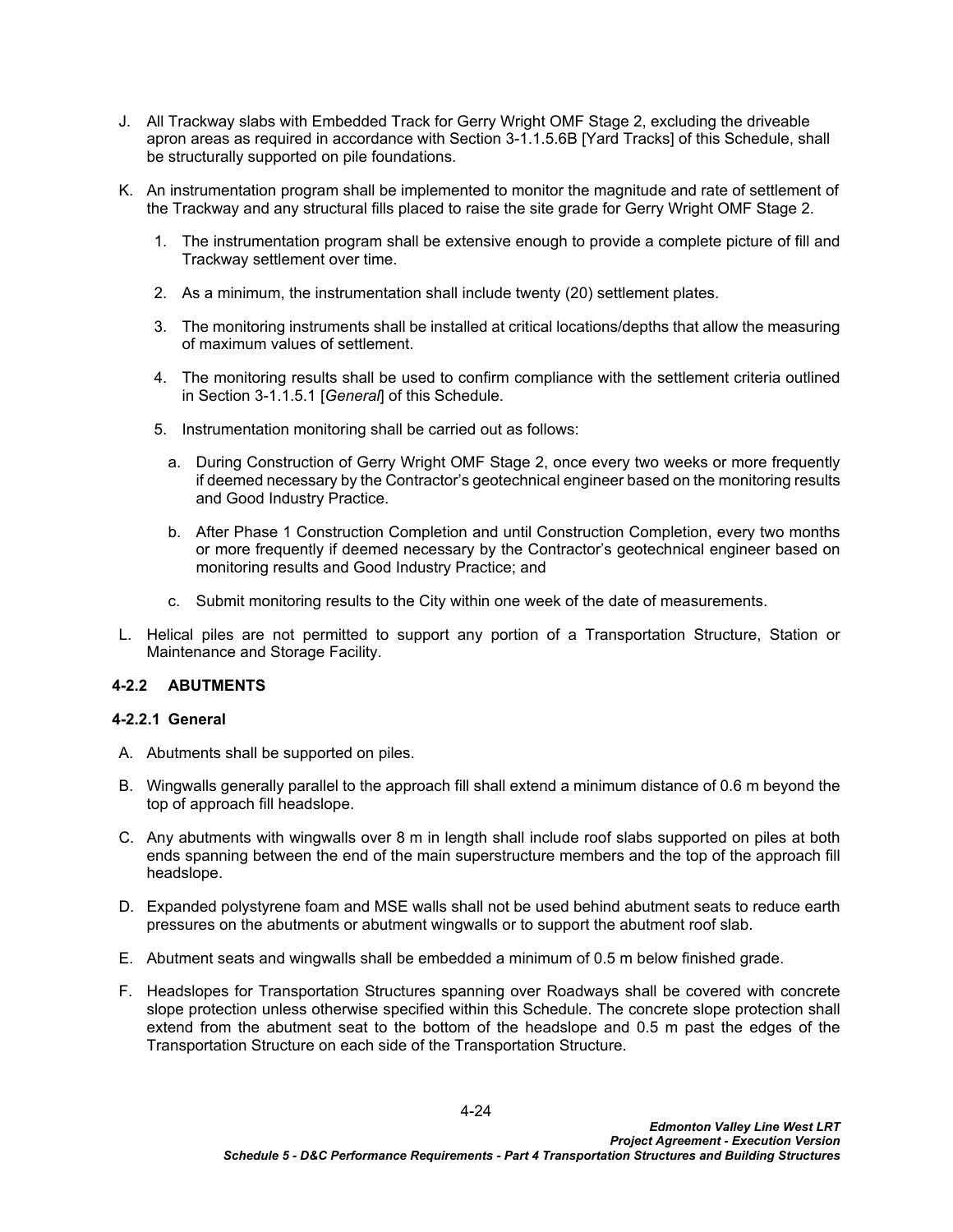J. All Trackway slabs with Embedded Track for Gerry Wright OMF Stage 2, excluding the driveable apron areas as required in accordance with Section 3-1.1.5.6B [Yard Tracks] of this Schedule, shall be structurally supported on pile foundations.

K. An instrumentation program shall be implemented to monitor the magnitude and rate of settlement of the Trackway and any structural fills placed to raise the site grade for Gerry Wright OMF Stage 2.

   1. The instrumentation program shall be extensive enough to provide a complete picture of fill and Trackway settlement over time.

   2. As a minimum, the instrumentation shall include twenty (20) settlement plates.

   3. The monitoring instruments shall be installed at critical locations/depths that allow the measuring of maximum values of settlement.

   4. The monitoring results shall be used to confirm compliance with the settlement criteria outlined in Section 3-1.1.5.1 [*General*] of this Schedule.

   5. Instrumentation monitoring shall be carried out as follows:

      a. During Construction of Gerry Wright OMF Stage 2, once every two weeks or more frequently if deemed necessary by the Contractor's geotechnical engineer based on the monitoring results and Good Industry Practice.

      b. After Phase 1 Construction Completion and until Construction Completion, every two months or more frequently if deemed necessary by the Contractor's geotechnical engineer based on monitoring results and Good Industry Practice; and

      c. Submit monitoring results to the City within one week of the date of measurements.

L. Helical piles are not permitted to support any portion of a Transportation Structure, Station or Maintenance and Storage Facility.

### 4-2.2 ABUTMENTS

#### 4-2.2.1 General

A. Abutments shall be supported on piles.

B. Wingwalls generally parallel to the approach fill shall extend a minimum distance of 0.6 m beyond the top of approach fill headslope.

C. Any abutments with wingwalls over 8 m in length shall include roof slabs supported on piles at both ends spanning between the end of the main superstructure members and the top of the approach fill headslope.

D. Expanded polystyrene foam and MSE walls shall not be used behind abutment seats to reduce earth pressures on the abutments or abutment wingwalls or to support the abutment roof slab.

E. Abutment seats and wingwalls shall be embedded a minimum of 0.5 m below finished grade.

F. Headslopes for Transportation Structures spanning over Roadways shall be covered with concrete slope protection unless otherwise specified within this Schedule. The concrete slope protection shall extend from the abutment seat to the bottom of the headslope and 0.5 m past the edges of the Transportation Structure on each side of the Transportation Structure.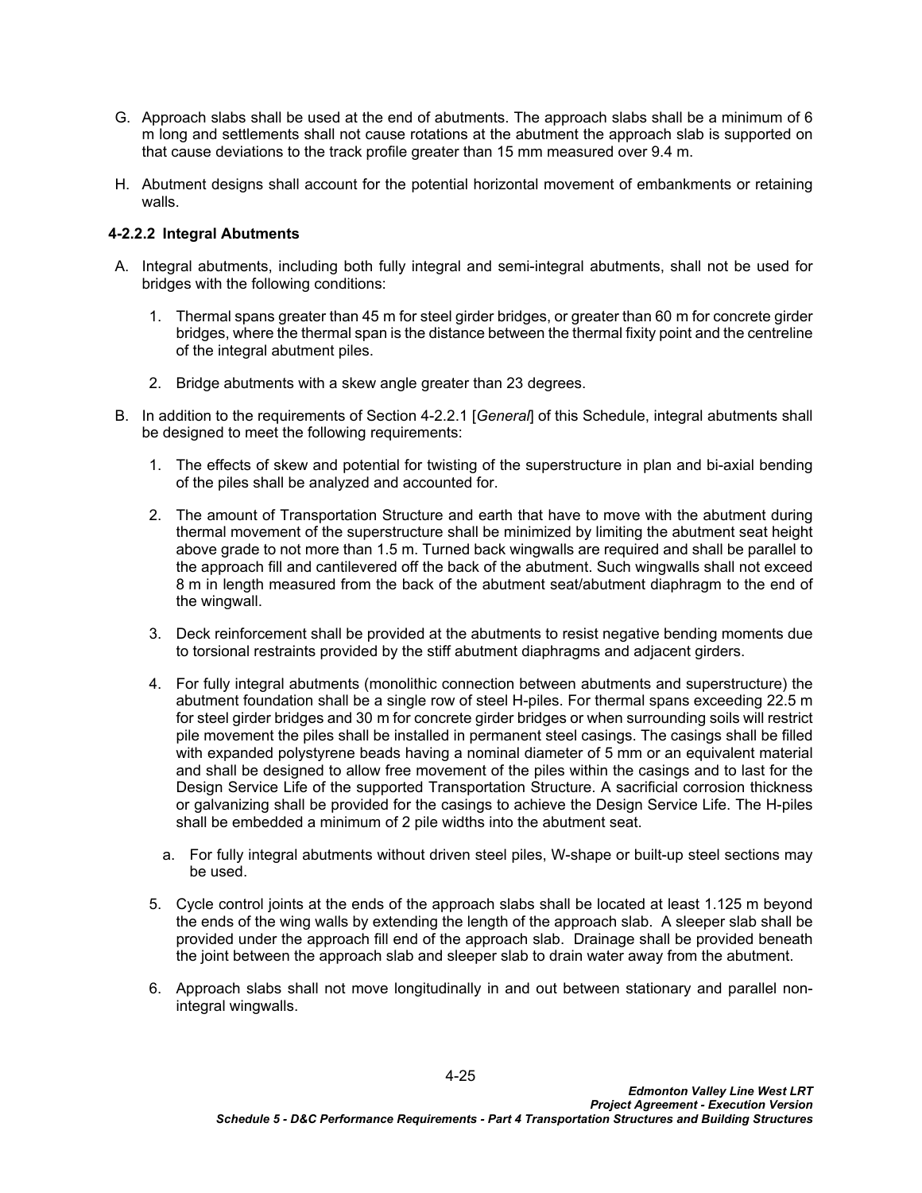G. Approach slabs shall be used at the end of abutments. The approach slabs shall be a minimum of 6 m long and settlements shall not cause rotations at the abutment the approach slab is supported on that cause deviations to the track profile greater than 15 mm measured over 9.4 m.

H. Abutment designs shall account for the potential horizontal movement of embankments or retaining walls.

#### 4-2.2.2 Integral Abutments

A. Integral abutments, including both fully integral and semi-integral abutments, shall not be used for bridges with the following conditions:

1. Thermal spans greater than 45 m for steel girder bridges, or greater than 60 m for concrete girder bridges, where the thermal span is the distance between the thermal fixity point and the centreline of the integral abutment piles.

2. Bridge abutments with a skew angle greater than 23 degrees.

B. In addition to the requirements of Section 4-2.2.1 [*General*] of this Schedule, integral abutments shall be designed to meet the following requirements:

1. The effects of skew and potential for twisting of the superstructure in plan and bi-axial bending of the piles shall be analyzed and accounted for.

2. The amount of Transportation Structure and earth that have to move with the abutment during thermal movement of the superstructure shall be minimized by limiting the abutment seat height above grade to not more than 1.5 m. Turned back wingwalls are required and shall be parallel to the approach fill and cantilevered off the back of the abutment. Such wingwalls shall not exceed 8 m in length measured from the back of the abutment seat/abutment diaphragm to the end of the wingwall.

3. Deck reinforcement shall be provided at the abutments to resist negative bending moments due to torsional restraints provided by the stiff abutment diaphragms and adjacent girders.

4. For fully integral abutments (monolithic connection between abutments and superstructure) the abutment foundation shall be a single row of steel H-piles. For thermal spans exceeding 22.5 m for steel girder bridges and 30 m for concrete girder bridges or when surrounding soils will restrict pile movement the piles shall be installed in permanent steel casings. The casings shall be filled with expanded polystyrene beads having a nominal diameter of 5 mm or an equivalent material and shall be designed to allow free movement of the piles within the casings and to last for the Design Service Life of the supported Transportation Structure. A sacrificial corrosion thickness or galvanizing shall be provided for the casings to achieve the Design Service Life. The H-piles shall be embedded a minimum of 2 pile widths into the abutment seat.

   a. For fully integral abutments without driven steel piles, W-shape or built-up steel sections may be used.

5. Cycle control joints at the ends of the approach slabs shall be located at least 1.125 m beyond the ends of the wing walls by extending the length of the approach slab. A sleeper slab shall be provided under the approach fill end of the approach slab. Drainage shall be provided beneath the joint between the approach slab and sleeper slab to drain water away from the abutment.

6. Approach slabs shall not move longitudinally in and out between stationary and parallel non-integral wingwalls.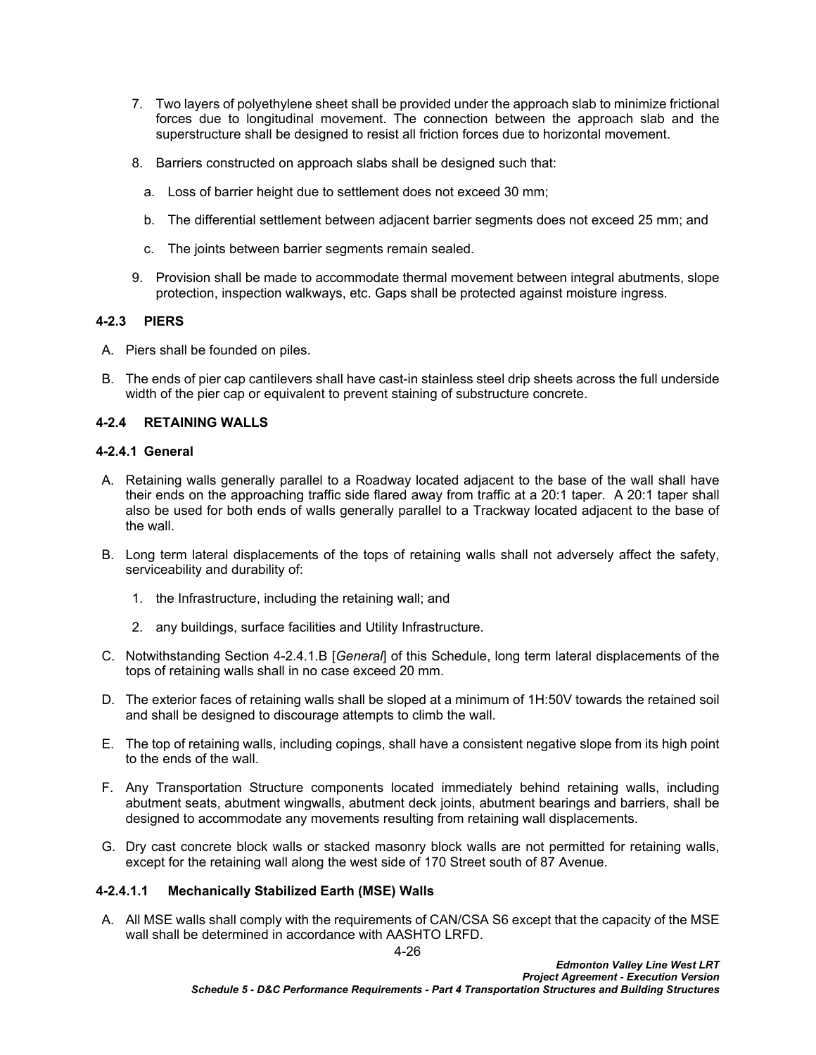7. Two layers of polyethylene sheet shall be provided under the approach slab to minimize frictional forces due to longitudinal movement. The connection between the approach slab and the superstructure shall be designed to resist all friction forces due to horizontal movement.

8. Barriers constructed on approach slabs shall be designed such that:

   a. Loss of barrier height due to settlement does not exceed 30 mm;

   b. The differential settlement between adjacent barrier segments does not exceed 25 mm; and

   c. The joints between barrier segments remain sealed.

9. Provision shall be made to accommodate thermal movement between integral abutments, slope protection, inspection walkways, etc. Gaps shall be protected against moisture ingress.

### 4-2.3 PIERS

A. Piers shall be founded on piles.

B. The ends of pier cap cantilevers shall have cast-in stainless steel drip sheets across the full underside width of the pier cap or equivalent to prevent staining of substructure concrete.

### 4-2.4 RETAINING WALLS

#### 4-2.4.1 General

A. Retaining walls generally parallel to a Roadway located adjacent to the base of the wall shall have their ends on the approaching traffic side flared away from traffic at a 20:1 taper. A 20:1 taper shall also be used for both ends of walls generally parallel to a Trackway located adjacent to the base of the wall.

B. Long term lateral displacements of the tops of retaining walls shall not adversely affect the safety, serviceability and durability of:

   1. the Infrastructure, including the retaining wall; and

   2. any buildings, surface facilities and Utility Infrastructure.

C. Notwithstanding Section 4-2.4.1.B [*General*] of this Schedule, long term lateral displacements of the tops of retaining walls shall in no case exceed 20 mm.

D. The exterior faces of retaining walls shall be sloped at a minimum of 1H:50V towards the retained soil and shall be designed to discourage attempts to climb the wall.

E. The top of retaining walls, including copings, shall have a consistent negative slope from its high point to the ends of the wall.

F. Any Transportation Structure components located immediately behind retaining walls, including abutment seats, abutment wingwalls, abutment deck joints, abutment bearings and barriers, shall be designed to accommodate any movements resulting from retaining wall displacements.

G. Dry cast concrete block walls or stacked masonry block walls are not permitted for retaining walls, except for the retaining wall along the west side of 170 Street south of 87 Avenue.

#### 4-2.4.1.1 Mechanically Stabilized Earth (MSE) Walls

A. All MSE walls shall comply with the requirements of CAN/CSA S6 except that the capacity of the MSE wall shall be determined in accordance with AASHTO LRFD.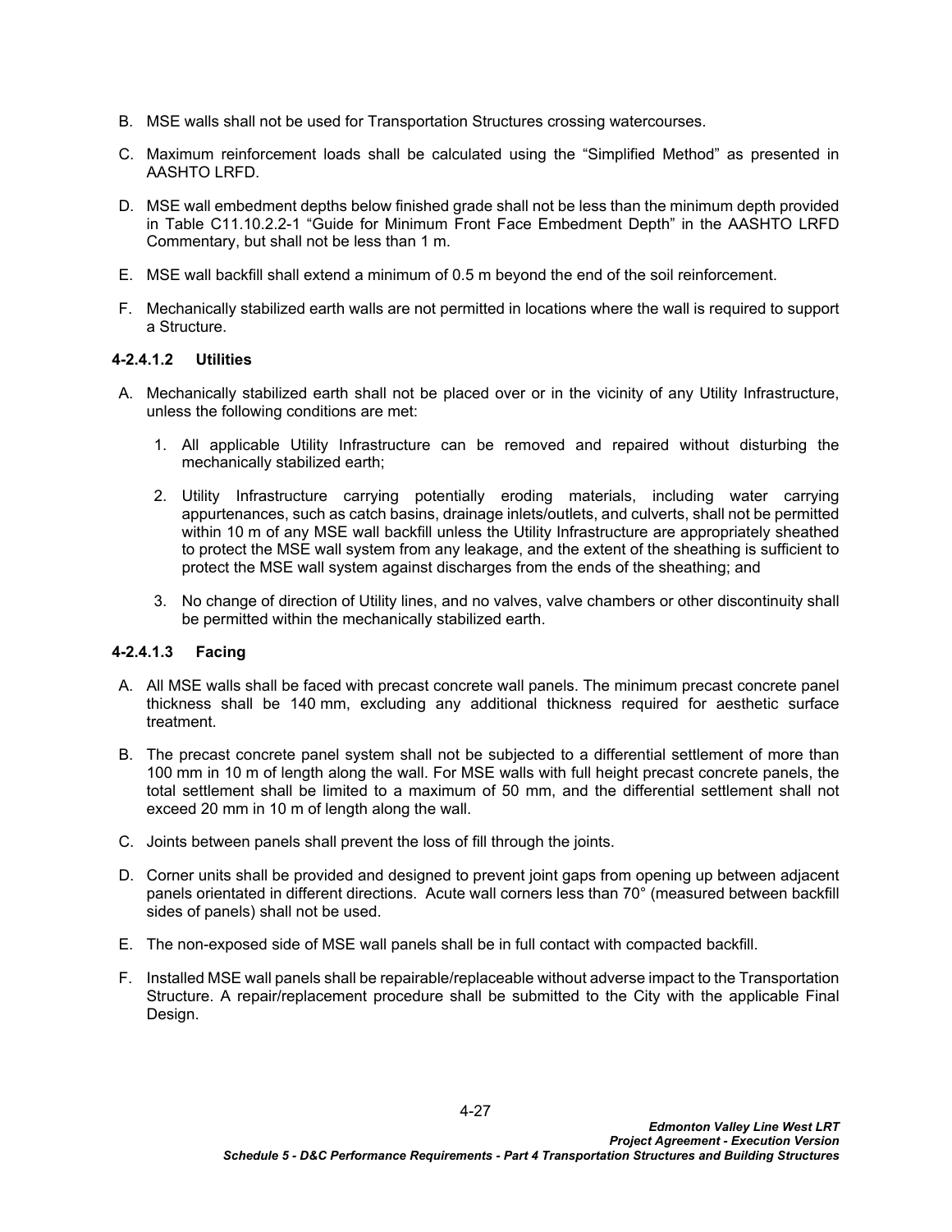B. MSE walls shall not be used for Transportation Structures crossing watercourses.

C. Maximum reinforcement loads shall be calculated using the “Simplified Method” as presented in AASHTO LRFD.

D. MSE wall embedment depths below finished grade shall not be less than the minimum depth provided in Table C11.10.2.2-1 “Guide for Minimum Front Face Embedment Depth” in the AASHTO LRFD Commentary, but shall not be less than 1 m.

E. MSE wall backfill shall extend a minimum of 0.5 m beyond the end of the soil reinforcement.

F. Mechanically stabilized earth walls are not permitted in locations where the wall is required to support a Structure.

#### 4-2.4.1.2 Utilities

A. Mechanically stabilized earth shall not be placed over or in the vicinity of any Utility Infrastructure, unless the following conditions are met:

1. All applicable Utility Infrastructure can be removed and repaired without disturbing the mechanically stabilized earth;

2. Utility Infrastructure carrying potentially eroding materials, including water carrying appurtenances, such as catch basins, drainage inlets/outlets, and culverts, shall not be permitted within 10 m of any MSE wall backfill unless the Utility Infrastructure are appropriately sheathed to protect the MSE wall system from any leakage, and the extent of the sheathing is sufficient to protect the MSE wall system against discharges from the ends of the sheathing; and

3. No change of direction of Utility lines, and no valves, valve chambers or other discontinuity shall be permitted within the mechanically stabilized earth.

#### 4-2.4.1.3 Facing

A. All MSE walls shall be faced with precast concrete wall panels. The minimum precast concrete panel thickness shall be 140 mm, excluding any additional thickness required for aesthetic surface treatment.

B. The precast concrete panel system shall not be subjected to a differential settlement of more than 100 mm in 10 m of length along the wall. For MSE walls with full height precast concrete panels, the total settlement shall be limited to a maximum of 50 mm, and the differential settlement shall not exceed 20 mm in 10 m of length along the wall.

C. Joints between panels shall prevent the loss of fill through the joints.

D. Corner units shall be provided and designed to prevent joint gaps from opening up between adjacent panels orientated in different directions. Acute wall corners less than 70° (measured between backfill sides of panels) shall not be used.

E. The non-exposed side of MSE wall panels shall be in full contact with compacted backfill.

F. Installed MSE wall panels shall be repairable/replaceable without adverse impact to the Transportation Structure. A repair/replacement procedure shall be submitted to the City with the applicable Final Design.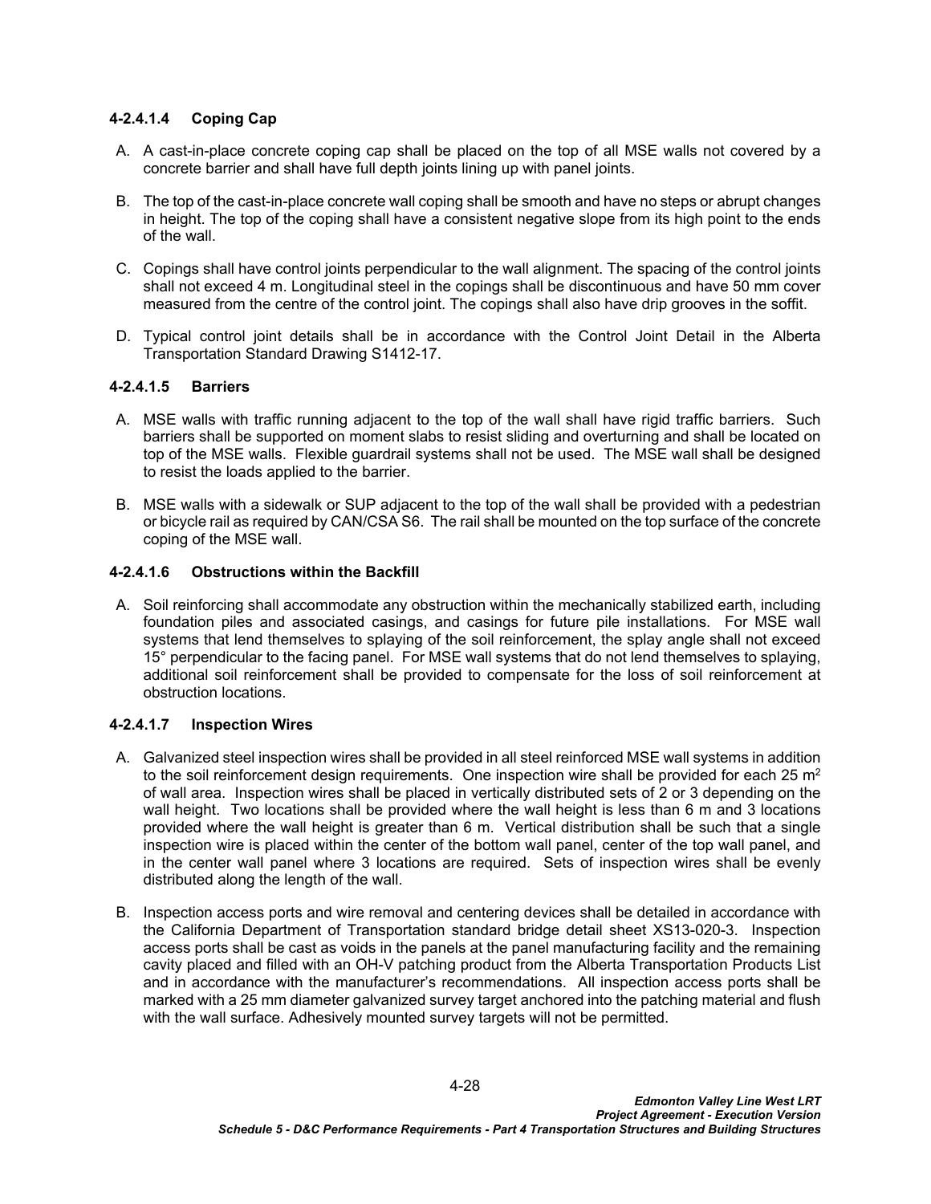#### 4-2.4.1.4 Coping Cap

A. A cast-in-place concrete coping cap shall be placed on the top of all MSE walls not covered by a concrete barrier and shall have full depth joints lining up with panel joints.

B. The top of the cast-in-place concrete wall coping shall be smooth and have no steps or abrupt changes in height. The top of the coping shall have a consistent negative slope from its high point to the ends of the wall.

C. Copings shall have control joints perpendicular to the wall alignment. The spacing of the control joints shall not exceed 4 m. Longitudinal steel in the copings shall be discontinuous and have 50 mm cover measured from the centre of the control joint. The copings shall also have drip grooves in the soffit.

D. Typical control joint details shall be in accordance with the Control Joint Detail in the Alberta Transportation Standard Drawing S1412-17.

#### 4-2.4.1.5 Barriers

A. MSE walls with traffic running adjacent to the top of the wall shall have rigid traffic barriers. Such barriers shall be supported on moment slabs to resist sliding and overturning and shall be located on top of the MSE walls. Flexible guardrail systems shall not be used. The MSE wall shall be designed to resist the loads applied to the barrier.

B. MSE walls with a sidewalk or SUP adjacent to the top of the wall shall be provided with a pedestrian or bicycle rail as required by CAN/CSA S6. The rail shall be mounted on the top surface of the concrete coping of the MSE wall.

#### 4-2.4.1.6 Obstructions within the Backfill

A. Soil reinforcing shall accommodate any obstruction within the mechanically stabilized earth, including foundation piles and associated casings, and casings for future pile installations. For MSE wall systems that lend themselves to splaying of the soil reinforcement, the splay angle shall not exceed 15° perpendicular to the facing panel. For MSE wall systems that do not lend themselves to splaying, additional soil reinforcement shall be provided to compensate for the loss of soil reinforcement at obstruction locations.

#### 4-2.4.1.7 Inspection Wires

A. Galvanized steel inspection wires shall be provided in all steel reinforced MSE wall systems in addition to the soil reinforcement design requirements. One inspection wire shall be provided for each 25 $m^2$ of wall area. Inspection wires shall be placed in vertically distributed sets of 2 or 3 depending on the wall height. Two locations shall be provided where the wall height is less than 6 m and 3 locations provided where the wall height is greater than 6 m. Vertical distribution shall be such that a single inspection wire is placed within the center of the bottom wall panel, center of the top wall panel, and in the center wall panel where 3 locations are required. Sets of inspection wires shall be evenly distributed along the length of the wall.

B. Inspection access ports and wire removal and centering devices shall be detailed in accordance with the California Department of Transportation standard bridge detail sheet XS13-020-3. Inspection access ports shall be cast as voids in the panels at the panel manufacturing facility and the remaining cavity placed and filled with an OH-V patching product from the Alberta Transportation Products List and in accordance with the manufacturer's recommendations. All inspection access ports shall be marked with a 25 mm diameter galvanized survey target anchored into the patching material and flush with the wall surface. Adhesively mounted survey targets will not be permitted.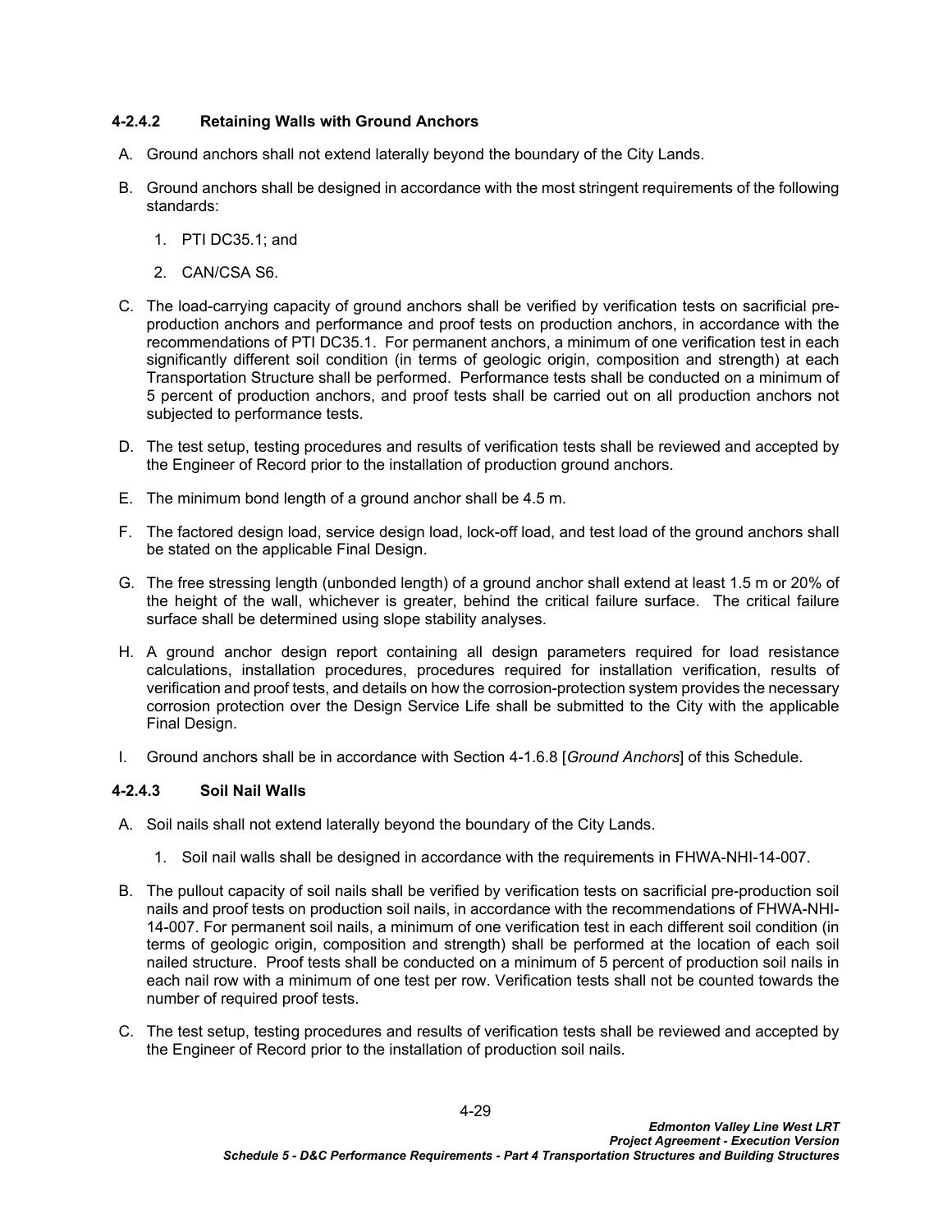#### 4-2.4.2 Retaining Walls with Ground Anchors

A. Ground anchors shall not extend laterally beyond the boundary of the City Lands.

B. Ground anchors shall be designed in accordance with the most stringent requirements of the following standards:

   1. PTI DC35.1; and

   2. CAN/CSA S6.

C. The load-carrying capacity of ground anchors shall be verified by verification tests on sacrificial pre-production anchors and performance and proof tests on production anchors, in accordance with the recommendations of PTI DC35.1. For permanent anchors, a minimum of one verification test in each significantly different soil condition (in terms of geologic origin, composition and strength) at each Transportation Structure shall be performed. Performance tests shall be conducted on a minimum of 5 percent of production anchors, and proof tests shall be carried out on all production anchors not subjected to performance tests.

D. The test setup, testing procedures and results of verification tests shall be reviewed and accepted by the Engineer of Record prior to the installation of production ground anchors.

E. The minimum bond length of a ground anchor shall be 4.5 m.

F. The factored design load, service design load, lock-off load, and test load of the ground anchors shall be stated on the applicable Final Design.

G. The free stressing length (unbonded length) of a ground anchor shall extend at least 1.5 m or 20% of the height of the wall, whichever is greater, behind the critical failure surface. The critical failure surface shall be determined using slope stability analyses.

H. A ground anchor design report containing all design parameters required for load resistance calculations, installation procedures, procedures required for installation verification, results of verification and proof tests, and details on how the corrosion-protection system provides the necessary corrosion protection over the Design Service Life shall be submitted to the City with the applicable Final Design.

I. Ground anchors shall be in accordance with Section 4-1.6.8 [*Ground Anchors*] of this Schedule.

#### 4-2.4.3 Soil Nail Walls

A. Soil nails shall not extend laterally beyond the boundary of the City Lands.

   1. Soil nail walls shall be designed in accordance with the requirements in FHWA-NHI-14-007.

B. The pullout capacity of soil nails shall be verified by verification tests on sacrificial pre-production soil nails and proof tests on production soil nails, in accordance with the recommendations of FHWA-NHI-14-007. For permanent soil nails, a minimum of one verification test in each different soil condition (in terms of geologic origin, composition and strength) shall be performed at the location of each soil nailed structure. Proof tests shall be conducted on a minimum of 5 percent of production soil nails in each nail row with a minimum of one test per row. Verification tests shall not be counted towards the number of required proof tests.

C. The test setup, testing procedures and results of verification tests shall be reviewed and accepted by the Engineer of Record prior to the installation of production soil nails.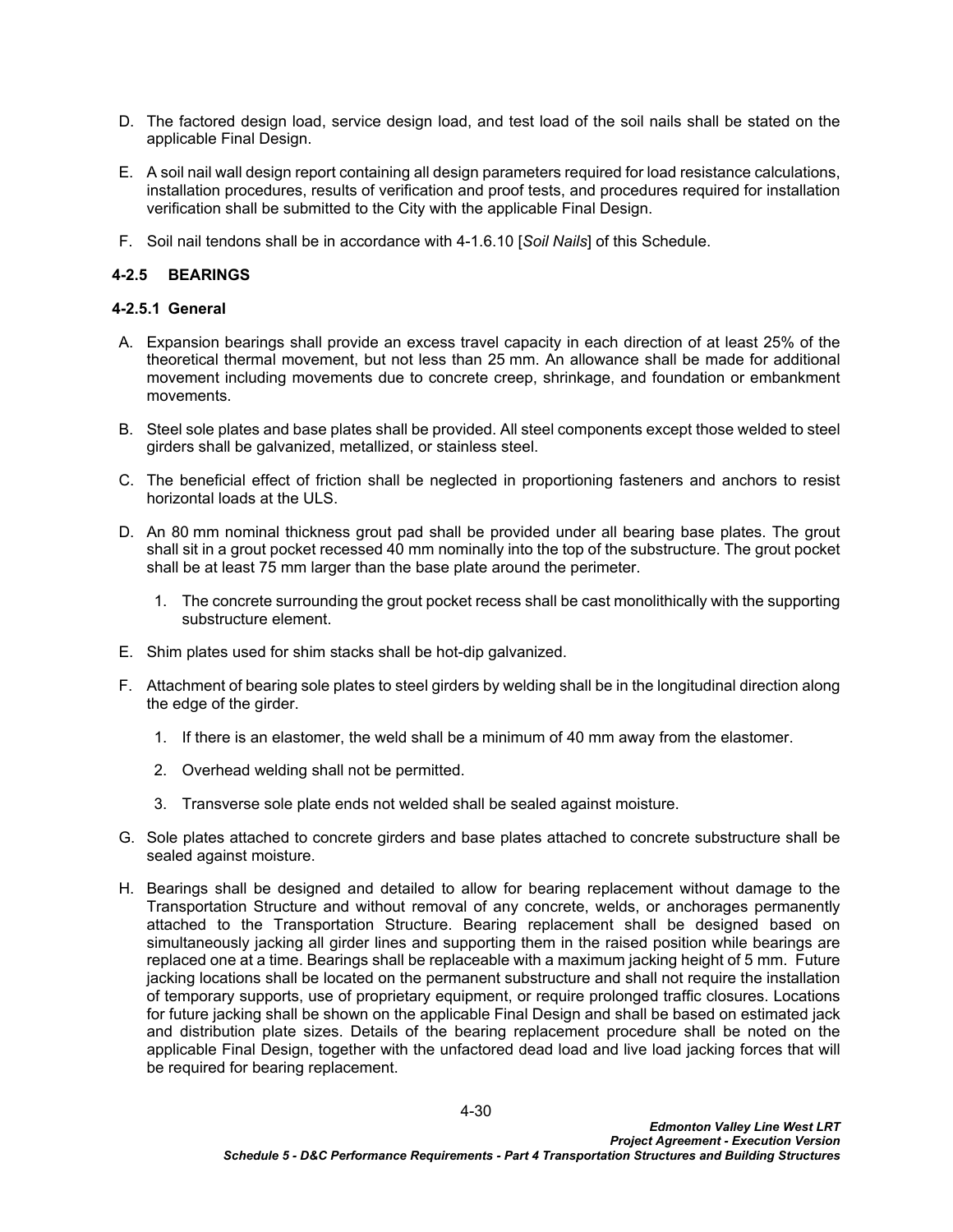D. The factored design load, service design load, and test load of the soil nails shall be stated on the applicable Final Design.

E. A soil nail wall design report containing all design parameters required for load resistance calculations, installation procedures, results of verification and proof tests, and procedures required for installation verification shall be submitted to the City with the applicable Final Design.

F. Soil nail tendons shall be in accordance with 4-1.6.10 [*Soil Nails*] of this Schedule.

### 4-2.5 BEARINGS

#### 4-2.5.1 General

A. Expansion bearings shall provide an excess travel capacity in each direction of at least 25% of the theoretical thermal movement, but not less than 25 mm. An allowance shall be made for additional movement including movements due to concrete creep, shrinkage, and foundation or embankment movements.

B. Steel sole plates and base plates shall be provided. All steel components except those welded to steel girders shall be galvanized, metallized, or stainless steel.

C. The beneficial effect of friction shall be neglected in proportioning fasteners and anchors to resist horizontal loads at the ULS.

D. An 80 mm nominal thickness grout pad shall be provided under all bearing base plates. The grout shall sit in a grout pocket recessed 40 mm nominally into the top of the substructure. The grout pocket shall be at least 75 mm larger than the base plate around the perimeter.

   1. The concrete surrounding the grout pocket recess shall be cast monolithically with the supporting substructure element.

E. Shim plates used for shim stacks shall be hot-dip galvanized.

F. Attachment of bearing sole plates to steel girders by welding shall be in the longitudinal direction along the edge of the girder.

   1. If there is an elastomer, the weld shall be a minimum of 40 mm away from the elastomer.

   2. Overhead welding shall not be permitted.

   3. Transverse sole plate ends not welded shall be sealed against moisture.

G. Sole plates attached to concrete girders and base plates attached to concrete substructure shall be sealed against moisture.

H. Bearings shall be designed and detailed to allow for bearing replacement without damage to the Transportation Structure and without removal of any concrete, welds, or anchorages permanently attached to the Transportation Structure. Bearing replacement shall be designed based on simultaneously jacking all girder lines and supporting them in the raised position while bearings are replaced one at a time. Bearings shall be replaceable with a maximum jacking height of 5 mm. Future jacking locations shall be located on the permanent substructure and shall not require the installation of temporary supports, use of proprietary equipment, or require prolonged traffic closures. Locations for future jacking shall be shown on the applicable Final Design and shall be based on estimated jack and distribution plate sizes. Details of the bearing replacement procedure shall be noted on the applicable Final Design, together with the unfactored dead load and live load jacking forces that will be required for bearing replacement.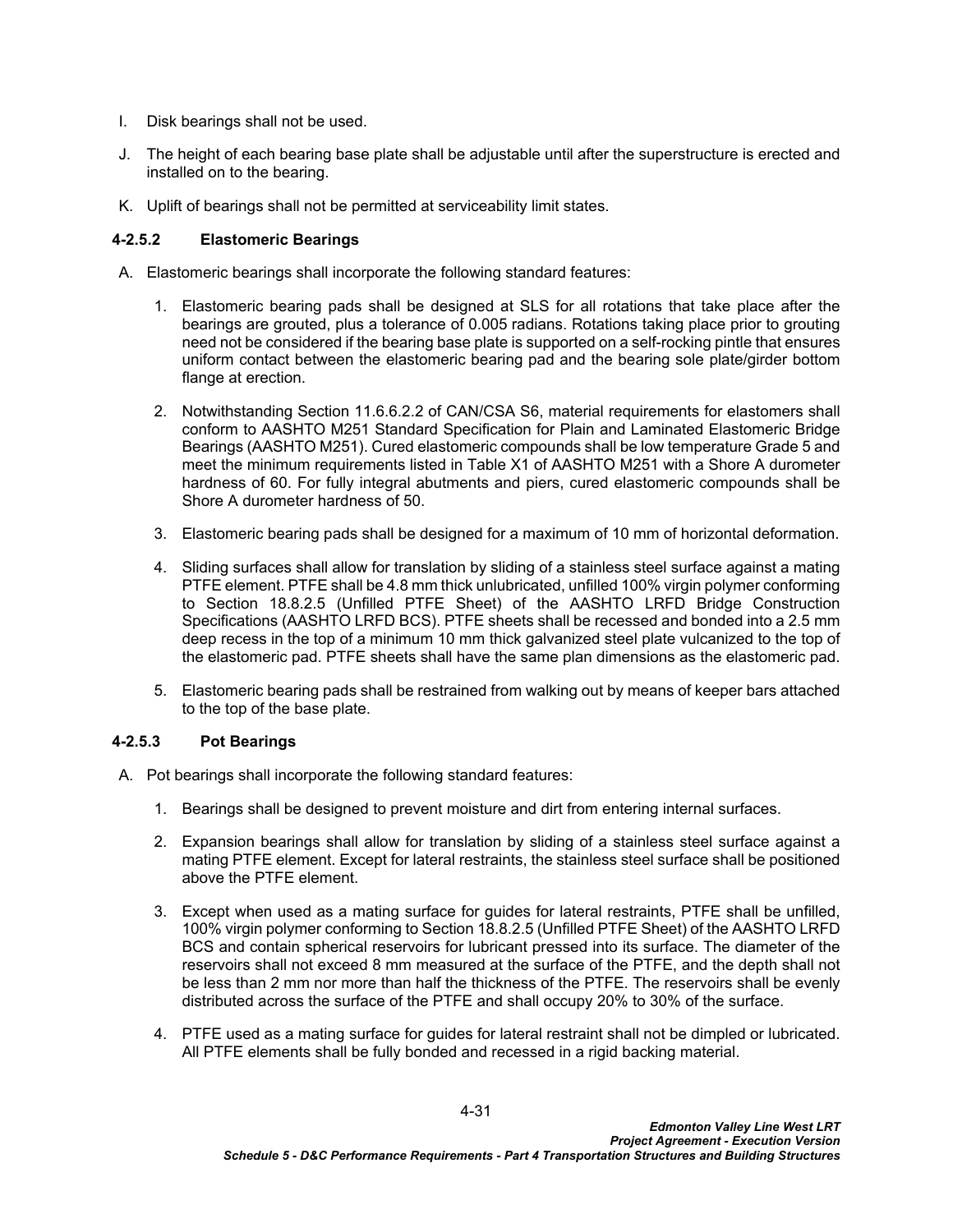I. Disk bearings shall not be used.

J. The height of each bearing base plate shall be adjustable until after the superstructure is erected and installed on to the bearing.

K. Uplift of bearings shall not be permitted at serviceability limit states.

### 4-2.5.2 Elastomeric Bearings

A. Elastomeric bearings shall incorporate the following standard features:

1. Elastomeric bearing pads shall be designed at SLS for all rotations that take place after the bearings are grouted, plus a tolerance of 0.005 radians. Rotations taking place prior to grouting need not be considered if the bearing base plate is supported on a self-rocking pintle that ensures uniform contact between the elastomeric bearing pad and the bearing sole plate/girder bottom flange at erection.

2. Notwithstanding Section 11.6.6.2.2 of CAN/CSA S6, material requirements for elastomers shall conform to AASHTO M251 Standard Specification for Plain and Laminated Elastomeric Bridge Bearings (AASHTO M251). Cured elastomeric compounds shall be low temperature Grade 5 and meet the minimum requirements listed in Table X1 of AASHTO M251 with a Shore A durometer hardness of 60. For fully integral abutments and piers, cured elastomeric compounds shall be Shore A durometer hardness of 50.

3. Elastomeric bearing pads shall be designed for a maximum of 10 mm of horizontal deformation.

4. Sliding surfaces shall allow for translation by sliding of a stainless steel surface against a mating PTFE element. PTFE shall be 4.8 mm thick unlubricated, unfilled 100% virgin polymer conforming to Section 18.8.2.5 (Unfilled PTFE Sheet) of the AASHTO LRFD Bridge Construction Specifications (AASHTO LRFD BCS). PTFE sheets shall be recessed and bonded into a 2.5 mm deep recess in the top of a minimum 10 mm thick galvanized steel plate vulcanized to the top of the elastomeric pad. PTFE sheets shall have the same plan dimensions as the elastomeric pad.

5. Elastomeric bearing pads shall be restrained from walking out by means of keeper bars attached to the top of the base plate.

### 4-2.5.3 Pot Bearings

A. Pot bearings shall incorporate the following standard features:

1. Bearings shall be designed to prevent moisture and dirt from entering internal surfaces.

2. Expansion bearings shall allow for translation by sliding of a stainless steel surface against a mating PTFE element. Except for lateral restraints, the stainless steel surface shall be positioned above the PTFE element.

3. Except when used as a mating surface for guides for lateral restraints, PTFE shall be unfilled, 100% virgin polymer conforming to Section 18.8.2.5 (Unfilled PTFE Sheet) of the AASHTO LRFD BCS and contain spherical reservoirs for lubricant pressed into its surface. The diameter of the reservoirs shall not exceed 8 mm measured at the surface of the PTFE, and the depth shall not be less than 2 mm nor more than half the thickness of the PTFE. The reservoirs shall be evenly distributed across the surface of the PTFE and shall occupy 20% to 30% of the surface.

4. PTFE used as a mating surface for guides for lateral restraint shall not be dimpled or lubricated. All PTFE elements shall be fully bonded and recessed in a rigid backing material.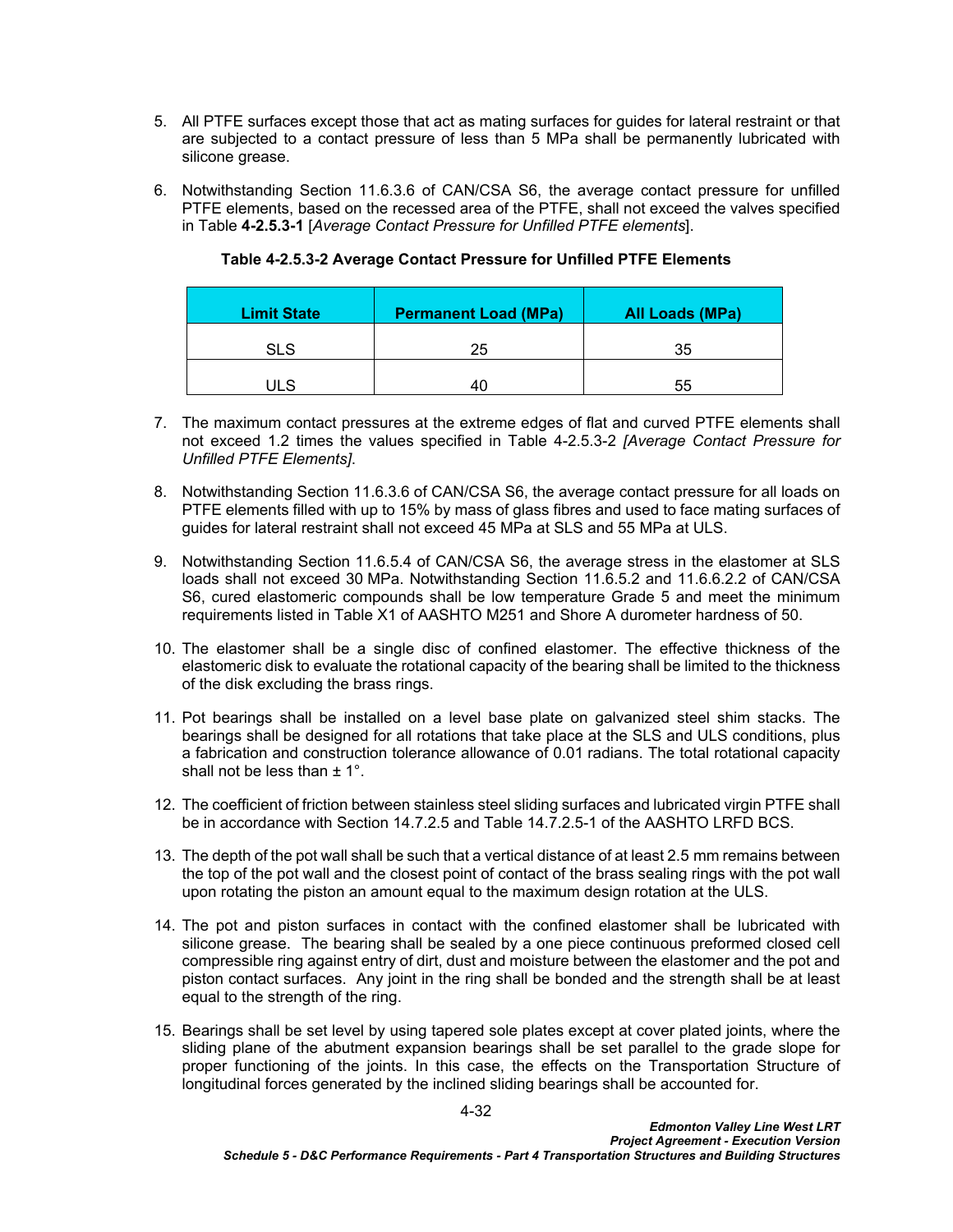5. All PTFE surfaces except those that act as mating surfaces for guides for lateral restraint or that are subjected to a contact pressure of less than 5 MPa shall be permanently lubricated with silicone grease.

6. Notwithstanding Section 11.6.3.6 of CAN/CSA S6, the average contact pressure for unfilled PTFE elements, based on the recessed area of the PTFE, shall not exceed the valves specified in Table **4-2.5.3-1** [*Average Contact Pressure for Unfilled PTFE elements*].

**Table 4-2.5.3-2 Average Contact Pressure for Unfilled PTFE Elements**

| Limit State | Permanent Load (MPa) | All Loads (MPa) |
|---|---|---|
| SLS | 25 | 35 |
| ULS | 40 | 55 |

7. The maximum contact pressures at the extreme edges of flat and curved PTFE elements shall not exceed 1.2 times the values specified in Table 4-2.5.3-2 *[Average Contact Pressure for Unfilled PTFE Elements]*.

8. Notwithstanding Section 11.6.3.6 of CAN/CSA S6, the average contact pressure for all loads on PTFE elements filled with up to 15% by mass of glass fibres and used to face mating surfaces of guides for lateral restraint shall not exceed 45 MPa at SLS and 55 MPa at ULS.

9. Notwithstanding Section 11.6.5.4 of CAN/CSA S6, the average stress in the elastomer at SLS loads shall not exceed 30 MPa. Notwithstanding Section 11.6.5.2 and 11.6.6.2.2 of CAN/CSA S6, cured elastomeric compounds shall be low temperature Grade 5 and meet the minimum requirements listed in Table X1 of AASHTO M251 and Shore A durometer hardness of 50.

10. The elastomer shall be a single disc of confined elastomer. The effective thickness of the elastomeric disk to evaluate the rotational capacity of the bearing shall be limited to the thickness of the disk excluding the brass rings.

11. Pot bearings shall be installed on a level base plate on galvanized steel shim stacks. The bearings shall be designed for all rotations that take place at the SLS and ULS conditions, plus a fabrication and construction tolerance allowance of 0.01 radians. The total rotational capacity shall not be less than ± 1°.

12. The coefficient of friction between stainless steel sliding surfaces and lubricated virgin PTFE shall be in accordance with Section 14.7.2.5 and Table 14.7.2.5-1 of the AASHTO LRFD BCS.

13. The depth of the pot wall shall be such that a vertical distance of at least 2.5 mm remains between the top of the pot wall and the closest point of contact of the brass sealing rings with the pot wall upon rotating the piston an amount equal to the maximum design rotation at the ULS.

14. The pot and piston surfaces in contact with the confined elastomer shall be lubricated with silicone grease. The bearing shall be sealed by a one piece continuous preformed closed cell compressible ring against entry of dirt, dust and moisture between the elastomer and the pot and piston contact surfaces. Any joint in the ring shall be bonded and the strength shall be at least equal to the strength of the ring.

15. Bearings shall be set level by using tapered sole plates except at cover plated joints, where the sliding plane of the abutment expansion bearings shall be set parallel to the grade slope for proper functioning of the joints. In this case, the effects on the Transportation Structure of longitudinal forces generated by the inclined sliding bearings shall be accounted for.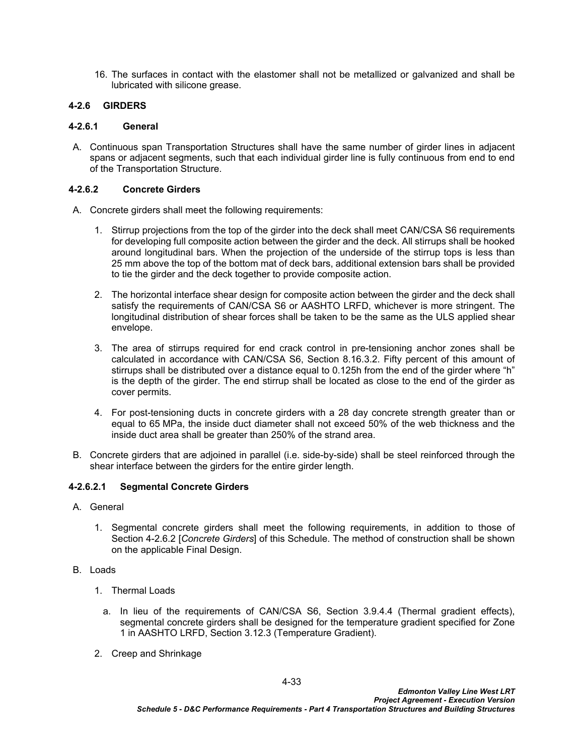16. The surfaces in contact with the elastomer shall not be metallized or galvanized and shall be lubricated with silicone grease.

### 4-2.6 GIRDERS

#### 4-2.6.1 General

A. Continuous span Transportation Structures shall have the same number of girder lines in adjacent spans or adjacent segments, such that each individual girder line is fully continuous from end to end of the Transportation Structure.

#### 4-2.6.2 Concrete Girders

A. Concrete girders shall meet the following requirements:

   1. Stirrup projections from the top of the girder into the deck shall meet CAN/CSA S6 requirements for developing full composite action between the girder and the deck. All stirrups shall be hooked around longitudinal bars. When the projection of the underside of the stirrup tops is less than 25 mm above the top of the bottom mat of deck bars, additional extension bars shall be provided to tie the girder and the deck together to provide composite action.

   2. The horizontal interface shear design for composite action between the girder and the deck shall satisfy the requirements of CAN/CSA S6 or AASHTO LRFD, whichever is more stringent. The longitudinal distribution of shear forces shall be taken to be the same as the ULS applied shear envelope.

   3. The area of stirrups required for end crack control in pre-tensioning anchor zones shall be calculated in accordance with CAN/CSA S6, Section 8.16.3.2. Fifty percent of this amount of stirrups shall be distributed over a distance equal to 0.125h from the end of the girder where "h" is the depth of the girder. The end stirrup shall be located as close to the end of the girder as cover permits.

   4. For post-tensioning ducts in concrete girders with a 28 day concrete strength greater than or equal to 65 MPa, the inside duct diameter shall not exceed 50% of the web thickness and the inside duct area shall be greater than 250% of the strand area.

B. Concrete girders that are adjoined in parallel (i.e. side-by-side) shall be steel reinforced through the shear interface between the girders for the entire girder length.

##### 4-2.6.2.1 Segmental Concrete Girders

A. General

   1. Segmental concrete girders shall meet the following requirements, in addition to those of Section 4-2.6.2 [*Concrete Girders*] of this Schedule. The method of construction shall be shown on the applicable Final Design.

B. Loads

   1. Thermal Loads

      a. In lieu of the requirements of CAN/CSA S6, Section 3.9.4.4 (Thermal gradient effects), segmental concrete girders shall be designed for the temperature gradient specified for Zone 1 in AASHTO LRFD, Section 3.12.3 (Temperature Gradient).

   2. Creep and Shrinkage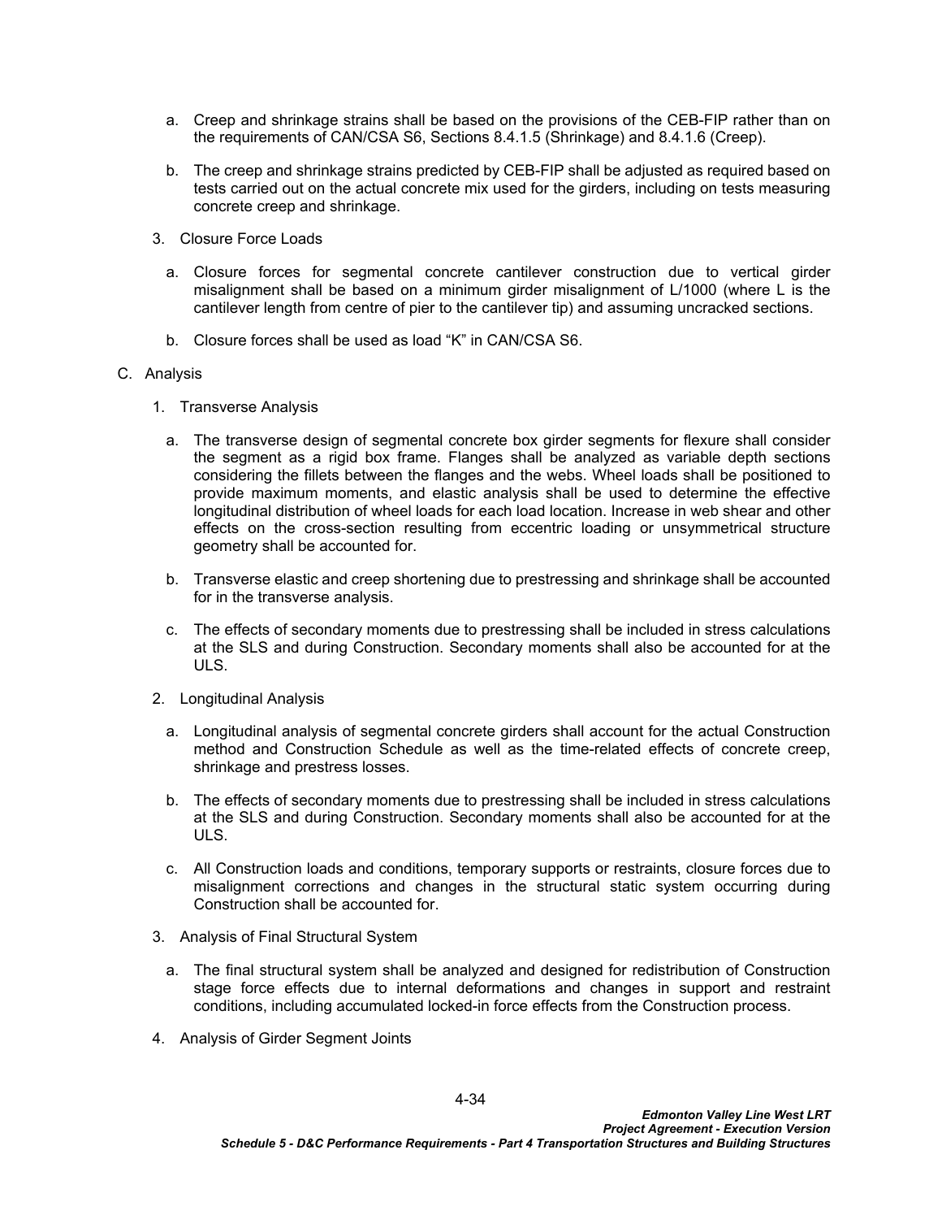a. Creep and shrinkage strains shall be based on the provisions of the CEB-FIP rather than on the requirements of CAN/CSA S6, Sections 8.4.1.5 (Shrinkage) and 8.4.1.6 (Creep).

b. The creep and shrinkage strains predicted by CEB-FIP shall be adjusted as required based on tests carried out on the actual concrete mix used for the girders, including on tests measuring concrete creep and shrinkage.

3. Closure Force Loads

a. Closure forces for segmental concrete cantilever construction due to vertical girder misalignment shall be based on a minimum girder misalignment of L/1000 (where L is the cantilever length from centre of pier to the cantilever tip) and assuming uncracked sections.

b. Closure forces shall be used as load "K" in CAN/CSA S6.

C. Analysis

1. Transverse Analysis

a. The transverse design of segmental concrete box girder segments for flexure shall consider the segment as a rigid box frame. Flanges shall be analyzed as variable depth sections considering the fillets between the flanges and the webs. Wheel loads shall be positioned to provide maximum moments, and elastic analysis shall be used to determine the effective longitudinal distribution of wheel loads for each load location. Increase in web shear and other effects on the cross-section resulting from eccentric loading or unsymmetrical structure geometry shall be accounted for.

b. Transverse elastic and creep shortening due to prestressing and shrinkage shall be accounted for in the transverse analysis.

c. The effects of secondary moments due to prestressing shall be included in stress calculations at the SLS and during Construction. Secondary moments shall also be accounted for at the ULS.

2. Longitudinal Analysis

a. Longitudinal analysis of segmental concrete girders shall account for the actual Construction method and Construction Schedule as well as the time-related effects of concrete creep, shrinkage and prestress losses.

b. The effects of secondary moments due to prestressing shall be included in stress calculations at the SLS and during Construction. Secondary moments shall also be accounted for at the ULS.

c. All Construction loads and conditions, temporary supports or restraints, closure forces due to misalignment corrections and changes in the structural static system occurring during Construction shall be accounted for.

3. Analysis of Final Structural System

a. The final structural system shall be analyzed and designed for redistribution of Construction stage force effects due to internal deformations and changes in support and restraint conditions, including accumulated locked-in force effects from the Construction process.

4. Analysis of Girder Segment Joints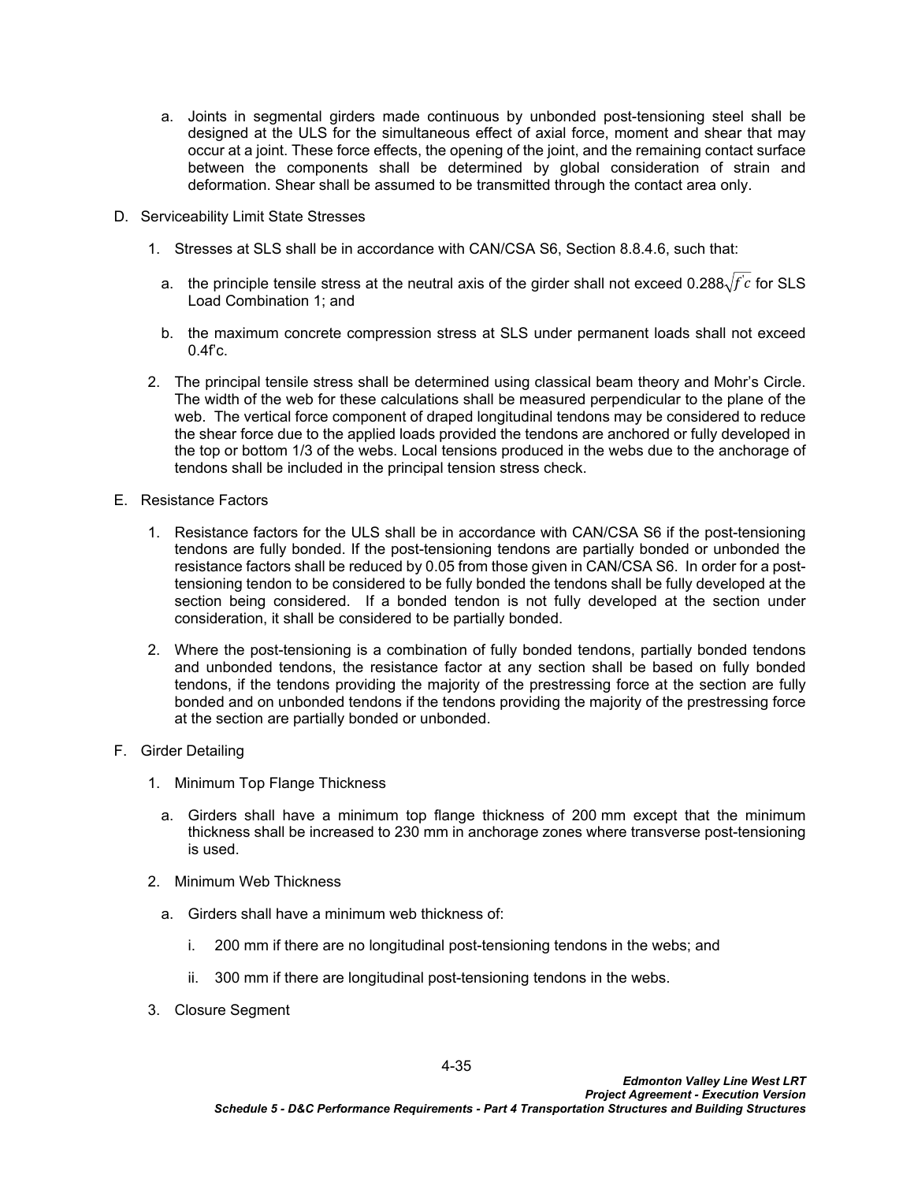a. Joints in segmental girders made continuous by unbonded post-tensioning steel shall be designed at the ULS for the simultaneous effect of axial force, moment and shear that may occur at a joint. These force effects, the opening of the joint, and the remaining contact surface between the components shall be determined by global consideration of strain and deformation. Shear shall be assumed to be transmitted through the contact area only.

D. Serviceability Limit State Stresses

1. Stresses at SLS shall be in accordance with CAN/CSA S6, Section 8.8.4.6, such that:

   a. the principle tensile stress at the neutral axis of the girder shall not exceed $0.288\sqrt{f'c}$ for SLS Load Combination 1; and

   b. the maximum concrete compression stress at SLS under permanent loads shall not exceed 0.4f'c.

2. The principal tensile stress shall be determined using classical beam theory and Mohr's Circle. The width of the web for these calculations shall be measured perpendicular to the plane of the web. The vertical force component of draped longitudinal tendons may be considered to reduce the shear force due to the applied loads provided the tendons are anchored or fully developed in the top or bottom 1/3 of the webs. Local tensions produced in the webs due to the anchorage of tendons shall be included in the principal tension stress check.

E. Resistance Factors

1. Resistance factors for the ULS shall be in accordance with CAN/CSA S6 if the post-tensioning tendons are fully bonded. If the post-tensioning tendons are partially bonded or unbonded the resistance factors shall be reduced by 0.05 from those given in CAN/CSA S6. In order for a post-tensioning tendon to be considered to be fully bonded the tendons shall be fully developed at the section being considered. If a bonded tendon is not fully developed at the section under consideration, it shall be considered to be partially bonded.

2. Where the post-tensioning is a combination of fully bonded tendons, partially bonded tendons and unbonded tendons, the resistance factor at any section shall be based on fully bonded tendons, if the tendons providing the majority of the prestressing force at the section are fully bonded and on unbonded tendons if the tendons providing the majority of the prestressing force at the section are partially bonded or unbonded.

F. Girder Detailing

1. Minimum Top Flange Thickness

   a. Girders shall have a minimum top flange thickness of 200 mm except that the minimum thickness shall be increased to 230 mm in anchorage zones where transverse post-tensioning is used.

2. Minimum Web Thickness

   a. Girders shall have a minimum web thickness of:

      i. 200 mm if there are no longitudinal post-tensioning tendons in the webs; and

      ii. 300 mm if there are longitudinal post-tensioning tendons in the webs.

3. Closure Segment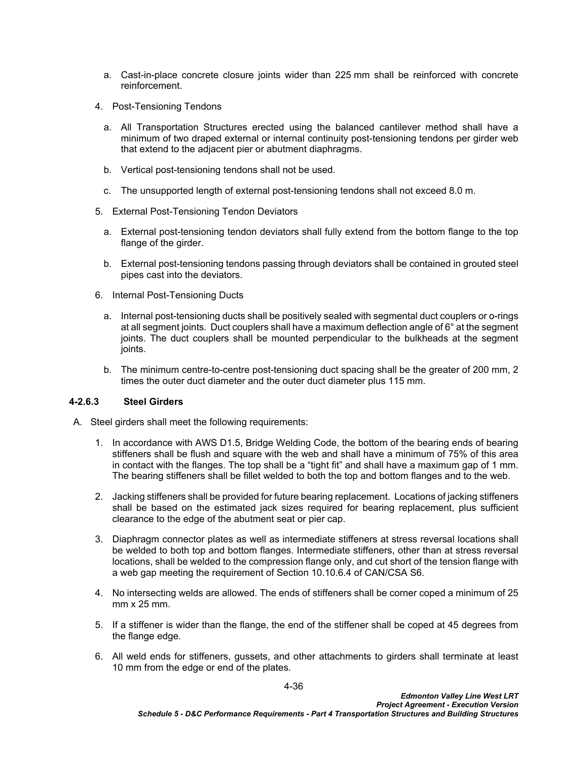a. Cast-in-place concrete closure joints wider than 225 mm shall be reinforced with concrete reinforcement.

4. Post-Tensioning Tendons

   a. All Transportation Structures erected using the balanced cantilever method shall have a minimum of two draped external or internal continuity post-tensioning tendons per girder web that extend to the adjacent pier or abutment diaphragms.

   b. Vertical post-tensioning tendons shall not be used.

   c. The unsupported length of external post-tensioning tendons shall not exceed 8.0 m.

5. External Post-Tensioning Tendon Deviators

   a. External post-tensioning tendon deviators shall fully extend from the bottom flange to the top flange of the girder.

   b. External post-tensioning tendons passing through deviators shall be contained in grouted steel pipes cast into the deviators.

6. Internal Post-Tensioning Ducts

   a. Internal post-tensioning ducts shall be positively sealed with segmental duct couplers or o-rings at all segment joints. Duct couplers shall have a maximum deflection angle of 6° at the segment joints. The duct couplers shall be mounted perpendicular to the bulkheads at the segment joints.

   b. The minimum centre-to-centre post-tensioning duct spacing shall be the greater of 200 mm, 2 times the outer duct diameter and the outer duct diameter plus 115 mm.

### 4-2.6.3 Steel Girders

A. Steel girders shall meet the following requirements:

   1. In accordance with AWS D1.5, Bridge Welding Code, the bottom of the bearing ends of bearing stiffeners shall be flush and square with the web and shall have a minimum of 75% of this area in contact with the flanges. The top shall be a "tight fit" and shall have a maximum gap of 1 mm. The bearing stiffeners shall be fillet welded to both the top and bottom flanges and to the web.

   2. Jacking stiffeners shall be provided for future bearing replacement. Locations of jacking stiffeners shall be based on the estimated jack sizes required for bearing replacement, plus sufficient clearance to the edge of the abutment seat or pier cap.

   3. Diaphragm connector plates as well as intermediate stiffeners at stress reversal locations shall be welded to both top and bottom flanges. Intermediate stiffeners, other than at stress reversal locations, shall be welded to the compression flange only, and cut short of the tension flange with a web gap meeting the requirement of Section 10.10.6.4 of CAN/CSA S6.

   4. No intersecting welds are allowed. The ends of stiffeners shall be corner coped a minimum of 25 mm x 25 mm.

   5. If a stiffener is wider than the flange, the end of the stiffener shall be coped at 45 degrees from the flange edge.

   6. All weld ends for stiffeners, gussets, and other attachments to girders shall terminate at least 10 mm from the edge or end of the plates.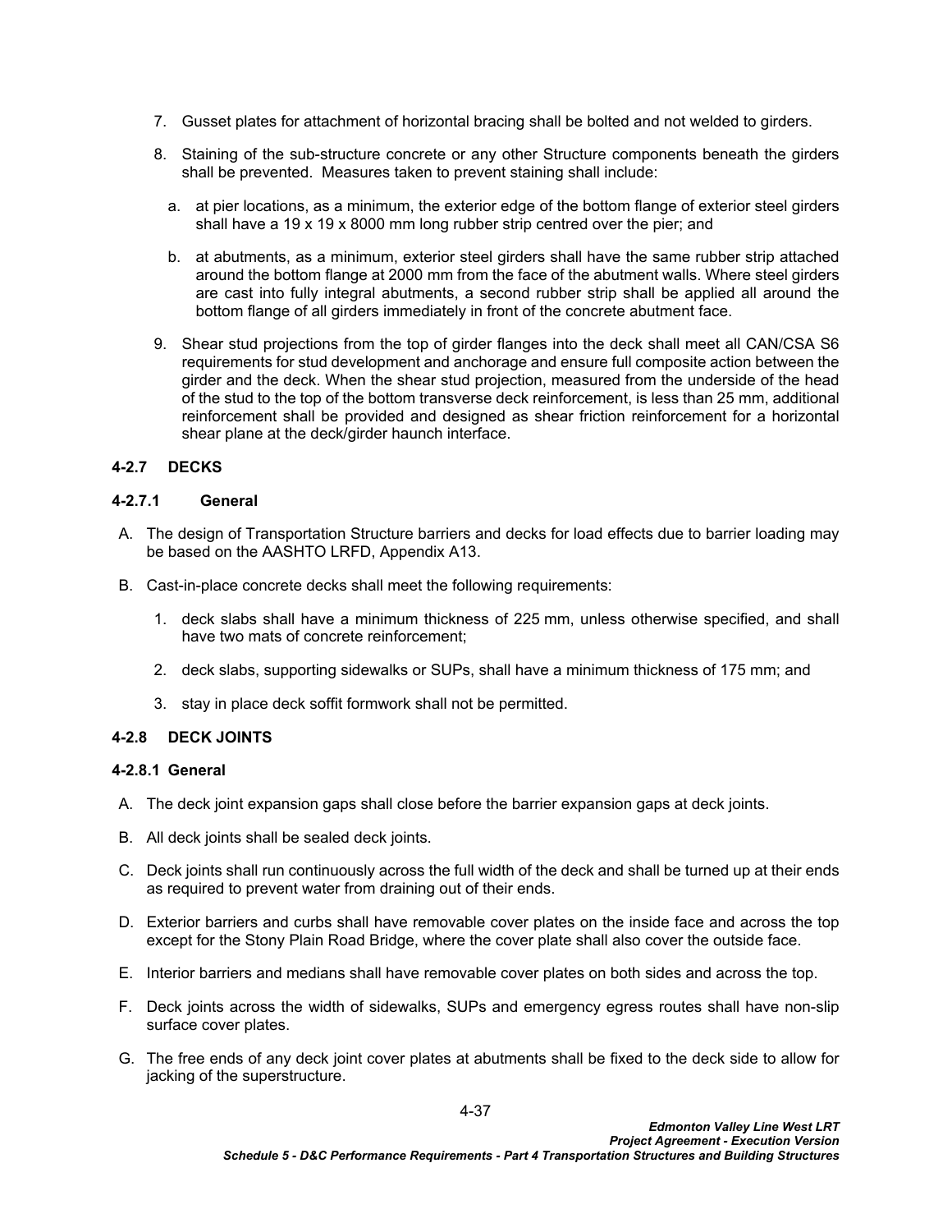7. Gusset plates for attachment of horizontal bracing shall be bolted and not welded to girders.

8. Staining of the sub-structure concrete or any other Structure components beneath the girders shall be prevented. Measures taken to prevent staining shall include:

   a. at pier locations, as a minimum, the exterior edge of the bottom flange of exterior steel girders shall have a 19 x 19 x 8000 mm long rubber strip centred over the pier; and

   b. at abutments, as a minimum, exterior steel girders shall have the same rubber strip attached around the bottom flange at 2000 mm from the face of the abutment walls. Where steel girders are cast into fully integral abutments, a second rubber strip shall be applied all around the bottom flange of all girders immediately in front of the concrete abutment face.

9. Shear stud projections from the top of girder flanges into the deck shall meet all CAN/CSA S6 requirements for stud development and anchorage and ensure full composite action between the girder and the deck. When the shear stud projection, measured from the underside of the head of the stud to the top of the bottom transverse deck reinforcement, is less than 25 mm, additional reinforcement shall be provided and designed as shear friction reinforcement for a horizontal shear plane at the deck/girder haunch interface.

### 4-2.7 DECKS

#### 4-2.7.1 General

A. The design of Transportation Structure barriers and decks for load effects due to barrier loading may be based on the AASHTO LRFD, Appendix A13.

B. Cast-in-place concrete decks shall meet the following requirements:

   1. deck slabs shall have a minimum thickness of 225 mm, unless otherwise specified, and shall have two mats of concrete reinforcement;

   2. deck slabs, supporting sidewalks or SUPs, shall have a minimum thickness of 175 mm; and

   3. stay in place deck soffit formwork shall not be permitted.

### 4-2.8 DECK JOINTS

#### 4-2.8.1 General

A. The deck joint expansion gaps shall close before the barrier expansion gaps at deck joints.

B. All deck joints shall be sealed deck joints.

C. Deck joints shall run continuously across the full width of the deck and shall be turned up at their ends as required to prevent water from draining out of their ends.

D. Exterior barriers and curbs shall have removable cover plates on the inside face and across the top except for the Stony Plain Road Bridge, where the cover plate shall also cover the outside face.

E. Interior barriers and medians shall have removable cover plates on both sides and across the top.

F. Deck joints across the width of sidewalks, SUPs and emergency egress routes shall have non-slip surface cover plates.

G. The free ends of any deck joint cover plates at abutments shall be fixed to the deck side to allow for jacking of the superstructure.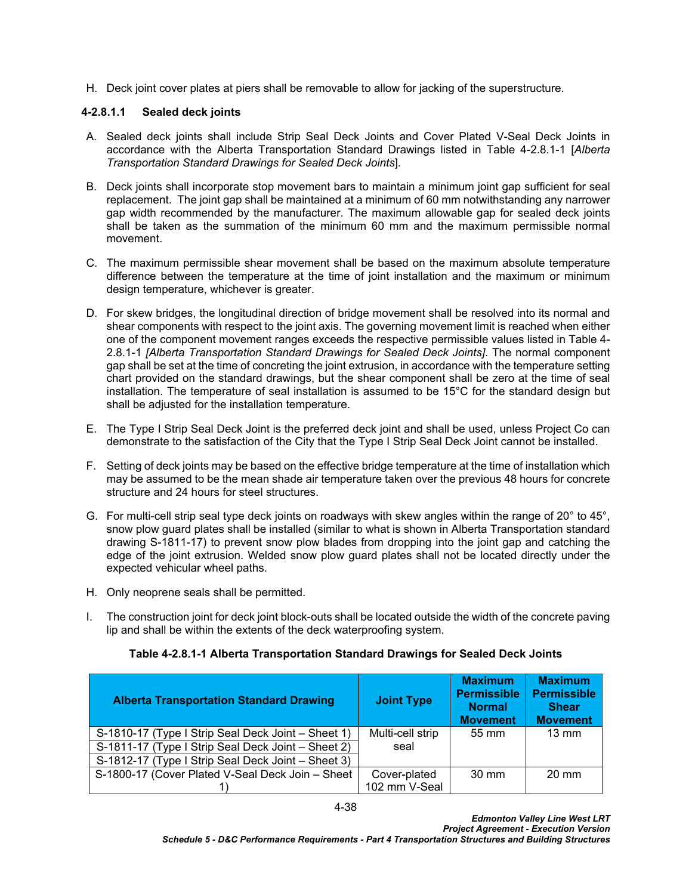H. Deck joint cover plates at piers shall be removable to allow for jacking of the superstructure.

#### 4-2.8.1.1 Sealed deck joints

A. Sealed deck joints shall include Strip Seal Deck Joints and Cover Plated V-Seal Deck Joints in accordance with the Alberta Transportation Standard Drawings listed in Table 4-2.8.1-1 [*Alberta Transportation Standard Drawings for Sealed Deck Joints*].

B. Deck joints shall incorporate stop movement bars to maintain a minimum joint gap sufficient for seal replacement. The joint gap shall be maintained at a minimum of 60 mm notwithstanding any narrower gap width recommended by the manufacturer. The maximum allowable gap for sealed deck joints shall be taken as the summation of the minimum 60 mm and the maximum permissible normal movement.

C. The maximum permissible shear movement shall be based on the maximum absolute temperature difference between the temperature at the time of joint installation and the maximum or minimum design temperature, whichever is greater.

D. For skew bridges, the longitudinal direction of bridge movement shall be resolved into its normal and shear components with respect to the joint axis. The governing movement limit is reached when either one of the component movement ranges exceeds the respective permissible values listed in Table 4-2.8.1-1 *[Alberta Transportation Standard Drawings for Sealed Deck Joints]*. The normal component gap shall be set at the time of concreting the joint extrusion, in accordance with the temperature setting chart provided on the standard drawings, but the shear component shall be zero at the time of seal installation. The temperature of seal installation is assumed to be 15°C for the standard design but shall be adjusted for the installation temperature.

E. The Type I Strip Seal Deck Joint is the preferred deck joint and shall be used, unless Project Co can demonstrate to the satisfaction of the City that the Type I Strip Seal Deck Joint cannot be installed.

F. Setting of deck joints may be based on the effective bridge temperature at the time of installation which may be assumed to be the mean shade air temperature taken over the previous 48 hours for concrete structure and 24 hours for steel structures.

G. For multi-cell strip seal type deck joints on roadways with skew angles within the range of 20° to 45°, snow plow guard plates shall be installed (similar to what is shown in Alberta Transportation standard drawing S-1811-17) to prevent snow plow blades from dropping into the joint gap and catching the edge of the joint extrusion. Welded snow plow guard plates shall not be located directly under the expected vehicular wheel paths.

H. Only neoprene seals shall be permitted.

I. The construction joint for deck joint block-outs shall be located outside the width of the concrete paving lip and shall be within the extents of the deck waterproofing system.

**Table 4-2.8.1-1 Alberta Transportation Standard Drawings for Sealed Deck Joints**

| Alberta Transportation Standard Drawing | Joint Type | Maximum Permissible Normal Movement | Maximum Permissible Shear Movement |
|---|---|---|---|
| S-1810-17 (Type I Strip Seal Deck Joint – Sheet 1) | Multi-cell strip seal | 55 mm | 13 mm |
| S-1811-17 (Type I Strip Seal Deck Joint – Sheet 2) | | | |
| S-1812-17 (Type I Strip Seal Deck Joint – Sheet 3) | | | |
| S-1800-17 (Cover Plated V-Seal Deck Join – Sheet 1) | Cover-plated 102 mm V-Seal | 30 mm | 20 mm |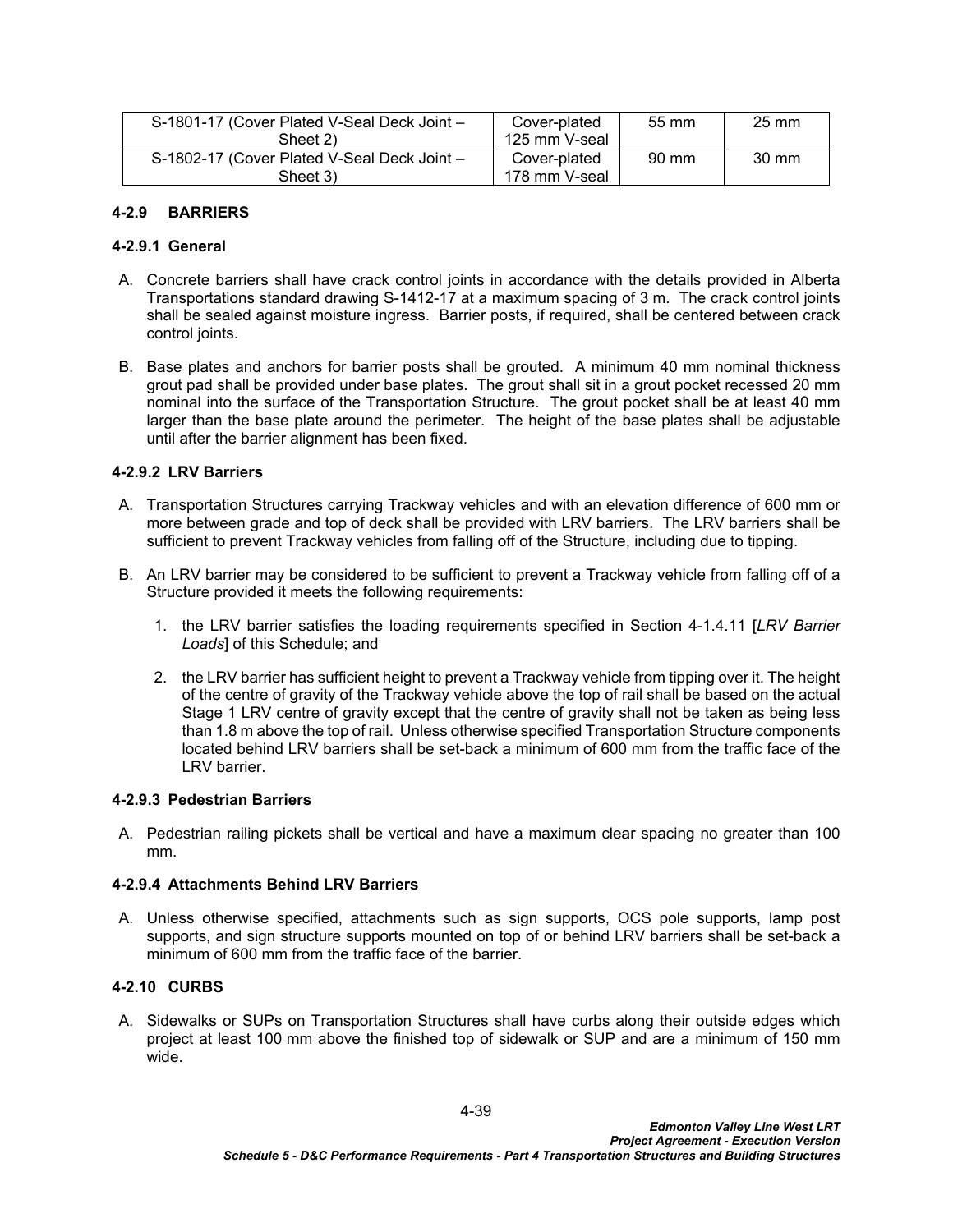| | | | |
|---|---|---|---|
| S-1801-17 (Cover Plated V-Seal Deck Joint – Sheet 2) | Cover-plated 125 mm V-seal | 55 mm | 25 mm |
| S-1802-17 (Cover Plated V-Seal Deck Joint – Sheet 3) | Cover-plated 178 mm V-seal | 90 mm | 30 mm |

### 4-2.9 BARRIERS

#### 4-2.9.1 General

A. Concrete barriers shall have crack control joints in accordance with the details provided in Alberta Transportations standard drawing S-1412-17 at a maximum spacing of 3 m. The crack control joints shall be sealed against moisture ingress. Barrier posts, if required, shall be centered between crack control joints.

B. Base plates and anchors for barrier posts shall be grouted. A minimum 40 mm nominal thickness grout pad shall be provided under base plates. The grout shall sit in a grout pocket recessed 20 mm nominal into the surface of the Transportation Structure. The grout pocket shall be at least 40 mm larger than the base plate around the perimeter. The height of the base plates shall be adjustable until after the barrier alignment has been fixed.

#### 4-2.9.2 LRV Barriers

A. Transportation Structures carrying Trackway vehicles and with an elevation difference of 600 mm or more between grade and top of deck shall be provided with LRV barriers. The LRV barriers shall be sufficient to prevent Trackway vehicles from falling off of the Structure, including due to tipping.

B. An LRV barrier may be considered to be sufficient to prevent a Trackway vehicle from falling off of a Structure provided it meets the following requirements:

1. the LRV barrier satisfies the loading requirements specified in Section 4-1.4.11 [*LRV Barrier Loads*] of this Schedule; and
2. the LRV barrier has sufficient height to prevent a Trackway vehicle from tipping over it. The height of the centre of gravity of the Trackway vehicle above the top of rail shall be based on the actual Stage 1 LRV centre of gravity except that the centre of gravity shall not be taken as being less than 1.8 m above the top of rail. Unless otherwise specified Transportation Structure components located behind LRV barriers shall be set-back a minimum of 600 mm from the traffic face of the LRV barrier.

#### 4-2.9.3 Pedestrian Barriers

A. Pedestrian railing pickets shall be vertical and have a maximum clear spacing no greater than 100 mm.

#### 4-2.9.4 Attachments Behind LRV Barriers

A. Unless otherwise specified, attachments such as sign supports, OCS pole supports, lamp post supports, and sign structure supports mounted on top of or behind LRV barriers shall be set-back a minimum of 600 mm from the traffic face of the barrier.

### 4-2.10 CURBS

A. Sidewalks or SUPs on Transportation Structures shall have curbs along their outside edges which project at least 100 mm above the finished top of sidewalk or SUP and are a minimum of 150 mm wide.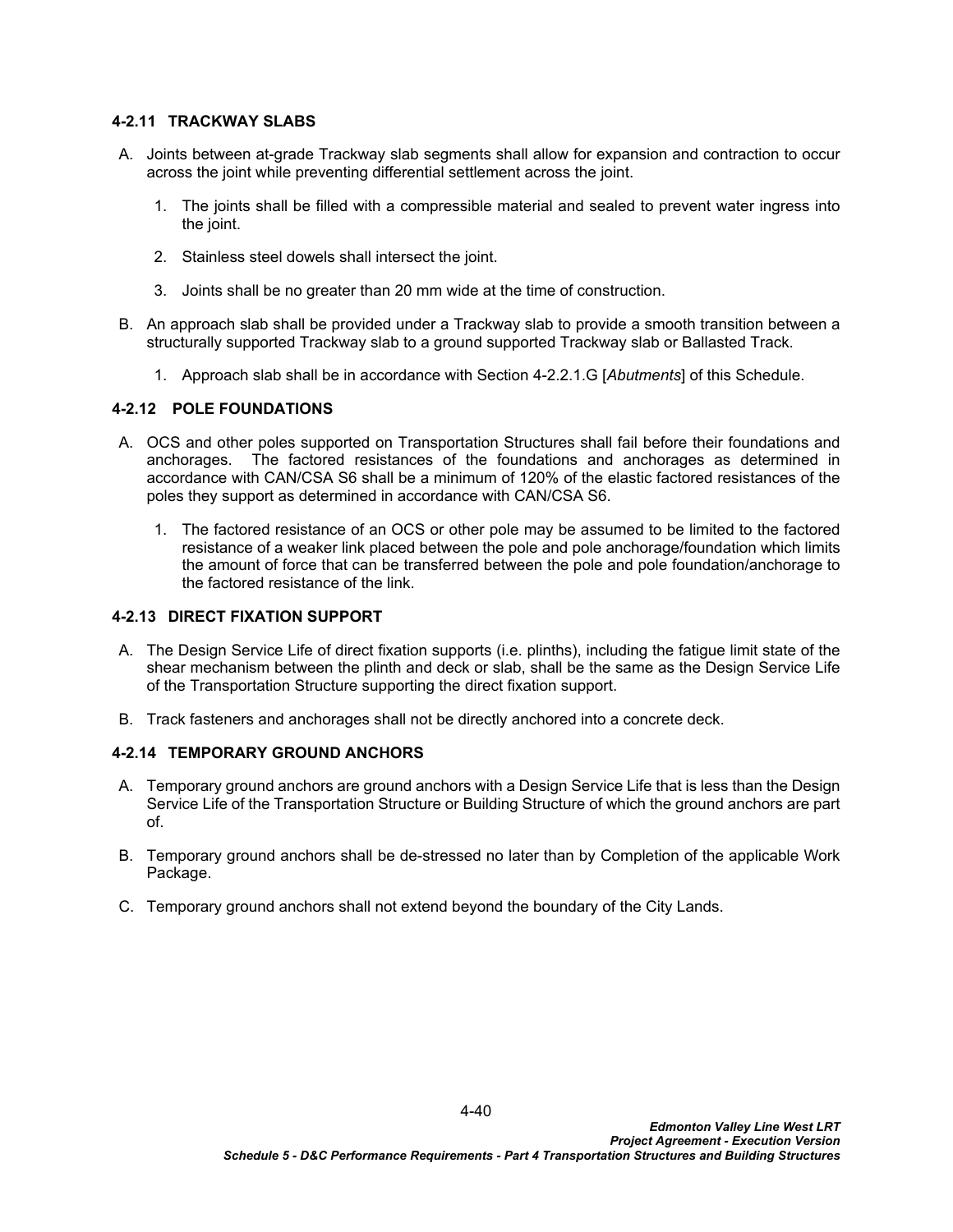### 4-2.11 TRACKWAY SLABS

A. Joints between at-grade Trackway slab segments shall allow for expansion and contraction to occur across the joint while preventing differential settlement across the joint.

   1. The joints shall be filled with a compressible material and sealed to prevent water ingress into the joint.

   2. Stainless steel dowels shall intersect the joint.

   3. Joints shall be no greater than 20 mm wide at the time of construction.

B. An approach slab shall be provided under a Trackway slab to provide a smooth transition between a structurally supported Trackway slab to a ground supported Trackway slab or Ballasted Track.

   1. Approach slab shall be in accordance with Section 4-2.2.1.G [*Abutments*] of this Schedule.

### 4-2.12 POLE FOUNDATIONS

A. OCS and other poles supported on Transportation Structures shall fail before their foundations and anchorages. The factored resistances of the foundations and anchorages as determined in accordance with CAN/CSA S6 shall be a minimum of 120% of the elastic factored resistances of the poles they support as determined in accordance with CAN/CSA S6.

   1. The factored resistance of an OCS or other pole may be assumed to be limited to the factored resistance of a weaker link placed between the pole and pole anchorage/foundation which limits the amount of force that can be transferred between the pole and pole foundation/anchorage to the factored resistance of the link.

### 4-2.13 DIRECT FIXATION SUPPORT

A. The Design Service Life of direct fixation supports (i.e. plinths), including the fatigue limit state of the shear mechanism between the plinth and deck or slab, shall be the same as the Design Service Life of the Transportation Structure supporting the direct fixation support.

B. Track fasteners and anchorages shall not be directly anchored into a concrete deck.

### 4-2.14 TEMPORARY GROUND ANCHORS

A. Temporary ground anchors are ground anchors with a Design Service Life that is less than the Design Service Life of the Transportation Structure or Building Structure of which the ground anchors are part of.

B. Temporary ground anchors shall be de-stressed no later than by Completion of the applicable Work Package.

C. Temporary ground anchors shall not extend beyond the boundary of the City Lands.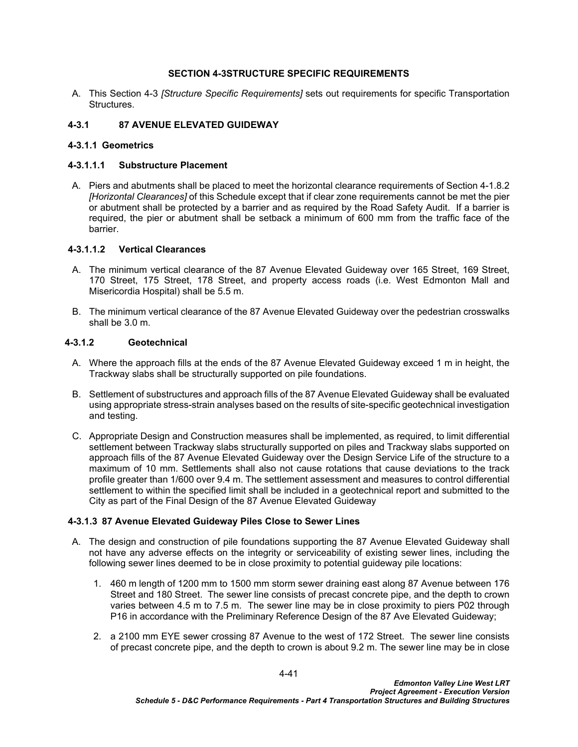# SECTION 4-3STRUCTURE SPECIFIC REQUIREMENTS

A. This Section 4-3 *[Structure Specific Requirements]* sets out requirements for specific Transportation Structures.

## 4-3.1 87 AVENUE ELEVATED GUIDEWAY

### 4-3.1.1 Geometrics

#### 4-3.1.1.1 Substructure Placement

A. Piers and abutments shall be placed to meet the horizontal clearance requirements of Section 4-1.8.2 *[Horizontal Clearances]* of this Schedule except that if clear zone requirements cannot be met the pier or abutment shall be protected by a barrier and as required by the Road Safety Audit. If a barrier is required, the pier or abutment shall be setback a minimum of 600 mm from the traffic face of the barrier.

#### 4-3.1.1.2 Vertical Clearances

A. The minimum vertical clearance of the 87 Avenue Elevated Guideway over 165 Street, 169 Street, 170 Street, 175 Street, 178 Street, and property access roads (i.e. West Edmonton Mall and Misericordia Hospital) shall be 5.5 m.

B. The minimum vertical clearance of the 87 Avenue Elevated Guideway over the pedestrian crosswalks shall be 3.0 m.

### 4-3.1.2 Geotechnical

A. Where the approach fills at the ends of the 87 Avenue Elevated Guideway exceed 1 m in height, the Trackway slabs shall be structurally supported on pile foundations.

B. Settlement of substructures and approach fills of the 87 Avenue Elevated Guideway shall be evaluated using appropriate stress-strain analyses based on the results of site-specific geotechnical investigation and testing.

C. Appropriate Design and Construction measures shall be implemented, as required, to limit differential settlement between Trackway slabs structurally supported on piles and Trackway slabs supported on approach fills of the 87 Avenue Elevated Guideway over the Design Service Life of the structure to a maximum of 10 mm. Settlements shall also not cause rotations that cause deviations to the track profile greater than 1/600 over 9.4 m. The settlement assessment and measures to control differential settlement to within the specified limit shall be included in a geotechnical report and submitted to the City as part of the Final Design of the 87 Avenue Elevated Guideway

### 4-3.1.3 87 Avenue Elevated Guideway Piles Close to Sewer Lines

A. The design and construction of pile foundations supporting the 87 Avenue Elevated Guideway shall not have any adverse effects on the integrity or serviceability of existing sewer lines, including the following sewer lines deemed to be in close proximity to potential guideway pile locations:

1. 460 m length of 1200 mm to 1500 mm storm sewer draining east along 87 Avenue between 176 Street and 180 Street. The sewer line consists of precast concrete pipe, and the depth to crown varies between 4.5 m to 7.5 m. The sewer line may be in close proximity to piers P02 through P16 in accordance with the Preliminary Reference Design of the 87 Ave Elevated Guideway;

2. a 2100 mm EYE sewer crossing 87 Avenue to the west of 172 Street. The sewer line consists of precast concrete pipe, and the depth to crown is about 9.2 m. The sewer line may be in close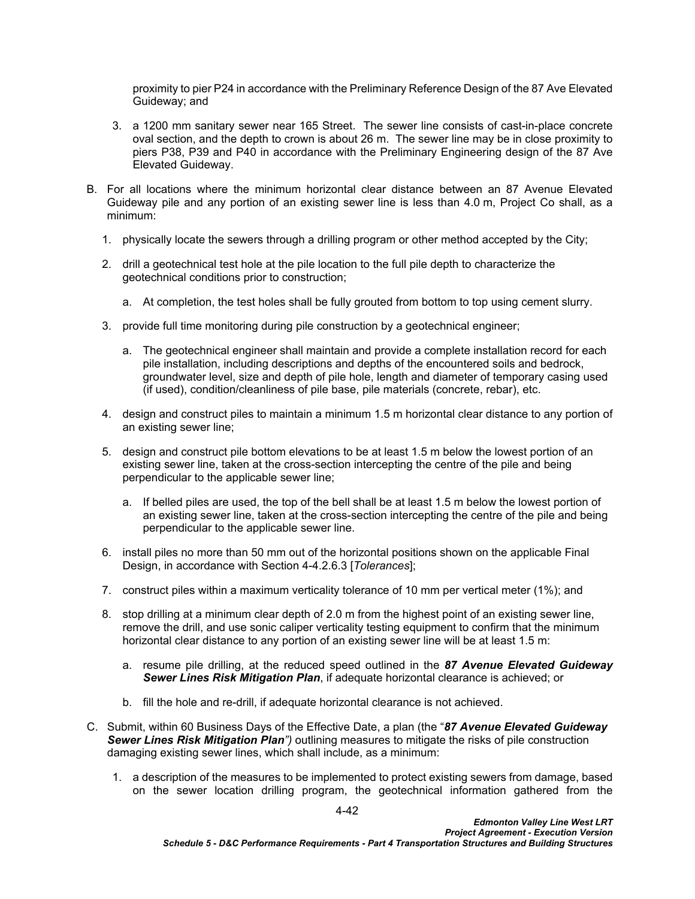proximity to pier P24 in accordance with the Preliminary Reference Design of the 87 Ave Elevated Guideway; and

3. a 1200 mm sanitary sewer near 165 Street. The sewer line consists of cast-in-place concrete oval section, and the depth to crown is about 26 m. The sewer line may be in close proximity to piers P38, P39 and P40 in accordance with the Preliminary Engineering design of the 87 Ave Elevated Guideway.

B. For all locations where the minimum horizontal clear distance between an 87 Avenue Elevated Guideway pile and any portion of an existing sewer line is less than 4.0 m, Project Co shall, as a minimum:

   1. physically locate the sewers through a drilling program or other method accepted by the City;

   2. drill a geotechnical test hole at the pile location to the full pile depth to characterize the geotechnical conditions prior to construction;

      a. At completion, the test holes shall be fully grouted from bottom to top using cement slurry.

   3. provide full time monitoring during pile construction by a geotechnical engineer;

      a. The geotechnical engineer shall maintain and provide a complete installation record for each pile installation, including descriptions and depths of the encountered soils and bedrock, groundwater level, size and depth of pile hole, length and diameter of temporary casing used (if used), condition/cleanliness of pile base, pile materials (concrete, rebar), etc.

   4. design and construct piles to maintain a minimum 1.5 m horizontal clear distance to any portion of an existing sewer line;

   5. design and construct pile bottom elevations to be at least 1.5 m below the lowest portion of an existing sewer line, taken at the cross-section intercepting the centre of the pile and being perpendicular to the applicable sewer line;

      a. If belled piles are used, the top of the bell shall be at least 1.5 m below the lowest portion of an existing sewer line, taken at the cross-section intercepting the centre of the pile and being perpendicular to the applicable sewer line.

   6. install piles no more than 50 mm out of the horizontal positions shown on the applicable Final Design, in accordance with Section 4-4.2.6.3 [*Tolerances*];

   7. construct piles within a maximum verticality tolerance of 10 mm per vertical meter (1%); and

   8. stop drilling at a minimum clear depth of 2.0 m from the highest point of an existing sewer line, remove the drill, and use sonic caliper verticality testing equipment to confirm that the minimum horizontal clear distance to any portion of an existing sewer line will be at least 1.5 m:

      a. resume pile drilling, at the reduced speed outlined in the ***87 Avenue Elevated Guideway Sewer Lines Risk Mitigation Plan***, if adequate horizontal clearance is achieved; or

      b. fill the hole and re-drill, if adequate horizontal clearance is not achieved.

C. Submit, within 60 Business Days of the Effective Date, a plan (the "***87 Avenue Elevated Guideway Sewer Lines Risk Mitigation Plan***") outlining measures to mitigate the risks of pile construction damaging existing sewer lines, which shall include, as a minimum:

   1. a description of the measures to be implemented to protect existing sewers from damage, based on the sewer location drilling program, the geotechnical information gathered from the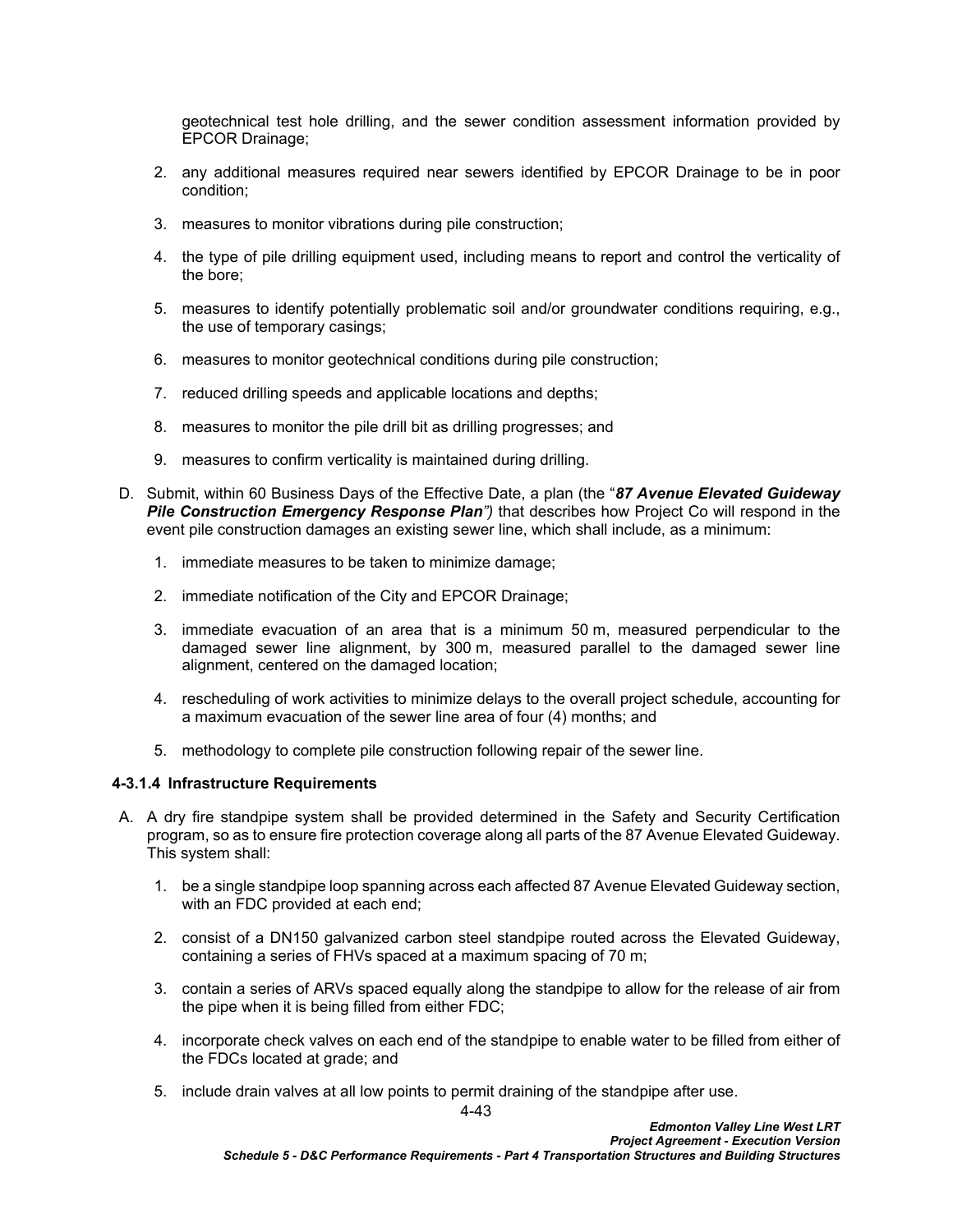geotechnical test hole drilling, and the sewer condition assessment information provided by EPCOR Drainage;

2. any additional measures required near sewers identified by EPCOR Drainage to be in poor condition;
3. measures to monitor vibrations during pile construction;
4. the type of pile drilling equipment used, including means to report and control the verticality of the bore;
5. measures to identify potentially problematic soil and/or groundwater conditions requiring, e.g., the use of temporary casings;
6. measures to monitor geotechnical conditions during pile construction;
7. reduced drilling speeds and applicable locations and depths;
8. measures to monitor the pile drill bit as drilling progresses; and
9. measures to confirm verticality is maintained during drilling.

D. Submit, within 60 Business Days of the Effective Date, a plan (the "***87 Avenue Elevated Guideway Pile Construction Emergency Response Plan****")* that describes how Project Co will respond in the event pile construction damages an existing sewer line, which shall include, as a minimum:

1. immediate measures to be taken to minimize damage;
2. immediate notification of the City and EPCOR Drainage;
3. immediate evacuation of an area that is a minimum 50 m, measured perpendicular to the damaged sewer line alignment, by 300 m, measured parallel to the damaged sewer line alignment, centered on the damaged location;
4. rescheduling of work activities to minimize delays to the overall project schedule, accounting for a maximum evacuation of the sewer line area of four (4) months; and
5. methodology to complete pile construction following repair of the sewer line.

#### 4-3.1.4 Infrastructure Requirements

A. A dry fire standpipe system shall be provided determined in the Safety and Security Certification program, so as to ensure fire protection coverage along all parts of the 87 Avenue Elevated Guideway. This system shall:

1. be a single standpipe loop spanning across each affected 87 Avenue Elevated Guideway section, with an FDC provided at each end;
2. consist of a DN150 galvanized carbon steel standpipe routed across the Elevated Guideway, containing a series of FHVs spaced at a maximum spacing of 70 m;
3. contain a series of ARVs spaced equally along the standpipe to allow for the release of air from the pipe when it is being filled from either FDC;
4. incorporate check valves on each end of the standpipe to enable water to be filled from either of the FDCs located at grade; and
5. include drain valves at all low points to permit draining of the standpipe after use.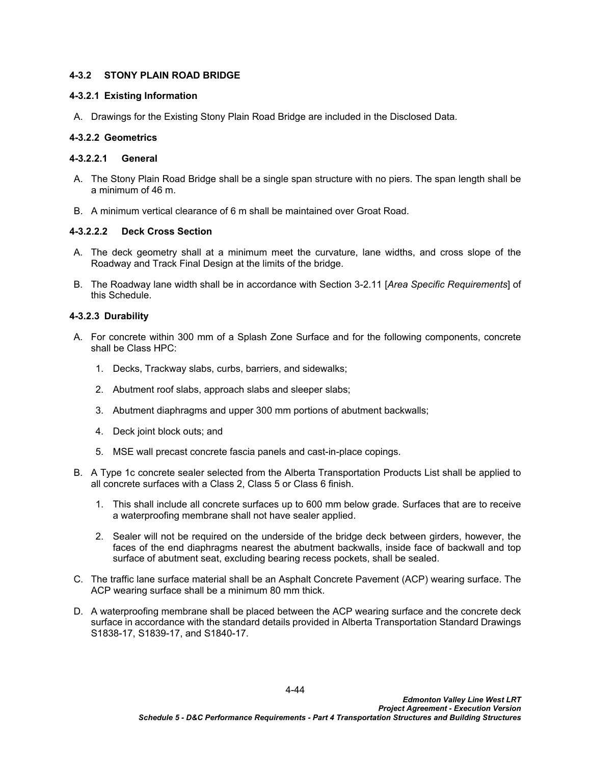### 4-3.2 STONY PLAIN ROAD BRIDGE

#### 4-3.2.1 Existing Information

A. Drawings for the Existing Stony Plain Road Bridge are included in the Disclosed Data.

#### 4-3.2.2 Geometrics

##### 4-3.2.2.1 General

A. The Stony Plain Road Bridge shall be a single span structure with no piers. The span length shall be a minimum of 46 m.

B. A minimum vertical clearance of 6 m shall be maintained over Groat Road.

##### 4-3.2.2.2 Deck Cross Section

A. The deck geometry shall at a minimum meet the curvature, lane widths, and cross slope of the Roadway and Track Final Design at the limits of the bridge.

B. The Roadway lane width shall be in accordance with Section 3-2.11 [*Area Specific Requirements*] of this Schedule.

#### 4-3.2.3 Durability

A. For concrete within 300 mm of a Splash Zone Surface and for the following components, concrete shall be Class HPC:

1. Decks, Trackway slabs, curbs, barriers, and sidewalks;
2. Abutment roof slabs, approach slabs and sleeper slabs;
3. Abutment diaphragms and upper 300 mm portions of abutment backwalls;
4. Deck joint block outs; and
5. MSE wall precast concrete fascia panels and cast-in-place copings.

B. A Type 1c concrete sealer selected from the Alberta Transportation Products List shall be applied to all concrete surfaces with a Class 2, Class 5 or Class 6 finish.

1. This shall include all concrete surfaces up to 600 mm below grade. Surfaces that are to receive a waterproofing membrane shall not have sealer applied.
2. Sealer will not be required on the underside of the bridge deck between girders, however, the faces of the end diaphragms nearest the abutment backwalls, inside face of backwall and top surface of abutment seat, excluding bearing recess pockets, shall be sealed.

C. The traffic lane surface material shall be an Asphalt Concrete Pavement (ACP) wearing surface. The ACP wearing surface shall be a minimum 80 mm thick.

D. A waterproofing membrane shall be placed between the ACP wearing surface and the concrete deck surface in accordance with the standard details provided in Alberta Transportation Standard Drawings S1838-17, S1839-17, and S1840-17.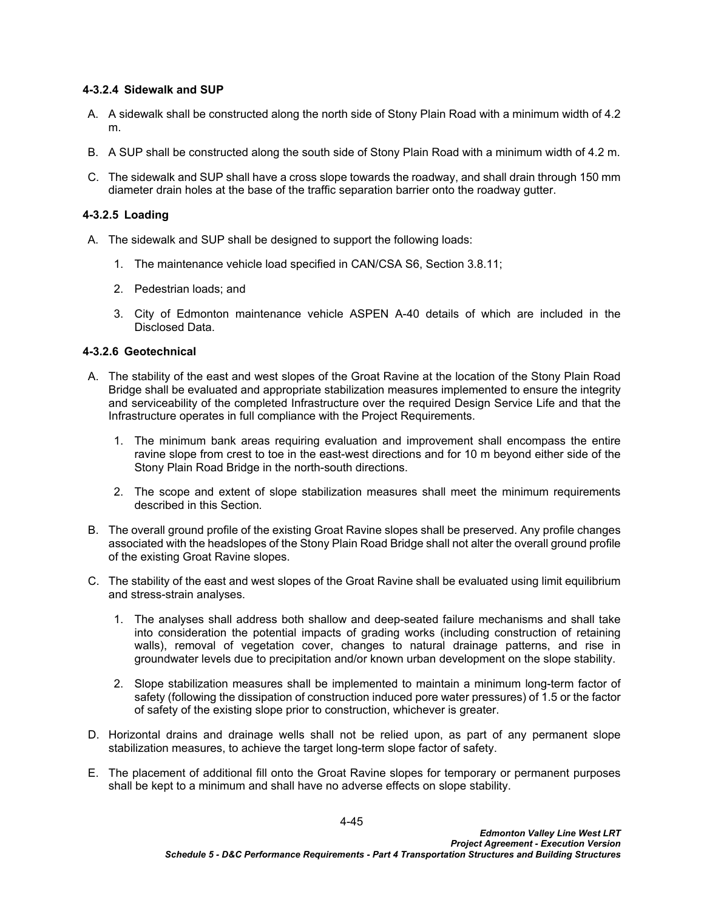#### 4-3.2.4 Sidewalk and SUP

A. A sidewalk shall be constructed along the north side of Stony Plain Road with a minimum width of 4.2 m.

B. A SUP shall be constructed along the south side of Stony Plain Road with a minimum width of 4.2 m.

C. The sidewalk and SUP shall have a cross slope towards the roadway, and shall drain through 150 mm diameter drain holes at the base of the traffic separation barrier onto the roadway gutter.

#### 4-3.2.5 Loading

A. The sidewalk and SUP shall be designed to support the following loads:

   1. The maintenance vehicle load specified in CAN/CSA S6, Section 3.8.11;

   2. Pedestrian loads; and

   3. City of Edmonton maintenance vehicle ASPEN A-40 details of which are included in the Disclosed Data.

#### 4-3.2.6 Geotechnical

A. The stability of the east and west slopes of the Groat Ravine at the location of the Stony Plain Road Bridge shall be evaluated and appropriate stabilization measures implemented to ensure the integrity and serviceability of the completed Infrastructure over the required Design Service Life and that the Infrastructure operates in full compliance with the Project Requirements.

   1. The minimum bank areas requiring evaluation and improvement shall encompass the entire ravine slope from crest to toe in the east-west directions and for 10 m beyond either side of the Stony Plain Road Bridge in the north-south directions.

   2. The scope and extent of slope stabilization measures shall meet the minimum requirements described in this Section.

B. The overall ground profile of the existing Groat Ravine slopes shall be preserved. Any profile changes associated with the headslopes of the Stony Plain Road Bridge shall not alter the overall ground profile of the existing Groat Ravine slopes.

C. The stability of the east and west slopes of the Groat Ravine shall be evaluated using limit equilibrium and stress-strain analyses.

   1. The analyses shall address both shallow and deep-seated failure mechanisms and shall take into consideration the potential impacts of grading works (including construction of retaining walls), removal of vegetation cover, changes to natural drainage patterns, and rise in groundwater levels due to precipitation and/or known urban development on the slope stability.

   2. Slope stabilization measures shall be implemented to maintain a minimum long-term factor of safety (following the dissipation of construction induced pore water pressures) of 1.5 or the factor of safety of the existing slope prior to construction, whichever is greater.

D. Horizontal drains and drainage wells shall not be relied upon, as part of any permanent slope stabilization measures, to achieve the target long-term slope factor of safety.

E. The placement of additional fill onto the Groat Ravine slopes for temporary or permanent purposes shall be kept to a minimum and shall have no adverse effects on slope stability.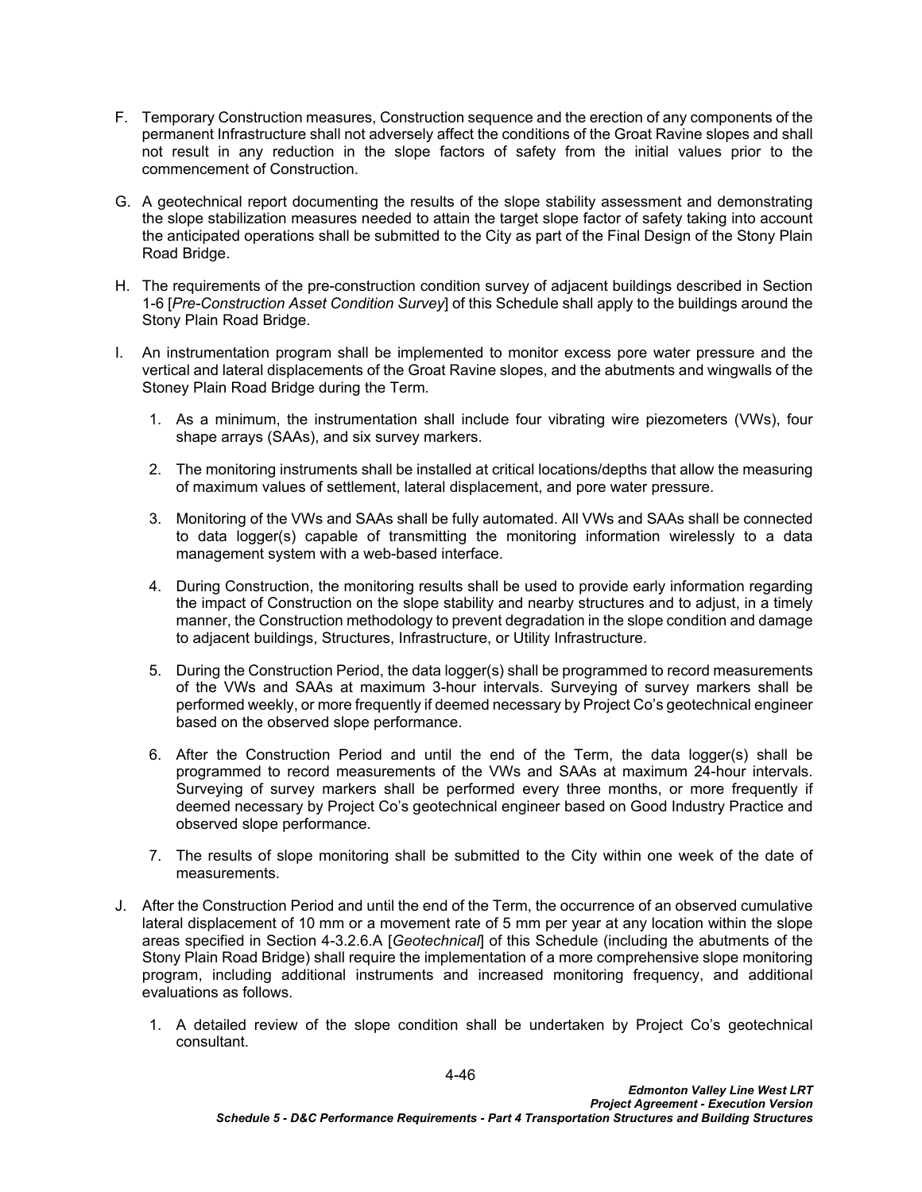F. Temporary Construction measures, Construction sequence and the erection of any components of the permanent Infrastructure shall not adversely affect the conditions of the Groat Ravine slopes and shall not result in any reduction in the slope factors of safety from the initial values prior to the commencement of Construction.

G. A geotechnical report documenting the results of the slope stability assessment and demonstrating the slope stabilization measures needed to attain the target slope factor of safety taking into account the anticipated operations shall be submitted to the City as part of the Final Design of the Stony Plain Road Bridge.

H. The requirements of the pre-construction condition survey of adjacent buildings described in Section 1-6 [*Pre-Construction Asset Condition Survey*] of this Schedule shall apply to the buildings around the Stony Plain Road Bridge.

I. An instrumentation program shall be implemented to monitor excess pore water pressure and the vertical and lateral displacements of the Groat Ravine slopes, and the abutments and wingwalls of the Stoney Plain Road Bridge during the Term.

   1. As a minimum, the instrumentation shall include four vibrating wire piezometers (VWs), four shape arrays (SAAs), and six survey markers.

   2. The monitoring instruments shall be installed at critical locations/depths that allow the measuring of maximum values of settlement, lateral displacement, and pore water pressure.

   3. Monitoring of the VWs and SAAs shall be fully automated. All VWs and SAAs shall be connected to data logger(s) capable of transmitting the monitoring information wirelessly to a data management system with a web-based interface.

   4. During Construction, the monitoring results shall be used to provide early information regarding the impact of Construction on the slope stability and nearby structures and to adjust, in a timely manner, the Construction methodology to prevent degradation in the slope condition and damage to adjacent buildings, Structures, Infrastructure, or Utility Infrastructure.

   5. During the Construction Period, the data logger(s) shall be programmed to record measurements of the VWs and SAAs at maximum 3-hour intervals. Surveying of survey markers shall be performed weekly, or more frequently if deemed necessary by Project Co's geotechnical engineer based on the observed slope performance.

   6. After the Construction Period and until the end of the Term, the data logger(s) shall be programmed to record measurements of the VWs and SAAs at maximum 24-hour intervals. Surveying of survey markers shall be performed every three months, or more frequently if deemed necessary by Project Co's geotechnical engineer based on Good Industry Practice and observed slope performance.

   7. The results of slope monitoring shall be submitted to the City within one week of the date of measurements.

J. After the Construction Period and until the end of the Term, the occurrence of an observed cumulative lateral displacement of 10 mm or a movement rate of 5 mm per year at any location within the slope areas specified in Section 4-3.2.6.A [*Geotechnical*] of this Schedule (including the abutments of the Stony Plain Road Bridge) shall require the implementation of a more comprehensive slope monitoring program, including additional instruments and increased monitoring frequency, and additional evaluations as follows.

   1. A detailed review of the slope condition shall be undertaken by Project Co's geotechnical consultant.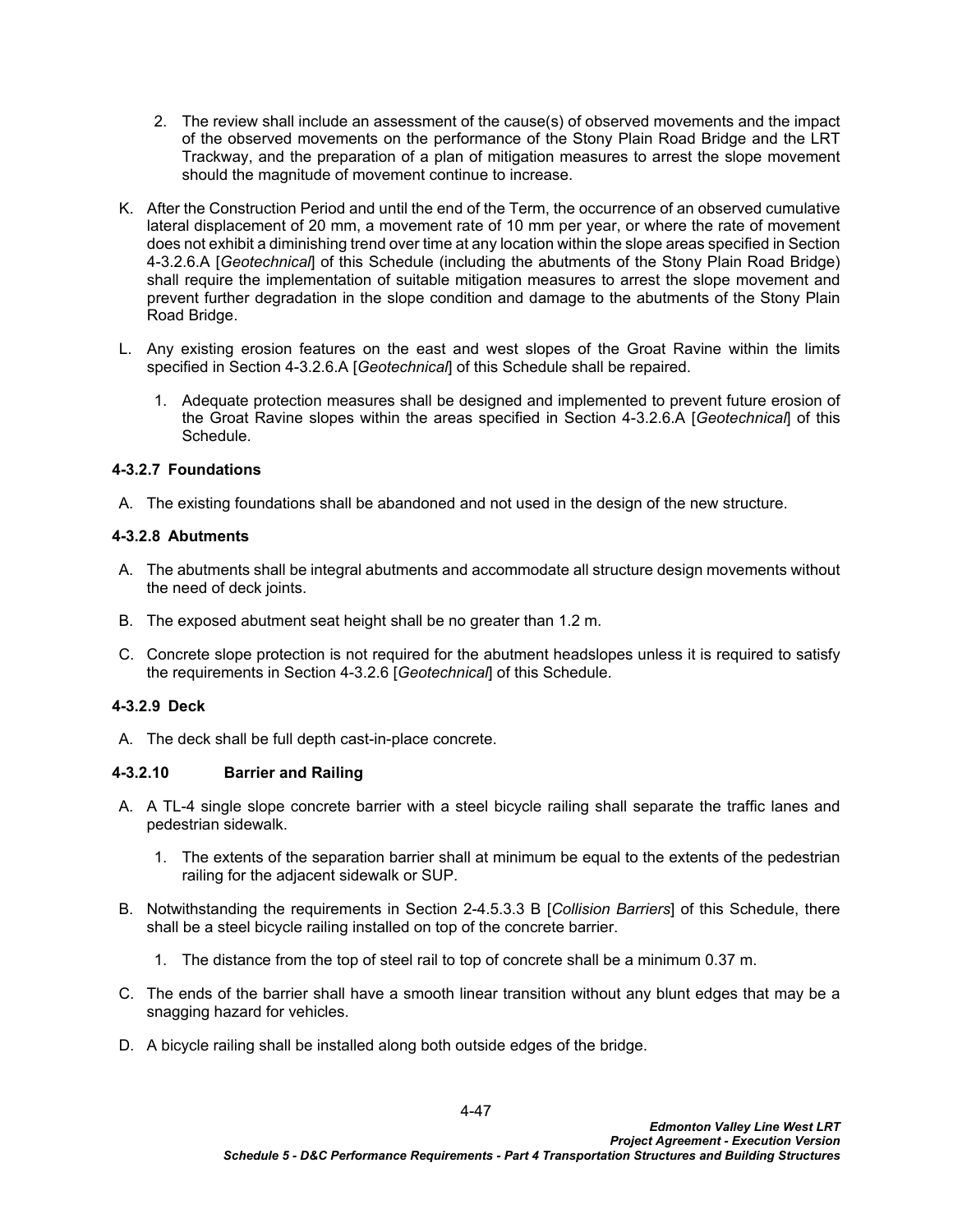2. The review shall include an assessment of the cause(s) of observed movements and the impact of the observed movements on the performance of the Stony Plain Road Bridge and the LRT Trackway, and the preparation of a plan of mitigation measures to arrest the slope movement should the magnitude of movement continue to increase.

K. After the Construction Period and until the end of the Term, the occurrence of an observed cumulative lateral displacement of 20 mm, a movement rate of 10 mm per year, or where the rate of movement does not exhibit a diminishing trend over time at any location within the slope areas specified in Section 4-3.2.6.A [*Geotechnical*] of this Schedule (including the abutments of the Stony Plain Road Bridge) shall require the implementation of suitable mitigation measures to arrest the slope movement and prevent further degradation in the slope condition and damage to the abutments of the Stony Plain Road Bridge.

L. Any existing erosion features on the east and west slopes of the Groat Ravine within the limits specified in Section 4-3.2.6.A [*Geotechnical*] of this Schedule shall be repaired.

   1. Adequate protection measures shall be designed and implemented to prevent future erosion of the Groat Ravine slopes within the areas specified in Section 4-3.2.6.A [*Geotechnical*] of this Schedule.

#### 4-3.2.7 Foundations

A. The existing foundations shall be abandoned and not used in the design of the new structure.

#### 4-3.2.8 Abutments

A. The abutments shall be integral abutments and accommodate all structure design movements without the need of deck joints.

B. The exposed abutment seat height shall be no greater than 1.2 m.

C. Concrete slope protection is not required for the abutment headslopes unless it is required to satisfy the requirements in Section 4-3.2.6 [*Geotechnical*] of this Schedule.

#### 4-3.2.9 Deck

A. The deck shall be full depth cast-in-place concrete.

#### 4-3.2.10 Barrier and Railing

A. A TL-4 single slope concrete barrier with a steel bicycle railing shall separate the traffic lanes and pedestrian sidewalk.

   1. The extents of the separation barrier shall at minimum be equal to the extents of the pedestrian railing for the adjacent sidewalk or SUP.

B. Notwithstanding the requirements in Section 2-4.5.3.3 B [*Collision Barriers*] of this Schedule, there shall be a steel bicycle railing installed on top of the concrete barrier.

   1. The distance from the top of steel rail to top of concrete shall be a minimum 0.37 m.

C. The ends of the barrier shall have a smooth linear transition without any blunt edges that may be a snagging hazard for vehicles.

D. A bicycle railing shall be installed along both outside edges of the bridge.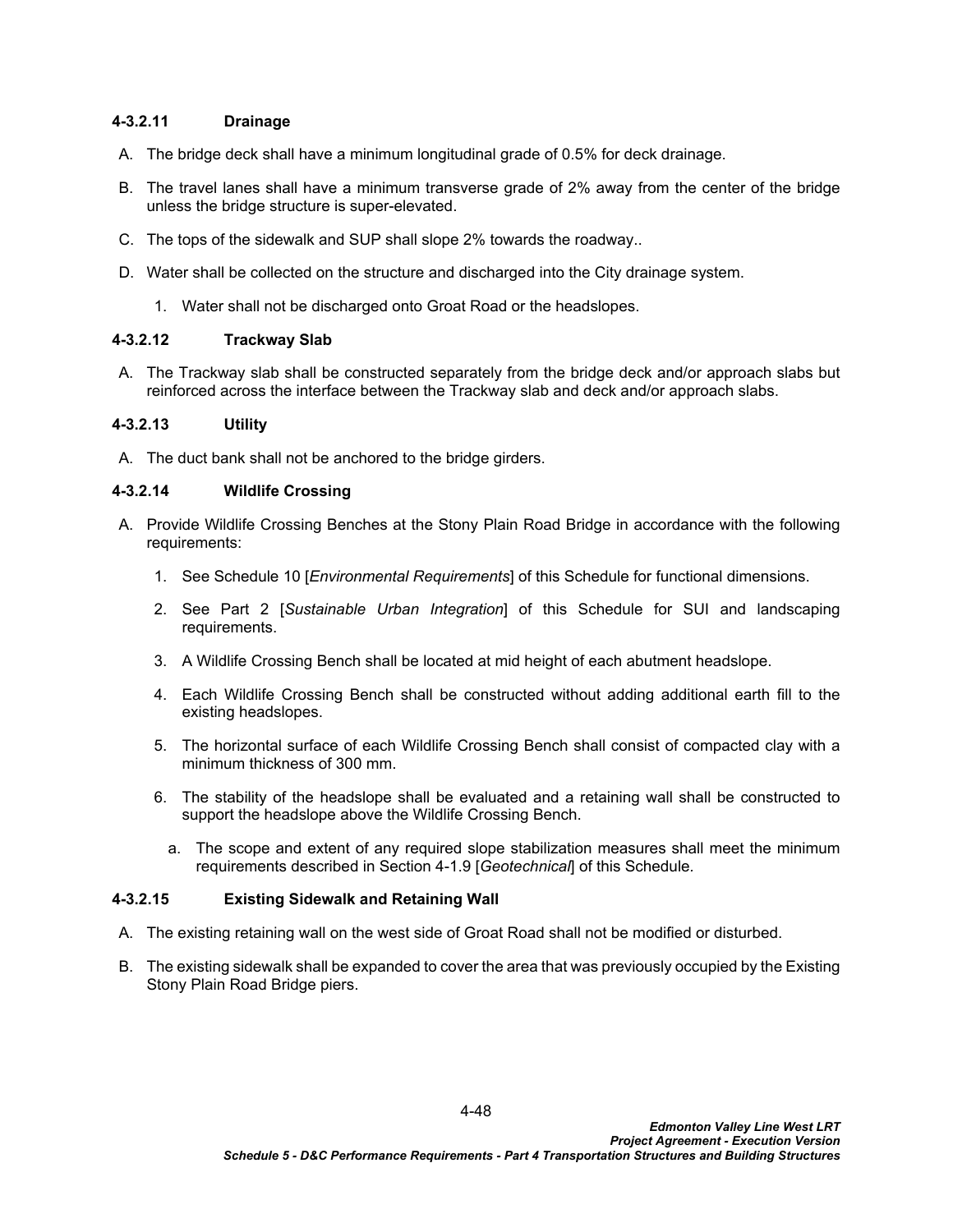#### 4-3.2.11 Drainage

A. The bridge deck shall have a minimum longitudinal grade of 0.5% for deck drainage.

B. The travel lanes shall have a minimum transverse grade of 2% away from the center of the bridge unless the bridge structure is super-elevated.

C. The tops of the sidewalk and SUP shall slope 2% towards the roadway..

D. Water shall be collected on the structure and discharged into the City drainage system.

   1. Water shall not be discharged onto Groat Road or the headslopes.

#### 4-3.2.12 Trackway Slab

A. The Trackway slab shall be constructed separately from the bridge deck and/or approach slabs but reinforced across the interface between the Trackway slab and deck and/or approach slabs.

#### 4-3.2.13 Utility

A. The duct bank shall not be anchored to the bridge girders.

#### 4-3.2.14 Wildlife Crossing

A. Provide Wildlife Crossing Benches at the Stony Plain Road Bridge in accordance with the following requirements:

   1. See Schedule 10 [*Environmental Requirements*] of this Schedule for functional dimensions.

   2. See Part 2 [*Sustainable Urban Integration*] of this Schedule for SUI and landscaping requirements.

   3. A Wildlife Crossing Bench shall be located at mid height of each abutment headslope.

   4. Each Wildlife Crossing Bench shall be constructed without adding additional earth fill to the existing headslopes.

   5. The horizontal surface of each Wildlife Crossing Bench shall consist of compacted clay with a minimum thickness of 300 mm.

   6. The stability of the headslope shall be evaluated and a retaining wall shall be constructed to support the headslope above the Wildlife Crossing Bench.

      a. The scope and extent of any required slope stabilization measures shall meet the minimum requirements described in Section 4-1.9 [*Geotechnical*] of this Schedule.

#### 4-3.2.15 Existing Sidewalk and Retaining Wall

A. The existing retaining wall on the west side of Groat Road shall not be modified or disturbed.

B. The existing sidewalk shall be expanded to cover the area that was previously occupied by the Existing Stony Plain Road Bridge piers.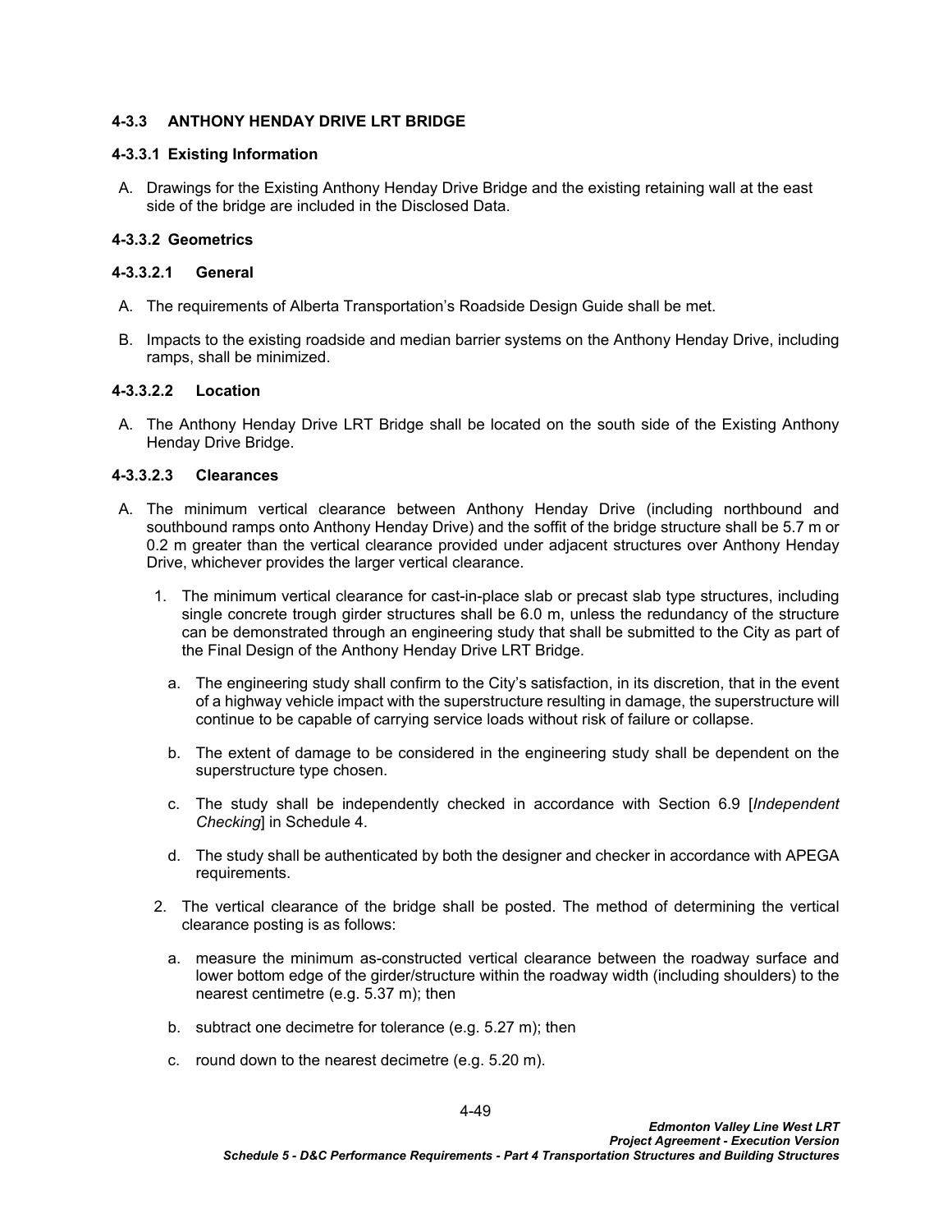### 4-3.3 ANTHONY HENDAY DRIVE LRT BRIDGE

#### 4-3.3.1 Existing Information

A. Drawings for the Existing Anthony Henday Drive Bridge and the existing retaining wall at the east side of the bridge are included in the Disclosed Data.

#### 4-3.3.2 Geometrics

##### 4-3.3.2.1 General

A. The requirements of Alberta Transportation's Roadside Design Guide shall be met.

B. Impacts to the existing roadside and median barrier systems on the Anthony Henday Drive, including ramps, shall be minimized.

##### 4-3.3.2.2 Location

A. The Anthony Henday Drive LRT Bridge shall be located on the south side of the Existing Anthony Henday Drive Bridge.

##### 4-3.3.2.3 Clearances

A. The minimum vertical clearance between Anthony Henday Drive (including northbound and southbound ramps onto Anthony Henday Drive) and the soffit of the bridge structure shall be 5.7 m or 0.2 m greater than the vertical clearance provided under adjacent structures over Anthony Henday Drive, whichever provides the larger vertical clearance.

   1. The minimum vertical clearance for cast-in-place slab or precast slab type structures, including single concrete trough girder structures shall be 6.0 m, unless the redundancy of the structure can be demonstrated through an engineering study that shall be submitted to the City as part of the Final Design of the Anthony Henday Drive LRT Bridge.

      a. The engineering study shall confirm to the City's satisfaction, in its discretion, that in the event of a highway vehicle impact with the superstructure resulting in damage, the superstructure will continue to be capable of carrying service loads without risk of failure or collapse.

      b. The extent of damage to be considered in the engineering study shall be dependent on the superstructure type chosen.

      c. The study shall be independently checked in accordance with Section 6.9 [*Independent Checking*] in Schedule 4.

      d. The study shall be authenticated by both the designer and checker in accordance with APEGA requirements.

   2. The vertical clearance of the bridge shall be posted. The method of determining the vertical clearance posting is as follows:

      a. measure the minimum as-constructed vertical clearance between the roadway surface and lower bottom edge of the girder/structure within the roadway width (including shoulders) to the nearest centimetre (e.g. 5.37 m); then

      b. subtract one decimetre for tolerance (e.g. 5.27 m); then

      c. round down to the nearest decimetre (e.g. 5.20 m).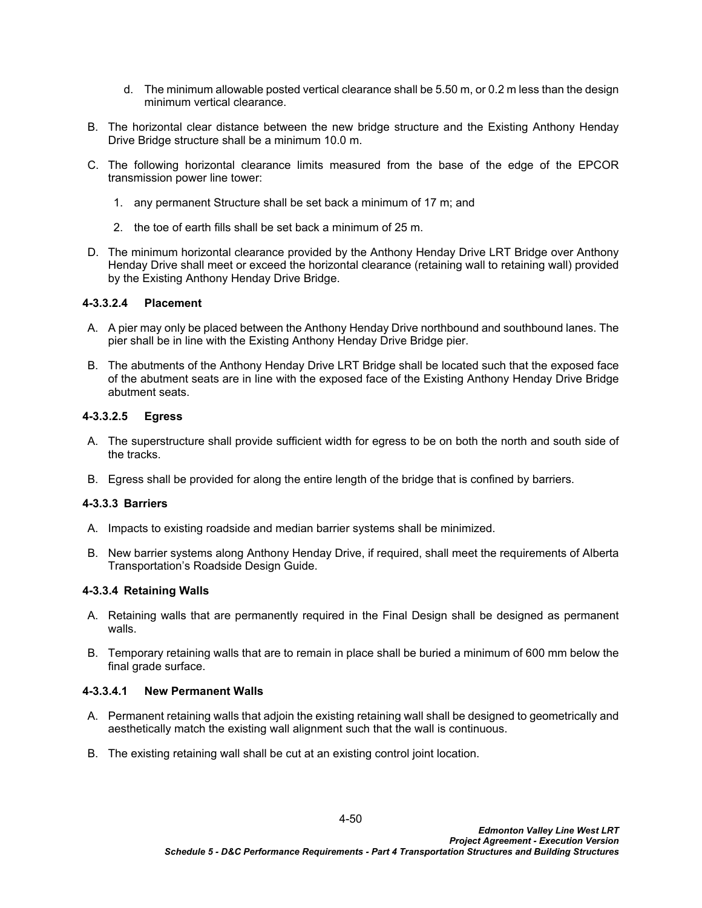d. The minimum allowable posted vertical clearance shall be 5.50 m, or 0.2 m less than the design minimum vertical clearance.

B. The horizontal clear distance between the new bridge structure and the Existing Anthony Henday Drive Bridge structure shall be a minimum 10.0 m.

C. The following horizontal clearance limits measured from the base of the edge of the EPCOR transmission power line tower:

1. any permanent Structure shall be set back a minimum of 17 m; and
2. the toe of earth fills shall be set back a minimum of 25 m.

D. The minimum horizontal clearance provided by the Anthony Henday Drive LRT Bridge over Anthony Henday Drive shall meet or exceed the horizontal clearance (retaining wall to retaining wall) provided by the Existing Anthony Henday Drive Bridge.

#### 4-3.3.2.4 Placement

A. A pier may only be placed between the Anthony Henday Drive northbound and southbound lanes. The pier shall be in line with the Existing Anthony Henday Drive Bridge pier.

B. The abutments of the Anthony Henday Drive LRT Bridge shall be located such that the exposed face of the abutment seats are in line with the exposed face of the Existing Anthony Henday Drive Bridge abutment seats.

#### 4-3.3.2.5 Egress

A. The superstructure shall provide sufficient width for egress to be on both the north and south side of the tracks.

B. Egress shall be provided for along the entire length of the bridge that is confined by barriers.

### 4-3.3.3 Barriers

A. Impacts to existing roadside and median barrier systems shall be minimized.

B. New barrier systems along Anthony Henday Drive, if required, shall meet the requirements of Alberta Transportation's Roadside Design Guide.

### 4-3.3.4 Retaining Walls

A. Retaining walls that are permanently required in the Final Design shall be designed as permanent walls.

B. Temporary retaining walls that are to remain in place shall be buried a minimum of 600 mm below the final grade surface.

#### 4-3.3.4.1 New Permanent Walls

A. Permanent retaining walls that adjoin the existing retaining wall shall be designed to geometrically and aesthetically match the existing wall alignment such that the wall is continuous.

B. The existing retaining wall shall be cut at an existing control joint location.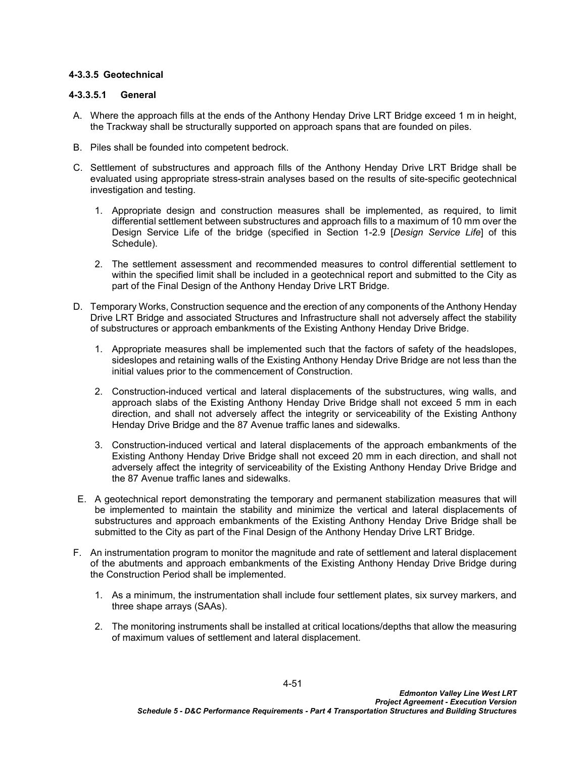### 4-3.3.5 Geotechnical

#### 4-3.3.5.1 General

A. Where the approach fills at the ends of the Anthony Henday Drive LRT Bridge exceed 1 m in height, the Trackway shall be structurally supported on approach spans that are founded on piles.

B. Piles shall be founded into competent bedrock.

C. Settlement of substructures and approach fills of the Anthony Henday Drive LRT Bridge shall be evaluated using appropriate stress-strain analyses based on the results of site-specific geotechnical investigation and testing.

   1. Appropriate design and construction measures shall be implemented, as required, to limit differential settlement between substructures and approach fills to a maximum of 10 mm over the Design Service Life of the bridge (specified in Section 1-2.9 [*Design Service Life*] of this Schedule).

   2. The settlement assessment and recommended measures to control differential settlement to within the specified limit shall be included in a geotechnical report and submitted to the City as part of the Final Design of the Anthony Henday Drive LRT Bridge.

D. Temporary Works, Construction sequence and the erection of any components of the Anthony Henday Drive LRT Bridge and associated Structures and Infrastructure shall not adversely affect the stability of substructures or approach embankments of the Existing Anthony Henday Drive Bridge.

   1. Appropriate measures shall be implemented such that the factors of safety of the headslopes, sideslopes and retaining walls of the Existing Anthony Henday Drive Bridge are not less than the initial values prior to the commencement of Construction.

   2. Construction-induced vertical and lateral displacements of the substructures, wing walls, and approach slabs of the Existing Anthony Henday Drive Bridge shall not exceed 5 mm in each direction, and shall not adversely affect the integrity or serviceability of the Existing Anthony Henday Drive Bridge and the 87 Avenue traffic lanes and sidewalks.

   3. Construction-induced vertical and lateral displacements of the approach embankments of the Existing Anthony Henday Drive Bridge shall not exceed 20 mm in each direction, and shall not adversely affect the integrity of serviceability of the Existing Anthony Henday Drive Bridge and the 87 Avenue traffic lanes and sidewalks.

E. A geotechnical report demonstrating the temporary and permanent stabilization measures that will be implemented to maintain the stability and minimize the vertical and lateral displacements of substructures and approach embankments of the Existing Anthony Henday Drive Bridge shall be submitted to the City as part of the Final Design of the Anthony Henday Drive LRT Bridge.

F. An instrumentation program to monitor the magnitude and rate of settlement and lateral displacement of the abutments and approach embankments of the Existing Anthony Henday Drive Bridge during the Construction Period shall be implemented.

   1. As a minimum, the instrumentation shall include four settlement plates, six survey markers, and three shape arrays (SAAs).

   2. The monitoring instruments shall be installed at critical locations/depths that allow the measuring of maximum values of settlement and lateral displacement.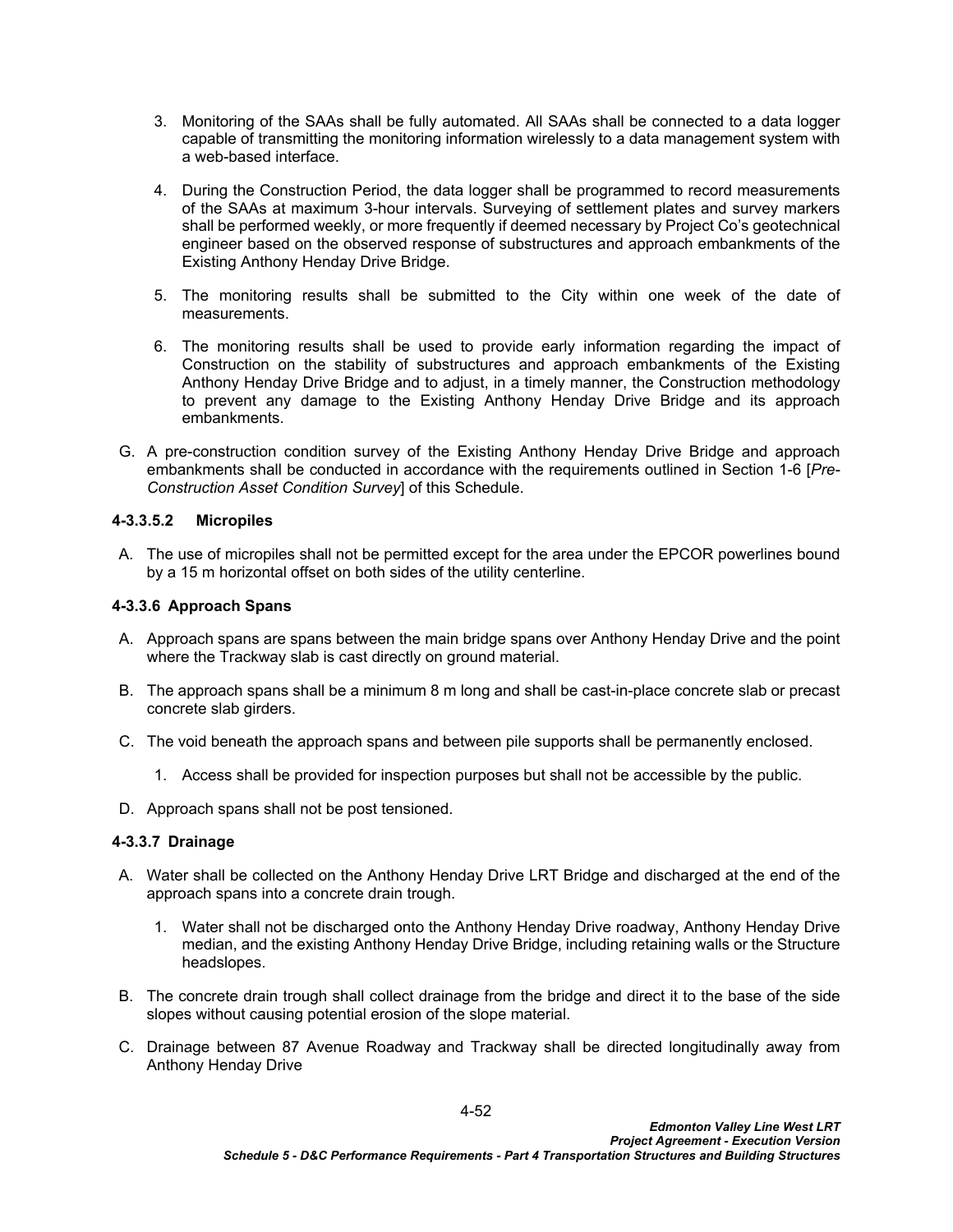3. Monitoring of the SAAs shall be fully automated. All SAAs shall be connected to a data logger capable of transmitting the monitoring information wirelessly to a data management system with a web-based interface.

4. During the Construction Period, the data logger shall be programmed to record measurements of the SAAs at maximum 3-hour intervals. Surveying of settlement plates and survey markers shall be performed weekly, or more frequently if deemed necessary by Project Co's geotechnical engineer based on the observed response of substructures and approach embankments of the Existing Anthony Henday Drive Bridge.

5. The monitoring results shall be submitted to the City within one week of the date of measurements.

6. The monitoring results shall be used to provide early information regarding the impact of Construction on the stability of substructures and approach embankments of the Existing Anthony Henday Drive Bridge and to adjust, in a timely manner, the Construction methodology to prevent any damage to the Existing Anthony Henday Drive Bridge and its approach embankments.

G. A pre-construction condition survey of the Existing Anthony Henday Drive Bridge and approach embankments shall be conducted in accordance with the requirements outlined in Section 1-6 [*Pre-Construction Asset Condition Survey*] of this Schedule.

#### 4-3.3.5.2 Micropiles

A. The use of micropiles shall not be permitted except for the area under the EPCOR powerlines bound by a 15 m horizontal offset on both sides of the utility centerline.

### 4-3.3.6 Approach Spans

A. Approach spans are spans between the main bridge spans over Anthony Henday Drive and the point where the Trackway slab is cast directly on ground material.

B. The approach spans shall be a minimum 8 m long and shall be cast-in-place concrete slab or precast concrete slab girders.

C. The void beneath the approach spans and between pile supports shall be permanently enclosed.

   1. Access shall be provided for inspection purposes but shall not be accessible by the public.

D. Approach spans shall not be post tensioned.

### 4-3.3.7 Drainage

A. Water shall be collected on the Anthony Henday Drive LRT Bridge and discharged at the end of the approach spans into a concrete drain trough.

   1. Water shall not be discharged onto the Anthony Henday Drive roadway, Anthony Henday Drive median, and the existing Anthony Henday Drive Bridge, including retaining walls or the Structure headslopes.

B. The concrete drain trough shall collect drainage from the bridge and direct it to the base of the side slopes without causing potential erosion of the slope material.

C. Drainage between 87 Avenue Roadway and Trackway shall be directed longitudinally away from Anthony Henday Drive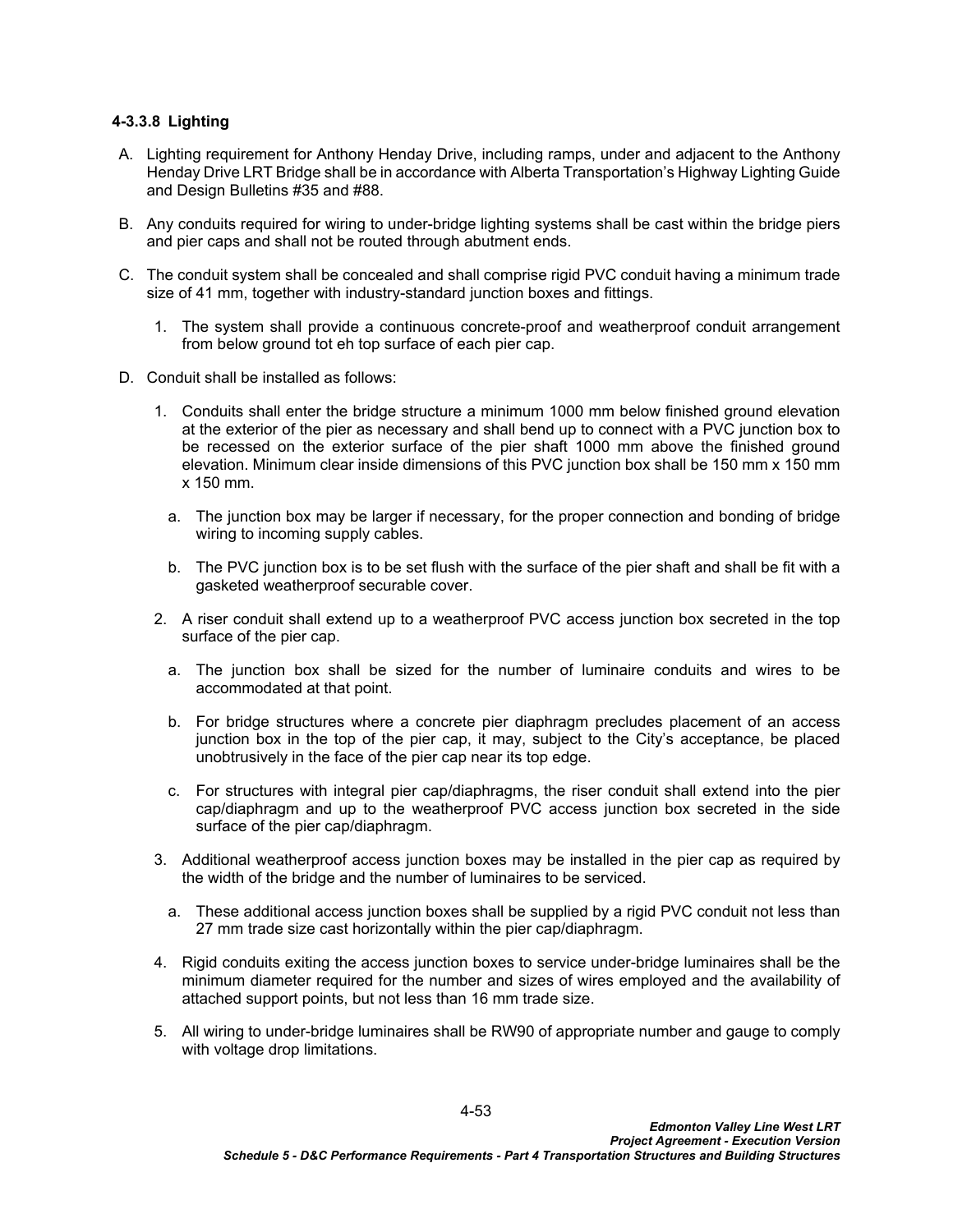#### 4-3.3.8 Lighting

A. Lighting requirement for Anthony Henday Drive, including ramps, under and adjacent to the Anthony Henday Drive LRT Bridge shall be in accordance with Alberta Transportation's Highway Lighting Guide and Design Bulletins #35 and #88.

B. Any conduits required for wiring to under-bridge lighting systems shall be cast within the bridge piers and pier caps and shall not be routed through abutment ends.

C. The conduit system shall be concealed and shall comprise rigid PVC conduit having a minimum trade size of 41 mm, together with industry-standard junction boxes and fittings.

   1. The system shall provide a continuous concrete-proof and weatherproof conduit arrangement from below ground tot eh top surface of each pier cap.

D. Conduit shall be installed as follows:

   1. Conduits shall enter the bridge structure a minimum 1000 mm below finished ground elevation at the exterior of the pier as necessary and shall bend up to connect with a PVC junction box to be recessed on the exterior surface of the pier shaft 1000 mm above the finished ground elevation. Minimum clear inside dimensions of this PVC junction box shall be 150 mm x 150 mm x 150 mm.

      a. The junction box may be larger if necessary, for the proper connection and bonding of bridge wiring to incoming supply cables.

      b. The PVC junction box is to be set flush with the surface of the pier shaft and shall be fit with a gasketed weatherproof securable cover.

   2. A riser conduit shall extend up to a weatherproof PVC access junction box secreted in the top surface of the pier cap.

      a. The junction box shall be sized for the number of luminaire conduits and wires to be accommodated at that point.

      b. For bridge structures where a concrete pier diaphragm precludes placement of an access junction box in the top of the pier cap, it may, subject to the City's acceptance, be placed unobtrusively in the face of the pier cap near its top edge.

      c. For structures with integral pier cap/diaphragms, the riser conduit shall extend into the pier cap/diaphragm and up to the weatherproof PVC access junction box secreted in the side surface of the pier cap/diaphragm.

   3. Additional weatherproof access junction boxes may be installed in the pier cap as required by the width of the bridge and the number of luminaires to be serviced.

      a. These additional access junction boxes shall be supplied by a rigid PVC conduit not less than 27 mm trade size cast horizontally within the pier cap/diaphragm.

   4. Rigid conduits exiting the access junction boxes to service under-bridge luminaires shall be the minimum diameter required for the number and sizes of wires employed and the availability of attached support points, but not less than 16 mm trade size.

   5. All wiring to under-bridge luminaires shall be RW90 of appropriate number and gauge to comply with voltage drop limitations.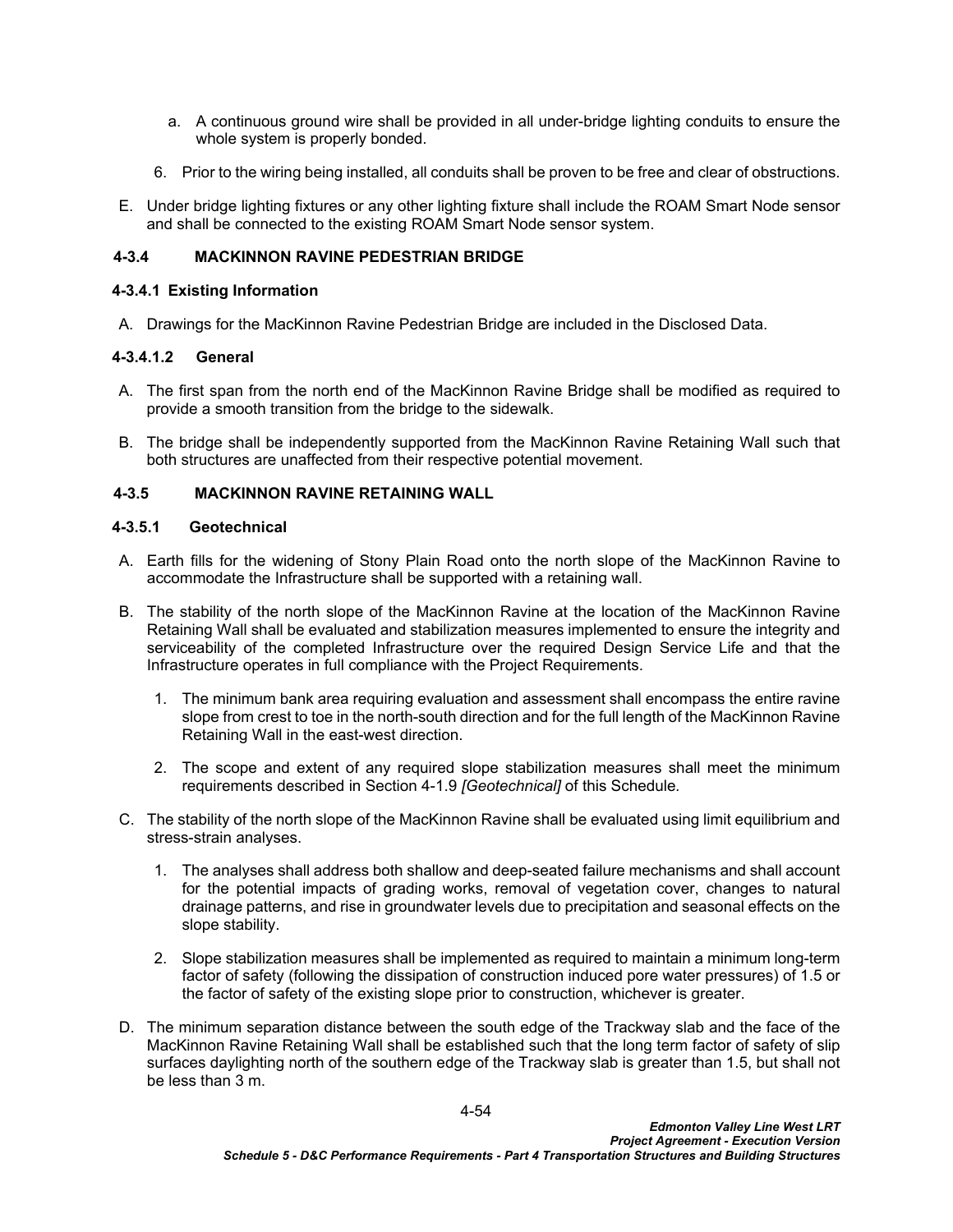a. A continuous ground wire shall be provided in all under-bridge lighting conduits to ensure the whole system is properly bonded.

6. Prior to the wiring being installed, all conduits shall be proven to be free and clear of obstructions.

E. Under bridge lighting fixtures or any other lighting fixture shall include the ROAM Smart Node sensor and shall be connected to the existing ROAM Smart Node sensor system.

### 4-3.4 MACKINNON RAVINE PEDESTRIAN BRIDGE

#### 4-3.4.1 Existing Information

A. Drawings for the MacKinnon Ravine Pedestrian Bridge are included in the Disclosed Data.

#### 4-3.4.1.2 General

A. The first span from the north end of the MacKinnon Ravine Bridge shall be modified as required to provide a smooth transition from the bridge to the sidewalk.

B. The bridge shall be independently supported from the MacKinnon Ravine Retaining Wall such that both structures are unaffected from their respective potential movement.

### 4-3.5 MACKINNON RAVINE RETAINING WALL

#### 4-3.5.1 Geotechnical

A. Earth fills for the widening of Stony Plain Road onto the north slope of the MacKinnon Ravine to accommodate the Infrastructure shall be supported with a retaining wall.

B. The stability of the north slope of the MacKinnon Ravine at the location of the MacKinnon Ravine Retaining Wall shall be evaluated and stabilization measures implemented to ensure the integrity and serviceability of the completed Infrastructure over the required Design Service Life and that the Infrastructure operates in full compliance with the Project Requirements.

1. The minimum bank area requiring evaluation and assessment shall encompass the entire ravine slope from crest to toe in the north-south direction and for the full length of the MacKinnon Ravine Retaining Wall in the east-west direction.

2. The scope and extent of any required slope stabilization measures shall meet the minimum requirements described in Section 4-1.9 *[Geotechnical]* of this Schedule.

C. The stability of the north slope of the MacKinnon Ravine shall be evaluated using limit equilibrium and stress-strain analyses.

1. The analyses shall address both shallow and deep-seated failure mechanisms and shall account for the potential impacts of grading works, removal of vegetation cover, changes to natural drainage patterns, and rise in groundwater levels due to precipitation and seasonal effects on the slope stability.

2. Slope stabilization measures shall be implemented as required to maintain a minimum long-term factor of safety (following the dissipation of construction induced pore water pressures) of 1.5 or the factor of safety of the existing slope prior to construction, whichever is greater.

D. The minimum separation distance between the south edge of the Trackway slab and the face of the MacKinnon Ravine Retaining Wall shall be established such that the long term factor of safety of slip surfaces daylighting north of the southern edge of the Trackway slab is greater than 1.5, but shall not be less than 3 m.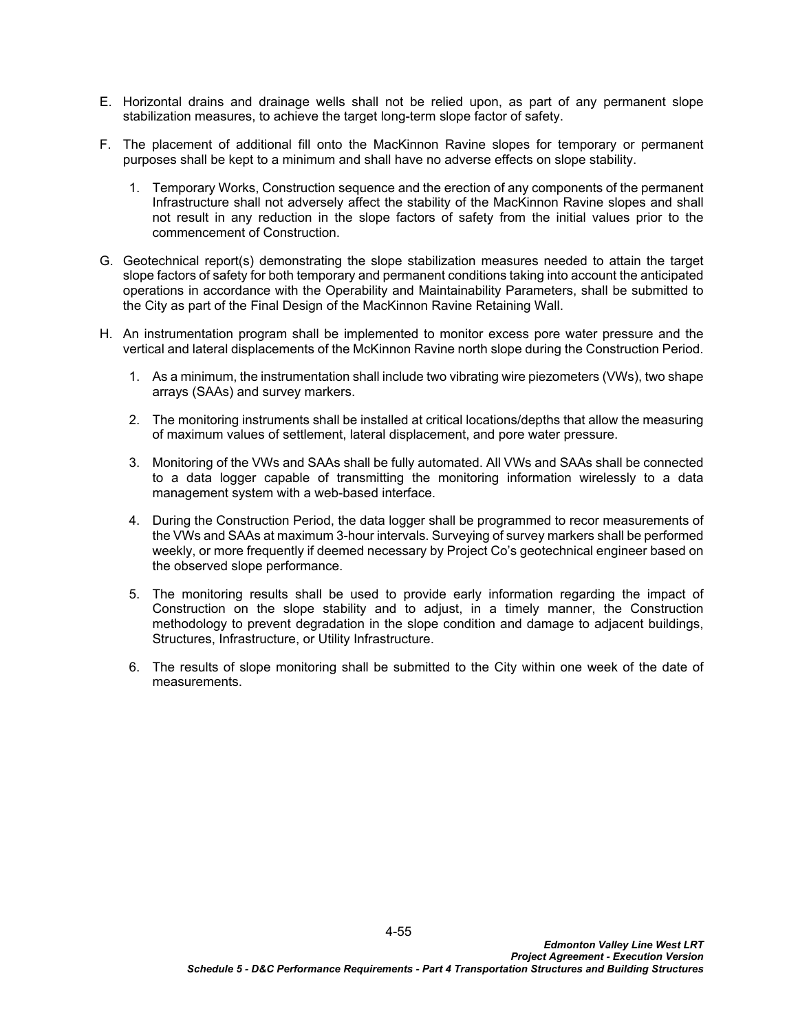E. Horizontal drains and drainage wells shall not be relied upon, as part of any permanent slope stabilization measures, to achieve the target long-term slope factor of safety.

F. The placement of additional fill onto the MacKinnon Ravine slopes for temporary or permanent purposes shall be kept to a minimum and shall have no adverse effects on slope stability.

   1. Temporary Works, Construction sequence and the erection of any components of the permanent Infrastructure shall not adversely affect the stability of the MacKinnon Ravine slopes and shall not result in any reduction in the slope factors of safety from the initial values prior to the commencement of Construction.

G. Geotechnical report(s) demonstrating the slope stabilization measures needed to attain the target slope factors of safety for both temporary and permanent conditions taking into account the anticipated operations in accordance with the Operability and Maintainability Parameters, shall be submitted to the City as part of the Final Design of the MacKinnon Ravine Retaining Wall.

H. An instrumentation program shall be implemented to monitor excess pore water pressure and the vertical and lateral displacements of the McKinnon Ravine north slope during the Construction Period.

   1. As a minimum, the instrumentation shall include two vibrating wire piezometers (VWs), two shape arrays (SAAs) and survey markers.

   2. The monitoring instruments shall be installed at critical locations/depths that allow the measuring of maximum values of settlement, lateral displacement, and pore water pressure.

   3. Monitoring of the VWs and SAAs shall be fully automated. All VWs and SAAs shall be connected to a data logger capable of transmitting the monitoring information wirelessly to a data management system with a web-based interface.

   4. During the Construction Period, the data logger shall be programmed to recor measurements of the VWs and SAAs at maximum 3-hour intervals. Surveying of survey markers shall be performed weekly, or more frequently if deemed necessary by Project Co's geotechnical engineer based on the observed slope performance.

   5. The monitoring results shall be used to provide early information regarding the impact of Construction on the slope stability and to adjust, in a timely manner, the Construction methodology to prevent degradation in the slope condition and damage to adjacent buildings, Structures, Infrastructure, or Utility Infrastructure.

   6. The results of slope monitoring shall be submitted to the City within one week of the date of measurements.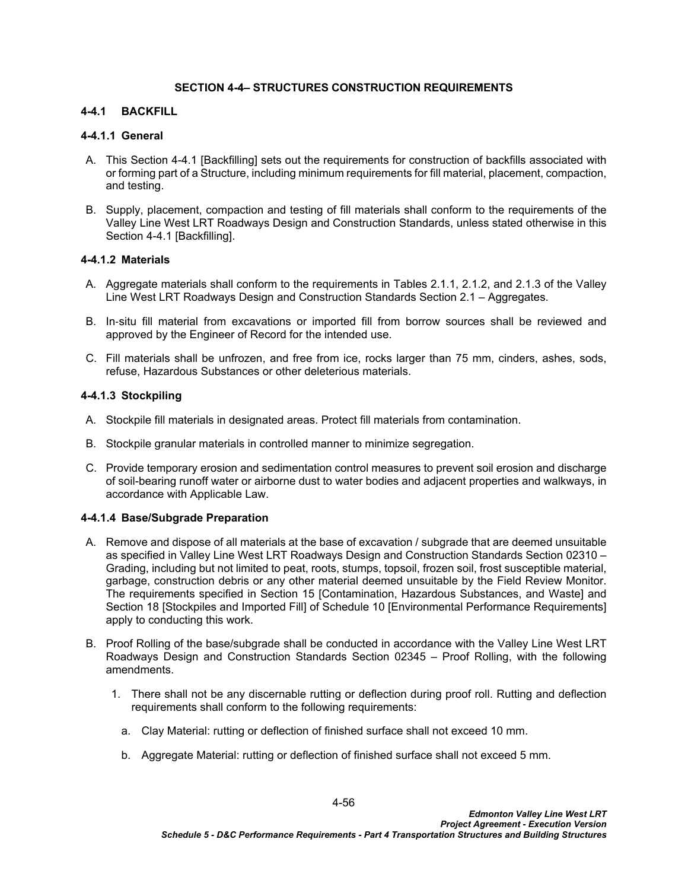## SECTION 4-4– STRUCTURES CONSTRUCTION REQUIREMENTS

### 4-4.1 BACKFILL

#### 4-4.1.1 General

A. This Section 4-4.1 [Backfilling] sets out the requirements for construction of backfills associated with or forming part of a Structure, including minimum requirements for fill material, placement, compaction, and testing.

B. Supply, placement, compaction and testing of fill materials shall conform to the requirements of the Valley Line West LRT Roadways Design and Construction Standards, unless stated otherwise in this Section 4-4.1 [Backfilling].

#### 4-4.1.2 Materials

A. Aggregate materials shall conform to the requirements in Tables 2.1.1, 2.1.2, and 2.1.3 of the Valley Line West LRT Roadways Design and Construction Standards Section 2.1 – Aggregates.

B. In-situ fill material from excavations or imported fill from borrow sources shall be reviewed and approved by the Engineer of Record for the intended use.

C. Fill materials shall be unfrozen, and free from ice, rocks larger than 75 mm, cinders, ashes, sods, refuse, Hazardous Substances or other deleterious materials.

#### 4-4.1.3 Stockpiling

A. Stockpile fill materials in designated areas. Protect fill materials from contamination.

B. Stockpile granular materials in controlled manner to minimize segregation.

C. Provide temporary erosion and sedimentation control measures to prevent soil erosion and discharge of soil-bearing runoff water or airborne dust to water bodies and adjacent properties and walkways, in accordance with Applicable Law.

#### 4-4.1.4 Base/Subgrade Preparation

A. Remove and dispose of all materials at the base of excavation / subgrade that are deemed unsuitable as specified in Valley Line West LRT Roadways Design and Construction Standards Section 02310 – Grading, including but not limited to peat, roots, stumps, topsoil, frozen soil, frost susceptible material, garbage, construction debris or any other material deemed unsuitable by the Field Review Monitor. The requirements specified in Section 15 [Contamination, Hazardous Substances, and Waste] and Section 18 [Stockpiles and Imported Fill] of Schedule 10 [Environmental Performance Requirements] apply to conducting this work.

B. Proof Rolling of the base/subgrade shall be conducted in accordance with the Valley Line West LRT Roadways Design and Construction Standards Section 02345 – Proof Rolling, with the following amendments.

1. There shall not be any discernable rutting or deflection during proof roll. Rutting and deflection requirements shall conform to the following requirements:

   a. Clay Material: rutting or deflection of finished surface shall not exceed 10 mm.

   b. Aggregate Material: rutting or deflection of finished surface shall not exceed 5 mm.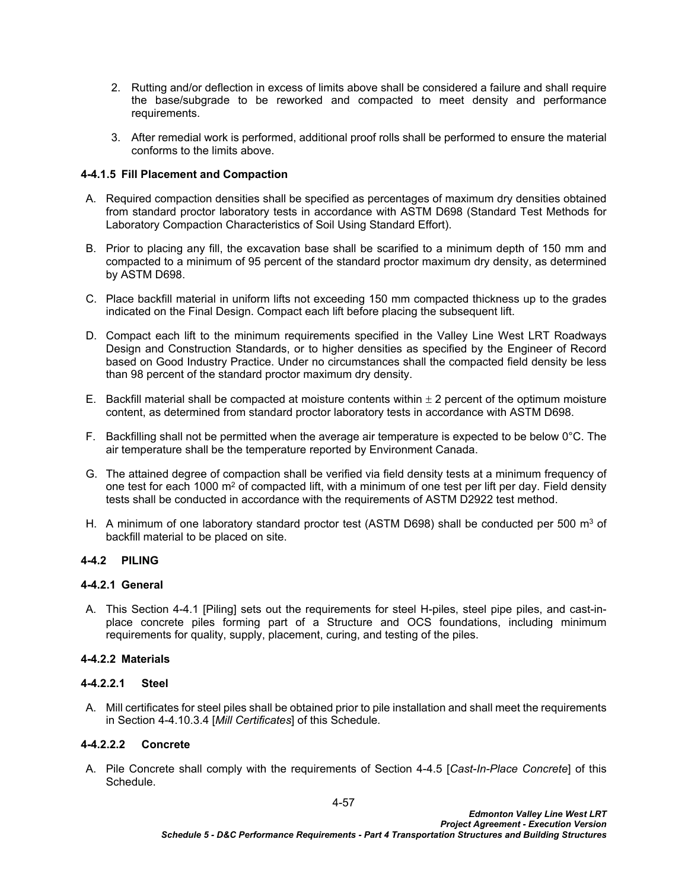2. Rutting and/or deflection in excess of limits above shall be considered a failure and shall require the base/subgrade to be reworked and compacted to meet density and performance requirements.

3. After remedial work is performed, additional proof rolls shall be performed to ensure the material conforms to the limits above.

#### 4-4.1.5 Fill Placement and Compaction

A. Required compaction densities shall be specified as percentages of maximum dry densities obtained from standard proctor laboratory tests in accordance with ASTM D698 (Standard Test Methods for Laboratory Compaction Characteristics of Soil Using Standard Effort).

B. Prior to placing any fill, the excavation base shall be scarified to a minimum depth of 150 mm and compacted to a minimum of 95 percent of the standard proctor maximum dry density, as determined by ASTM D698.

C. Place backfill material in uniform lifts not exceeding 150 mm compacted thickness up to the grades indicated on the Final Design. Compact each lift before placing the subsequent lift.

D. Compact each lift to the minimum requirements specified in the Valley Line West LRT Roadways Design and Construction Standards, or to higher densities as specified by the Engineer of Record based on Good Industry Practice. Under no circumstances shall the compacted field density be less than 98 percent of the standard proctor maximum dry density.

E. Backfill material shall be compacted at moisture contents within $\pm$ 2 percent of the optimum moisture content, as determined from standard proctor laboratory tests in accordance with ASTM D698.

F. Backfilling shall not be permitted when the average air temperature is expected to be below 0°C. The air temperature shall be the temperature reported by Environment Canada.

G. The attained degree of compaction shall be verified via field density tests at a minimum frequency of one test for each 1000 $m^2$ of compacted lift, with a minimum of one test per lift per day. Field density tests shall be conducted in accordance with the requirements of ASTM D2922 test method.

H. A minimum of one laboratory standard proctor test (ASTM D698) shall be conducted per 500 $m^3$ of backfill material to be placed on site.

### 4-4.2 PILING

#### 4-4.2.1 General

A. This Section 4-4.1 [Piling] sets out the requirements for steel H-piles, steel pipe piles, and cast-in-place concrete piles forming part of a Structure and OCS foundations, including minimum requirements for quality, supply, placement, curing, and testing of the piles.

#### 4-4.2.2 Materials

##### 4-4.2.2.1 Steel

A. Mill certificates for steel piles shall be obtained prior to pile installation and shall meet the requirements in Section 4-4.10.3.4 [*Mill Certificates*] of this Schedule.

##### 4-4.2.2.2 Concrete

A. Pile Concrete shall comply with the requirements of Section 4-4.5 [*Cast-In-Place Concrete*] of this Schedule.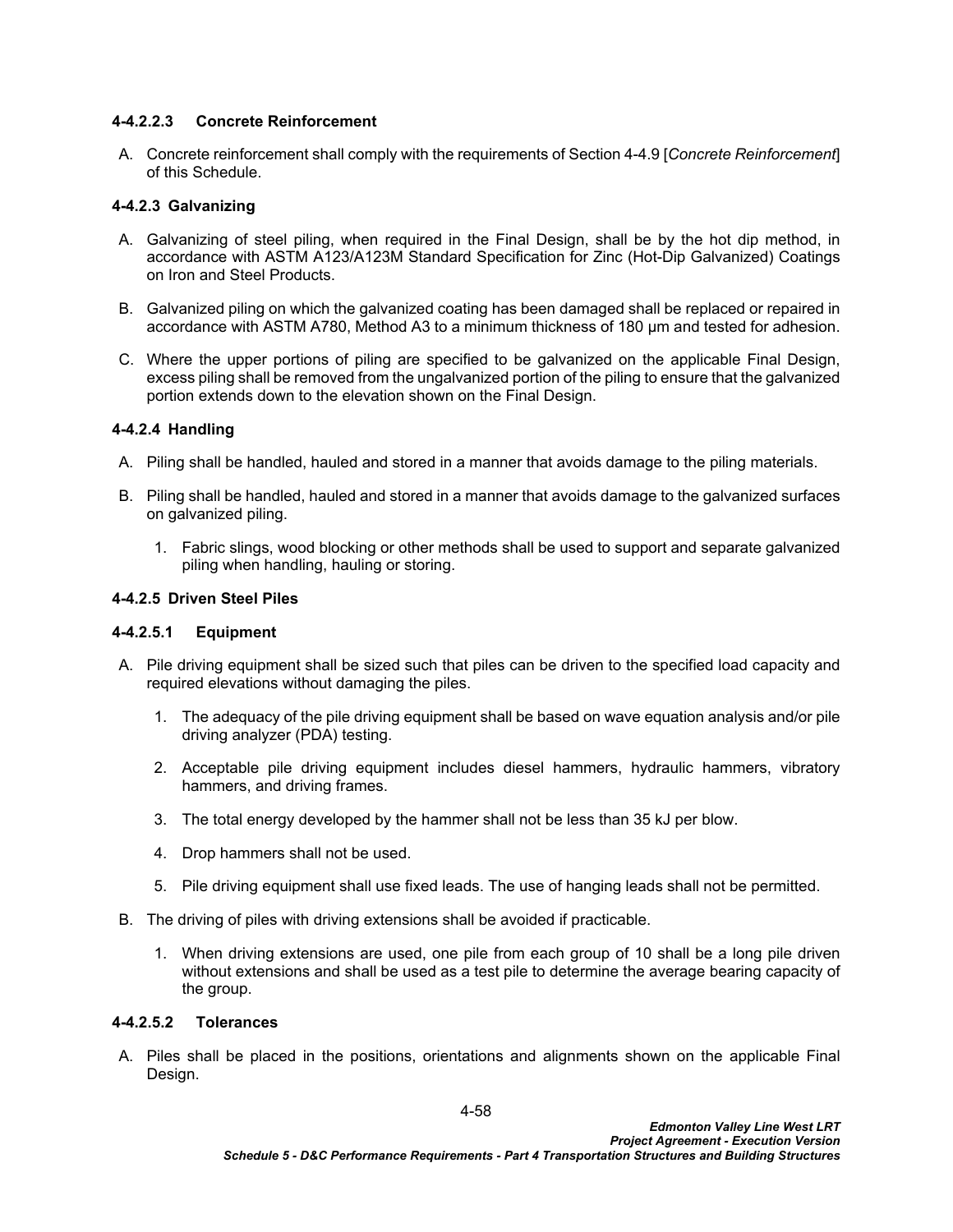#### 4-4.2.2.3 Concrete Reinforcement

A. Concrete reinforcement shall comply with the requirements of Section 4-4.9 [*Concrete Reinforcement*] of this Schedule.

### 4-4.2.3 Galvanizing

A. Galvanizing of steel piling, when required in the Final Design, shall be by the hot dip method, in accordance with ASTM A123/A123M Standard Specification for Zinc (Hot-Dip Galvanized) Coatings on Iron and Steel Products.

B. Galvanized piling on which the galvanized coating has been damaged shall be replaced or repaired in accordance with ASTM A780, Method A3 to a minimum thickness of 180 μm and tested for adhesion.

C. Where the upper portions of piling are specified to be galvanized on the applicable Final Design, excess piling shall be removed from the ungalvanized portion of the piling to ensure that the galvanized portion extends down to the elevation shown on the Final Design.

### 4-4.2.4 Handling

A. Piling shall be handled, hauled and stored in a manner that avoids damage to the piling materials.

B. Piling shall be handled, hauled and stored in a manner that avoids damage to the galvanized surfaces on galvanized piling.

   1. Fabric slings, wood blocking or other methods shall be used to support and separate galvanized piling when handling, hauling or storing.

### 4-4.2.5 Driven Steel Piles

#### 4-4.2.5.1 Equipment

A. Pile driving equipment shall be sized such that piles can be driven to the specified load capacity and required elevations without damaging the piles.

   1. The adequacy of the pile driving equipment shall be based on wave equation analysis and/or pile driving analyzer (PDA) testing.

   2. Acceptable pile driving equipment includes diesel hammers, hydraulic hammers, vibratory hammers, and driving frames.

   3. The total energy developed by the hammer shall not be less than 35 kJ per blow.

   4. Drop hammers shall not be used.

   5. Pile driving equipment shall use fixed leads. The use of hanging leads shall not be permitted.

B. The driving of piles with driving extensions shall be avoided if practicable.

   1. When driving extensions are used, one pile from each group of 10 shall be a long pile driven without extensions and shall be used as a test pile to determine the average bearing capacity of the group.

#### 4-4.2.5.2 Tolerances

A. Piles shall be placed in the positions, orientations and alignments shown on the applicable Final Design.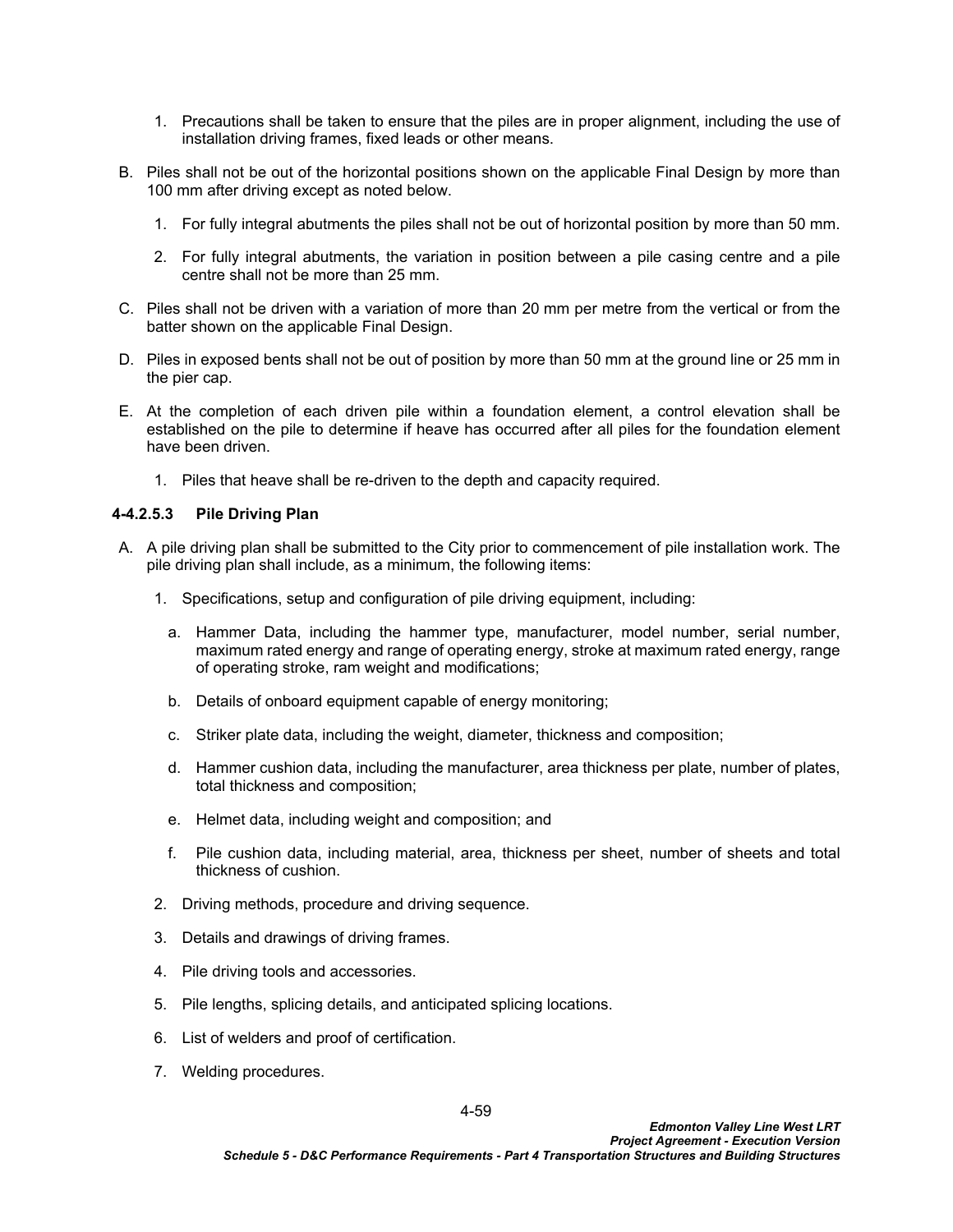1. Precautions shall be taken to ensure that the piles are in proper alignment, including the use of installation driving frames, fixed leads or other means.

B. Piles shall not be out of the horizontal positions shown on the applicable Final Design by more than 100 mm after driving except as noted below.

   1. For fully integral abutments the piles shall not be out of horizontal position by more than 50 mm.

   2. For fully integral abutments, the variation in position between a pile casing centre and a pile centre shall not be more than 25 mm.

C. Piles shall not be driven with a variation of more than 20 mm per metre from the vertical or from the batter shown on the applicable Final Design.

D. Piles in exposed bents shall not be out of position by more than 50 mm at the ground line or 25 mm in the pier cap.

E. At the completion of each driven pile within a foundation element, a control elevation shall be established on the pile to determine if heave has occurred after all piles for the foundation element have been driven.

   1. Piles that heave shall be re-driven to the depth and capacity required.

#### 4-4.2.5.3 Pile Driving Plan

A. A pile driving plan shall be submitted to the City prior to commencement of pile installation work. The pile driving plan shall include, as a minimum, the following items:

   1. Specifications, setup and configuration of pile driving equipment, including:

      a. Hammer Data, including the hammer type, manufacturer, model number, serial number, maximum rated energy and range of operating energy, stroke at maximum rated energy, range of operating stroke, ram weight and modifications;

      b. Details of onboard equipment capable of energy monitoring;

      c. Striker plate data, including the weight, diameter, thickness and composition;

      d. Hammer cushion data, including the manufacturer, area thickness per plate, number of plates, total thickness and composition;

      e. Helmet data, including weight and composition; and

      f. Pile cushion data, including material, area, thickness per sheet, number of sheets and total thickness of cushion.

   2. Driving methods, procedure and driving sequence.

   3. Details and drawings of driving frames.

   4. Pile driving tools and accessories.

   5. Pile lengths, splicing details, and anticipated splicing locations.

   6. List of welders and proof of certification.

   7. Welding procedures.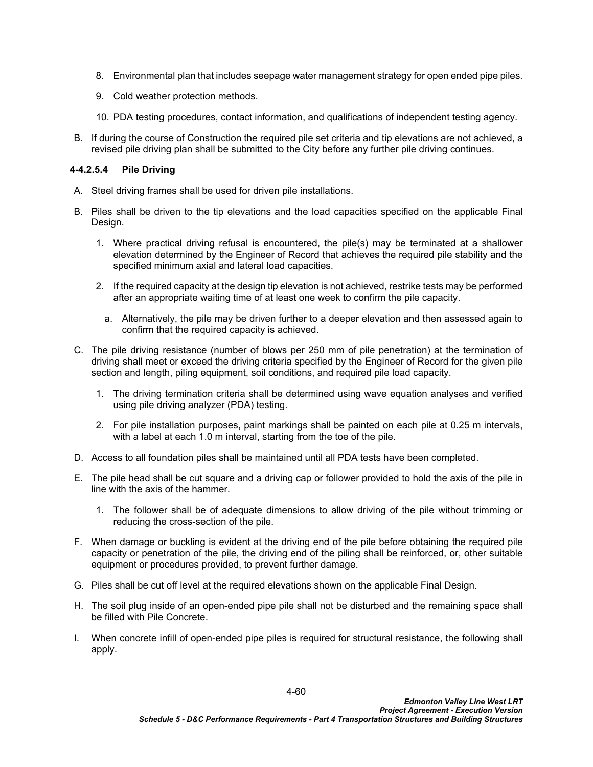8. Environmental plan that includes seepage water management strategy for open ended pipe piles.

9. Cold weather protection methods.

10. PDA testing procedures, contact information, and qualifications of independent testing agency.

B. If during the course of Construction the required pile set criteria and tip elevations are not achieved, a revised pile driving plan shall be submitted to the City before any further pile driving continues.

#### 4-4.2.5.4 Pile Driving

A. Steel driving frames shall be used for driven pile installations.

B. Piles shall be driven to the tip elevations and the load capacities specified on the applicable Final Design.

  1. Where practical driving refusal is encountered, the pile(s) may be terminated at a shallower elevation determined by the Engineer of Record that achieves the required pile stability and the specified minimum axial and lateral load capacities.

  2. If the required capacity at the design tip elevation is not achieved, restrike tests may be performed after an appropriate waiting time of at least one week to confirm the pile capacity.

     a. Alternatively, the pile may be driven further to a deeper elevation and then assessed again to confirm that the required capacity is achieved.

C. The pile driving resistance (number of blows per 250 mm of pile penetration) at the termination of driving shall meet or exceed the driving criteria specified by the Engineer of Record for the given pile section and length, piling equipment, soil conditions, and required pile load capacity.

  1. The driving termination criteria shall be determined using wave equation analyses and verified using pile driving analyzer (PDA) testing.

  2. For pile installation purposes, paint markings shall be painted on each pile at 0.25 m intervals, with a label at each 1.0 m interval, starting from the toe of the pile.

D. Access to all foundation piles shall be maintained until all PDA tests have been completed.

E. The pile head shall be cut square and a driving cap or follower provided to hold the axis of the pile in line with the axis of the hammer.

  1. The follower shall be of adequate dimensions to allow driving of the pile without trimming or reducing the cross-section of the pile.

F. When damage or buckling is evident at the driving end of the pile before obtaining the required pile capacity or penetration of the pile, the driving end of the piling shall be reinforced, or, other suitable equipment or procedures provided, to prevent further damage.

G. Piles shall be cut off level at the required elevations shown on the applicable Final Design.

H. The soil plug inside of an open-ended pipe pile shall not be disturbed and the remaining space shall be filled with Pile Concrete.

I. When concrete infill of open-ended pipe piles is required for structural resistance, the following shall apply.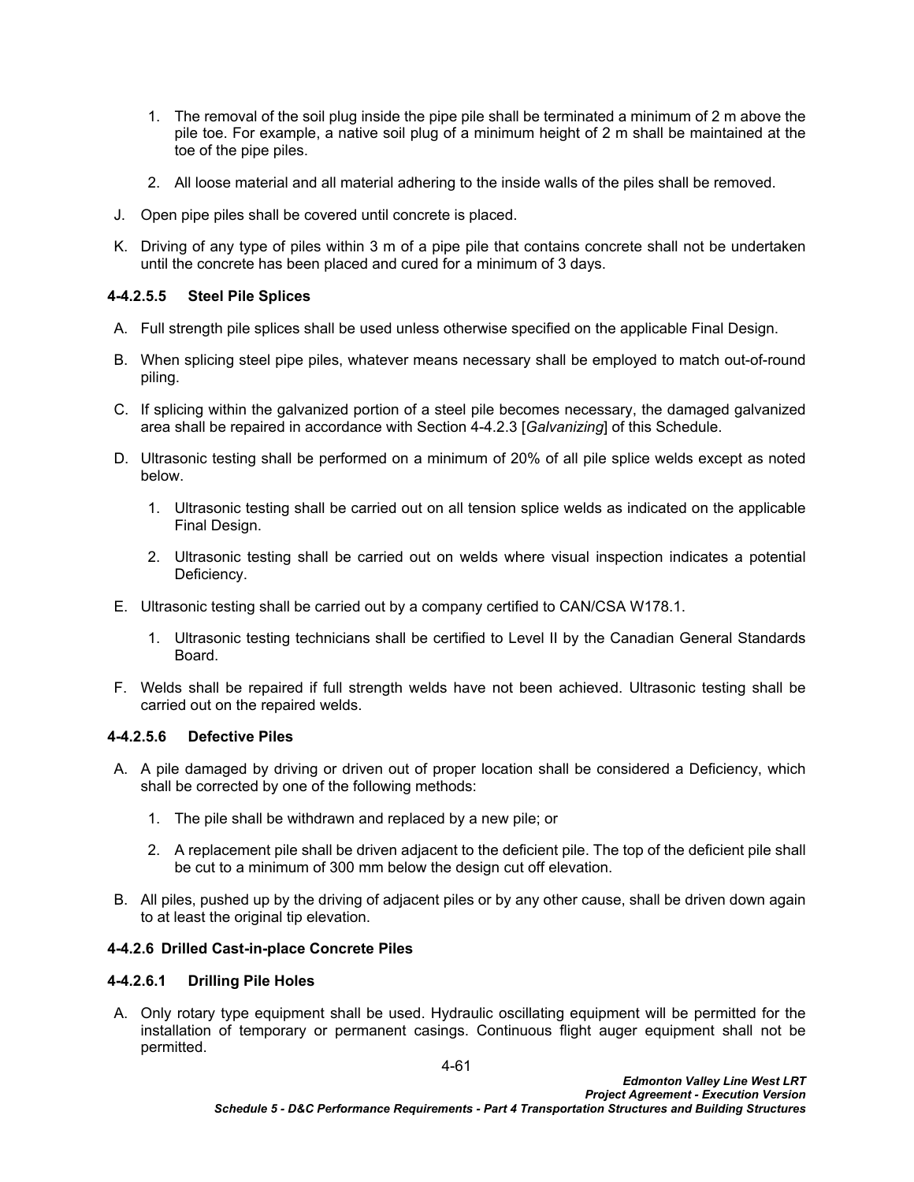1. The removal of the soil plug inside the pipe pile shall be terminated a minimum of 2 m above the pile toe. For example, a native soil plug of a minimum height of 2 m shall be maintained at the toe of the pipe piles.

2. All loose material and all material adhering to the inside walls of the piles shall be removed.

J. Open pipe piles shall be covered until concrete is placed.

K. Driving of any type of piles within 3 m of a pipe pile that contains concrete shall not be undertaken until the concrete has been placed and cured for a minimum of 3 days.

#### 4-4.2.5.5 Steel Pile Splices

A. Full strength pile splices shall be used unless otherwise specified on the applicable Final Design.

B. When splicing steel pipe piles, whatever means necessary shall be employed to match out-of-round piling.

C. If splicing within the galvanized portion of a steel pile becomes necessary, the damaged galvanized area shall be repaired in accordance with Section 4-4.2.3 [*Galvanizing*] of this Schedule.

D. Ultrasonic testing shall be performed on a minimum of 20% of all pile splice welds except as noted below.

   1. Ultrasonic testing shall be carried out on all tension splice welds as indicated on the applicable Final Design.

   2. Ultrasonic testing shall be carried out on welds where visual inspection indicates a potential Deficiency.

E. Ultrasonic testing shall be carried out by a company certified to CAN/CSA W178.1.

   1. Ultrasonic testing technicians shall be certified to Level II by the Canadian General Standards Board.

F. Welds shall be repaired if full strength welds have not been achieved. Ultrasonic testing shall be carried out on the repaired welds.

#### 4-4.2.5.6 Defective Piles

A. A pile damaged by driving or driven out of proper location shall be considered a Deficiency, which shall be corrected by one of the following methods:

   1. The pile shall be withdrawn and replaced by a new pile; or

   2. A replacement pile shall be driven adjacent to the deficient pile. The top of the deficient pile shall be cut to a minimum of 300 mm below the design cut off elevation.

B. All piles, pushed up by the driving of adjacent piles or by any other cause, shall be driven down again to at least the original tip elevation.

### 4-4.2.6 Drilled Cast-in-place Concrete Piles

#### 4-4.2.6.1 Drilling Pile Holes

A. Only rotary type equipment shall be used. Hydraulic oscillating equipment will be permitted for the installation of temporary or permanent casings. Continuous flight auger equipment shall not be permitted.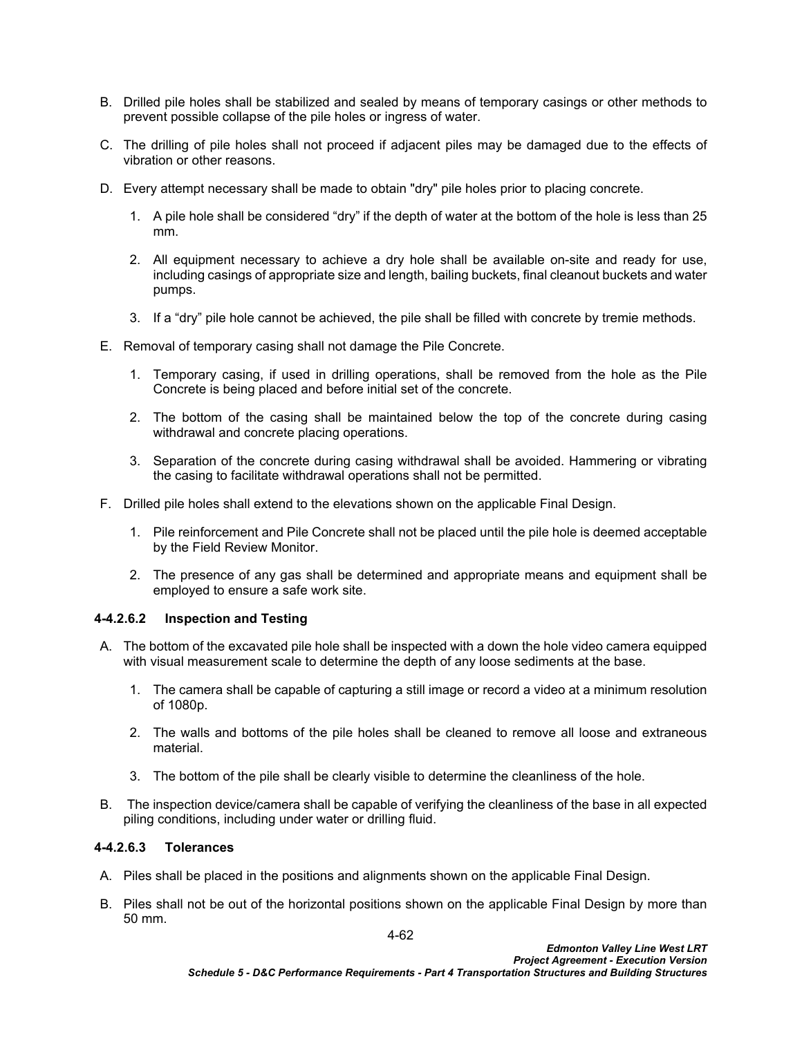B. Drilled pile holes shall be stabilized and sealed by means of temporary casings or other methods to prevent possible collapse of the pile holes or ingress of water.

C. The drilling of pile holes shall not proceed if adjacent piles may be damaged due to the effects of vibration or other reasons.

D. Every attempt necessary shall be made to obtain "dry" pile holes prior to placing concrete.

   1. A pile hole shall be considered "dry" if the depth of water at the bottom of the hole is less than 25 mm.

   2. All equipment necessary to achieve a dry hole shall be available on-site and ready for use, including casings of appropriate size and length, bailing buckets, final cleanout buckets and water pumps.

   3. If a "dry" pile hole cannot be achieved, the pile shall be filled with concrete by tremie methods.

E. Removal of temporary casing shall not damage the Pile Concrete.

   1. Temporary casing, if used in drilling operations, shall be removed from the hole as the Pile Concrete is being placed and before initial set of the concrete.

   2. The bottom of the casing shall be maintained below the top of the concrete during casing withdrawal and concrete placing operations.

   3. Separation of the concrete during casing withdrawal shall be avoided. Hammering or vibrating the casing to facilitate withdrawal operations shall not be permitted.

F. Drilled pile holes shall extend to the elevations shown on the applicable Final Design.

   1. Pile reinforcement and Pile Concrete shall not be placed until the pile hole is deemed acceptable by the Field Review Monitor.

   2. The presence of any gas shall be determined and appropriate means and equipment shall be employed to ensure a safe work site.

#### 4-4.2.6.2 Inspection and Testing

A. The bottom of the excavated pile hole shall be inspected with a down the hole video camera equipped with visual measurement scale to determine the depth of any loose sediments at the base.

   1. The camera shall be capable of capturing a still image or record a video at a minimum resolution of 1080p.

   2. The walls and bottoms of the pile holes shall be cleaned to remove all loose and extraneous material.

   3. The bottom of the pile shall be clearly visible to determine the cleanliness of the hole.

B. The inspection device/camera shall be capable of verifying the cleanliness of the base in all expected piling conditions, including under water or drilling fluid.

#### 4-4.2.6.3 Tolerances

A. Piles shall be placed in the positions and alignments shown on the applicable Final Design.

B. Piles shall not be out of the horizontal positions shown on the applicable Final Design by more than 50 mm.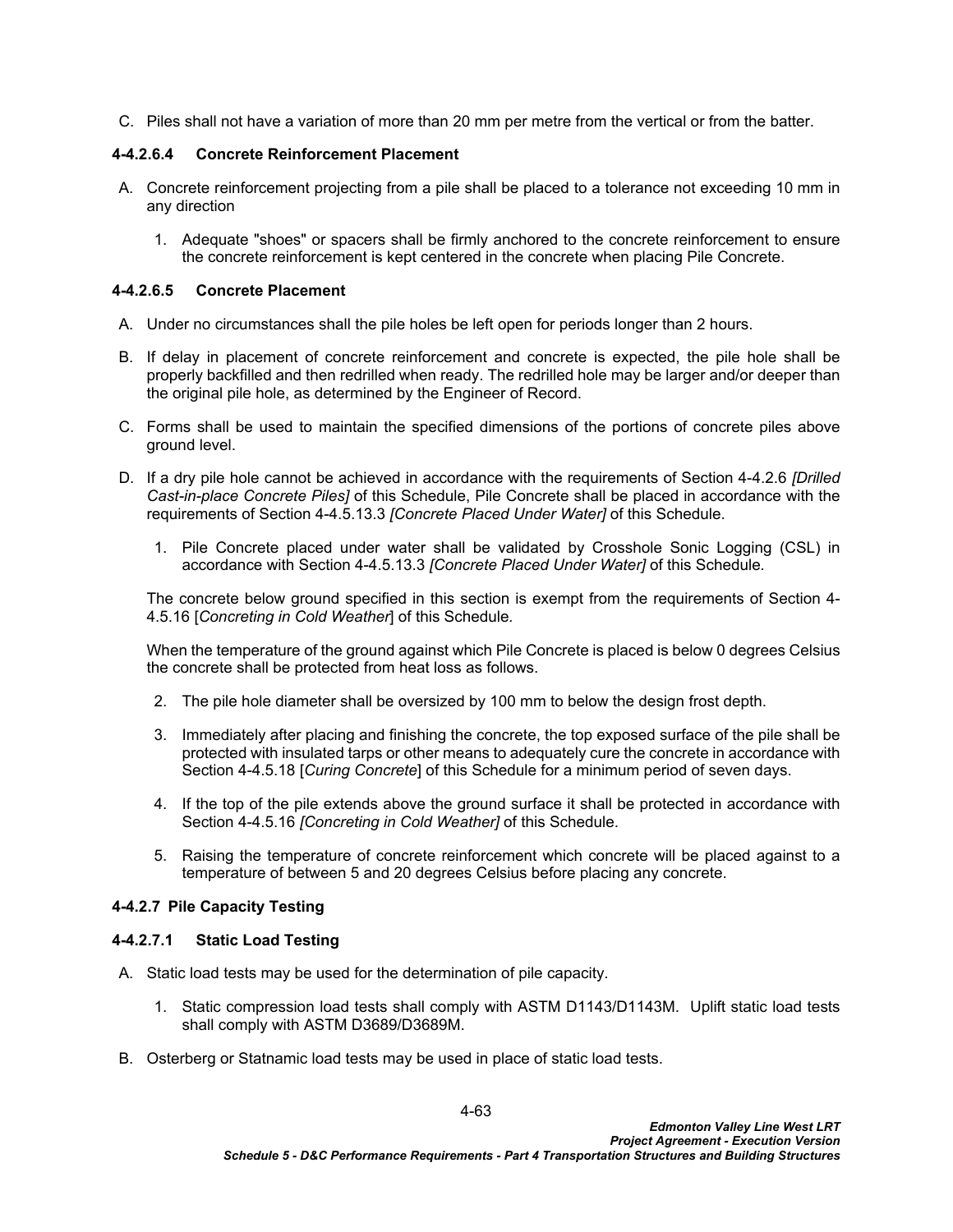C. Piles shall not have a variation of more than 20 mm per metre from the vertical or from the batter.

#### 4-4.2.6.4 Concrete Reinforcement Placement

A. Concrete reinforcement projecting from a pile shall be placed to a tolerance not exceeding 10 mm in any direction

   1. Adequate "shoes" or spacers shall be firmly anchored to the concrete reinforcement to ensure the concrete reinforcement is kept centered in the concrete when placing Pile Concrete.

#### 4-4.2.6.5 Concrete Placement

A. Under no circumstances shall the pile holes be left open for periods longer than 2 hours.

B. If delay in placement of concrete reinforcement and concrete is expected, the pile hole shall be properly backfilled and then redrilled when ready. The redrilled hole may be larger and/or deeper than the original pile hole, as determined by the Engineer of Record.

C. Forms shall be used to maintain the specified dimensions of the portions of concrete piles above ground level.

D. If a dry pile hole cannot be achieved in accordance with the requirements of Section 4-4.2.6 *[Drilled Cast-in-place Concrete Piles]* of this Schedule, Pile Concrete shall be placed in accordance with the requirements of Section 4-4.5.13.3 *[Concrete Placed Under Water]* of this Schedule.

   1. Pile Concrete placed under water shall be validated by Crosshole Sonic Logging (CSL) in accordance with Section 4-4.5.13.3 *[Concrete Placed Under Water]* of this Schedule.

   The concrete below ground specified in this section is exempt from the requirements of Section 4-4.5.16 [*Concreting in Cold Weather*] of this Schedule.

   When the temperature of the ground against which Pile Concrete is placed is below 0 degrees Celsius the concrete shall be protected from heat loss as follows.

   2. The pile hole diameter shall be oversized by 100 mm to below the design frost depth.

   3. Immediately after placing and finishing the concrete, the top exposed surface of the pile shall be protected with insulated tarps or other means to adequately cure the concrete in accordance with Section 4-4.5.18 [*Curing Concrete*] of this Schedule for a minimum period of seven days.

   4. If the top of the pile extends above the ground surface it shall be protected in accordance with Section 4-4.5.16 *[Concreting in Cold Weather]* of this Schedule.

   5. Raising the temperature of concrete reinforcement which concrete will be placed against to a temperature of between 5 and 20 degrees Celsius before placing any concrete.

### 4-4.2.7 Pile Capacity Testing

#### 4-4.2.7.1 Static Load Testing

A. Static load tests may be used for the determination of pile capacity.

   1. Static compression load tests shall comply with ASTM D1143/D1143M. Uplift static load tests shall comply with ASTM D3689/D3689M.

B. Osterberg or Statnamic load tests may be used in place of static load tests.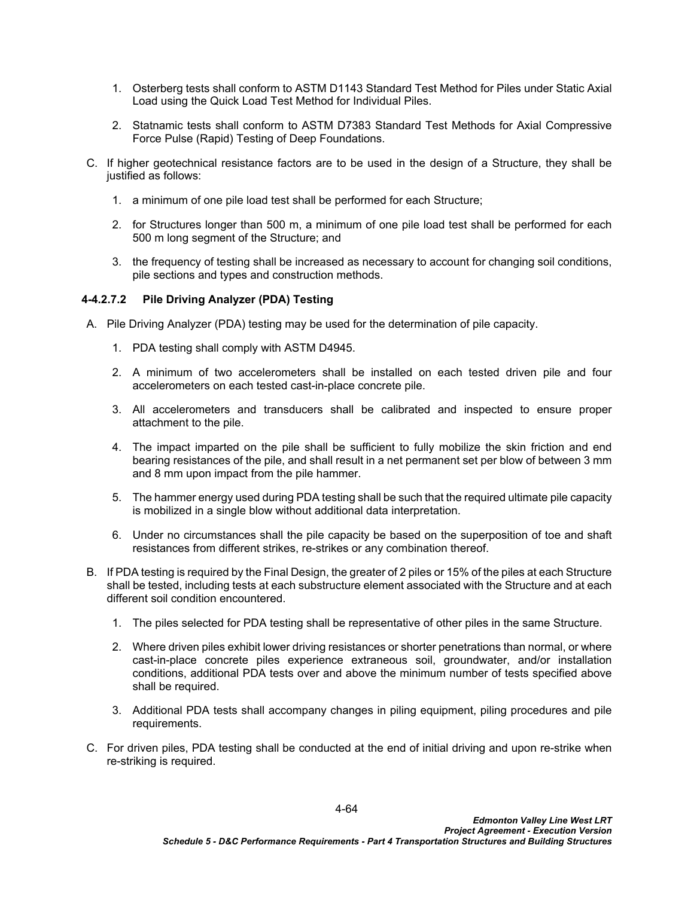1. Osterberg tests shall conform to ASTM D1143 Standard Test Method for Piles under Static Axial Load using the Quick Load Test Method for Individual Piles.

2. Statnamic tests shall conform to ASTM D7383 Standard Test Methods for Axial Compressive Force Pulse (Rapid) Testing of Deep Foundations.

C. If higher geotechnical resistance factors are to be used in the design of a Structure, they shall be justified as follows:

   1. a minimum of one pile load test shall be performed for each Structure;

   2. for Structures longer than 500 m, a minimum of one pile load test shall be performed for each 500 m long segment of the Structure; and

   3. the frequency of testing shall be increased as necessary to account for changing soil conditions, pile sections and types and construction methods.

#### 4-4.2.7.2 Pile Driving Analyzer (PDA) Testing

A. Pile Driving Analyzer (PDA) testing may be used for the determination of pile capacity.

   1. PDA testing shall comply with ASTM D4945.

   2. A minimum of two accelerometers shall be installed on each tested driven pile and four accelerometers on each tested cast-in-place concrete pile.

   3. All accelerometers and transducers shall be calibrated and inspected to ensure proper attachment to the pile.

   4. The impact imparted on the pile shall be sufficient to fully mobilize the skin friction and end bearing resistances of the pile, and shall result in a net permanent set per blow of between 3 mm and 8 mm upon impact from the pile hammer.

   5. The hammer energy used during PDA testing shall be such that the required ultimate pile capacity is mobilized in a single blow without additional data interpretation.

   6. Under no circumstances shall the pile capacity be based on the superposition of toe and shaft resistances from different strikes, re-strikes or any combination thereof.

B. If PDA testing is required by the Final Design, the greater of 2 piles or 15% of the piles at each Structure shall be tested, including tests at each substructure element associated with the Structure and at each different soil condition encountered.

   1. The piles selected for PDA testing shall be representative of other piles in the same Structure.

   2. Where driven piles exhibit lower driving resistances or shorter penetrations than normal, or where cast-in-place concrete piles experience extraneous soil, groundwater, and/or installation conditions, additional PDA tests over and above the minimum number of tests specified above shall be required.

   3. Additional PDA tests shall accompany changes in piling equipment, piling procedures and pile requirements.

C. For driven piles, PDA testing shall be conducted at the end of initial driving and upon re-strike when re-striking is required.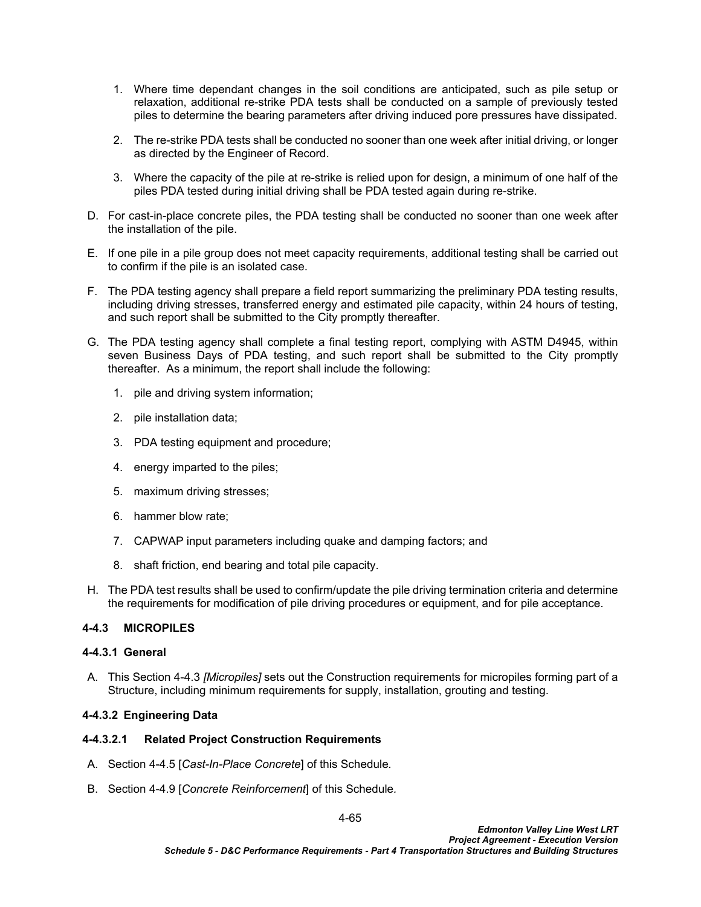1. Where time dependant changes in the soil conditions are anticipated, such as pile setup or relaxation, additional re-strike PDA tests shall be conducted on a sample of previously tested piles to determine the bearing parameters after driving induced pore pressures have dissipated.

2. The re-strike PDA tests shall be conducted no sooner than one week after initial driving, or longer as directed by the Engineer of Record.

3. Where the capacity of the pile at re-strike is relied upon for design, a minimum of one half of the piles PDA tested during initial driving shall be PDA tested again during re-strike.

D. For cast-in-place concrete piles, the PDA testing shall be conducted no sooner than one week after the installation of the pile.

E. If one pile in a pile group does not meet capacity requirements, additional testing shall be carried out to confirm if the pile is an isolated case.

F. The PDA testing agency shall prepare a field report summarizing the preliminary PDA testing results, including driving stresses, transferred energy and estimated pile capacity, within 24 hours of testing, and such report shall be submitted to the City promptly thereafter.

G. The PDA testing agency shall complete a final testing report, complying with ASTM D4945, within seven Business Days of PDA testing, and such report shall be submitted to the City promptly thereafter. As a minimum, the report shall include the following:

1. pile and driving system information;
2. pile installation data;
3. PDA testing equipment and procedure;
4. energy imparted to the piles;
5. maximum driving stresses;
6. hammer blow rate;
7. CAPWAP input parameters including quake and damping factors; and
8. shaft friction, end bearing and total pile capacity.

H. The PDA test results shall be used to confirm/update the pile driving termination criteria and determine the requirements for modification of pile driving procedures or equipment, and for pile acceptance.

### 4-4.3 MICROPILES

#### 4-4.3.1 General

A. This Section 4-4.3 *[Micropiles]* sets out the Construction requirements for micropiles forming part of a Structure, including minimum requirements for supply, installation, grouting and testing.

#### 4-4.3.2 Engineering Data

##### 4-4.3.2.1 Related Project Construction Requirements

A. Section 4-4.5 [*Cast-In-Place Concrete*] of this Schedule.

B. Section 4-4.9 [*Concrete Reinforcement*] of this Schedule.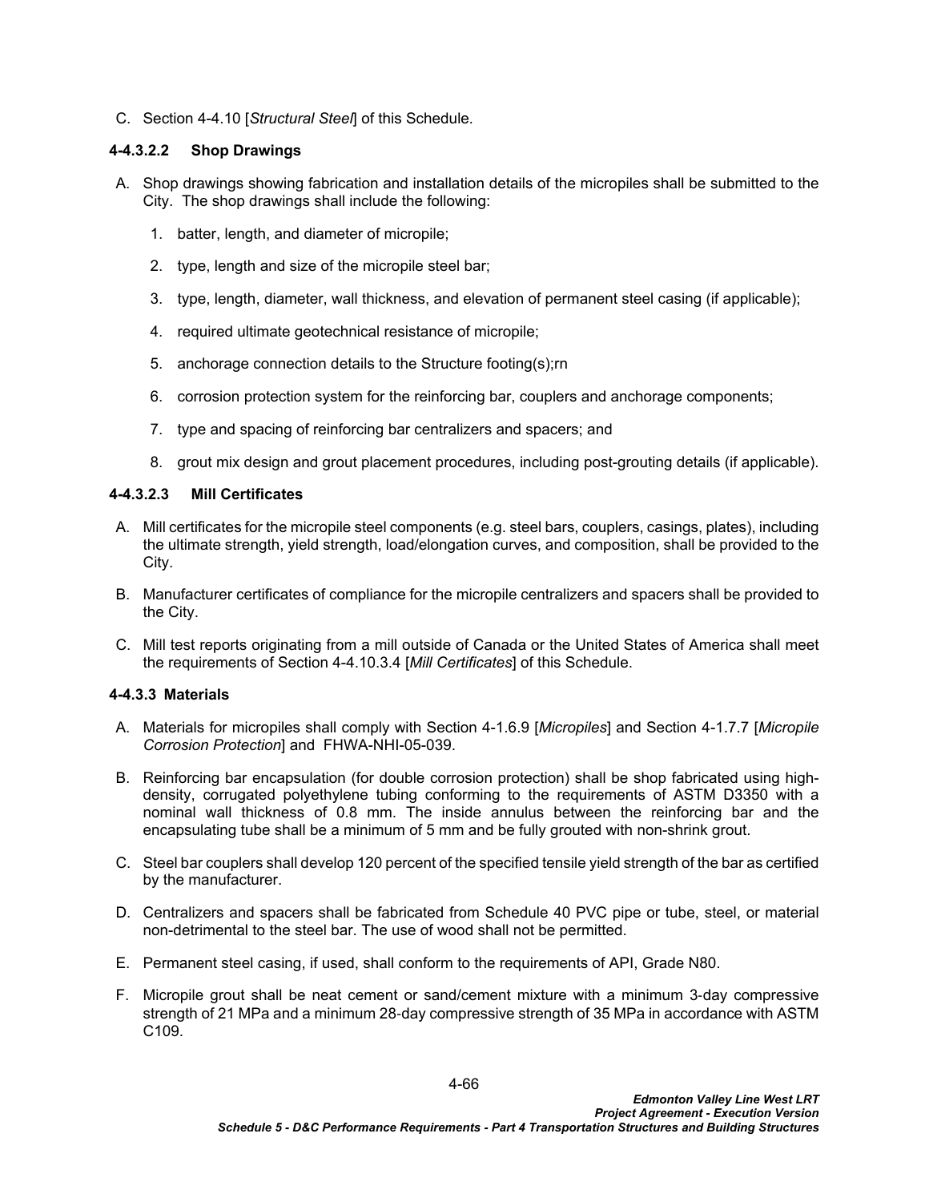C. Section 4-4.10 [*Structural Steel*] of this Schedule.

#### 4-4.3.2.2 Shop Drawings

A. Shop drawings showing fabrication and installation details of the micropiles shall be submitted to the City. The shop drawings shall include the following:

   1. batter, length, and diameter of micropile;

   2. type, length and size of the micropile steel bar;

   3. type, length, diameter, wall thickness, and elevation of permanent steel casing (if applicable);

   4. required ultimate geotechnical resistance of micropile;

   5. anchorage connection details to the Structure footing(s);rn

   6. corrosion protection system for the reinforcing bar, couplers and anchorage components;

   7. type and spacing of reinforcing bar centralizers and spacers; and

   8. grout mix design and grout placement procedures, including post-grouting details (if applicable).

#### 4-4.3.2.3 Mill Certificates

A. Mill certificates for the micropile steel components (e.g. steel bars, couplers, casings, plates), including the ultimate strength, yield strength, load/elongation curves, and composition, shall be provided to the City.

B. Manufacturer certificates of compliance for the micropile centralizers and spacers shall be provided to the City.

C. Mill test reports originating from a mill outside of Canada or the United States of America shall meet the requirements of Section 4-4.10.3.4 [*Mill Certificates*] of this Schedule.

### 4-4.3.3 Materials

A. Materials for micropiles shall comply with Section 4-1.6.9 [*Micropiles*] and Section 4-1.7.7 [*Micropile Corrosion Protection*] and FHWA-NHI-05-039.

B. Reinforcing bar encapsulation (for double corrosion protection) shall be shop fabricated using high-density, corrugated polyethylene tubing conforming to the requirements of ASTM D3350 with a nominal wall thickness of 0.8 mm. The inside annulus between the reinforcing bar and the encapsulating tube shall be a minimum of 5 mm and be fully grouted with non-shrink grout.

C. Steel bar couplers shall develop 120 percent of the specified tensile yield strength of the bar as certified by the manufacturer.

D. Centralizers and spacers shall be fabricated from Schedule 40 PVC pipe or tube, steel, or material non-detrimental to the steel bar. The use of wood shall not be permitted.

E. Permanent steel casing, if used, shall conform to the requirements of API, Grade N80.

F. Micropile grout shall be neat cement or sand/cement mixture with a minimum 3-day compressive strength of 21 MPa and a minimum 28-day compressive strength of 35 MPa in accordance with ASTM C109.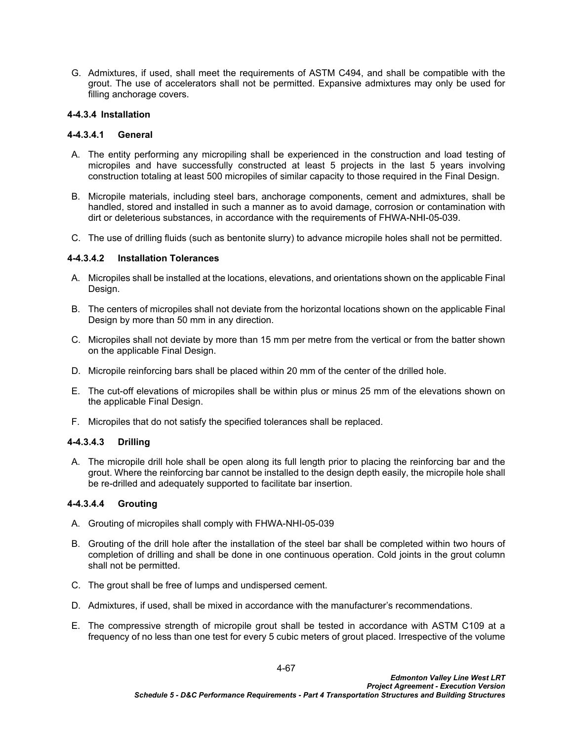G. Admixtures, if used, shall meet the requirements of ASTM C494, and shall be compatible with the grout. The use of accelerators shall not be permitted. Expansive admixtures may only be used for filling anchorage covers.

### 4-4.3.4 Installation

#### 4-4.3.4.1 General

A. The entity performing any micropiling shall be experienced in the construction and load testing of micropiles and have successfully constructed at least 5 projects in the last 5 years involving construction totaling at least 500 micropiles of similar capacity to those required in the Final Design.

B. Micropile materials, including steel bars, anchorage components, cement and admixtures, shall be handled, stored and installed in such a manner as to avoid damage, corrosion or contamination with dirt or deleterious substances, in accordance with the requirements of FHWA-NHI-05-039.

C. The use of drilling fluids (such as bentonite slurry) to advance micropile holes shall not be permitted.

#### 4-4.3.4.2 Installation Tolerances

A. Micropiles shall be installed at the locations, elevations, and orientations shown on the applicable Final Design.

B. The centers of micropiles shall not deviate from the horizontal locations shown on the applicable Final Design by more than 50 mm in any direction.

C. Micropiles shall not deviate by more than 15 mm per metre from the vertical or from the batter shown on the applicable Final Design.

D. Micropile reinforcing bars shall be placed within 20 mm of the center of the drilled hole.

E. The cut-off elevations of micropiles shall be within plus or minus 25 mm of the elevations shown on the applicable Final Design.

F. Micropiles that do not satisfy the specified tolerances shall be replaced.

#### 4-4.3.4.3 Drilling

A. The micropile drill hole shall be open along its full length prior to placing the reinforcing bar and the grout. Where the reinforcing bar cannot be installed to the design depth easily, the micropile hole shall be re-drilled and adequately supported to facilitate bar insertion.

#### 4-4.3.4.4 Grouting

A. Grouting of micropiles shall comply with FHWA-NHI-05-039

B. Grouting of the drill hole after the installation of the steel bar shall be completed within two hours of completion of drilling and shall be done in one continuous operation. Cold joints in the grout column shall not be permitted.

C. The grout shall be free of lumps and undispersed cement.

D. Admixtures, if used, shall be mixed in accordance with the manufacturer's recommendations.

E. The compressive strength of micropile grout shall be tested in accordance with ASTM C109 at a frequency of no less than one test for every 5 cubic meters of grout placed. Irrespective of the volume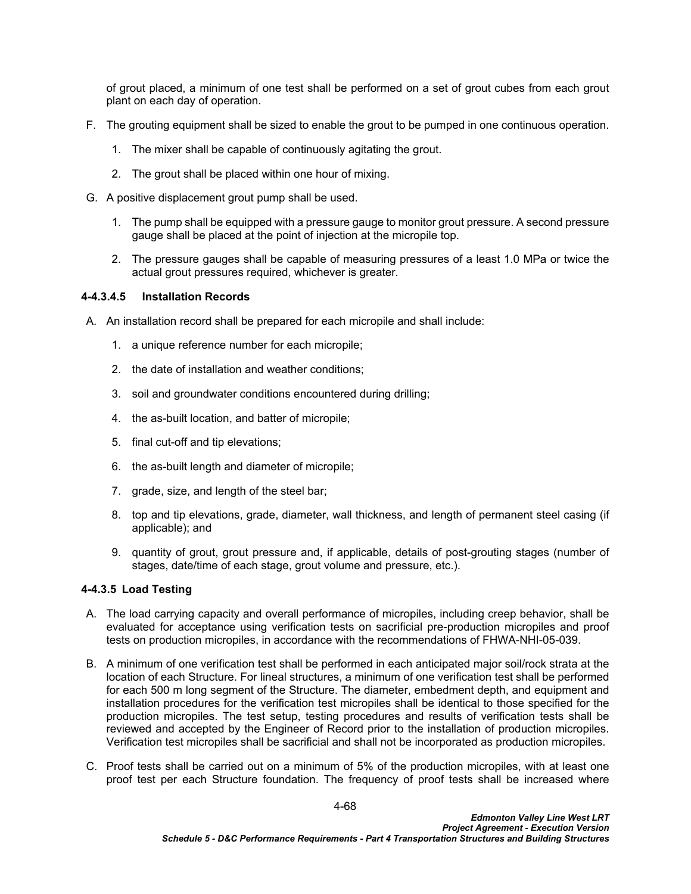of grout placed, a minimum of one test shall be performed on a set of grout cubes from each grout plant on each day of operation.

F. The grouting equipment shall be sized to enable the grout to be pumped in one continuous operation.

   1. The mixer shall be capable of continuously agitating the grout.

   2. The grout shall be placed within one hour of mixing.

G. A positive displacement grout pump shall be used.

   1. The pump shall be equipped with a pressure gauge to monitor grout pressure. A second pressure gauge shall be placed at the point of injection at the micropile top.

   2. The pressure gauges shall be capable of measuring pressures of a least 1.0 MPa or twice the actual grout pressures required, whichever is greater.

#### 4-4.3.4.5 Installation Records

A. An installation record shall be prepared for each micropile and shall include:

   1. a unique reference number for each micropile;

   2. the date of installation and weather conditions;

   3. soil and groundwater conditions encountered during drilling;

   4. the as-built location, and batter of micropile;

   5. final cut-off and tip elevations;

   6. the as-built length and diameter of micropile;

   7. grade, size, and length of the steel bar;

   8. top and tip elevations, grade, diameter, wall thickness, and length of permanent steel casing (if applicable); and

   9. quantity of grout, grout pressure and, if applicable, details of post-grouting stages (number of stages, date/time of each stage, grout volume and pressure, etc.).

### 4-4.3.5 Load Testing

A. The load carrying capacity and overall performance of micropiles, including creep behavior, shall be evaluated for acceptance using verification tests on sacrificial pre-production micropiles and proof tests on production micropiles, in accordance with the recommendations of FHWA-NHI-05-039.

B. A minimum of one verification test shall be performed in each anticipated major soil/rock strata at the location of each Structure. For lineal structures, a minimum of one verification test shall be performed for each 500 m long segment of the Structure. The diameter, embedment depth, and equipment and installation procedures for the verification test micropiles shall be identical to those specified for the production micropiles. The test setup, testing procedures and results of verification tests shall be reviewed and accepted by the Engineer of Record prior to the installation of production micropiles. Verification test micropiles shall be sacrificial and shall not be incorporated as production micropiles.

C. Proof tests shall be carried out on a minimum of 5% of the production micropiles, with at least one proof test per each Structure foundation. The frequency of proof tests shall be increased where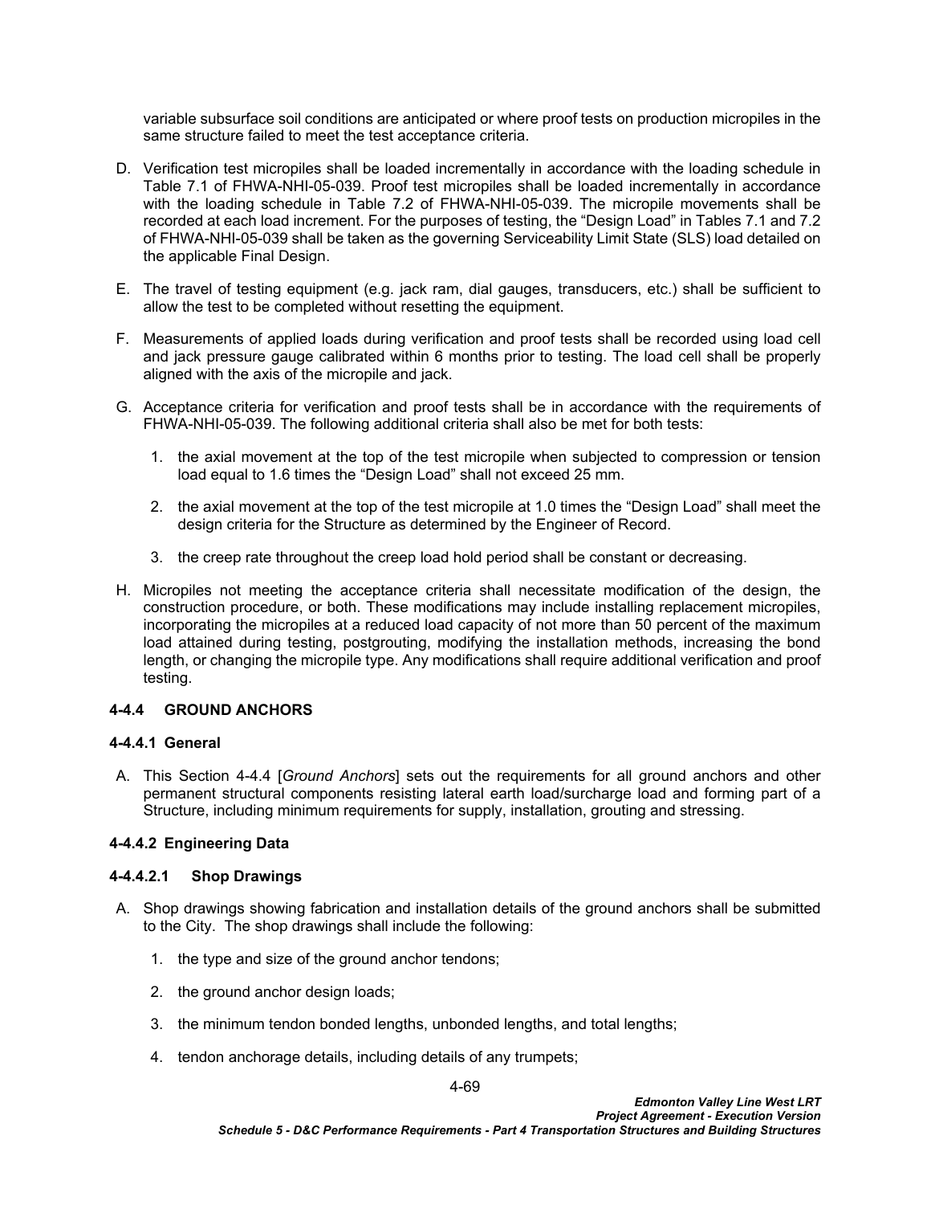variable subsurface soil conditions are anticipated or where proof tests on production micropiles in the same structure failed to meet the test acceptance criteria.

D. Verification test micropiles shall be loaded incrementally in accordance with the loading schedule in Table 7.1 of FHWA-NHI-05-039. Proof test micropiles shall be loaded incrementally in accordance with the loading schedule in Table 7.2 of FHWA-NHI-05-039. The micropile movements shall be recorded at each load increment. For the purposes of testing, the "Design Load" in Tables 7.1 and 7.2 of FHWA-NHI-05-039 shall be taken as the governing Serviceability Limit State (SLS) load detailed on the applicable Final Design.

E. The travel of testing equipment (e.g. jack ram, dial gauges, transducers, etc.) shall be sufficient to allow the test to be completed without resetting the equipment.

F. Measurements of applied loads during verification and proof tests shall be recorded using load cell and jack pressure gauge calibrated within 6 months prior to testing. The load cell shall be properly aligned with the axis of the micropile and jack.

G. Acceptance criteria for verification and proof tests shall be in accordance with the requirements of FHWA-NHI-05-039. The following additional criteria shall also be met for both tests:

   1. the axial movement at the top of the test micropile when subjected to compression or tension load equal to 1.6 times the "Design Load" shall not exceed 25 mm.

   2. the axial movement at the top of the test micropile at 1.0 times the "Design Load" shall meet the design criteria for the Structure as determined by the Engineer of Record.

   3. the creep rate throughout the creep load hold period shall be constant or decreasing.

H. Micropiles not meeting the acceptance criteria shall necessitate modification of the design, the construction procedure, or both. These modifications may include installing replacement micropiles, incorporating the micropiles at a reduced load capacity of not more than 50 percent of the maximum load attained during testing, postgrouting, modifying the installation methods, increasing the bond length, or changing the micropile type. Any modifications shall require additional verification and proof testing.

### 4-4.4 GROUND ANCHORS

#### 4-4.4.1 General

A. This Section 4-4.4 [*Ground Anchors*] sets out the requirements for all ground anchors and other permanent structural components resisting lateral earth load/surcharge load and forming part of a Structure, including minimum requirements for supply, installation, grouting and stressing.

#### 4-4.4.2 Engineering Data

##### 4-4.4.2.1 Shop Drawings

A. Shop drawings showing fabrication and installation details of the ground anchors shall be submitted to the City. The shop drawings shall include the following:

   1. the type and size of the ground anchor tendons;

   2. the ground anchor design loads;

   3. the minimum tendon bonded lengths, unbonded lengths, and total lengths;

   4. tendon anchorage details, including details of any trumpets;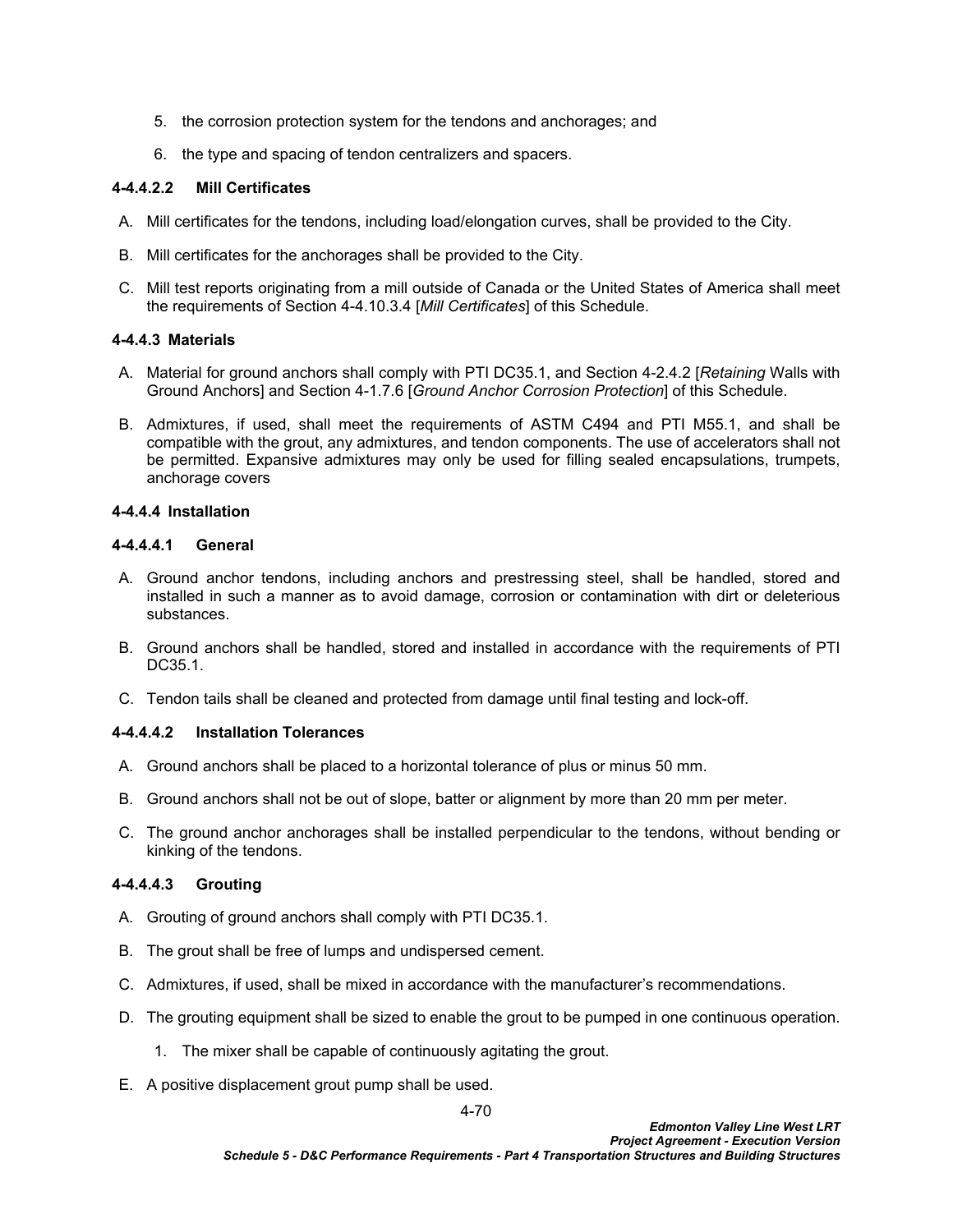5. the corrosion protection system for the tendons and anchorages; and
6. the type and spacing of tendon centralizers and spacers.

#### 4-4.4.2.2 Mill Certificates

A. Mill certificates for the tendons, including load/elongation curves, shall be provided to the City.

B. Mill certificates for the anchorages shall be provided to the City.

C. Mill test reports originating from a mill outside of Canada or the United States of America shall meet the requirements of Section 4-4.10.3.4 [*Mill Certificates*] of this Schedule.

### 4-4.4.3 Materials

A. Material for ground anchors shall comply with PTI DC35.1, and Section 4-2.4.2 [*Retaining* Walls with Ground Anchors] and Section 4-1.7.6 [*Ground Anchor Corrosion Protection*] of this Schedule.

B. Admixtures, if used, shall meet the requirements of ASTM C494 and PTI M55.1, and shall be compatible with the grout, any admixtures, and tendon components. The use of accelerators shall not be permitted. Expansive admixtures may only be used for filling sealed encapsulations, trumpets, anchorage covers

### 4-4.4.4 Installation

#### 4-4.4.4.1 General

A. Ground anchor tendons, including anchors and prestressing steel, shall be handled, stored and installed in such a manner as to avoid damage, corrosion or contamination with dirt or deleterious substances.

B. Ground anchors shall be handled, stored and installed in accordance with the requirements of PTI DC35.1.

C. Tendon tails shall be cleaned and protected from damage until final testing and lock-off.

#### 4-4.4.4.2 Installation Tolerances

A. Ground anchors shall be placed to a horizontal tolerance of plus or minus 50 mm.

B. Ground anchors shall not be out of slope, batter or alignment by more than 20 mm per meter.

C. The ground anchor anchorages shall be installed perpendicular to the tendons, without bending or kinking of the tendons.

#### 4-4.4.4.3 Grouting

A. Grouting of ground anchors shall comply with PTI DC35.1.

B. The grout shall be free of lumps and undispersed cement.

C. Admixtures, if used, shall be mixed in accordance with the manufacturer's recommendations.

D. The grouting equipment shall be sized to enable the grout to be pumped in one continuous operation.

   1. The mixer shall be capable of continuously agitating the grout.

E. A positive displacement grout pump shall be used.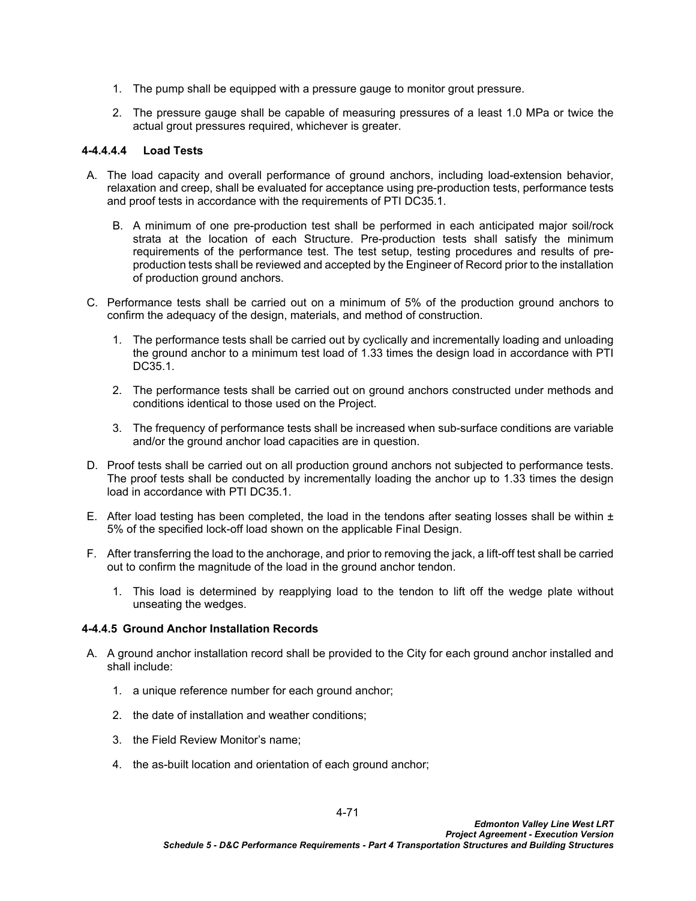1. The pump shall be equipped with a pressure gauge to monitor grout pressure.

2. The pressure gauge shall be capable of measuring pressures of a least 1.0 MPa or twice the actual grout pressures required, whichever is greater.

#### 4-4.4.4.4 Load Tests

A. The load capacity and overall performance of ground anchors, including load-extension behavior, relaxation and creep, shall be evaluated for acceptance using pre-production tests, performance tests and proof tests in accordance with the requirements of PTI DC35.1.

B. A minimum of one pre-production test shall be performed in each anticipated major soil/rock strata at the location of each Structure. Pre-production tests shall satisfy the minimum requirements of the performance test. The test setup, testing procedures and results of pre-production tests shall be reviewed and accepted by the Engineer of Record prior to the installation of production ground anchors.

C. Performance tests shall be carried out on a minimum of 5% of the production ground anchors to confirm the adequacy of the design, materials, and method of construction.

   1. The performance tests shall be carried out by cyclically and incrementally loading and unloading the ground anchor to a minimum test load of 1.33 times the design load in accordance with PTI DC35.1.

   2. The performance tests shall be carried out on ground anchors constructed under methods and conditions identical to those used on the Project.

   3. The frequency of performance tests shall be increased when sub-surface conditions are variable and/or the ground anchor load capacities are in question.

D. Proof tests shall be carried out on all production ground anchors not subjected to performance tests. The proof tests shall be conducted by incrementally loading the anchor up to 1.33 times the design load in accordance with PTI DC35.1.

E. After load testing has been completed, the load in the tendons after seating losses shall be within ± 5% of the specified lock-off load shown on the applicable Final Design.

F. After transferring the load to the anchorage, and prior to removing the jack, a lift-off test shall be carried out to confirm the magnitude of the load in the ground anchor tendon.

   1. This load is determined by reapplying load to the tendon to lift off the wedge plate without unseating the wedges.

### 4-4.4.5 Ground Anchor Installation Records

A. A ground anchor installation record shall be provided to the City for each ground anchor installed and shall include:

   1. a unique reference number for each ground anchor;

   2. the date of installation and weather conditions;

   3. the Field Review Monitor's name;

   4. the as-built location and orientation of each ground anchor;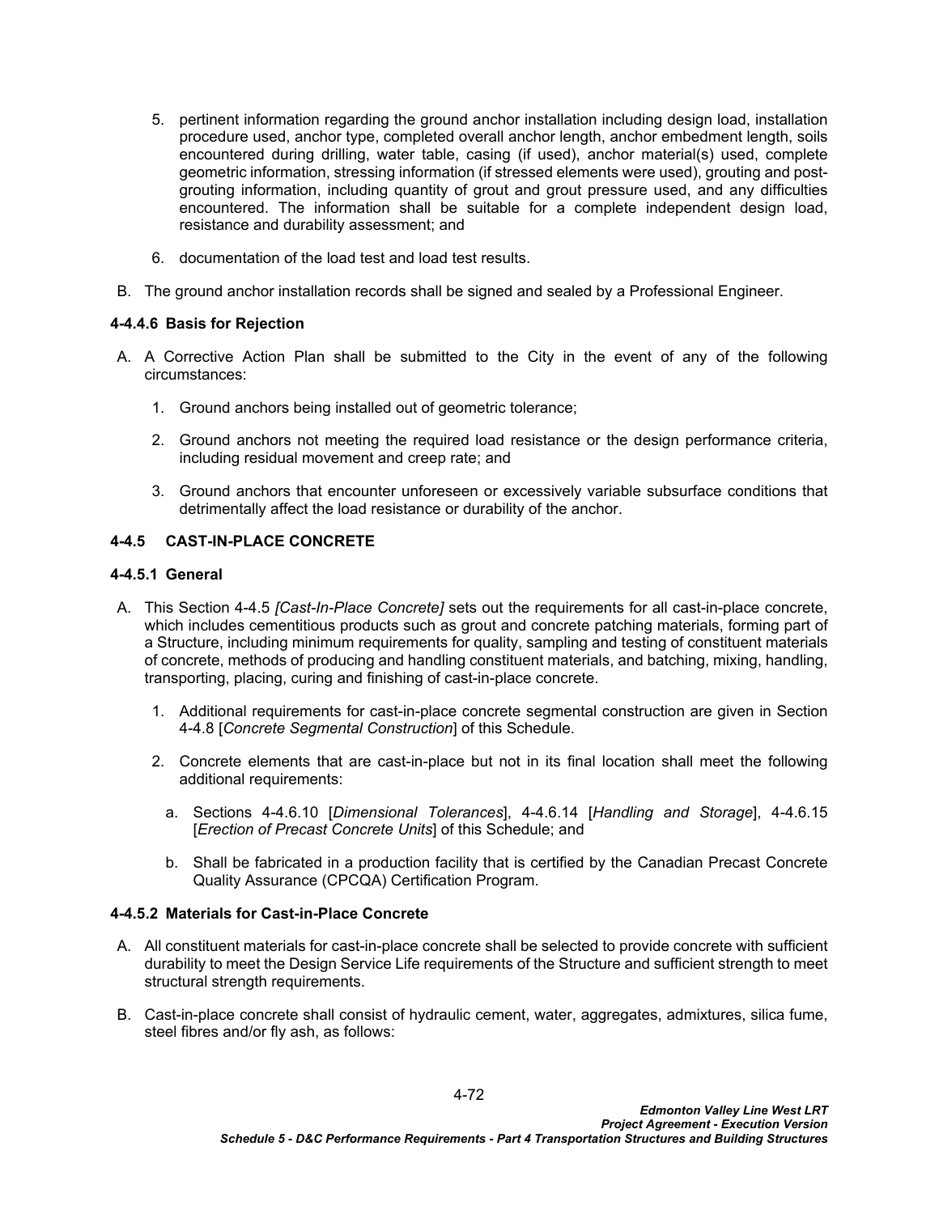5. pertinent information regarding the ground anchor installation including design load, installation procedure used, anchor type, completed overall anchor length, anchor embedment length, soils encountered during drilling, water table, casing (if used), anchor material(s) used, complete geometric information, stressing information (if stressed elements were used), grouting and post-grouting information, including quantity of grout and grout pressure used, and any difficulties encountered. The information shall be suitable for a complete independent design load, resistance and durability assessment; and

6. documentation of the load test and load test results.

B. The ground anchor installation records shall be signed and sealed by a Professional Engineer.

#### 4-4.4.6 Basis for Rejection

A. A Corrective Action Plan shall be submitted to the City in the event of any of the following circumstances:

1. Ground anchors being installed out of geometric tolerance;

2. Ground anchors not meeting the required load resistance or the design performance criteria, including residual movement and creep rate; and

3. Ground anchors that encounter unforeseen or excessively variable subsurface conditions that detrimentally affect the load resistance or durability of the anchor.

### 4-4.5 CAST-IN-PLACE CONCRETE

#### 4-4.5.1 General

A. This Section 4-4.5 *[Cast-In-Place Concrete]* sets out the requirements for all cast-in-place concrete, which includes cementitious products such as grout and concrete patching materials, forming part of a Structure, including minimum requirements for quality, sampling and testing of constituent materials of concrete, methods of producing and handling constituent materials, and batching, mixing, handling, transporting, placing, curing and finishing of cast-in-place concrete.

1. Additional requirements for cast-in-place concrete segmental construction are given in Section 4-4.8 [*Concrete Segmental Construction*] of this Schedule.

2. Concrete elements that are cast-in-place but not in its final location shall meet the following additional requirements:

   a. Sections 4-4.6.10 [*Dimensional Tolerances*], 4-4.6.14 [*Handling and Storage*], 4-4.6.15 [*Erection of Precast Concrete Units*] of this Schedule; and

   b. Shall be fabricated in a production facility that is certified by the Canadian Precast Concrete Quality Assurance (CPCQA) Certification Program.

#### 4-4.5.2 Materials for Cast-in-Place Concrete

A. All constituent materials for cast-in-place concrete shall be selected to provide concrete with sufficient durability to meet the Design Service Life requirements of the Structure and sufficient strength to meet structural strength requirements.

B. Cast-in-place concrete shall consist of hydraulic cement, water, aggregates, admixtures, silica fume, steel fibres and/or fly ash, as follows: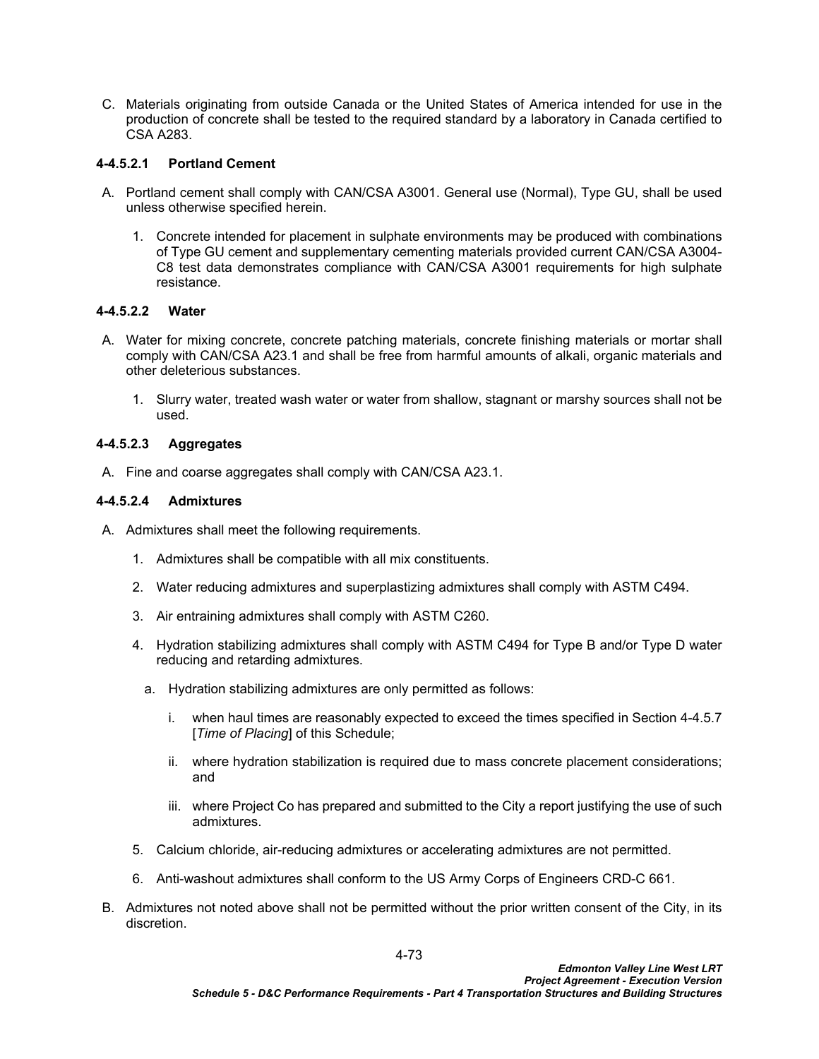C. Materials originating from outside Canada or the United States of America intended for use in the production of concrete shall be tested to the required standard by a laboratory in Canada certified to CSA A283.

#### 4-4.5.2.1 Portland Cement

A. Portland cement shall comply with CAN/CSA A3001. General use (Normal), Type GU, shall be used unless otherwise specified herein.

   1. Concrete intended for placement in sulphate environments may be produced with combinations of Type GU cement and supplementary cementing materials provided current CAN/CSA A3004-C8 test data demonstrates compliance with CAN/CSA A3001 requirements for high sulphate resistance.

#### 4-4.5.2.2 Water

A. Water for mixing concrete, concrete patching materials, concrete finishing materials or mortar shall comply with CAN/CSA A23.1 and shall be free from harmful amounts of alkali, organic materials and other deleterious substances.

   1. Slurry water, treated wash water or water from shallow, stagnant or marshy sources shall not be used.

#### 4-4.5.2.3 Aggregates

A. Fine and coarse aggregates shall comply with CAN/CSA A23.1.

#### 4-4.5.2.4 Admixtures

A. Admixtures shall meet the following requirements.

   1. Admixtures shall be compatible with all mix constituents.

   2. Water reducing admixtures and superplastizing admixtures shall comply with ASTM C494.

   3. Air entraining admixtures shall comply with ASTM C260.

   4. Hydration stabilizing admixtures shall comply with ASTM C494 for Type B and/or Type D water reducing and retarding admixtures.

      a. Hydration stabilizing admixtures are only permitted as follows:

         i. when haul times are reasonably expected to exceed the times specified in Section 4-4.5.7 [*Time of Placing*] of this Schedule;

         ii. where hydration stabilization is required due to mass concrete placement considerations; and

         iii. where Project Co has prepared and submitted to the City a report justifying the use of such admixtures.

   5. Calcium chloride, air-reducing admixtures or accelerating admixtures are not permitted.

   6. Anti-washout admixtures shall conform to the US Army Corps of Engineers CRD-C 661.

B. Admixtures not noted above shall not be permitted without the prior written consent of the City, in its discretion.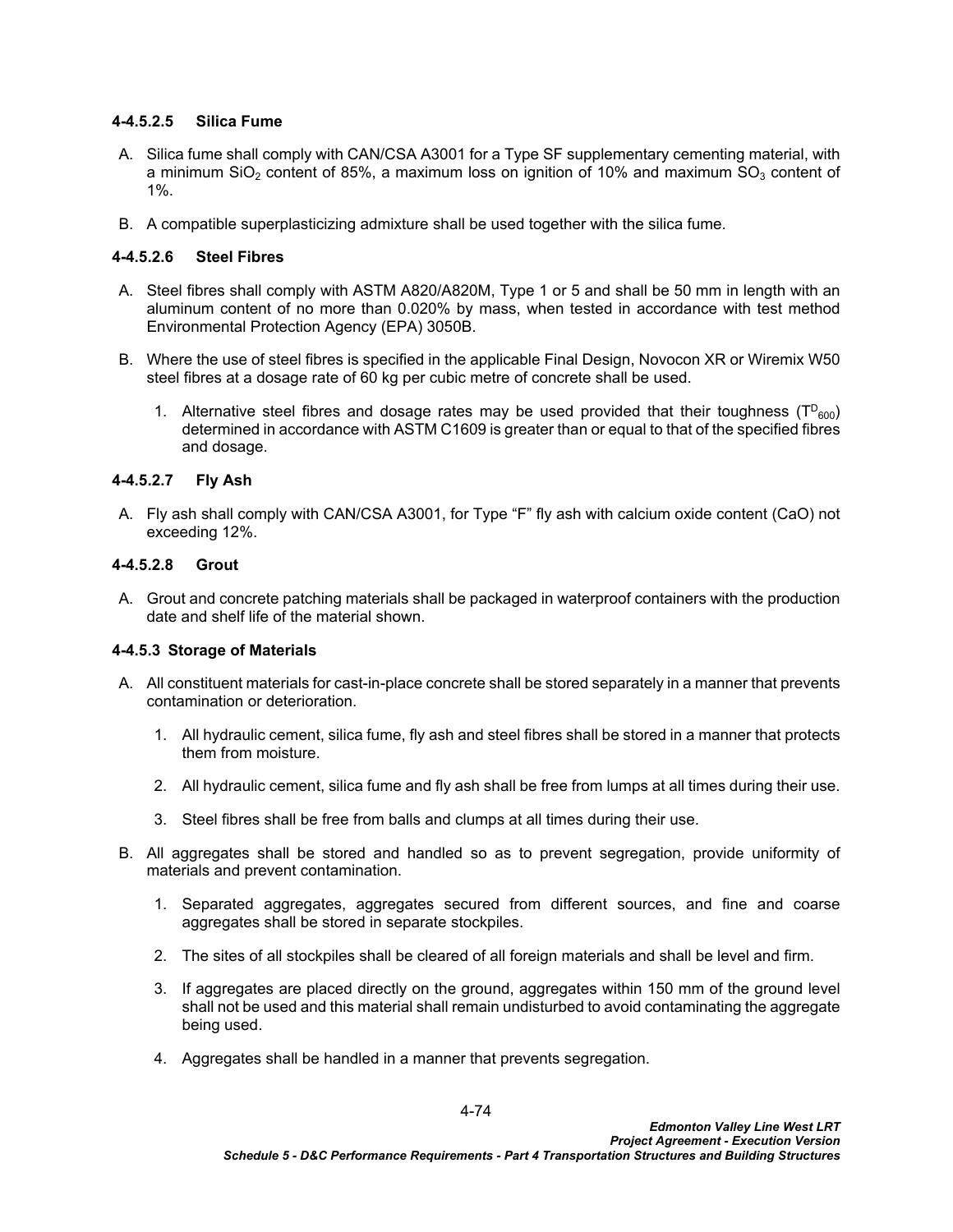#### 4-4.5.2.5 Silica Fume

A. Silica fume shall comply with CAN/CSA A3001 for a Type SF supplementary cementing material, with a minimum $SiO_2$ content of 85%, a maximum loss on ignition of 10% and maximum $SO_3$ content of 1%.

B. A compatible superplasticizing admixture shall be used together with the silica fume.

#### 4-4.5.2.6 Steel Fibres

A. Steel fibres shall comply with ASTM A820/A820M, Type 1 or 5 and shall be 50 mm in length with an aluminum content of no more than 0.020% by mass, when tested in accordance with test method Environmental Protection Agency (EPA) 3050B.

B. Where the use of steel fibres is specified in the applicable Final Design, Novocon XR or Wiremix W50 steel fibres at a dosage rate of 60 kg per cubic metre of concrete shall be used.

   1. Alternative steel fibres and dosage rates may be used provided that their toughness ($T^D_{600}$) determined in accordance with ASTM C1609 is greater than or equal to that of the specified fibres and dosage.

#### 4-4.5.2.7 Fly Ash

A. Fly ash shall comply with CAN/CSA A3001, for Type "F" fly ash with calcium oxide content (CaO) not exceeding 12%.

#### 4-4.5.2.8 Grout

A. Grout and concrete patching materials shall be packaged in waterproof containers with the production date and shelf life of the material shown.

### 4-4.5.3 Storage of Materials

A. All constituent materials for cast-in-place concrete shall be stored separately in a manner that prevents contamination or deterioration.

   1. All hydraulic cement, silica fume, fly ash and steel fibres shall be stored in a manner that protects them from moisture.

   2. All hydraulic cement, silica fume and fly ash shall be free from lumps at all times during their use.

   3. Steel fibres shall be free from balls and clumps at all times during their use.

B. All aggregates shall be stored and handled so as to prevent segregation, provide uniformity of materials and prevent contamination.

   1. Separated aggregates, aggregates secured from different sources, and fine and coarse aggregates shall be stored in separate stockpiles.

   2. The sites of all stockpiles shall be cleared of all foreign materials and shall be level and firm.

   3. If aggregates are placed directly on the ground, aggregates within 150 mm of the ground level shall not be used and this material shall remain undisturbed to avoid contaminating the aggregate being used.

   4. Aggregates shall be handled in a manner that prevents segregation.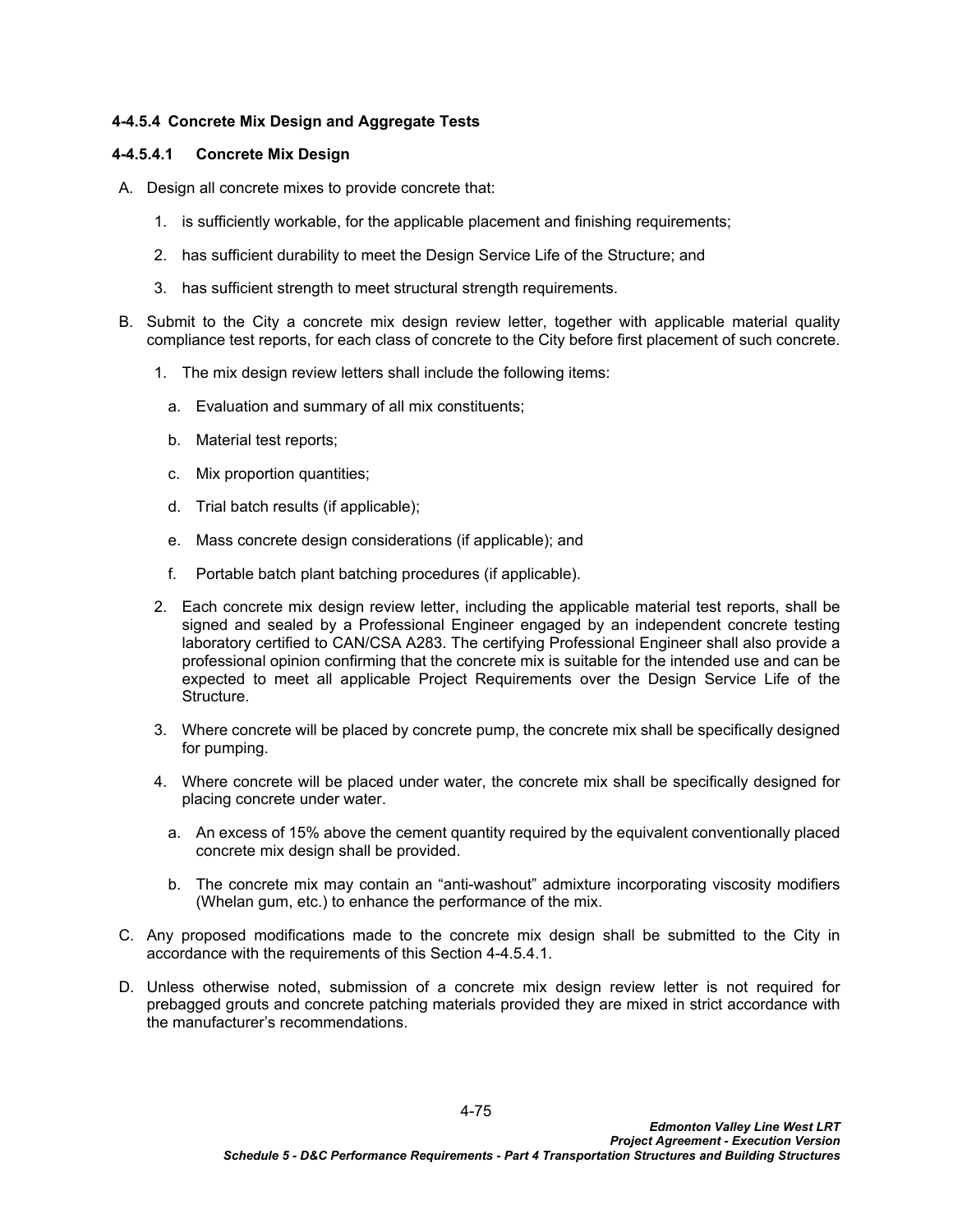#### 4-4.5.4 Concrete Mix Design and Aggregate Tests

##### 4-4.5.4.1 Concrete Mix Design

A. Design all concrete mixes to provide concrete that:

1. is sufficiently workable, for the applicable placement and finishing requirements;

2. has sufficient durability to meet the Design Service Life of the Structure; and

3. has sufficient strength to meet structural strength requirements.

B. Submit to the City a concrete mix design review letter, together with applicable material quality compliance test reports, for each class of concrete to the City before first placement of such concrete.

1. The mix design review letters shall include the following items:

   a. Evaluation and summary of all mix constituents;

   b. Material test reports;

   c. Mix proportion quantities;

   d. Trial batch results (if applicable);

   e. Mass concrete design considerations (if applicable); and

   f. Portable batch plant batching procedures (if applicable).

2. Each concrete mix design review letter, including the applicable material test reports, shall be signed and sealed by a Professional Engineer engaged by an independent concrete testing laboratory certified to CAN/CSA A283. The certifying Professional Engineer shall also provide a professional opinion confirming that the concrete mix is suitable for the intended use and can be expected to meet all applicable Project Requirements over the Design Service Life of the Structure.

3. Where concrete will be placed by concrete pump, the concrete mix shall be specifically designed for pumping.

4. Where concrete will be placed under water, the concrete mix shall be specifically designed for placing concrete under water.

   a. An excess of 15% above the cement quantity required by the equivalent conventionally placed concrete mix design shall be provided.

   b. The concrete mix may contain an "anti-washout" admixture incorporating viscosity modifiers (Whelan gum, etc.) to enhance the performance of the mix.

C. Any proposed modifications made to the concrete mix design shall be submitted to the City in accordance with the requirements of this Section 4-4.5.4.1.

D. Unless otherwise noted, submission of a concrete mix design review letter is not required for prebagged grouts and concrete patching materials provided they are mixed in strict accordance with the manufacturer's recommendations.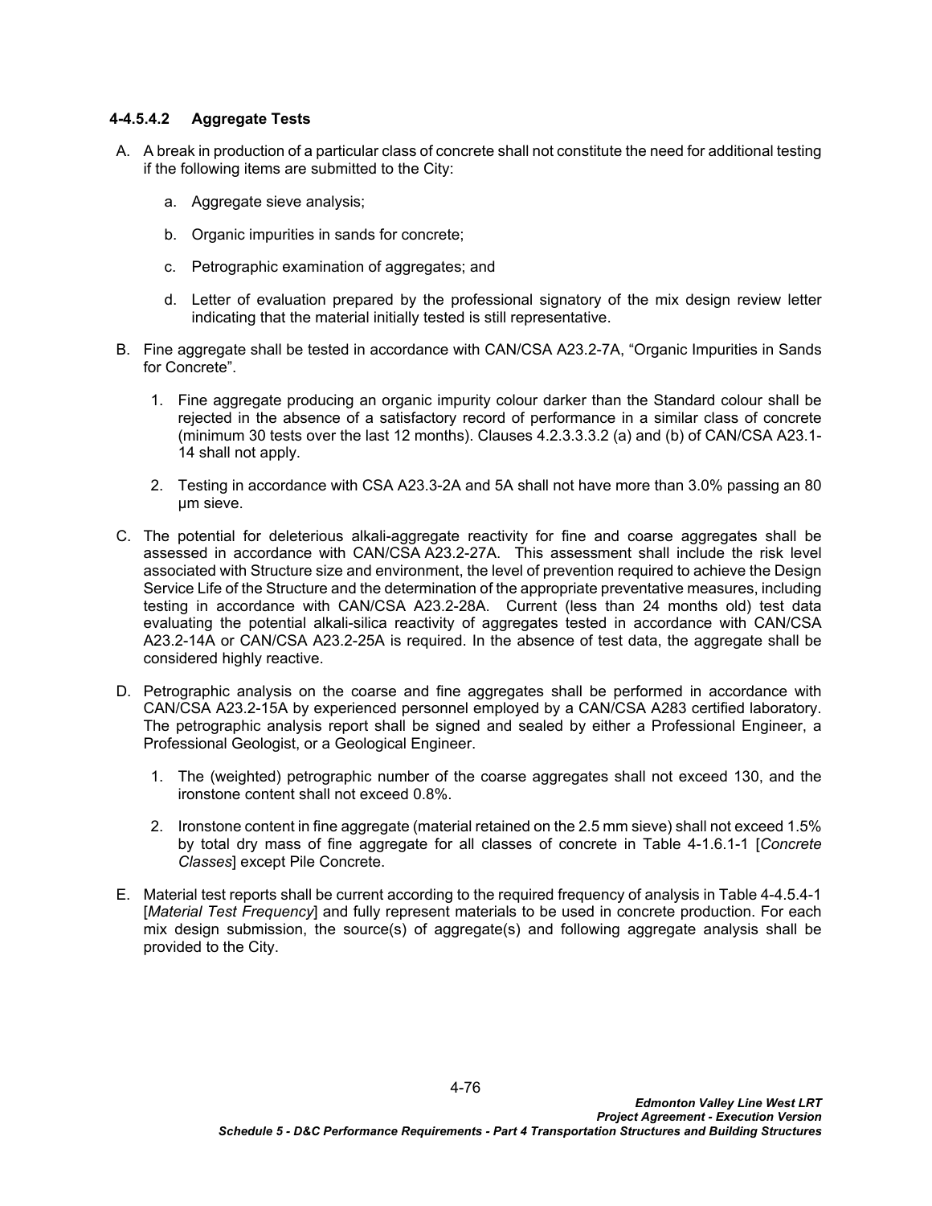#### 4-4.5.4.2 Aggregate Tests

A. A break in production of a particular class of concrete shall not constitute the need for additional testing if the following items are submitted to the City:

   a. Aggregate sieve analysis;

   b. Organic impurities in sands for concrete;

   c. Petrographic examination of aggregates; and

   d. Letter of evaluation prepared by the professional signatory of the mix design review letter indicating that the material initially tested is still representative.

B. Fine aggregate shall be tested in accordance with CAN/CSA A23.2-7A, "Organic Impurities in Sands for Concrete".

   1. Fine aggregate producing an organic impurity colour darker than the Standard colour shall be rejected in the absence of a satisfactory record of performance in a similar class of concrete (minimum 30 tests over the last 12 months). Clauses 4.2.3.3.3.2 (a) and (b) of CAN/CSA A23.1-14 shall not apply.

   2. Testing in accordance with CSA A23.3-2A and 5A shall not have more than 3.0% passing an 80 μm sieve.

C. The potential for deleterious alkali-aggregate reactivity for fine and coarse aggregates shall be assessed in accordance with CAN/CSA A23.2-27A. This assessment shall include the risk level associated with Structure size and environment, the level of prevention required to achieve the Design Service Life of the Structure and the determination of the appropriate preventative measures, including testing in accordance with CAN/CSA A23.2-28A. Current (less than 24 months old) test data evaluating the potential alkali-silica reactivity of aggregates tested in accordance with CAN/CSA A23.2-14A or CAN/CSA A23.2-25A is required. In the absence of test data, the aggregate shall be considered highly reactive.

D. Petrographic analysis on the coarse and fine aggregates shall be performed in accordance with CAN/CSA A23.2-15A by experienced personnel employed by a CAN/CSA A283 certified laboratory. The petrographic analysis report shall be signed and sealed by either a Professional Engineer, a Professional Geologist, or a Geological Engineer.

   1. The (weighted) petrographic number of the coarse aggregates shall not exceed 130, and the ironstone content shall not exceed 0.8%.

   2. Ironstone content in fine aggregate (material retained on the 2.5 mm sieve) shall not exceed 1.5% by total dry mass of fine aggregate for all classes of concrete in Table 4-1.6.1-1 [*Concrete Classes*] except Pile Concrete.

E. Material test reports shall be current according to the required frequency of analysis in Table 4-4.5.4-1 [*Material Test Frequency*] and fully represent materials to be used in concrete production. For each mix design submission, the source(s) of aggregate(s) and following aggregate analysis shall be provided to the City.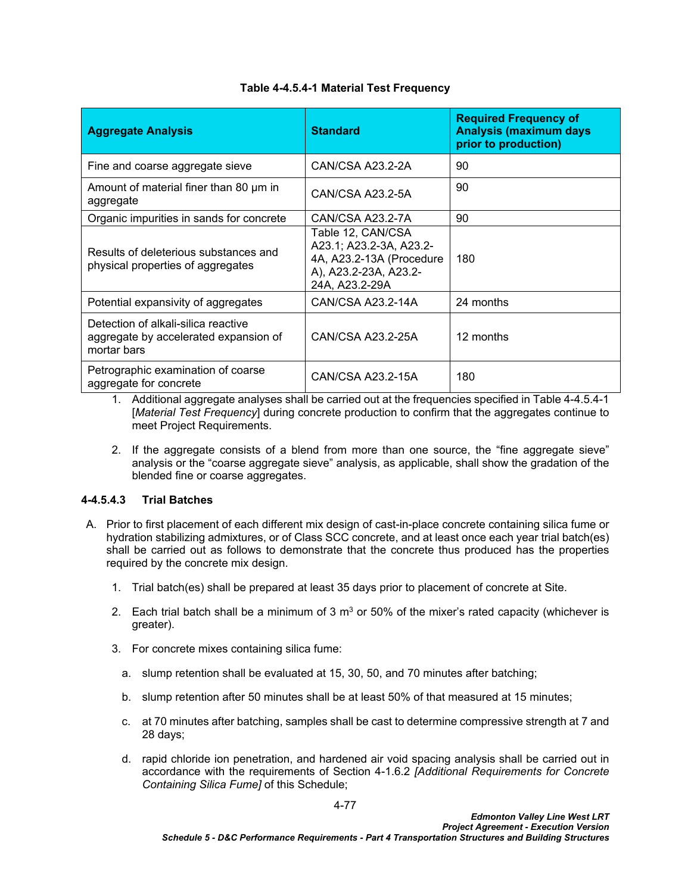**Table 4-4.5.4-1 Material Test Frequency**

| Aggregate Analysis | Standard | Required Frequency of Analysis (maximum days prior to production) |
|---|---|---|
| Fine and coarse aggregate sieve | CAN/CSA A23.2-2A | 90 |
| Amount of material finer than 80 μm in aggregate | CAN/CSA A23.2-5A | 90 |
| Organic impurities in sands for concrete | CAN/CSA A23.2-7A | 90 |
| Results of deleterious substances and physical properties of aggregates | Table 12, CAN/CSA A23.1; A23.2-3A, A23.2-4A, A23.2-13A (Procedure A), A23.2-23A, A23.2-24A, A23.2-29A | 180 |
| Potential expansivity of aggregates | CAN/CSA A23.2-14A | 24 months |
| Detection of alkali-silica reactive aggregate by accelerated expansion of mortar bars | CAN/CSA A23.2-25A | 12 months |
| Petrographic examination of coarse aggregate for concrete | CAN/CSA A23.2-15A | 180 |

1. Additional aggregate analyses shall be carried out at the frequencies specified in Table 4-4.5.4-1 [*Material Test Frequency*] during concrete production to confirm that the aggregates continue to meet Project Requirements.

2. If the aggregate consists of a blend from more than one source, the "fine aggregate sieve" analysis or the "coarse aggregate sieve" analysis, as applicable, shall show the gradation of the blended fine or coarse aggregates.

#### 4-4.5.4.3 Trial Batches

A. Prior to first placement of each different mix design of cast-in-place concrete containing silica fume or hydration stabilizing admixtures, or of Class SCC concrete, and at least once each year trial batch(es) shall be carried out as follows to demonstrate that the concrete thus produced has the properties required by the concrete mix design.

   1. Trial batch(es) shall be prepared at least 35 days prior to placement of concrete at Site.

   2. Each trial batch shall be a minimum of 3 $m^3$ or 50% of the mixer's rated capacity (whichever is greater).

   3. For concrete mixes containing silica fume:

      a. slump retention shall be evaluated at 15, 30, 50, and 70 minutes after batching;

      b. slump retention after 50 minutes shall be at least 50% of that measured at 15 minutes;

      c. at 70 minutes after batching, samples shall be cast to determine compressive strength at 7 and 28 days;

      d. rapid chloride ion penetration, and hardened air void spacing analysis shall be carried out in accordance with the requirements of Section 4-1.6.2 *[Additional Requirements for Concrete Containing Silica Fume]* of this Schedule;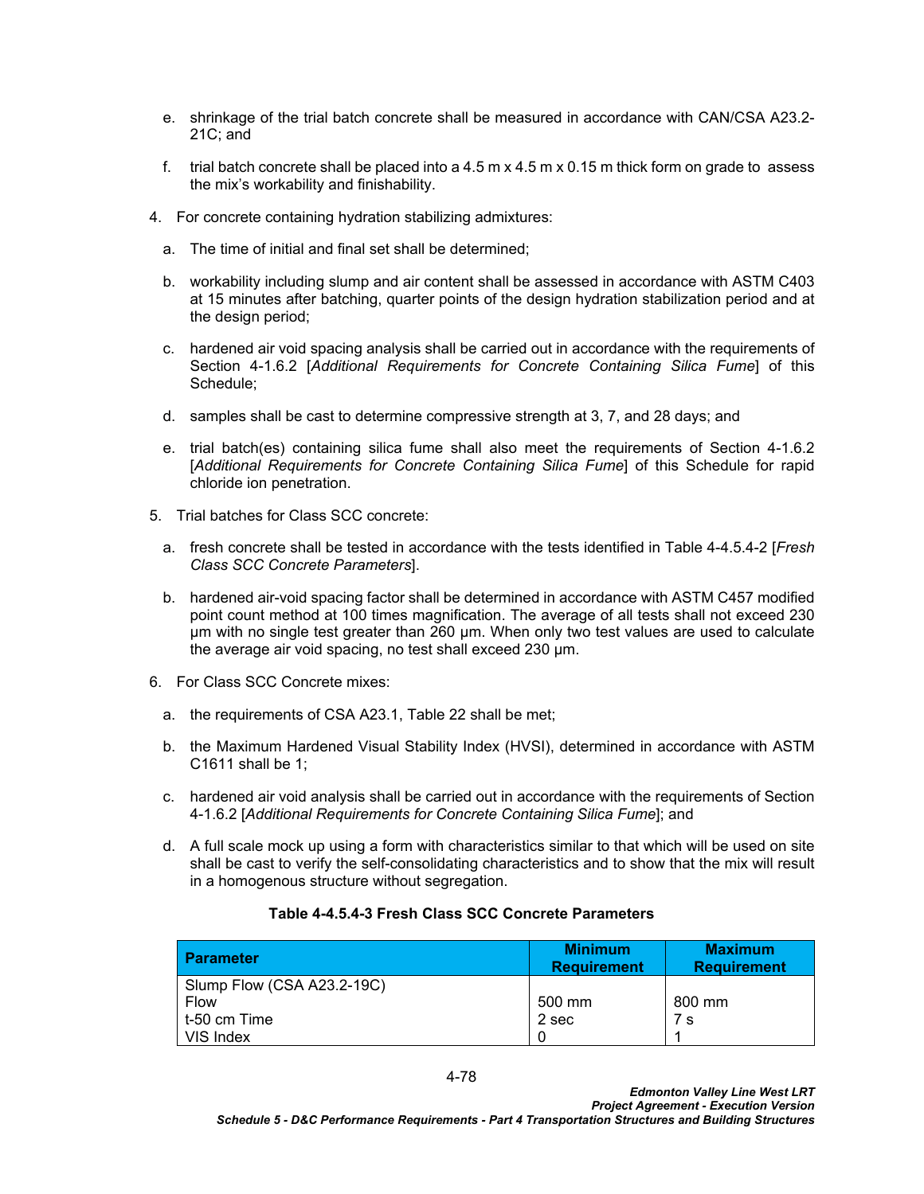e. shrinkage of the trial batch concrete shall be measured in accordance with CAN/CSA A23.2-21C; and

f. trial batch concrete shall be placed into a 4.5 m x 4.5 m x 0.15 m thick form on grade to assess the mix's workability and finishability.

4. For concrete containing hydration stabilizing admixtures:

   a. The time of initial and final set shall be determined;

   b. workability including slump and air content shall be assessed in accordance with ASTM C403 at 15 minutes after batching, quarter points of the design hydration stabilization period and at the design period;

   c. hardened air void spacing analysis shall be carried out in accordance with the requirements of Section 4-1.6.2 [*Additional Requirements for Concrete Containing Silica Fume*] of this Schedule;

   d. samples shall be cast to determine compressive strength at 3, 7, and 28 days; and

   e. trial batch(es) containing silica fume shall also meet the requirements of Section 4-1.6.2 [*Additional Requirements for Concrete Containing Silica Fume*] of this Schedule for rapid chloride ion penetration.

5. Trial batches for Class SCC concrete:

   a. fresh concrete shall be tested in accordance with the tests identified in Table 4-4.5.4-2 [*Fresh Class SCC Concrete Parameters*].

   b. hardened air-void spacing factor shall be determined in accordance with ASTM C457 modified point count method at 100 times magnification. The average of all tests shall not exceed 230 μm with no single test greater than 260 μm. When only two test values are used to calculate the average air void spacing, no test shall exceed 230 μm.

6. For Class SCC Concrete mixes:

   a. the requirements of CSA A23.1, Table 22 shall be met;

   b. the Maximum Hardened Visual Stability Index (HVSI), determined in accordance with ASTM C1611 shall be 1;

   c. hardened air void analysis shall be carried out in accordance with the requirements of Section 4-1.6.2 [*Additional Requirements for Concrete Containing Silica Fume*]; and

   d. A full scale mock up using a form with characteristics similar to that which will be used on site shall be cast to verify the self-consolidating characteristics and to show that the mix will result in a homogenous structure without segregation.

**Table 4-4.5.4-3 Fresh Class SCC Concrete Parameters**

| Parameter | Minimum Requirement | Maximum Requirement |
|---|---|---|
| Slump Flow (CSA A23.2-19C) | | |
| Flow | 500 mm | 800 mm |
| t-50 cm Time | 2 sec | 7 s |
| VIS Index | 0 | 1 |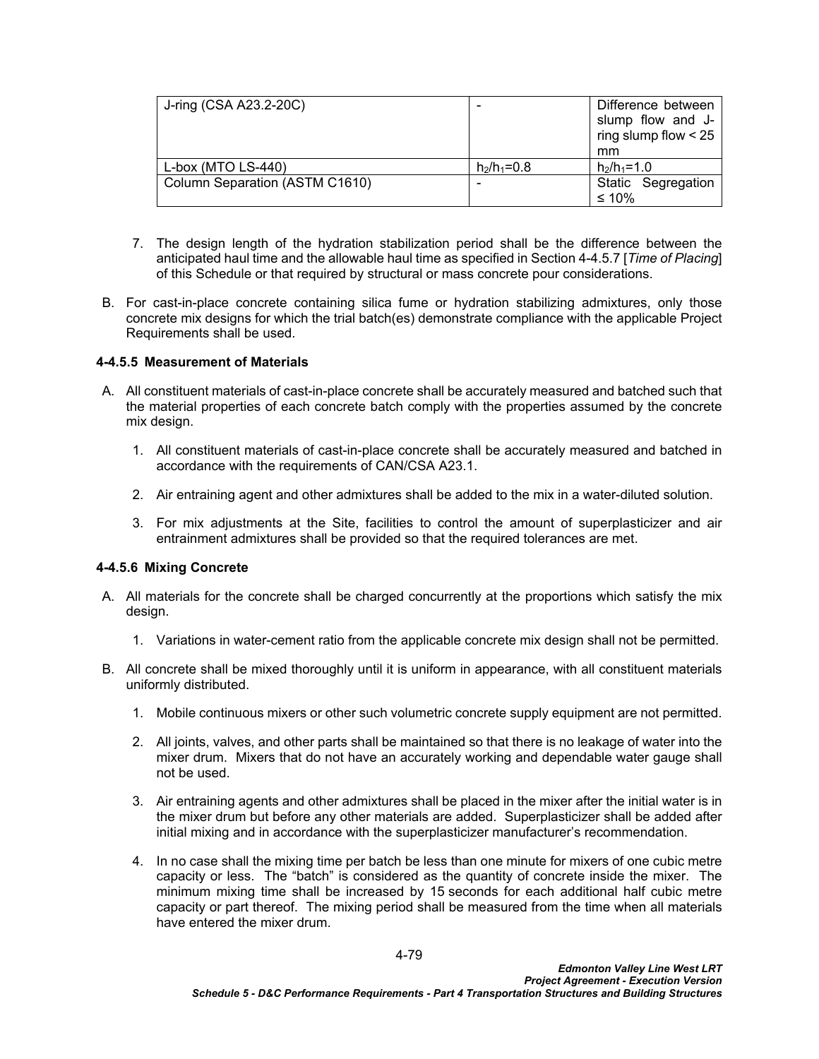| | | |
|---|---|---|
| J-ring (CSA A23.2-20C) | - | Difference between slump flow and J-ring slump flow < 25 mm |
| L-box (MTO LS-440) | $h_2/h_1$=0.8 | $h_2/h_1$=1.0 |
| Column Separation (ASTM C1610) | - | Static Segregation ≤ 10% |

7. The design length of the hydration stabilization period shall be the difference between the anticipated haul time and the allowable haul time as specified in Section 4-4.5.7 [*Time of Placing*] of this Schedule or that required by structural or mass concrete pour considerations.

B. For cast-in-place concrete containing silica fume or hydration stabilizing admixtures, only those concrete mix designs for which the trial batch(es) demonstrate compliance with the applicable Project Requirements shall be used.

#### 4-4.5.5 Measurement of Materials

A. All constituent materials of cast-in-place concrete shall be accurately measured and batched such that the material properties of each concrete batch comply with the properties assumed by the concrete mix design.

1. All constituent materials of cast-in-place concrete shall be accurately measured and batched in accordance with the requirements of CAN/CSA A23.1.

2. Air entraining agent and other admixtures shall be added to the mix in a water-diluted solution.

3. For mix adjustments at the Site, facilities to control the amount of superplasticizer and air entrainment admixtures shall be provided so that the required tolerances are met.

#### 4-4.5.6 Mixing Concrete

A. All materials for the concrete shall be charged concurrently at the proportions which satisfy the mix design.

1. Variations in water-cement ratio from the applicable concrete mix design shall not be permitted.

B. All concrete shall be mixed thoroughly until it is uniform in appearance, with all constituent materials uniformly distributed.

1. Mobile continuous mixers or other such volumetric concrete supply equipment are not permitted.

2. All joints, valves, and other parts shall be maintained so that there is no leakage of water into the mixer drum. Mixers that do not have an accurately working and dependable water gauge shall not be used.

3. Air entraining agents and other admixtures shall be placed in the mixer after the initial water is in the mixer drum but before any other materials are added. Superplasticizer shall be added after initial mixing and in accordance with the superplasticizer manufacturer's recommendation.

4. In no case shall the mixing time per batch be less than one minute for mixers of one cubic metre capacity or less. The "batch" is considered as the quantity of concrete inside the mixer. The minimum mixing time shall be increased by 15 seconds for each additional half cubic metre capacity or part thereof. The mixing period shall be measured from the time when all materials have entered the mixer drum.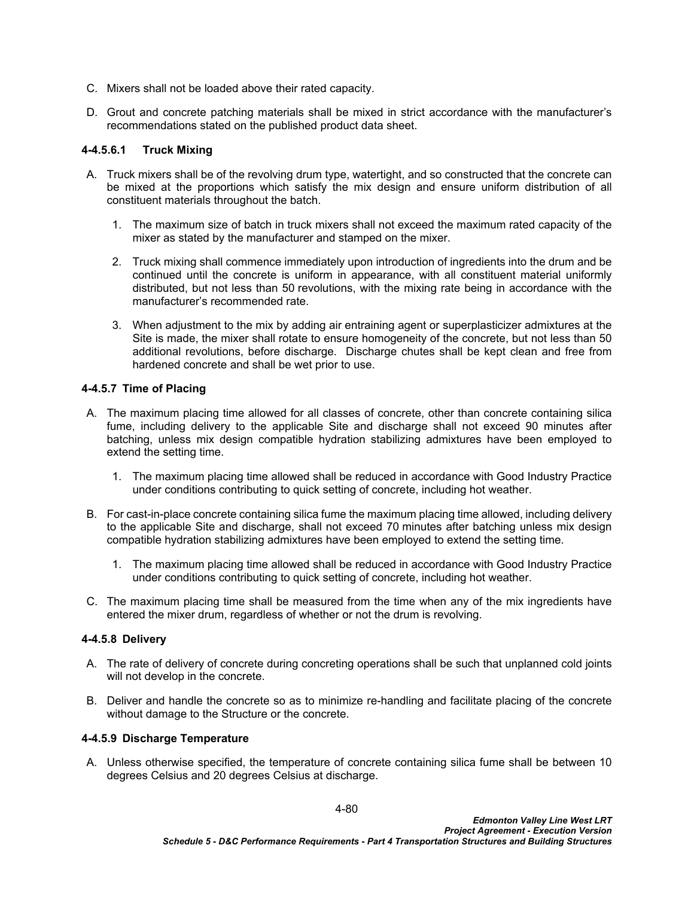C. Mixers shall not be loaded above their rated capacity.

D. Grout and concrete patching materials shall be mixed in strict accordance with the manufacturer's recommendations stated on the published product data sheet.

#### 4-4.5.6.1 Truck Mixing

A. Truck mixers shall be of the revolving drum type, watertight, and so constructed that the concrete can be mixed at the proportions which satisfy the mix design and ensure uniform distribution of all constituent materials throughout the batch.

   1. The maximum size of batch in truck mixers shall not exceed the maximum rated capacity of the mixer as stated by the manufacturer and stamped on the mixer.

   2. Truck mixing shall commence immediately upon introduction of ingredients into the drum and be continued until the concrete is uniform in appearance, with all constituent material uniformly distributed, but not less than 50 revolutions, with the mixing rate being in accordance with the manufacturer's recommended rate.

   3. When adjustment to the mix by adding air entraining agent or superplasticizer admixtures at the Site is made, the mixer shall rotate to ensure homogeneity of the concrete, but not less than 50 additional revolutions, before discharge. Discharge chutes shall be kept clean and free from hardened concrete and shall be wet prior to use.

### 4-4.5.7 Time of Placing

A. The maximum placing time allowed for all classes of concrete, other than concrete containing silica fume, including delivery to the applicable Site and discharge shall not exceed 90 minutes after batching, unless mix design compatible hydration stabilizing admixtures have been employed to extend the setting time.

   1. The maximum placing time allowed shall be reduced in accordance with Good Industry Practice under conditions contributing to quick setting of concrete, including hot weather.

B. For cast-in-place concrete containing silica fume the maximum placing time allowed, including delivery to the applicable Site and discharge, shall not exceed 70 minutes after batching unless mix design compatible hydration stabilizing admixtures have been employed to extend the setting time.

   1. The maximum placing time allowed shall be reduced in accordance with Good Industry Practice under conditions contributing to quick setting of concrete, including hot weather.

C. The maximum placing time shall be measured from the time when any of the mix ingredients have entered the mixer drum, regardless of whether or not the drum is revolving.

### 4-4.5.8 Delivery

A. The rate of delivery of concrete during concreting operations shall be such that unplanned cold joints will not develop in the concrete.

B. Deliver and handle the concrete so as to minimize re-handling and facilitate placing of the concrete without damage to the Structure or the concrete.

### 4-4.5.9 Discharge Temperature

A. Unless otherwise specified, the temperature of concrete containing silica fume shall be between 10 degrees Celsius and 20 degrees Celsius at discharge.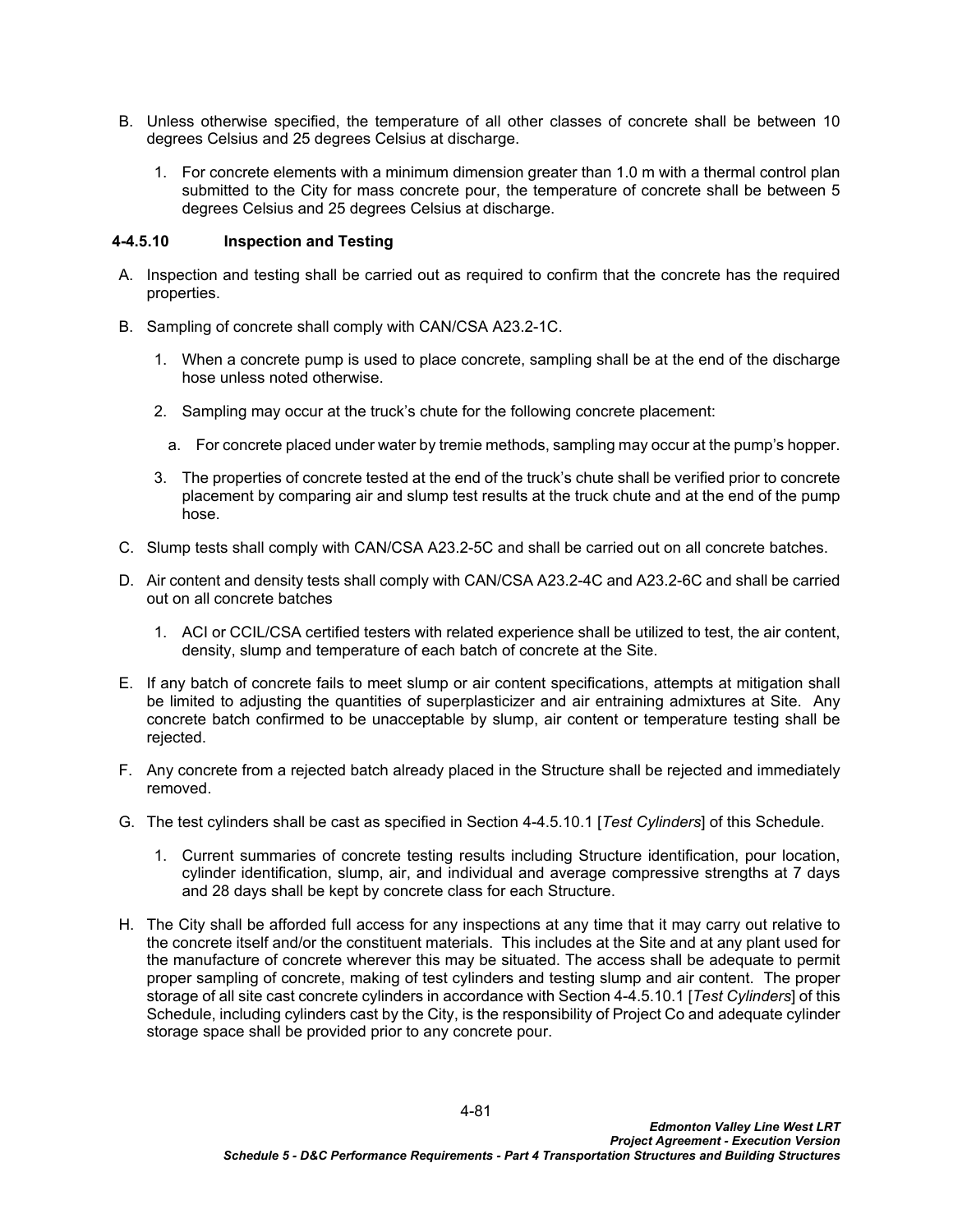B. Unless otherwise specified, the temperature of all other classes of concrete shall be between 10 degrees Celsius and 25 degrees Celsius at discharge.

   1. For concrete elements with a minimum dimension greater than 1.0 m with a thermal control plan submitted to the City for mass concrete pour, the temperature of concrete shall be between 5 degrees Celsius and 25 degrees Celsius at discharge.

#### 4-4.5.10 Inspection and Testing

A. Inspection and testing shall be carried out as required to confirm that the concrete has the required properties.

B. Sampling of concrete shall comply with CAN/CSA A23.2-1C.

   1. When a concrete pump is used to place concrete, sampling shall be at the end of the discharge hose unless noted otherwise.

   2. Sampling may occur at the truck's chute for the following concrete placement:

      a. For concrete placed under water by tremie methods, sampling may occur at the pump's hopper.

   3. The properties of concrete tested at the end of the truck's chute shall be verified prior to concrete placement by comparing air and slump test results at the truck chute and at the end of the pump hose.

C. Slump tests shall comply with CAN/CSA A23.2-5C and shall be carried out on all concrete batches.

D. Air content and density tests shall comply with CAN/CSA A23.2-4C and A23.2-6C and shall be carried out on all concrete batches

   1. ACI or CCIL/CSA certified testers with related experience shall be utilized to test, the air content, density, slump and temperature of each batch of concrete at the Site.

E. If any batch of concrete fails to meet slump or air content specifications, attempts at mitigation shall be limited to adjusting the quantities of superplasticizer and air entraining admixtures at Site. Any concrete batch confirmed to be unacceptable by slump, air content or temperature testing shall be rejected.

F. Any concrete from a rejected batch already placed in the Structure shall be rejected and immediately removed.

G. The test cylinders shall be cast as specified in Section 4-4.5.10.1 [*Test Cylinders*] of this Schedule.

   1. Current summaries of concrete testing results including Structure identification, pour location, cylinder identification, slump, air, and individual and average compressive strengths at 7 days and 28 days shall be kept by concrete class for each Structure.

H. The City shall be afforded full access for any inspections at any time that it may carry out relative to the concrete itself and/or the constituent materials. This includes at the Site and at any plant used for the manufacture of concrete wherever this may be situated. The access shall be adequate to permit proper sampling of concrete, making of test cylinders and testing slump and air content. The proper storage of all site cast concrete cylinders in accordance with Section 4-4.5.10.1 [*Test Cylinders*] of this Schedule, including cylinders cast by the City, is the responsibility of Project Co and adequate cylinder storage space shall be provided prior to any concrete pour.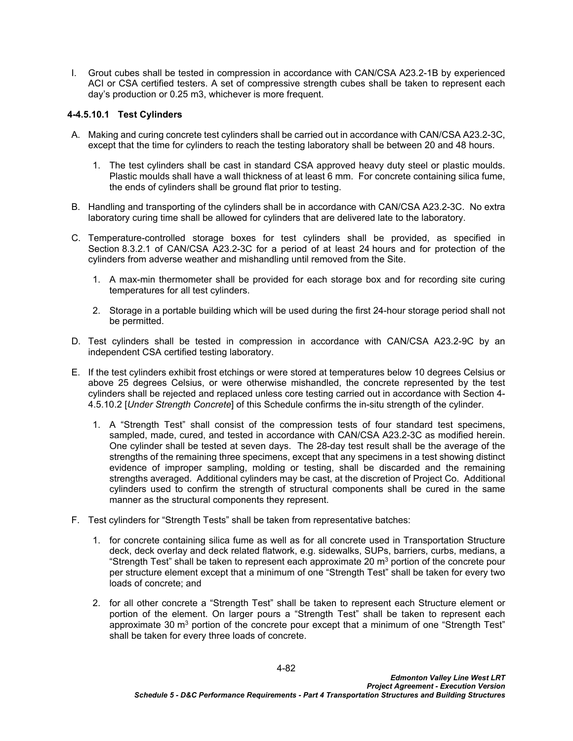I. Grout cubes shall be tested in compression in accordance with CAN/CSA A23.2-1B by experienced ACI or CSA certified testers. A set of compressive strength cubes shall be taken to represent each day's production or 0.25 m3, whichever is more frequent.

#### 4-4.5.10.1 Test Cylinders

A. Making and curing concrete test cylinders shall be carried out in accordance with CAN/CSA A23.2-3C, except that the time for cylinders to reach the testing laboratory shall be between 20 and 48 hours.

   1. The test cylinders shall be cast in standard CSA approved heavy duty steel or plastic moulds. Plastic moulds shall have a wall thickness of at least 6 mm. For concrete containing silica fume, the ends of cylinders shall be ground flat prior to testing.

B. Handling and transporting of the cylinders shall be in accordance with CAN/CSA A23.2-3C. No extra laboratory curing time shall be allowed for cylinders that are delivered late to the laboratory.

C. Temperature-controlled storage boxes for test cylinders shall be provided, as specified in Section 8.3.2.1 of CAN/CSA A23.2-3C for a period of at least 24 hours and for protection of the cylinders from adverse weather and mishandling until removed from the Site.

   1. A max-min thermometer shall be provided for each storage box and for recording site curing temperatures for all test cylinders.

   2. Storage in a portable building which will be used during the first 24-hour storage period shall not be permitted.

D. Test cylinders shall be tested in compression in accordance with CAN/CSA A23.2-9C by an independent CSA certified testing laboratory.

E. If the test cylinders exhibit frost etchings or were stored at temperatures below 10 degrees Celsius or above 25 degrees Celsius, or were otherwise mishandled, the concrete represented by the test cylinders shall be rejected and replaced unless core testing carried out in accordance with Section 4-4.5.10.2 [*Under Strength Concrete*] of this Schedule confirms the in-situ strength of the cylinder.

   1. A "Strength Test" shall consist of the compression tests of four standard test specimens, sampled, made, cured, and tested in accordance with CAN/CSA A23.2-3C as modified herein. One cylinder shall be tested at seven days. The 28-day test result shall be the average of the strengths of the remaining three specimens, except that any specimens in a test showing distinct evidence of improper sampling, molding or testing, shall be discarded and the remaining strengths averaged. Additional cylinders may be cast, at the discretion of Project Co. Additional cylinders used to confirm the strength of structural components shall be cured in the same manner as the structural components they represent.

F. Test cylinders for "Strength Tests" shall be taken from representative batches:

   1. for concrete containing silica fume as well as for all concrete used in Transportation Structure deck, deck overlay and deck related flatwork, e.g. sidewalks, SUPs, barriers, curbs, medians, a "Strength Test" shall be taken to represent each approximate 20 $m^3$ portion of the concrete pour per structure element except that a minimum of one "Strength Test" shall be taken for every two loads of concrete; and

   2. for all other concrete a "Strength Test" shall be taken to represent each Structure element or portion of the element. On larger pours a "Strength Test" shall be taken to represent each approximate 30 $m^3$ portion of the concrete pour except that a minimum of one "Strength Test" shall be taken for every three loads of concrete.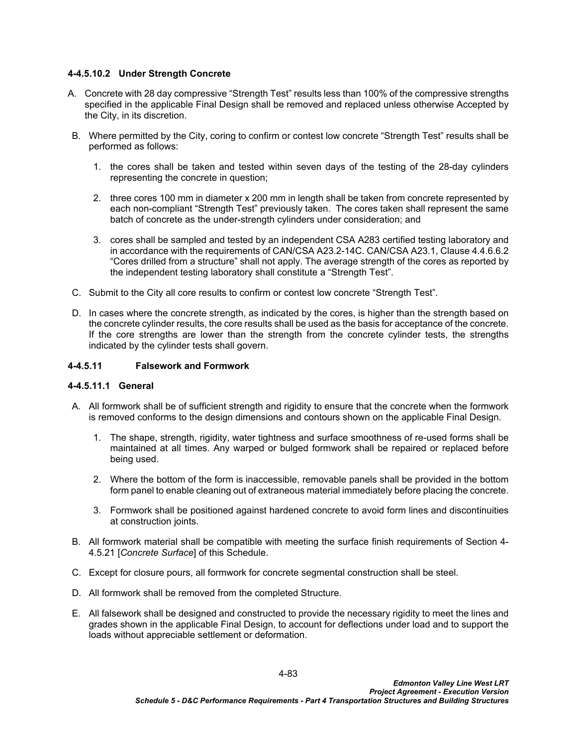#### 4-4.5.10.2 Under Strength Concrete

A. Concrete with 28 day compressive "Strength Test" results less than 100% of the compressive strengths specified in the applicable Final Design shall be removed and replaced unless otherwise Accepted by the City, in its discretion.

B. Where permitted by the City, coring to confirm or contest low concrete "Strength Test" results shall be performed as follows:

   1. the cores shall be taken and tested within seven days of the testing of the 28-day cylinders representing the concrete in question;

   2. three cores 100 mm in diameter x 200 mm in length shall be taken from concrete represented by each non-compliant "Strength Test" previously taken. The cores taken shall represent the same batch of concrete as the under-strength cylinders under consideration; and

   3. cores shall be sampled and tested by an independent CSA A283 certified testing laboratory and in accordance with the requirements of CAN/CSA A23.2-14C. CAN/CSA A23.1, Clause 4.4.6.6.2 "Cores drilled from a structure" shall not apply. The average strength of the cores as reported by the independent testing laboratory shall constitute a "Strength Test".

C. Submit to the City all core results to confirm or contest low concrete "Strength Test".

D. In cases where the concrete strength, as indicated by the cores, is higher than the strength based on the concrete cylinder results, the core results shall be used as the basis for acceptance of the concrete. If the core strengths are lower than the strength from the concrete cylinder tests, the strengths indicated by the cylinder tests shall govern.

### 4-4.5.11 Falsework and Formwork

#### 4-4.5.11.1 General

A. All formwork shall be of sufficient strength and rigidity to ensure that the concrete when the formwork is removed conforms to the design dimensions and contours shown on the applicable Final Design.

   1. The shape, strength, rigidity, water tightness and surface smoothness of re-used forms shall be maintained at all times. Any warped or bulged formwork shall be repaired or replaced before being used.

   2. Where the bottom of the form is inaccessible, removable panels shall be provided in the bottom form panel to enable cleaning out of extraneous material immediately before placing the concrete.

   3. Formwork shall be positioned against hardened concrete to avoid form lines and discontinuities at construction joints.

B. All formwork material shall be compatible with meeting the surface finish requirements of Section 4-4.5.21 [*Concrete Surface*] of this Schedule.

C. Except for closure pours, all formwork for concrete segmental construction shall be steel.

D. All formwork shall be removed from the completed Structure.

E. All falsework shall be designed and constructed to provide the necessary rigidity to meet the lines and grades shown in the applicable Final Design, to account for deflections under load and to support the loads without appreciable settlement or deformation.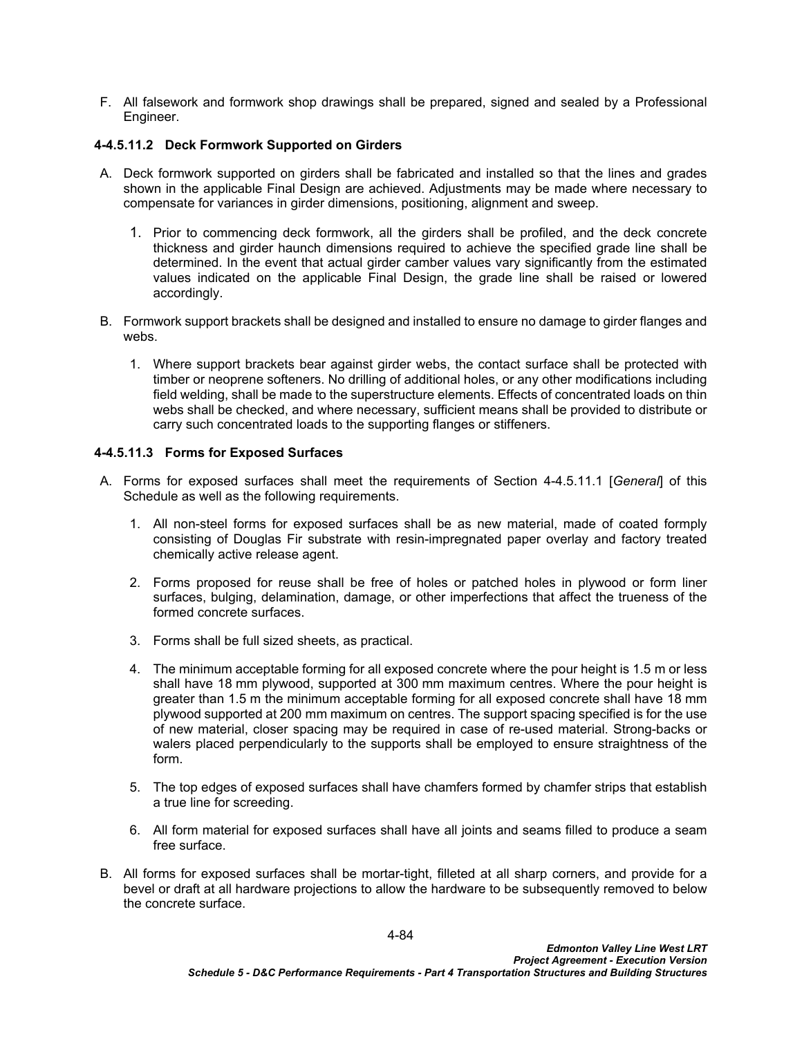F. All falsework and formwork shop drawings shall be prepared, signed and sealed by a Professional Engineer.

#### 4-4.5.11.2 Deck Formwork Supported on Girders

A. Deck formwork supported on girders shall be fabricated and installed so that the lines and grades shown in the applicable Final Design are achieved. Adjustments may be made where necessary to compensate for variances in girder dimensions, positioning, alignment and sweep.

   1. Prior to commencing deck formwork, all the girders shall be profiled, and the deck concrete thickness and girder haunch dimensions required to achieve the specified grade line shall be determined. In the event that actual girder camber values vary significantly from the estimated values indicated on the applicable Final Design, the grade line shall be raised or lowered accordingly.

B. Formwork support brackets shall be designed and installed to ensure no damage to girder flanges and webs.

   1. Where support brackets bear against girder webs, the contact surface shall be protected with timber or neoprene softeners. No drilling of additional holes, or any other modifications including field welding, shall be made to the superstructure elements. Effects of concentrated loads on thin webs shall be checked, and where necessary, sufficient means shall be provided to distribute or carry such concentrated loads to the supporting flanges or stiffeners.

#### 4-4.5.11.3 Forms for Exposed Surfaces

A. Forms for exposed surfaces shall meet the requirements of Section 4-4.5.11.1 [*General*] of this Schedule as well as the following requirements.

   1. All non-steel forms for exposed surfaces shall be as new material, made of coated formply consisting of Douglas Fir substrate with resin-impregnated paper overlay and factory treated chemically active release agent.

   2. Forms proposed for reuse shall be free of holes or patched holes in plywood or form liner surfaces, bulging, delamination, damage, or other imperfections that affect the trueness of the formed concrete surfaces.

   3. Forms shall be full sized sheets, as practical.

   4. The minimum acceptable forming for all exposed concrete where the pour height is 1.5 m or less shall have 18 mm plywood, supported at 300 mm maximum centres. Where the pour height is greater than 1.5 m the minimum acceptable forming for all exposed concrete shall have 18 mm plywood supported at 200 mm maximum on centres. The support spacing specified is for the use of new material, closer spacing may be required in case of re-used material. Strong-backs or walers placed perpendicularly to the supports shall be employed to ensure straightness of the form.

   5. The top edges of exposed surfaces shall have chamfers formed by chamfer strips that establish a true line for screeding.

   6. All form material for exposed surfaces shall have all joints and seams filled to produce a seam free surface.

B. All forms for exposed surfaces shall be mortar-tight, filleted at all sharp corners, and provide for a bevel or draft at all hardware projections to allow the hardware to be subsequently removed to below the concrete surface.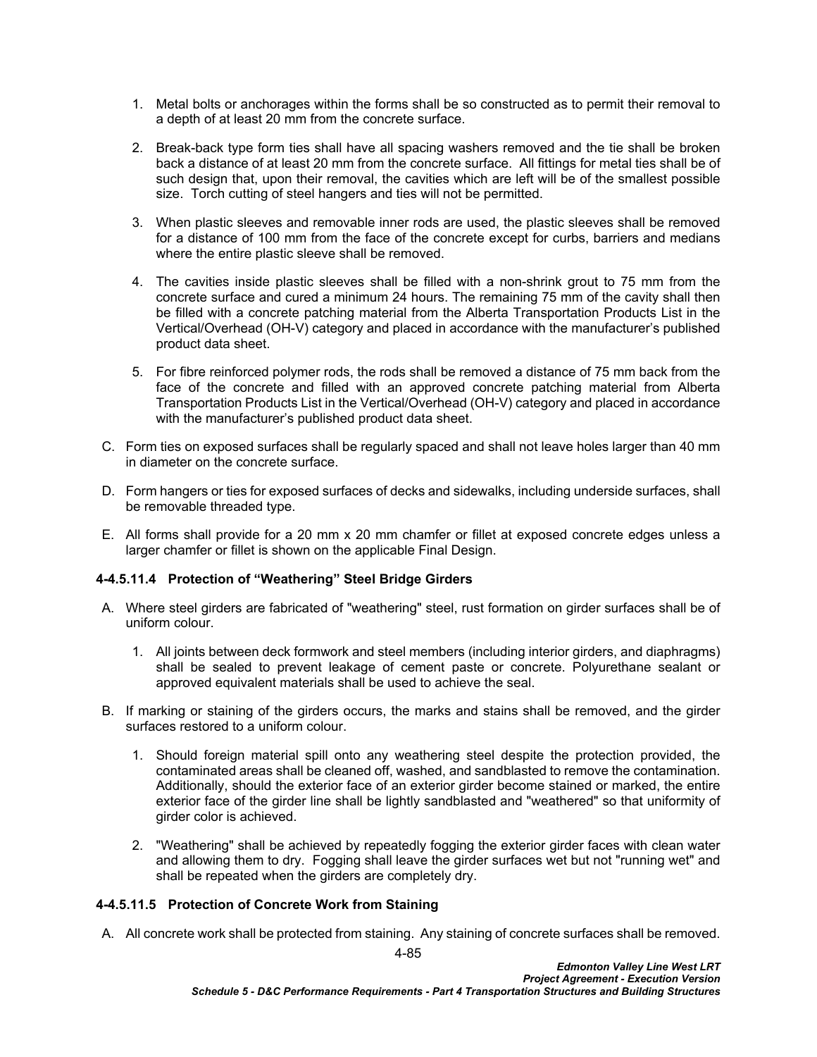1. Metal bolts or anchorages within the forms shall be so constructed as to permit their removal to a depth of at least 20 mm from the concrete surface.

2. Break-back type form ties shall have all spacing washers removed and the tie shall be broken back a distance of at least 20 mm from the concrete surface. All fittings for metal ties shall be of such design that, upon their removal, the cavities which are left will be of the smallest possible size. Torch cutting of steel hangers and ties will not be permitted.

3. When plastic sleeves and removable inner rods are used, the plastic sleeves shall be removed for a distance of 100 mm from the face of the concrete except for curbs, barriers and medians where the entire plastic sleeve shall be removed.

4. The cavities inside plastic sleeves shall be filled with a non-shrink grout to 75 mm from the concrete surface and cured a minimum 24 hours. The remaining 75 mm of the cavity shall then be filled with a concrete patching material from the Alberta Transportation Products List in the Vertical/Overhead (OH-V) category and placed in accordance with the manufacturer's published product data sheet.

5. For fibre reinforced polymer rods, the rods shall be removed a distance of 75 mm back from the face of the concrete and filled with an approved concrete patching material from Alberta Transportation Products List in the Vertical/Overhead (OH-V) category and placed in accordance with the manufacturer's published product data sheet.

C. Form ties on exposed surfaces shall be regularly spaced and shall not leave holes larger than 40 mm in diameter on the concrete surface.

D. Form hangers or ties for exposed surfaces of decks and sidewalks, including underside surfaces, shall be removable threaded type.

E. All forms shall provide for a 20 mm x 20 mm chamfer or fillet at exposed concrete edges unless a larger chamfer or fillet is shown on the applicable Final Design.

#### 4-4.5.11.4 Protection of "Weathering" Steel Bridge Girders

A. Where steel girders are fabricated of "weathering" steel, rust formation on girder surfaces shall be of uniform colour.

   1. All joints between deck formwork and steel members (including interior girders, and diaphragms) shall be sealed to prevent leakage of cement paste or concrete. Polyurethane sealant or approved equivalent materials shall be used to achieve the seal.

B. If marking or staining of the girders occurs, the marks and stains shall be removed, and the girder surfaces restored to a uniform colour.

   1. Should foreign material spill onto any weathering steel despite the protection provided, the contaminated areas shall be cleaned off, washed, and sandblasted to remove the contamination. Additionally, should the exterior face of an exterior girder become stained or marked, the entire exterior face of the girder line shall be lightly sandblasted and "weathered" so that uniformity of girder color is achieved.

   2. "Weathering" shall be achieved by repeatedly fogging the exterior girder faces with clean water and allowing them to dry. Fogging shall leave the girder surfaces wet but not "running wet" and shall be repeated when the girders are completely dry.

#### 4-4.5.11.5 Protection of Concrete Work from Staining

A. All concrete work shall be protected from staining. Any staining of concrete surfaces shall be removed.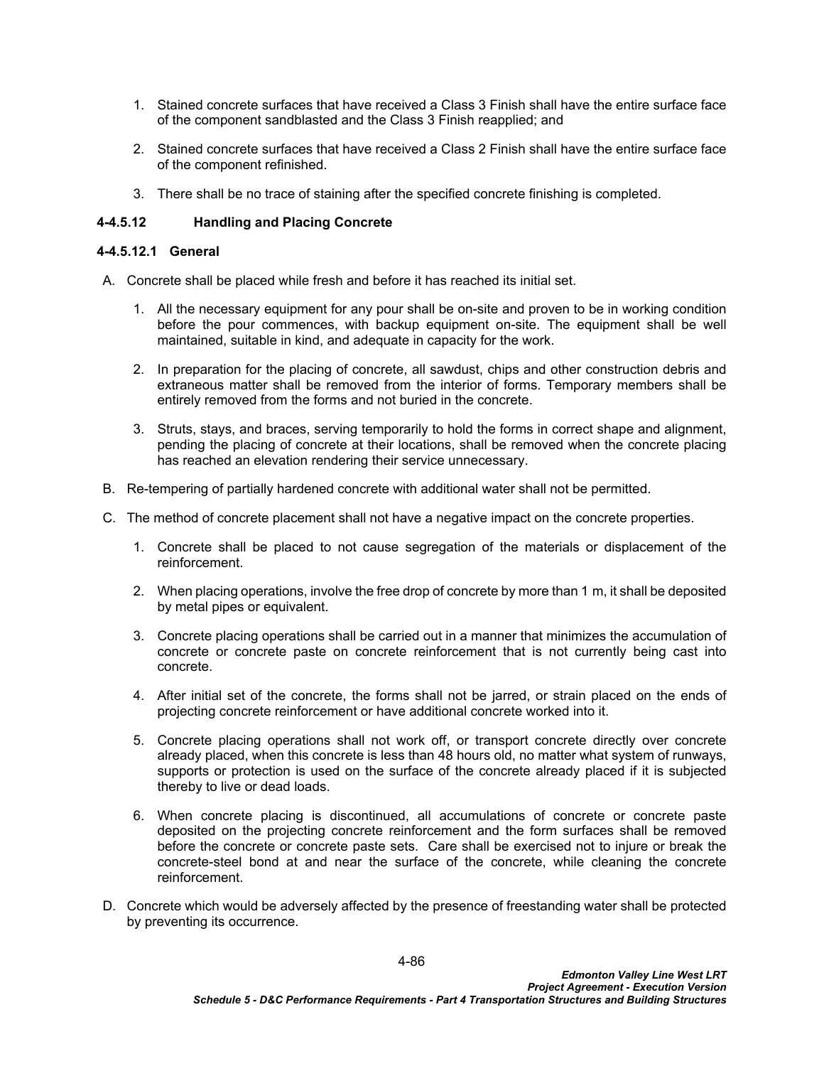1. Stained concrete surfaces that have received a Class 3 Finish shall have the entire surface face of the component sandblasted and the Class 3 Finish reapplied; and

2. Stained concrete surfaces that have received a Class 2 Finish shall have the entire surface face of the component refinished.

3. There shall be no trace of staining after the specified concrete finishing is completed.

### 4-4.5.12 Handling and Placing Concrete

#### 4-4.5.12.1 General

A. Concrete shall be placed while fresh and before it has reached its initial set.

   1. All the necessary equipment for any pour shall be on-site and proven to be in working condition before the pour commences, with backup equipment on-site. The equipment shall be well maintained, suitable in kind, and adequate in capacity for the work.

   2. In preparation for the placing of concrete, all sawdust, chips and other construction debris and extraneous matter shall be removed from the interior of forms. Temporary members shall be entirely removed from the forms and not buried in the concrete.

   3. Struts, stays, and braces, serving temporarily to hold the forms in correct shape and alignment, pending the placing of concrete at their locations, shall be removed when the concrete placing has reached an elevation rendering their service unnecessary.

B. Re-tempering of partially hardened concrete with additional water shall not be permitted.

C. The method of concrete placement shall not have a negative impact on the concrete properties.

   1. Concrete shall be placed to not cause segregation of the materials or displacement of the reinforcement.

   2. When placing operations, involve the free drop of concrete by more than 1 m, it shall be deposited by metal pipes or equivalent.

   3. Concrete placing operations shall be carried out in a manner that minimizes the accumulation of concrete or concrete paste on concrete reinforcement that is not currently being cast into concrete.

   4. After initial set of the concrete, the forms shall not be jarred, or strain placed on the ends of projecting concrete reinforcement or have additional concrete worked into it.

   5. Concrete placing operations shall not work off, or transport concrete directly over concrete already placed, when this concrete is less than 48 hours old, no matter what system of runways, supports or protection is used on the surface of the concrete already placed if it is subjected thereby to live or dead loads.

   6. When concrete placing is discontinued, all accumulations of concrete or concrete paste deposited on the projecting concrete reinforcement and the form surfaces shall be removed before the concrete or concrete paste sets. Care shall be exercised not to injure or break the concrete-steel bond at and near the surface of the concrete, while cleaning the concrete reinforcement.

D. Concrete which would be adversely affected by the presence of freestanding water shall be protected by preventing its occurrence.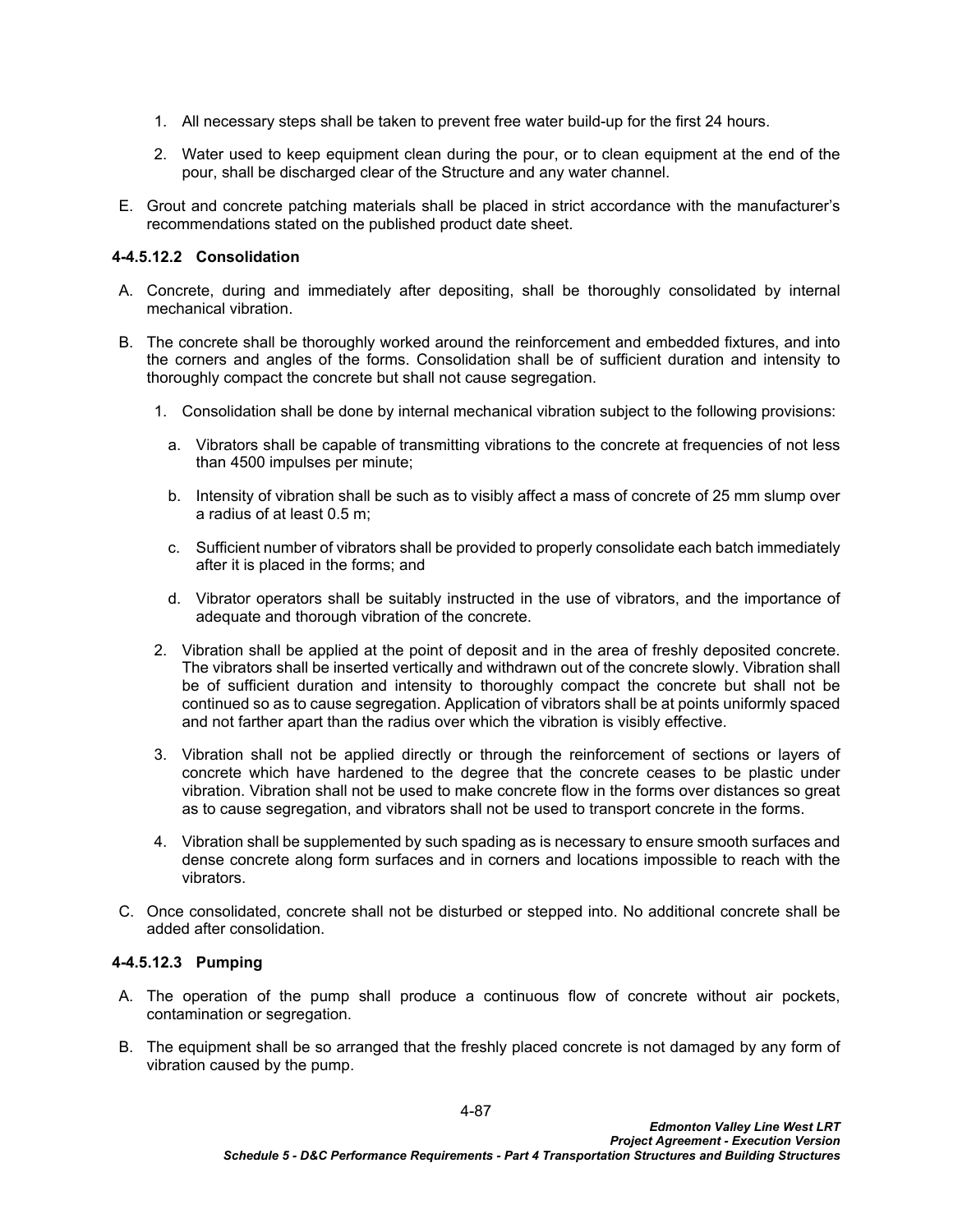1. All necessary steps shall be taken to prevent free water build-up for the first 24 hours.

2. Water used to keep equipment clean during the pour, or to clean equipment at the end of the pour, shall be discharged clear of the Structure and any water channel.

E. Grout and concrete patching materials shall be placed in strict accordance with the manufacturer's recommendations stated on the published product date sheet.

#### 4-4.5.12.2 Consolidation

A. Concrete, during and immediately after depositing, shall be thoroughly consolidated by internal mechanical vibration.

B. The concrete shall be thoroughly worked around the reinforcement and embedded fixtures, and into the corners and angles of the forms. Consolidation shall be of sufficient duration and intensity to thoroughly compact the concrete but shall not cause segregation.

   1. Consolidation shall be done by internal mechanical vibration subject to the following provisions:

      a. Vibrators shall be capable of transmitting vibrations to the concrete at frequencies of not less than 4500 impulses per minute;

      b. Intensity of vibration shall be such as to visibly affect a mass of concrete of 25 mm slump over a radius of at least 0.5 m;

      c. Sufficient number of vibrators shall be provided to properly consolidate each batch immediately after it is placed in the forms; and

      d. Vibrator operators shall be suitably instructed in the use of vibrators, and the importance of adequate and thorough vibration of the concrete.

   2. Vibration shall be applied at the point of deposit and in the area of freshly deposited concrete. The vibrators shall be inserted vertically and withdrawn out of the concrete slowly. Vibration shall be of sufficient duration and intensity to thoroughly compact the concrete but shall not be continued so as to cause segregation. Application of vibrators shall be at points uniformly spaced and not farther apart than the radius over which the vibration is visibly effective.

   3. Vibration shall not be applied directly or through the reinforcement of sections or layers of concrete which have hardened to the degree that the concrete ceases to be plastic under vibration. Vibration shall not be used to make concrete flow in the forms over distances so great as to cause segregation, and vibrators shall not be used to transport concrete in the forms.

   4. Vibration shall be supplemented by such spading as is necessary to ensure smooth surfaces and dense concrete along form surfaces and in corners and locations impossible to reach with the vibrators.

C. Once consolidated, concrete shall not be disturbed or stepped into. No additional concrete shall be added after consolidation.

#### 4-4.5.12.3 Pumping

A. The operation of the pump shall produce a continuous flow of concrete without air pockets, contamination or segregation.

B. The equipment shall be so arranged that the freshly placed concrete is not damaged by any form of vibration caused by the pump.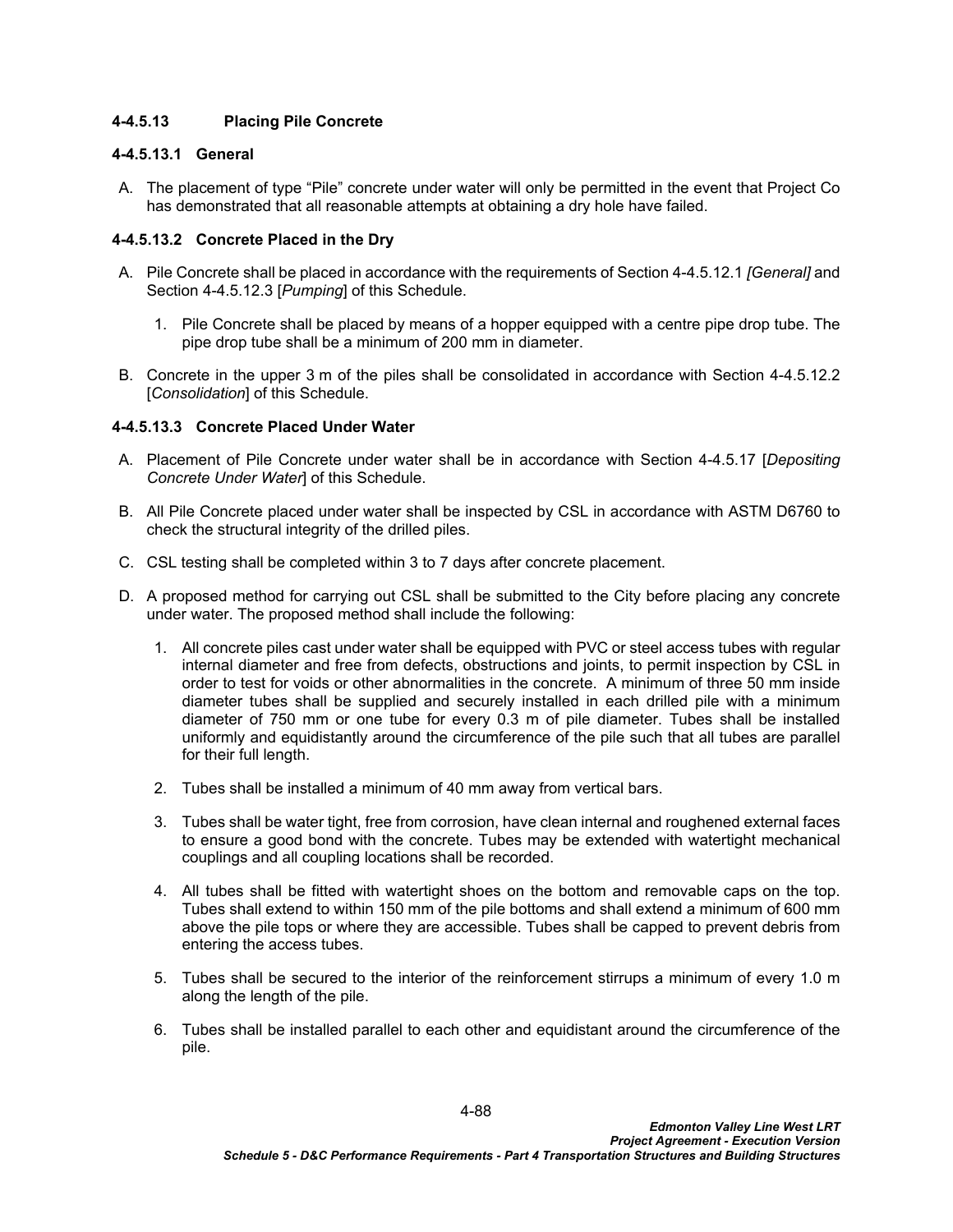#### 4-4.5.13 Placing Pile Concrete

##### 4-4.5.13.1 General

A. The placement of type "Pile" concrete under water will only be permitted in the event that Project Co has demonstrated that all reasonable attempts at obtaining a dry hole have failed.

##### 4-4.5.13.2 Concrete Placed in the Dry

A. Pile Concrete shall be placed in accordance with the requirements of Section 4-4.5.12.1 *[General]* and Section 4-4.5.12.3 [*Pumping*] of this Schedule.

   1. Pile Concrete shall be placed by means of a hopper equipped with a centre pipe drop tube. The pipe drop tube shall be a minimum of 200 mm in diameter.

B. Concrete in the upper 3 m of the piles shall be consolidated in accordance with Section 4-4.5.12.2 [*Consolidation*] of this Schedule.

##### 4-4.5.13.3 Concrete Placed Under Water

A. Placement of Pile Concrete under water shall be in accordance with Section 4-4.5.17 [*Depositing Concrete Under Water*] of this Schedule.

B. All Pile Concrete placed under water shall be inspected by CSL in accordance with ASTM D6760 to check the structural integrity of the drilled piles.

C. CSL testing shall be completed within 3 to 7 days after concrete placement.

D. A proposed method for carrying out CSL shall be submitted to the City before placing any concrete under water. The proposed method shall include the following:

   1. All concrete piles cast under water shall be equipped with PVC or steel access tubes with regular internal diameter and free from defects, obstructions and joints, to permit inspection by CSL in order to test for voids or other abnormalities in the concrete. A minimum of three 50 mm inside diameter tubes shall be supplied and securely installed in each drilled pile with a minimum diameter of 750 mm or one tube for every 0.3 m of pile diameter. Tubes shall be installed uniformly and equidistantly around the circumference of the pile such that all tubes are parallel for their full length.

   2. Tubes shall be installed a minimum of 40 mm away from vertical bars.

   3. Tubes shall be water tight, free from corrosion, have clean internal and roughened external faces to ensure a good bond with the concrete. Tubes may be extended with watertight mechanical couplings and all coupling locations shall be recorded.

   4. All tubes shall be fitted with watertight shoes on the bottom and removable caps on the top. Tubes shall extend to within 150 mm of the pile bottoms and shall extend a minimum of 600 mm above the pile tops or where they are accessible. Tubes shall be capped to prevent debris from entering the access tubes.

   5. Tubes shall be secured to the interior of the reinforcement stirrups a minimum of every 1.0 m along the length of the pile.

   6. Tubes shall be installed parallel to each other and equidistant around the circumference of the pile.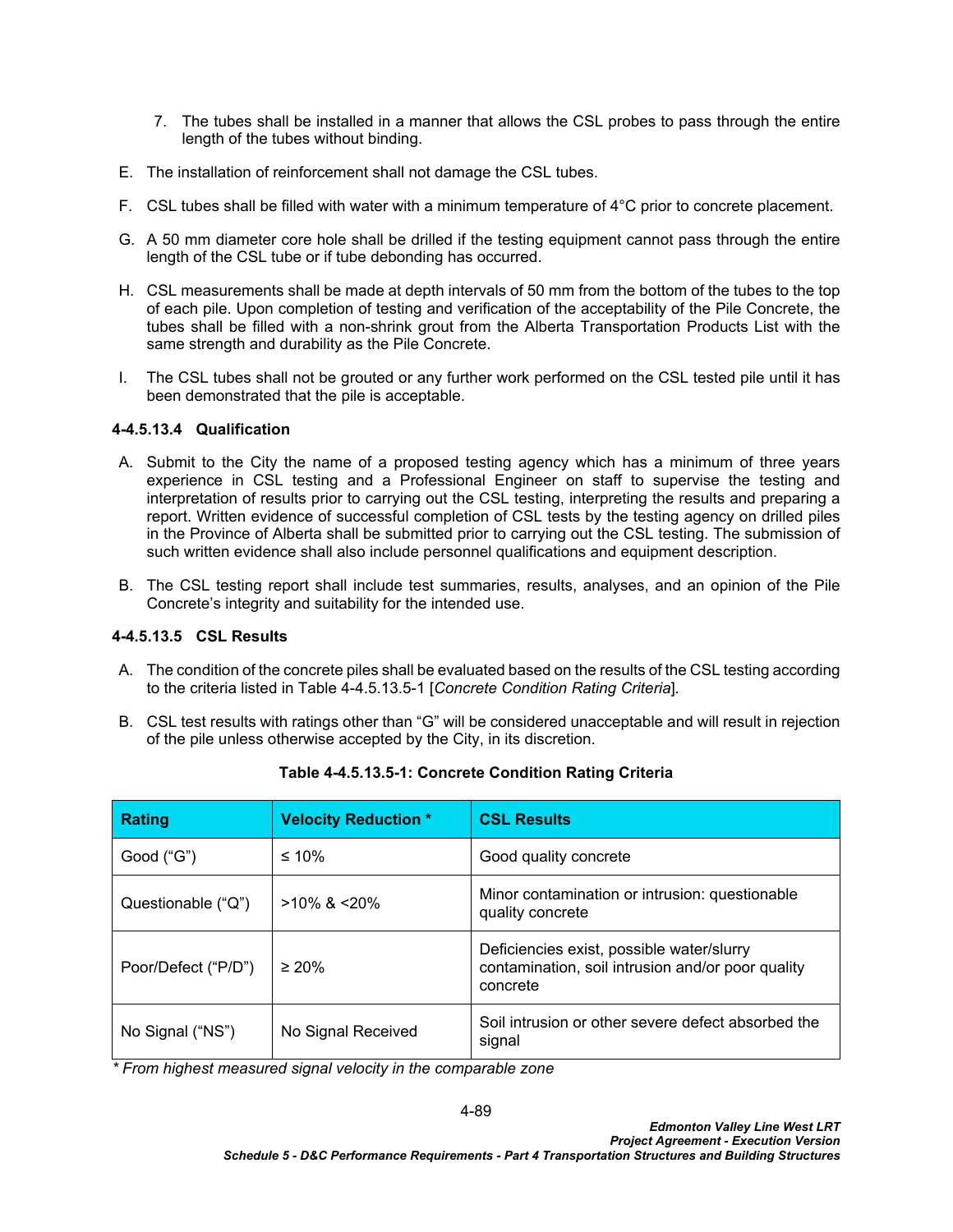7. The tubes shall be installed in a manner that allows the CSL probes to pass through the entire length of the tubes without binding.

E. The installation of reinforcement shall not damage the CSL tubes.

F. CSL tubes shall be filled with water with a minimum temperature of 4°C prior to concrete placement.

G. A 50 mm diameter core hole shall be drilled if the testing equipment cannot pass through the entire length of the CSL tube or if tube debonding has occurred.

H. CSL measurements shall be made at depth intervals of 50 mm from the bottom of the tubes to the top of each pile. Upon completion of testing and verification of the acceptability of the Pile Concrete, the tubes shall be filled with a non-shrink grout from the Alberta Transportation Products List with the same strength and durability as the Pile Concrete.

I. The CSL tubes shall not be grouted or any further work performed on the CSL tested pile until it has been demonstrated that the pile is acceptable.

#### 4-4.5.13.4 Qualification

A. Submit to the City the name of a proposed testing agency which has a minimum of three years experience in CSL testing and a Professional Engineer on staff to supervise the testing and interpretation of results prior to carrying out the CSL testing, interpreting the results and preparing a report. Written evidence of successful completion of CSL tests by the testing agency on drilled piles in the Province of Alberta shall be submitted prior to carrying out the CSL testing. The submission of such written evidence shall also include personnel qualifications and equipment description.

B. The CSL testing report shall include test summaries, results, analyses, and an opinion of the Pile Concrete's integrity and suitability for the intended use.

#### 4-4.5.13.5 CSL Results

A. The condition of the concrete piles shall be evaluated based on the results of the CSL testing according to the criteria listed in Table 4-4.5.13.5-1 [*Concrete Condition Rating Criteria*].

B. CSL test results with ratings other than "G" will be considered unacceptable and will result in rejection of the pile unless otherwise accepted by the City, in its discretion.

**Table 4-4.5.13.5-1: Concrete Condition Rating Criteria**

| Rating | Velocity Reduction * | CSL Results |
|---|---|---|
| Good ("G") | ≤ 10% | Good quality concrete |
| Questionable ("Q") | >10% & <20% | Minor contamination or intrusion: questionable quality concrete |
| Poor/Defect ("P/D") | ≥ 20% | Deficiencies exist, possible water/slurry contamination, soil intrusion and/or poor quality concrete |
| No Signal ("NS") | No Signal Received | Soil intrusion or other severe defect absorbed the signal |

*\* From highest measured signal velocity in the comparable zone*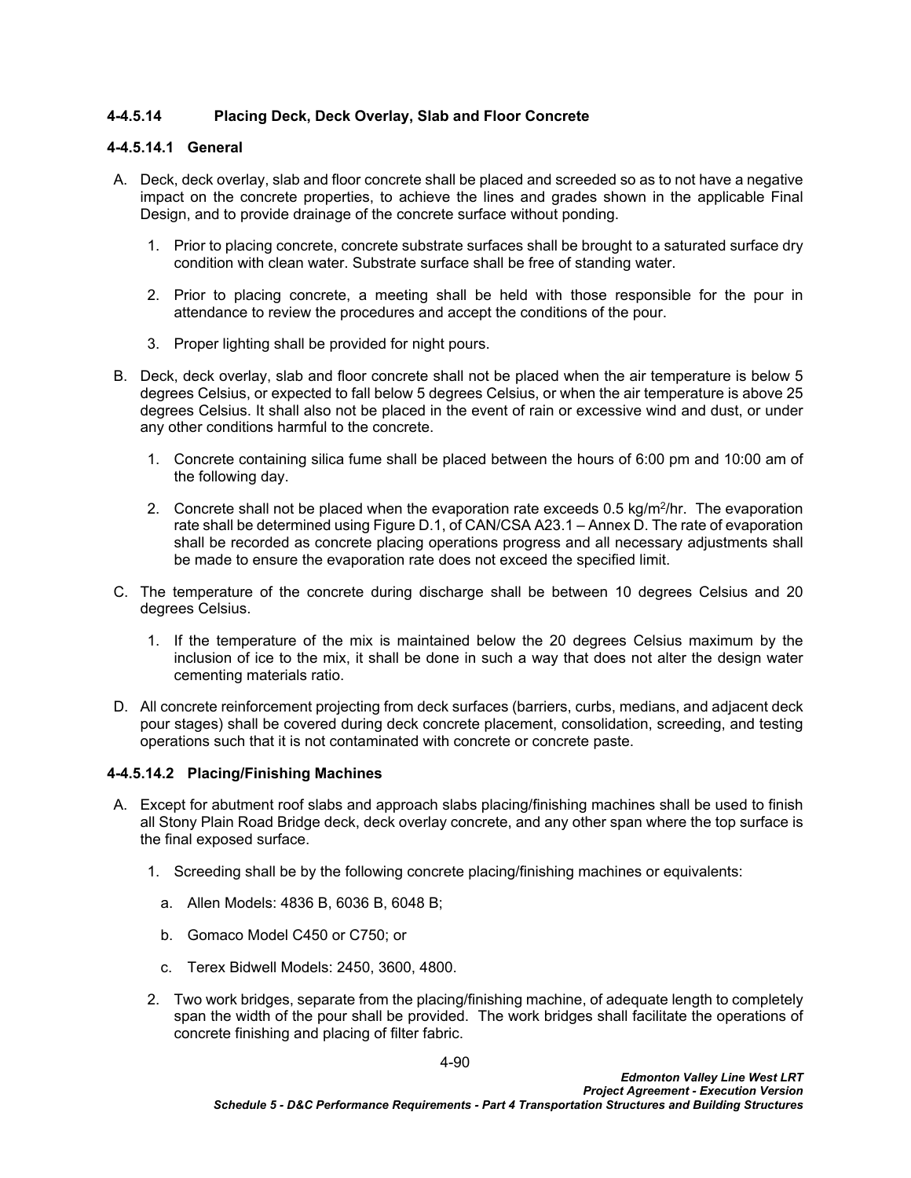### 4-4.5.14 Placing Deck, Deck Overlay, Slab and Floor Concrete

#### 4-4.5.14.1 General

A. Deck, deck overlay, slab and floor concrete shall be placed and screeded so as to not have a negative impact on the concrete properties, to achieve the lines and grades shown in the applicable Final Design, and to provide drainage of the concrete surface without ponding.

   1. Prior to placing concrete, concrete substrate surfaces shall be brought to a saturated surface dry condition with clean water. Substrate surface shall be free of standing water.

   2. Prior to placing concrete, a meeting shall be held with those responsible for the pour in attendance to review the procedures and accept the conditions of the pour.

   3. Proper lighting shall be provided for night pours.

B. Deck, deck overlay, slab and floor concrete shall not be placed when the air temperature is below 5 degrees Celsius, or expected to fall below 5 degrees Celsius, or when the air temperature is above 25 degrees Celsius. It shall also not be placed in the event of rain or excessive wind and dust, or under any other conditions harmful to the concrete.

   1. Concrete containing silica fume shall be placed between the hours of 6:00 pm and 10:00 am of the following day.

   2. Concrete shall not be placed when the evaporation rate exceeds 0.5 kg/m$^2$/hr. The evaporation rate shall be determined using Figure D.1, of CAN/CSA A23.1 – Annex D. The rate of evaporation shall be recorded as concrete placing operations progress and all necessary adjustments shall be made to ensure the evaporation rate does not exceed the specified limit.

C. The temperature of the concrete during discharge shall be between 10 degrees Celsius and 20 degrees Celsius.

   1. If the temperature of the mix is maintained below the 20 degrees Celsius maximum by the inclusion of ice to the mix, it shall be done in such a way that does not alter the design water cementing materials ratio.

D. All concrete reinforcement projecting from deck surfaces (barriers, curbs, medians, and adjacent deck pour stages) shall be covered during deck concrete placement, consolidation, screeding, and testing operations such that it is not contaminated with concrete or concrete paste.

#### 4-4.5.14.2 Placing/Finishing Machines

A. Except for abutment roof slabs and approach slabs placing/finishing machines shall be used to finish all Stony Plain Road Bridge deck, deck overlay concrete, and any other span where the top surface is the final exposed surface.

   1. Screeding shall be by the following concrete placing/finishing machines or equivalents:

      a. Allen Models: 4836 B, 6036 B, 6048 B;

      b. Gomaco Model C450 or C750; or

      c. Terex Bidwell Models: 2450, 3600, 4800.

   2. Two work bridges, separate from the placing/finishing machine, of adequate length to completely span the width of the pour shall be provided. The work bridges shall facilitate the operations of concrete finishing and placing of filter fabric.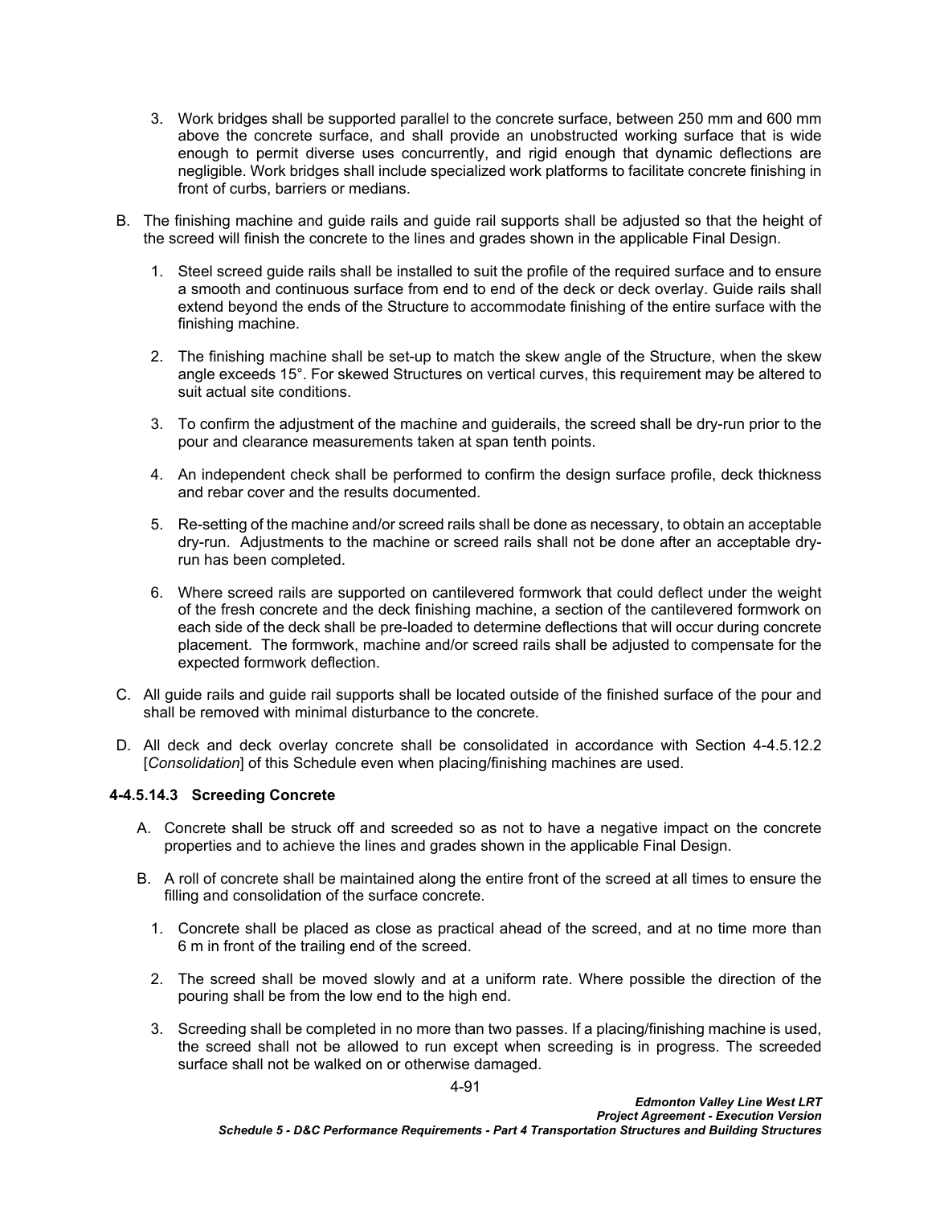3. Work bridges shall be supported parallel to the concrete surface, between 250 mm and 600 mm above the concrete surface, and shall provide an unobstructed working surface that is wide enough to permit diverse uses concurrently, and rigid enough that dynamic deflections are negligible. Work bridges shall include specialized work platforms to facilitate concrete finishing in front of curbs, barriers or medians.

B. The finishing machine and guide rails and guide rail supports shall be adjusted so that the height of the screed will finish the concrete to the lines and grades shown in the applicable Final Design.

1. Steel screed guide rails shall be installed to suit the profile of the required surface and to ensure a smooth and continuous surface from end to end of the deck or deck overlay. Guide rails shall extend beyond the ends of the Structure to accommodate finishing of the entire surface with the finishing machine.

2. The finishing machine shall be set-up to match the skew angle of the Structure, when the skew angle exceeds 15°. For skewed Structures on vertical curves, this requirement may be altered to suit actual site conditions.

3. To confirm the adjustment of the machine and guiderails, the screed shall be dry-run prior to the pour and clearance measurements taken at span tenth points.

4. An independent check shall be performed to confirm the design surface profile, deck thickness and rebar cover and the results documented.

5. Re-setting of the machine and/or screed rails shall be done as necessary, to obtain an acceptable dry-run. Adjustments to the machine or screed rails shall not be done after an acceptable dry-run has been completed.

6. Where screed rails are supported on cantilevered formwork that could deflect under the weight of the fresh concrete and the deck finishing machine, a section of the cantilevered formwork on each side of the deck shall be pre-loaded to determine deflections that will occur during concrete placement. The formwork, machine and/or screed rails shall be adjusted to compensate for the expected formwork deflection.

C. All guide rails and guide rail supports shall be located outside of the finished surface of the pour and shall be removed with minimal disturbance to the concrete.

D. All deck and deck overlay concrete shall be consolidated in accordance with Section 4-4.5.12.2 [*Consolidation*] of this Schedule even when placing/finishing machines are used.

#### 4-4.5.14.3 Screeding Concrete

A. Concrete shall be struck off and screeded so as not to have a negative impact on the concrete properties and to achieve the lines and grades shown in the applicable Final Design.

B. A roll of concrete shall be maintained along the entire front of the screed at all times to ensure the filling and consolidation of the surface concrete.

1. Concrete shall be placed as close as practical ahead of the screed, and at no time more than 6 m in front of the trailing end of the screed.

2. The screed shall be moved slowly and at a uniform rate. Where possible the direction of the pouring shall be from the low end to the high end.

3. Screeding shall be completed in no more than two passes. If a placing/finishing machine is used, the screed shall not be allowed to run except when screeding is in progress. The screeded surface shall not be walked on or otherwise damaged.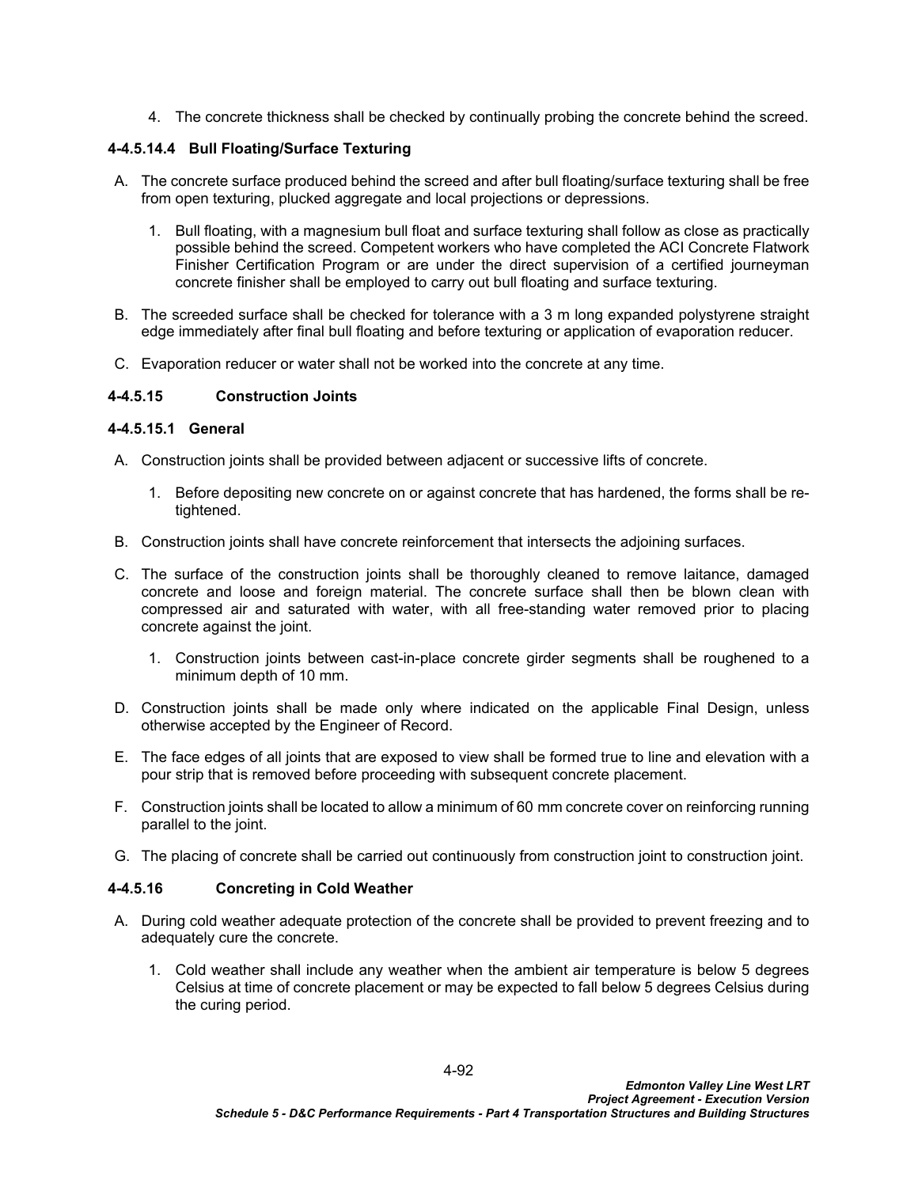4. The concrete thickness shall be checked by continually probing the concrete behind the screed.

#### 4-4.5.14.4 Bull Floating/Surface Texturing

A. The concrete surface produced behind the screed and after bull floating/surface texturing shall be free from open texturing, plucked aggregate and local projections or depressions.

   1. Bull floating, with a magnesium bull float and surface texturing shall follow as close as practically possible behind the screed. Competent workers who have completed the ACI Concrete Flatwork Finisher Certification Program or are under the direct supervision of a certified journeyman concrete finisher shall be employed to carry out bull floating and surface texturing.

B. The screeded surface shall be checked for tolerance with a 3 m long expanded polystyrene straight edge immediately after final bull floating and before texturing or application of evaporation reducer.

C. Evaporation reducer or water shall not be worked into the concrete at any time.

### 4-4.5.15 Construction Joints

#### 4-4.5.15.1 General

A. Construction joints shall be provided between adjacent or successive lifts of concrete.

   1. Before depositing new concrete on or against concrete that has hardened, the forms shall be re-tightened.

B. Construction joints shall have concrete reinforcement that intersects the adjoining surfaces.

C. The surface of the construction joints shall be thoroughly cleaned to remove laitance, damaged concrete and loose and foreign material. The concrete surface shall then be blown clean with compressed air and saturated with water, with all free-standing water removed prior to placing concrete against the joint.

   1. Construction joints between cast-in-place concrete girder segments shall be roughened to a minimum depth of 10 mm.

D. Construction joints shall be made only where indicated on the applicable Final Design, unless otherwise accepted by the Engineer of Record.

E. The face edges of all joints that are exposed to view shall be formed true to line and elevation with a pour strip that is removed before proceeding with subsequent concrete placement.

F. Construction joints shall be located to allow a minimum of 60 mm concrete cover on reinforcing running parallel to the joint.

G. The placing of concrete shall be carried out continuously from construction joint to construction joint.

### 4-4.5.16 Concreting in Cold Weather

A. During cold weather adequate protection of the concrete shall be provided to prevent freezing and to adequately cure the concrete.

   1. Cold weather shall include any weather when the ambient air temperature is below 5 degrees Celsius at time of concrete placement or may be expected to fall below 5 degrees Celsius during the curing period.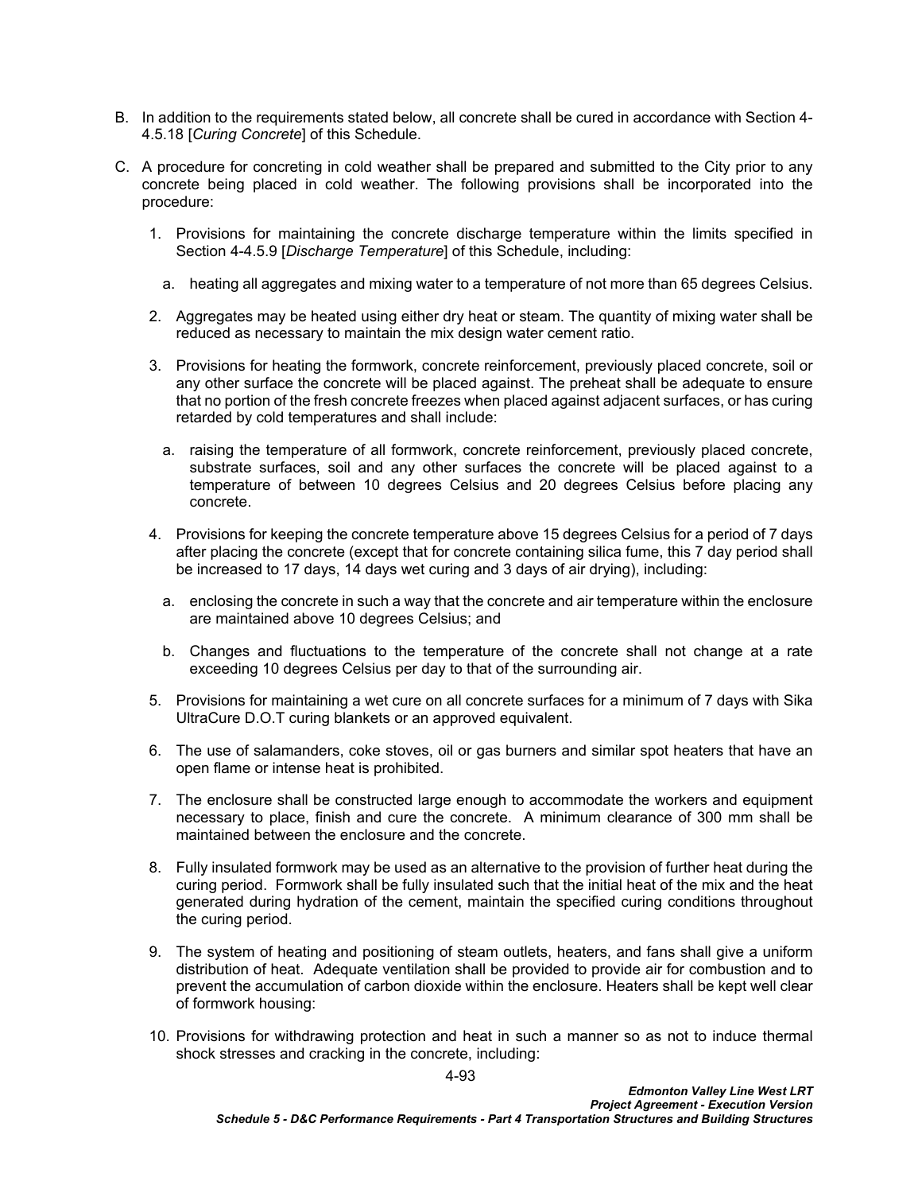B. In addition to the requirements stated below, all concrete shall be cured in accordance with Section 4-4.5.18 [*Curing Concrete*] of this Schedule.

C. A procedure for concreting in cold weather shall be prepared and submitted to the City prior to any concrete being placed in cold weather. The following provisions shall be incorporated into the procedure:

   1. Provisions for maintaining the concrete discharge temperature within the limits specified in Section 4-4.5.9 [*Discharge Temperature*] of this Schedule, including:

      a. heating all aggregates and mixing water to a temperature of not more than 65 degrees Celsius.

   2. Aggregates may be heated using either dry heat or steam. The quantity of mixing water shall be reduced as necessary to maintain the mix design water cement ratio.

   3. Provisions for heating the formwork, concrete reinforcement, previously placed concrete, soil or any other surface the concrete will be placed against. The preheat shall be adequate to ensure that no portion of the fresh concrete freezes when placed against adjacent surfaces, or has curing retarded by cold temperatures and shall include:

      a. raising the temperature of all formwork, concrete reinforcement, previously placed concrete, substrate surfaces, soil and any other surfaces the concrete will be placed against to a temperature of between 10 degrees Celsius and 20 degrees Celsius before placing any concrete.

   4. Provisions for keeping the concrete temperature above 15 degrees Celsius for a period of 7 days after placing the concrete (except that for concrete containing silica fume, this 7 day period shall be increased to 17 days, 14 days wet curing and 3 days of air drying), including:

      a. enclosing the concrete in such a way that the concrete and air temperature within the enclosure are maintained above 10 degrees Celsius; and

      b. Changes and fluctuations to the temperature of the concrete shall not change at a rate exceeding 10 degrees Celsius per day to that of the surrounding air.

   5. Provisions for maintaining a wet cure on all concrete surfaces for a minimum of 7 days with Sika UltraCure D.O.T curing blankets or an approved equivalent.

   6. The use of salamanders, coke stoves, oil or gas burners and similar spot heaters that have an open flame or intense heat is prohibited.

   7. The enclosure shall be constructed large enough to accommodate the workers and equipment necessary to place, finish and cure the concrete. A minimum clearance of 300 mm shall be maintained between the enclosure and the concrete.

   8. Fully insulated formwork may be used as an alternative to the provision of further heat during the curing period. Formwork shall be fully insulated such that the initial heat of the mix and the heat generated during hydration of the cement, maintain the specified curing conditions throughout the curing period.

   9. The system of heating and positioning of steam outlets, heaters, and fans shall give a uniform distribution of heat. Adequate ventilation shall be provided to provide air for combustion and to prevent the accumulation of carbon dioxide within the enclosure. Heaters shall be kept well clear of formwork housing:

   10. Provisions for withdrawing protection and heat in such a manner so as not to induce thermal shock stresses and cracking in the concrete, including: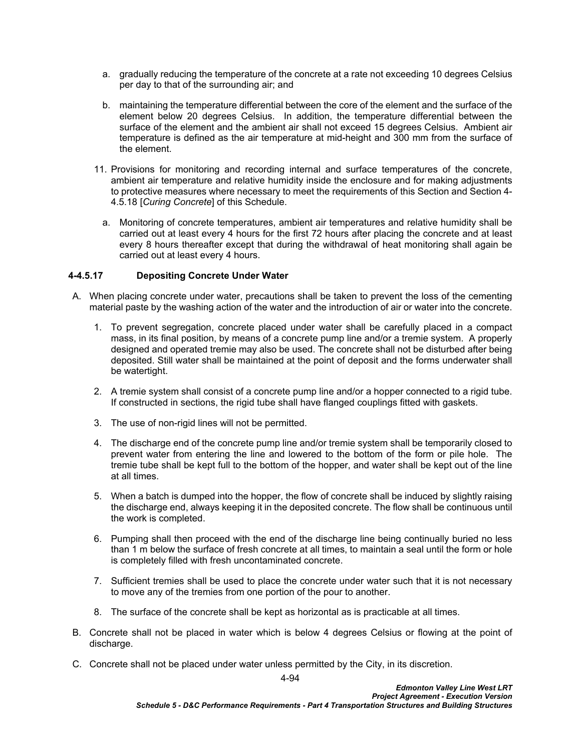a. gradually reducing the temperature of the concrete at a rate not exceeding 10 degrees Celsius per day to that of the surrounding air; and

b. maintaining the temperature differential between the core of the element and the surface of the element below 20 degrees Celsius. In addition, the temperature differential between the surface of the element and the ambient air shall not exceed 15 degrees Celsius. Ambient air temperature is defined as the air temperature at mid-height and 300 mm from the surface of the element.

11. Provisions for monitoring and recording internal and surface temperatures of the concrete, ambient air temperature and relative humidity inside the enclosure and for making adjustments to protective measures where necessary to meet the requirements of this Section and Section 4-4.5.18 [*Curing Concrete*] of this Schedule.

    a. Monitoring of concrete temperatures, ambient air temperatures and relative humidity shall be carried out at least every 4 hours for the first 72 hours after placing the concrete and at least every 8 hours thereafter except that during the withdrawal of heat monitoring shall again be carried out at least every 4 hours.

#### 4-4.5.17 Depositing Concrete Under Water

A. When placing concrete under water, precautions shall be taken to prevent the loss of the cementing material paste by the washing action of the water and the introduction of air or water into the concrete.

1. To prevent segregation, concrete placed under water shall be carefully placed in a compact mass, in its final position, by means of a concrete pump line and/or a tremie system. A properly designed and operated tremie may also be used. The concrete shall not be disturbed after being deposited. Still water shall be maintained at the point of deposit and the forms underwater shall be watertight.

2. A tremie system shall consist of a concrete pump line and/or a hopper connected to a rigid tube. If constructed in sections, the rigid tube shall have flanged couplings fitted with gaskets.

3. The use of non-rigid lines will not be permitted.

4. The discharge end of the concrete pump line and/or tremie system shall be temporarily closed to prevent water from entering the line and lowered to the bottom of the form or pile hole. The tremie tube shall be kept full to the bottom of the hopper, and water shall be kept out of the line at all times.

5. When a batch is dumped into the hopper, the flow of concrete shall be induced by slightly raising the discharge end, always keeping it in the deposited concrete. The flow shall be continuous until the work is completed.

6. Pumping shall then proceed with the end of the discharge line being continually buried no less than 1 m below the surface of fresh concrete at all times, to maintain a seal until the form or hole is completely filled with fresh uncontaminated concrete.

7. Sufficient tremies shall be used to place the concrete under water such that it is not necessary to move any of the tremies from one portion of the pour to another.

8. The surface of the concrete shall be kept as horizontal as is practicable at all times.

B. Concrete shall not be placed in water which is below 4 degrees Celsius or flowing at the point of discharge.

C. Concrete shall not be placed under water unless permitted by the City, in its discretion.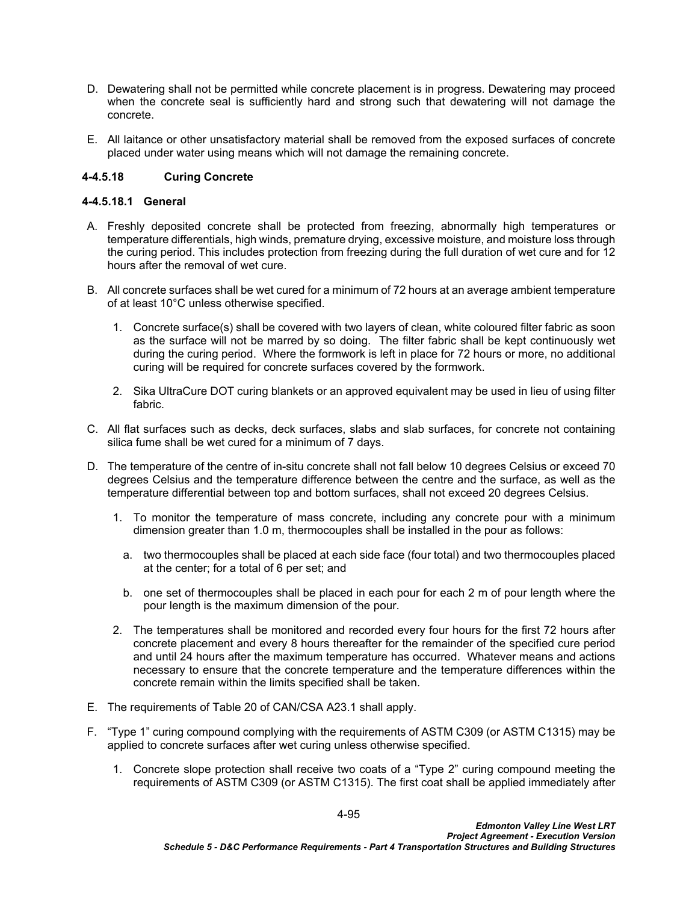D. Dewatering shall not be permitted while concrete placement is in progress. Dewatering may proceed when the concrete seal is sufficiently hard and strong such that dewatering will not damage the concrete.

E. All laitance or other unsatisfactory material shall be removed from the exposed surfaces of concrete placed under water using means which will not damage the remaining concrete.

### 4-4.5.18 Curing Concrete

#### 4-4.5.18.1 General

A. Freshly deposited concrete shall be protected from freezing, abnormally high temperatures or temperature differentials, high winds, premature drying, excessive moisture, and moisture loss through the curing period. This includes protection from freezing during the full duration of wet cure and for 12 hours after the removal of wet cure.

B. All concrete surfaces shall be wet cured for a minimum of 72 hours at an average ambient temperature of at least 10°C unless otherwise specified.

   1. Concrete surface(s) shall be covered with two layers of clean, white coloured filter fabric as soon as the surface will not be marred by so doing. The filter fabric shall be kept continuously wet during the curing period. Where the formwork is left in place for 72 hours or more, no additional curing will be required for concrete surfaces covered by the formwork.

   2. Sika UltraCure DOT curing blankets or an approved equivalent may be used in lieu of using filter fabric.

C. All flat surfaces such as decks, deck surfaces, slabs and slab surfaces, for concrete not containing silica fume shall be wet cured for a minimum of 7 days.

D. The temperature of the centre of in-situ concrete shall not fall below 10 degrees Celsius or exceed 70 degrees Celsius and the temperature difference between the centre and the surface, as well as the temperature differential between top and bottom surfaces, shall not exceed 20 degrees Celsius.

   1. To monitor the temperature of mass concrete, including any concrete pour with a minimum dimension greater than 1.0 m, thermocouples shall be installed in the pour as follows:

      a. two thermocouples shall be placed at each side face (four total) and two thermocouples placed at the center; for a total of 6 per set; and

      b. one set of thermocouples shall be placed in each pour for each 2 m of pour length where the pour length is the maximum dimension of the pour.

   2. The temperatures shall be monitored and recorded every four hours for the first 72 hours after concrete placement and every 8 hours thereafter for the remainder of the specified cure period and until 24 hours after the maximum temperature has occurred. Whatever means and actions necessary to ensure that the concrete temperature and the temperature differences within the concrete remain within the limits specified shall be taken.

E. The requirements of Table 20 of CAN/CSA A23.1 shall apply.

F. "Type 1" curing compound complying with the requirements of ASTM C309 (or ASTM C1315) may be applied to concrete surfaces after wet curing unless otherwise specified.

   1. Concrete slope protection shall receive two coats of a "Type 2" curing compound meeting the requirements of ASTM C309 (or ASTM C1315). The first coat shall be applied immediately after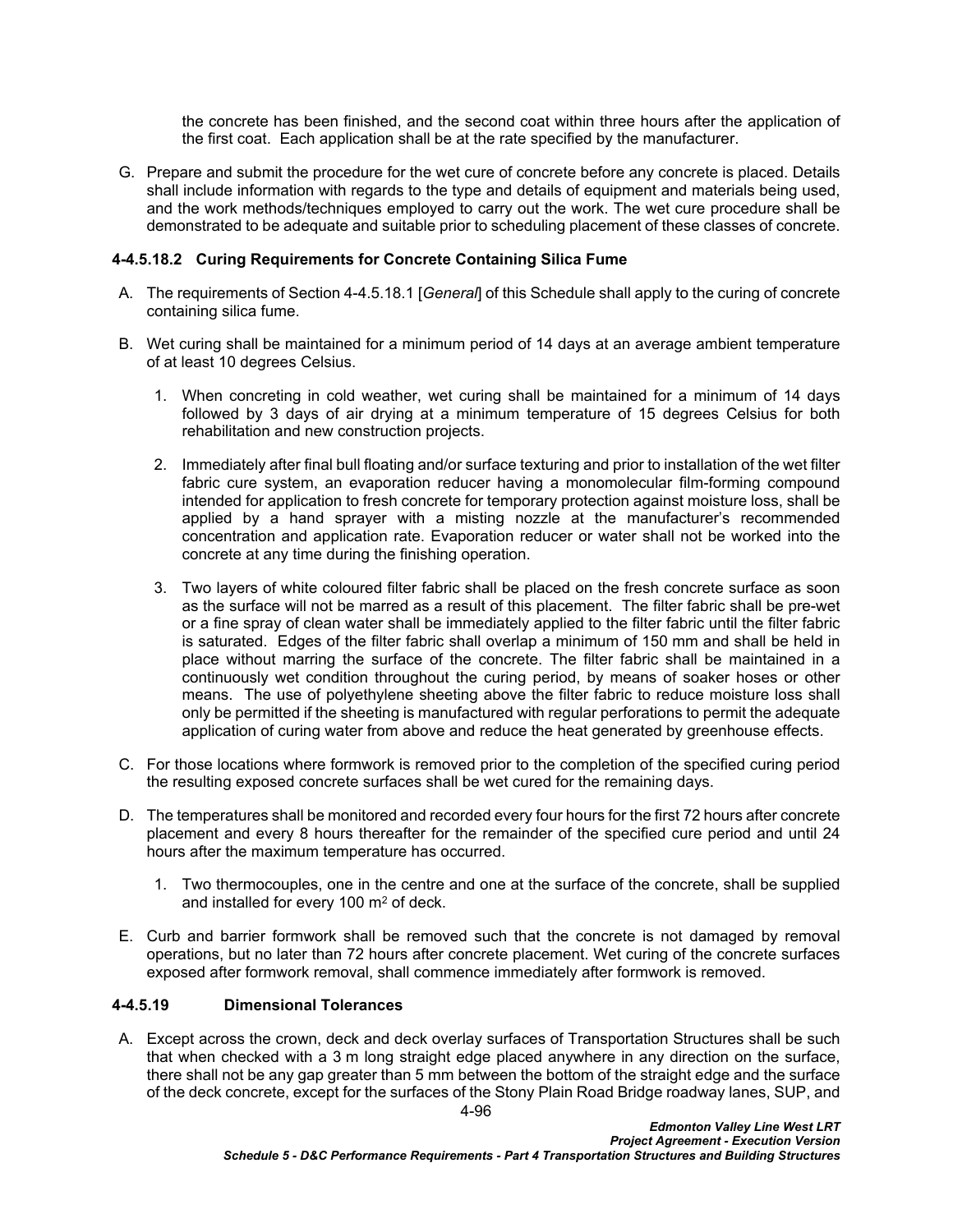the concrete has been finished, and the second coat within three hours after the application of the first coat. Each application shall be at the rate specified by the manufacturer.

G. Prepare and submit the procedure for the wet cure of concrete before any concrete is placed. Details shall include information with regards to the type and details of equipment and materials being used, and the work methods/techniques employed to carry out the work. The wet cure procedure shall be demonstrated to be adequate and suitable prior to scheduling placement of these classes of concrete.

### 4-4.5.18.2 Curing Requirements for Concrete Containing Silica Fume

A. The requirements of Section 4-4.5.18.1 [*General*] of this Schedule shall apply to the curing of concrete containing silica fume.

B. Wet curing shall be maintained for a minimum period of 14 days at an average ambient temperature of at least 10 degrees Celsius.

   1. When concreting in cold weather, wet curing shall be maintained for a minimum of 14 days followed by 3 days of air drying at a minimum temperature of 15 degrees Celsius for both rehabilitation and new construction projects.

   2. Immediately after final bull floating and/or surface texturing and prior to installation of the wet filter fabric cure system, an evaporation reducer having a monomolecular film-forming compound intended for application to fresh concrete for temporary protection against moisture loss, shall be applied by a hand sprayer with a misting nozzle at the manufacturer's recommended concentration and application rate. Evaporation reducer or water shall not be worked into the concrete at any time during the finishing operation.

   3. Two layers of white coloured filter fabric shall be placed on the fresh concrete surface as soon as the surface will not be marred as a result of this placement. The filter fabric shall be pre-wet or a fine spray of clean water shall be immediately applied to the filter fabric until the filter fabric is saturated. Edges of the filter fabric shall overlap a minimum of 150 mm and shall be held in place without marring the surface of the concrete. The filter fabric shall be maintained in a continuously wet condition throughout the curing period, by means of soaker hoses or other means. The use of polyethylene sheeting above the filter fabric to reduce moisture loss shall only be permitted if the sheeting is manufactured with regular perforations to permit the adequate application of curing water from above and reduce the heat generated by greenhouse effects.

C. For those locations where formwork is removed prior to the completion of the specified curing period the resulting exposed concrete surfaces shall be wet cured for the remaining days.

D. The temperatures shall be monitored and recorded every four hours for the first 72 hours after concrete placement and every 8 hours thereafter for the remainder of the specified cure period and until 24 hours after the maximum temperature has occurred.

   1. Two thermocouples, one in the centre and one at the surface of the concrete, shall be supplied and installed for every 100 m$^2$ of deck.

E. Curb and barrier formwork shall be removed such that the concrete is not damaged by removal operations, but no later than 72 hours after concrete placement. Wet curing of the concrete surfaces exposed after formwork removal, shall commence immediately after formwork is removed.

### 4-4.5.19 Dimensional Tolerances

A. Except across the crown, deck and deck overlay surfaces of Transportation Structures shall be such that when checked with a 3 m long straight edge placed anywhere in any direction on the surface, there shall not be any gap greater than 5 mm between the bottom of the straight edge and the surface of the deck concrete, except for the surfaces of the Stony Plain Road Bridge roadway lanes, SUP, and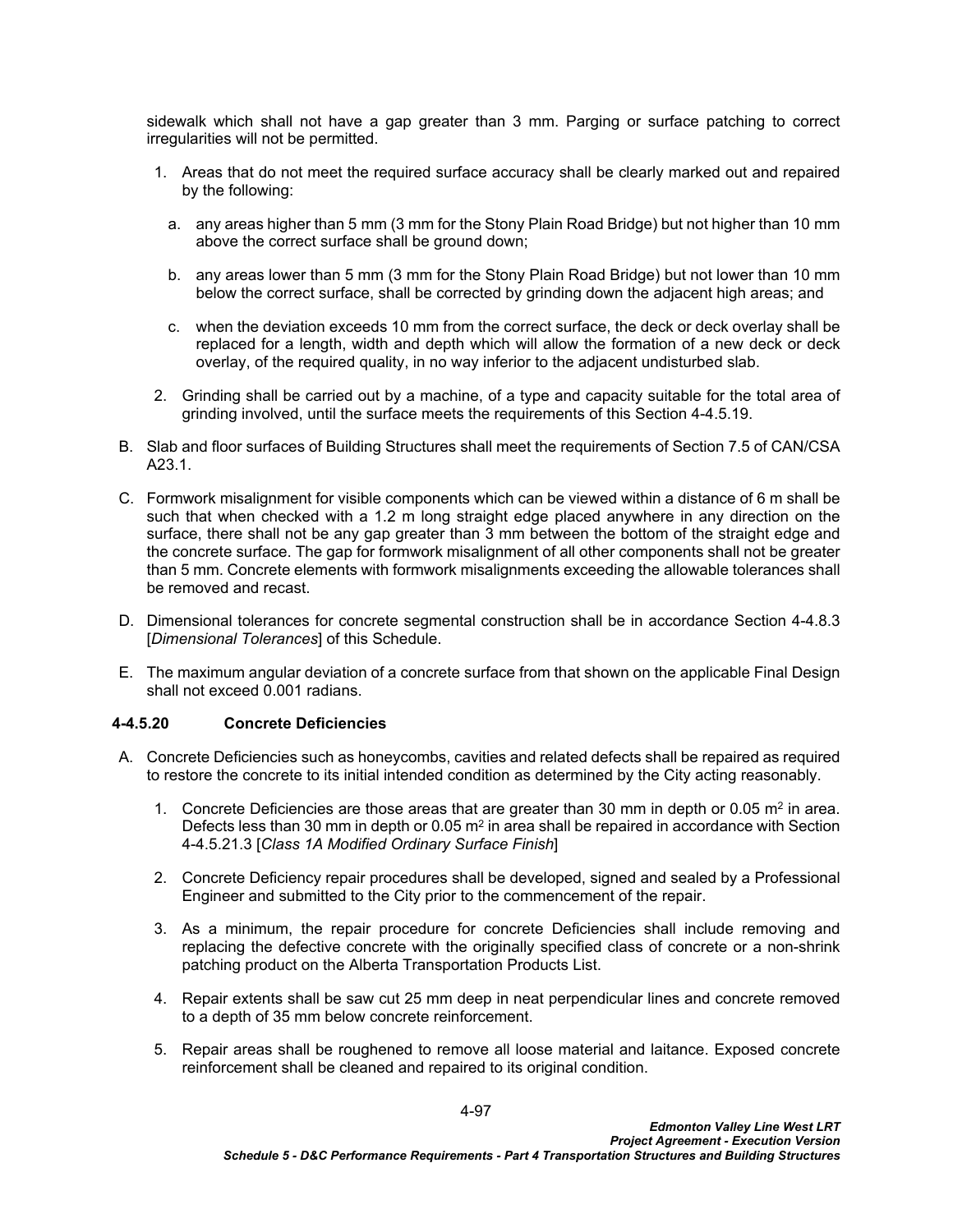sidewalk which shall not have a gap greater than 3 mm. Parging or surface patching to correct irregularities will not be permitted.

1. Areas that do not meet the required surface accuracy shall be clearly marked out and repaired by the following:

   a. any areas higher than 5 mm (3 mm for the Stony Plain Road Bridge) but not higher than 10 mm above the correct surface shall be ground down;

   b. any areas lower than 5 mm (3 mm for the Stony Plain Road Bridge) but not lower than 10 mm below the correct surface, shall be corrected by grinding down the adjacent high areas; and

   c. when the deviation exceeds 10 mm from the correct surface, the deck or deck overlay shall be replaced for a length, width and depth which will allow the formation of a new deck or deck overlay, of the required quality, in no way inferior to the adjacent undisturbed slab.

2. Grinding shall be carried out by a machine, of a type and capacity suitable for the total area of grinding involved, until the surface meets the requirements of this Section 4-4.5.19.

B. Slab and floor surfaces of Building Structures shall meet the requirements of Section 7.5 of CAN/CSA A23.1.

C. Formwork misalignment for visible components which can be viewed within a distance of 6 m shall be such that when checked with a 1.2 m long straight edge placed anywhere in any direction on the surface, there shall not be any gap greater than 3 mm between the bottom of the straight edge and the concrete surface. The gap for formwork misalignment of all other components shall not be greater than 5 mm. Concrete elements with formwork misalignments exceeding the allowable tolerances shall be removed and recast.

D. Dimensional tolerances for concrete segmental construction shall be in accordance Section 4-4.8.3 [*Dimensional Tolerances*] of this Schedule.

E. The maximum angular deviation of a concrete surface from that shown on the applicable Final Design shall not exceed 0.001 radians.

### 4-4.5.20 Concrete Deficiencies

A. Concrete Deficiencies such as honeycombs, cavities and related defects shall be repaired as required to restore the concrete to its initial intended condition as determined by the City acting reasonably.

1. Concrete Deficiencies are those areas that are greater than 30 mm in depth or 0.05 $m^2$ in area. Defects less than 30 mm in depth or 0.05 $m^2$ in area shall be repaired in accordance with Section 4-4.5.21.3 [*Class 1A Modified Ordinary Surface Finish*]

2. Concrete Deficiency repair procedures shall be developed, signed and sealed by a Professional Engineer and submitted to the City prior to the commencement of the repair.

3. As a minimum, the repair procedure for concrete Deficiencies shall include removing and replacing the defective concrete with the originally specified class of concrete or a non-shrink patching product on the Alberta Transportation Products List.

4. Repair extents shall be saw cut 25 mm deep in neat perpendicular lines and concrete removed to a depth of 35 mm below concrete reinforcement.

5. Repair areas shall be roughened to remove all loose material and laitance. Exposed concrete reinforcement shall be cleaned and repaired to its original condition.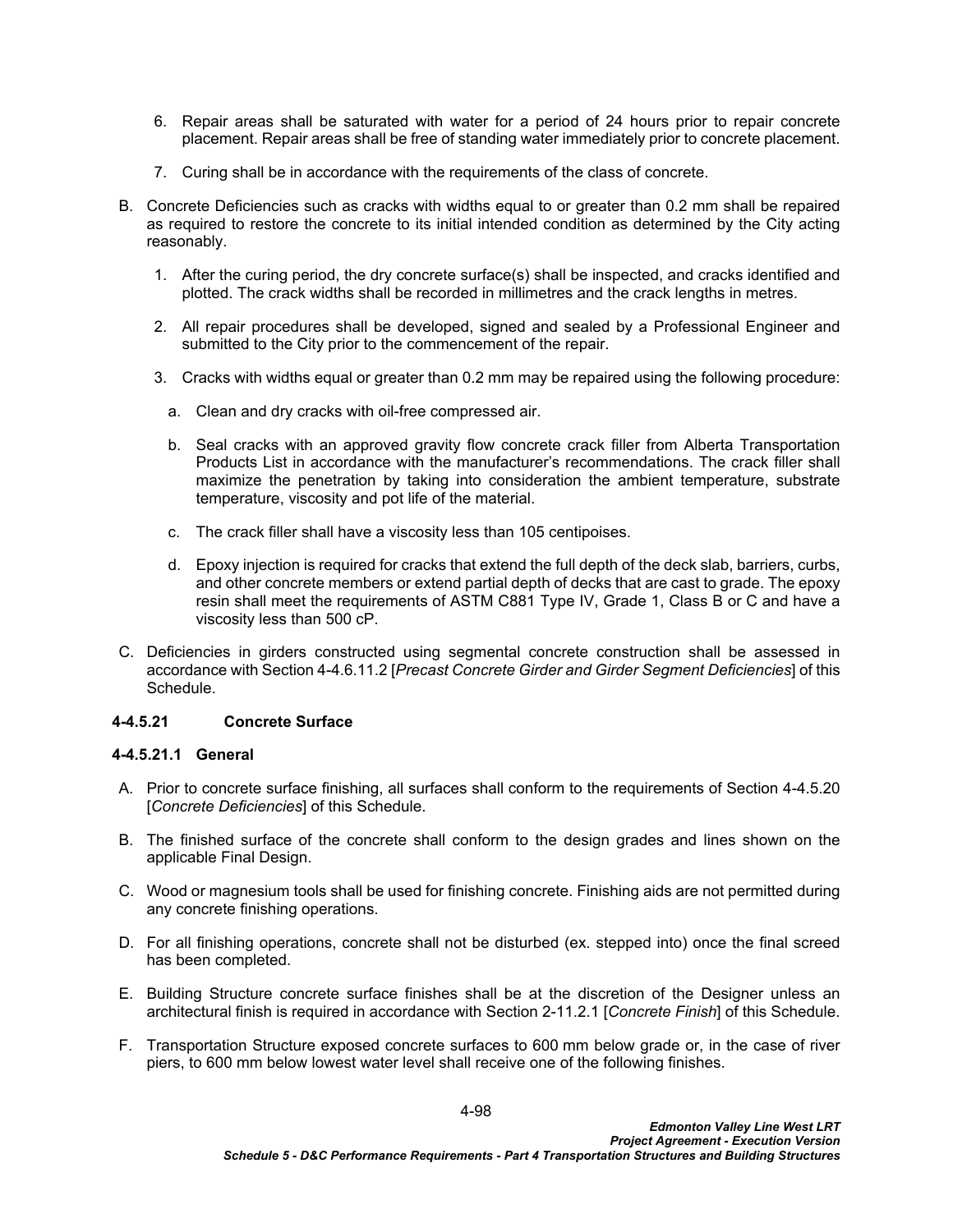6. Repair areas shall be saturated with water for a period of 24 hours prior to repair concrete placement. Repair areas shall be free of standing water immediately prior to concrete placement.

7. Curing shall be in accordance with the requirements of the class of concrete.

B. Concrete Deficiencies such as cracks with widths equal to or greater than 0.2 mm shall be repaired as required to restore the concrete to its initial intended condition as determined by the City acting reasonably.

   1. After the curing period, the dry concrete surface(s) shall be inspected, and cracks identified and plotted. The crack widths shall be recorded in millimetres and the crack lengths in metres.

   2. All repair procedures shall be developed, signed and sealed by a Professional Engineer and submitted to the City prior to the commencement of the repair.

   3. Cracks with widths equal or greater than 0.2 mm may be repaired using the following procedure:

      a. Clean and dry cracks with oil-free compressed air.

      b. Seal cracks with an approved gravity flow concrete crack filler from Alberta Transportation Products List in accordance with the manufacturer's recommendations. The crack filler shall maximize the penetration by taking into consideration the ambient temperature, substrate temperature, viscosity and pot life of the material.

      c. The crack filler shall have a viscosity less than 105 centipoises.

      d. Epoxy injection is required for cracks that extend the full depth of the deck slab, barriers, curbs, and other concrete members or extend partial depth of decks that are cast to grade. The epoxy resin shall meet the requirements of ASTM C881 Type IV, Grade 1, Class B or C and have a viscosity less than 500 cP.

C. Deficiencies in girders constructed using segmental concrete construction shall be assessed in accordance with Section 4-4.6.11.2 [*Precast Concrete Girder and Girder Segment Deficiencies*] of this Schedule.

### 4-4.5.21 Concrete Surface

#### 4-4.5.21.1 General

A. Prior to concrete surface finishing, all surfaces shall conform to the requirements of Section 4-4.5.20 [*Concrete Deficiencies*] of this Schedule.

B. The finished surface of the concrete shall conform to the design grades and lines shown on the applicable Final Design.

C. Wood or magnesium tools shall be used for finishing concrete. Finishing aids are not permitted during any concrete finishing operations.

D. For all finishing operations, concrete shall not be disturbed (ex. stepped into) once the final screed has been completed.

E. Building Structure concrete surface finishes shall be at the discretion of the Designer unless an architectural finish is required in accordance with Section 2-11.2.1 [*Concrete Finish*] of this Schedule.

F. Transportation Structure exposed concrete surfaces to 600 mm below grade or, in the case of river piers, to 600 mm below lowest water level shall receive one of the following finishes.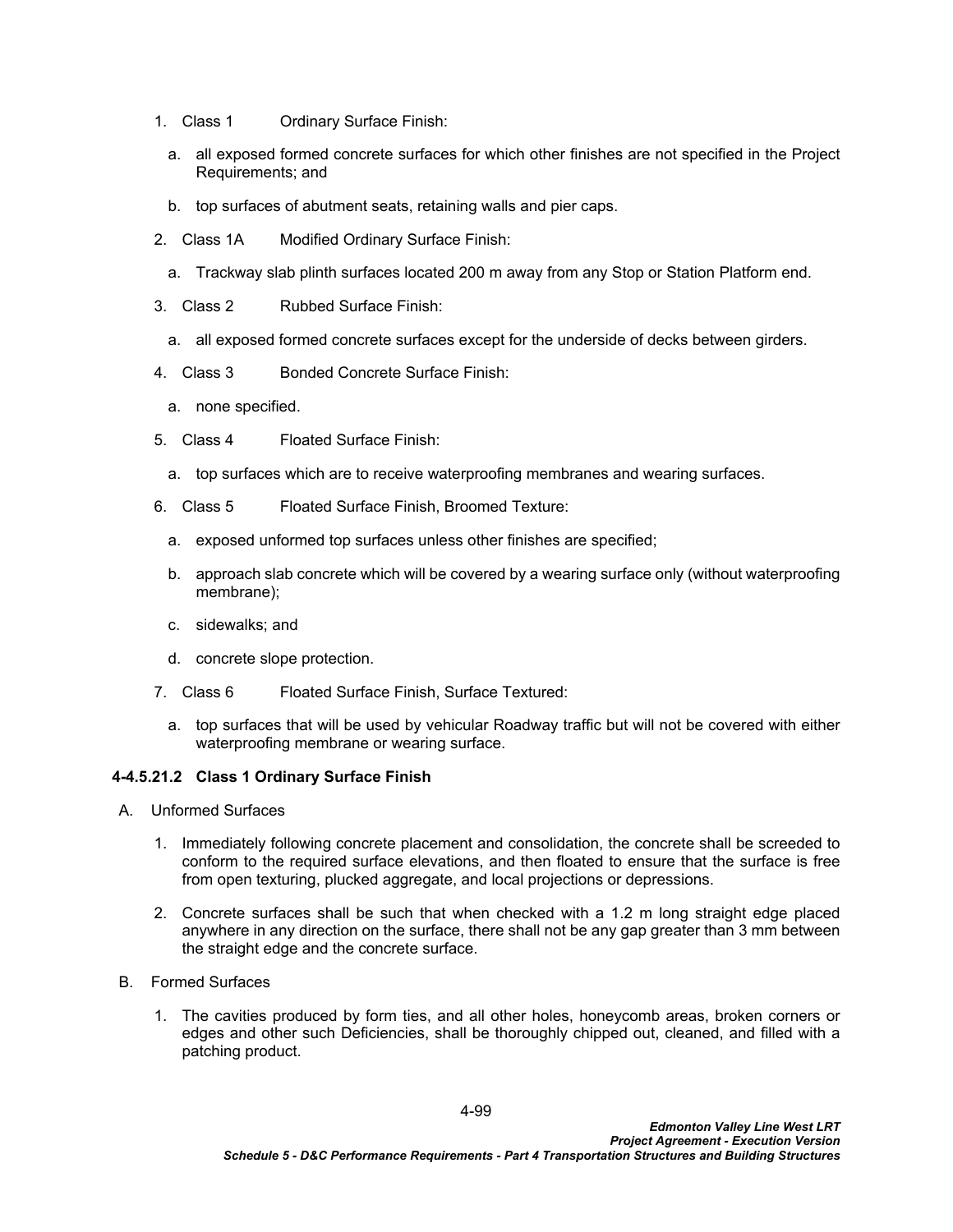1. Class 1 Ordinary Surface Finish:

   a. all exposed formed concrete surfaces for which other finishes are not specified in the Project Requirements; and

   b. top surfaces of abutment seats, retaining walls and pier caps.

2. Class 1A Modified Ordinary Surface Finish:

   a. Trackway slab plinth surfaces located 200 m away from any Stop or Station Platform end.

3. Class 2 Rubbed Surface Finish:

   a. all exposed formed concrete surfaces except for the underside of decks between girders.

4. Class 3 Bonded Concrete Surface Finish:

   a. none specified.

5. Class 4 Floated Surface Finish:

   a. top surfaces which are to receive waterproofing membranes and wearing surfaces.

6. Class 5 Floated Surface Finish, Broomed Texture:

   a. exposed unformed top surfaces unless other finishes are specified;

   b. approach slab concrete which will be covered by a wearing surface only (without waterproofing membrane);

   c. sidewalks; and

   d. concrete slope protection.

7. Class 6 Floated Surface Finish, Surface Textured:

   a. top surfaces that will be used by vehicular Roadway traffic but will not be covered with either waterproofing membrane or wearing surface.

#### 4-4.5.21.2 Class 1 Ordinary Surface Finish

A. Unformed Surfaces

   1. Immediately following concrete placement and consolidation, the concrete shall be screeded to conform to the required surface elevations, and then floated to ensure that the surface is free from open texturing, plucked aggregate, and local projections or depressions.

   2. Concrete surfaces shall be such that when checked with a 1.2 m long straight edge placed anywhere in any direction on the surface, there shall not be any gap greater than 3 mm between the straight edge and the concrete surface.

B. Formed Surfaces

   1. The cavities produced by form ties, and all other holes, honeycomb areas, broken corners or edges and other such Deficiencies, shall be thoroughly chipped out, cleaned, and filled with a patching product.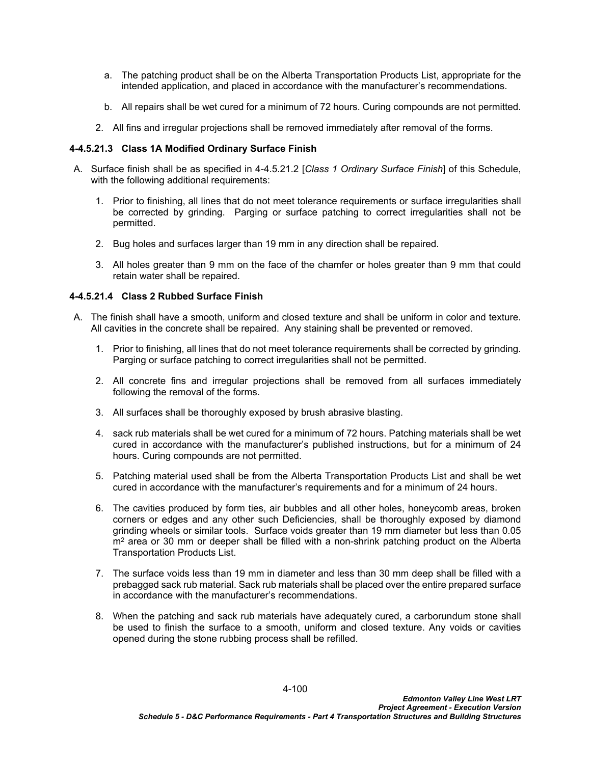a. The patching product shall be on the Alberta Transportation Products List, appropriate for the intended application, and placed in accordance with the manufacturer's recommendations.

b. All repairs shall be wet cured for a minimum of 72 hours. Curing compounds are not permitted.

2. All fins and irregular projections shall be removed immediately after removal of the forms.

#### 4-4.5.21.3 Class 1A Modified Ordinary Surface Finish

A. Surface finish shall be as specified in 4-4.5.21.2 [*Class 1 Ordinary Surface Finish*] of this Schedule, with the following additional requirements:

1. Prior to finishing, all lines that do not meet tolerance requirements or surface irregularities shall be corrected by grinding. Parging or surface patching to correct irregularities shall not be permitted.

2. Bug holes and surfaces larger than 19 mm in any direction shall be repaired.

3. All holes greater than 9 mm on the face of the chamfer or holes greater than 9 mm that could retain water shall be repaired.

#### 4-4.5.21.4 Class 2 Rubbed Surface Finish

A. The finish shall have a smooth, uniform and closed texture and shall be uniform in color and texture. All cavities in the concrete shall be repaired. Any staining shall be prevented or removed.

1. Prior to finishing, all lines that do not meet tolerance requirements shall be corrected by grinding. Parging or surface patching to correct irregularities shall not be permitted.

2. All concrete fins and irregular projections shall be removed from all surfaces immediately following the removal of the forms.

3. All surfaces shall be thoroughly exposed by brush abrasive blasting.

4. sack rub materials shall be wet cured for a minimum of 72 hours. Patching materials shall be wet cured in accordance with the manufacturer's published instructions, but for a minimum of 24 hours. Curing compounds are not permitted.

5. Patching material used shall be from the Alberta Transportation Products List and shall be wet cured in accordance with the manufacturer's requirements and for a minimum of 24 hours.

6. The cavities produced by form ties, air bubbles and all other holes, honeycomb areas, broken corners or edges and any other such Deficiencies, shall be thoroughly exposed by diamond grinding wheels or similar tools. Surface voids greater than 19 mm diameter but less than 0.05 $m^2$ area or 30 mm or deeper shall be filled with a non-shrink patching product on the Alberta Transportation Products List.

7. The surface voids less than 19 mm in diameter and less than 30 mm deep shall be filled with a prebagged sack rub material. Sack rub materials shall be placed over the entire prepared surface in accordance with the manufacturer's recommendations.

8. When the patching and sack rub materials have adequately cured, a carborundum stone shall be used to finish the surface to a smooth, uniform and closed texture. Any voids or cavities opened during the stone rubbing process shall be refilled.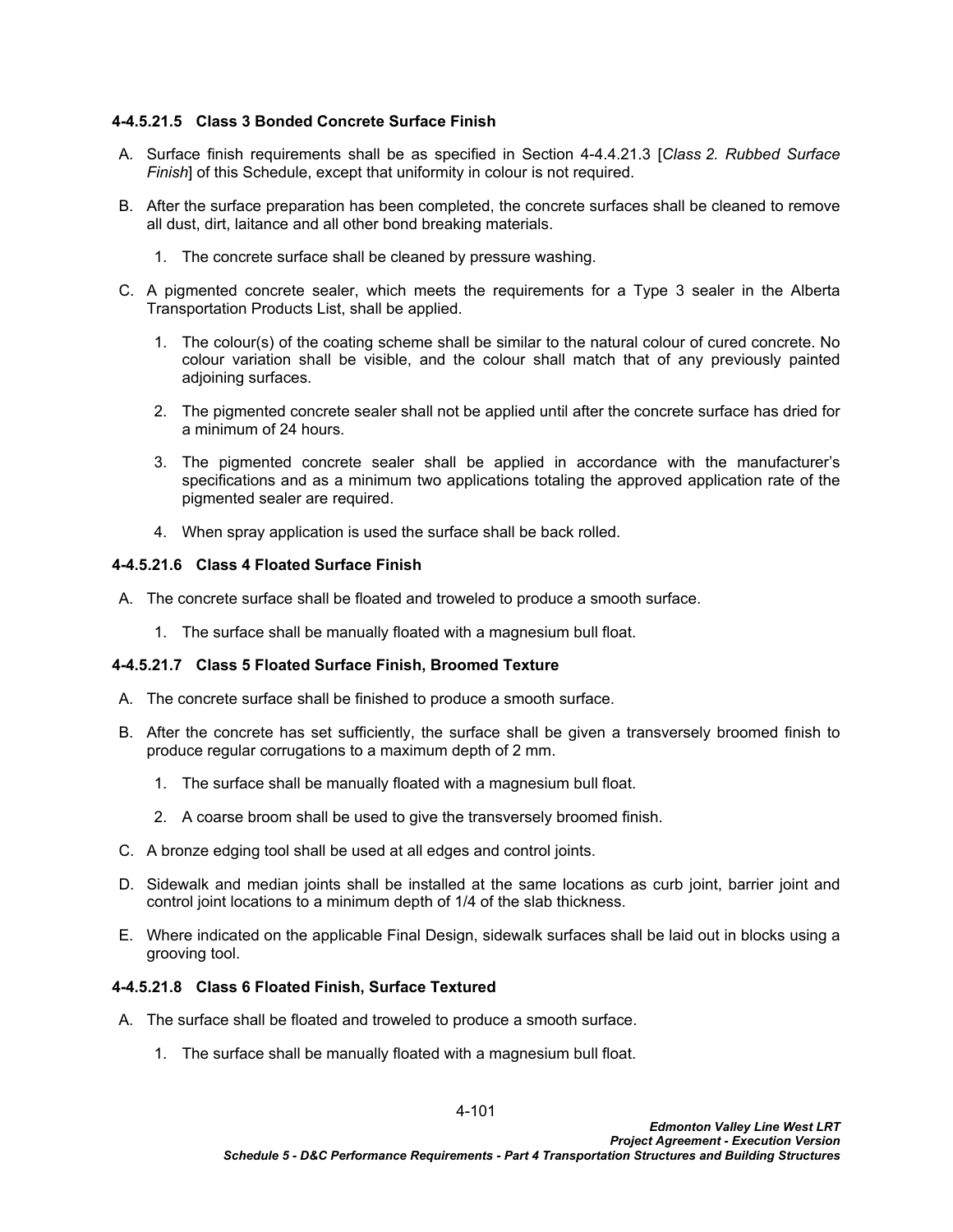#### 4-4.5.21.5 Class 3 Bonded Concrete Surface Finish

A. Surface finish requirements shall be as specified in Section 4-4.4.21.3 [*Class 2. Rubbed Surface Finish*] of this Schedule, except that uniformity in colour is not required.

B. After the surface preparation has been completed, the concrete surfaces shall be cleaned to remove all dust, dirt, laitance and all other bond breaking materials.

   1. The concrete surface shall be cleaned by pressure washing.

C. A pigmented concrete sealer, which meets the requirements for a Type 3 sealer in the Alberta Transportation Products List, shall be applied.

   1. The colour(s) of the coating scheme shall be similar to the natural colour of cured concrete. No colour variation shall be visible, and the colour shall match that of any previously painted adjoining surfaces.

   2. The pigmented concrete sealer shall not be applied until after the concrete surface has dried for a minimum of 24 hours.

   3. The pigmented concrete sealer shall be applied in accordance with the manufacturer's specifications and as a minimum two applications totaling the approved application rate of the pigmented sealer are required.

   4. When spray application is used the surface shall be back rolled.

#### 4-4.5.21.6 Class 4 Floated Surface Finish

A. The concrete surface shall be floated and troweled to produce a smooth surface.

   1. The surface shall be manually floated with a magnesium bull float.

#### 4-4.5.21.7 Class 5 Floated Surface Finish, Broomed Texture

A. The concrete surface shall be finished to produce a smooth surface.

B. After the concrete has set sufficiently, the surface shall be given a transversely broomed finish to produce regular corrugations to a maximum depth of 2 mm.

   1. The surface shall be manually floated with a magnesium bull float.

   2. A coarse broom shall be used to give the transversely broomed finish.

C. A bronze edging tool shall be used at all edges and control joints.

D. Sidewalk and median joints shall be installed at the same locations as curb joint, barrier joint and control joint locations to a minimum depth of 1/4 of the slab thickness.

E. Where indicated on the applicable Final Design, sidewalk surfaces shall be laid out in blocks using a grooving tool.

#### 4-4.5.21.8 Class 6 Floated Finish, Surface Textured

A. The surface shall be floated and troweled to produce a smooth surface.

   1. The surface shall be manually floated with a magnesium bull float.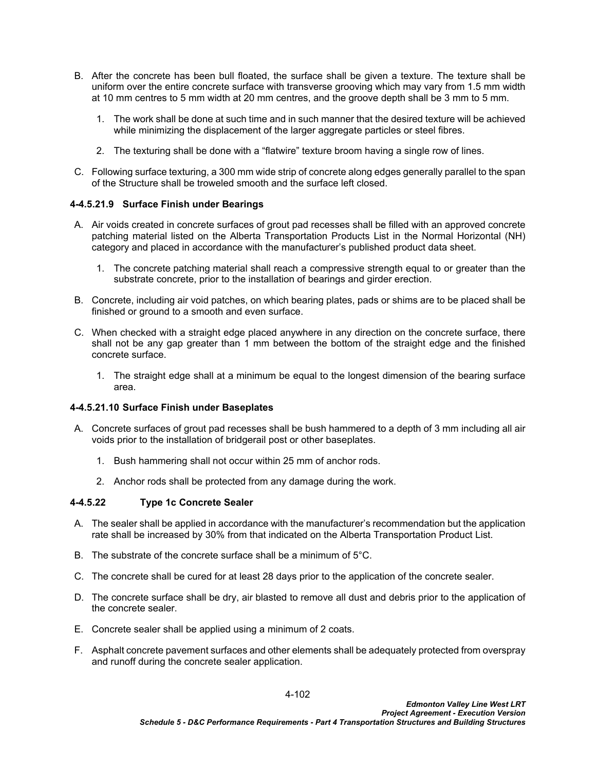B. After the concrete has been bull floated, the surface shall be given a texture. The texture shall be uniform over the entire concrete surface with transverse grooving which may vary from 1.5 mm width at 10 mm centres to 5 mm width at 20 mm centres, and the groove depth shall be 3 mm to 5 mm.

   1. The work shall be done at such time and in such manner that the desired texture will be achieved while minimizing the displacement of the larger aggregate particles or steel fibres.

   2. The texturing shall be done with a "flatwire" texture broom having a single row of lines.

C. Following surface texturing, a 300 mm wide strip of concrete along edges generally parallel to the span of the Structure shall be troweled smooth and the surface left closed.

#### 4-4.5.21.9 Surface Finish under Bearings

A. Air voids created in concrete surfaces of grout pad recesses shall be filled with an approved concrete patching material listed on the Alberta Transportation Products List in the Normal Horizontal (NH) category and placed in accordance with the manufacturer's published product data sheet.

   1. The concrete patching material shall reach a compressive strength equal to or greater than the substrate concrete, prior to the installation of bearings and girder erection.

B. Concrete, including air void patches, on which bearing plates, pads or shims are to be placed shall be finished or ground to a smooth and even surface.

C. When checked with a straight edge placed anywhere in any direction on the concrete surface, there shall not be any gap greater than 1 mm between the bottom of the straight edge and the finished concrete surface.

   1. The straight edge shall at a minimum be equal to the longest dimension of the bearing surface area.

#### 4-4.5.21.10 Surface Finish under Baseplates

A. Concrete surfaces of grout pad recesses shall be bush hammered to a depth of 3 mm including all air voids prior to the installation of bridgerail post or other baseplates.

   1. Bush hammering shall not occur within 25 mm of anchor rods.

   2. Anchor rods shall be protected from any damage during the work.

### 4-4.5.22 Type 1c Concrete Sealer

A. The sealer shall be applied in accordance with the manufacturer's recommendation but the application rate shall be increased by 30% from that indicated on the Alberta Transportation Product List.

B. The substrate of the concrete surface shall be a minimum of 5°C.

C. The concrete shall be cured for at least 28 days prior to the application of the concrete sealer.

D. The concrete surface shall be dry, air blasted to remove all dust and debris prior to the application of the concrete sealer.

E. Concrete sealer shall be applied using a minimum of 2 coats.

F. Asphalt concrete pavement surfaces and other elements shall be adequately protected from overspray and runoff during the concrete sealer application.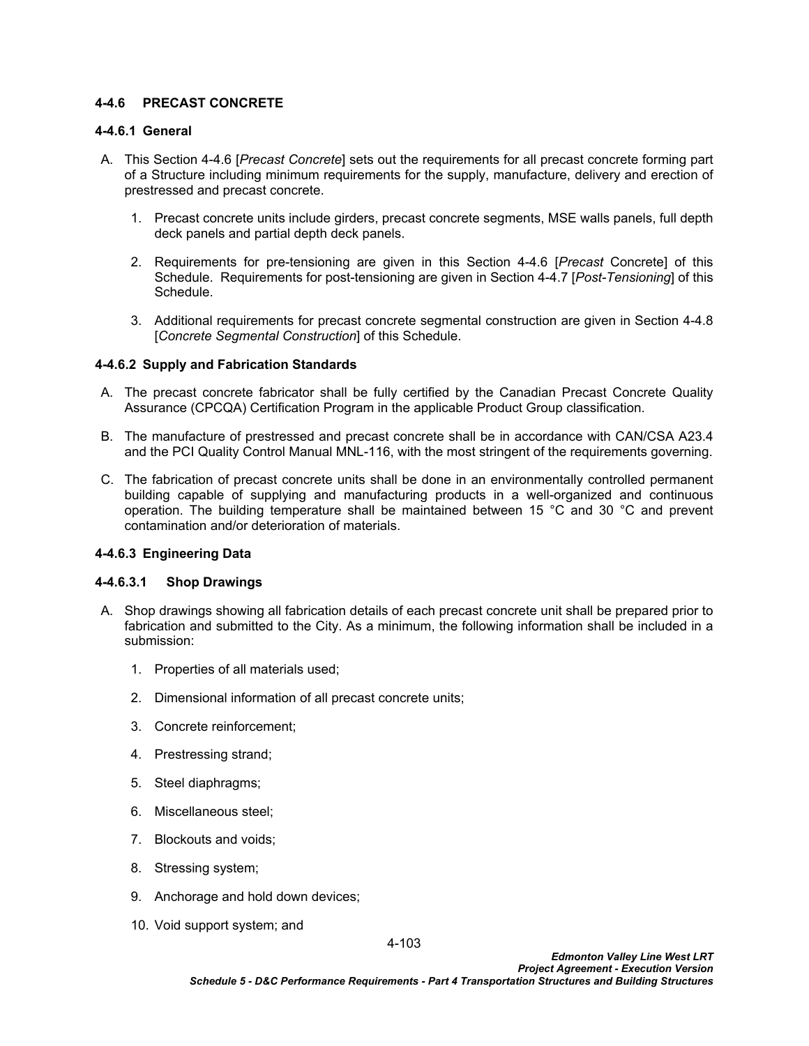### 4-4.6 PRECAST CONCRETE

#### 4-4.6.1 General

A. This Section 4-4.6 [*Precast Concrete*] sets out the requirements for all precast concrete forming part of a Structure including minimum requirements for the supply, manufacture, delivery and erection of prestressed and precast concrete.

   1. Precast concrete units include girders, precast concrete segments, MSE walls panels, full depth deck panels and partial depth deck panels.

   2. Requirements for pre-tensioning are given in this Section 4-4.6 [*Precast* Concrete] of this Schedule. Requirements for post-tensioning are given in Section 4-4.7 [*Post-Tensioning*] of this Schedule.

   3. Additional requirements for precast concrete segmental construction are given in Section 4-4.8 [*Concrete Segmental Construction*] of this Schedule.

#### 4-4.6.2 Supply and Fabrication Standards

A. The precast concrete fabricator shall be fully certified by the Canadian Precast Concrete Quality Assurance (CPCQA) Certification Program in the applicable Product Group classification.

B. The manufacture of prestressed and precast concrete shall be in accordance with CAN/CSA A23.4 and the PCI Quality Control Manual MNL-116, with the most stringent of the requirements governing.

C. The fabrication of precast concrete units shall be done in an environmentally controlled permanent building capable of supplying and manufacturing products in a well-organized and continuous operation. The building temperature shall be maintained between 15 °C and 30 °C and prevent contamination and/or deterioration of materials.

#### 4-4.6.3 Engineering Data

##### 4-4.6.3.1 Shop Drawings

A. Shop drawings showing all fabrication details of each precast concrete unit shall be prepared prior to fabrication and submitted to the City. As a minimum, the following information shall be included in a submission:

   1. Properties of all materials used;

   2. Dimensional information of all precast concrete units;

   3. Concrete reinforcement;

   4. Prestressing strand;

   5. Steel diaphragms;

   6. Miscellaneous steel;

   7. Blockouts and voids;

   8. Stressing system;

   9. Anchorage and hold down devices;

   10. Void support system; and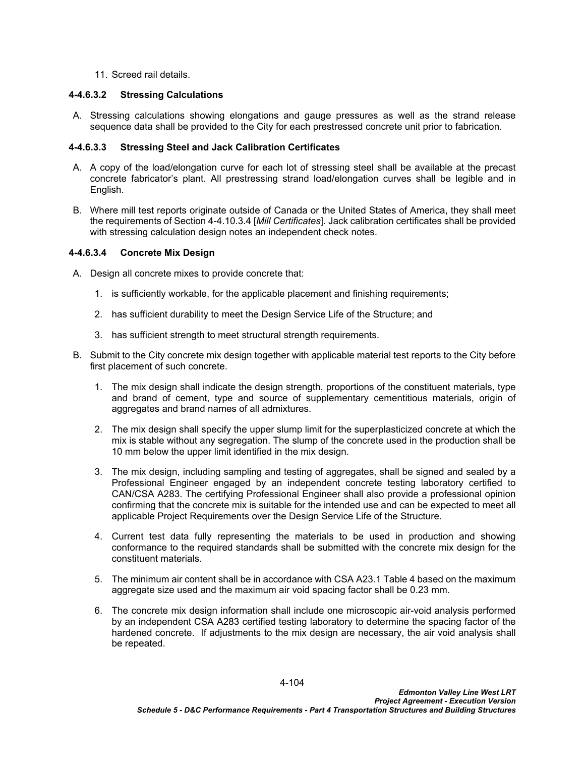11. Screed rail details.

#### 4-4.6.3.2 Stressing Calculations

A. Stressing calculations showing elongations and gauge pressures as well as the strand release sequence data shall be provided to the City for each prestressed concrete unit prior to fabrication.

#### 4-4.6.3.3 Stressing Steel and Jack Calibration Certificates

A. A copy of the load/elongation curve for each lot of stressing steel shall be available at the precast concrete fabricator's plant. All prestressing strand load/elongation curves shall be legible and in English.

B. Where mill test reports originate outside of Canada or the United States of America, they shall meet the requirements of Section 4-4.10.3.4 [*Mill Certificates*]. Jack calibration certificates shall be provided with stressing calculation design notes an independent check notes.

#### 4-4.6.3.4 Concrete Mix Design

A. Design all concrete mixes to provide concrete that:

   1. is sufficiently workable, for the applicable placement and finishing requirements;

   2. has sufficient durability to meet the Design Service Life of the Structure; and

   3. has sufficient strength to meet structural strength requirements.

B. Submit to the City concrete mix design together with applicable material test reports to the City before first placement of such concrete.

   1. The mix design shall indicate the design strength, proportions of the constituent materials, type and brand of cement, type and source of supplementary cementitious materials, origin of aggregates and brand names of all admixtures.

   2. The mix design shall specify the upper slump limit for the superplasticized concrete at which the mix is stable without any segregation. The slump of the concrete used in the production shall be 10 mm below the upper limit identified in the mix design.

   3. The mix design, including sampling and testing of aggregates, shall be signed and sealed by a Professional Engineer engaged by an independent concrete testing laboratory certified to CAN/CSA A283. The certifying Professional Engineer shall also provide a professional opinion confirming that the concrete mix is suitable for the intended use and can be expected to meet all applicable Project Requirements over the Design Service Life of the Structure.

   4. Current test data fully representing the materials to be used in production and showing conformance to the required standards shall be submitted with the concrete mix design for the constituent materials.

   5. The minimum air content shall be in accordance with CSA A23.1 Table 4 based on the maximum aggregate size used and the maximum air void spacing factor shall be 0.23 mm.

   6. The concrete mix design information shall include one microscopic air-void analysis performed by an independent CSA A283 certified testing laboratory to determine the spacing factor of the hardened concrete. If adjustments to the mix design are necessary, the air void analysis shall be repeated.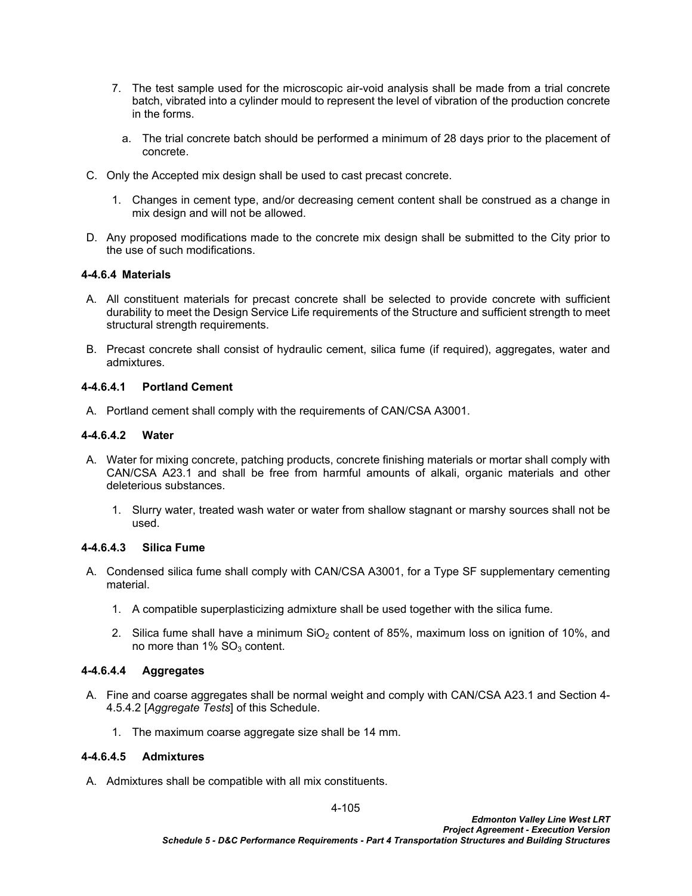7. The test sample used for the microscopic air-void analysis shall be made from a trial concrete batch, vibrated into a cylinder mould to represent the level of vibration of the production concrete in the forms.

   a. The trial concrete batch should be performed a minimum of 28 days prior to the placement of concrete.

C. Only the Accepted mix design shall be used to cast precast concrete.

   1. Changes in cement type, and/or decreasing cement content shall be construed as a change in mix design and will not be allowed.

D. Any proposed modifications made to the concrete mix design shall be submitted to the City prior to the use of such modifications.

#### 4-4.6.4 Materials

A. All constituent materials for precast concrete shall be selected to provide concrete with sufficient durability to meet the Design Service Life requirements of the Structure and sufficient strength to meet structural strength requirements.

B. Precast concrete shall consist of hydraulic cement, silica fume (if required), aggregates, water and admixtures.

#### 4-4.6.4.1 Portland Cement

A. Portland cement shall comply with the requirements of CAN/CSA A3001.

#### 4-4.6.4.2 Water

A. Water for mixing concrete, patching products, concrete finishing materials or mortar shall comply with CAN/CSA A23.1 and shall be free from harmful amounts of alkali, organic materials and other deleterious substances.

   1. Slurry water, treated wash water or water from shallow stagnant or marshy sources shall not be used.

#### 4-4.6.4.3 Silica Fume

A. Condensed silica fume shall comply with CAN/CSA A3001, for a Type SF supplementary cementing material.

   1. A compatible superplasticizing admixture shall be used together with the silica fume.

   2. Silica fume shall have a minimum $SiO_2$ content of 85%, maximum loss on ignition of 10%, and no more than 1% $SO_3$ content.

#### 4-4.6.4.4 Aggregates

A. Fine and coarse aggregates shall be normal weight and comply with CAN/CSA A23.1 and Section 4-4.5.4.2 [*Aggregate Tests*] of this Schedule.

   1. The maximum coarse aggregate size shall be 14 mm.

#### 4-4.6.4.5 Admixtures

A. Admixtures shall be compatible with all mix constituents.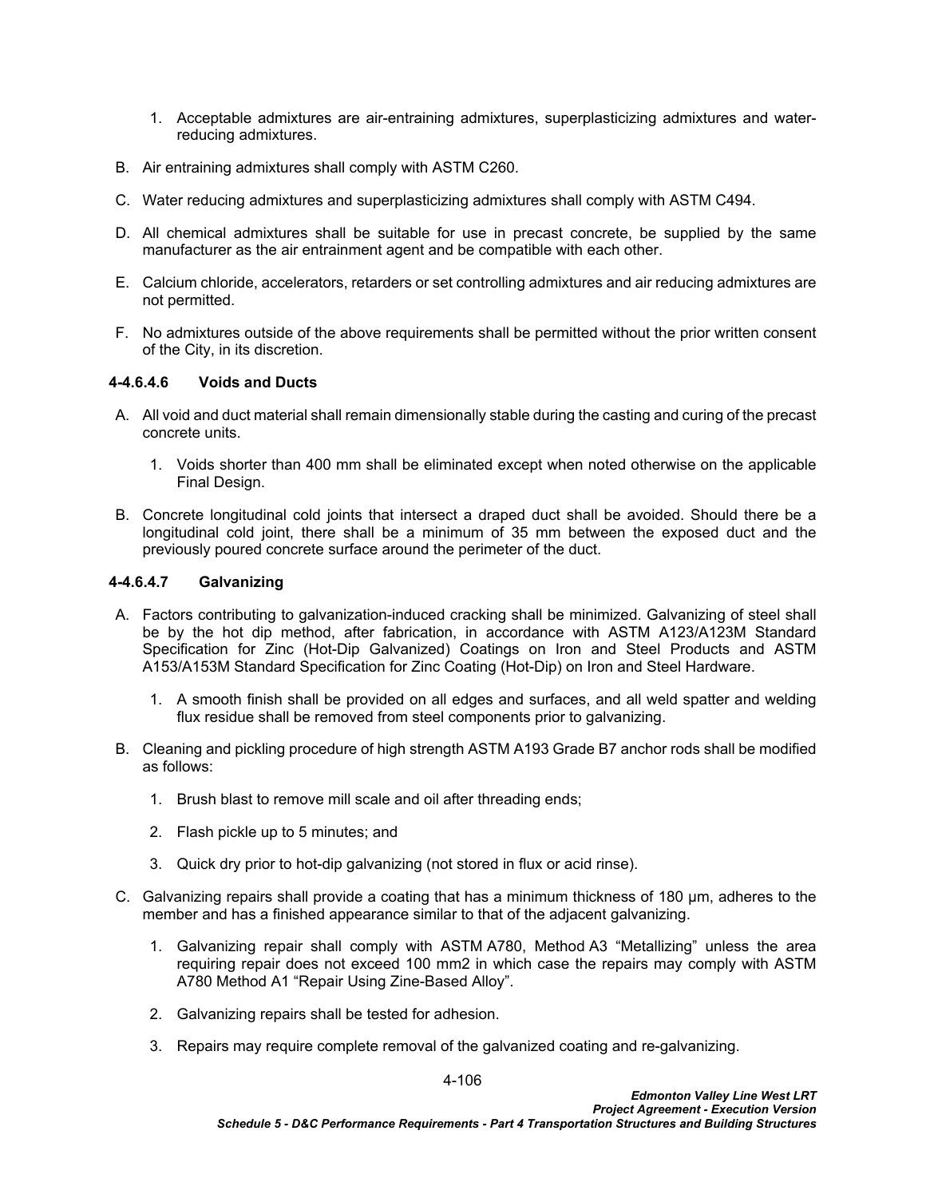1. Acceptable admixtures are air-entraining admixtures, superplasticizing admixtures and water-reducing admixtures.

B. Air entraining admixtures shall comply with ASTM C260.

C. Water reducing admixtures and superplasticizing admixtures shall comply with ASTM C494.

D. All chemical admixtures shall be suitable for use in precast concrete, be supplied by the same manufacturer as the air entrainment agent and be compatible with each other.

E. Calcium chloride, accelerators, retarders or set controlling admixtures and air reducing admixtures are not permitted.

F. No admixtures outside of the above requirements shall be permitted without the prior written consent of the City, in its discretion.

#### 4-4.6.4.6 Voids and Ducts

A. All void and duct material shall remain dimensionally stable during the casting and curing of the precast concrete units.

   1. Voids shorter than 400 mm shall be eliminated except when noted otherwise on the applicable Final Design.

B. Concrete longitudinal cold joints that intersect a draped duct shall be avoided. Should there be a longitudinal cold joint, there shall be a minimum of 35 mm between the exposed duct and the previously poured concrete surface around the perimeter of the duct.

#### 4-4.6.4.7 Galvanizing

A. Factors contributing to galvanization-induced cracking shall be minimized. Galvanizing of steel shall be by the hot dip method, after fabrication, in accordance with ASTM A123/A123M Standard Specification for Zinc (Hot-Dip Galvanized) Coatings on Iron and Steel Products and ASTM A153/A153M Standard Specification for Zinc Coating (Hot-Dip) on Iron and Steel Hardware.

   1. A smooth finish shall be provided on all edges and surfaces, and all weld spatter and welding flux residue shall be removed from steel components prior to galvanizing.

B. Cleaning and pickling procedure of high strength ASTM A193 Grade B7 anchor rods shall be modified as follows:

   1. Brush blast to remove mill scale and oil after threading ends;

   2. Flash pickle up to 5 minutes; and

   3. Quick dry prior to hot-dip galvanizing (not stored in flux or acid rinse).

C. Galvanizing repairs shall provide a coating that has a minimum thickness of 180 µm, adheres to the member and has a finished appearance similar to that of the adjacent galvanizing.

   1. Galvanizing repair shall comply with ASTM A780, Method A3 "Metallizing" unless the area requiring repair does not exceed 100 mm2 in which case the repairs may comply with ASTM A780 Method A1 "Repair Using Zine-Based Alloy".

   2. Galvanizing repairs shall be tested for adhesion.

   3. Repairs may require complete removal of the galvanized coating and re-galvanizing.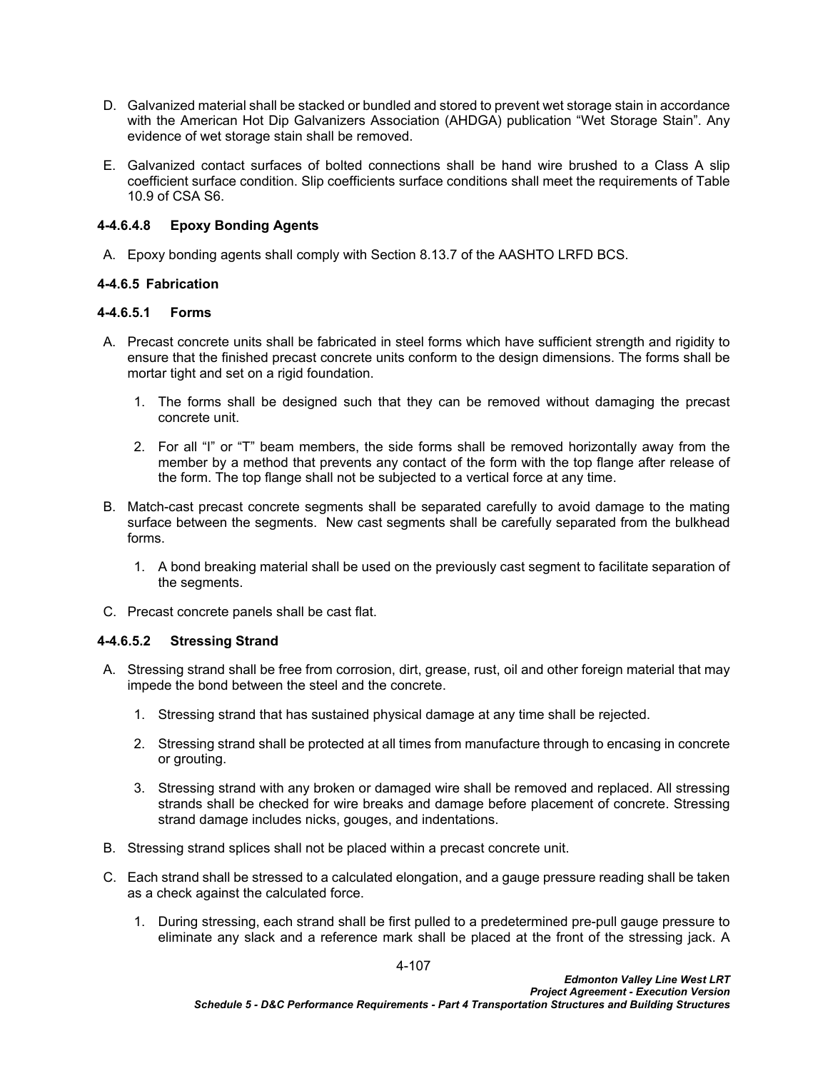D. Galvanized material shall be stacked or bundled and stored to prevent wet storage stain in accordance with the American Hot Dip Galvanizers Association (AHDGA) publication “Wet Storage Stain”. Any evidence of wet storage stain shall be removed.

E. Galvanized contact surfaces of bolted connections shall be hand wire brushed to a Class A slip coefficient surface condition. Slip coefficients surface conditions shall meet the requirements of Table 10.9 of CSA S6.

#### 4-4.6.4.8 Epoxy Bonding Agents

A. Epoxy bonding agents shall comply with Section 8.13.7 of the AASHTO LRFD BCS.

### 4-4.6.5 Fabrication

#### 4-4.6.5.1 Forms

A. Precast concrete units shall be fabricated in steel forms which have sufficient strength and rigidity to ensure that the finished precast concrete units conform to the design dimensions. The forms shall be mortar tight and set on a rigid foundation.

   1. The forms shall be designed such that they can be removed without damaging the precast concrete unit.

   2. For all “I” or “T” beam members, the side forms shall be removed horizontally away from the member by a method that prevents any contact of the form with the top flange after release of the form. The top flange shall not be subjected to a vertical force at any time.

B. Match-cast precast concrete segments shall be separated carefully to avoid damage to the mating surface between the segments. New cast segments shall be carefully separated from the bulkhead forms.

   1. A bond breaking material shall be used on the previously cast segment to facilitate separation of the segments.

C. Precast concrete panels shall be cast flat.

#### 4-4.6.5.2 Stressing Strand

A. Stressing strand shall be free from corrosion, dirt, grease, rust, oil and other foreign material that may impede the bond between the steel and the concrete.

   1. Stressing strand that has sustained physical damage at any time shall be rejected.

   2. Stressing strand shall be protected at all times from manufacture through to encasing in concrete or grouting.

   3. Stressing strand with any broken or damaged wire shall be removed and replaced. All stressing strands shall be checked for wire breaks and damage before placement of concrete. Stressing strand damage includes nicks, gouges, and indentations.

B. Stressing strand splices shall not be placed within a precast concrete unit.

C. Each strand shall be stressed to a calculated elongation, and a gauge pressure reading shall be taken as a check against the calculated force.

   1. During stressing, each strand shall be first pulled to a predetermined pre-pull gauge pressure to eliminate any slack and a reference mark shall be placed at the front of the stressing jack. A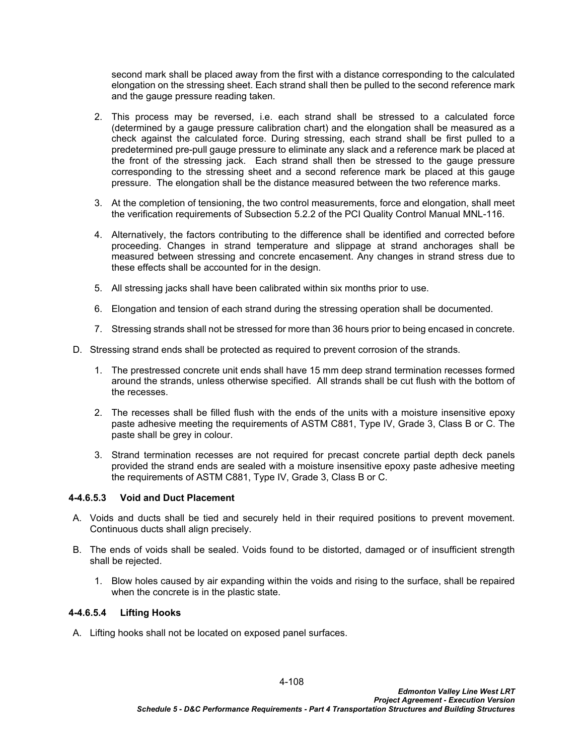second mark shall be placed away from the first with a distance corresponding to the calculated elongation on the stressing sheet. Each strand shall then be pulled to the second reference mark and the gauge pressure reading taken.

2. This process may be reversed, i.e. each strand shall be stressed to a calculated force (determined by a gauge pressure calibration chart) and the elongation shall be measured as a check against the calculated force. During stressing, each strand shall be first pulled to a predetermined pre-pull gauge pressure to eliminate any slack and a reference mark be placed at the front of the stressing jack. Each strand shall then be stressed to the gauge pressure corresponding to the stressing sheet and a second reference mark be placed at this gauge pressure. The elongation shall be the distance measured between the two reference marks.
3. At the completion of tensioning, the two control measurements, force and elongation, shall meet the verification requirements of Subsection 5.2.2 of the PCI Quality Control Manual MNL-116.
4. Alternatively, the factors contributing to the difference shall be identified and corrected before proceeding. Changes in strand temperature and slippage at strand anchorages shall be measured between stressing and concrete encasement. Any changes in strand stress due to these effects shall be accounted for in the design.
5. All stressing jacks shall have been calibrated within six months prior to use.
6. Elongation and tension of each strand during the stressing operation shall be documented.
7. Stressing strands shall not be stressed for more than 36 hours prior to being encased in concrete.

D. Stressing strand ends shall be protected as required to prevent corrosion of the strands.

1. The prestressed concrete unit ends shall have 15 mm deep strand termination recesses formed around the strands, unless otherwise specified. All strands shall be cut flush with the bottom of the recesses.
2. The recesses shall be filled flush with the ends of the units with a moisture insensitive epoxy paste adhesive meeting the requirements of ASTM C881, Type IV, Grade 3, Class B or C. The paste shall be grey in colour.
3. Strand termination recesses are not required for precast concrete partial depth deck panels provided the strand ends are sealed with a moisture insensitive epoxy paste adhesive meeting the requirements of ASTM C881, Type IV, Grade 3, Class B or C.

#### 4-4.6.5.3 Void and Duct Placement

A. Voids and ducts shall be tied and securely held in their required positions to prevent movement. Continuous ducts shall align precisely.

B. The ends of voids shall be sealed. Voids found to be distorted, damaged or of insufficient strength shall be rejected.

1. Blow holes caused by air expanding within the voids and rising to the surface, shall be repaired when the concrete is in the plastic state.

#### 4-4.6.5.4 Lifting Hooks

A. Lifting hooks shall not be located on exposed panel surfaces.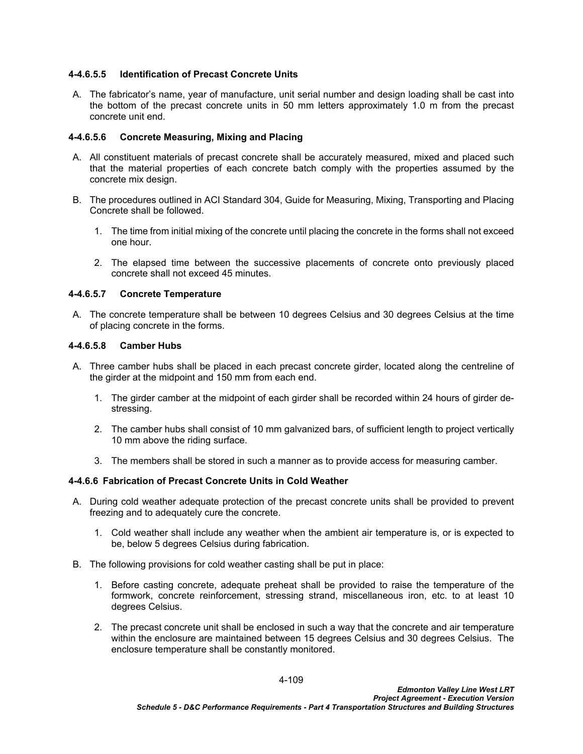#### 4-4.6.5.5 Identification of Precast Concrete Units

A. The fabricator's name, year of manufacture, unit serial number and design loading shall be cast into the bottom of the precast concrete units in 50 mm letters approximately 1.0 m from the precast concrete unit end.

#### 4-4.6.5.6 Concrete Measuring, Mixing and Placing

A. All constituent materials of precast concrete shall be accurately measured, mixed and placed such that the material properties of each concrete batch comply with the properties assumed by the concrete mix design.

B. The procedures outlined in ACI Standard 304, Guide for Measuring, Mixing, Transporting and Placing Concrete shall be followed.

   1. The time from initial mixing of the concrete until placing the concrete in the forms shall not exceed one hour.

   2. The elapsed time between the successive placements of concrete onto previously placed concrete shall not exceed 45 minutes.

#### 4-4.6.5.7 Concrete Temperature

A. The concrete temperature shall be between 10 degrees Celsius and 30 degrees Celsius at the time of placing concrete in the forms.

#### 4-4.6.5.8 Camber Hubs

A. Three camber hubs shall be placed in each precast concrete girder, located along the centreline of the girder at the midpoint and 150 mm from each end.

   1. The girder camber at the midpoint of each girder shall be recorded within 24 hours of girder de-stressing.

   2. The camber hubs shall consist of 10 mm galvanized bars, of sufficient length to project vertically 10 mm above the riding surface.

   3. The members shall be stored in such a manner as to provide access for measuring camber.

### 4-4.6.6 Fabrication of Precast Concrete Units in Cold Weather

A. During cold weather adequate protection of the precast concrete units shall be provided to prevent freezing and to adequately cure the concrete.

   1. Cold weather shall include any weather when the ambient air temperature is, or is expected to be, below 5 degrees Celsius during fabrication.

B. The following provisions for cold weather casting shall be put in place:

   1. Before casting concrete, adequate preheat shall be provided to raise the temperature of the formwork, concrete reinforcement, stressing strand, miscellaneous iron, etc. to at least 10 degrees Celsius.

   2. The precast concrete unit shall be enclosed in such a way that the concrete and air temperature within the enclosure are maintained between 15 degrees Celsius and 30 degrees Celsius. The enclosure temperature shall be constantly monitored.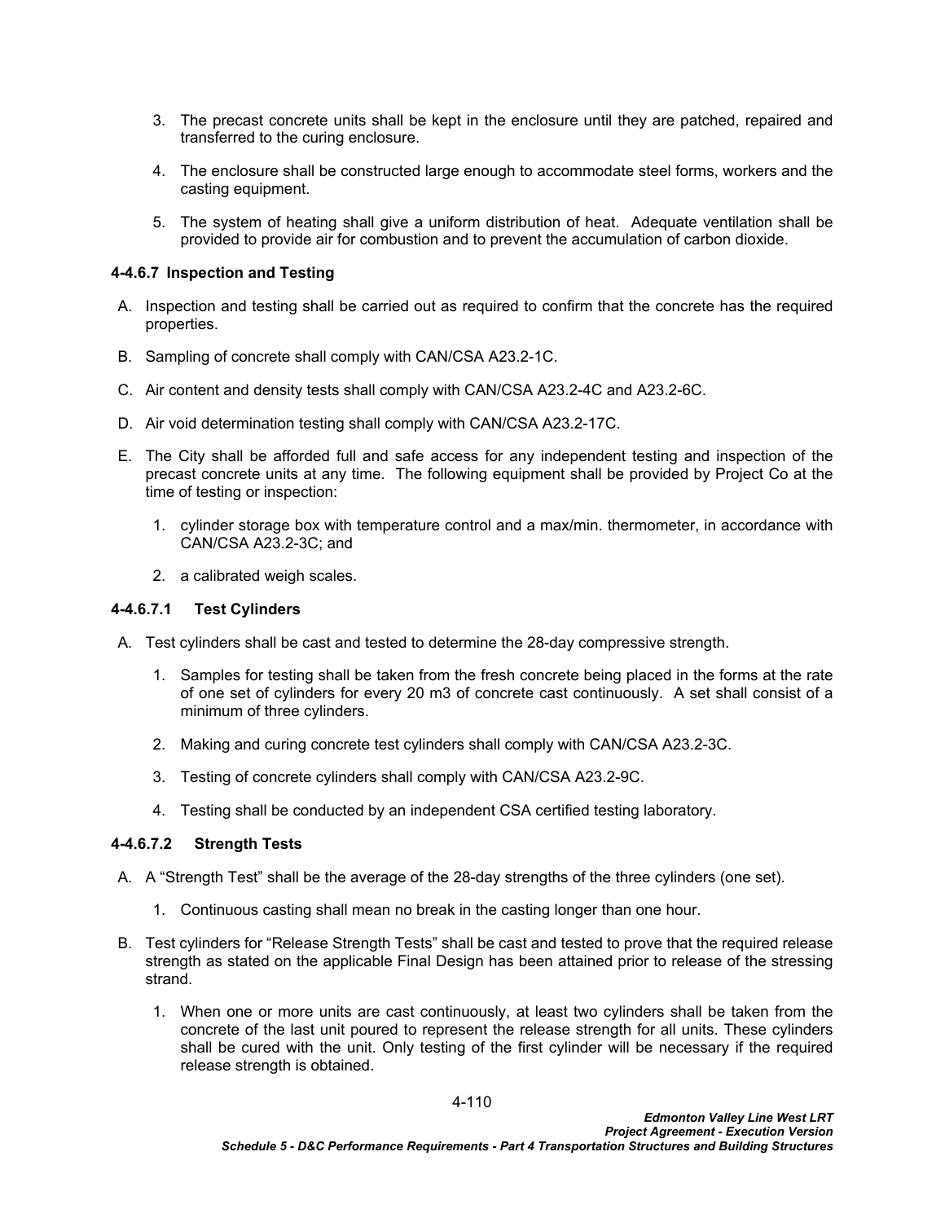3. The precast concrete units shall be kept in the enclosure until they are patched, repaired and transferred to the curing enclosure.

4. The enclosure shall be constructed large enough to accommodate steel forms, workers and the casting equipment.

5. The system of heating shall give a uniform distribution of heat. Adequate ventilation shall be provided to provide air for combustion and to prevent the accumulation of carbon dioxide.

#### 4-4.6.7 Inspection and Testing

A. Inspection and testing shall be carried out as required to confirm that the concrete has the required properties.

B. Sampling of concrete shall comply with CAN/CSA A23.2-1C.

C. Air content and density tests shall comply with CAN/CSA A23.2-4C and A23.2-6C.

D. Air void determination testing shall comply with CAN/CSA A23.2-17C.

E. The City shall be afforded full and safe access for any independent testing and inspection of the precast concrete units at any time. The following equipment shall be provided by Project Co at the time of testing or inspection:

   1. cylinder storage box with temperature control and a max/min. thermometer, in accordance with CAN/CSA A23.2-3C; and

   2. a calibrated weigh scales.

##### 4-4.6.7.1 Test Cylinders

A. Test cylinders shall be cast and tested to determine the 28-day compressive strength.

   1. Samples for testing shall be taken from the fresh concrete being placed in the forms at the rate of one set of cylinders for every 20 m3 of concrete cast continuously. A set shall consist of a minimum of three cylinders.

   2. Making and curing concrete test cylinders shall comply with CAN/CSA A23.2-3C.

   3. Testing of concrete cylinders shall comply with CAN/CSA A23.2-9C.

   4. Testing shall be conducted by an independent CSA certified testing laboratory.

##### 4-4.6.7.2 Strength Tests

A. A "Strength Test" shall be the average of the 28-day strengths of the three cylinders (one set).

   1. Continuous casting shall mean no break in the casting longer than one hour.

B. Test cylinders for "Release Strength Tests" shall be cast and tested to prove that the required release strength as stated on the applicable Final Design has been attained prior to release of the stressing strand.

   1. When one or more units are cast continuously, at least two cylinders shall be taken from the concrete of the last unit poured to represent the release strength for all units. These cylinders shall be cured with the unit. Only testing of the first cylinder will be necessary if the required release strength is obtained.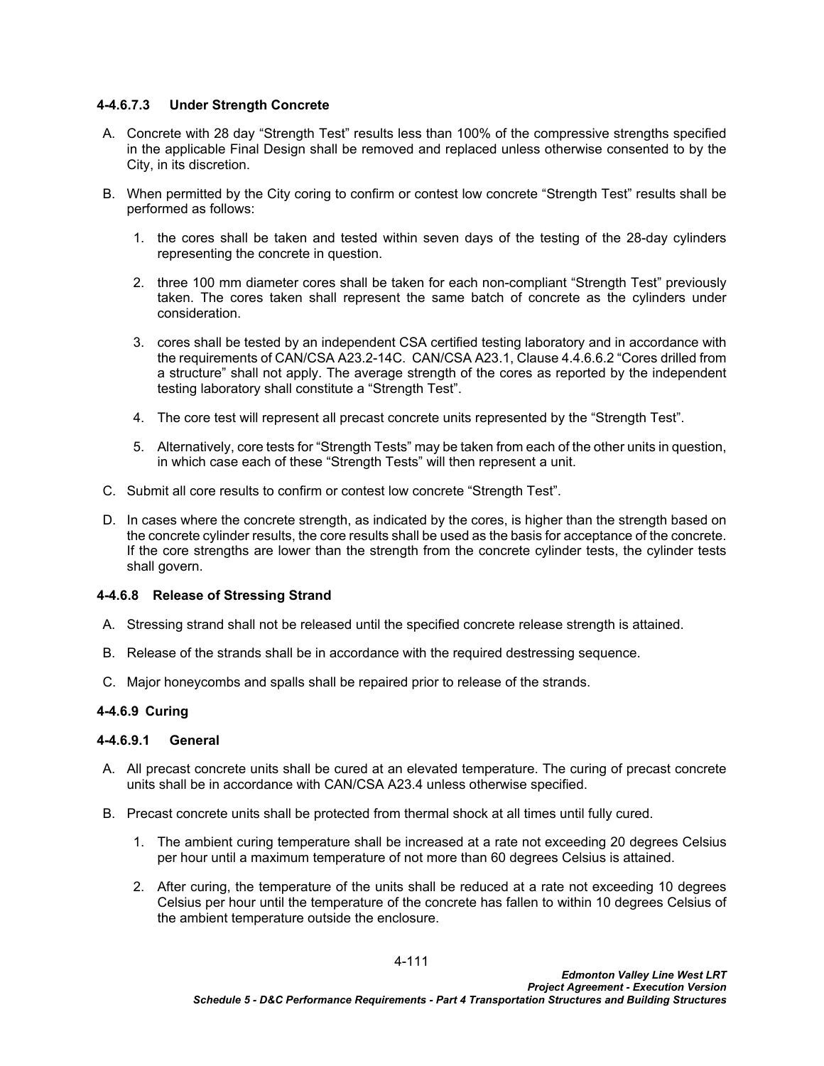#### 4-4.6.7.3 Under Strength Concrete

A. Concrete with 28 day "Strength Test" results less than 100% of the compressive strengths specified in the applicable Final Design shall be removed and replaced unless otherwise consented to by the City, in its discretion.

B. When permitted by the City coring to confirm or contest low concrete "Strength Test" results shall be performed as follows:

   1. the cores shall be taken and tested within seven days of the testing of the 28-day cylinders representing the concrete in question.

   2. three 100 mm diameter cores shall be taken for each non-compliant "Strength Test" previously taken. The cores taken shall represent the same batch of concrete as the cylinders under consideration.

   3. cores shall be tested by an independent CSA certified testing laboratory and in accordance with the requirements of CAN/CSA A23.2-14C. CAN/CSA A23.1, Clause 4.4.6.6.2 "Cores drilled from a structure" shall not apply. The average strength of the cores as reported by the independent testing laboratory shall constitute a "Strength Test".

   4. The core test will represent all precast concrete units represented by the "Strength Test".

   5. Alternatively, core tests for "Strength Tests" may be taken from each of the other units in question, in which case each of these "Strength Tests" will then represent a unit.

C. Submit all core results to confirm or contest low concrete "Strength Test".

D. In cases where the concrete strength, as indicated by the cores, is higher than the strength based on the concrete cylinder results, the core results shall be used as the basis for acceptance of the concrete. If the core strengths are lower than the strength from the concrete cylinder tests, the cylinder tests shall govern.

### 4-4.6.8 Release of Stressing Strand

A. Stressing strand shall not be released until the specified concrete release strength is attained.

B. Release of the strands shall be in accordance with the required destressing sequence.

C. Major honeycombs and spalls shall be repaired prior to release of the strands.

### 4-4.6.9 Curing

#### 4-4.6.9.1 General

A. All precast concrete units shall be cured at an elevated temperature. The curing of precast concrete units shall be in accordance with CAN/CSA A23.4 unless otherwise specified.

B. Precast concrete units shall be protected from thermal shock at all times until fully cured.

   1. The ambient curing temperature shall be increased at a rate not exceeding 20 degrees Celsius per hour until a maximum temperature of not more than 60 degrees Celsius is attained.

   2. After curing, the temperature of the units shall be reduced at a rate not exceeding 10 degrees Celsius per hour until the temperature of the concrete has fallen to within 10 degrees Celsius of the ambient temperature outside the enclosure.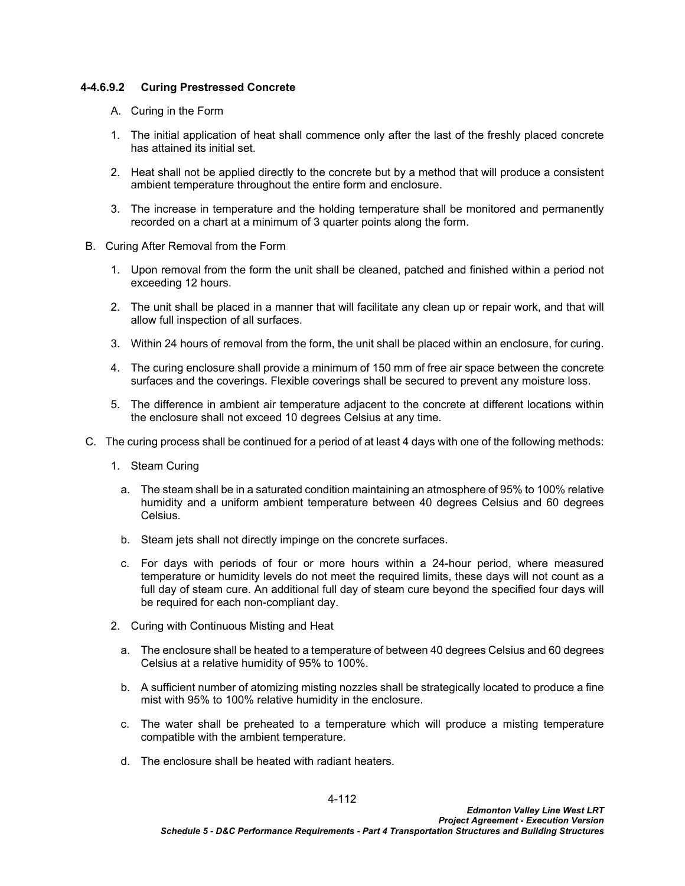#### 4-4.6.9.2 Curing Prestressed Concrete

A. Curing in the Form

1. The initial application of heat shall commence only after the last of the freshly placed concrete has attained its initial set.
2. Heat shall not be applied directly to the concrete but by a method that will produce a consistent ambient temperature throughout the entire form and enclosure.
3. The increase in temperature and the holding temperature shall be monitored and permanently recorded on a chart at a minimum of 3 quarter points along the form.

B. Curing After Removal from the Form

1. Upon removal from the form the unit shall be cleaned, patched and finished within a period not exceeding 12 hours.
2. The unit shall be placed in a manner that will facilitate any clean up or repair work, and that will allow full inspection of all surfaces.
3. Within 24 hours of removal from the form, the unit shall be placed within an enclosure, for curing.
4. The curing enclosure shall provide a minimum of 150 mm of free air space between the concrete surfaces and the coverings. Flexible coverings shall be secured to prevent any moisture loss.
5. The difference in ambient air temperature adjacent to the concrete at different locations within the enclosure shall not exceed 10 degrees Celsius at any time.

C. The curing process shall be continued for a period of at least 4 days with one of the following methods:

1. Steam Curing
   a. The steam shall be in a saturated condition maintaining an atmosphere of 95% to 100% relative humidity and a uniform ambient temperature between 40 degrees Celsius and 60 degrees Celsius.
   b. Steam jets shall not directly impinge on the concrete surfaces.
   c. For days with periods of four or more hours within a 24-hour period, where measured temperature or humidity levels do not meet the required limits, these days will not count as a full day of steam cure. An additional full day of steam cure beyond the specified four days will be required for each non-compliant day.
2. Curing with Continuous Misting and Heat
   a. The enclosure shall be heated to a temperature of between 40 degrees Celsius and 60 degrees Celsius at a relative humidity of 95% to 100%.
   b. A sufficient number of atomizing misting nozzles shall be strategically located to produce a fine mist with 95% to 100% relative humidity in the enclosure.
   c. The water shall be preheated to a temperature which will produce a misting temperature compatible with the ambient temperature.
   d. The enclosure shall be heated with radiant heaters.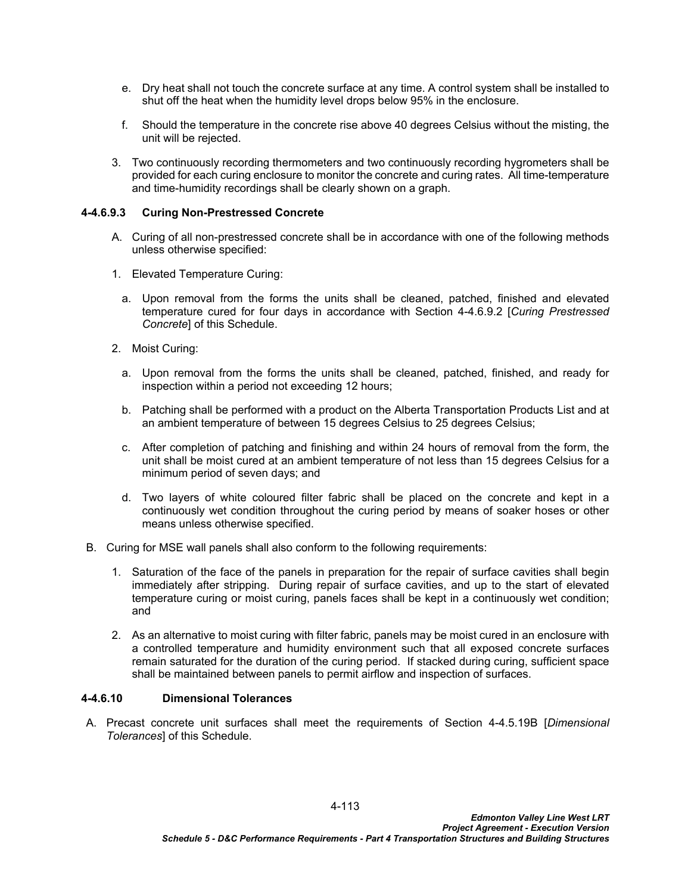e. Dry heat shall not touch the concrete surface at any time. A control system shall be installed to shut off the heat when the humidity level drops below 95% in the enclosure.

f. Should the temperature in the concrete rise above 40 degrees Celsius without the misting, the unit will be rejected.

3. Two continuously recording thermometers and two continuously recording hygrometers shall be provided for each curing enclosure to monitor the concrete and curing rates. All time-temperature and time-humidity recordings shall be clearly shown on a graph.

#### 4-4.6.9.3 Curing Non-Prestressed Concrete

A. Curing of all non-prestressed concrete shall be in accordance with one of the following methods unless otherwise specified:

1. Elevated Temperature Curing:

   a. Upon removal from the forms the units shall be cleaned, patched, finished and elevated temperature cured for four days in accordance with Section 4-4.6.9.2 [*Curing Prestressed Concrete*] of this Schedule.

2. Moist Curing:

   a. Upon removal from the forms the units shall be cleaned, patched, finished, and ready for inspection within a period not exceeding 12 hours;

   b. Patching shall be performed with a product on the Alberta Transportation Products List and at an ambient temperature of between 15 degrees Celsius to 25 degrees Celsius;

   c. After completion of patching and finishing and within 24 hours of removal from the form, the unit shall be moist cured at an ambient temperature of not less than 15 degrees Celsius for a minimum period of seven days; and

   d. Two layers of white coloured filter fabric shall be placed on the concrete and kept in a continuously wet condition throughout the curing period by means of soaker hoses or other means unless otherwise specified.

B. Curing for MSE wall panels shall also conform to the following requirements:

1. Saturation of the face of the panels in preparation for the repair of surface cavities shall begin immediately after stripping. During repair of surface cavities, and up to the start of elevated temperature curing or moist curing, panels faces shall be kept in a continuously wet condition; and

2. As an alternative to moist curing with filter fabric, panels may be moist cured in an enclosure with a controlled temperature and humidity environment such that all exposed concrete surfaces remain saturated for the duration of the curing period. If stacked during curing, sufficient space shall be maintained between panels to permit airflow and inspection of surfaces.

#### 4-4.6.10 Dimensional Tolerances

A. Precast concrete unit surfaces shall meet the requirements of Section 4-4.5.19B [*Dimensional Tolerances*] of this Schedule.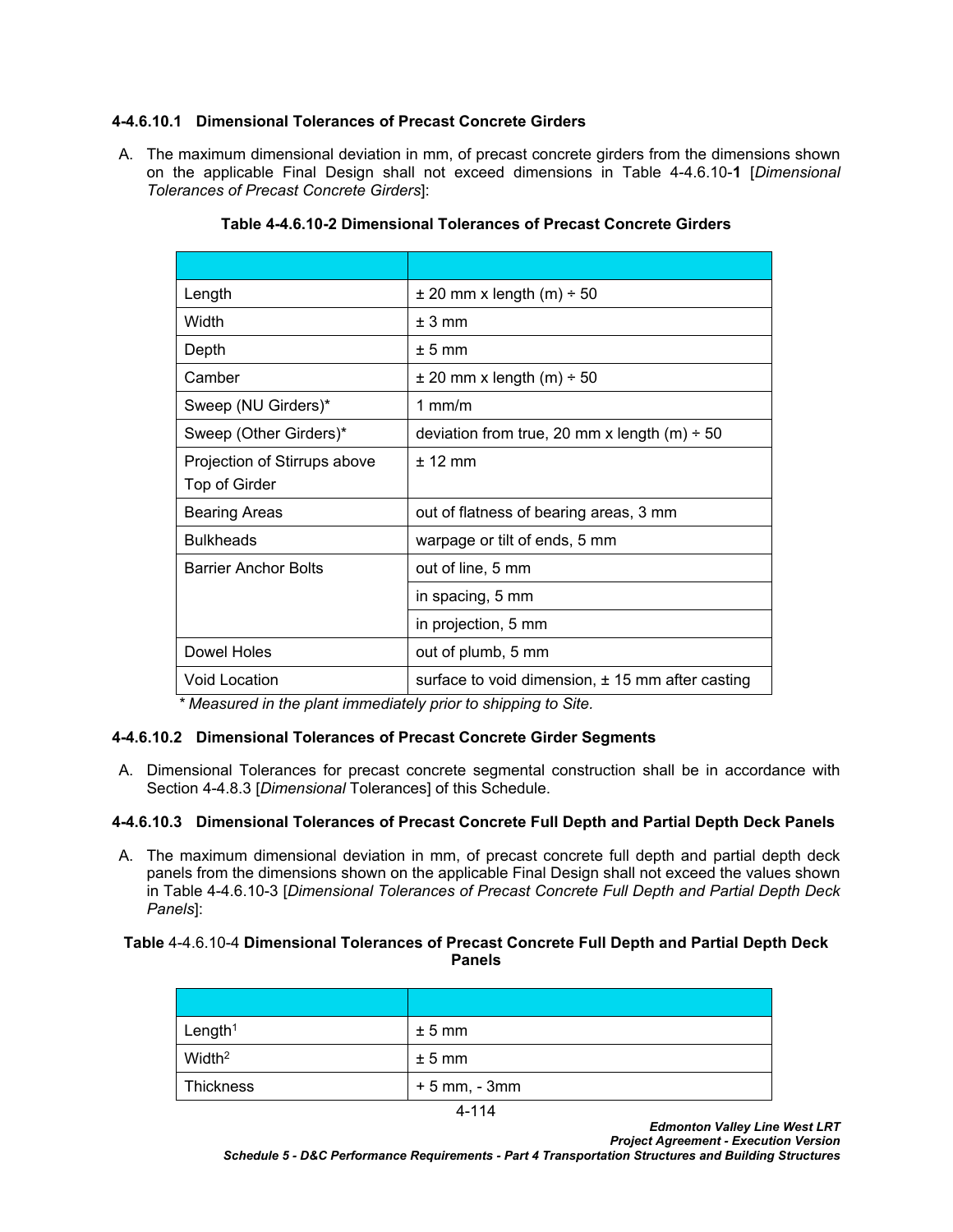#### 4-4.6.10.1 Dimensional Tolerances of Precast Concrete Girders

A. The maximum dimensional deviation in mm, of precast concrete girders from the dimensions shown on the applicable Final Design shall not exceed dimensions in Table 4-4.6.10-**1** [*Dimensional Tolerances of Precast Concrete Girders*]:

**Table 4-4.6.10-2 Dimensional Tolerances of Precast Concrete Girders**

| | |
|---|---|
| Length | ± 20 mm x length (m) ÷ 50 |
| Width | ± 3 mm |
| Depth | ± 5 mm |
| Camber | ± 20 mm x length (m) ÷ 50 |
| Sweep (NU Girders)* | 1 mm/m |
| Sweep (Other Girders)* | deviation from true, 20 mm x length (m) ÷ 50 |
| Projection of Stirrups above Top of Girder | ± 12 mm |
| Bearing Areas | out of flatness of bearing areas, 3 mm |
| Bulkheads | warpage or tilt of ends, 5 mm |
| Barrier Anchor Bolts | out of line, 5 mm |
| | in spacing, 5 mm |
| | in projection, 5 mm |
| Dowel Holes | out of plumb, 5 mm |
| Void Location | surface to void dimension, ± 15 mm after casting |

*\* Measured in the plant immediately prior to shipping to Site.*

#### 4-4.6.10.2 Dimensional Tolerances of Precast Concrete Girder Segments

A. Dimensional Tolerances for precast concrete segmental construction shall be in accordance with Section 4-4.8.3 [*Dimensional* Tolerances] of this Schedule.

#### 4-4.6.10.3 Dimensional Tolerances of Precast Concrete Full Depth and Partial Depth Deck Panels

A. The maximum dimensional deviation in mm, of precast concrete full depth and partial depth deck panels from the dimensions shown on the applicable Final Design shall not exceed the values shown in Table 4-4.6.10-3 [*Dimensional Tolerances of Precast Concrete Full Depth and Partial Depth Deck Panels*]:

**Table** 4-4.6.10-4 **Dimensional Tolerances of Precast Concrete Full Depth and Partial Depth Deck Panels**

| | |
|---|---|
| Length[1] | ± 5 mm |
| Width[2] | ± 5 mm |
| Thickness | + 5 mm, - 3mm |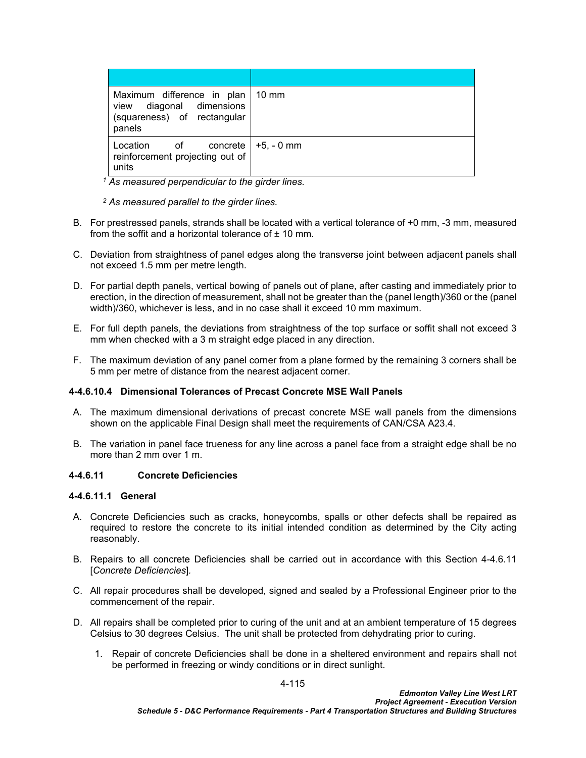| | |
|---|---|
| Maximum difference in plan view diagonal dimensions (squareness) of rectangular panels | 10 mm |
| Location of concrete reinforcement projecting out of units | +5, - 0 mm |

*[1] As measured perpendicular to the girder lines.*

*[2] As measured parallel to the girder lines.*

B. For prestressed panels, strands shall be located with a vertical tolerance of +0 mm, -3 mm, measured from the soffit and a horizontal tolerance of ± 10 mm.

C. Deviation from straightness of panel edges along the transverse joint between adjacent panels shall not exceed 1.5 mm per metre length.

D. For partial depth panels, vertical bowing of panels out of plane, after casting and immediately prior to erection, in the direction of measurement, shall not be greater than the (panel length)/360 or the (panel width)/360, whichever is less, and in no case shall it exceed 10 mm maximum.

E. For full depth panels, the deviations from straightness of the top surface or soffit shall not exceed 3 mm when checked with a 3 m straight edge placed in any direction.

F. The maximum deviation of any panel corner from a plane formed by the remaining 3 corners shall be 5 mm per metre of distance from the nearest adjacent corner.

#### 4-4.6.10.4 Dimensional Tolerances of Precast Concrete MSE Wall Panels

A. The maximum dimensional derivations of precast concrete MSE wall panels from the dimensions shown on the applicable Final Design shall meet the requirements of CAN/CSA A23.4.

B. The variation in panel face trueness for any line across a panel face from a straight edge shall be no more than 2 mm over 1 m.

### 4-4.6.11 Concrete Deficiencies

#### 4-4.6.11.1 General

A. Concrete Deficiencies such as cracks, honeycombs, spalls or other defects shall be repaired as required to restore the concrete to its initial intended condition as determined by the City acting reasonably.

B. Repairs to all concrete Deficiencies shall be carried out in accordance with this Section 4-4.6.11 [*Concrete Deficiencies*].

C. All repair procedures shall be developed, signed and sealed by a Professional Engineer prior to the commencement of the repair.

D. All repairs shall be completed prior to curing of the unit and at an ambient temperature of 15 degrees Celsius to 30 degrees Celsius. The unit shall be protected from dehydrating prior to curing.

1. Repair of concrete Deficiencies shall be done in a sheltered environment and repairs shall not be performed in freezing or windy conditions or in direct sunlight.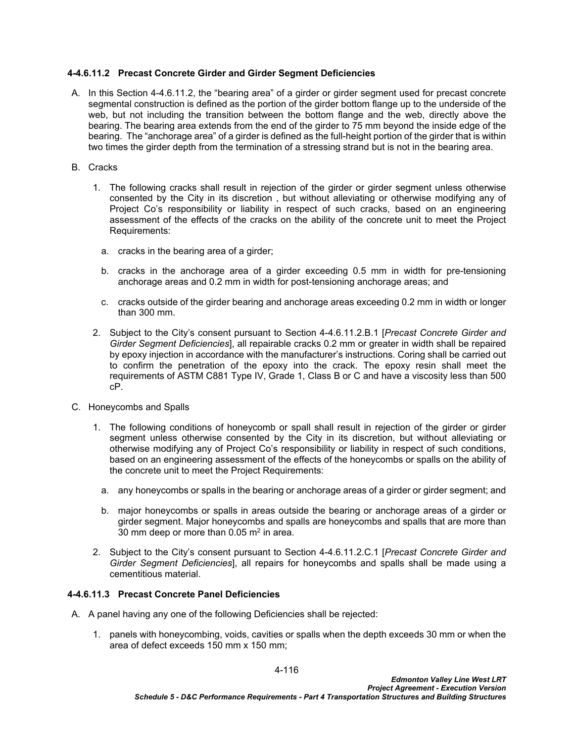#### 4-4.6.11.2 Precast Concrete Girder and Girder Segment Deficiencies

A. In this Section 4-4.6.11.2, the "bearing area" of a girder or girder segment used for precast concrete segmental construction is defined as the portion of the girder bottom flange up to the underside of the web, but not including the transition between the bottom flange and the web, directly above the bearing. The bearing area extends from the end of the girder to 75 mm beyond the inside edge of the bearing. The "anchorage area" of a girder is defined as the full-height portion of the girder that is within two times the girder depth from the termination of a stressing strand but is not in the bearing area.

B. Cracks

1. The following cracks shall result in rejection of the girder or girder segment unless otherwise consented by the City in its discretion , but without alleviating or otherwise modifying any of Project Co's responsibility or liability in respect of such cracks, based on an engineering assessment of the effects of the cracks on the ability of the concrete unit to meet the Project Requirements:

   a. cracks in the bearing area of a girder;

   b. cracks in the anchorage area of a girder exceeding 0.5 mm in width for pre-tensioning anchorage areas and 0.2 mm in width for post-tensioning anchorage areas; and

   c. cracks outside of the girder bearing and anchorage areas exceeding 0.2 mm in width or longer than 300 mm.

2. Subject to the City's consent pursuant to Section 4-4.6.11.2.B.1 [*Precast Concrete Girder and Girder Segment Deficiencies*], all repairable cracks 0.2 mm or greater in width shall be repaired by epoxy injection in accordance with the manufacturer's instructions. Coring shall be carried out to confirm the penetration of the epoxy into the crack. The epoxy resin shall meet the requirements of ASTM C881 Type IV, Grade 1, Class B or C and have a viscosity less than 500 cP.

C. Honeycombs and Spalls

1. The following conditions of honeycomb or spall shall result in rejection of the girder or girder segment unless otherwise consented by the City in its discretion, but without alleviating or otherwise modifying any of Project Co's responsibility or liability in respect of such conditions, based on an engineering assessment of the effects of the honeycombs or spalls on the ability of the concrete unit to meet the Project Requirements:

   a. any honeycombs or spalls in the bearing or anchorage areas of a girder or girder segment; and

   b. major honeycombs or spalls in areas outside the bearing or anchorage areas of a girder or girder segment. Major honeycombs and spalls are honeycombs and spalls that are more than 30 mm deep or more than 0.05 $m^2$ in area.

2. Subject to the City's consent pursuant to Section 4-4.6.11.2.C.1 [*Precast Concrete Girder and Girder Segment Deficiencies*], all repairs for honeycombs and spalls shall be made using a cementitious material.

#### 4-4.6.11.3 Precast Concrete Panel Deficiencies

A. A panel having any one of the following Deficiencies shall be rejected:

1. panels with honeycombing, voids, cavities or spalls when the depth exceeds 30 mm or when the area of defect exceeds 150 mm x 150 mm;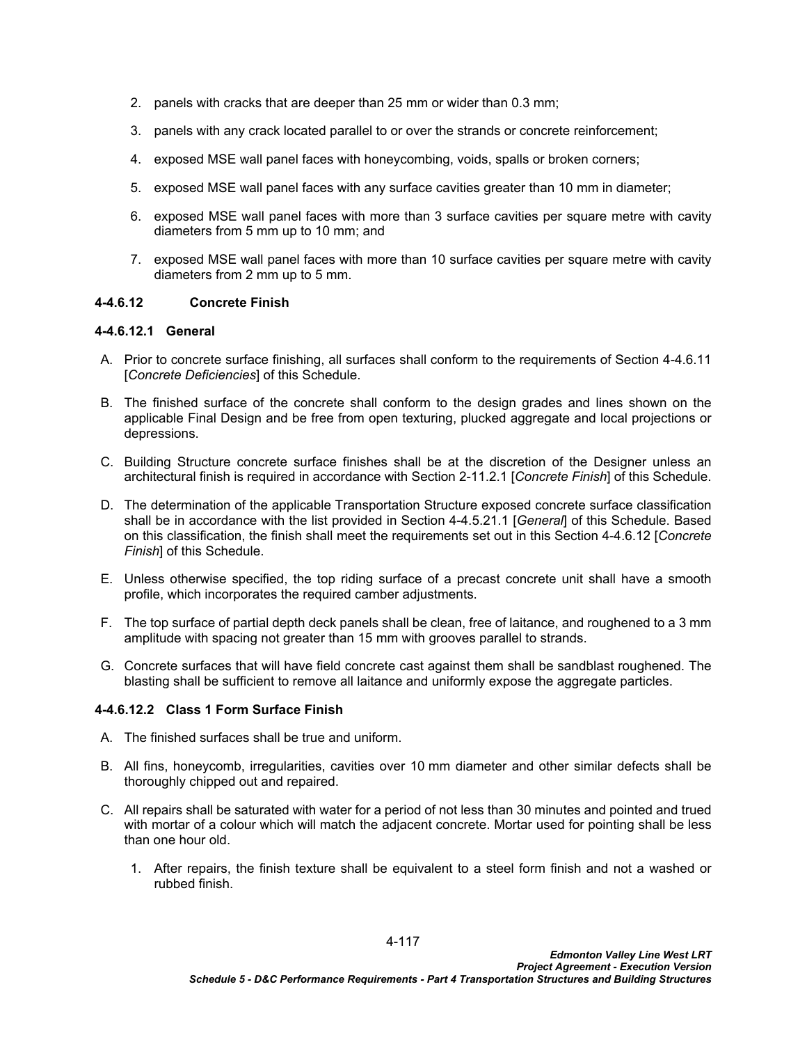2. panels with cracks that are deeper than 25 mm or wider than 0.3 mm;
3. panels with any crack located parallel to or over the strands or concrete reinforcement;
4. exposed MSE wall panel faces with honeycombing, voids, spalls or broken corners;
5. exposed MSE wall panel faces with any surface cavities greater than 10 mm in diameter;
6. exposed MSE wall panel faces with more than 3 surface cavities per square metre with cavity diameters from 5 mm up to 10 mm; and
7. exposed MSE wall panel faces with more than 10 surface cavities per square metre with cavity diameters from 2 mm up to 5 mm.

#### 4-4.6.12 Concrete Finish

##### 4-4.6.12.1 General

A. Prior to concrete surface finishing, all surfaces shall conform to the requirements of Section 4-4.6.11 [*Concrete Deficiencies*] of this Schedule.

B. The finished surface of the concrete shall conform to the design grades and lines shown on the applicable Final Design and be free from open texturing, plucked aggregate and local projections or depressions.

C. Building Structure concrete surface finishes shall be at the discretion of the Designer unless an architectural finish is required in accordance with Section 2-11.2.1 [*Concrete Finish*] of this Schedule.

D. The determination of the applicable Transportation Structure exposed concrete surface classification shall be in accordance with the list provided in Section 4-4.5.21.1 [*General*] of this Schedule. Based on this classification, the finish shall meet the requirements set out in this Section 4-4.6.12 [*Concrete Finish*] of this Schedule.

E. Unless otherwise specified, the top riding surface of a precast concrete unit shall have a smooth profile, which incorporates the required camber adjustments.

F. The top surface of partial depth deck panels shall be clean, free of laitance, and roughened to a 3 mm amplitude with spacing not greater than 15 mm with grooves parallel to strands.

G. Concrete surfaces that will have field concrete cast against them shall be sandblast roughened. The blasting shall be sufficient to remove all laitance and uniformly expose the aggregate particles.

##### 4-4.6.12.2 Class 1 Form Surface Finish

A. The finished surfaces shall be true and uniform.

B. All fins, honeycomb, irregularities, cavities over 10 mm diameter and other similar defects shall be thoroughly chipped out and repaired.

C. All repairs shall be saturated with water for a period of not less than 30 minutes and pointed and trued with mortar of a colour which will match the adjacent concrete. Mortar used for pointing shall be less than one hour old.

   1. After repairs, the finish texture shall be equivalent to a steel form finish and not a washed or rubbed finish.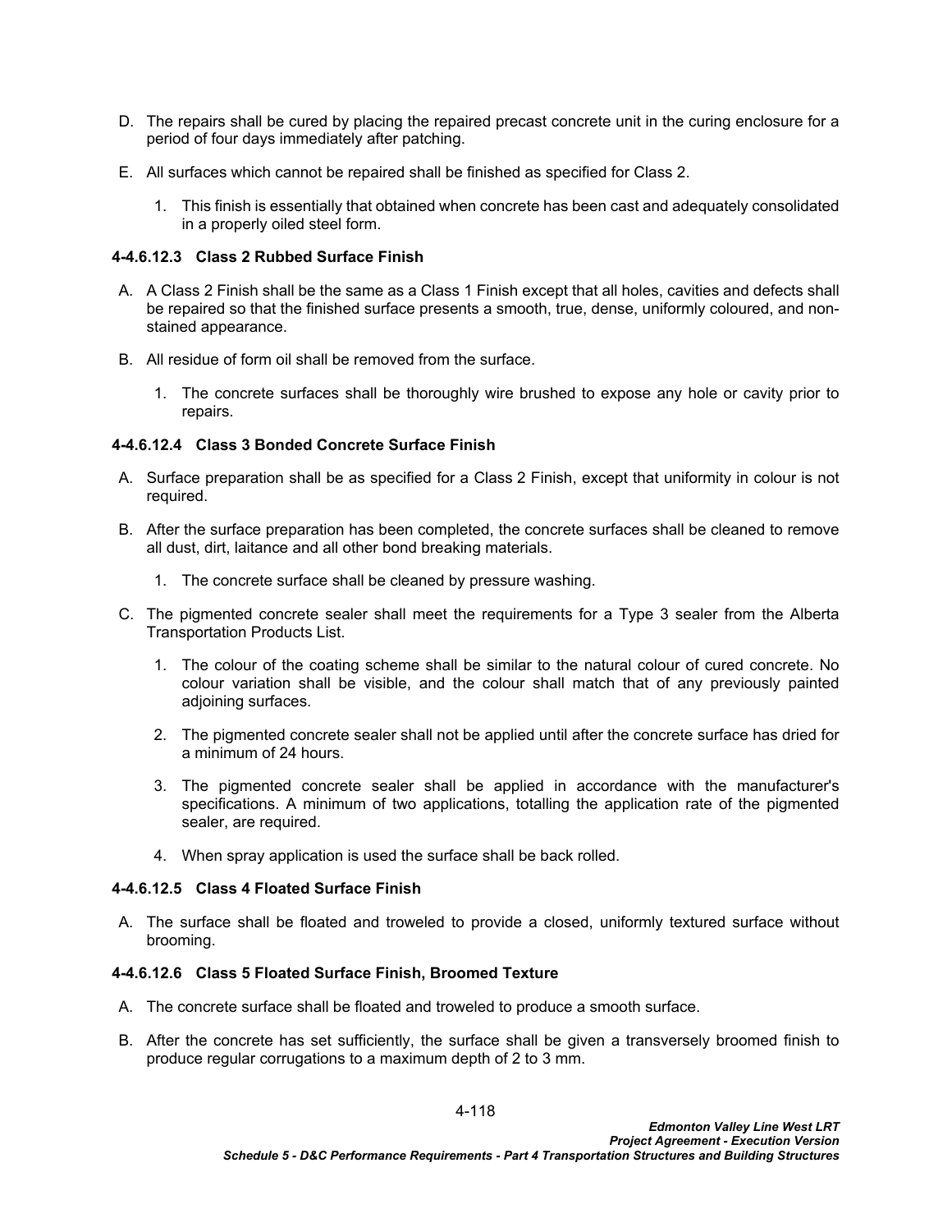D. The repairs shall be cured by placing the repaired precast concrete unit in the curing enclosure for a period of four days immediately after patching.

E. All surfaces which cannot be repaired shall be finished as specified for Class 2.

   1. This finish is essentially that obtained when concrete has been cast and adequately consolidated in a properly oiled steel form.

#### 4-4.6.12.3 Class 2 Rubbed Surface Finish

A. A Class 2 Finish shall be the same as a Class 1 Finish except that all holes, cavities and defects shall be repaired so that the finished surface presents a smooth, true, dense, uniformly coloured, and non-stained appearance.

B. All residue of form oil shall be removed from the surface.

   1. The concrete surfaces shall be thoroughly wire brushed to expose any hole or cavity prior to repairs.

#### 4-4.6.12.4 Class 3 Bonded Concrete Surface Finish

A. Surface preparation shall be as specified for a Class 2 Finish, except that uniformity in colour is not required.

B. After the surface preparation has been completed, the concrete surfaces shall be cleaned to remove all dust, dirt, laitance and all other bond breaking materials.

   1. The concrete surface shall be cleaned by pressure washing.

C. The pigmented concrete sealer shall meet the requirements for a Type 3 sealer from the Alberta Transportation Products List.

   1. The colour of the coating scheme shall be similar to the natural colour of cured concrete. No colour variation shall be visible, and the colour shall match that of any previously painted adjoining surfaces.

   2. The pigmented concrete sealer shall not be applied until after the concrete surface has dried for a minimum of 24 hours.

   3. The pigmented concrete sealer shall be applied in accordance with the manufacturer's specifications. A minimum of two applications, totalling the application rate of the pigmented sealer, are required.

   4. When spray application is used the surface shall be back rolled.

#### 4-4.6.12.5 Class 4 Floated Surface Finish

A. The surface shall be floated and troweled to provide a closed, uniformly textured surface without brooming.

#### 4-4.6.12.6 Class 5 Floated Surface Finish, Broomed Texture

A. The concrete surface shall be floated and troweled to produce a smooth surface.

B. After the concrete has set sufficiently, the surface shall be given a transversely broomed finish to produce regular corrugations to a maximum depth of 2 to 3 mm.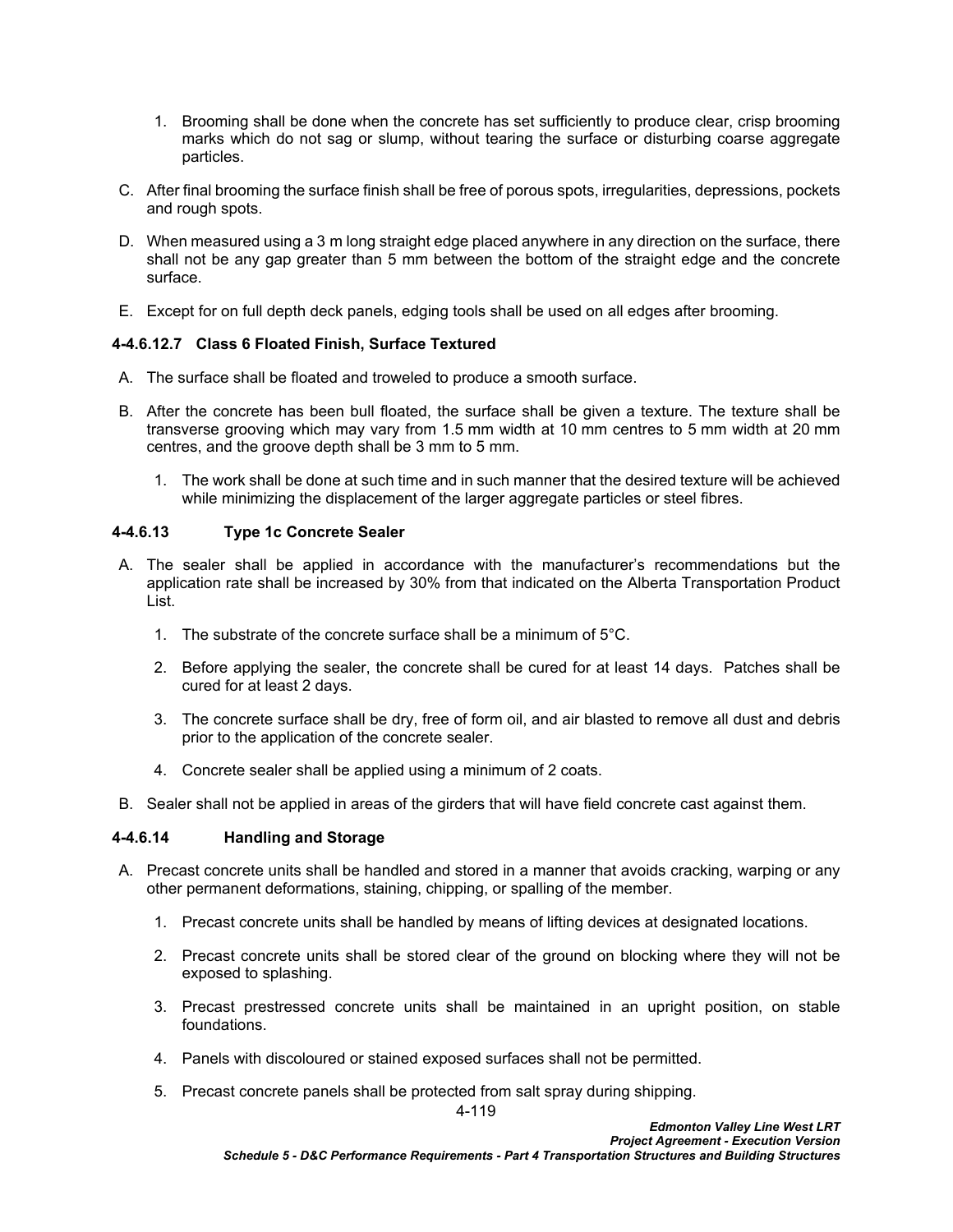1. Brooming shall be done when the concrete has set sufficiently to produce clear, crisp brooming marks which do not sag or slump, without tearing the surface or disturbing coarse aggregate particles.

C. After final brooming the surface finish shall be free of porous spots, irregularities, depressions, pockets and rough spots.

D. When measured using a 3 m long straight edge placed anywhere in any direction on the surface, there shall not be any gap greater than 5 mm between the bottom of the straight edge and the concrete surface.

E. Except for on full depth deck panels, edging tools shall be used on all edges after brooming.

#### 4-4.6.12.7 Class 6 Floated Finish, Surface Textured

A. The surface shall be floated and troweled to produce a smooth surface.

B. After the concrete has been bull floated, the surface shall be given a texture. The texture shall be transverse grooving which may vary from 1.5 mm width at 10 mm centres to 5 mm width at 20 mm centres, and the groove depth shall be 3 mm to 5 mm.

   1. The work shall be done at such time and in such manner that the desired texture will be achieved while minimizing the displacement of the larger aggregate particles or steel fibres.

### 4-4.6.13 Type 1c Concrete Sealer

A. The sealer shall be applied in accordance with the manufacturer's recommendations but the application rate shall be increased by 30% from that indicated on the Alberta Transportation Product List.

   1. The substrate of the concrete surface shall be a minimum of 5°C.
   2. Before applying the sealer, the concrete shall be cured for at least 14 days. Patches shall be cured for at least 2 days.
   3. The concrete surface shall be dry, free of form oil, and air blasted to remove all dust and debris prior to the application of the concrete sealer.
   4. Concrete sealer shall be applied using a minimum of 2 coats.

B. Sealer shall not be applied in areas of the girders that will have field concrete cast against them.

### 4-4.6.14 Handling and Storage

A. Precast concrete units shall be handled and stored in a manner that avoids cracking, warping or any other permanent deformations, staining, chipping, or spalling of the member.

   1. Precast concrete units shall be handled by means of lifting devices at designated locations.
   2. Precast concrete units shall be stored clear of the ground on blocking where they will not be exposed to splashing.
   3. Precast prestressed concrete units shall be maintained in an upright position, on stable foundations.
   4. Panels with discoloured or stained exposed surfaces shall not be permitted.
   5. Precast concrete panels shall be protected from salt spray during shipping.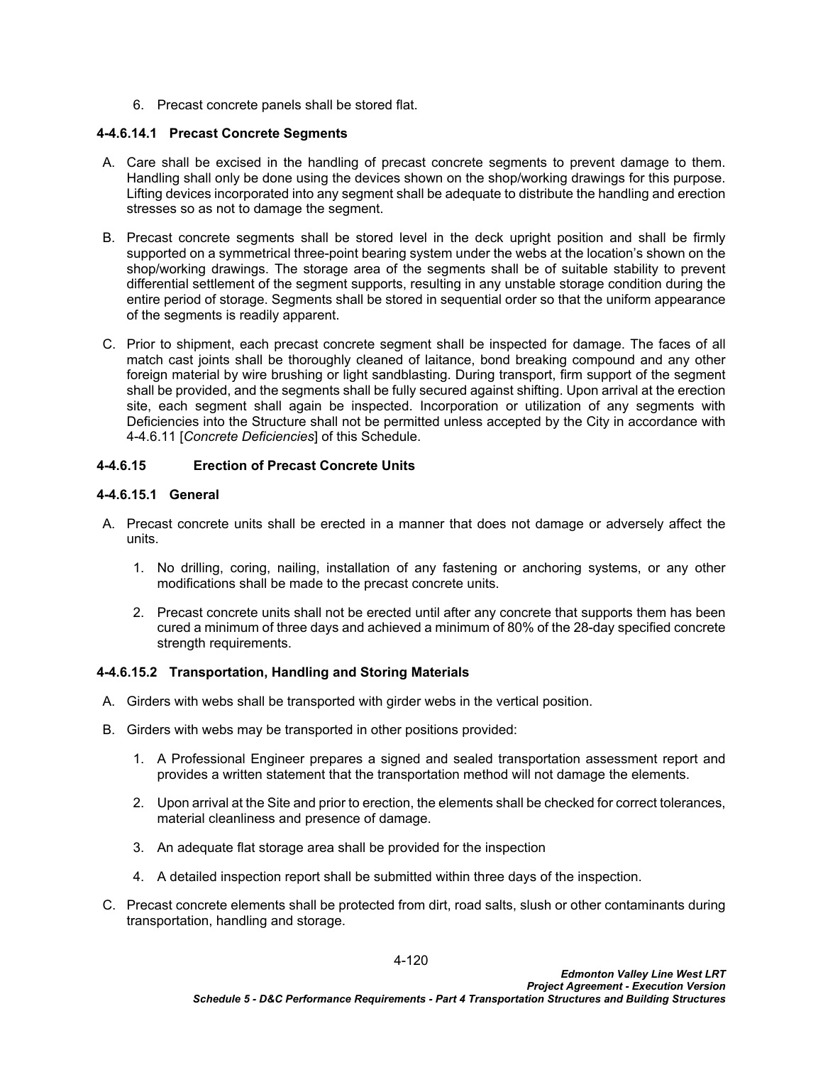6. Precast concrete panels shall be stored flat.

#### 4-4.6.14.1 Precast Concrete Segments

A. Care shall be excised in the handling of precast concrete segments to prevent damage to them. Handling shall only be done using the devices shown on the shop/working drawings for this purpose. Lifting devices incorporated into any segment shall be adequate to distribute the handling and erection stresses so as not to damage the segment.

B. Precast concrete segments shall be stored level in the deck upright position and shall be firmly supported on a symmetrical three-point bearing system under the webs at the location's shown on the shop/working drawings. The storage area of the segments shall be of suitable stability to prevent differential settlement of the segment supports, resulting in any unstable storage condition during the entire period of storage. Segments shall be stored in sequential order so that the uniform appearance of the segments is readily apparent.

C. Prior to shipment, each precast concrete segment shall be inspected for damage. The faces of all match cast joints shall be thoroughly cleaned of laitance, bond breaking compound and any other foreign material by wire brushing or light sandblasting. During transport, firm support of the segment shall be provided, and the segments shall be fully secured against shifting. Upon arrival at the erection site, each segment shall again be inspected. Incorporation or utilization of any segments with Deficiencies into the Structure shall not be permitted unless accepted by the City in accordance with 4-4.6.11 [*Concrete Deficiencies*] of this Schedule.

### 4-4.6.15 Erection of Precast Concrete Units

#### 4-4.6.15.1 General

A. Precast concrete units shall be erected in a manner that does not damage or adversely affect the units.

   1. No drilling, coring, nailing, installation of any fastening or anchoring systems, or any other modifications shall be made to the precast concrete units.

   2. Precast concrete units shall not be erected until after any concrete that supports them has been cured a minimum of three days and achieved a minimum of 80% of the 28-day specified concrete strength requirements.

#### 4-4.6.15.2 Transportation, Handling and Storing Materials

A. Girders with webs shall be transported with girder webs in the vertical position.

B. Girders with webs may be transported in other positions provided:

   1. A Professional Engineer prepares a signed and sealed transportation assessment report and provides a written statement that the transportation method will not damage the elements.

   2. Upon arrival at the Site and prior to erection, the elements shall be checked for correct tolerances, material cleanliness and presence of damage.

   3. An adequate flat storage area shall be provided for the inspection

   4. A detailed inspection report shall be submitted within three days of the inspection.

C. Precast concrete elements shall be protected from dirt, road salts, slush or other contaminants during transportation, handling and storage.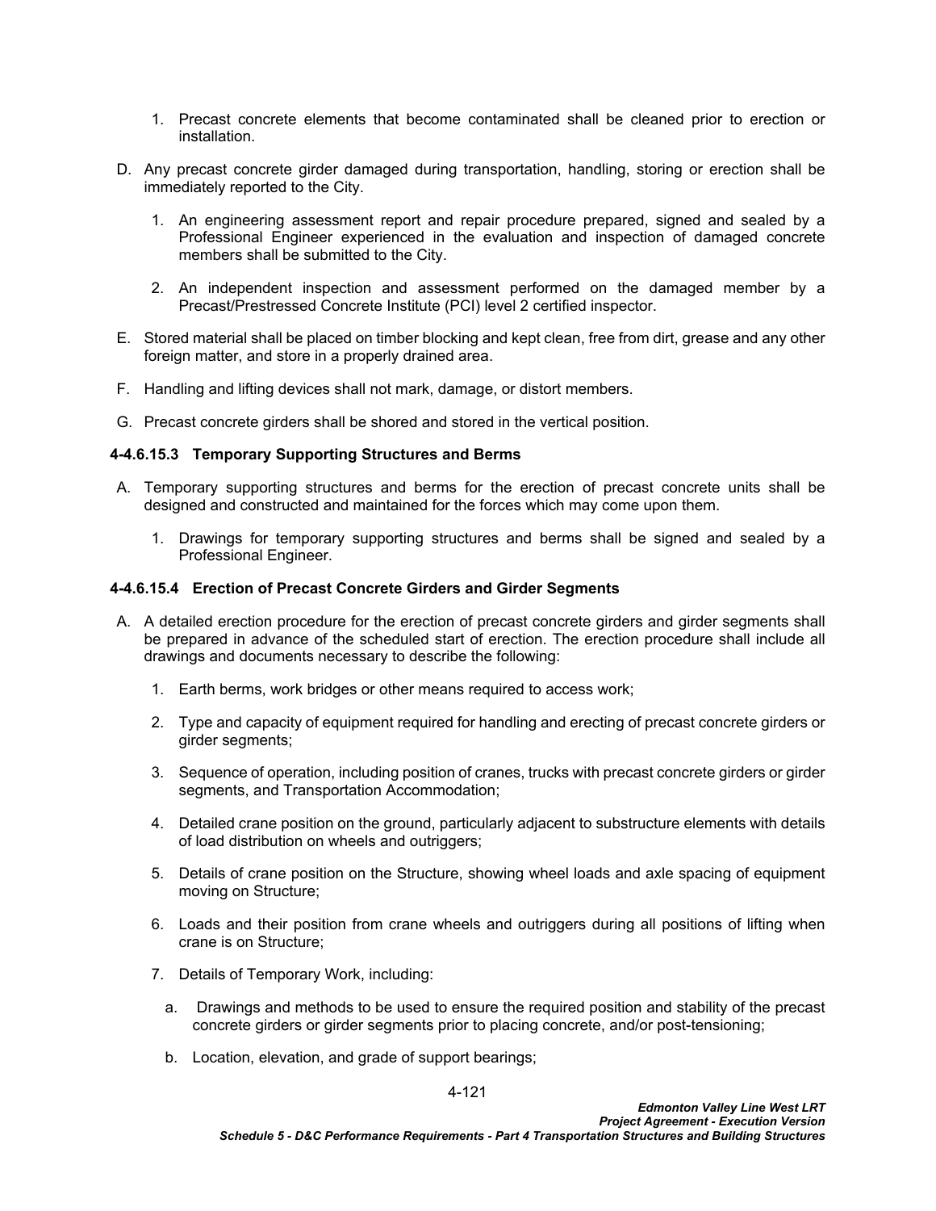1. Precast concrete elements that become contaminated shall be cleaned prior to erection or installation.

D. Any precast concrete girder damaged during transportation, handling, storing or erection shall be immediately reported to the City.

   1. An engineering assessment report and repair procedure prepared, signed and sealed by a Professional Engineer experienced in the evaluation and inspection of damaged concrete members shall be submitted to the City.

   2. An independent inspection and assessment performed on the damaged member by a Precast/Prestressed Concrete Institute (PCI) level 2 certified inspector.

E. Stored material shall be placed on timber blocking and kept clean, free from dirt, grease and any other foreign matter, and store in a properly drained area.

F. Handling and lifting devices shall not mark, damage, or distort members.

G. Precast concrete girders shall be shored and stored in the vertical position.

#### 4-4.6.15.3 Temporary Supporting Structures and Berms

A. Temporary supporting structures and berms for the erection of precast concrete units shall be designed and constructed and maintained for the forces which may come upon them.

   1. Drawings for temporary supporting structures and berms shall be signed and sealed by a Professional Engineer.

#### 4-4.6.15.4 Erection of Precast Concrete Girders and Girder Segments

A. A detailed erection procedure for the erection of precast concrete girders and girder segments shall be prepared in advance of the scheduled start of erection. The erection procedure shall include all drawings and documents necessary to describe the following:

   1. Earth berms, work bridges or other means required to access work;

   2. Type and capacity of equipment required for handling and erecting of precast concrete girders or girder segments;

   3. Sequence of operation, including position of cranes, trucks with precast concrete girders or girder segments, and Transportation Accommodation;

   4. Detailed crane position on the ground, particularly adjacent to substructure elements with details of load distribution on wheels and outriggers;

   5. Details of crane position on the Structure, showing wheel loads and axle spacing of equipment moving on Structure;

   6. Loads and their position from crane wheels and outriggers during all positions of lifting when crane is on Structure;

   7. Details of Temporary Work, including:

      a. Drawings and methods to be used to ensure the required position and stability of the precast concrete girders or girder segments prior to placing concrete, and/or post-tensioning;

      b. Location, elevation, and grade of support bearings;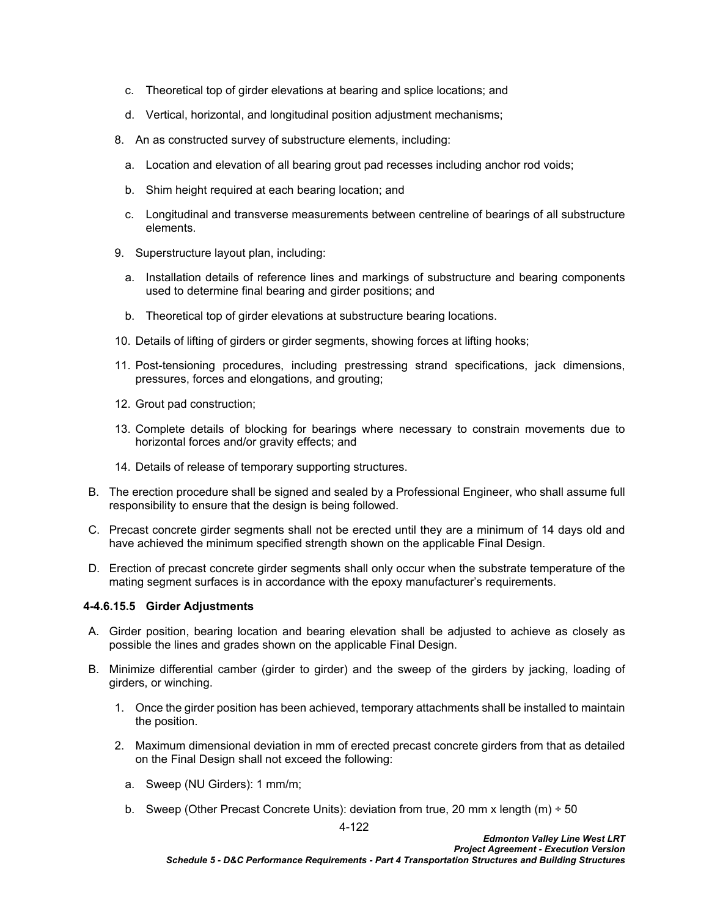c. Theoretical top of girder elevations at bearing and splice locations; and

d. Vertical, horizontal, and longitudinal position adjustment mechanisms;

8. An as constructed survey of substructure elements, including:

   a. Location and elevation of all bearing grout pad recesses including anchor rod voids;

   b. Shim height required at each bearing location; and

   c. Longitudinal and transverse measurements between centreline of bearings of all substructure elements.

9. Superstructure layout plan, including:

   a. Installation details of reference lines and markings of substructure and bearing components used to determine final bearing and girder positions; and

   b. Theoretical top of girder elevations at substructure bearing locations.

10. Details of lifting of girders or girder segments, showing forces at lifting hooks;

11. Post-tensioning procedures, including prestressing strand specifications, jack dimensions, pressures, forces and elongations, and grouting;

12. Grout pad construction;

13. Complete details of blocking for bearings where necessary to constrain movements due to horizontal forces and/or gravity effects; and

14. Details of release of temporary supporting structures.

B. The erection procedure shall be signed and sealed by a Professional Engineer, who shall assume full responsibility to ensure that the design is being followed.

C. Precast concrete girder segments shall not be erected until they are a minimum of 14 days old and have achieved the minimum specified strength shown on the applicable Final Design.

D. Erection of precast concrete girder segments shall only occur when the substrate temperature of the mating segment surfaces is in accordance with the epoxy manufacturer's requirements.

#### 4-4.6.15.5 Girder Adjustments

A. Girder position, bearing location and bearing elevation shall be adjusted to achieve as closely as possible the lines and grades shown on the applicable Final Design.

B. Minimize differential camber (girder to girder) and the sweep of the girders by jacking, loading of girders, or winching.

   1. Once the girder position has been achieved, temporary attachments shall be installed to maintain the position.

   2. Maximum dimensional deviation in mm of erected precast concrete girders from that as detailed on the Final Design shall not exceed the following:

      a. Sweep (NU Girders): 1 mm/m;

      b. Sweep (Other Precast Concrete Units): deviation from true, 20 mm x length (m) ÷ 50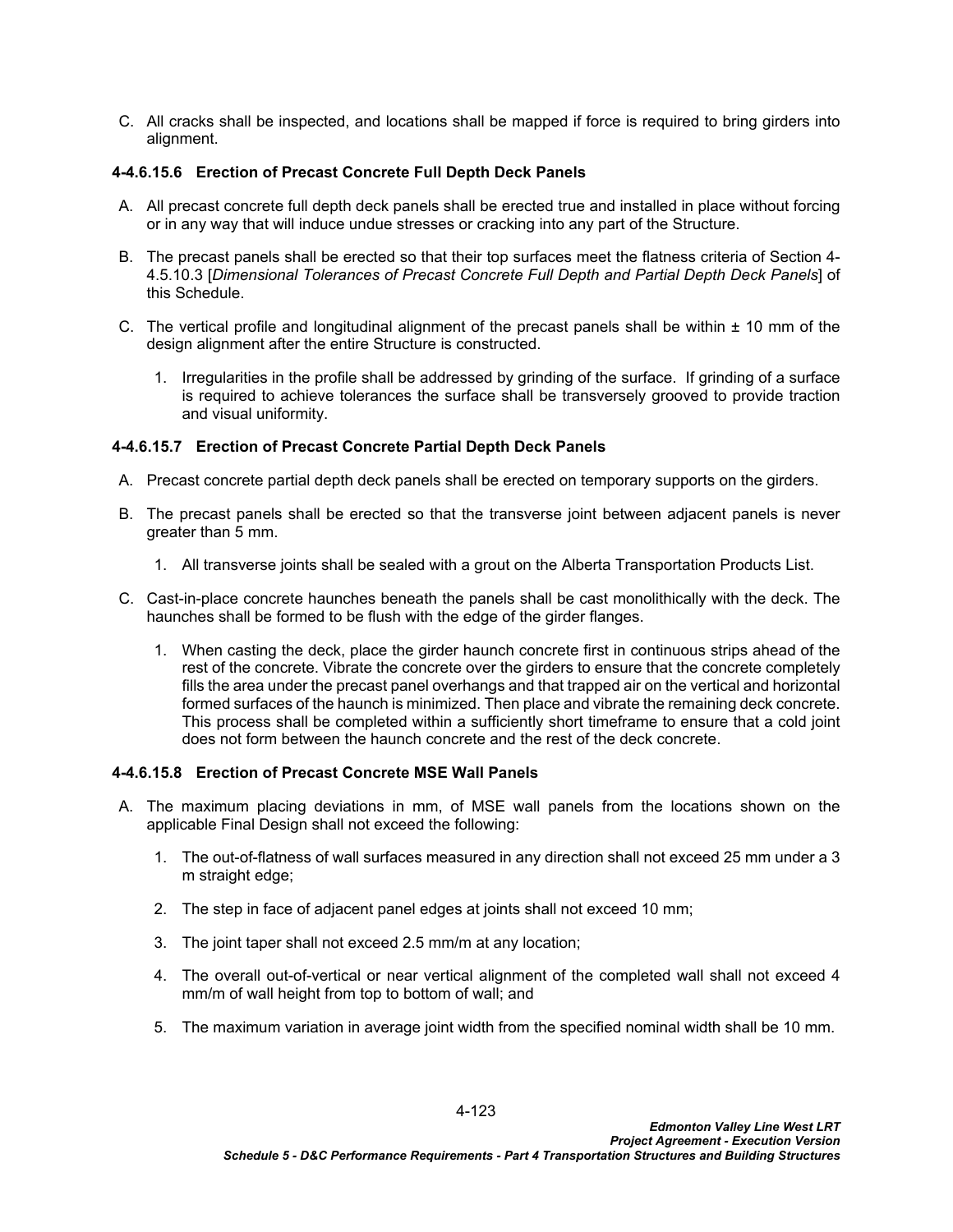C. All cracks shall be inspected, and locations shall be mapped if force is required to bring girders into alignment.

#### 4-4.6.15.6 Erection of Precast Concrete Full Depth Deck Panels

A. All precast concrete full depth deck panels shall be erected true and installed in place without forcing or in any way that will induce undue stresses or cracking into any part of the Structure.

B. The precast panels shall be erected so that their top surfaces meet the flatness criteria of Section 4-4.5.10.3 [*Dimensional Tolerances of Precast Concrete Full Depth and Partial Depth Deck Panels*] of this Schedule.

C. The vertical profile and longitudinal alignment of the precast panels shall be within ± 10 mm of the design alignment after the entire Structure is constructed.

   1. Irregularities in the profile shall be addressed by grinding of the surface. If grinding of a surface is required to achieve tolerances the surface shall be transversely grooved to provide traction and visual uniformity.

#### 4-4.6.15.7 Erection of Precast Concrete Partial Depth Deck Panels

A. Precast concrete partial depth deck panels shall be erected on temporary supports on the girders.

B. The precast panels shall be erected so that the transverse joint between adjacent panels is never greater than 5 mm.

   1. All transverse joints shall be sealed with a grout on the Alberta Transportation Products List.

C. Cast-in-place concrete haunches beneath the panels shall be cast monolithically with the deck. The haunches shall be formed to be flush with the edge of the girder flanges.

   1. When casting the deck, place the girder haunch concrete first in continuous strips ahead of the rest of the concrete. Vibrate the concrete over the girders to ensure that the concrete completely fills the area under the precast panel overhangs and that trapped air on the vertical and horizontal formed surfaces of the haunch is minimized. Then place and vibrate the remaining deck concrete. This process shall be completed within a sufficiently short timeframe to ensure that a cold joint does not form between the haunch concrete and the rest of the deck concrete.

#### 4-4.6.15.8 Erection of Precast Concrete MSE Wall Panels

A. The maximum placing deviations in mm, of MSE wall panels from the locations shown on the applicable Final Design shall not exceed the following:

   1. The out-of-flatness of wall surfaces measured in any direction shall not exceed 25 mm under a 3 m straight edge;

   2. The step in face of adjacent panel edges at joints shall not exceed 10 mm;

   3. The joint taper shall not exceed 2.5 mm/m at any location;

   4. The overall out-of-vertical or near vertical alignment of the completed wall shall not exceed 4 mm/m of wall height from top to bottom of wall; and

   5. The maximum variation in average joint width from the specified nominal width shall be 10 mm.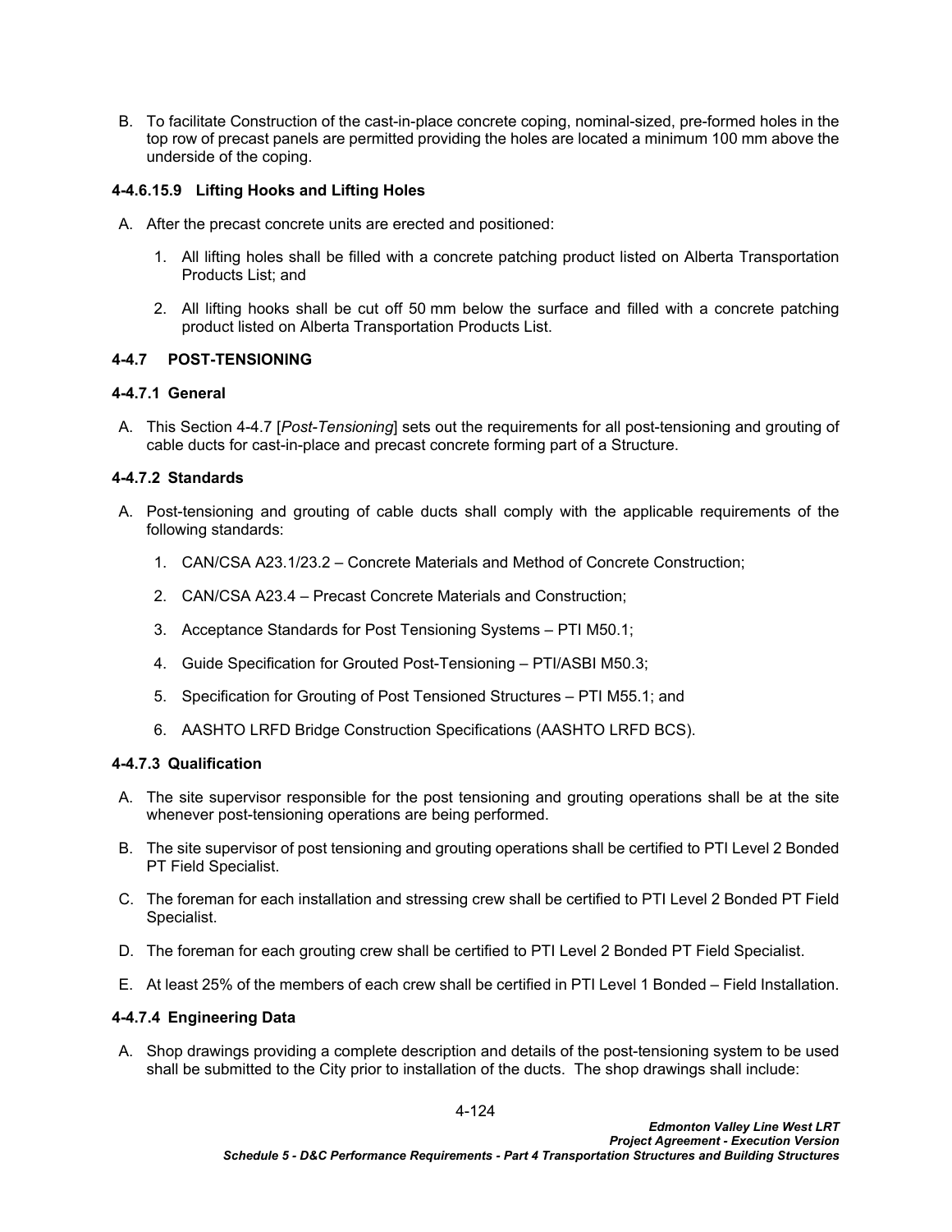B. To facilitate Construction of the cast-in-place concrete coping, nominal-sized, pre-formed holes in the top row of precast panels are permitted providing the holes are located a minimum 100 mm above the underside of the coping.

#### 4-4.6.15.9 Lifting Hooks and Lifting Holes

A. After the precast concrete units are erected and positioned:

1. All lifting holes shall be filled with a concrete patching product listed on Alberta Transportation Products List; and

2. All lifting hooks shall be cut off 50 mm below the surface and filled with a concrete patching product listed on Alberta Transportation Products List.

## 4-4.7 POST-TENSIONING

### 4-4.7.1 General

A. This Section 4-4.7 [*Post-Tensioning*] sets out the requirements for all post-tensioning and grouting of cable ducts for cast-in-place and precast concrete forming part of a Structure.

### 4-4.7.2 Standards

A. Post-tensioning and grouting of cable ducts shall comply with the applicable requirements of the following standards:

1. CAN/CSA A23.1/23.2 – Concrete Materials and Method of Concrete Construction;

2. CAN/CSA A23.4 – Precast Concrete Materials and Construction;

3. Acceptance Standards for Post Tensioning Systems – PTI M50.1;

4. Guide Specification for Grouted Post-Tensioning – PTI/ASBI M50.3;

5. Specification for Grouting of Post Tensioned Structures – PTI M55.1; and

6. AASHTO LRFD Bridge Construction Specifications (AASHTO LRFD BCS).

### 4-4.7.3 Qualification

A. The site supervisor responsible for the post tensioning and grouting operations shall be at the site whenever post-tensioning operations are being performed.

B. The site supervisor of post tensioning and grouting operations shall be certified to PTI Level 2 Bonded PT Field Specialist.

C. The foreman for each installation and stressing crew shall be certified to PTI Level 2 Bonded PT Field Specialist.

D. The foreman for each grouting crew shall be certified to PTI Level 2 Bonded PT Field Specialist.

E. At least 25% of the members of each crew shall be certified in PTI Level 1 Bonded – Field Installation.

### 4-4.7.4 Engineering Data

A. Shop drawings providing a complete description and details of the post-tensioning system to be used shall be submitted to the City prior to installation of the ducts. The shop drawings shall include: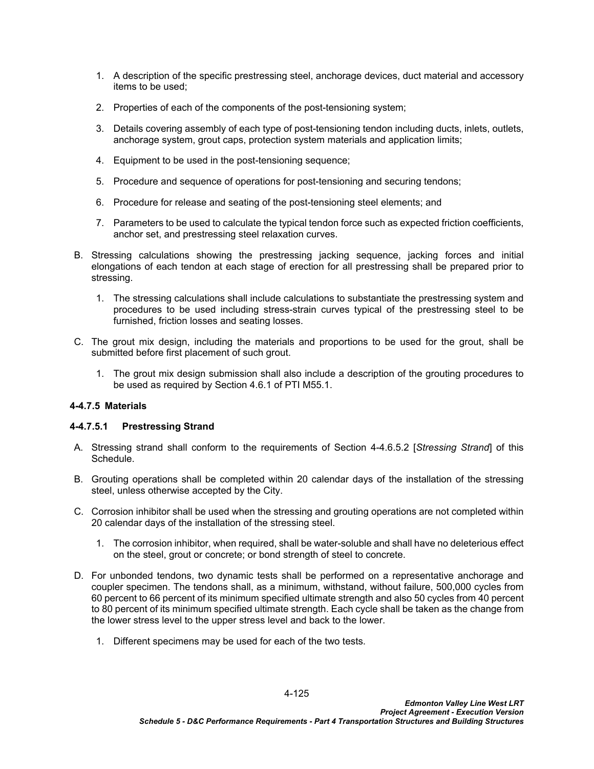1. A description of the specific prestressing steel, anchorage devices, duct material and accessory items to be used;
2. Properties of each of the components of the post-tensioning system;
3. Details covering assembly of each type of post-tensioning tendon including ducts, inlets, outlets, anchorage system, grout caps, protection system materials and application limits;
4. Equipment to be used in the post-tensioning sequence;
5. Procedure and sequence of operations for post-tensioning and securing tendons;
6. Procedure for release and seating of the post-tensioning steel elements; and
7. Parameters to be used to calculate the typical tendon force such as expected friction coefficients, anchor set, and prestressing steel relaxation curves.

B. Stressing calculations showing the prestressing jacking sequence, jacking forces and initial elongations of each tendon at each stage of erection for all prestressing shall be prepared prior to stressing.

   1. The stressing calculations shall include calculations to substantiate the prestressing system and procedures to be used including stress-strain curves typical of the prestressing steel to be furnished, friction losses and seating losses.

C. The grout mix design, including the materials and proportions to be used for the grout, shall be submitted before first placement of such grout.

   1. The grout mix design submission shall also include a description of the grouting procedures to be used as required by Section 4.6.1 of PTI M55.1.

#### 4-4.7.5 Materials

##### 4-4.7.5.1 Prestressing Strand

A. Stressing strand shall conform to the requirements of Section 4-4.6.5.2 [*Stressing Strand*] of this Schedule.

B. Grouting operations shall be completed within 20 calendar days of the installation of the stressing steel, unless otherwise accepted by the City.

C. Corrosion inhibitor shall be used when the stressing and grouting operations are not completed within 20 calendar days of the installation of the stressing steel.

   1. The corrosion inhibitor, when required, shall be water-soluble and shall have no deleterious effect on the steel, grout or concrete; or bond strength of steel to concrete.

D. For unbonded tendons, two dynamic tests shall be performed on a representative anchorage and coupler specimen. The tendons shall, as a minimum, withstand, without failure, 500,000 cycles from 60 percent to 66 percent of its minimum specified ultimate strength and also 50 cycles from 40 percent to 80 percent of its minimum specified ultimate strength. Each cycle shall be taken as the change from the lower stress level to the upper stress level and back to the lower.

   1. Different specimens may be used for each of the two tests.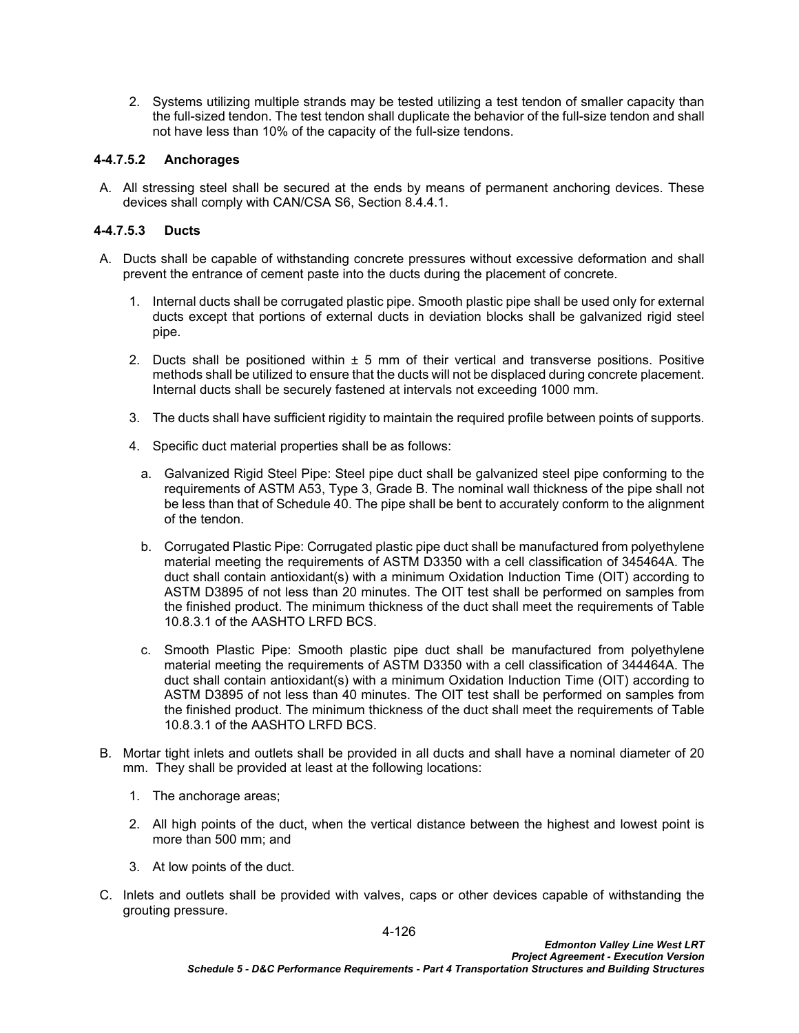2. Systems utilizing multiple strands may be tested utilizing a test tendon of smaller capacity than the full-sized tendon. The test tendon shall duplicate the behavior of the full-size tendon and shall not have less than 10% of the capacity of the full-size tendons.

#### 4-4.7.5.2 Anchorages

A. All stressing steel shall be secured at the ends by means of permanent anchoring devices. These devices shall comply with CAN/CSA S6, Section 8.4.4.1.

#### 4-4.7.5.3 Ducts

A. Ducts shall be capable of withstanding concrete pressures without excessive deformation and shall prevent the entrance of cement paste into the ducts during the placement of concrete.

   1. Internal ducts shall be corrugated plastic pipe. Smooth plastic pipe shall be used only for external ducts except that portions of external ducts in deviation blocks shall be galvanized rigid steel pipe.

   2. Ducts shall be positioned within ± 5 mm of their vertical and transverse positions. Positive methods shall be utilized to ensure that the ducts will not be displaced during concrete placement. Internal ducts shall be securely fastened at intervals not exceeding 1000 mm.

   3. The ducts shall have sufficient rigidity to maintain the required profile between points of supports.

   4. Specific duct material properties shall be as follows:

      a. Galvanized Rigid Steel Pipe: Steel pipe duct shall be galvanized steel pipe conforming to the requirements of ASTM A53, Type 3, Grade B. The nominal wall thickness of the pipe shall not be less than that of Schedule 40. The pipe shall be bent to accurately conform to the alignment of the tendon.

      b. Corrugated Plastic Pipe: Corrugated plastic pipe duct shall be manufactured from polyethylene material meeting the requirements of ASTM D3350 with a cell classification of 345464A. The duct shall contain antioxidant(s) with a minimum Oxidation Induction Time (OIT) according to ASTM D3895 of not less than 20 minutes. The OIT test shall be performed on samples from the finished product. The minimum thickness of the duct shall meet the requirements of Table 10.8.3.1 of the AASHTO LRFD BCS.

      c. Smooth Plastic Pipe: Smooth plastic pipe duct shall be manufactured from polyethylene material meeting the requirements of ASTM D3350 with a cell classification of 344464A. The duct shall contain antioxidant(s) with a minimum Oxidation Induction Time (OIT) according to ASTM D3895 of not less than 40 minutes. The OIT test shall be performed on samples from the finished product. The minimum thickness of the duct shall meet the requirements of Table 10.8.3.1 of the AASHTO LRFD BCS.

B. Mortar tight inlets and outlets shall be provided in all ducts and shall have a nominal diameter of 20 mm. They shall be provided at least at the following locations:

   1. The anchorage areas;

   2. All high points of the duct, when the vertical distance between the highest and lowest point is more than 500 mm; and

   3. At low points of the duct.

C. Inlets and outlets shall be provided with valves, caps or other devices capable of withstanding the grouting pressure.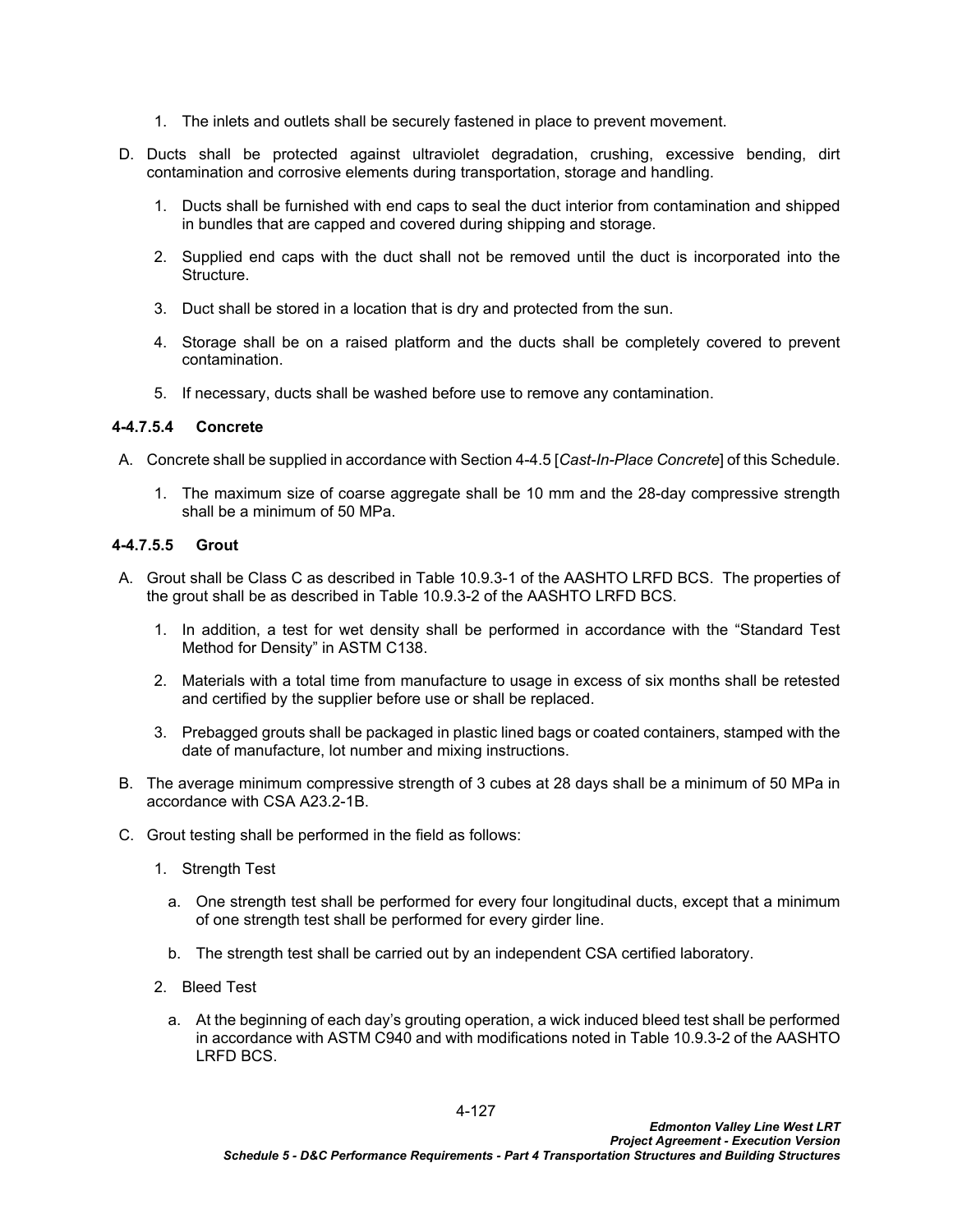1. The inlets and outlets shall be securely fastened in place to prevent movement.

D. Ducts shall be protected against ultraviolet degradation, crushing, excessive bending, dirt contamination and corrosive elements during transportation, storage and handling.

   1. Ducts shall be furnished with end caps to seal the duct interior from contamination and shipped in bundles that are capped and covered during shipping and storage.

   2. Supplied end caps with the duct shall not be removed until the duct is incorporated into the Structure.

   3. Duct shall be stored in a location that is dry and protected from the sun.

   4. Storage shall be on a raised platform and the ducts shall be completely covered to prevent contamination.

   5. If necessary, ducts shall be washed before use to remove any contamination.

#### 4-4.7.5.4 Concrete

A. Concrete shall be supplied in accordance with Section 4-4.5 [*Cast-In-Place Concrete*] of this Schedule.

   1. The maximum size of coarse aggregate shall be 10 mm and the 28-day compressive strength shall be a minimum of 50 MPa.

#### 4-4.7.5.5 Grout

A. Grout shall be Class C as described in Table 10.9.3-1 of the AASHTO LRFD BCS. The properties of the grout shall be as described in Table 10.9.3-2 of the AASHTO LRFD BCS.

   1. In addition, a test for wet density shall be performed in accordance with the "Standard Test Method for Density" in ASTM C138.

   2. Materials with a total time from manufacture to usage in excess of six months shall be retested and certified by the supplier before use or shall be replaced.

   3. Prebagged grouts shall be packaged in plastic lined bags or coated containers, stamped with the date of manufacture, lot number and mixing instructions.

B. The average minimum compressive strength of 3 cubes at 28 days shall be a minimum of 50 MPa in accordance with CSA A23.2-1B.

C. Grout testing shall be performed in the field as follows:

   1. Strength Test

      a. One strength test shall be performed for every four longitudinal ducts, except that a minimum of one strength test shall be performed for every girder line.

      b. The strength test shall be carried out by an independent CSA certified laboratory.

   2. Bleed Test

      a. At the beginning of each day's grouting operation, a wick induced bleed test shall be performed in accordance with ASTM C940 and with modifications noted in Table 10.9.3-2 of the AASHTO LRFD BCS.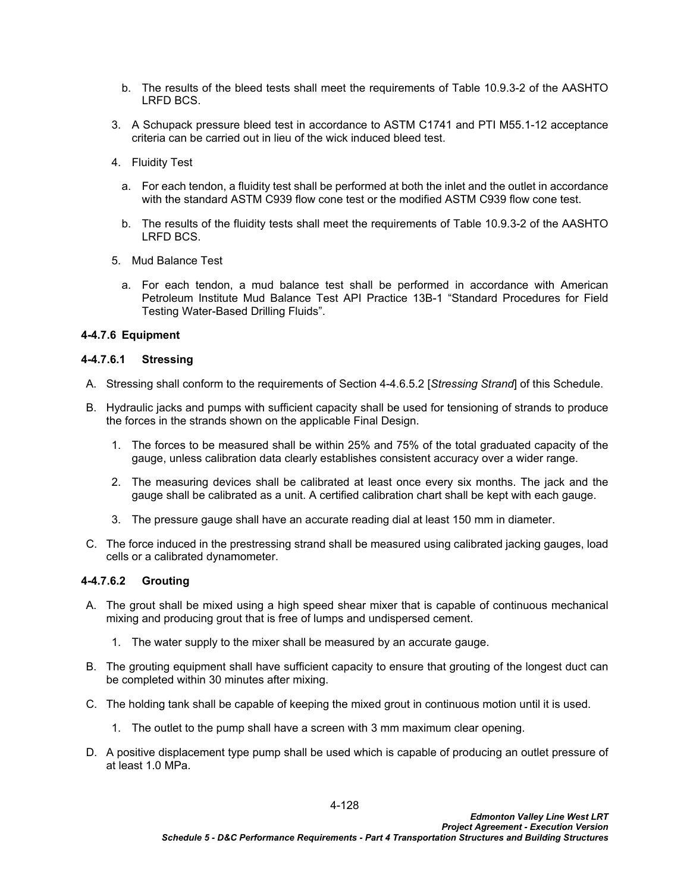b. The results of the bleed tests shall meet the requirements of Table 10.9.3-2 of the AASHTO LRFD BCS.

3. A Schupack pressure bleed test in accordance to ASTM C1741 and PTI M55.1-12 acceptance criteria can be carried out in lieu of the wick induced bleed test.

4. Fluidity Test

   a. For each tendon, a fluidity test shall be performed at both the inlet and the outlet in accordance with the standard ASTM C939 flow cone test or the modified ASTM C939 flow cone test.

   b. The results of the fluidity tests shall meet the requirements of Table 10.9.3-2 of the AASHTO LRFD BCS.

5. Mud Balance Test

   a. For each tendon, a mud balance test shall be performed in accordance with American Petroleum Institute Mud Balance Test API Practice 13B-1 "Standard Procedures for Field Testing Water-Based Drilling Fluids".

### 4-4.7.6 Equipment

#### 4-4.7.6.1 Stressing

A. Stressing shall conform to the requirements of Section 4-4.6.5.2 [*Stressing Strand*] of this Schedule.

B. Hydraulic jacks and pumps with sufficient capacity shall be used for tensioning of strands to produce the forces in the strands shown on the applicable Final Design.

   1. The forces to be measured shall be within 25% and 75% of the total graduated capacity of the gauge, unless calibration data clearly establishes consistent accuracy over a wider range.

   2. The measuring devices shall be calibrated at least once every six months. The jack and the gauge shall be calibrated as a unit. A certified calibration chart shall be kept with each gauge.

   3. The pressure gauge shall have an accurate reading dial at least 150 mm in diameter.

C. The force induced in the prestressing strand shall be measured using calibrated jacking gauges, load cells or a calibrated dynamometer.

#### 4-4.7.6.2 Grouting

A. The grout shall be mixed using a high speed shear mixer that is capable of continuous mechanical mixing and producing grout that is free of lumps and undispersed cement.

   1. The water supply to the mixer shall be measured by an accurate gauge.

B. The grouting equipment shall have sufficient capacity to ensure that grouting of the longest duct can be completed within 30 minutes after mixing.

C. The holding tank shall be capable of keeping the mixed grout in continuous motion until it is used.

   1. The outlet to the pump shall have a screen with 3 mm maximum clear opening.

D. A positive displacement type pump shall be used which is capable of producing an outlet pressure of at least 1.0 MPa.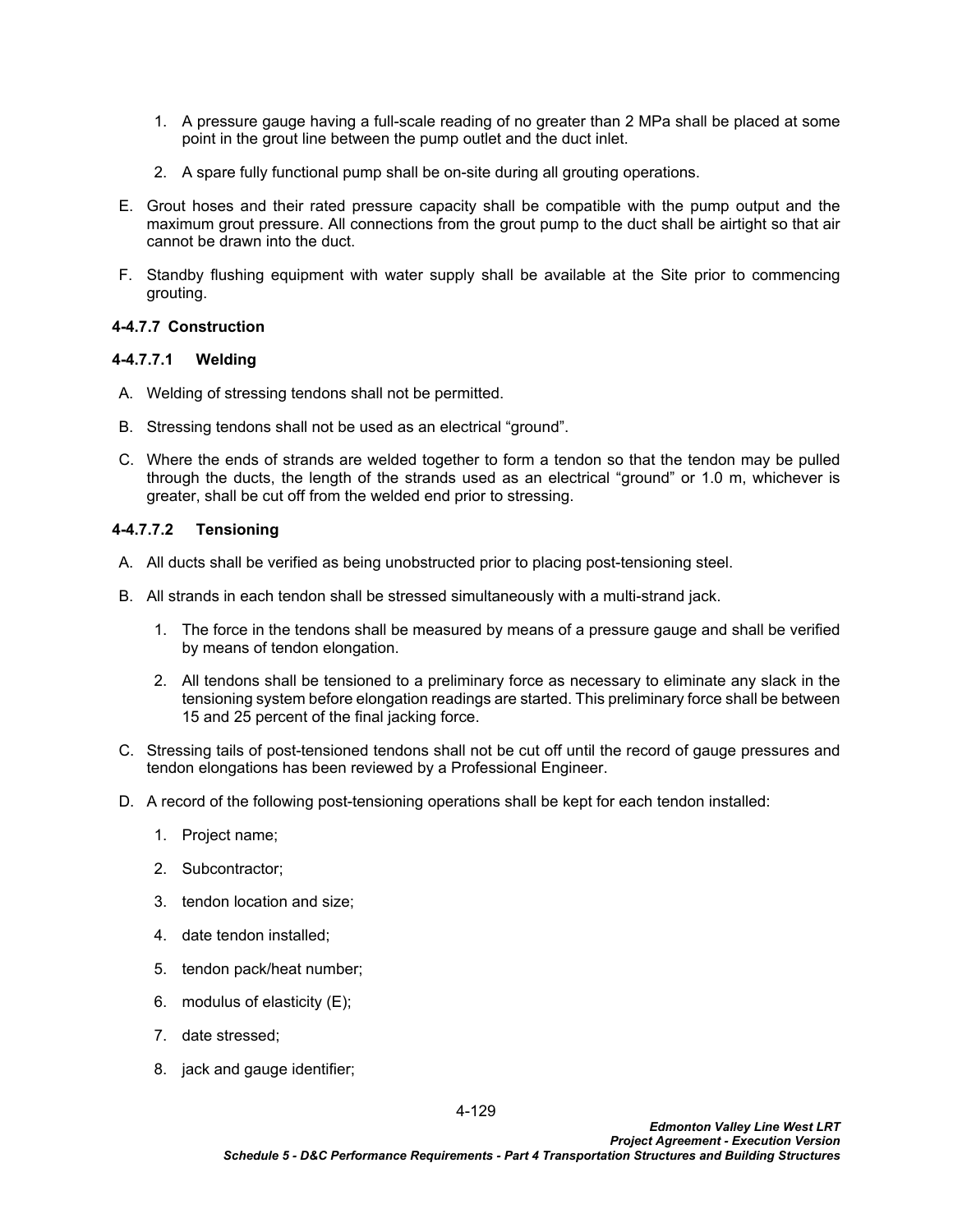1. A pressure gauge having a full-scale reading of no greater than 2 MPa shall be placed at some point in the grout line between the pump outlet and the duct inlet.

2. A spare fully functional pump shall be on-site during all grouting operations.

E. Grout hoses and their rated pressure capacity shall be compatible with the pump output and the maximum grout pressure. All connections from the grout pump to the duct shall be airtight so that air cannot be drawn into the duct.

F. Standby flushing equipment with water supply shall be available at the Site prior to commencing grouting.

### 4-4.7.7 Construction

#### 4-4.7.7.1 Welding

A. Welding of stressing tendons shall not be permitted.

B. Stressing tendons shall not be used as an electrical "ground".

C. Where the ends of strands are welded together to form a tendon so that the tendon may be pulled through the ducts, the length of the strands used as an electrical "ground" or 1.0 m, whichever is greater, shall be cut off from the welded end prior to stressing.

#### 4-4.7.7.2 Tensioning

A. All ducts shall be verified as being unobstructed prior to placing post-tensioning steel.

B. All strands in each tendon shall be stressed simultaneously with a multi-strand jack.

   1. The force in the tendons shall be measured by means of a pressure gauge and shall be verified by means of tendon elongation.

   2. All tendons shall be tensioned to a preliminary force as necessary to eliminate any slack in the tensioning system before elongation readings are started. This preliminary force shall be between 15 and 25 percent of the final jacking force.

C. Stressing tails of post-tensioned tendons shall not be cut off until the record of gauge pressures and tendon elongations has been reviewed by a Professional Engineer.

D. A record of the following post-tensioning operations shall be kept for each tendon installed:

   1. Project name;

   2. Subcontractor;

   3. tendon location and size;

   4. date tendon installed;

   5. tendon pack/heat number;

   6. modulus of elasticity (E);

   7. date stressed;

   8. jack and gauge identifier;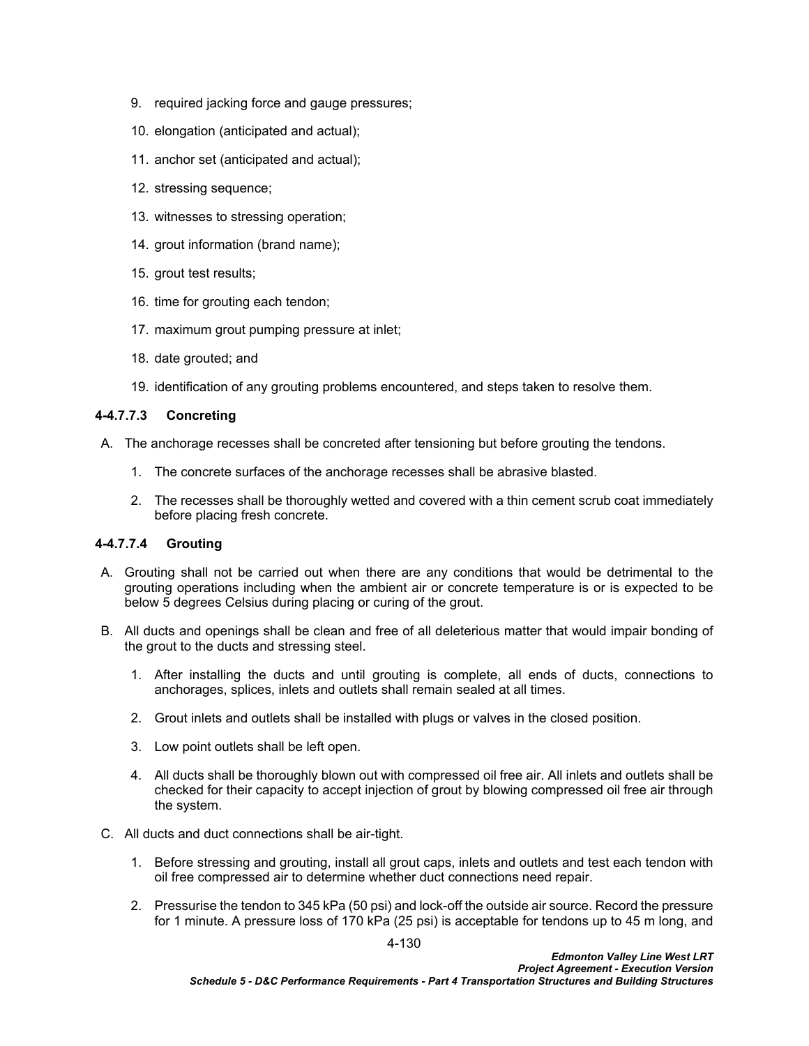9. required jacking force and gauge pressures;
10. elongation (anticipated and actual);
11. anchor set (anticipated and actual);
12. stressing sequence;
13. witnesses to stressing operation;
14. grout information (brand name);
15. grout test results;
16. time for grouting each tendon;
17. maximum grout pumping pressure at inlet;
18. date grouted; and
19. identification of any grouting problems encountered, and steps taken to resolve them.

#### 4-4.7.7.3 Concreting

A. The anchorage recesses shall be concreted after tensioning but before grouting the tendons.

   1. The concrete surfaces of the anchorage recesses shall be abrasive blasted.
   2. The recesses shall be thoroughly wetted and covered with a thin cement scrub coat immediately before placing fresh concrete.

#### 4-4.7.7.4 Grouting

A. Grouting shall not be carried out when there are any conditions that would be detrimental to the grouting operations including when the ambient air or concrete temperature is or is expected to be below 5 degrees Celsius during placing or curing of the grout.

B. All ducts and openings shall be clean and free of all deleterious matter that would impair bonding of the grout to the ducts and stressing steel.

   1. After installing the ducts and until grouting is complete, all ends of ducts, connections to anchorages, splices, inlets and outlets shall remain sealed at all times.
   2. Grout inlets and outlets shall be installed with plugs or valves in the closed position.
   3. Low point outlets shall be left open.
   4. All ducts shall be thoroughly blown out with compressed oil free air. All inlets and outlets shall be checked for their capacity to accept injection of grout by blowing compressed oil free air through the system.

C. All ducts and duct connections shall be air-tight.

   1. Before stressing and grouting, install all grout caps, inlets and outlets and test each tendon with oil free compressed air to determine whether duct connections need repair.
   2. Pressurise the tendon to 345 kPa (50 psi) and lock-off the outside air source. Record the pressure for 1 minute. A pressure loss of 170 kPa (25 psi) is acceptable for tendons up to 45 m long, and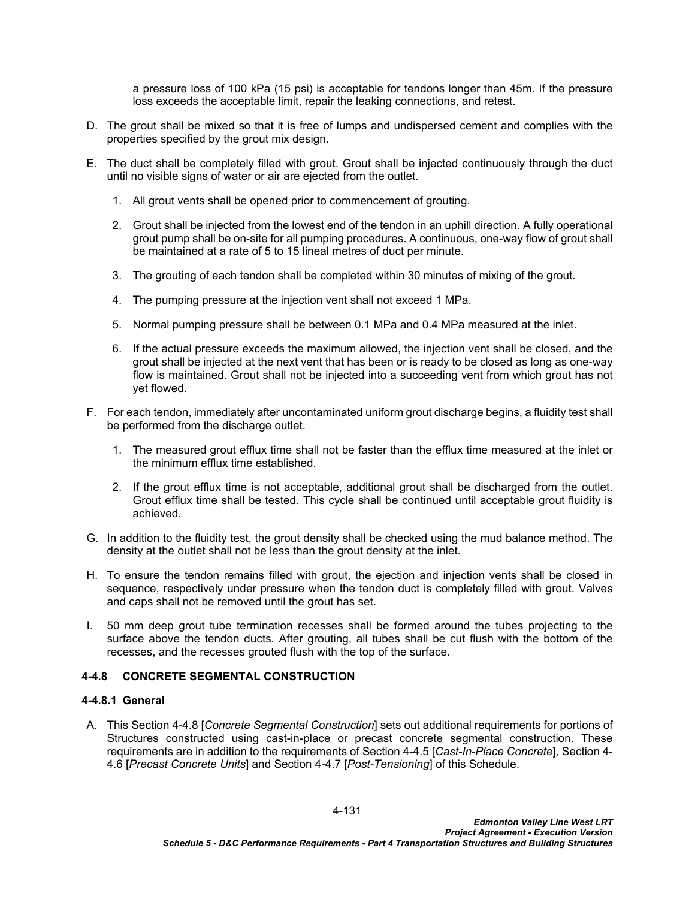a pressure loss of 100 kPa (15 psi) is acceptable for tendons longer than 45m. If the pressure loss exceeds the acceptable limit, repair the leaking connections, and retest.

D. The grout shall be mixed so that it is free of lumps and undispersed cement and complies with the properties specified by the grout mix design.

E. The duct shall be completely filled with grout. Grout shall be injected continuously through the duct until no visible signs of water or air are ejected from the outlet.

1. All grout vents shall be opened prior to commencement of grouting.
2. Grout shall be injected from the lowest end of the tendon in an uphill direction. A fully operational grout pump shall be on-site for all pumping procedures. A continuous, one-way flow of grout shall be maintained at a rate of 5 to 15 lineal metres of duct per minute.
3. The grouting of each tendon shall be completed within 30 minutes of mixing of the grout.
4. The pumping pressure at the injection vent shall not exceed 1 MPa.
5. Normal pumping pressure shall be between 0.1 MPa and 0.4 MPa measured at the inlet.
6. If the actual pressure exceeds the maximum allowed, the injection vent shall be closed, and the grout shall be injected at the next vent that has been or is ready to be closed as long as one-way flow is maintained. Grout shall not be injected into a succeeding vent from which grout has not yet flowed.

F. For each tendon, immediately after uncontaminated uniform grout discharge begins, a fluidity test shall be performed from the discharge outlet.

1. The measured grout efflux time shall not be faster than the efflux time measured at the inlet or the minimum efflux time established.
2. If the grout efflux time is not acceptable, additional grout shall be discharged from the outlet. Grout efflux time shall be tested. This cycle shall be continued until acceptable grout fluidity is achieved.

G. In addition to the fluidity test, the grout density shall be checked using the mud balance method. The density at the outlet shall not be less than the grout density at the inlet.

H. To ensure the tendon remains filled with grout, the ejection and injection vents shall be closed in sequence, respectively under pressure when the tendon duct is completely filled with grout. Valves and caps shall not be removed until the grout has set.

I. 50 mm deep grout tube termination recesses shall be formed around the tubes projecting to the surface above the tendon ducts. After grouting, all tubes shall be cut flush with the bottom of the recesses, and the recesses grouted flush with the top of the surface.

### 4-4.8 CONCRETE SEGMENTAL CONSTRUCTION

#### 4-4.8.1 General

A. This Section 4-4.8 [*Concrete Segmental Construction*] sets out additional requirements for portions of Structures constructed using cast-in-place or precast concrete segmental construction. These requirements are in addition to the requirements of Section 4-4.5 [*Cast-In-Place Concrete*], Section 4-4.6 [*Precast Concrete Units*] and Section 4-4.7 [*Post-Tensioning*] of this Schedule.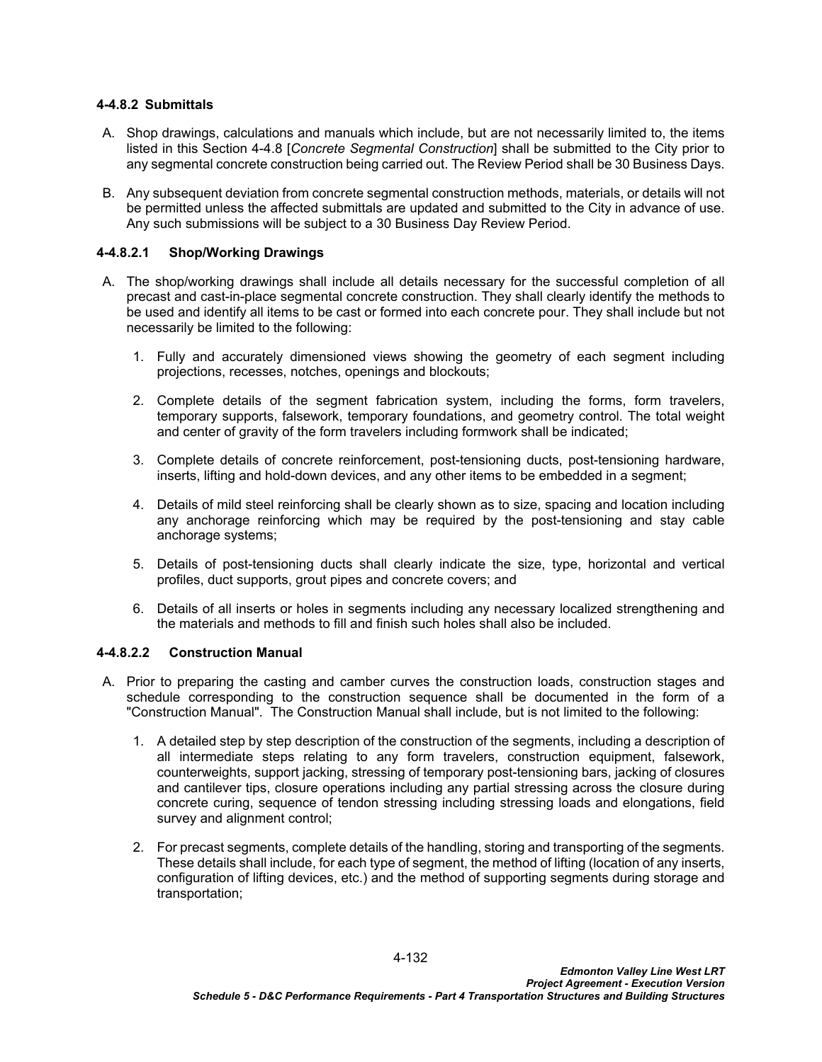#### 4-4.8.2 Submittals

A. Shop drawings, calculations and manuals which include, but are not necessarily limited to, the items listed in this Section 4-4.8 [*Concrete Segmental Construction*] shall be submitted to the City prior to any segmental concrete construction being carried out. The Review Period shall be 30 Business Days.

B. Any subsequent deviation from concrete segmental construction methods, materials, or details will not be permitted unless the affected submittals are updated and submitted to the City in advance of use. Any such submissions will be subject to a 30 Business Day Review Period.

##### 4-4.8.2.1 Shop/Working Drawings

A. The shop/working drawings shall include all details necessary for the successful completion of all precast and cast-in-place segmental concrete construction. They shall clearly identify the methods to be used and identify all items to be cast or formed into each concrete pour. They shall include but not necessarily be limited to the following:

1. Fully and accurately dimensioned views showing the geometry of each segment including projections, recesses, notches, openings and blockouts;

2. Complete details of the segment fabrication system, including the forms, form travelers, temporary supports, falsework, temporary foundations, and geometry control. The total weight and center of gravity of the form travelers including formwork shall be indicated;

3. Complete details of concrete reinforcement, post-tensioning ducts, post-tensioning hardware, inserts, lifting and hold-down devices, and any other items to be embedded in a segment;

4. Details of mild steel reinforcing shall be clearly shown as to size, spacing and location including any anchorage reinforcing which may be required by the post-tensioning and stay cable anchorage systems;

5. Details of post-tensioning ducts shall clearly indicate the size, type, horizontal and vertical profiles, duct supports, grout pipes and concrete covers; and

6. Details of all inserts or holes in segments including any necessary localized strengthening and the materials and methods to fill and finish such holes shall also be included.

##### 4-4.8.2.2 Construction Manual

A. Prior to preparing the casting and camber curves the construction loads, construction stages and schedule corresponding to the construction sequence shall be documented in the form of a "Construction Manual". The Construction Manual shall include, but is not limited to the following:

1. A detailed step by step description of the construction of the segments, including a description of all intermediate steps relating to any form travelers, construction equipment, falsework, counterweights, support jacking, stressing of temporary post-tensioning bars, jacking of closures and cantilever tips, closure operations including any partial stressing across the closure during concrete curing, sequence of tendon stressing including stressing loads and elongations, field survey and alignment control;

2. For precast segments, complete details of the handling, storing and transporting of the segments. These details shall include, for each type of segment, the method of lifting (location of any inserts, configuration of lifting devices, etc.) and the method of supporting segments during storage and transportation;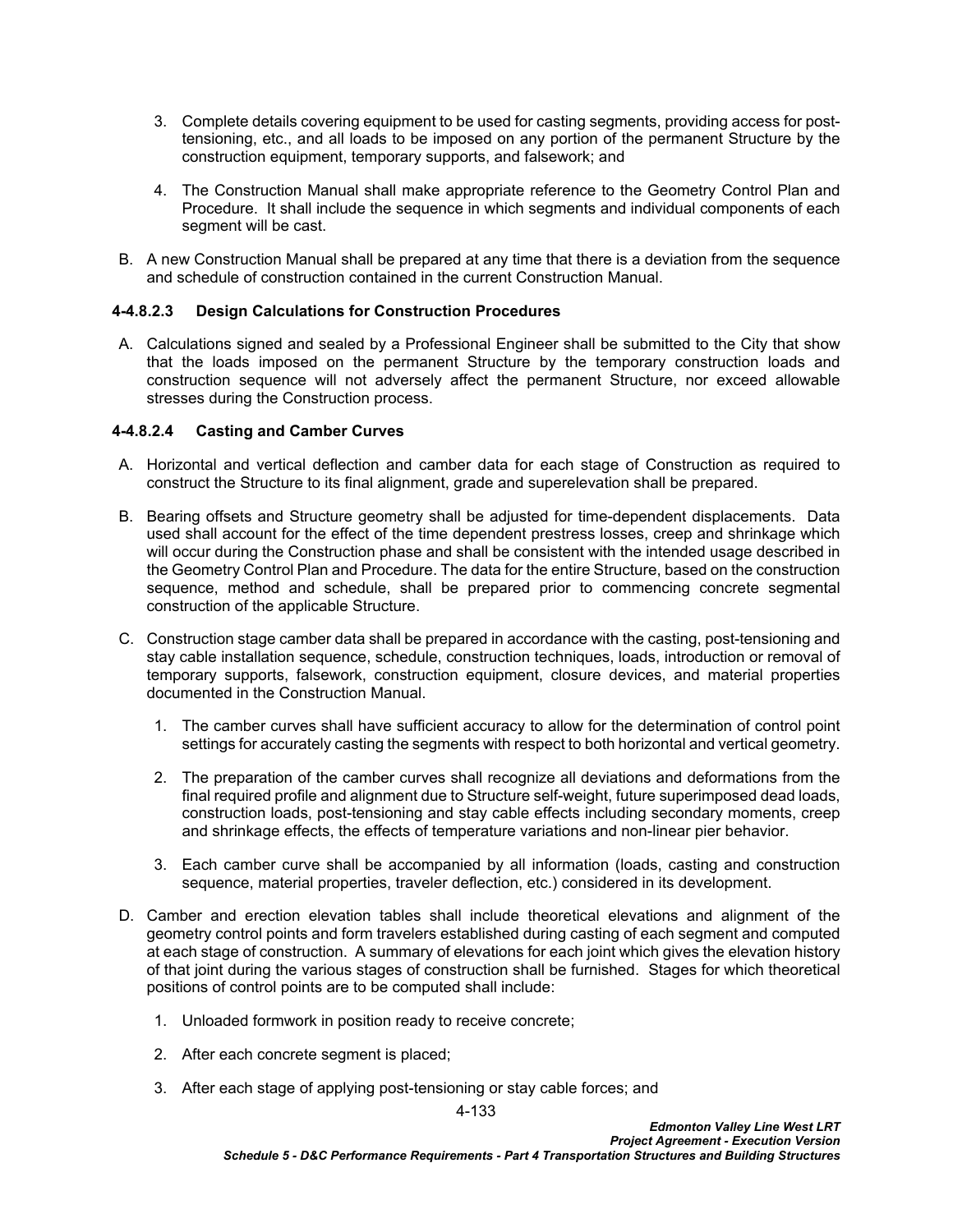3. Complete details covering equipment to be used for casting segments, providing access for post-tensioning, etc., and all loads to be imposed on any portion of the permanent Structure by the construction equipment, temporary supports, and falsework; and

4. The Construction Manual shall make appropriate reference to the Geometry Control Plan and Procedure. It shall include the sequence in which segments and individual components of each segment will be cast.

B. A new Construction Manual shall be prepared at any time that there is a deviation from the sequence and schedule of construction contained in the current Construction Manual.

#### 4-4.8.2.3 Design Calculations for Construction Procedures

A. Calculations signed and sealed by a Professional Engineer shall be submitted to the City that show that the loads imposed on the permanent Structure by the temporary construction loads and construction sequence will not adversely affect the permanent Structure, nor exceed allowable stresses during the Construction process.

#### 4-4.8.2.4 Casting and Camber Curves

A. Horizontal and vertical deflection and camber data for each stage of Construction as required to construct the Structure to its final alignment, grade and superelevation shall be prepared.

B. Bearing offsets and Structure geometry shall be adjusted for time-dependent displacements. Data used shall account for the effect of the time dependent prestress losses, creep and shrinkage which will occur during the Construction phase and shall be consistent with the intended usage described in the Geometry Control Plan and Procedure. The data for the entire Structure, based on the construction sequence, method and schedule, shall be prepared prior to commencing concrete segmental construction of the applicable Structure.

C. Construction stage camber data shall be prepared in accordance with the casting, post-tensioning and stay cable installation sequence, schedule, construction techniques, loads, introduction or removal of temporary supports, falsework, construction equipment, closure devices, and material properties documented in the Construction Manual.

1. The camber curves shall have sufficient accuracy to allow for the determination of control point settings for accurately casting the segments with respect to both horizontal and vertical geometry.

2. The preparation of the camber curves shall recognize all deviations and deformations from the final required profile and alignment due to Structure self-weight, future superimposed dead loads, construction loads, post-tensioning and stay cable effects including secondary moments, creep and shrinkage effects, the effects of temperature variations and non-linear pier behavior.

3. Each camber curve shall be accompanied by all information (loads, casting and construction sequence, material properties, traveler deflection, etc.) considered in its development.

D. Camber and erection elevation tables shall include theoretical elevations and alignment of the geometry control points and form travelers established during casting of each segment and computed at each stage of construction. A summary of elevations for each joint which gives the elevation history of that joint during the various stages of construction shall be furnished. Stages for which theoretical positions of control points are to be computed shall include:

1. Unloaded formwork in position ready to receive concrete;

2. After each concrete segment is placed;

3. After each stage of applying post-tensioning or stay cable forces; and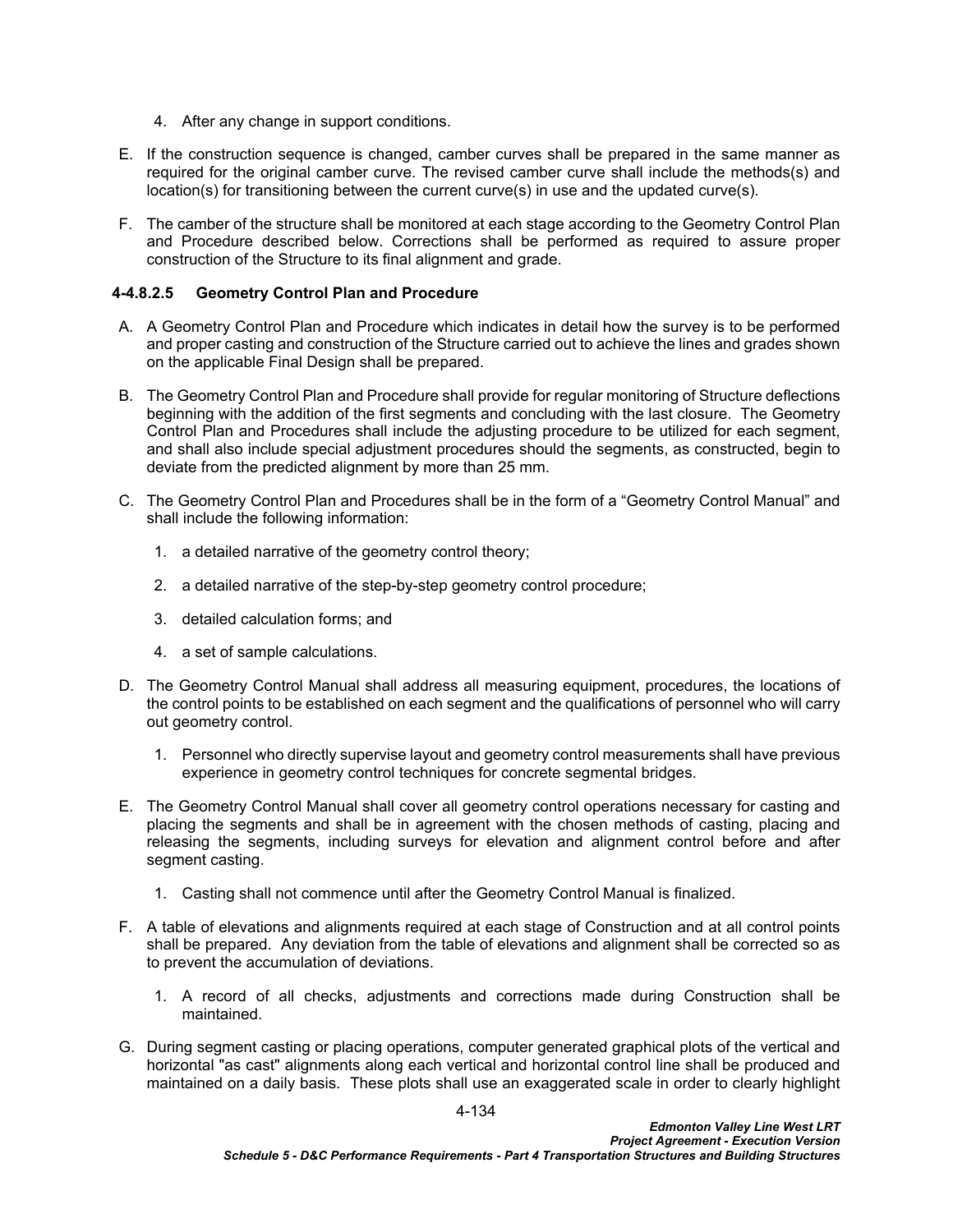4. After any change in support conditions.

E. If the construction sequence is changed, camber curves shall be prepared in the same manner as required for the original camber curve. The revised camber curve shall include the methods(s) and location(s) for transitioning between the current curve(s) in use and the updated curve(s).

F. The camber of the structure shall be monitored at each stage according to the Geometry Control Plan and Procedure described below. Corrections shall be performed as required to assure proper construction of the Structure to its final alignment and grade.

#### 4-4.8.2.5 Geometry Control Plan and Procedure

A. A Geometry Control Plan and Procedure which indicates in detail how the survey is to be performed and proper casting and construction of the Structure carried out to achieve the lines and grades shown on the applicable Final Design shall be prepared.

B. The Geometry Control Plan and Procedure shall provide for regular monitoring of Structure deflections beginning with the addition of the first segments and concluding with the last closure. The Geometry Control Plan and Procedures shall include the adjusting procedure to be utilized for each segment, and shall also include special adjustment procedures should the segments, as constructed, begin to deviate from the predicted alignment by more than 25 mm.

C. The Geometry Control Plan and Procedures shall be in the form of a "Geometry Control Manual" and shall include the following information:

1. a detailed narrative of the geometry control theory;
2. a detailed narrative of the step-by-step geometry control procedure;
3. detailed calculation forms; and
4. a set of sample calculations.

D. The Geometry Control Manual shall address all measuring equipment, procedures, the locations of the control points to be established on each segment and the qualifications of personnel who will carry out geometry control.

1. Personnel who directly supervise layout and geometry control measurements shall have previous experience in geometry control techniques for concrete segmental bridges.

E. The Geometry Control Manual shall cover all geometry control operations necessary for casting and placing the segments and shall be in agreement with the chosen methods of casting, placing and releasing the segments, including surveys for elevation and alignment control before and after segment casting.

1. Casting shall not commence until after the Geometry Control Manual is finalized.

F. A table of elevations and alignments required at each stage of Construction and at all control points shall be prepared. Any deviation from the table of elevations and alignment shall be corrected so as to prevent the accumulation of deviations.

1. A record of all checks, adjustments and corrections made during Construction shall be maintained.

G. During segment casting or placing operations, computer generated graphical plots of the vertical and horizontal "as cast" alignments along each vertical and horizontal control line shall be produced and maintained on a daily basis. These plots shall use an exaggerated scale in order to clearly highlight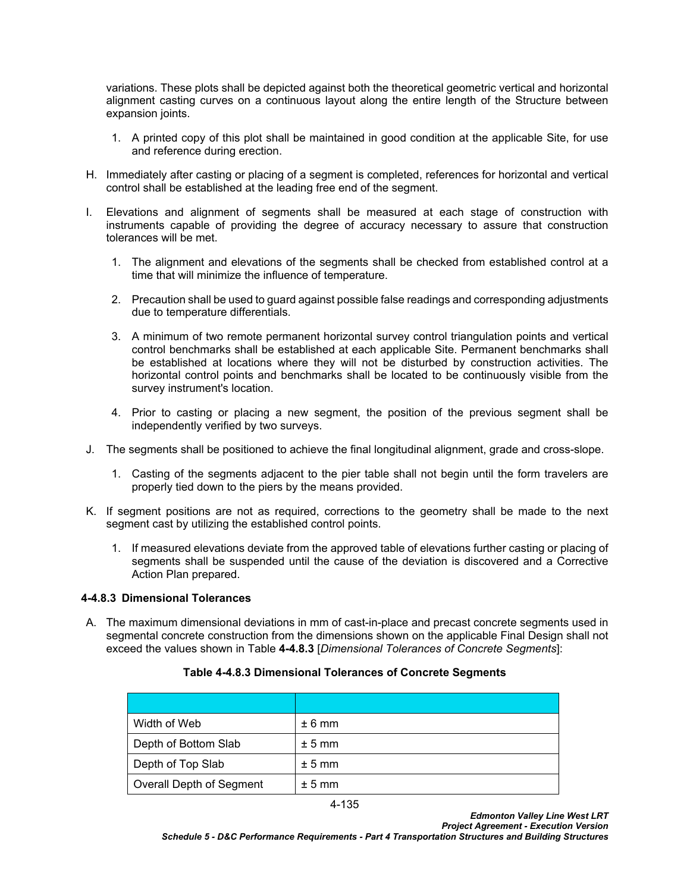variations. These plots shall be depicted against both the theoretical geometric vertical and horizontal alignment casting curves on a continuous layout along the entire length of the Structure between expansion joints.

1. A printed copy of this plot shall be maintained in good condition at the applicable Site, for use and reference during erection.

H. Immediately after casting or placing of a segment is completed, references for horizontal and vertical control shall be established at the leading free end of the segment.

I. Elevations and alignment of segments shall be measured at each stage of construction with instruments capable of providing the degree of accuracy necessary to assure that construction tolerances will be met.

1. The alignment and elevations of the segments shall be checked from established control at a time that will minimize the influence of temperature.

2. Precaution shall be used to guard against possible false readings and corresponding adjustments due to temperature differentials.

3. A minimum of two remote permanent horizontal survey control triangulation points and vertical control benchmarks shall be established at each applicable Site. Permanent benchmarks shall be established at locations where they will not be disturbed by construction activities. The horizontal control points and benchmarks shall be located to be continuously visible from the survey instrument's location.

4. Prior to casting or placing a new segment, the position of the previous segment shall be independently verified by two surveys.

J. The segments shall be positioned to achieve the final longitudinal alignment, grade and cross-slope.

1. Casting of the segments adjacent to the pier table shall not begin until the form travelers are properly tied down to the piers by the means provided.

K. If segment positions are not as required, corrections to the geometry shall be made to the next segment cast by utilizing the established control points.

1. If measured elevations deviate from the approved table of elevations further casting or placing of segments shall be suspended until the cause of the deviation is discovered and a Corrective Action Plan prepared.

### 4-4.8.3 Dimensional Tolerances

A. The maximum dimensional deviations in mm of cast-in-place and precast concrete segments used in segmental concrete construction from the dimensions shown on the applicable Final Design shall not exceed the values shown in Table **4-4.8.3** [*Dimensional Tolerances of Concrete Segments*]:

**Table 4-4.8.3 Dimensional Tolerances of Concrete Segments**

| | |
|---|---|
| Width of Web | ± 6 mm |
| Depth of Bottom Slab | ± 5 mm |
| Depth of Top Slab | ± 5 mm |
| Overall Depth of Segment | ± 5 mm |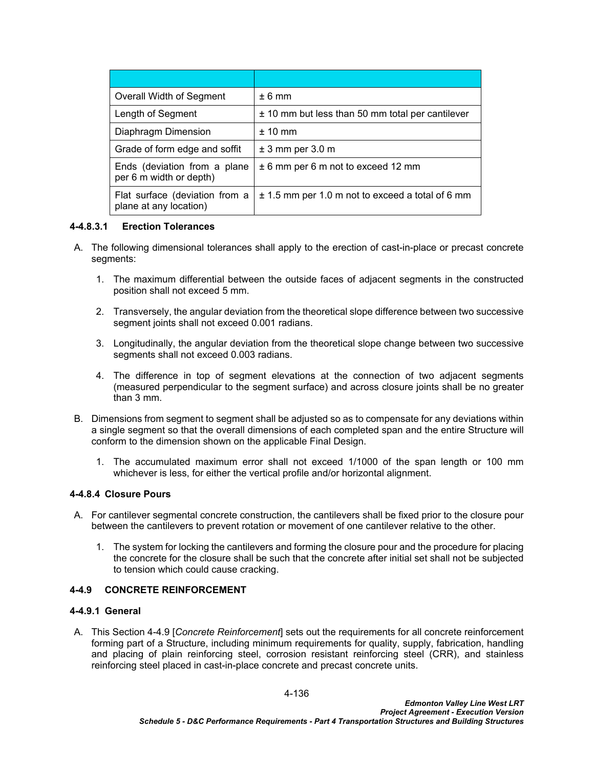| | |
|---|---|
| Overall Width of Segment | ± 6 mm |
| Length of Segment | ± 10 mm but less than 50 mm total per cantilever |
| Diaphragm Dimension | ± 10 mm |
| Grade of form edge and soffit | ± 3 mm per 3.0 m |
| Ends (deviation from a plane per 6 m width or depth) | ± 6 mm per 6 m not to exceed 12 mm |
| Flat surface (deviation from a plane at any location) | ± 1.5 mm per 1.0 m not to exceed a total of 6 mm |

#### 4-4.8.3.1 Erection Tolerances

A. The following dimensional tolerances shall apply to the erection of cast-in-place or precast concrete segments:

1. The maximum differential between the outside faces of adjacent segments in the constructed position shall not exceed 5 mm.

2. Transversely, the angular deviation from the theoretical slope difference between two successive segment joints shall not exceed 0.001 radians.

3. Longitudinally, the angular deviation from the theoretical slope change between two successive segments shall not exceed 0.003 radians.

4. The difference in top of segment elevations at the connection of two adjacent segments (measured perpendicular to the segment surface) and across closure joints shall be no greater than 3 mm.

B. Dimensions from segment to segment shall be adjusted so as to compensate for any deviations within a single segment so that the overall dimensions of each completed span and the entire Structure will conform to the dimension shown on the applicable Final Design.

1. The accumulated maximum error shall not exceed 1/1000 of the span length or 100 mm whichever is less, for either the vertical profile and/or horizontal alignment.

#### 4-4.8.4 Closure Pours

A. For cantilever segmental concrete construction, the cantilevers shall be fixed prior to the closure pour between the cantilevers to prevent rotation or movement of one cantilever relative to the other.

1. The system for locking the cantilevers and forming the closure pour and the procedure for placing the concrete for the closure shall be such that the concrete after initial set shall not be subjected to tension which could cause cracking.

### 4-4.9 CONCRETE REINFORCEMENT

#### 4-4.9.1 General

A. This Section 4-4.9 [*Concrete Reinforcement*] sets out the requirements for all concrete reinforcement forming part of a Structure, including minimum requirements for quality, supply, fabrication, handling and placing of plain reinforcing steel, corrosion resistant reinforcing steel (CRR), and stainless reinforcing steel placed in cast-in-place concrete and precast concrete units.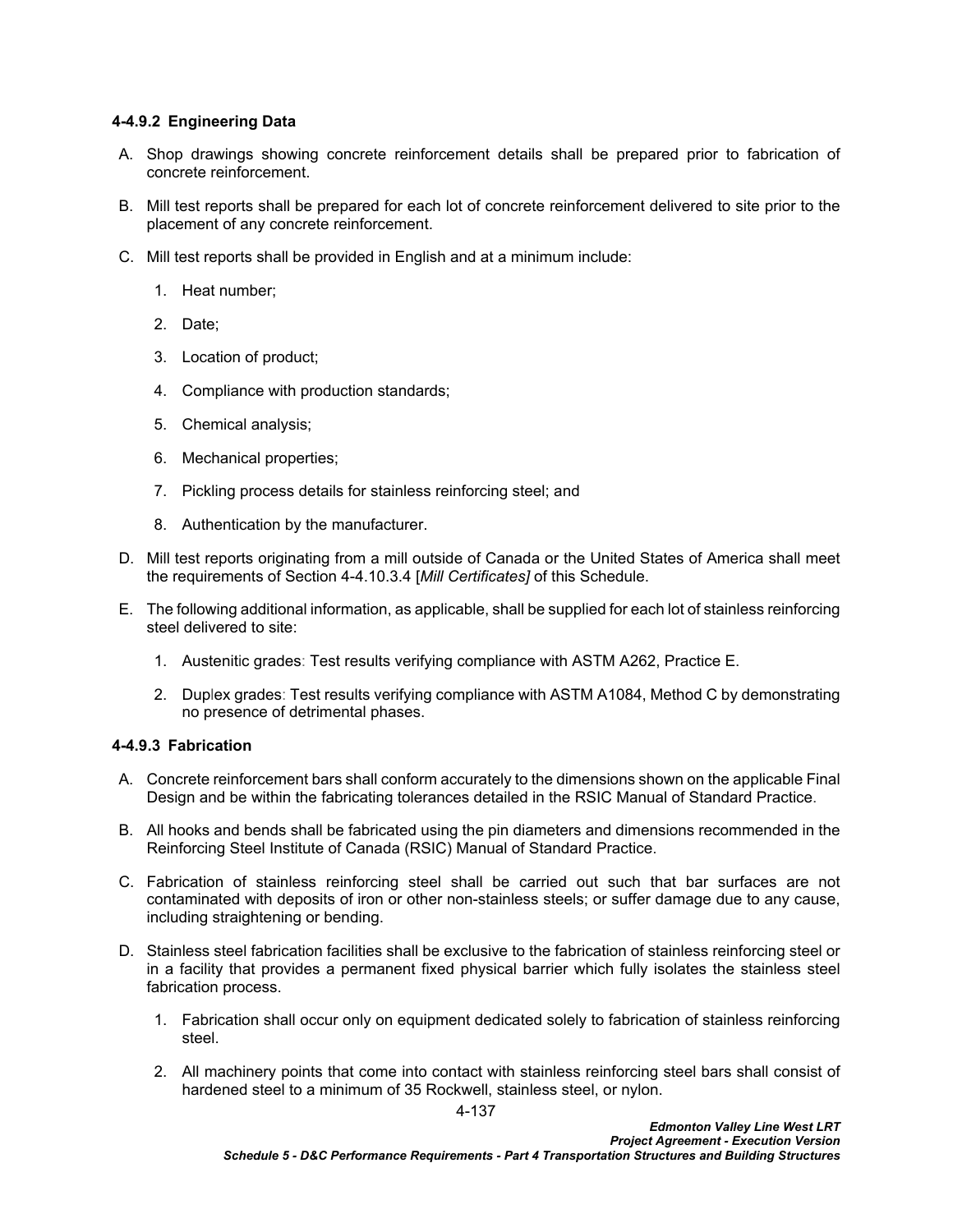#### 4-4.9.2 Engineering Data

A. Shop drawings showing concrete reinforcement details shall be prepared prior to fabrication of concrete reinforcement.

B. Mill test reports shall be prepared for each lot of concrete reinforcement delivered to site prior to the placement of any concrete reinforcement.

C. Mill test reports shall be provided in English and at a minimum include:

1. Heat number;
2. Date;
3. Location of product;
4. Compliance with production standards;
5. Chemical analysis;
6. Mechanical properties;
7. Pickling process details for stainless reinforcing steel; and
8. Authentication by the manufacturer.

D. Mill test reports originating from a mill outside of Canada or the United States of America shall meet the requirements of Section 4-4.10.3.4 [*Mill Certificates]* of this Schedule.

E. The following additional information, as applicable, shall be supplied for each lot of stainless reinforcing steel delivered to site:

1. Austenitic grades: Test results verifying compliance with ASTM A262, Practice E.
2. Duplex grades: Test results verifying compliance with ASTM A1084, Method C by demonstrating no presence of detrimental phases.

#### 4-4.9.3 Fabrication

A. Concrete reinforcement bars shall conform accurately to the dimensions shown on the applicable Final Design and be within the fabricating tolerances detailed in the RSIC Manual of Standard Practice.

B. All hooks and bends shall be fabricated using the pin diameters and dimensions recommended in the Reinforcing Steel Institute of Canada (RSIC) Manual of Standard Practice.

C. Fabrication of stainless reinforcing steel shall be carried out such that bar surfaces are not contaminated with deposits of iron or other non-stainless steels; or suffer damage due to any cause, including straightening or bending.

D. Stainless steel fabrication facilities shall be exclusive to the fabrication of stainless reinforcing steel or in a facility that provides a permanent fixed physical barrier which fully isolates the stainless steel fabrication process.

1. Fabrication shall occur only on equipment dedicated solely to fabrication of stainless reinforcing steel.
2. All machinery points that come into contact with stainless reinforcing steel bars shall consist of hardened steel to a minimum of 35 Rockwell, stainless steel, or nylon.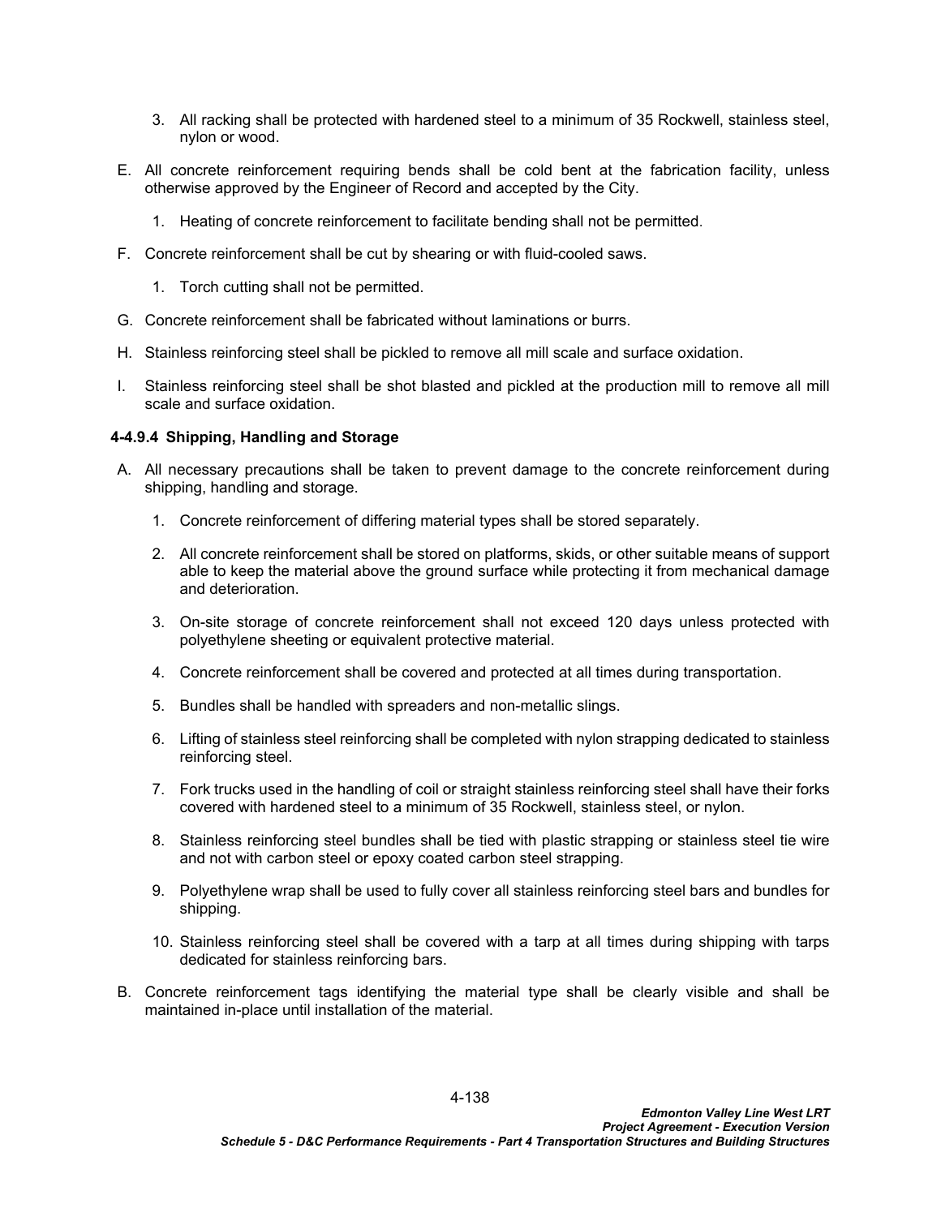3. All racking shall be protected with hardened steel to a minimum of 35 Rockwell, stainless steel, nylon or wood.

E. All concrete reinforcement requiring bends shall be cold bent at the fabrication facility, unless otherwise approved by the Engineer of Record and accepted by the City.

   1. Heating of concrete reinforcement to facilitate bending shall not be permitted.

F. Concrete reinforcement shall be cut by shearing or with fluid-cooled saws.

   1. Torch cutting shall not be permitted.

G. Concrete reinforcement shall be fabricated without laminations or burrs.

H. Stainless reinforcing steel shall be pickled to remove all mill scale and surface oxidation.

I. Stainless reinforcing steel shall be shot blasted and pickled at the production mill to remove all mill scale and surface oxidation.

#### 4-4.9.4 Shipping, Handling and Storage

A. All necessary precautions shall be taken to prevent damage to the concrete reinforcement during shipping, handling and storage.

   1. Concrete reinforcement of differing material types shall be stored separately.

   2. All concrete reinforcement shall be stored on platforms, skids, or other suitable means of support able to keep the material above the ground surface while protecting it from mechanical damage and deterioration.

   3. On-site storage of concrete reinforcement shall not exceed 120 days unless protected with polyethylene sheeting or equivalent protective material.

   4. Concrete reinforcement shall be covered and protected at all times during transportation.

   5. Bundles shall be handled with spreaders and non-metallic slings.

   6. Lifting of stainless steel reinforcing shall be completed with nylon strapping dedicated to stainless reinforcing steel.

   7. Fork trucks used in the handling of coil or straight stainless reinforcing steel shall have their forks covered with hardened steel to a minimum of 35 Rockwell, stainless steel, or nylon.

   8. Stainless reinforcing steel bundles shall be tied with plastic strapping or stainless steel tie wire and not with carbon steel or epoxy coated carbon steel strapping.

   9. Polyethylene wrap shall be used to fully cover all stainless reinforcing steel bars and bundles for shipping.

   10. Stainless reinforcing steel shall be covered with a tarp at all times during shipping with tarps dedicated for stainless reinforcing bars.

B. Concrete reinforcement tags identifying the material type shall be clearly visible and shall be maintained in-place until installation of the material.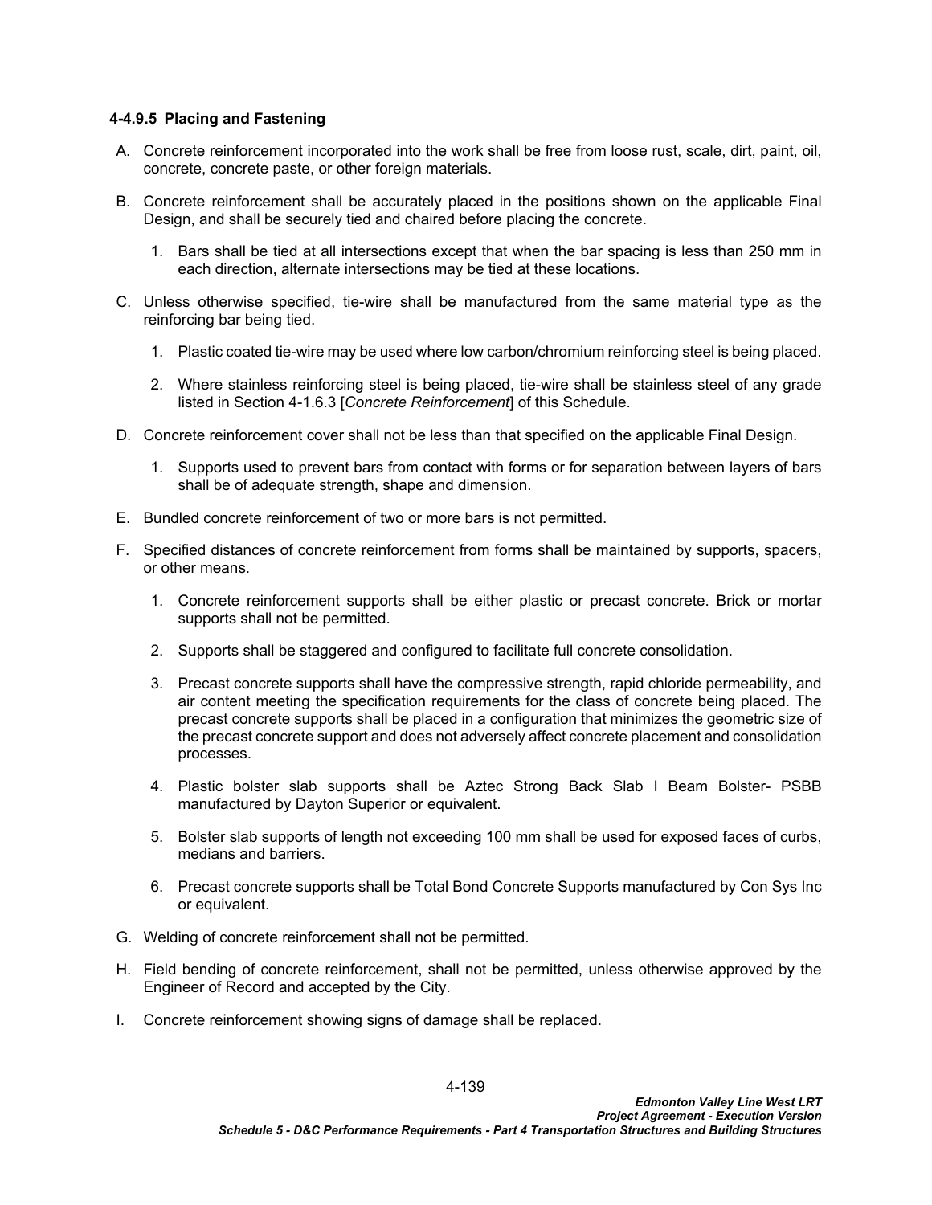#### 4-4.9.5 Placing and Fastening

A. Concrete reinforcement incorporated into the work shall be free from loose rust, scale, dirt, paint, oil, concrete, concrete paste, or other foreign materials.

B. Concrete reinforcement shall be accurately placed in the positions shown on the applicable Final Design, and shall be securely tied and chaired before placing the concrete.

   1. Bars shall be tied at all intersections except that when the bar spacing is less than 250 mm in each direction, alternate intersections may be tied at these locations.

C. Unless otherwise specified, tie-wire shall be manufactured from the same material type as the reinforcing bar being tied.

   1. Plastic coated tie-wire may be used where low carbon/chromium reinforcing steel is being placed.

   2. Where stainless reinforcing steel is being placed, tie-wire shall be stainless steel of any grade listed in Section 4-1.6.3 [*Concrete Reinforcement*] of this Schedule.

D. Concrete reinforcement cover shall not be less than that specified on the applicable Final Design.

   1. Supports used to prevent bars from contact with forms or for separation between layers of bars shall be of adequate strength, shape and dimension.

E. Bundled concrete reinforcement of two or more bars is not permitted.

F. Specified distances of concrete reinforcement from forms shall be maintained by supports, spacers, or other means.

   1. Concrete reinforcement supports shall be either plastic or precast concrete. Brick or mortar supports shall not be permitted.

   2. Supports shall be staggered and configured to facilitate full concrete consolidation.

   3. Precast concrete supports shall have the compressive strength, rapid chloride permeability, and air content meeting the specification requirements for the class of concrete being placed. The precast concrete supports shall be placed in a configuration that minimizes the geometric size of the precast concrete support and does not adversely affect concrete placement and consolidation processes.

   4. Plastic bolster slab supports shall be Aztec Strong Back Slab I Beam Bolster- PSBB manufactured by Dayton Superior or equivalent.

   5. Bolster slab supports of length not exceeding 100 mm shall be used for exposed faces of curbs, medians and barriers.

   6. Precast concrete supports shall be Total Bond Concrete Supports manufactured by Con Sys Inc or equivalent.

G. Welding of concrete reinforcement shall not be permitted.

H. Field bending of concrete reinforcement, shall not be permitted, unless otherwise approved by the Engineer of Record and accepted by the City.

I. Concrete reinforcement showing signs of damage shall be replaced.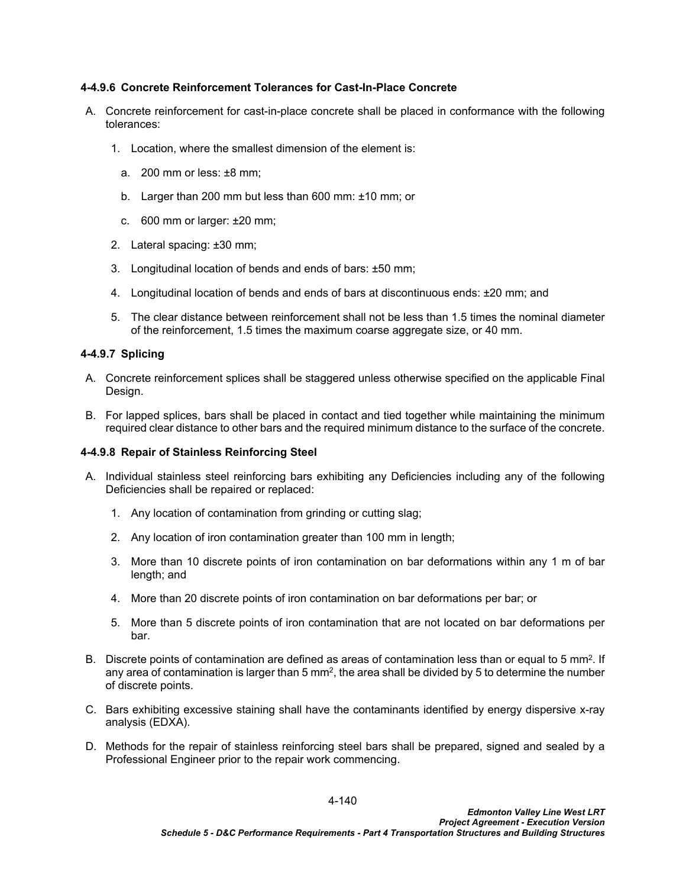#### 4-4.9.6 Concrete Reinforcement Tolerances for Cast-In-Place Concrete

A. Concrete reinforcement for cast-in-place concrete shall be placed in conformance with the following tolerances:

1. Location, where the smallest dimension of the element is:

   a. 200 mm or less: ±8 mm;

   b. Larger than 200 mm but less than 600 mm: ±10 mm; or

   c. 600 mm or larger: ±20 mm;

2. Lateral spacing: ±30 mm;

3. Longitudinal location of bends and ends of bars: ±50 mm;

4. Longitudinal location of bends and ends of bars at discontinuous ends: ±20 mm; and

5. The clear distance between reinforcement shall not be less than 1.5 times the nominal diameter of the reinforcement, 1.5 times the maximum coarse aggregate size, or 40 mm.

#### 4-4.9.7 Splicing

A. Concrete reinforcement splices shall be staggered unless otherwise specified on the applicable Final Design.

B. For lapped splices, bars shall be placed in contact and tied together while maintaining the minimum required clear distance to other bars and the required minimum distance to the surface of the concrete.

#### 4-4.9.8 Repair of Stainless Reinforcing Steel

A. Individual stainless steel reinforcing bars exhibiting any Deficiencies including any of the following Deficiencies shall be repaired or replaced:

1. Any location of contamination from grinding or cutting slag;

2. Any location of iron contamination greater than 100 mm in length;

3. More than 10 discrete points of iron contamination on bar deformations within any 1 m of bar length; and

4. More than 20 discrete points of iron contamination on bar deformations per bar; or

5. More than 5 discrete points of iron contamination that are not located on bar deformations per bar.

B. Discrete points of contamination are defined as areas of contamination less than or equal to 5 mm$^2$. If any area of contamination is larger than 5 mm$^2$, the area shall be divided by 5 to determine the number of discrete points.

C. Bars exhibiting excessive staining shall have the contaminants identified by energy dispersive x-ray analysis (EDXA).

D. Methods for the repair of stainless reinforcing steel bars shall be prepared, signed and sealed by a Professional Engineer prior to the repair work commencing.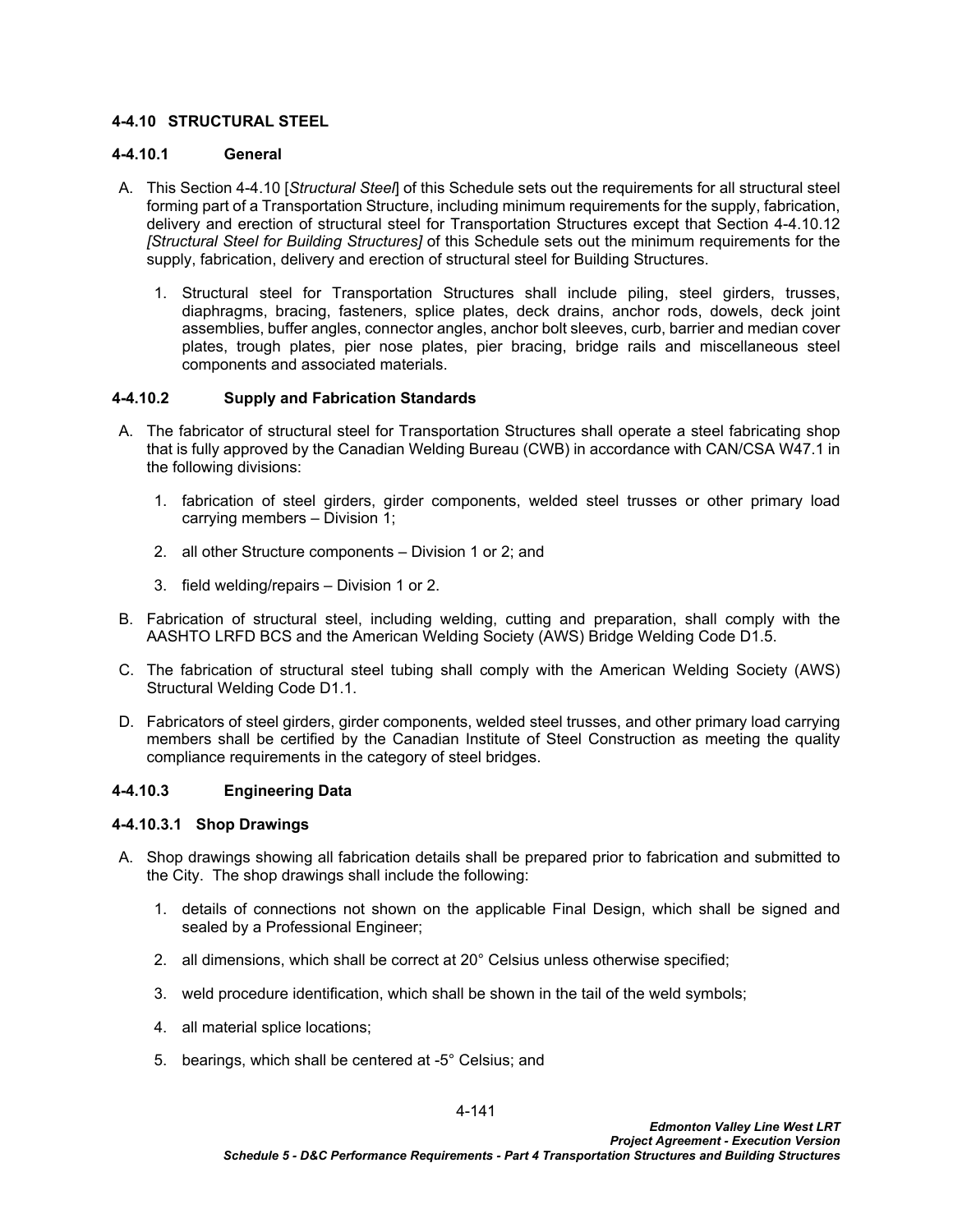## 4-4.10 STRUCTURAL STEEL

### 4-4.10.1 General

A. This Section 4-4.10 [*Structural Steel*] of this Schedule sets out the requirements for all structural steel forming part of a Transportation Structure, including minimum requirements for the supply, fabrication, delivery and erection of structural steel for Transportation Structures except that Section 4-4.10.12 *[Structural Steel for Building Structures]* of this Schedule sets out the minimum requirements for the supply, fabrication, delivery and erection of structural steel for Building Structures.

   1. Structural steel for Transportation Structures shall include piling, steel girders, trusses, diaphragms, bracing, fasteners, splice plates, deck drains, anchor rods, dowels, deck joint assemblies, buffer angles, connector angles, anchor bolt sleeves, curb, barrier and median cover plates, trough plates, pier nose plates, pier bracing, bridge rails and miscellaneous steel components and associated materials.

### 4-4.10.2 Supply and Fabrication Standards

A. The fabricator of structural steel for Transportation Structures shall operate a steel fabricating shop that is fully approved by the Canadian Welding Bureau (CWB) in accordance with CAN/CSA W47.1 in the following divisions:

   1. fabrication of steel girders, girder components, welded steel trusses or other primary load carrying members – Division 1;

   2. all other Structure components – Division 1 or 2; and

   3. field welding/repairs – Division 1 or 2.

B. Fabrication of structural steel, including welding, cutting and preparation, shall comply with the AASHTO LRFD BCS and the American Welding Society (AWS) Bridge Welding Code D1.5.

C. The fabrication of structural steel tubing shall comply with the American Welding Society (AWS) Structural Welding Code D1.1.

D. Fabricators of steel girders, girder components, welded steel trusses, and other primary load carrying members shall be certified by the Canadian Institute of Steel Construction as meeting the quality compliance requirements in the category of steel bridges.

### 4-4.10.3 Engineering Data

#### 4-4.10.3.1 Shop Drawings

A. Shop drawings showing all fabrication details shall be prepared prior to fabrication and submitted to the City. The shop drawings shall include the following:

   1. details of connections not shown on the applicable Final Design, which shall be signed and sealed by a Professional Engineer;

   2. all dimensions, which shall be correct at 20° Celsius unless otherwise specified;

   3. weld procedure identification, which shall be shown in the tail of the weld symbols;

   4. all material splice locations;

   5. bearings, which shall be centered at -5° Celsius; and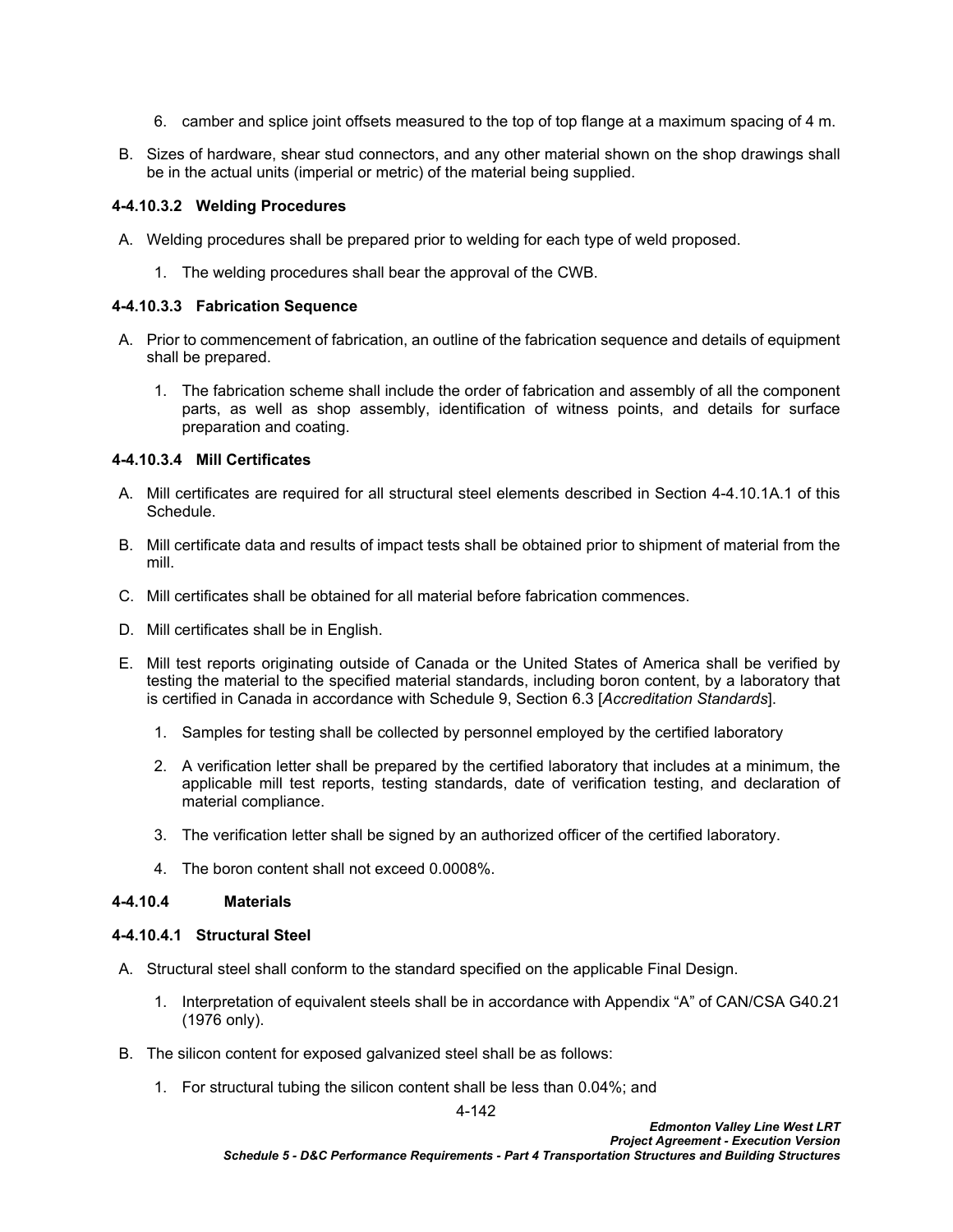6. camber and splice joint offsets measured to the top of top flange at a maximum spacing of 4 m.

B. Sizes of hardware, shear stud connectors, and any other material shown on the shop drawings shall be in the actual units (imperial or metric) of the material being supplied.

#### 4-4.10.3.2 Welding Procedures

A. Welding procedures shall be prepared prior to welding for each type of weld proposed.

   1. The welding procedures shall bear the approval of the CWB.

#### 4-4.10.3.3 Fabrication Sequence

A. Prior to commencement of fabrication, an outline of the fabrication sequence and details of equipment shall be prepared.

   1. The fabrication scheme shall include the order of fabrication and assembly of all the component parts, as well as shop assembly, identification of witness points, and details for surface preparation and coating.

#### 4-4.10.3.4 Mill Certificates

A. Mill certificates are required for all structural steel elements described in Section 4-4.10.1A.1 of this Schedule.

B. Mill certificate data and results of impact tests shall be obtained prior to shipment of material from the mill.

C. Mill certificates shall be obtained for all material before fabrication commences.

D. Mill certificates shall be in English.

E. Mill test reports originating outside of Canada or the United States of America shall be verified by testing the material to the specified material standards, including boron content, by a laboratory that is certified in Canada in accordance with Schedule 9, Section 6.3 [*Accreditation Standards*].

   1. Samples for testing shall be collected by personnel employed by the certified laboratory

   2. A verification letter shall be prepared by the certified laboratory that includes at a minimum, the applicable mill test reports, testing standards, date of verification testing, and declaration of material compliance.

   3. The verification letter shall be signed by an authorized officer of the certified laboratory.

   4. The boron content shall not exceed 0.0008%.

### 4-4.10.4 Materials

#### 4-4.10.4.1 Structural Steel

A. Structural steel shall conform to the standard specified on the applicable Final Design.

   1. Interpretation of equivalent steels shall be in accordance with Appendix "A" of CAN/CSA G40.21 (1976 only).

B. The silicon content for exposed galvanized steel shall be as follows:

   1. For structural tubing the silicon content shall be less than 0.04%; and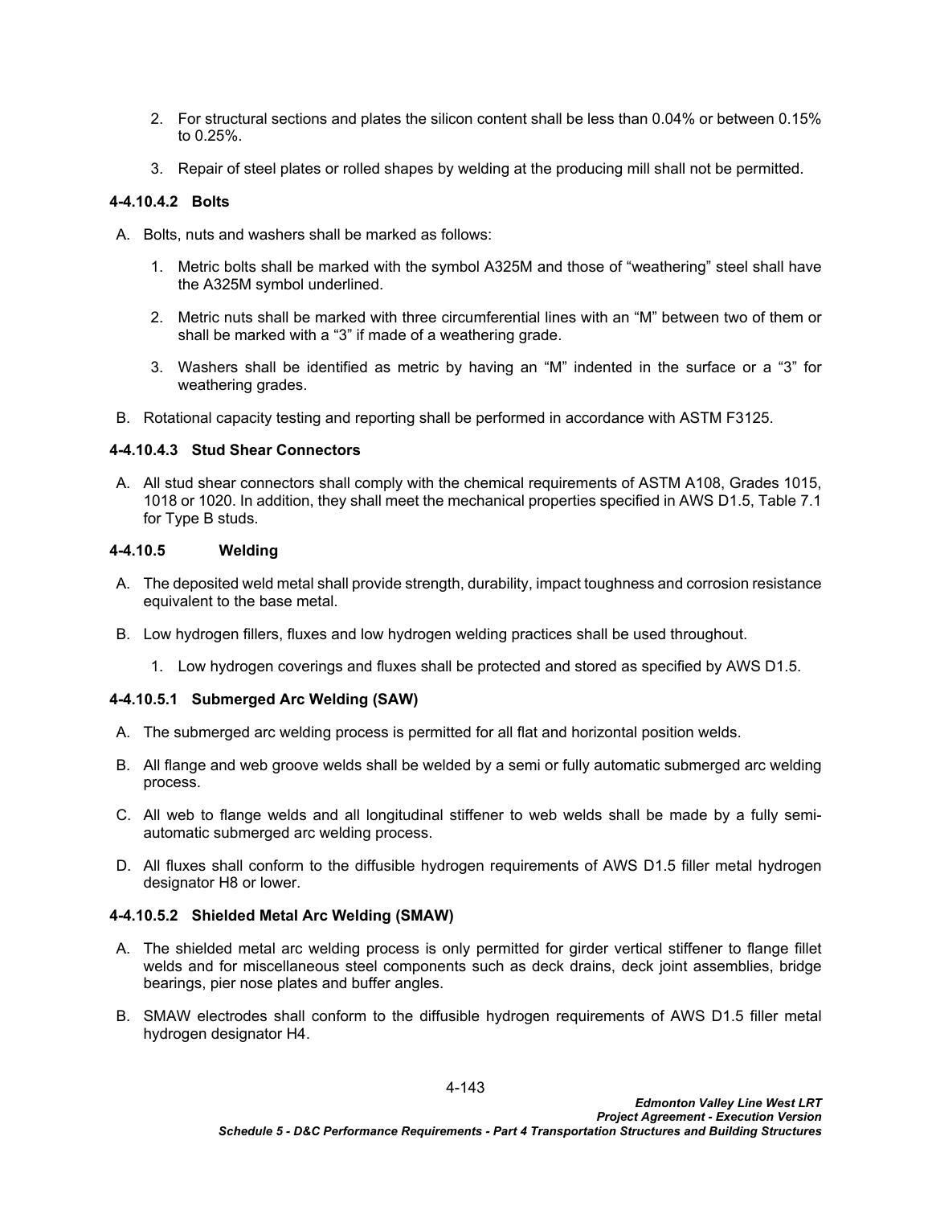2. For structural sections and plates the silicon content shall be less than 0.04% or between 0.15% to 0.25%.

3. Repair of steel plates or rolled shapes by welding at the producing mill shall not be permitted.

#### 4-4.10.4.2 Bolts

A. Bolts, nuts and washers shall be marked as follows:

   1. Metric bolts shall be marked with the symbol A325M and those of "weathering" steel shall have the A325M symbol underlined.

   2. Metric nuts shall be marked with three circumferential lines with an "M" between two of them or shall be marked with a "3" if made of a weathering grade.

   3. Washers shall be identified as metric by having an "M" indented in the surface or a "3" for weathering grades.

B. Rotational capacity testing and reporting shall be performed in accordance with ASTM F3125.

#### 4-4.10.4.3 Stud Shear Connectors

A. All stud shear connectors shall comply with the chemical requirements of ASTM A108, Grades 1015, 1018 or 1020. In addition, they shall meet the mechanical properties specified in AWS D1.5, Table 7.1 for Type B studs.

### 4-4.10.5 Welding

A. The deposited weld metal shall provide strength, durability, impact toughness and corrosion resistance equivalent to the base metal.

B. Low hydrogen fillers, fluxes and low hydrogen welding practices shall be used throughout.

   1. Low hydrogen coverings and fluxes shall be protected and stored as specified by AWS D1.5.

#### 4-4.10.5.1 Submerged Arc Welding (SAW)

A. The submerged arc welding process is permitted for all flat and horizontal position welds.

B. All flange and web groove welds shall be welded by a semi or fully automatic submerged arc welding process.

C. All web to flange welds and all longitudinal stiffener to web welds shall be made by a fully semi-automatic submerged arc welding process.

D. All fluxes shall conform to the diffusible hydrogen requirements of AWS D1.5 filler metal hydrogen designator H8 or lower.

#### 4-4.10.5.2 Shielded Metal Arc Welding (SMAW)

A. The shielded metal arc welding process is only permitted for girder vertical stiffener to flange fillet welds and for miscellaneous steel components such as deck drains, deck joint assemblies, bridge bearings, pier nose plates and buffer angles.

B. SMAW electrodes shall conform to the diffusible hydrogen requirements of AWS D1.5 filler metal hydrogen designator H4.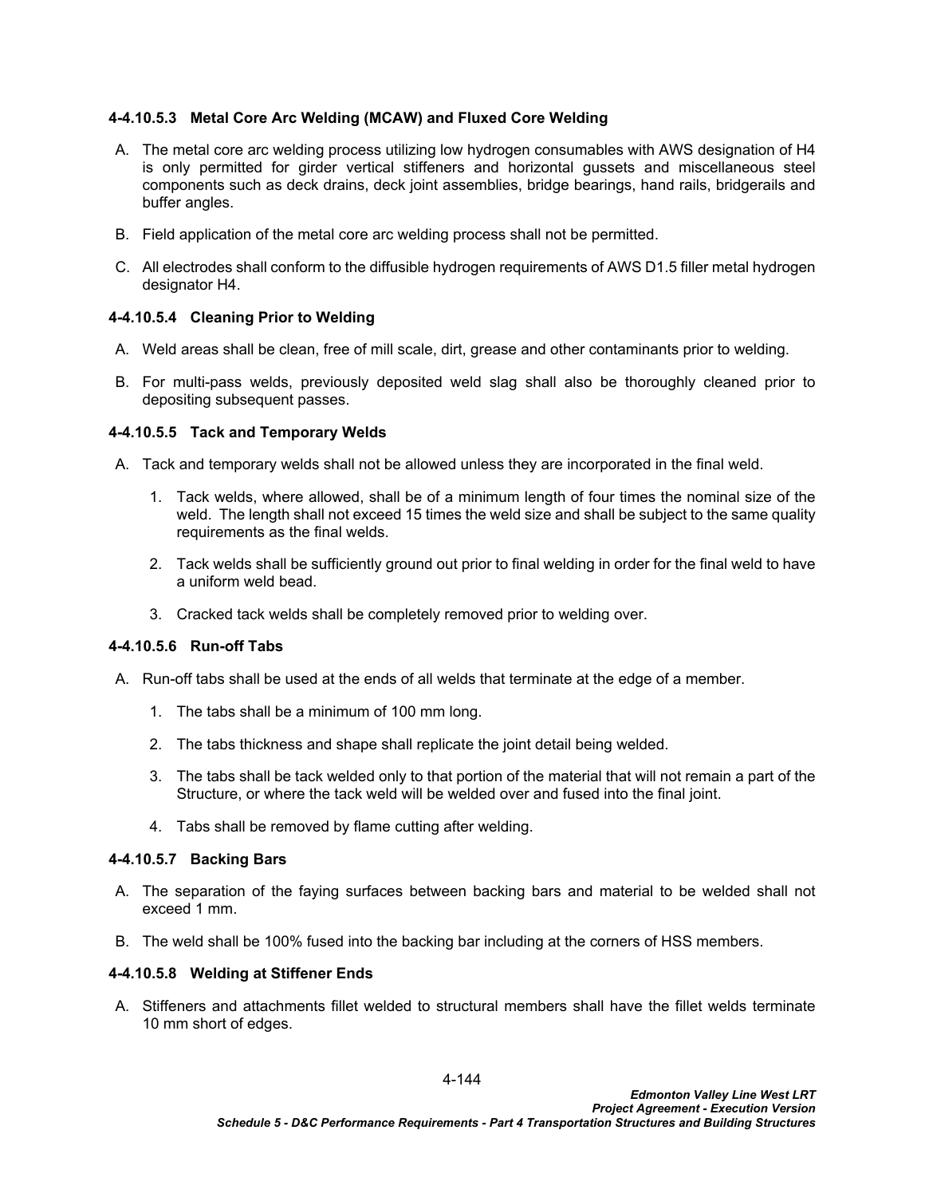#### 4-4.10.5.3 Metal Core Arc Welding (MCAW) and Fluxed Core Welding

A. The metal core arc welding process utilizing low hydrogen consumables with AWS designation of H4 is only permitted for girder vertical stiffeners and horizontal gussets and miscellaneous steel components such as deck drains, deck joint assemblies, bridge bearings, hand rails, bridgerails and buffer angles.

B. Field application of the metal core arc welding process shall not be permitted.

C. All electrodes shall conform to the diffusible hydrogen requirements of AWS D1.5 filler metal hydrogen designator H4.

#### 4-4.10.5.4 Cleaning Prior to Welding

A. Weld areas shall be clean, free of mill scale, dirt, grease and other contaminants prior to welding.

B. For multi-pass welds, previously deposited weld slag shall also be thoroughly cleaned prior to depositing subsequent passes.

#### 4-4.10.5.5 Tack and Temporary Welds

A. Tack and temporary welds shall not be allowed unless they are incorporated in the final weld.

   1. Tack welds, where allowed, shall be of a minimum length of four times the nominal size of the weld. The length shall not exceed 15 times the weld size and shall be subject to the same quality requirements as the final welds.

   2. Tack welds shall be sufficiently ground out prior to final welding in order for the final weld to have a uniform weld bead.

   3. Cracked tack welds shall be completely removed prior to welding over.

#### 4-4.10.5.6 Run-off Tabs

A. Run-off tabs shall be used at the ends of all welds that terminate at the edge of a member.

   1. The tabs shall be a minimum of 100 mm long.

   2. The tabs thickness and shape shall replicate the joint detail being welded.

   3. The tabs shall be tack welded only to that portion of the material that will not remain a part of the Structure, or where the tack weld will be welded over and fused into the final joint.

   4. Tabs shall be removed by flame cutting after welding.

#### 4-4.10.5.7 Backing Bars

A. The separation of the faying surfaces between backing bars and material to be welded shall not exceed 1 mm.

B. The weld shall be 100% fused into the backing bar including at the corners of HSS members.

#### 4-4.10.5.8 Welding at Stiffener Ends

A. Stiffeners and attachments fillet welded to structural members shall have the fillet welds terminate 10 mm short of edges.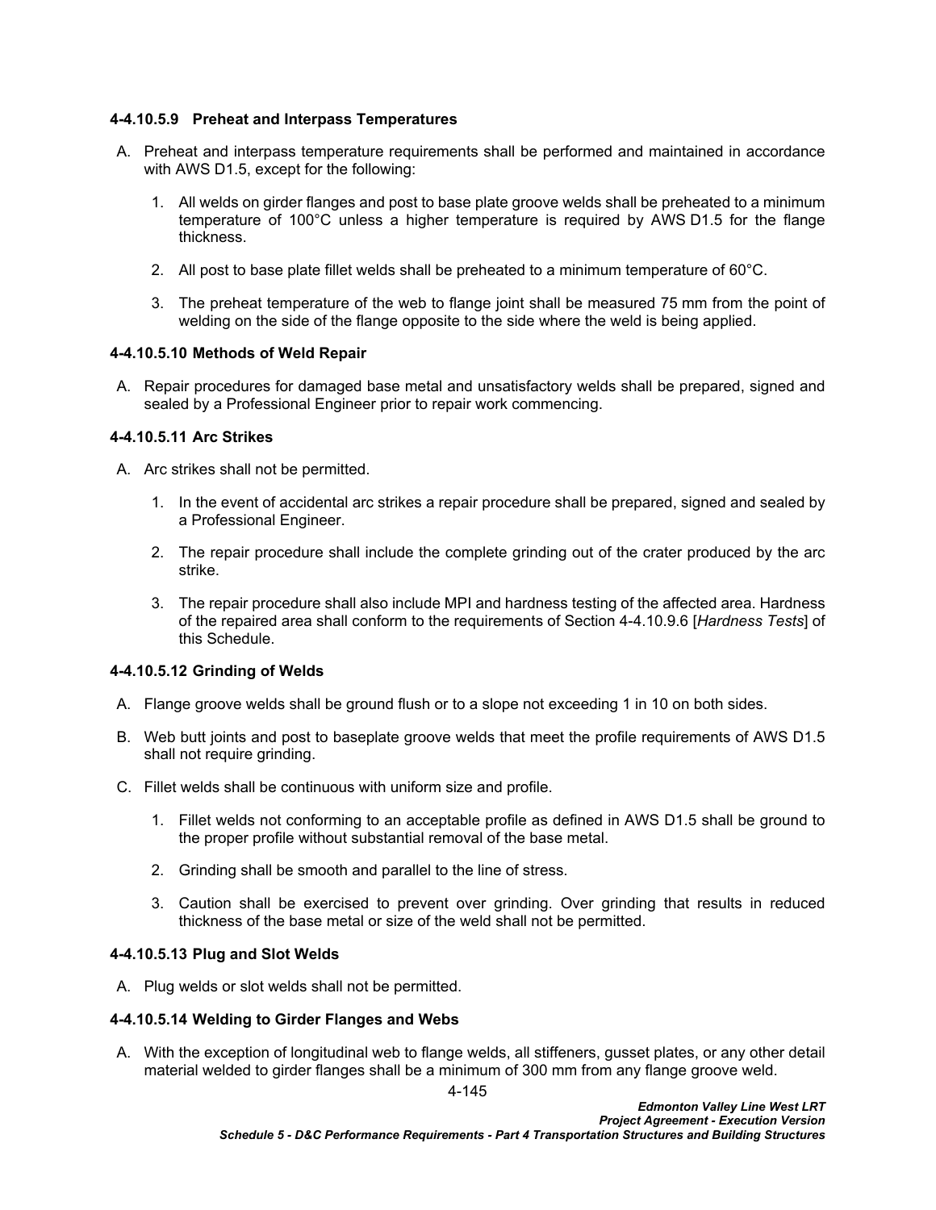#### 4-4.10.5.9 Preheat and Interpass Temperatures

A. Preheat and interpass temperature requirements shall be performed and maintained in accordance with AWS D1.5, except for the following:

   1. All welds on girder flanges and post to base plate groove welds shall be preheated to a minimum temperature of 100°C unless a higher temperature is required by AWS D1.5 for the flange thickness.

   2. All post to base plate fillet welds shall be preheated to a minimum temperature of 60°C.

   3. The preheat temperature of the web to flange joint shall be measured 75 mm from the point of welding on the side of the flange opposite to the side where the weld is being applied.

#### 4-4.10.5.10 Methods of Weld Repair

A. Repair procedures for damaged base metal and unsatisfactory welds shall be prepared, signed and sealed by a Professional Engineer prior to repair work commencing.

#### 4-4.10.5.11 Arc Strikes

A. Arc strikes shall not be permitted.

   1. In the event of accidental arc strikes a repair procedure shall be prepared, signed and sealed by a Professional Engineer.

   2. The repair procedure shall include the complete grinding out of the crater produced by the arc strike.

   3. The repair procedure shall also include MPI and hardness testing of the affected area. Hardness of the repaired area shall conform to the requirements of Section 4-4.10.9.6 [*Hardness Tests*] of this Schedule.

#### 4-4.10.5.12 Grinding of Welds

A. Flange groove welds shall be ground flush or to a slope not exceeding 1 in 10 on both sides.

B. Web butt joints and post to baseplate groove welds that meet the profile requirements of AWS D1.5 shall not require grinding.

C. Fillet welds shall be continuous with uniform size and profile.

   1. Fillet welds not conforming to an acceptable profile as defined in AWS D1.5 shall be ground to the proper profile without substantial removal of the base metal.

   2. Grinding shall be smooth and parallel to the line of stress.

   3. Caution shall be exercised to prevent over grinding. Over grinding that results in reduced thickness of the base metal or size of the weld shall not be permitted.

#### 4-4.10.5.13 Plug and Slot Welds

A. Plug welds or slot welds shall not be permitted.

#### 4-4.10.5.14 Welding to Girder Flanges and Webs

A. With the exception of longitudinal web to flange welds, all stiffeners, gusset plates, or any other detail material welded to girder flanges shall be a minimum of 300 mm from any flange groove weld.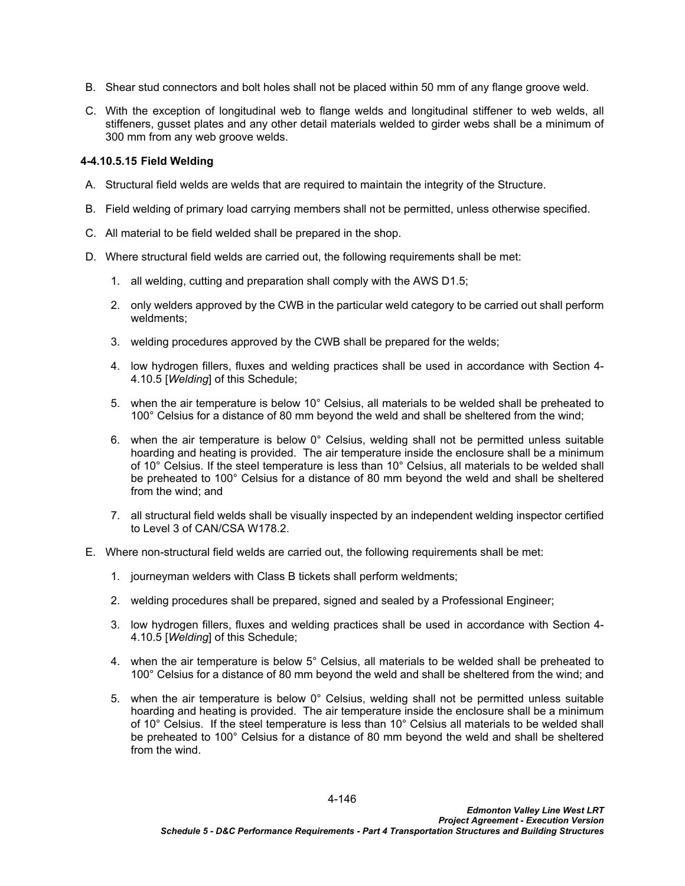B. Shear stud connectors and bolt holes shall not be placed within 50 mm of any flange groove weld.

C. With the exception of longitudinal web to flange welds and longitudinal stiffener to web welds, all stiffeners, gusset plates and any other detail materials welded to girder webs shall be a minimum of 300 mm from any web groove welds.

#### 4-4.10.5.15 Field Welding

A. Structural field welds are welds that are required to maintain the integrity of the Structure.

B. Field welding of primary load carrying members shall not be permitted, unless otherwise specified.

C. All material to be field welded shall be prepared in the shop.

D. Where structural field welds are carried out, the following requirements shall be met:

1. all welding, cutting and preparation shall comply with the AWS D1.5;
2. only welders approved by the CWB in the particular weld category to be carried out shall perform weldments;
3. welding procedures approved by the CWB shall be prepared for the welds;
4. low hydrogen fillers, fluxes and welding practices shall be used in accordance with Section 4-4.10.5 [*Welding*] of this Schedule;
5. when the air temperature is below 10° Celsius, all materials to be welded shall be preheated to 100° Celsius for a distance of 80 mm beyond the weld and shall be sheltered from the wind;
6. when the air temperature is below 0° Celsius, welding shall not be permitted unless suitable hoarding and heating is provided. The air temperature inside the enclosure shall be a minimum of 10° Celsius. If the steel temperature is less than 10° Celsius, all materials to be welded shall be preheated to 100° Celsius for a distance of 80 mm beyond the weld and shall be sheltered from the wind; and
7. all structural field welds shall be visually inspected by an independent welding inspector certified to Level 3 of CAN/CSA W178.2.

E. Where non-structural field welds are carried out, the following requirements shall be met:

1. journeyman welders with Class B tickets shall perform weldments;
2. welding procedures shall be prepared, signed and sealed by a Professional Engineer;
3. low hydrogen fillers, fluxes and welding practices shall be used in accordance with Section 4-4.10.5 [*Welding*] of this Schedule;
4. when the air temperature is below 5° Celsius, all materials to be welded shall be preheated to 100° Celsius for a distance of 80 mm beyond the weld and shall be sheltered from the wind; and
5. when the air temperature is below 0° Celsius, welding shall not be permitted unless suitable hoarding and heating is provided. The air temperature inside the enclosure shall be a minimum of 10° Celsius. If the steel temperature is less than 10° Celsius all materials to be welded shall be preheated to 100° Celsius for a distance of 80 mm beyond the weld and shall be sheltered from the wind.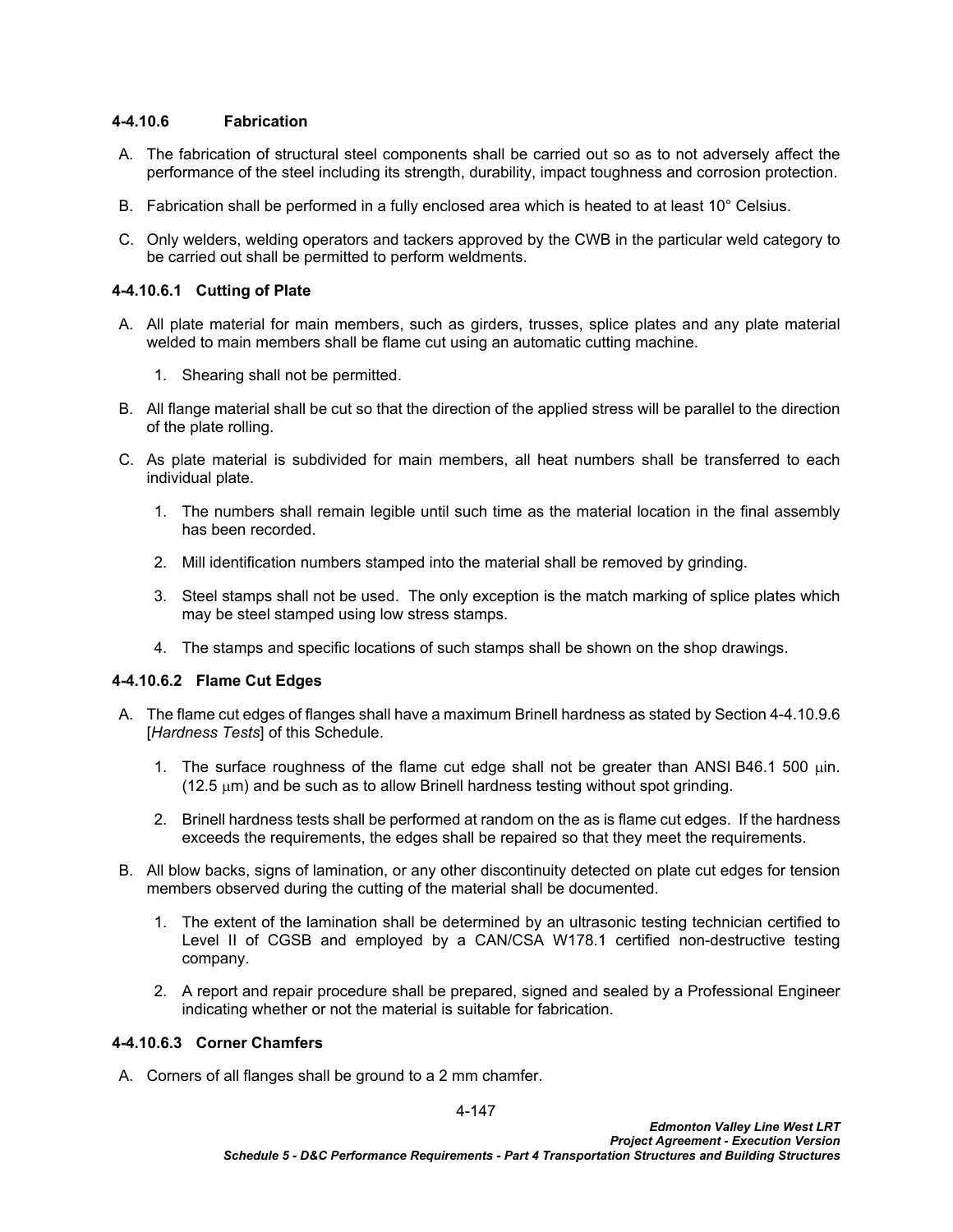#### 4-4.10.6 Fabrication

A. The fabrication of structural steel components shall be carried out so as to not adversely affect the performance of the steel including its strength, durability, impact toughness and corrosion protection.

B. Fabrication shall be performed in a fully enclosed area which is heated to at least 10° Celsius.

C. Only welders, welding operators and tackers approved by the CWB in the particular weld category to be carried out shall be permitted to perform weldments.

##### 4-4.10.6.1 Cutting of Plate

A. All plate material for main members, such as girders, trusses, splice plates and any plate material welded to main members shall be flame cut using an automatic cutting machine.

   1. Shearing shall not be permitted.

B. All flange material shall be cut so that the direction of the applied stress will be parallel to the direction of the plate rolling.

C. As plate material is subdivided for main members, all heat numbers shall be transferred to each individual plate.

   1. The numbers shall remain legible until such time as the material location in the final assembly has been recorded.

   2. Mill identification numbers stamped into the material shall be removed by grinding.

   3. Steel stamps shall not be used. The only exception is the match marking of splice plates which may be steel stamped using low stress stamps.

   4. The stamps and specific locations of such stamps shall be shown on the shop drawings.

##### 4-4.10.6.2 Flame Cut Edges

A. The flame cut edges of flanges shall have a maximum Brinell hardness as stated by Section 4-4.10.9.6 [*Hardness Tests*] of this Schedule.

   1. The surface roughness of the flame cut edge shall not be greater than ANSI B46.1 500 μin. (12.5 μm) and be such as to allow Brinell hardness testing without spot grinding.

   2. Brinell hardness tests shall be performed at random on the as is flame cut edges. If the hardness exceeds the requirements, the edges shall be repaired so that they meet the requirements.

B. All blow backs, signs of lamination, or any other discontinuity detected on plate cut edges for tension members observed during the cutting of the material shall be documented.

   1. The extent of the lamination shall be determined by an ultrasonic testing technician certified to Level II of CGSB and employed by a CAN/CSA W178.1 certified non-destructive testing company.

   2. A report and repair procedure shall be prepared, signed and sealed by a Professional Engineer indicating whether or not the material is suitable for fabrication.

##### 4-4.10.6.3 Corner Chamfers

A. Corners of all flanges shall be ground to a 2 mm chamfer.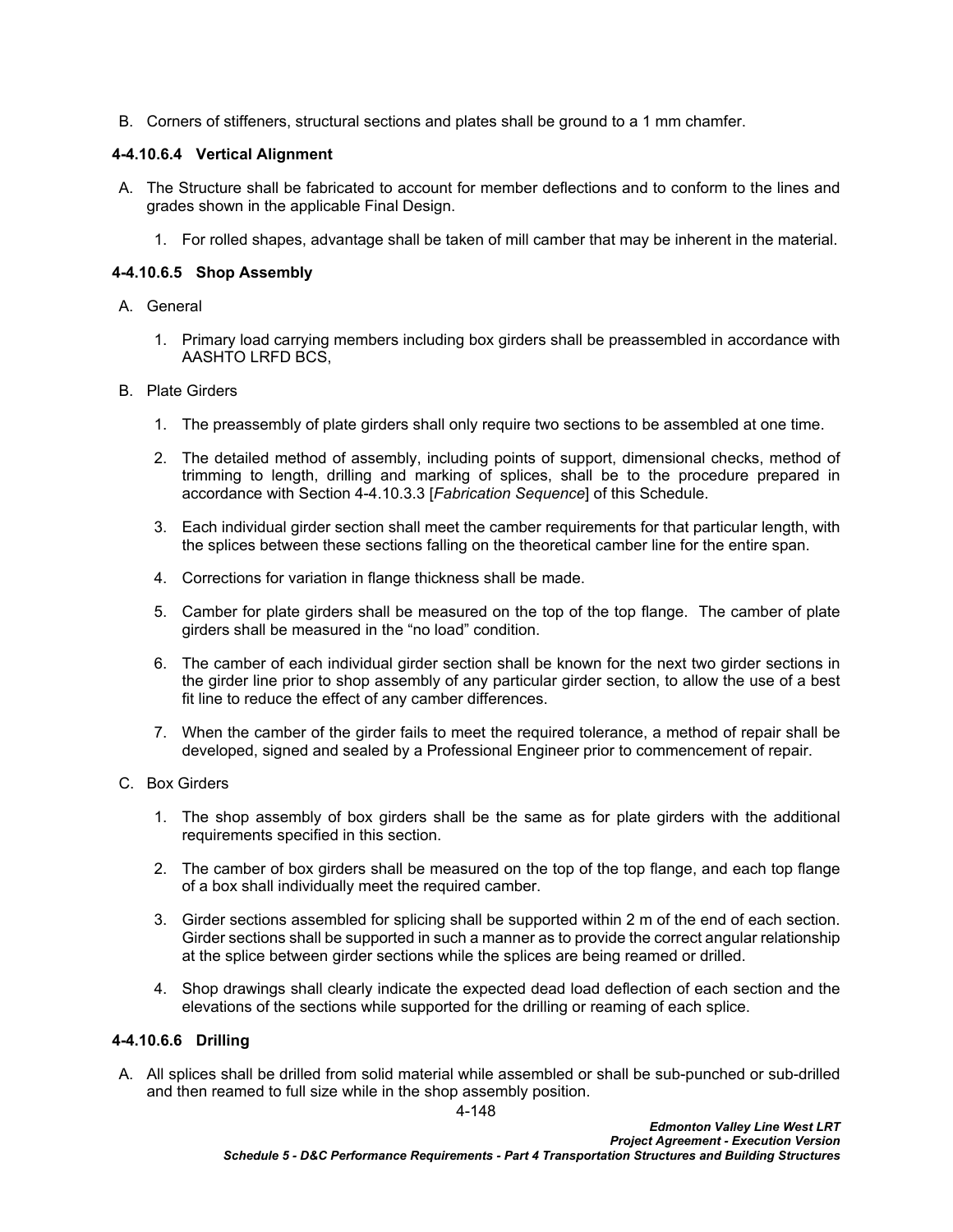B. Corners of stiffeners, structural sections and plates shall be ground to a 1 mm chamfer.

#### 4-4.10.6.4 Vertical Alignment

A. The Structure shall be fabricated to account for member deflections and to conform to the lines and grades shown in the applicable Final Design.

   1. For rolled shapes, advantage shall be taken of mill camber that may be inherent in the material.

#### 4-4.10.6.5 Shop Assembly

A. General

   1. Primary load carrying members including box girders shall be preassembled in accordance with AASHTO LRFD BCS,

B. Plate Girders

   1. The preassembly of plate girders shall only require two sections to be assembled at one time.

   2. The detailed method of assembly, including points of support, dimensional checks, method of trimming to length, drilling and marking of splices, shall be to the procedure prepared in accordance with Section 4-4.10.3.3 [*Fabrication Sequence*] of this Schedule.

   3. Each individual girder section shall meet the camber requirements for that particular length, with the splices between these sections falling on the theoretical camber line for the entire span.

   4. Corrections for variation in flange thickness shall be made.

   5. Camber for plate girders shall be measured on the top of the top flange. The camber of plate girders shall be measured in the "no load" condition.

   6. The camber of each individual girder section shall be known for the next two girder sections in the girder line prior to shop assembly of any particular girder section, to allow the use of a best fit line to reduce the effect of any camber differences.

   7. When the camber of the girder fails to meet the required tolerance, a method of repair shall be developed, signed and sealed by a Professional Engineer prior to commencement of repair.

C. Box Girders

   1. The shop assembly of box girders shall be the same as for plate girders with the additional requirements specified in this section.

   2. The camber of box girders shall be measured on the top of the top flange, and each top flange of a box shall individually meet the required camber.

   3. Girder sections assembled for splicing shall be supported within 2 m of the end of each section. Girder sections shall be supported in such a manner as to provide the correct angular relationship at the splice between girder sections while the splices are being reamed or drilled.

   4. Shop drawings shall clearly indicate the expected dead load deflection of each section and the elevations of the sections while supported for the drilling or reaming of each splice.

#### 4-4.10.6.6 Drilling

A. All splices shall be drilled from solid material while assembled or shall be sub-punched or sub-drilled and then reamed to full size while in the shop assembly position.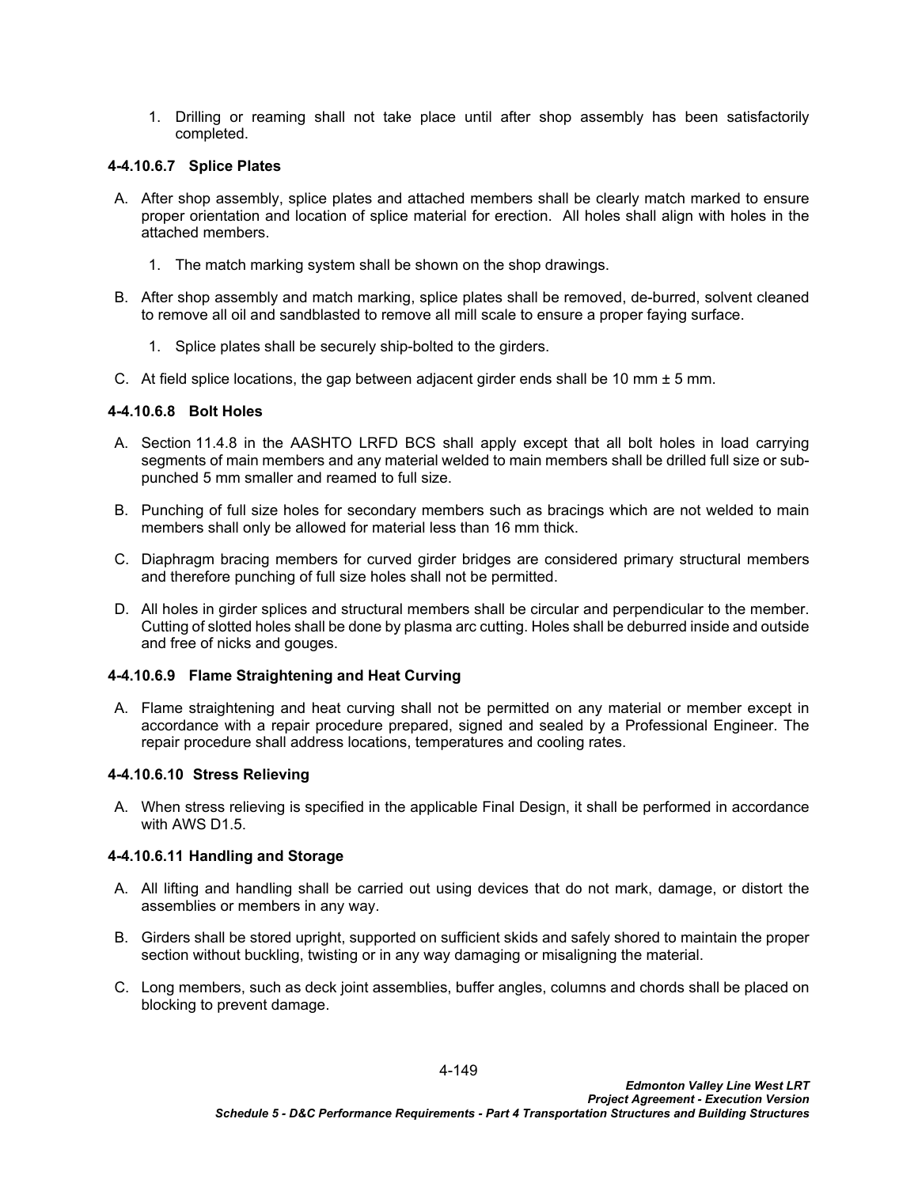1. Drilling or reaming shall not take place until after shop assembly has been satisfactorily completed.

#### 4-4.10.6.7 Splice Plates

A. After shop assembly, splice plates and attached members shall be clearly match marked to ensure proper orientation and location of splice material for erection. All holes shall align with holes in the attached members.

   1. The match marking system shall be shown on the shop drawings.

B. After shop assembly and match marking, splice plates shall be removed, de-burred, solvent cleaned to remove all oil and sandblasted to remove all mill scale to ensure a proper faying surface.

   1. Splice plates shall be securely ship-bolted to the girders.

C. At field splice locations, the gap between adjacent girder ends shall be 10 mm ± 5 mm.

#### 4-4.10.6.8 Bolt Holes

A. Section 11.4.8 in the AASHTO LRFD BCS shall apply except that all bolt holes in load carrying segments of main members and any material welded to main members shall be drilled full size or sub-punched 5 mm smaller and reamed to full size.

B. Punching of full size holes for secondary members such as bracings which are not welded to main members shall only be allowed for material less than 16 mm thick.

C. Diaphragm bracing members for curved girder bridges are considered primary structural members and therefore punching of full size holes shall not be permitted.

D. All holes in girder splices and structural members shall be circular and perpendicular to the member. Cutting of slotted holes shall be done by plasma arc cutting. Holes shall be deburred inside and outside and free of nicks and gouges.

#### 4-4.10.6.9 Flame Straightening and Heat Curving

A. Flame straightening and heat curving shall not be permitted on any material or member except in accordance with a repair procedure prepared, signed and sealed by a Professional Engineer. The repair procedure shall address locations, temperatures and cooling rates.

#### 4-4.10.6.10 Stress Relieving

A. When stress relieving is specified in the applicable Final Design, it shall be performed in accordance with AWS D1.5.

#### 4-4.10.6.11 Handling and Storage

A. All lifting and handling shall be carried out using devices that do not mark, damage, or distort the assemblies or members in any way.

B. Girders shall be stored upright, supported on sufficient skids and safely shored to maintain the proper section without buckling, twisting or in any way damaging or misaligning the material.

C. Long members, such as deck joint assemblies, buffer angles, columns and chords shall be placed on blocking to prevent damage.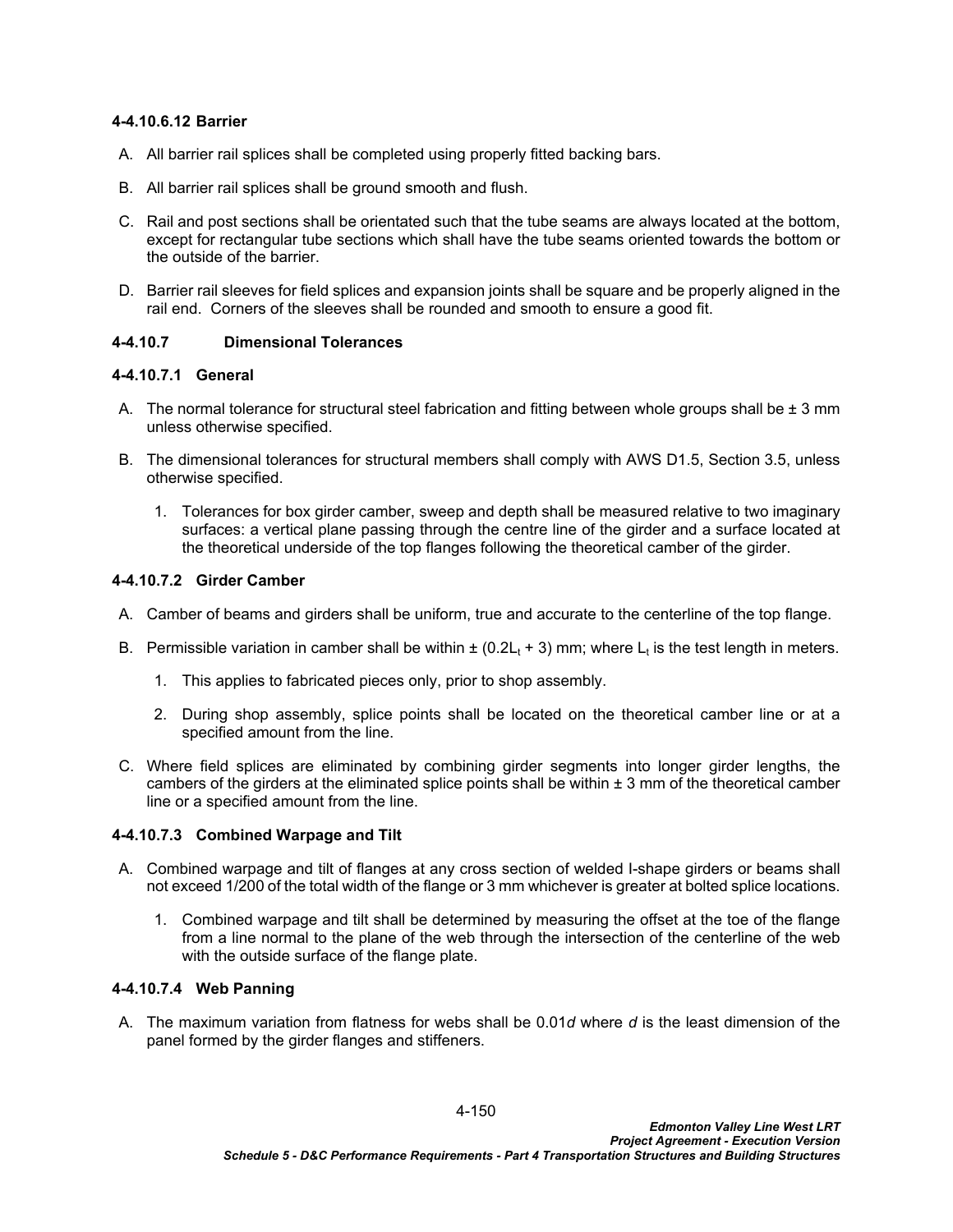#### 4-4.10.6.12 Barrier

A. All barrier rail splices shall be completed using properly fitted backing bars.

B. All barrier rail splices shall be ground smooth and flush.

C. Rail and post sections shall be orientated such that the tube seams are always located at the bottom, except for rectangular tube sections which shall have the tube seams oriented towards the bottom or the outside of the barrier.

D. Barrier rail sleeves for field splices and expansion joints shall be square and be properly aligned in the rail end. Corners of the sleeves shall be rounded and smooth to ensure a good fit.

### 4-4.10.7 Dimensional Tolerances

#### 4-4.10.7.1 General

A. The normal tolerance for structural steel fabrication and fitting between whole groups shall be ± 3 mm unless otherwise specified.

B. The dimensional tolerances for structural members shall comply with AWS D1.5, Section 3.5, unless otherwise specified.

   1. Tolerances for box girder camber, sweep and depth shall be measured relative to two imaginary surfaces: a vertical plane passing through the centre line of the girder and a surface located at the theoretical underside of the top flanges following the theoretical camber of the girder.

#### 4-4.10.7.2 Girder Camber

A. Camber of beams and girders shall be uniform, true and accurate to the centerline of the top flange.

B. Permissible variation in camber shall be within $\pm (0.2L_t + 3)$ mm; where $L_t$ is the test length in meters.

   1. This applies to fabricated pieces only, prior to shop assembly.

   2. During shop assembly, splice points shall be located on the theoretical camber line or at a specified amount from the line.

C. Where field splices are eliminated by combining girder segments into longer girder lengths, the cambers of the girders at the eliminated splice points shall be within ± 3 mm of the theoretical camber line or a specified amount from the line.

#### 4-4.10.7.3 Combined Warpage and Tilt

A. Combined warpage and tilt of flanges at any cross section of welded I-shape girders or beams shall not exceed 1/200 of the total width of the flange or 3 mm whichever is greater at bolted splice locations.

   1. Combined warpage and tilt shall be determined by measuring the offset at the toe of the flange from a line normal to the plane of the web through the intersection of the centerline of the web with the outside surface of the flange plate.

#### 4-4.10.7.4 Web Panning

A. The maximum variation from flatness for webs shall be $0.01d$ where $d$ is the least dimension of the panel formed by the girder flanges and stiffeners.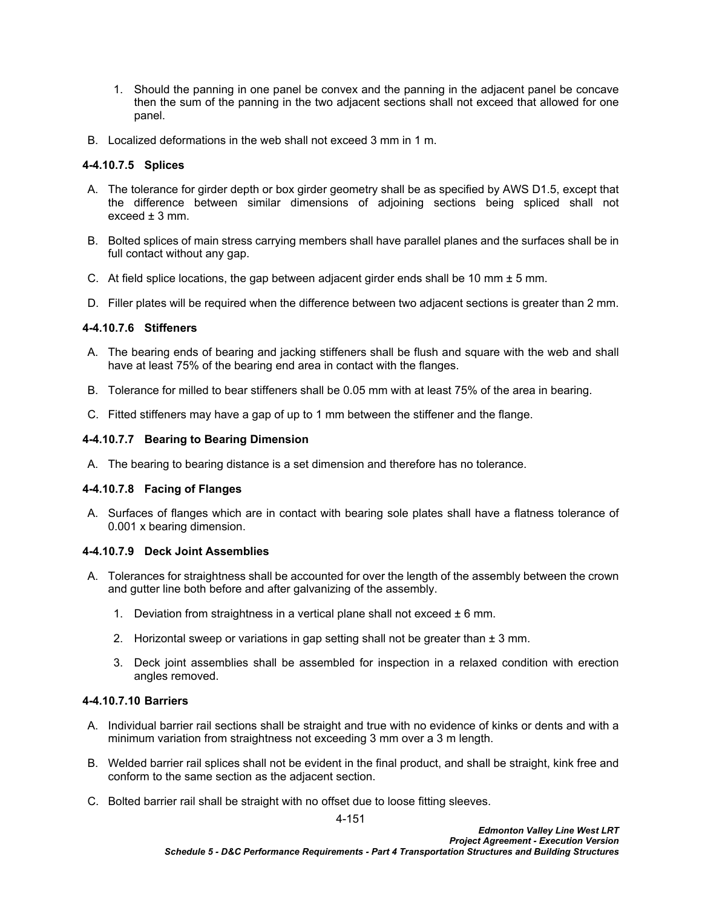1. Should the panning in one panel be convex and the panning in the adjacent panel be concave then the sum of the panning in the two adjacent sections shall not exceed that allowed for one panel.

B. Localized deformations in the web shall not exceed 3 mm in 1 m.

#### 4-4.10.7.5 Splices

A. The tolerance for girder depth or box girder geometry shall be as specified by AWS D1.5, except that the difference between similar dimensions of adjoining sections being spliced shall not exceed ± 3 mm.

B. Bolted splices of main stress carrying members shall have parallel planes and the surfaces shall be in full contact without any gap.

C. At field splice locations, the gap between adjacent girder ends shall be 10 mm ± 5 mm.

D. Filler plates will be required when the difference between two adjacent sections is greater than 2 mm.

#### 4-4.10.7.6 Stiffeners

A. The bearing ends of bearing and jacking stiffeners shall be flush and square with the web and shall have at least 75% of the bearing end area in contact with the flanges.

B. Tolerance for milled to bear stiffeners shall be 0.05 mm with at least 75% of the area in bearing.

C. Fitted stiffeners may have a gap of up to 1 mm between the stiffener and the flange.

#### 4-4.10.7.7 Bearing to Bearing Dimension

A. The bearing to bearing distance is a set dimension and therefore has no tolerance.

#### 4-4.10.7.8 Facing of Flanges

A. Surfaces of flanges which are in contact with bearing sole plates shall have a flatness tolerance of 0.001 x bearing dimension.

#### 4-4.10.7.9 Deck Joint Assemblies

A. Tolerances for straightness shall be accounted for over the length of the assembly between the crown and gutter line both before and after galvanizing of the assembly.

   1. Deviation from straightness in a vertical plane shall not exceed ± 6 mm.

   2. Horizontal sweep or variations in gap setting shall not be greater than ± 3 mm.

   3. Deck joint assemblies shall be assembled for inspection in a relaxed condition with erection angles removed.

#### 4-4.10.7.10 Barriers

A. Individual barrier rail sections shall be straight and true with no evidence of kinks or dents and with a minimum variation from straightness not exceeding 3 mm over a 3 m length.

B. Welded barrier rail splices shall not be evident in the final product, and shall be straight, kink free and conform to the same section as the adjacent section.

C. Bolted barrier rail shall be straight with no offset due to loose fitting sleeves.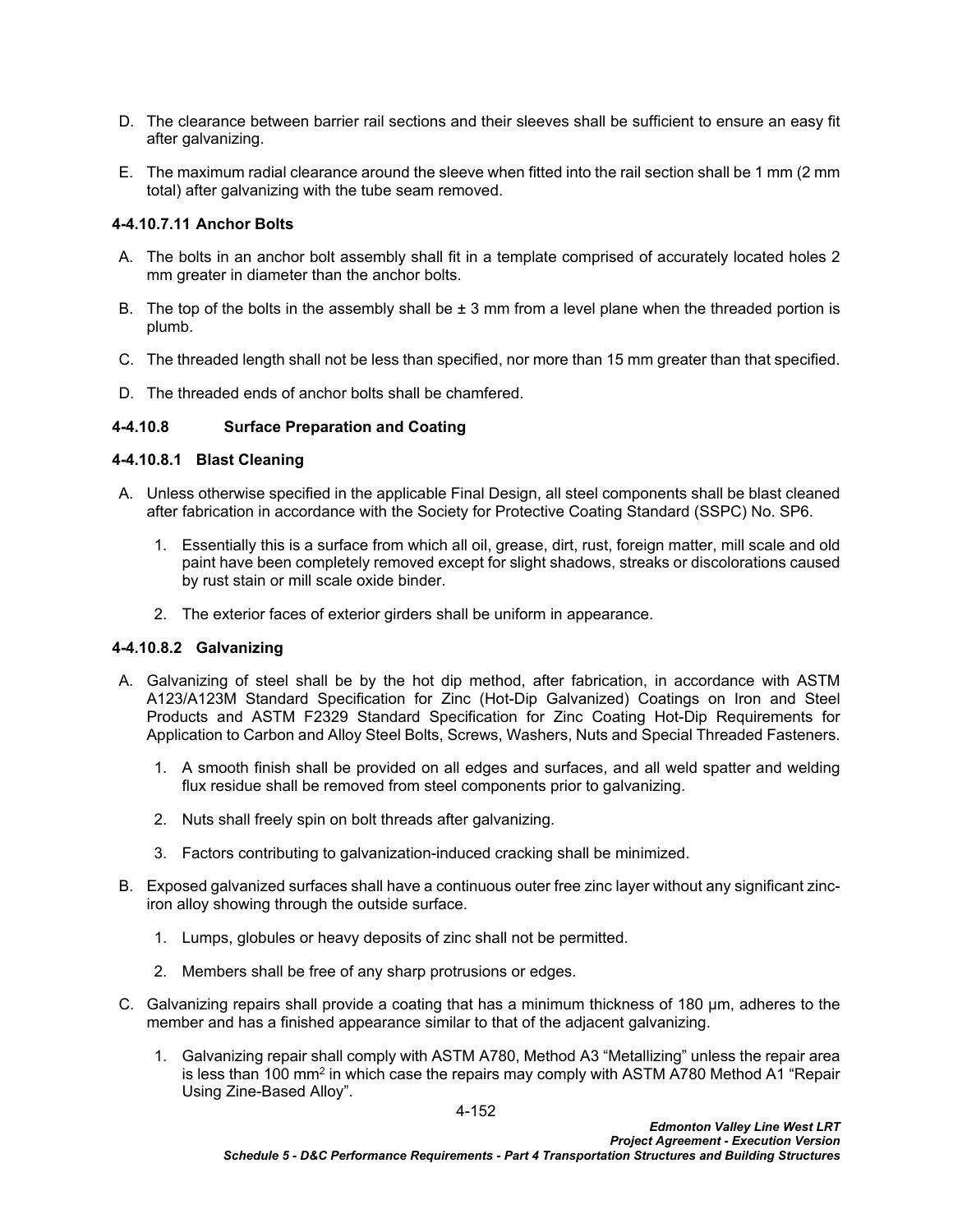D. The clearance between barrier rail sections and their sleeves shall be sufficient to ensure an easy fit after galvanizing.

E. The maximum radial clearance around the sleeve when fitted into the rail section shall be 1 mm (2 mm total) after galvanizing with the tube seam removed.

#### 4-4.10.7.11 Anchor Bolts

A. The bolts in an anchor bolt assembly shall fit in a template comprised of accurately located holes 2 mm greater in diameter than the anchor bolts.

B. The top of the bolts in the assembly shall be ± 3 mm from a level plane when the threaded portion is plumb.

C. The threaded length shall not be less than specified, nor more than 15 mm greater than that specified.

D. The threaded ends of anchor bolts shall be chamfered.

### 4-4.10.8 Surface Preparation and Coating

#### 4-4.10.8.1 Blast Cleaning

A. Unless otherwise specified in the applicable Final Design, all steel components shall be blast cleaned after fabrication in accordance with the Society for Protective Coating Standard (SSPC) No. SP6.

   1. Essentially this is a surface from which all oil, grease, dirt, rust, foreign matter, mill scale and old paint have been completely removed except for slight shadows, streaks or discolorations caused by rust stain or mill scale oxide binder.

   2. The exterior faces of exterior girders shall be uniform in appearance.

#### 4-4.10.8.2 Galvanizing

A. Galvanizing of steel shall be by the hot dip method, after fabrication, in accordance with ASTM A123/A123M Standard Specification for Zinc (Hot-Dip Galvanized) Coatings on Iron and Steel Products and ASTM F2329 Standard Specification for Zinc Coating Hot-Dip Requirements for Application to Carbon and Alloy Steel Bolts, Screws, Washers, Nuts and Special Threaded Fasteners.

   1. A smooth finish shall be provided on all edges and surfaces, and all weld spatter and welding flux residue shall be removed from steel components prior to galvanizing.

   2. Nuts shall freely spin on bolt threads after galvanizing.

   3. Factors contributing to galvanization-induced cracking shall be minimized.

B. Exposed galvanized surfaces shall have a continuous outer free zinc layer without any significant zinc-iron alloy showing through the outside surface.

   1. Lumps, globules or heavy deposits of zinc shall not be permitted.

   2. Members shall be free of any sharp protrusions or edges.

C. Galvanizing repairs shall provide a coating that has a minimum thickness of 180 μm, adheres to the member and has a finished appearance similar to that of the adjacent galvanizing.

   1. Galvanizing repair shall comply with ASTM A780, Method A3 "Metallizing" unless the repair area is less than 100 mm$^2$ in which case the repairs may comply with ASTM A780 Method A1 "Repair Using Zine-Based Alloy".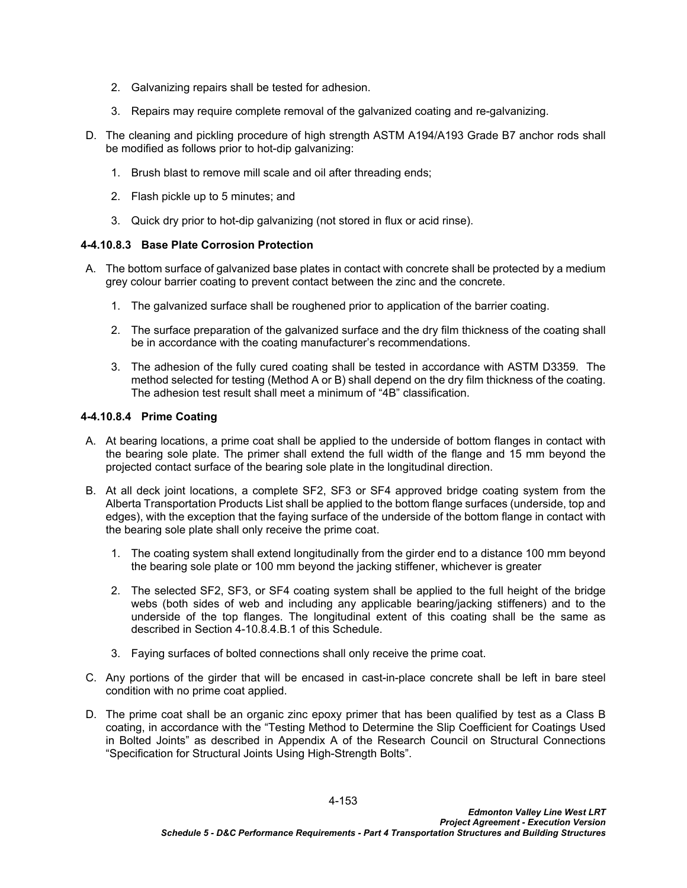2. Galvanizing repairs shall be tested for adhesion.

3. Repairs may require complete removal of the galvanized coating and re-galvanizing.

D. The cleaning and pickling procedure of high strength ASTM A194/A193 Grade B7 anchor rods shall be modified as follows prior to hot-dip galvanizing:

1. Brush blast to remove mill scale and oil after threading ends;

2. Flash pickle up to 5 minutes; and

3. Quick dry prior to hot-dip galvanizing (not stored in flux or acid rinse).

#### 4-4.10.8.3 Base Plate Corrosion Protection

A. The bottom surface of galvanized base plates in contact with concrete shall be protected by a medium grey colour barrier coating to prevent contact between the zinc and the concrete.

1. The galvanized surface shall be roughened prior to application of the barrier coating.

2. The surface preparation of the galvanized surface and the dry film thickness of the coating shall be in accordance with the coating manufacturer's recommendations.

3. The adhesion of the fully cured coating shall be tested in accordance with ASTM D3359. The method selected for testing (Method A or B) shall depend on the dry film thickness of the coating. The adhesion test result shall meet a minimum of "4B" classification.

#### 4-4.10.8.4 Prime Coating

A. At bearing locations, a prime coat shall be applied to the underside of bottom flanges in contact with the bearing sole plate. The primer shall extend the full width of the flange and 15 mm beyond the projected contact surface of the bearing sole plate in the longitudinal direction.

B. At all deck joint locations, a complete SF2, SF3 or SF4 approved bridge coating system from the Alberta Transportation Products List shall be applied to the bottom flange surfaces (underside, top and edges), with the exception that the faying surface of the underside of the bottom flange in contact with the bearing sole plate shall only receive the prime coat.

1. The coating system shall extend longitudinally from the girder end to a distance 100 mm beyond the bearing sole plate or 100 mm beyond the jacking stiffener, whichever is greater

2. The selected SF2, SF3, or SF4 coating system shall be applied to the full height of the bridge webs (both sides of web and including any applicable bearing/jacking stiffeners) and to the underside of the top flanges. The longitudinal extent of this coating shall be the same as described in Section 4-10.8.4.B.1 of this Schedule.

3. Faying surfaces of bolted connections shall only receive the prime coat.

C. Any portions of the girder that will be encased in cast-in-place concrete shall be left in bare steel condition with no prime coat applied.

D. The prime coat shall be an organic zinc epoxy primer that has been qualified by test as a Class B coating, in accordance with the "Testing Method to Determine the Slip Coefficient for Coatings Used in Bolted Joints" as described in Appendix A of the Research Council on Structural Connections "Specification for Structural Joints Using High-Strength Bolts".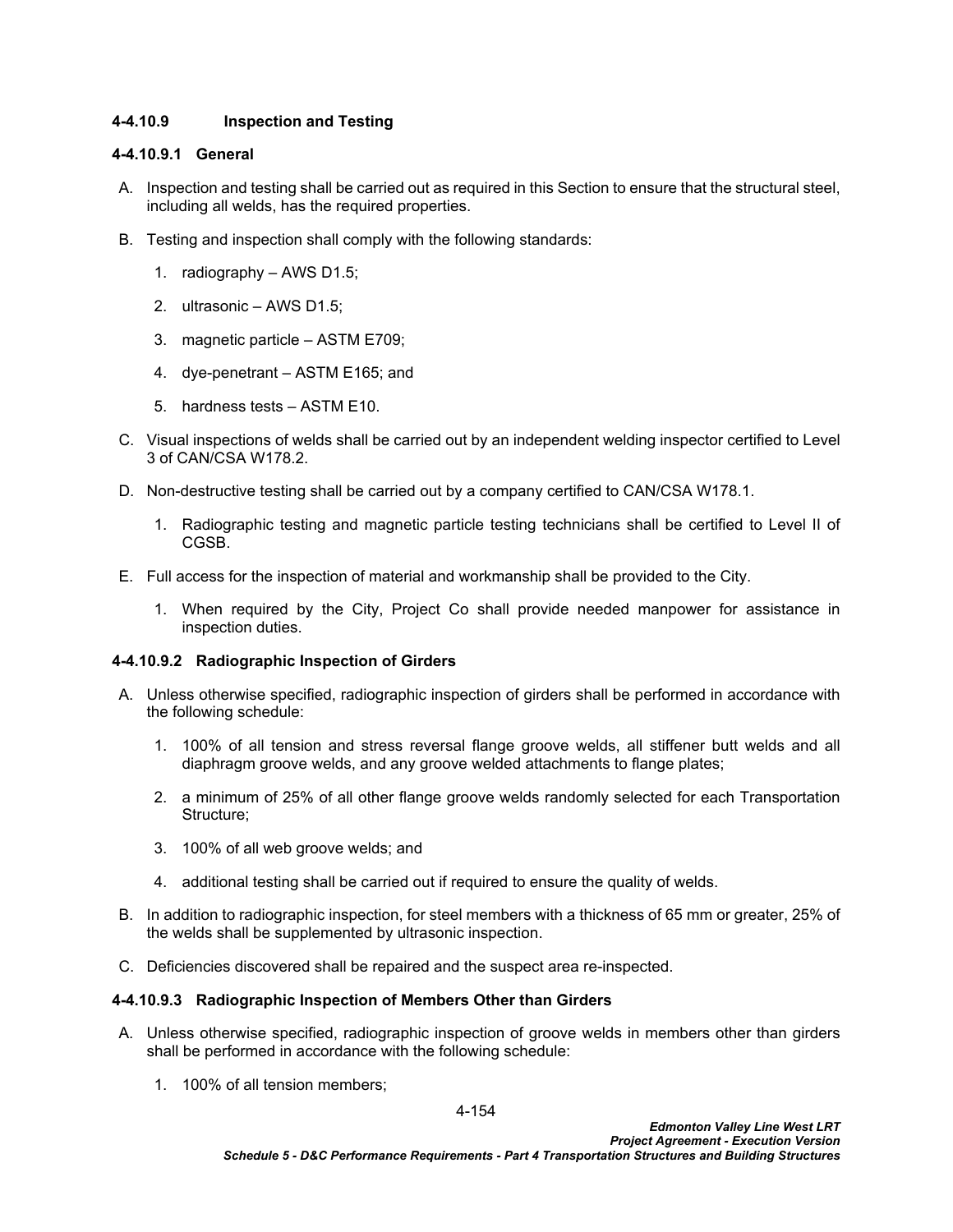#### 4-4.10.9 Inspection and Testing

##### 4-4.10.9.1 General

A. Inspection and testing shall be carried out as required in this Section to ensure that the structural steel, including all welds, has the required properties.

B. Testing and inspection shall comply with the following standards:

1. radiography – AWS D1.5;

2. ultrasonic – AWS D1.5;

3. magnetic particle – ASTM E709;

4. dye-penetrant – ASTM E165; and

5. hardness tests – ASTM E10.

C. Visual inspections of welds shall be carried out by an independent welding inspector certified to Level 3 of CAN/CSA W178.2.

D. Non-destructive testing shall be carried out by a company certified to CAN/CSA W178.1.

1. Radiographic testing and magnetic particle testing technicians shall be certified to Level II of CGSB.

E. Full access for the inspection of material and workmanship shall be provided to the City.

1. When required by the City, Project Co shall provide needed manpower for assistance in inspection duties.

##### 4-4.10.9.2 Radiographic Inspection of Girders

A. Unless otherwise specified, radiographic inspection of girders shall be performed in accordance with the following schedule:

1. 100% of all tension and stress reversal flange groove welds, all stiffener butt welds and all diaphragm groove welds, and any groove welded attachments to flange plates;

2. a minimum of 25% of all other flange groove welds randomly selected for each Transportation Structure;

3. 100% of all web groove welds; and

4. additional testing shall be carried out if required to ensure the quality of welds.

B. In addition to radiographic inspection, for steel members with a thickness of 65 mm or greater, 25% of the welds shall be supplemented by ultrasonic inspection.

C. Deficiencies discovered shall be repaired and the suspect area re-inspected.

##### 4-4.10.9.3 Radiographic Inspection of Members Other than Girders

A. Unless otherwise specified, radiographic inspection of groove welds in members other than girders shall be performed in accordance with the following schedule:

1. 100% of all tension members;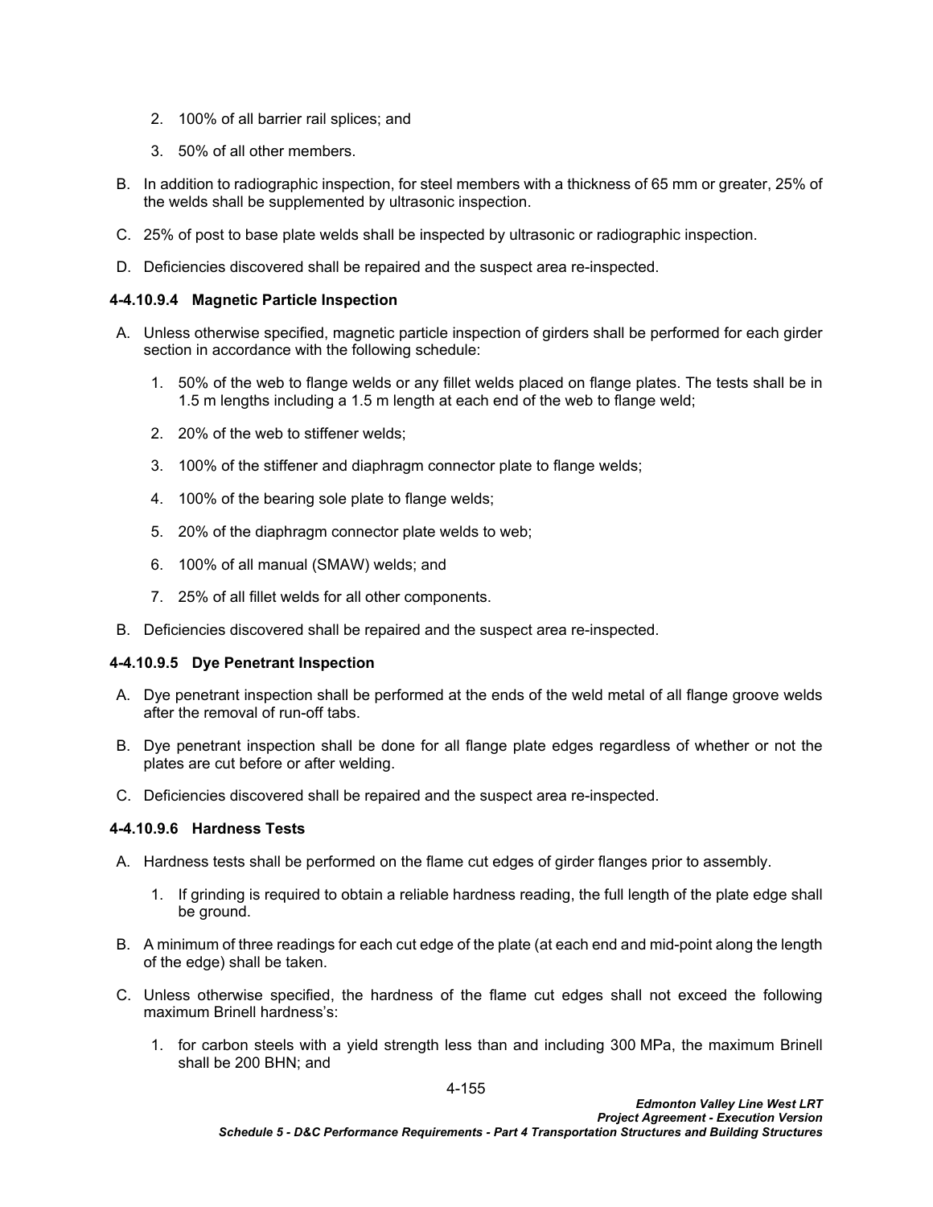2. 100% of all barrier rail splices; and

3. 50% of all other members.

B. In addition to radiographic inspection, for steel members with a thickness of 65 mm or greater, 25% of the welds shall be supplemented by ultrasonic inspection.

C. 25% of post to base plate welds shall be inspected by ultrasonic or radiographic inspection.

D. Deficiencies discovered shall be repaired and the suspect area re-inspected.

#### 4-4.10.9.4 Magnetic Particle Inspection

A. Unless otherwise specified, magnetic particle inspection of girders shall be performed for each girder section in accordance with the following schedule:

1. 50% of the web to flange welds or any fillet welds placed on flange plates. The tests shall be in 1.5 m lengths including a 1.5 m length at each end of the web to flange weld;

2. 20% of the web to stiffener welds;

3. 100% of the stiffener and diaphragm connector plate to flange welds;

4. 100% of the bearing sole plate to flange welds;

5. 20% of the diaphragm connector plate welds to web;

6. 100% of all manual (SMAW) welds; and

7. 25% of all fillet welds for all other components.

B. Deficiencies discovered shall be repaired and the suspect area re-inspected.

#### 4-4.10.9.5 Dye Penetrant Inspection

A. Dye penetrant inspection shall be performed at the ends of the weld metal of all flange groove welds after the removal of run-off tabs.

B. Dye penetrant inspection shall be done for all flange plate edges regardless of whether or not the plates are cut before or after welding.

C. Deficiencies discovered shall be repaired and the suspect area re-inspected.

#### 4-4.10.9.6 Hardness Tests

A. Hardness tests shall be performed on the flame cut edges of girder flanges prior to assembly.

1. If grinding is required to obtain a reliable hardness reading, the full length of the plate edge shall be ground.

B. A minimum of three readings for each cut edge of the plate (at each end and mid-point along the length of the edge) shall be taken.

C. Unless otherwise specified, the hardness of the flame cut edges shall not exceed the following maximum Brinell hardness's:

1. for carbon steels with a yield strength less than and including 300 MPa, the maximum Brinell shall be 200 BHN; and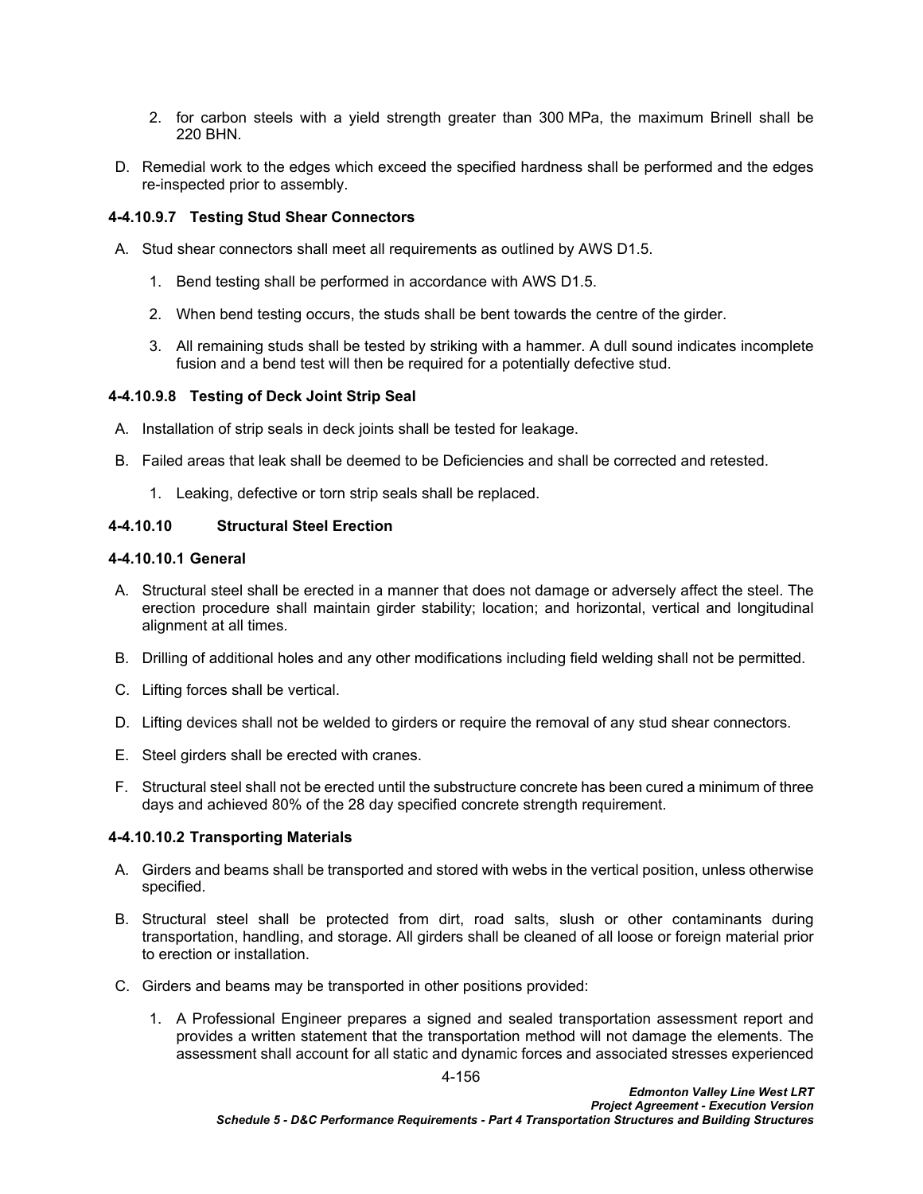2. for carbon steels with a yield strength greater than 300 MPa, the maximum Brinell shall be 220 BHN.

D. Remedial work to the edges which exceed the specified hardness shall be performed and the edges re-inspected prior to assembly.

#### 4-4.10.9.7 Testing Stud Shear Connectors

A. Stud shear connectors shall meet all requirements as outlined by AWS D1.5.

   1. Bend testing shall be performed in accordance with AWS D1.5.

   2. When bend testing occurs, the studs shall be bent towards the centre of the girder.

   3. All remaining studs shall be tested by striking with a hammer. A dull sound indicates incomplete fusion and a bend test will then be required for a potentially defective stud.

#### 4-4.10.9.8 Testing of Deck Joint Strip Seal

A. Installation of strip seals in deck joints shall be tested for leakage.

B. Failed areas that leak shall be deemed to be Deficiencies and shall be corrected and retested.

   1. Leaking, defective or torn strip seals shall be replaced.

### 4-4.10.10 Structural Steel Erection

#### 4-4.10.10.1 General

A. Structural steel shall be erected in a manner that does not damage or adversely affect the steel. The erection procedure shall maintain girder stability; location; and horizontal, vertical and longitudinal alignment at all times.

B. Drilling of additional holes and any other modifications including field welding shall not be permitted.

C. Lifting forces shall be vertical.

D. Lifting devices shall not be welded to girders or require the removal of any stud shear connectors.

E. Steel girders shall be erected with cranes.

F. Structural steel shall not be erected until the substructure concrete has been cured a minimum of three days and achieved 80% of the 28 day specified concrete strength requirement.

#### 4-4.10.10.2 Transporting Materials

A. Girders and beams shall be transported and stored with webs in the vertical position, unless otherwise specified.

B. Structural steel shall be protected from dirt, road salts, slush or other contaminants during transportation, handling, and storage. All girders shall be cleaned of all loose or foreign material prior to erection or installation.

C. Girders and beams may be transported in other positions provided:

   1. A Professional Engineer prepares a signed and sealed transportation assessment report and provides a written statement that the transportation method will not damage the elements. The assessment shall account for all static and dynamic forces and associated stresses experienced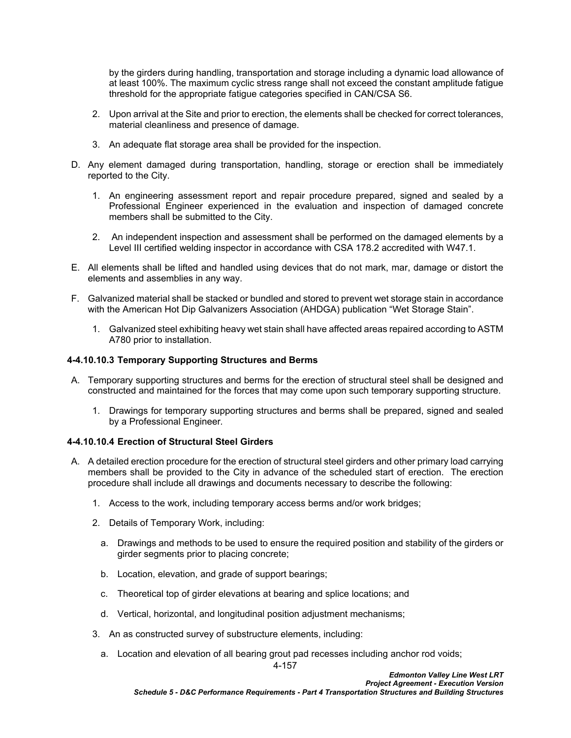by the girders during handling, transportation and storage including a dynamic load allowance of at least 100%. The maximum cyclic stress range shall not exceed the constant amplitude fatigue threshold for the appropriate fatigue categories specified in CAN/CSA S6.

2. Upon arrival at the Site and prior to erection, the elements shall be checked for correct tolerances, material cleanliness and presence of damage.

3. An adequate flat storage area shall be provided for the inspection.

D. Any element damaged during transportation, handling, storage or erection shall be immediately reported to the City.

   1. An engineering assessment report and repair procedure prepared, signed and sealed by a Professional Engineer experienced in the evaluation and inspection of damaged concrete members shall be submitted to the City.

   2. An independent inspection and assessment shall be performed on the damaged elements by a Level III certified welding inspector in accordance with CSA 178.2 accredited with W47.1.

E. All elements shall be lifted and handled using devices that do not mark, mar, damage or distort the elements and assemblies in any way.

F. Galvanized material shall be stacked or bundled and stored to prevent wet storage stain in accordance with the American Hot Dip Galvanizers Association (AHDGA) publication "Wet Storage Stain".

   1. Galvanized steel exhibiting heavy wet stain shall have affected areas repaired according to ASTM A780 prior to installation.

#### 4-4.10.10.3 Temporary Supporting Structures and Berms

A. Temporary supporting structures and berms for the erection of structural steel shall be designed and constructed and maintained for the forces that may come upon such temporary supporting structure.

   1. Drawings for temporary supporting structures and berms shall be prepared, signed and sealed by a Professional Engineer.

#### 4-4.10.10.4 Erection of Structural Steel Girders

A. A detailed erection procedure for the erection of structural steel girders and other primary load carrying members shall be provided to the City in advance of the scheduled start of erection. The erection procedure shall include all drawings and documents necessary to describe the following:

   1. Access to the work, including temporary access berms and/or work bridges;

   2. Details of Temporary Work, including:

      a. Drawings and methods to be used to ensure the required position and stability of the girders or girder segments prior to placing concrete;

      b. Location, elevation, and grade of support bearings;

      c. Theoretical top of girder elevations at bearing and splice locations; and

      d. Vertical, horizontal, and longitudinal position adjustment mechanisms;

   3. An as constructed survey of substructure elements, including:

      a. Location and elevation of all bearing grout pad recesses including anchor rod voids;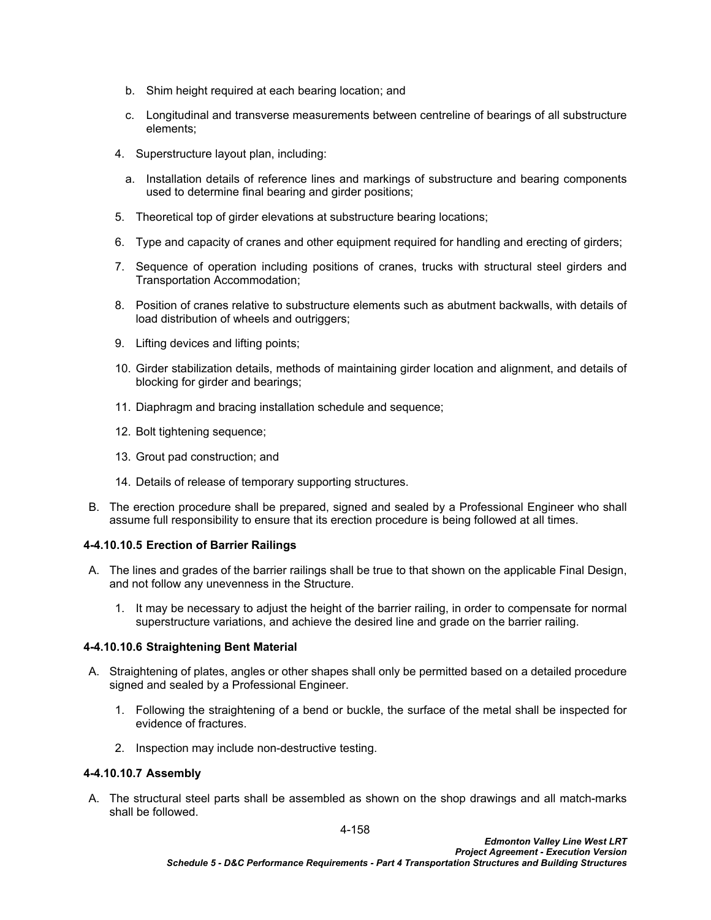b. Shim height required at each bearing location; and

   c. Longitudinal and transverse measurements between centreline of bearings of all substructure elements;

4. Superstructure layout plan, including:

   a. Installation details of reference lines and markings of substructure and bearing components used to determine final bearing and girder positions;

5. Theoretical top of girder elevations at substructure bearing locations;

6. Type and capacity of cranes and other equipment required for handling and erecting of girders;

7. Sequence of operation including positions of cranes, trucks with structural steel girders and Transportation Accommodation;

8. Position of cranes relative to substructure elements such as abutment backwalls, with details of load distribution of wheels and outriggers;

9. Lifting devices and lifting points;

10. Girder stabilization details, methods of maintaining girder location and alignment, and details of blocking for girder and bearings;

11. Diaphragm and bracing installation schedule and sequence;

12. Bolt tightening sequence;

13. Grout pad construction; and

14. Details of release of temporary supporting structures.

B. The erection procedure shall be prepared, signed and sealed by a Professional Engineer who shall assume full responsibility to ensure that its erection procedure is being followed at all times.

#### 4-4.10.10.5 Erection of Barrier Railings

A. The lines and grades of the barrier railings shall be true to that shown on the applicable Final Design, and not follow any unevenness in the Structure.

   1. It may be necessary to adjust the height of the barrier railing, in order to compensate for normal superstructure variations, and achieve the desired line and grade on the barrier railing.

#### 4-4.10.10.6 Straightening Bent Material

A. Straightening of plates, angles or other shapes shall only be permitted based on a detailed procedure signed and sealed by a Professional Engineer.

   1. Following the straightening of a bend or buckle, the surface of the metal shall be inspected for evidence of fractures.

   2. Inspection may include non-destructive testing.

#### 4-4.10.10.7 Assembly

A. The structural steel parts shall be assembled as shown on the shop drawings and all match-marks shall be followed.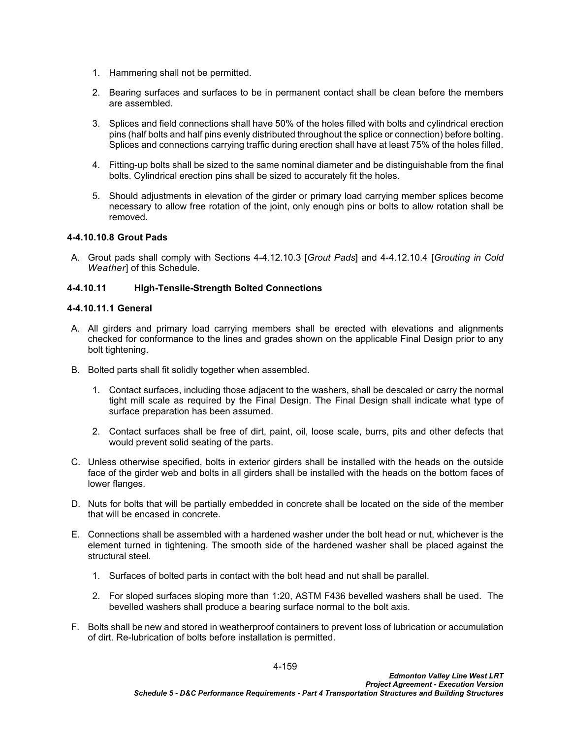1. Hammering shall not be permitted.

2. Bearing surfaces and surfaces to be in permanent contact shall be clean before the members are assembled.

3. Splices and field connections shall have 50% of the holes filled with bolts and cylindrical erection pins (half bolts and half pins evenly distributed throughout the splice or connection) before bolting. Splices and connections carrying traffic during erection shall have at least 75% of the holes filled.

4. Fitting-up bolts shall be sized to the same nominal diameter and be distinguishable from the final bolts. Cylindrical erection pins shall be sized to accurately fit the holes.

5. Should adjustments in elevation of the girder or primary load carrying member splices become necessary to allow free rotation of the joint, only enough pins or bolts to allow rotation shall be removed.

#### 4-4.10.10.8 Grout Pads

A. Grout pads shall comply with Sections 4-4.12.10.3 [*Grout Pads*] and 4-4.12.10.4 [*Grouting in Cold Weather*] of this Schedule.

### 4-4.10.11 High-Tensile-Strength Bolted Connections

#### 4-4.10.11.1 General

A. All girders and primary load carrying members shall be erected with elevations and alignments checked for conformance to the lines and grades shown on the applicable Final Design prior to any bolt tightening.

B. Bolted parts shall fit solidly together when assembled.

   1. Contact surfaces, including those adjacent to the washers, shall be descaled or carry the normal tight mill scale as required by the Final Design. The Final Design shall indicate what type of surface preparation has been assumed.

   2. Contact surfaces shall be free of dirt, paint, oil, loose scale, burrs, pits and other defects that would prevent solid seating of the parts.

C. Unless otherwise specified, bolts in exterior girders shall be installed with the heads on the outside face of the girder web and bolts in all girders shall be installed with the heads on the bottom faces of lower flanges.

D. Nuts for bolts that will be partially embedded in concrete shall be located on the side of the member that will be encased in concrete.

E. Connections shall be assembled with a hardened washer under the bolt head or nut, whichever is the element turned in tightening. The smooth side of the hardened washer shall be placed against the structural steel.

   1. Surfaces of bolted parts in contact with the bolt head and nut shall be parallel.

   2. For sloped surfaces sloping more than 1:20, ASTM F436 bevelled washers shall be used. The bevelled washers shall produce a bearing surface normal to the bolt axis.

F. Bolts shall be new and stored in weatherproof containers to prevent loss of lubrication or accumulation of dirt. Re-lubrication of bolts before installation is permitted.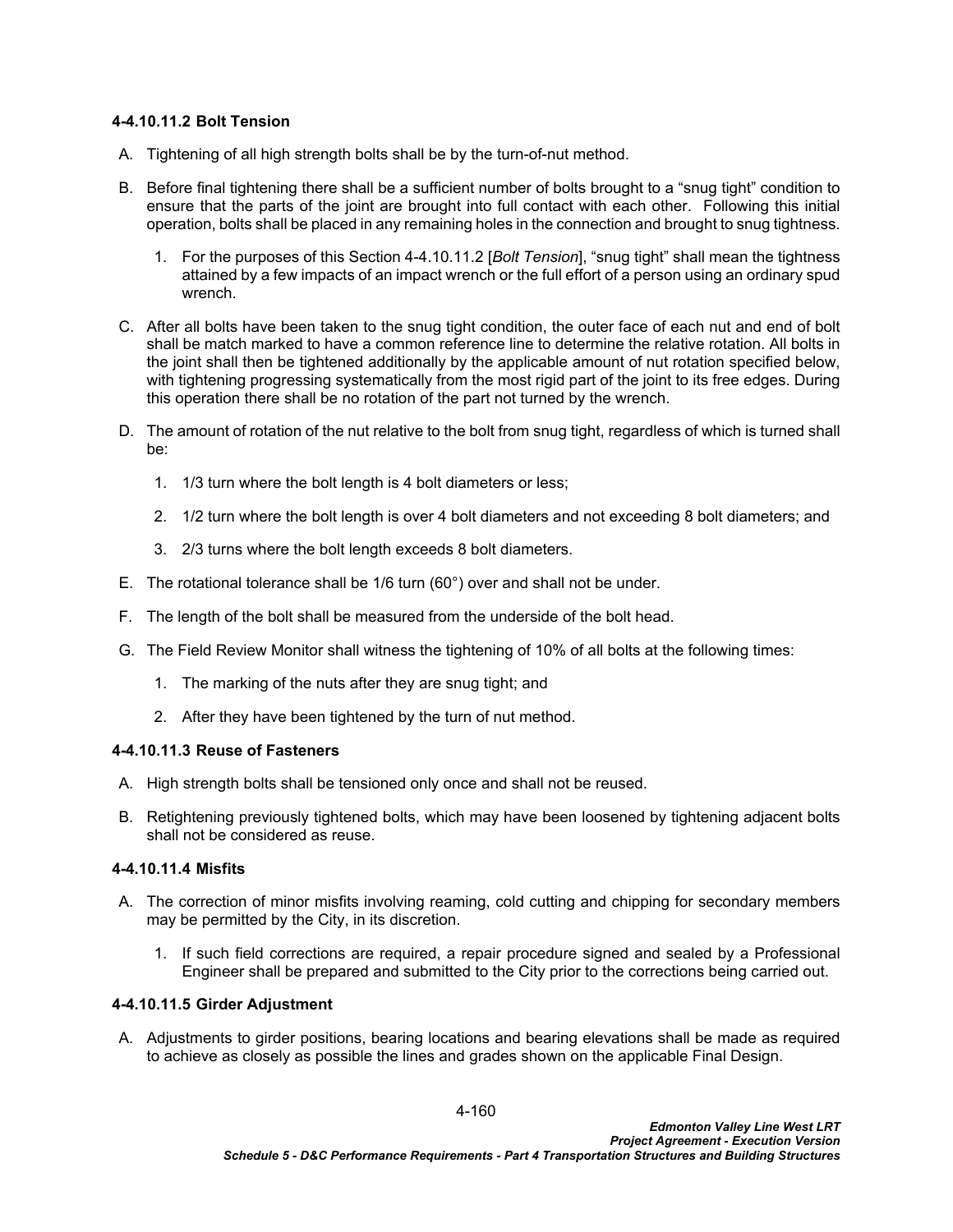#### 4-4.10.11.2 Bolt Tension

A. Tightening of all high strength bolts shall be by the turn-of-nut method.

B. Before final tightening there shall be a sufficient number of bolts brought to a "snug tight" condition to ensure that the parts of the joint are brought into full contact with each other. Following this initial operation, bolts shall be placed in any remaining holes in the connection and brought to snug tightness.

   1. For the purposes of this Section 4-4.10.11.2 [*Bolt Tension*], "snug tight" shall mean the tightness attained by a few impacts of an impact wrench or the full effort of a person using an ordinary spud wrench.

C. After all bolts have been taken to the snug tight condition, the outer face of each nut and end of bolt shall be match marked to have a common reference line to determine the relative rotation. All bolts in the joint shall then be tightened additionally by the applicable amount of nut rotation specified below, with tightening progressing systematically from the most rigid part of the joint to its free edges. During this operation there shall be no rotation of the part not turned by the wrench.

D. The amount of rotation of the nut relative to the bolt from snug tight, regardless of which is turned shall be:

   1. 1/3 turn where the bolt length is 4 bolt diameters or less;

   2. 1/2 turn where the bolt length is over 4 bolt diameters and not exceeding 8 bolt diameters; and

   3. 2/3 turns where the bolt length exceeds 8 bolt diameters.

E. The rotational tolerance shall be 1/6 turn (60°) over and shall not be under.

F. The length of the bolt shall be measured from the underside of the bolt head.

G. The Field Review Monitor shall witness the tightening of 10% of all bolts at the following times:

   1. The marking of the nuts after they are snug tight; and

   2. After they have been tightened by the turn of nut method.

#### 4-4.10.11.3 Reuse of Fasteners

A. High strength bolts shall be tensioned only once and shall not be reused.

B. Retightening previously tightened bolts, which may have been loosened by tightening adjacent bolts shall not be considered as reuse.

#### 4-4.10.11.4 Misfits

A. The correction of minor misfits involving reaming, cold cutting and chipping for secondary members may be permitted by the City, in its discretion.

   1. If such field corrections are required, a repair procedure signed and sealed by a Professional Engineer shall be prepared and submitted to the City prior to the corrections being carried out.

#### 4-4.10.11.5 Girder Adjustment

A. Adjustments to girder positions, bearing locations and bearing elevations shall be made as required to achieve as closely as possible the lines and grades shown on the applicable Final Design.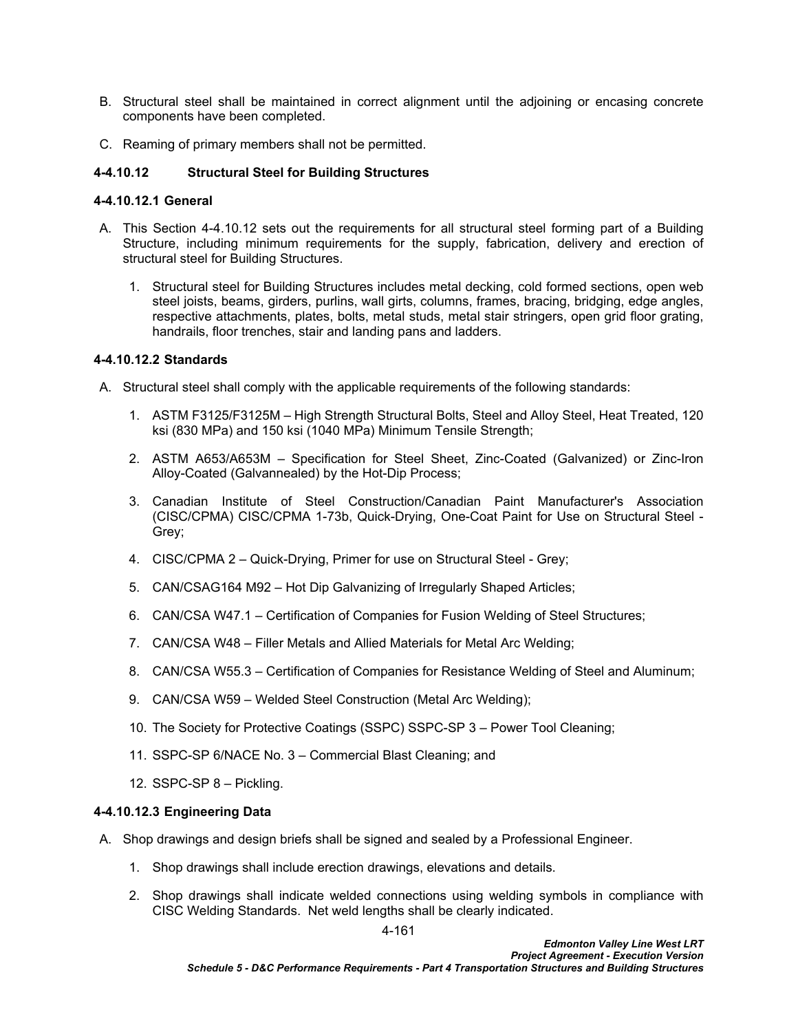B. Structural steel shall be maintained in correct alignment until the adjoining or encasing concrete components have been completed.

C. Reaming of primary members shall not be permitted.

### 4-4.10.12 Structural Steel for Building Structures

#### 4-4.10.12.1 General

A. This Section 4-4.10.12 sets out the requirements for all structural steel forming part of a Building Structure, including minimum requirements for the supply, fabrication, delivery and erection of structural steel for Building Structures.

   1. Structural steel for Building Structures includes metal decking, cold formed sections, open web steel joists, beams, girders, purlins, wall girts, columns, frames, bracing, bridging, edge angles, respective attachments, plates, bolts, metal studs, metal stair stringers, open grid floor grating, handrails, floor trenches, stair and landing pans and ladders.

#### 4-4.10.12.2 Standards

A. Structural steel shall comply with the applicable requirements of the following standards:

   1. ASTM F3125/F3125M – High Strength Structural Bolts, Steel and Alloy Steel, Heat Treated, 120 ksi (830 MPa) and 150 ksi (1040 MPa) Minimum Tensile Strength;

   2. ASTM A653/A653M – Specification for Steel Sheet, Zinc-Coated (Galvanized) or Zinc-Iron Alloy-Coated (Galvannealed) by the Hot-Dip Process;

   3. Canadian Institute of Steel Construction/Canadian Paint Manufacturer's Association (CISC/CPMA) CISC/CPMA 1-73b, Quick-Drying, One-Coat Paint for Use on Structural Steel - Grey;

   4. CISC/CPMA 2 – Quick-Drying, Primer for use on Structural Steel - Grey;

   5. CAN/CSAG164 M92 – Hot Dip Galvanizing of Irregularly Shaped Articles;

   6. CAN/CSA W47.1 – Certification of Companies for Fusion Welding of Steel Structures;

   7. CAN/CSA W48 – Filler Metals and Allied Materials for Metal Arc Welding;

   8. CAN/CSA W55.3 – Certification of Companies for Resistance Welding of Steel and Aluminum;

   9. CAN/CSA W59 – Welded Steel Construction (Metal Arc Welding);

   10. The Society for Protective Coatings (SSPC) SSPC-SP 3 – Power Tool Cleaning;

   11. SSPC-SP 6/NACE No. 3 – Commercial Blast Cleaning; and

   12. SSPC-SP 8 – Pickling.

#### 4-4.10.12.3 Engineering Data

A. Shop drawings and design briefs shall be signed and sealed by a Professional Engineer.

   1. Shop drawings shall include erection drawings, elevations and details.

   2. Shop drawings shall indicate welded connections using welding symbols in compliance with CISC Welding Standards. Net weld lengths shall be clearly indicated.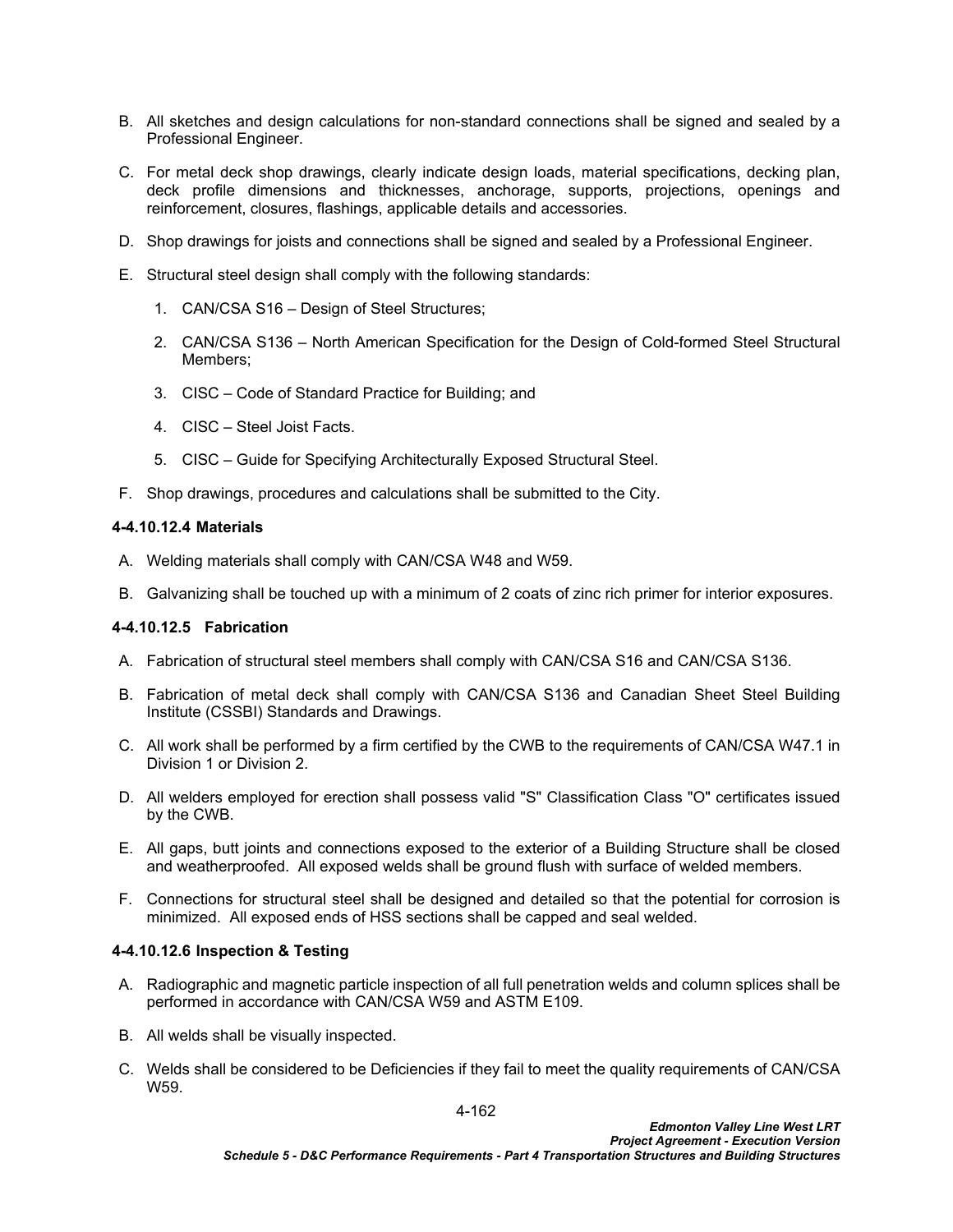B. All sketches and design calculations for non-standard connections shall be signed and sealed by a Professional Engineer.

C. For metal deck shop drawings, clearly indicate design loads, material specifications, decking plan, deck profile dimensions and thicknesses, anchorage, supports, projections, openings and reinforcement, closures, flashings, applicable details and accessories.

D. Shop drawings for joists and connections shall be signed and sealed by a Professional Engineer.

E. Structural steel design shall comply with the following standards:

1. CAN/CSA S16 – Design of Steel Structures;

2. CAN/CSA S136 – North American Specification for the Design of Cold-formed Steel Structural Members;

3. CISC – Code of Standard Practice for Building; and

4. CISC – Steel Joist Facts.

5. CISC – Guide for Specifying Architecturally Exposed Structural Steel.

F. Shop drawings, procedures and calculations shall be submitted to the City.

#### 4-4.10.12.4 Materials

A. Welding materials shall comply with CAN/CSA W48 and W59.

B. Galvanizing shall be touched up with a minimum of 2 coats of zinc rich primer for interior exposures.

#### 4-4.10.12.5 Fabrication

A. Fabrication of structural steel members shall comply with CAN/CSA S16 and CAN/CSA S136.

B. Fabrication of metal deck shall comply with CAN/CSA S136 and Canadian Sheet Steel Building Institute (CSSBI) Standards and Drawings.

C. All work shall be performed by a firm certified by the CWB to the requirements of CAN/CSA W47.1 in Division 1 or Division 2.

D. All welders employed for erection shall possess valid "S" Classification Class "O" certificates issued by the CWB.

E. All gaps, butt joints and connections exposed to the exterior of a Building Structure shall be closed and weatherproofed. All exposed welds shall be ground flush with surface of welded members.

F. Connections for structural steel shall be designed and detailed so that the potential for corrosion is minimized. All exposed ends of HSS sections shall be capped and seal welded.

#### 4-4.10.12.6 Inspection & Testing

A. Radiographic and magnetic particle inspection of all full penetration welds and column splices shall be performed in accordance with CAN/CSA W59 and ASTM E109.

B. All welds shall be visually inspected.

C. Welds shall be considered to be Deficiencies if they fail to meet the quality requirements of CAN/CSA W59.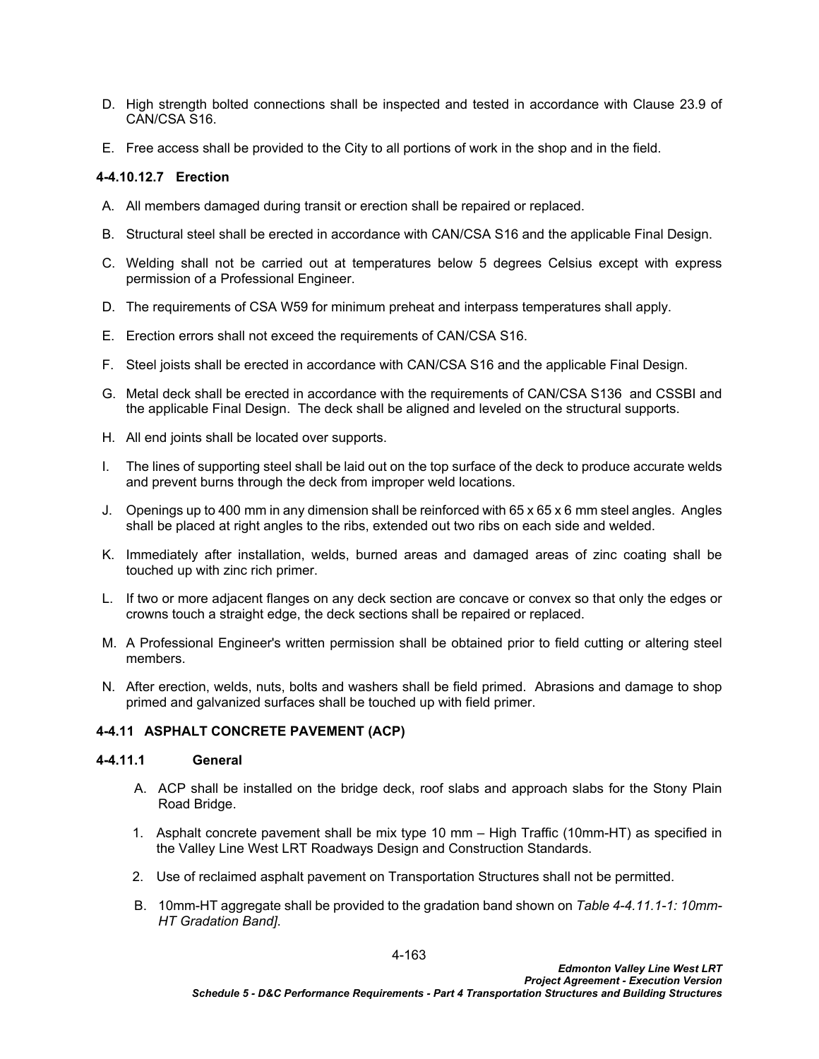D. High strength bolted connections shall be inspected and tested in accordance with Clause 23.9 of CAN/CSA S16.

E. Free access shall be provided to the City to all portions of work in the shop and in the field.

#### 4-4.10.12.7 Erection

A. All members damaged during transit or erection shall be repaired or replaced.

B. Structural steel shall be erected in accordance with CAN/CSA S16 and the applicable Final Design.

C. Welding shall not be carried out at temperatures below 5 degrees Celsius except with express permission of a Professional Engineer.

D. The requirements of CSA W59 for minimum preheat and interpass temperatures shall apply.

E. Erection errors shall not exceed the requirements of CAN/CSA S16.

F. Steel joists shall be erected in accordance with CAN/CSA S16 and the applicable Final Design.

G. Metal deck shall be erected in accordance with the requirements of CAN/CSA S136 and CSSBI and the applicable Final Design. The deck shall be aligned and leveled on the structural supports.

H. All end joints shall be located over supports.

I. The lines of supporting steel shall be laid out on the top surface of the deck to produce accurate welds and prevent burns through the deck from improper weld locations.

J. Openings up to 400 mm in any dimension shall be reinforced with 65 x 65 x 6 mm steel angles. Angles shall be placed at right angles to the ribs, extended out two ribs on each side and welded.

K. Immediately after installation, welds, burned areas and damaged areas of zinc coating shall be touched up with zinc rich primer.

L. If two or more adjacent flanges on any deck section are concave or convex so that only the edges or crowns touch a straight edge, the deck sections shall be repaired or replaced.

M. A Professional Engineer's written permission shall be obtained prior to field cutting or altering steel members.

N. After erection, welds, nuts, bolts and washers shall be field primed. Abrasions and damage to shop primed and galvanized surfaces shall be touched up with field primer.

### 4-4.11 ASPHALT CONCRETE PAVEMENT (ACP)

#### 4-4.11.1 General

A. ACP shall be installed on the bridge deck, roof slabs and approach slabs for the Stony Plain Road Bridge.

1. Asphalt concrete pavement shall be mix type 10 mm – High Traffic (10mm-HT) as specified in the Valley Line West LRT Roadways Design and Construction Standards.

2. Use of reclaimed asphalt pavement on Transportation Structures shall not be permitted.

B. 10mm-HT aggregate shall be provided to the gradation band shown on *Table 4-4.11.1-1: 10mm-HT Gradation Band]*.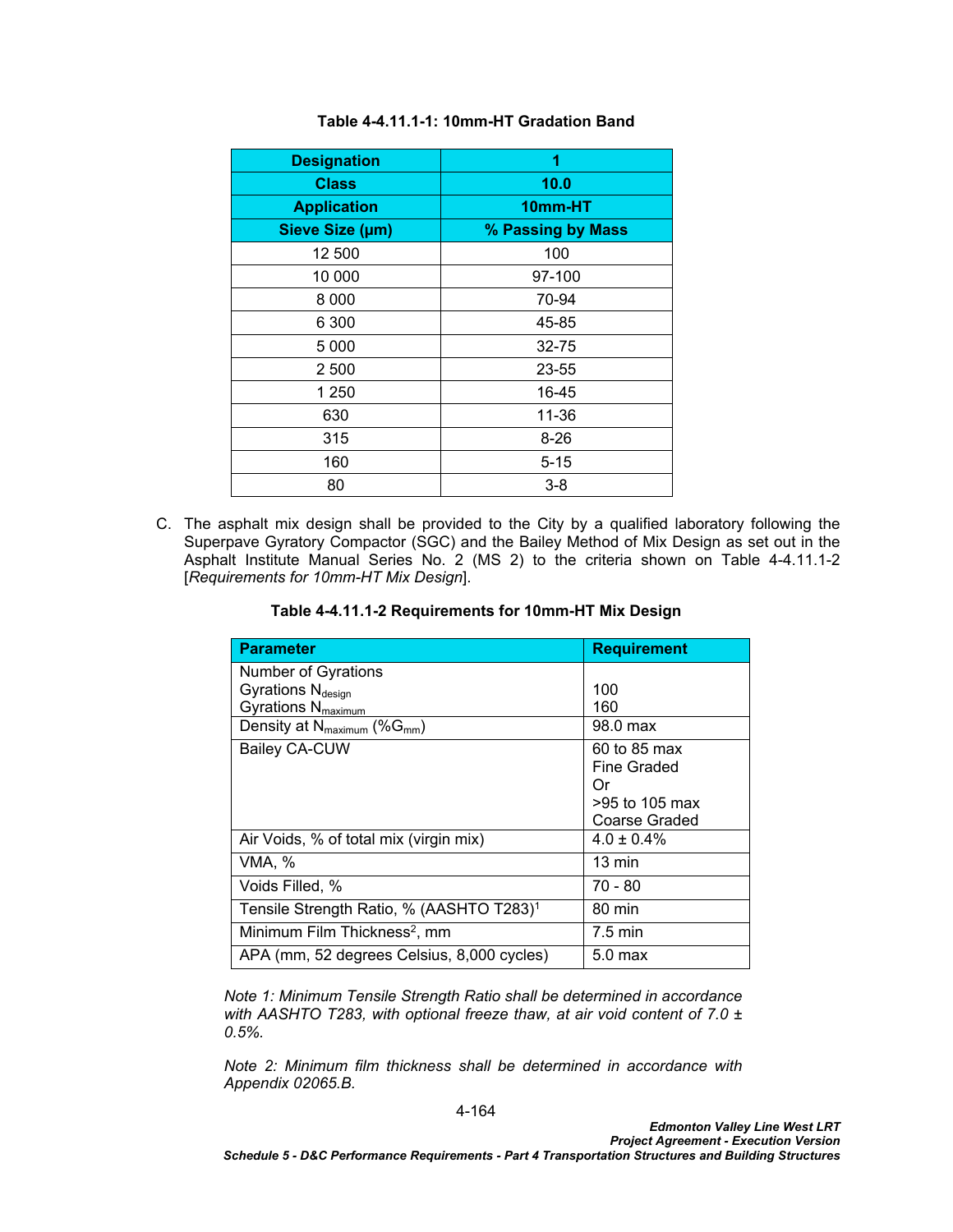**Table 4-4.11.1-1: 10mm-HT Gradation Band**

| Designation | 1 |
|---|---|
| **Class** | **10.0** |
| **Application** | **10mm-HT** |
| **Sieve Size (µm)** | **% Passing by Mass** |
| 12 500 | 100 |
| 10 000 | 97-100 |
| 8 000 | 70-94 |
| 6 300 | 45-85 |
| 5 000 | 32-75 |
| 2 500 | 23-55 |
| 1 250 | 16-45 |
| 630 | 11-36 |
| 315 | 8-26 |
| 160 | 5-15 |
| 80 | 3-8 |

C. The asphalt mix design shall be provided to the City by a qualified laboratory following the Superpave Gyratory Compactor (SGC) and the Bailey Method of Mix Design as set out in the Asphalt Institute Manual Series No. 2 (MS 2) to the criteria shown on Table 4-4.11.1-2 [*Requirements for 10mm-HT Mix Design*].

**Table 4-4.11.1-2 Requirements for 10mm-HT Mix Design**

| Parameter | Requirement |
|---|---|
| Number of Gyrations<br>Gyrations $N_{design}$<br>Gyrations $N_{maximum}$ | <br>100<br>160 |
| Density at $N_{maximum}$ (%$G_{mm}$) | 98.0 max |
| Bailey CA-CUW | 60 to 85 max<br>Fine Graded<br>Or<br>>95 to 105 max<br>Coarse Graded |
| Air Voids, % of total mix (virgin mix) | 4.0 ± 0.4% |
| VMA, % | 13 min |
| Voids Filled, % | 70 - 80 |
| Tensile Strength Ratio, % (AASHTO T283)[1] | 80 min |
| Minimum Film Thickness[2], mm | 7.5 min |
| APA (mm, 52 degrees Celsius, 8,000 cycles) | 5.0 max |

*Note 1: Minimum Tensile Strength Ratio shall be determined in accordance with AASHTO T283, with optional freeze thaw, at air void content of 7.0 ± 0.5%.*

*Note 2: Minimum film thickness shall be determined in accordance with Appendix 02065.B.*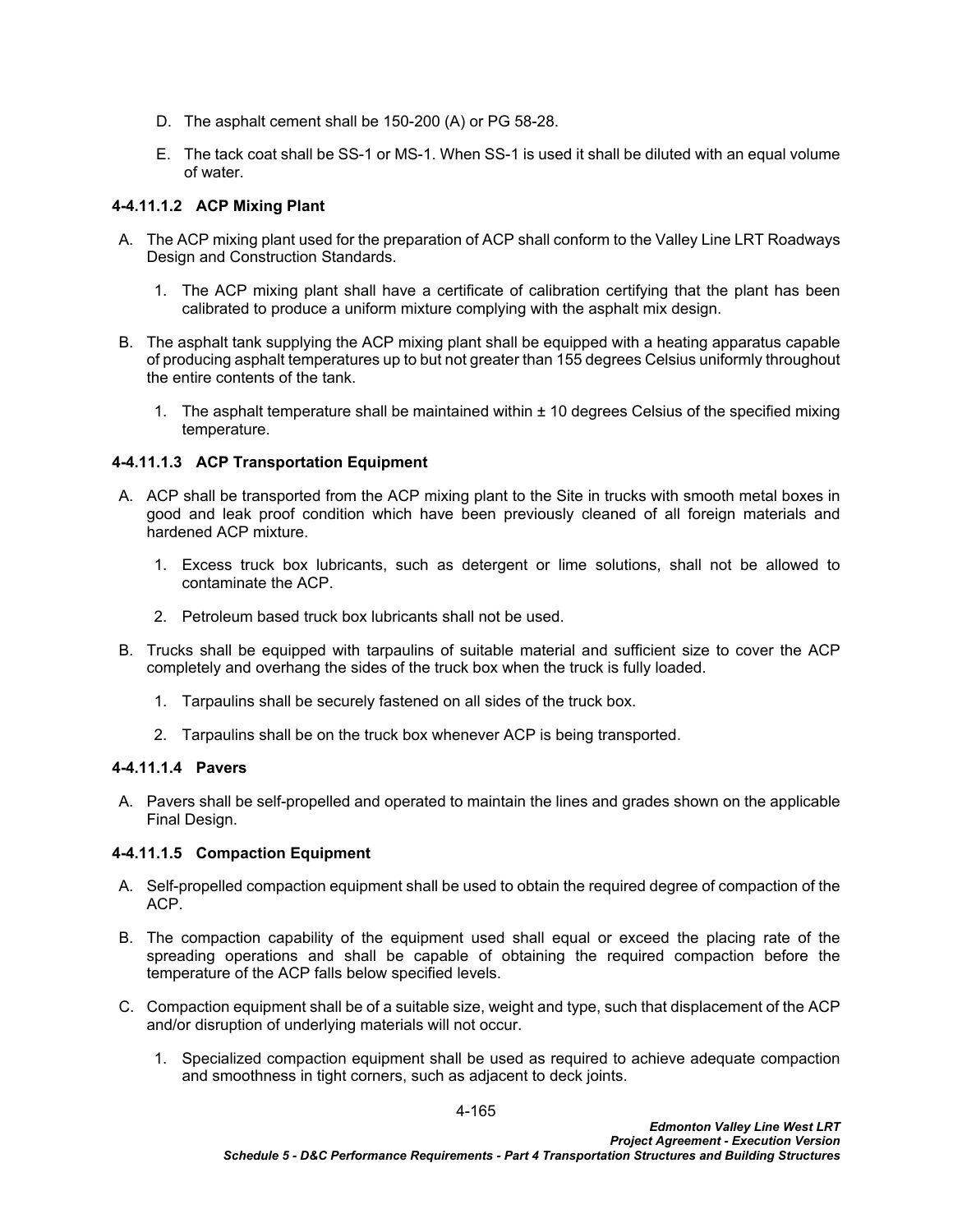D. The asphalt cement shall be 150-200 (A) or PG 58-28.

E. The tack coat shall be SS-1 or MS-1. When SS-1 is used it shall be diluted with an equal volume of water.

#### 4-4.11.1.2 ACP Mixing Plant

A. The ACP mixing plant used for the preparation of ACP shall conform to the Valley Line LRT Roadways Design and Construction Standards.

   1. The ACP mixing plant shall have a certificate of calibration certifying that the plant has been calibrated to produce a uniform mixture complying with the asphalt mix design.

B. The asphalt tank supplying the ACP mixing plant shall be equipped with a heating apparatus capable of producing asphalt temperatures up to but not greater than 155 degrees Celsius uniformly throughout the entire contents of the tank.

   1. The asphalt temperature shall be maintained within ± 10 degrees Celsius of the specified mixing temperature.

#### 4-4.11.1.3 ACP Transportation Equipment

A. ACP shall be transported from the ACP mixing plant to the Site in trucks with smooth metal boxes in good and leak proof condition which have been previously cleaned of all foreign materials and hardened ACP mixture.

   1. Excess truck box lubricants, such as detergent or lime solutions, shall not be allowed to contaminate the ACP.

   2. Petroleum based truck box lubricants shall not be used.

B. Trucks shall be equipped with tarpaulins of suitable material and sufficient size to cover the ACP completely and overhang the sides of the truck box when the truck is fully loaded.

   1. Tarpaulins shall be securely fastened on all sides of the truck box.

   2. Tarpaulins shall be on the truck box whenever ACP is being transported.

#### 4-4.11.1.4 Pavers

A. Pavers shall be self-propelled and operated to maintain the lines and grades shown on the applicable Final Design.

#### 4-4.11.1.5 Compaction Equipment

A. Self-propelled compaction equipment shall be used to obtain the required degree of compaction of the ACP.

B. The compaction capability of the equipment used shall equal or exceed the placing rate of the spreading operations and shall be capable of obtaining the required compaction before the temperature of the ACP falls below specified levels.

C. Compaction equipment shall be of a suitable size, weight and type, such that displacement of the ACP and/or disruption of underlying materials will not occur.

   1. Specialized compaction equipment shall be used as required to achieve adequate compaction and smoothness in tight corners, such as adjacent to deck joints.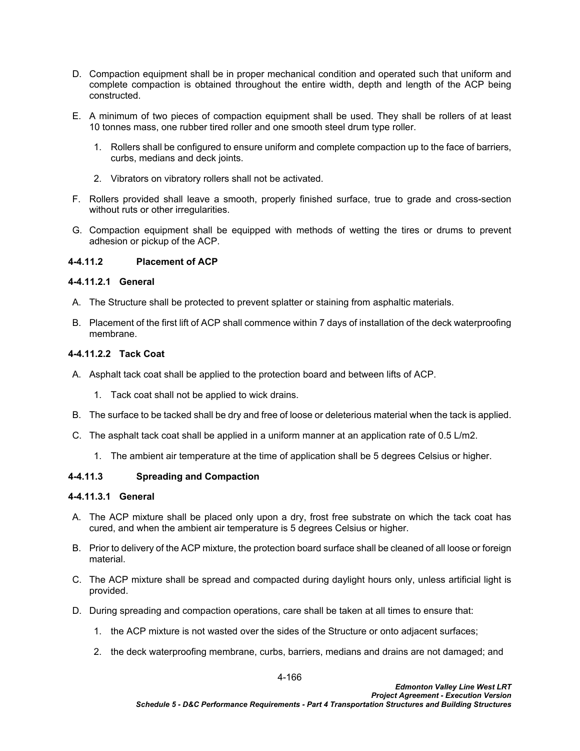D. Compaction equipment shall be in proper mechanical condition and operated such that uniform and complete compaction is obtained throughout the entire width, depth and length of the ACP being constructed.

E. A minimum of two pieces of compaction equipment shall be used. They shall be rollers of at least 10 tonnes mass, one rubber tired roller and one smooth steel drum type roller.

   1. Rollers shall be configured to ensure uniform and complete compaction up to the face of barriers, curbs, medians and deck joints.

   2. Vibrators on vibratory rollers shall not be activated.

F. Rollers provided shall leave a smooth, properly finished surface, true to grade and cross-section without ruts or other irregularities.

G. Compaction equipment shall be equipped with methods of wetting the tires or drums to prevent adhesion or pickup of the ACP.

#### 4-4.11.2 Placement of ACP

##### 4-4.11.2.1 General

A. The Structure shall be protected to prevent splatter or staining from asphaltic materials.

B. Placement of the first lift of ACP shall commence within 7 days of installation of the deck waterproofing membrane.

##### 4-4.11.2.2 Tack Coat

A. Asphalt tack coat shall be applied to the protection board and between lifts of ACP.

   1. Tack coat shall not be applied to wick drains.

B. The surface to be tacked shall be dry and free of loose or deleterious material when the tack is applied.

C. The asphalt tack coat shall be applied in a uniform manner at an application rate of 0.5 L/m2.

   1. The ambient air temperature at the time of application shall be 5 degrees Celsius or higher.

#### 4-4.11.3 Spreading and Compaction

##### 4-4.11.3.1 General

A. The ACP mixture shall be placed only upon a dry, frost free substrate on which the tack coat has cured, and when the ambient air temperature is 5 degrees Celsius or higher.

B. Prior to delivery of the ACP mixture, the protection board surface shall be cleaned of all loose or foreign material.

C. The ACP mixture shall be spread and compacted during daylight hours only, unless artificial light is provided.

D. During spreading and compaction operations, care shall be taken at all times to ensure that:

   1. the ACP mixture is not wasted over the sides of the Structure or onto adjacent surfaces;

   2. the deck waterproofing membrane, curbs, barriers, medians and drains are not damaged; and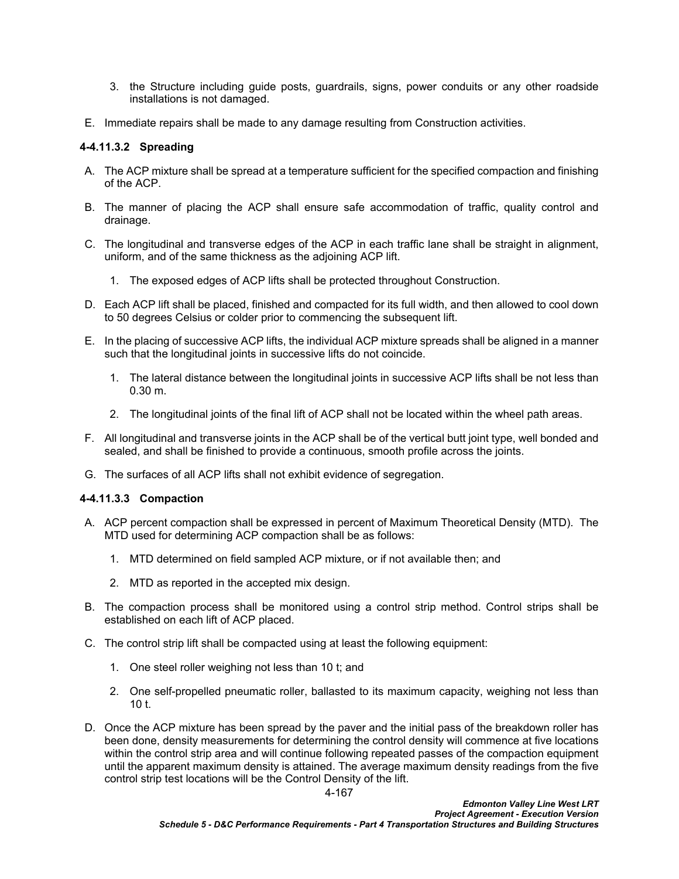3. the Structure including guide posts, guardrails, signs, power conduits or any other roadside installations is not damaged.

E. Immediate repairs shall be made to any damage resulting from Construction activities.

#### 4-4.11.3.2 Spreading

A. The ACP mixture shall be spread at a temperature sufficient for the specified compaction and finishing of the ACP.

B. The manner of placing the ACP shall ensure safe accommodation of traffic, quality control and drainage.

C. The longitudinal and transverse edges of the ACP in each traffic lane shall be straight in alignment, uniform, and of the same thickness as the adjoining ACP lift.

   1. The exposed edges of ACP lifts shall be protected throughout Construction.

D. Each ACP lift shall be placed, finished and compacted for its full width, and then allowed to cool down to 50 degrees Celsius or colder prior to commencing the subsequent lift.

E. In the placing of successive ACP lifts, the individual ACP mixture spreads shall be aligned in a manner such that the longitudinal joints in successive lifts do not coincide.

   1. The lateral distance between the longitudinal joints in successive ACP lifts shall be not less than 0.30 m.

   2. The longitudinal joints of the final lift of ACP shall not be located within the wheel path areas.

F. All longitudinal and transverse joints in the ACP shall be of the vertical butt joint type, well bonded and sealed, and shall be finished to provide a continuous, smooth profile across the joints.

G. The surfaces of all ACP lifts shall not exhibit evidence of segregation.

#### 4-4.11.3.3 Compaction

A. ACP percent compaction shall be expressed in percent of Maximum Theoretical Density (MTD). The MTD used for determining ACP compaction shall be as follows:

   1. MTD determined on field sampled ACP mixture, or if not available then; and

   2. MTD as reported in the accepted mix design.

B. The compaction process shall be monitored using a control strip method. Control strips shall be established on each lift of ACP placed.

C. The control strip lift shall be compacted using at least the following equipment:

   1. One steel roller weighing not less than 10 t; and

   2. One self-propelled pneumatic roller, ballasted to its maximum capacity, weighing not less than 10 t.

D. Once the ACP mixture has been spread by the paver and the initial pass of the breakdown roller has been done, density measurements for determining the control density will commence at five locations within the control strip area and will continue following repeated passes of the compaction equipment until the apparent maximum density is attained. The average maximum density readings from the five control strip test locations will be the Control Density of the lift.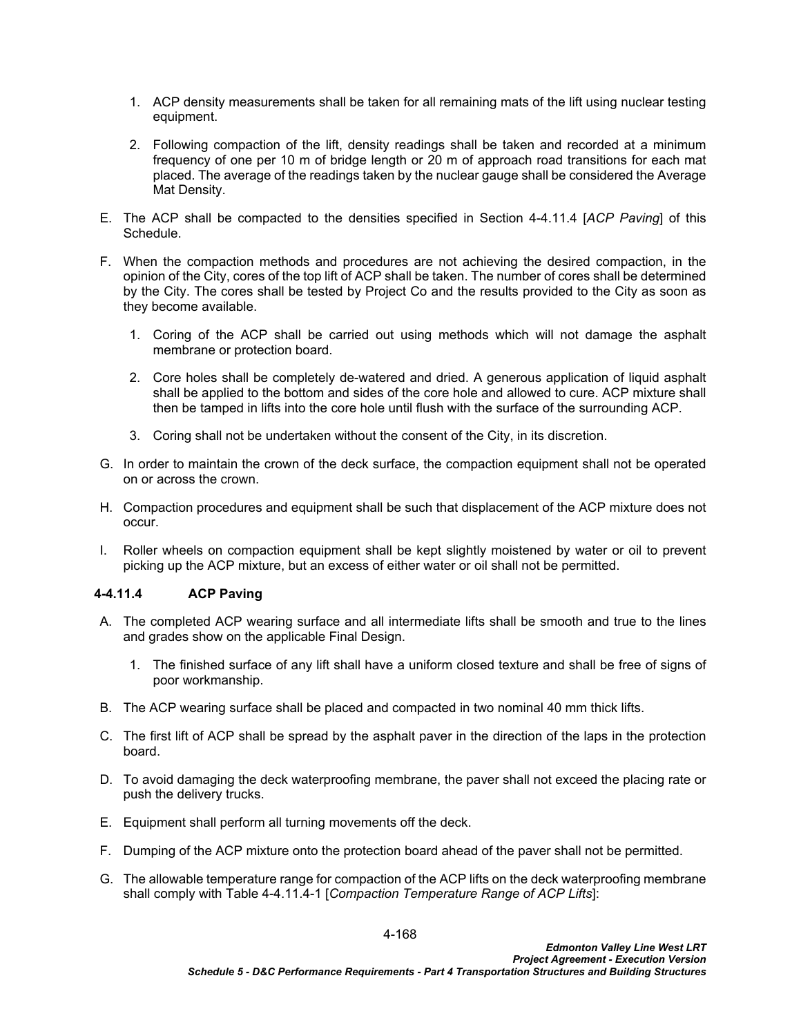1. ACP density measurements shall be taken for all remaining mats of the lift using nuclear testing equipment.

2. Following compaction of the lift, density readings shall be taken and recorded at a minimum frequency of one per 10 m of bridge length or 20 m of approach road transitions for each mat placed. The average of the readings taken by the nuclear gauge shall be considered the Average Mat Density.

E. The ACP shall be compacted to the densities specified in Section 4-4.11.4 [*ACP Paving*] of this Schedule.

F. When the compaction methods and procedures are not achieving the desired compaction, in the opinion of the City, cores of the top lift of ACP shall be taken. The number of cores shall be determined by the City. The cores shall be tested by Project Co and the results provided to the City as soon as they become available.

1. Coring of the ACP shall be carried out using methods which will not damage the asphalt membrane or protection board.

2. Core holes shall be completely de-watered and dried. A generous application of liquid asphalt shall be applied to the bottom and sides of the core hole and allowed to cure. ACP mixture shall then be tamped in lifts into the core hole until flush with the surface of the surrounding ACP.

3. Coring shall not be undertaken without the consent of the City, in its discretion.

G. In order to maintain the crown of the deck surface, the compaction equipment shall not be operated on or across the crown.

H. Compaction procedures and equipment shall be such that displacement of the ACP mixture does not occur.

I. Roller wheels on compaction equipment shall be kept slightly moistened by water or oil to prevent picking up the ACP mixture, but an excess of either water or oil shall not be permitted.

### 4-4.11.4 ACP Paving

A. The completed ACP wearing surface and all intermediate lifts shall be smooth and true to the lines and grades show on the applicable Final Design.

1. The finished surface of any lift shall have a uniform closed texture and shall be free of signs of poor workmanship.

B. The ACP wearing surface shall be placed and compacted in two nominal 40 mm thick lifts.

C. The first lift of ACP shall be spread by the asphalt paver in the direction of the laps in the protection board.

D. To avoid damaging the deck waterproofing membrane, the paver shall not exceed the placing rate or push the delivery trucks.

E. Equipment shall perform all turning movements off the deck.

F. Dumping of the ACP mixture onto the protection board ahead of the paver shall not be permitted.

G. The allowable temperature range for compaction of the ACP lifts on the deck waterproofing membrane shall comply with Table 4-4.11.4-1 [*Compaction Temperature Range of ACP Lifts*]: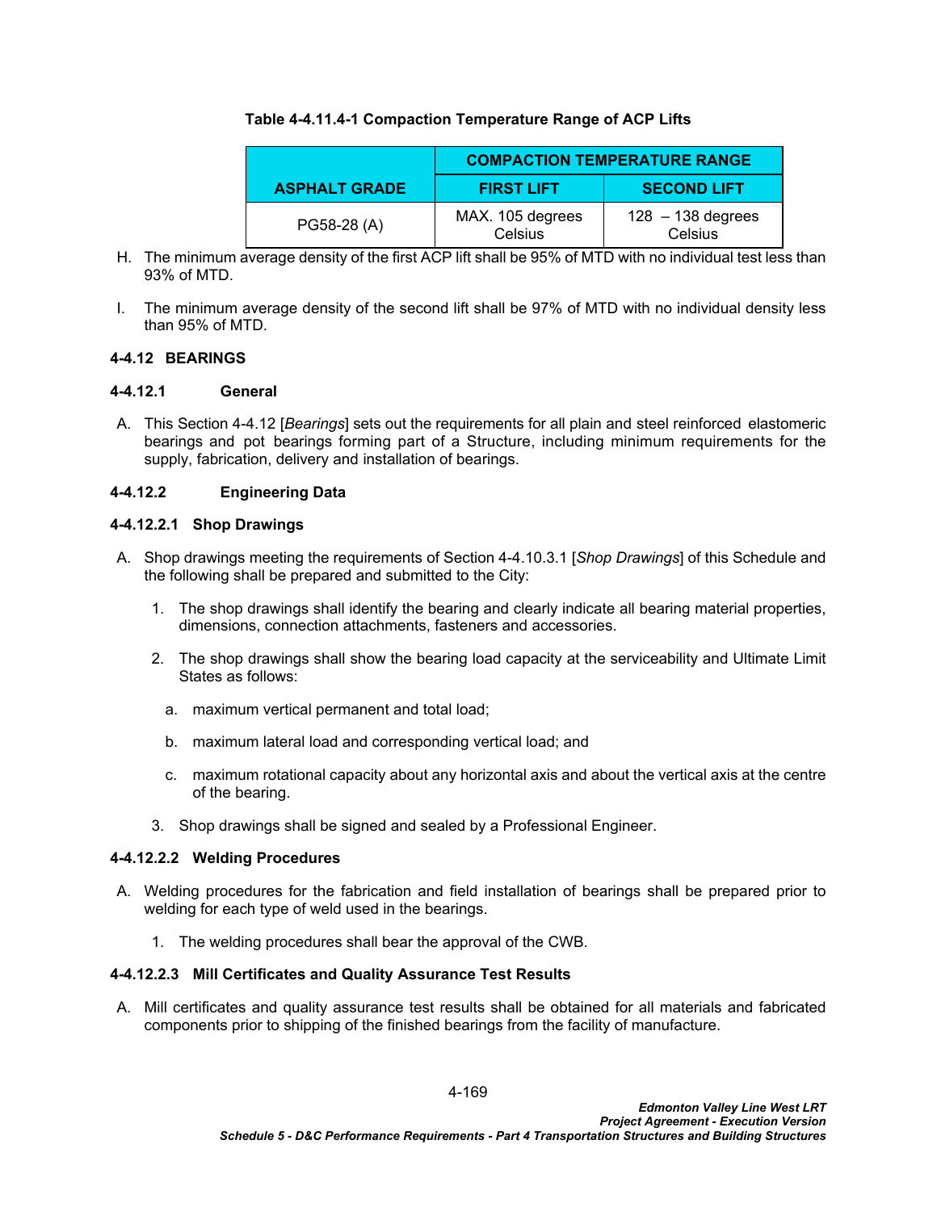**Table 4-4.11.4-1 Compaction Temperature Range of ACP Lifts**

| ASPHALT GRADE | COMPACTION TEMPERATURE RANGE | |
|---|---|---|
| | **FIRST LIFT** | **SECOND LIFT** |
| PG58-28 (A) | MAX. 105 degrees Celsius | 128 – 138 degrees Celsius |

H. The minimum average density of the first ACP lift shall be 95% of MTD with no individual test less than 93% of MTD.

I. The minimum average density of the second lift shall be 97% of MTD with no individual density less than 95% of MTD.

### 4-4.12 BEARINGS

#### 4-4.12.1 General

A. This Section 4-4.12 [*Bearings*] sets out the requirements for all plain and steel reinforced elastomeric bearings and pot bearings forming part of a Structure, including minimum requirements for the supply, fabrication, delivery and installation of bearings.

#### 4-4.12.2 Engineering Data

##### 4-4.12.2.1 Shop Drawings

A. Shop drawings meeting the requirements of Section 4-4.10.3.1 [*Shop Drawings*] of this Schedule and the following shall be prepared and submitted to the City:

1. The shop drawings shall identify the bearing and clearly indicate all bearing material properties, dimensions, connection attachments, fasteners and accessories.
2. The shop drawings shall show the bearing load capacity at the serviceability and Ultimate Limit States as follows:
    a. maximum vertical permanent and total load;
    b. maximum lateral load and corresponding vertical load; and
    c. maximum rotational capacity about any horizontal axis and about the vertical axis at the centre of the bearing.
3. Shop drawings shall be signed and sealed by a Professional Engineer.

##### 4-4.12.2.2 Welding Procedures

A. Welding procedures for the fabrication and field installation of bearings shall be prepared prior to welding for each type of weld used in the bearings.

1. The welding procedures shall bear the approval of the CWB.

##### 4-4.12.2.3 Mill Certificates and Quality Assurance Test Results

A. Mill certificates and quality assurance test results shall be obtained for all materials and fabricated components prior to shipping of the finished bearings from the facility of manufacture.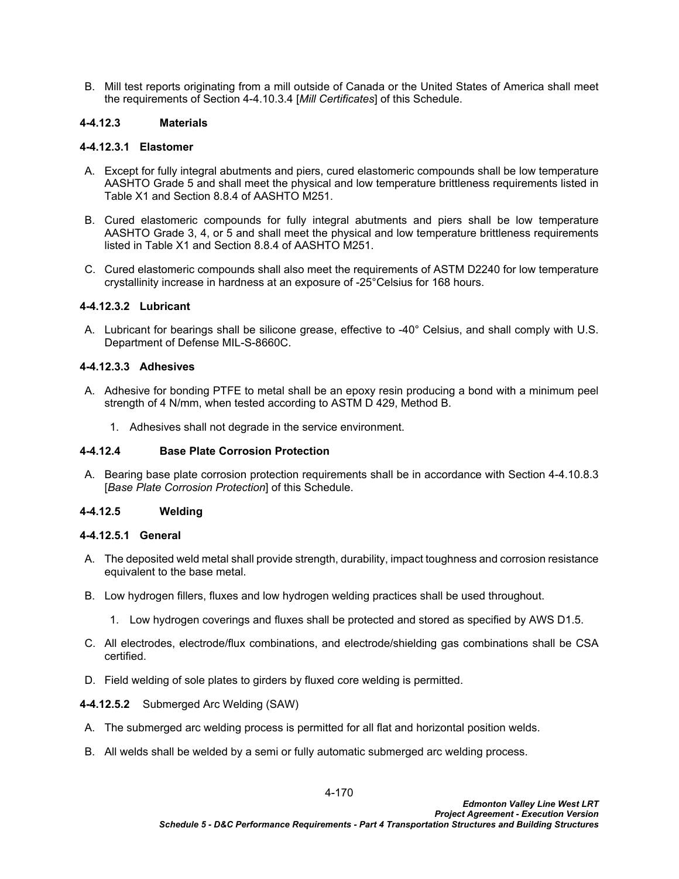B. Mill test reports originating from a mill outside of Canada or the United States of America shall meet the requirements of Section 4-4.10.3.4 [*Mill Certificates*] of this Schedule.

### 4-4.12.3 Materials

#### 4-4.12.3.1 Elastomer

A. Except for fully integral abutments and piers, cured elastomeric compounds shall be low temperature AASHTO Grade 5 and shall meet the physical and low temperature brittleness requirements listed in Table X1 and Section 8.8.4 of AASHTO M251.

B. Cured elastomeric compounds for fully integral abutments and piers shall be low temperature AASHTO Grade 3, 4, or 5 and shall meet the physical and low temperature brittleness requirements listed in Table X1 and Section 8.8.4 of AASHTO M251.

C. Cured elastomeric compounds shall also meet the requirements of ASTM D2240 for low temperature crystallinity increase in hardness at an exposure of -25°Celsius for 168 hours.

#### 4-4.12.3.2 Lubricant

A. Lubricant for bearings shall be silicone grease, effective to -40° Celsius, and shall comply with U.S. Department of Defense MIL-S-8660C.

#### 4-4.12.3.3 Adhesives

A. Adhesive for bonding PTFE to metal shall be an epoxy resin producing a bond with a minimum peel strength of 4 N/mm, when tested according to ASTM D 429, Method B.

   1. Adhesives shall not degrade in the service environment.

### 4-4.12.4 Base Plate Corrosion Protection

A. Bearing base plate corrosion protection requirements shall be in accordance with Section 4-4.10.8.3 [*Base Plate Corrosion Protection*] of this Schedule.

### 4-4.12.5 Welding

#### 4-4.12.5.1 General

A. The deposited weld metal shall provide strength, durability, impact toughness and corrosion resistance equivalent to the base metal.

B. Low hydrogen fillers, fluxes and low hydrogen welding practices shall be used throughout.

   1. Low hydrogen coverings and fluxes shall be protected and stored as specified by AWS D1.5.

C. All electrodes, electrode/flux combinations, and electrode/shielding gas combinations shall be CSA certified.

D. Field welding of sole plates to girders by fluxed core welding is permitted.

#### 4-4.12.5.2 Submerged Arc Welding (SAW)

A. The submerged arc welding process is permitted for all flat and horizontal position welds.

B. All welds shall be welded by a semi or fully automatic submerged arc welding process.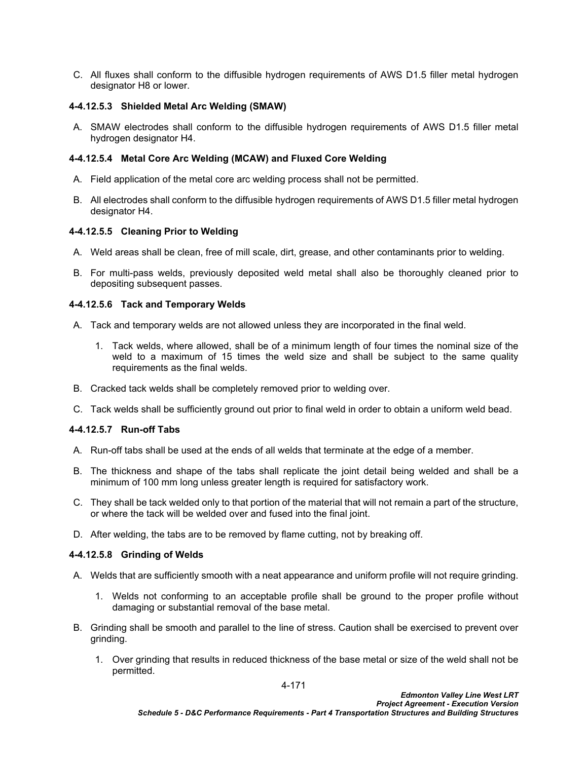C. All fluxes shall conform to the diffusible hydrogen requirements of AWS D1.5 filler metal hydrogen designator H8 or lower.

#### 4-4.12.5.3 Shielded Metal Arc Welding (SMAW)

A. SMAW electrodes shall conform to the diffusible hydrogen requirements of AWS D1.5 filler metal hydrogen designator H4.

#### 4-4.12.5.4 Metal Core Arc Welding (MCAW) and Fluxed Core Welding

A. Field application of the metal core arc welding process shall not be permitted.

B. All electrodes shall conform to the diffusible hydrogen requirements of AWS D1.5 filler metal hydrogen designator H4.

#### 4-4.12.5.5 Cleaning Prior to Welding

A. Weld areas shall be clean, free of mill scale, dirt, grease, and other contaminants prior to welding.

B. For multi-pass welds, previously deposited weld metal shall also be thoroughly cleaned prior to depositing subsequent passes.

#### 4-4.12.5.6 Tack and Temporary Welds

A. Tack and temporary welds are not allowed unless they are incorporated in the final weld.

   1. Tack welds, where allowed, shall be of a minimum length of four times the nominal size of the weld to a maximum of 15 times the weld size and shall be subject to the same quality requirements as the final welds.

B. Cracked tack welds shall be completely removed prior to welding over.

C. Tack welds shall be sufficiently ground out prior to final weld in order to obtain a uniform weld bead.

#### 4-4.12.5.7 Run-off Tabs

A. Run-off tabs shall be used at the ends of all welds that terminate at the edge of a member.

B. The thickness and shape of the tabs shall replicate the joint detail being welded and shall be a minimum of 100 mm long unless greater length is required for satisfactory work.

C. They shall be tack welded only to that portion of the material that will not remain a part of the structure, or where the tack will be welded over and fused into the final joint.

D. After welding, the tabs are to be removed by flame cutting, not by breaking off.

#### 4-4.12.5.8 Grinding of Welds

A. Welds that are sufficiently smooth with a neat appearance and uniform profile will not require grinding.

   1. Welds not conforming to an acceptable profile shall be ground to the proper profile without damaging or substantial removal of the base metal.

B. Grinding shall be smooth and parallel to the line of stress. Caution shall be exercised to prevent over grinding.

   1. Over grinding that results in reduced thickness of the base metal or size of the weld shall not be permitted.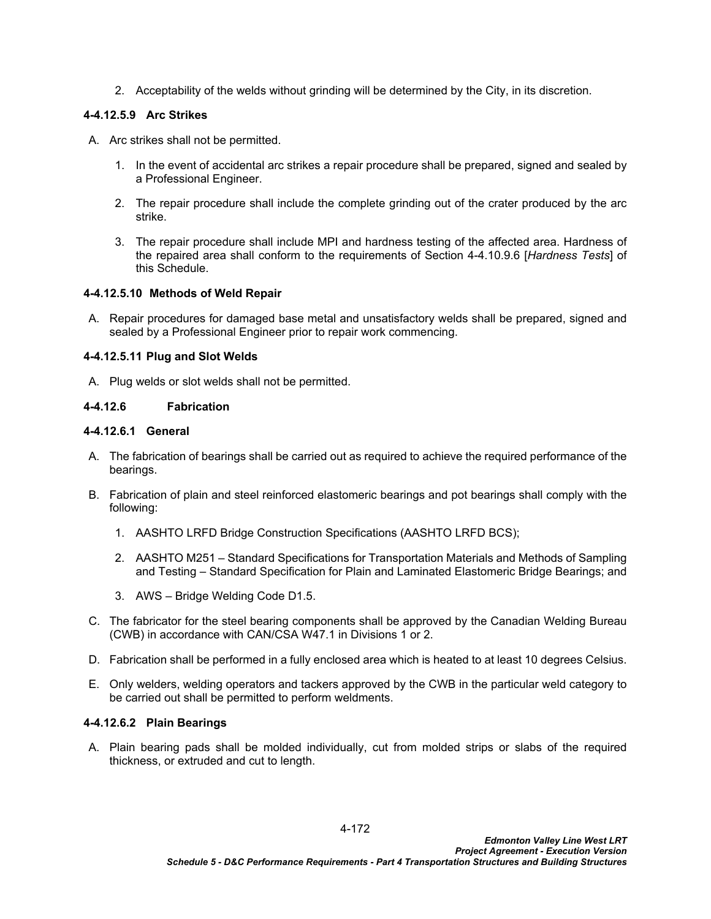2. Acceptability of the welds without grinding will be determined by the City, in its discretion.

#### 4-4.12.5.9 Arc Strikes

A. Arc strikes shall not be permitted.

1. In the event of accidental arc strikes a repair procedure shall be prepared, signed and sealed by a Professional Engineer.

2. The repair procedure shall include the complete grinding out of the crater produced by the arc strike.

3. The repair procedure shall include MPI and hardness testing of the affected area. Hardness of the repaired area shall conform to the requirements of Section 4-4.10.9.6 [*Hardness Tests*] of this Schedule.

#### 4-4.12.5.10 Methods of Weld Repair

A. Repair procedures for damaged base metal and unsatisfactory welds shall be prepared, signed and sealed by a Professional Engineer prior to repair work commencing.

#### 4-4.12.5.11 Plug and Slot Welds

A. Plug welds or slot welds shall not be permitted.

### 4-4.12.6 Fabrication

#### 4-4.12.6.1 General

A. The fabrication of bearings shall be carried out as required to achieve the required performance of the bearings.

B. Fabrication of plain and steel reinforced elastomeric bearings and pot bearings shall comply with the following:

1. AASHTO LRFD Bridge Construction Specifications (AASHTO LRFD BCS);

2. AASHTO M251 – Standard Specifications for Transportation Materials and Methods of Sampling and Testing – Standard Specification for Plain and Laminated Elastomeric Bridge Bearings; and

3. AWS – Bridge Welding Code D1.5.

C. The fabricator for the steel bearing components shall be approved by the Canadian Welding Bureau (CWB) in accordance with CAN/CSA W47.1 in Divisions 1 or 2.

D. Fabrication shall be performed in a fully enclosed area which is heated to at least 10 degrees Celsius.

E. Only welders, welding operators and tackers approved by the CWB in the particular weld category to be carried out shall be permitted to perform weldments.

#### 4-4.12.6.2 Plain Bearings

A. Plain bearing pads shall be molded individually, cut from molded strips or slabs of the required thickness, or extruded and cut to length.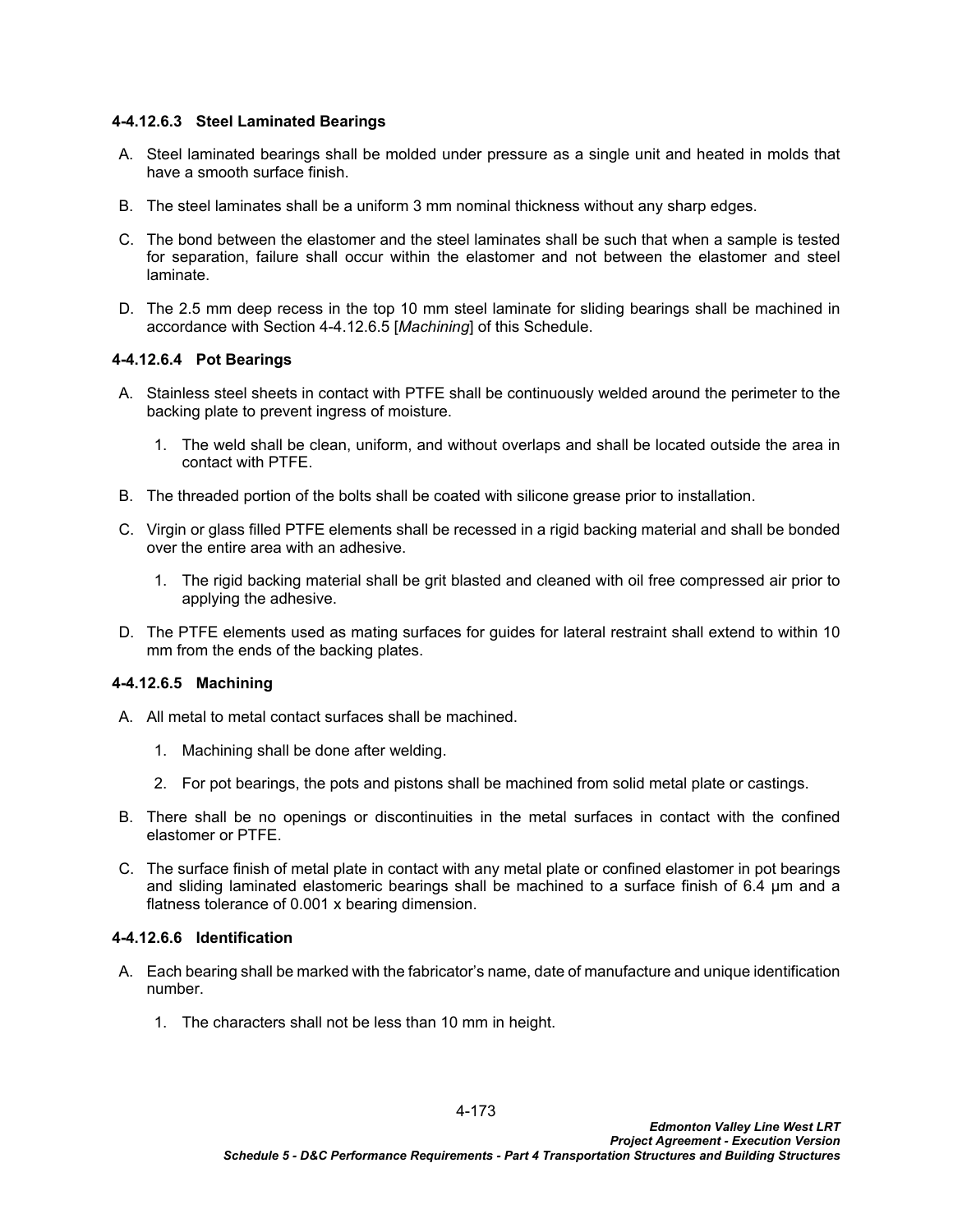#### 4-4.12.6.3 Steel Laminated Bearings

A. Steel laminated bearings shall be molded under pressure as a single unit and heated in molds that have a smooth surface finish.

B. The steel laminates shall be a uniform 3 mm nominal thickness without any sharp edges.

C. The bond between the elastomer and the steel laminates shall be such that when a sample is tested for separation, failure shall occur within the elastomer and not between the elastomer and steel laminate.

D. The 2.5 mm deep recess in the top 10 mm steel laminate for sliding bearings shall be machined in accordance with Section 4-4.12.6.5 [*Machining*] of this Schedule.

#### 4-4.12.6.4 Pot Bearings

A. Stainless steel sheets in contact with PTFE shall be continuously welded around the perimeter to the backing plate to prevent ingress of moisture.

   1. The weld shall be clean, uniform, and without overlaps and shall be located outside the area in contact with PTFE.

B. The threaded portion of the bolts shall be coated with silicone grease prior to installation.

C. Virgin or glass filled PTFE elements shall be recessed in a rigid backing material and shall be bonded over the entire area with an adhesive.

   1. The rigid backing material shall be grit blasted and cleaned with oil free compressed air prior to applying the adhesive.

D. The PTFE elements used as mating surfaces for guides for lateral restraint shall extend to within 10 mm from the ends of the backing plates.

#### 4-4.12.6.5 Machining

A. All metal to metal contact surfaces shall be machined.

   1. Machining shall be done after welding.

   2. For pot bearings, the pots and pistons shall be machined from solid metal plate or castings.

B. There shall be no openings or discontinuities in the metal surfaces in contact with the confined elastomer or PTFE.

C. The surface finish of metal plate in contact with any metal plate or confined elastomer in pot bearings and sliding laminated elastomeric bearings shall be machined to a surface finish of 6.4 μm and a flatness tolerance of 0.001 x bearing dimension.

#### 4-4.12.6.6 Identification

A. Each bearing shall be marked with the fabricator's name, date of manufacture and unique identification number.

   1. The characters shall not be less than 10 mm in height.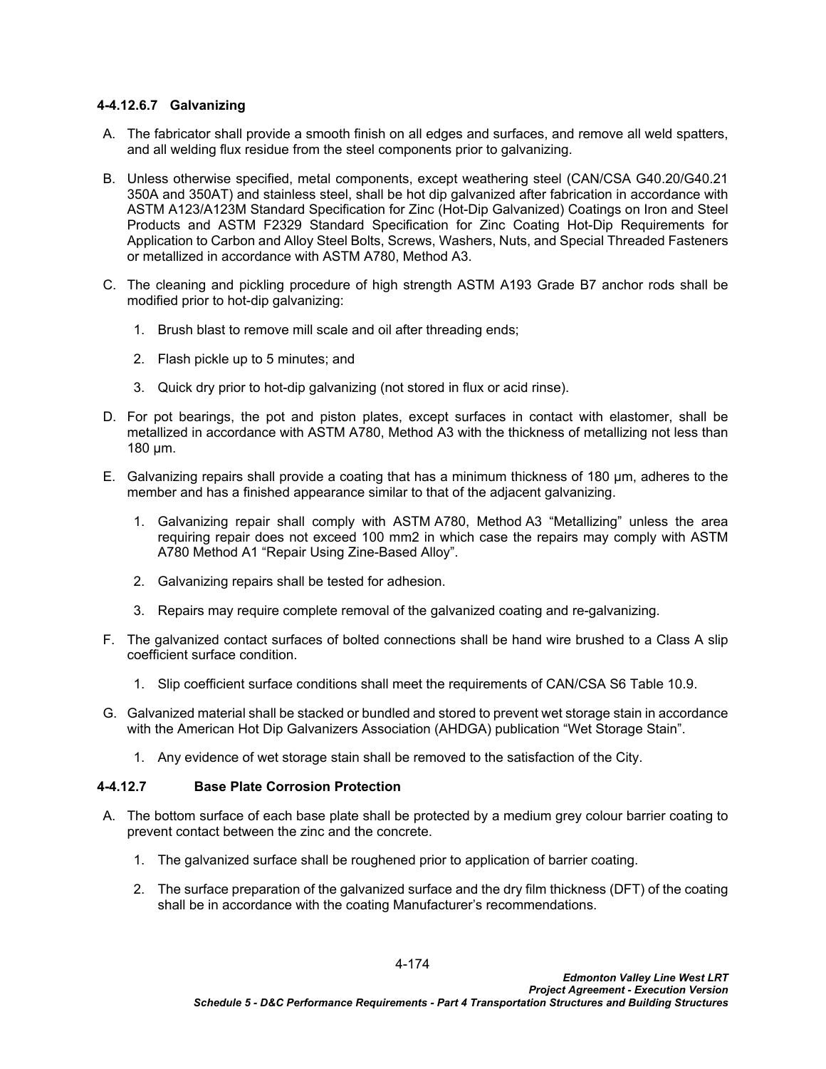#### 4-4.12.6.7 Galvanizing

A. The fabricator shall provide a smooth finish on all edges and surfaces, and remove all weld spatters, and all welding flux residue from the steel components prior to galvanizing.

B. Unless otherwise specified, metal components, except weathering steel (CAN/CSA G40.20/G40.21 350A and 350AT) and stainless steel, shall be hot dip galvanized after fabrication in accordance with ASTM A123/A123M Standard Specification for Zinc (Hot-Dip Galvanized) Coatings on Iron and Steel Products and ASTM F2329 Standard Specification for Zinc Coating Hot-Dip Requirements for Application to Carbon and Alloy Steel Bolts, Screws, Washers, Nuts, and Special Threaded Fasteners or metallized in accordance with ASTM A780, Method A3.

C. The cleaning and pickling procedure of high strength ASTM A193 Grade B7 anchor rods shall be modified prior to hot-dip galvanizing:

   1. Brush blast to remove mill scale and oil after threading ends;

   2. Flash pickle up to 5 minutes; and

   3. Quick dry prior to hot-dip galvanizing (not stored in flux or acid rinse).

D. For pot bearings, the pot and piston plates, except surfaces in contact with elastomer, shall be metallized in accordance with ASTM A780, Method A3 with the thickness of metallizing not less than 180 μm.

E. Galvanizing repairs shall provide a coating that has a minimum thickness of 180 μm, adheres to the member and has a finished appearance similar to that of the adjacent galvanizing.

   1. Galvanizing repair shall comply with ASTM A780, Method A3 "Metallizing" unless the area requiring repair does not exceed 100 mm2 in which case the repairs may comply with ASTM A780 Method A1 "Repair Using Zine-Based Alloy".

   2. Galvanizing repairs shall be tested for adhesion.

   3. Repairs may require complete removal of the galvanized coating and re-galvanizing.

F. The galvanized contact surfaces of bolted connections shall be hand wire brushed to a Class A slip coefficient surface condition.

   1. Slip coefficient surface conditions shall meet the requirements of CAN/CSA S6 Table 10.9.

G. Galvanized material shall be stacked or bundled and stored to prevent wet storage stain in accordance with the American Hot Dip Galvanizers Association (AHDGA) publication "Wet Storage Stain".

   1. Any evidence of wet storage stain shall be removed to the satisfaction of the City.

#### 4-4.12.7 Base Plate Corrosion Protection

A. The bottom surface of each base plate shall be protected by a medium grey colour barrier coating to prevent contact between the zinc and the concrete.

   1. The galvanized surface shall be roughened prior to application of barrier coating.

   2. The surface preparation of the galvanized surface and the dry film thickness (DFT) of the coating shall be in accordance with the coating Manufacturer's recommendations.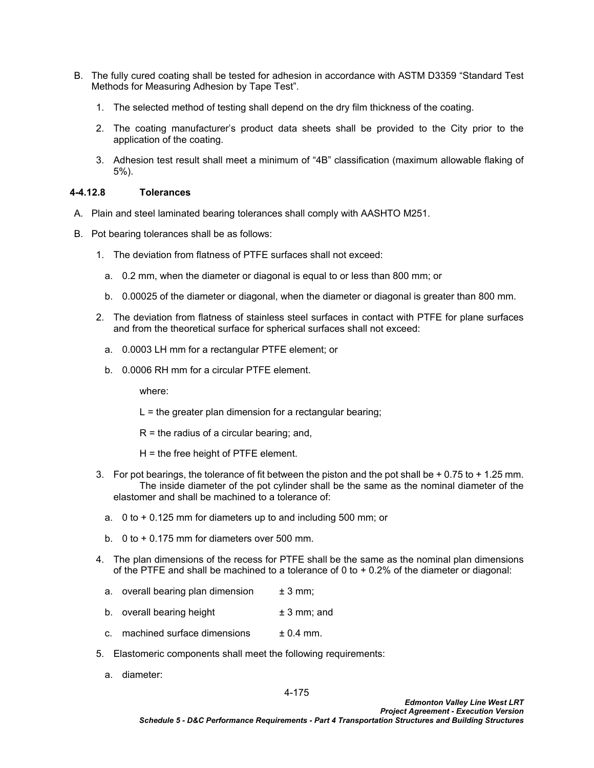B. The fully cured coating shall be tested for adhesion in accordance with ASTM D3359 "Standard Test Methods for Measuring Adhesion by Tape Test".

   1. The selected method of testing shall depend on the dry film thickness of the coating.

   2. The coating manufacturer's product data sheets shall be provided to the City prior to the application of the coating.

   3. Adhesion test result shall meet a minimum of "4B" classification (maximum allowable flaking of 5%).

#### 4-4.12.8 Tolerances

A. Plain and steel laminated bearing tolerances shall comply with AASHTO M251.

B. Pot bearing tolerances shall be as follows:

   1. The deviation from flatness of PTFE surfaces shall not exceed:

      a. 0.2 mm, when the diameter or diagonal is equal to or less than 800 mm; or

      b. 0.00025 of the diameter or diagonal, when the diameter or diagonal is greater than 800 mm.

   2. The deviation from flatness of stainless steel surfaces in contact with PTFE for plane surfaces and from the theoretical surface for spherical surfaces shall not exceed:

      a. 0.0003 LH mm for a rectangular PTFE element; or

      b. 0.0006 RH mm for a circular PTFE element.

         where:

         L = the greater plan dimension for a rectangular bearing;

         R = the radius of a circular bearing; and,

         H = the free height of PTFE element.

   3. For pot bearings, the tolerance of fit between the piston and the pot shall be + 0.75 to + 1.25 mm. The inside diameter of the pot cylinder shall be the same as the nominal diameter of the elastomer and shall be machined to a tolerance of:

      a. 0 to + 0.125 mm for diameters up to and including 500 mm; or

      b. 0 to + 0.175 mm for diameters over 500 mm.

   4. The plan dimensions of the recess for PTFE shall be the same as the nominal plan dimensions of the PTFE and shall be machined to a tolerance of 0 to + 0.2% of the diameter or diagonal:

      a. overall bearing plan dimension ± 3 mm;

      b. overall bearing height ± 3 mm; and

      c. machined surface dimensions ± 0.4 mm.

   5. Elastomeric components shall meet the following requirements:

      a. diameter: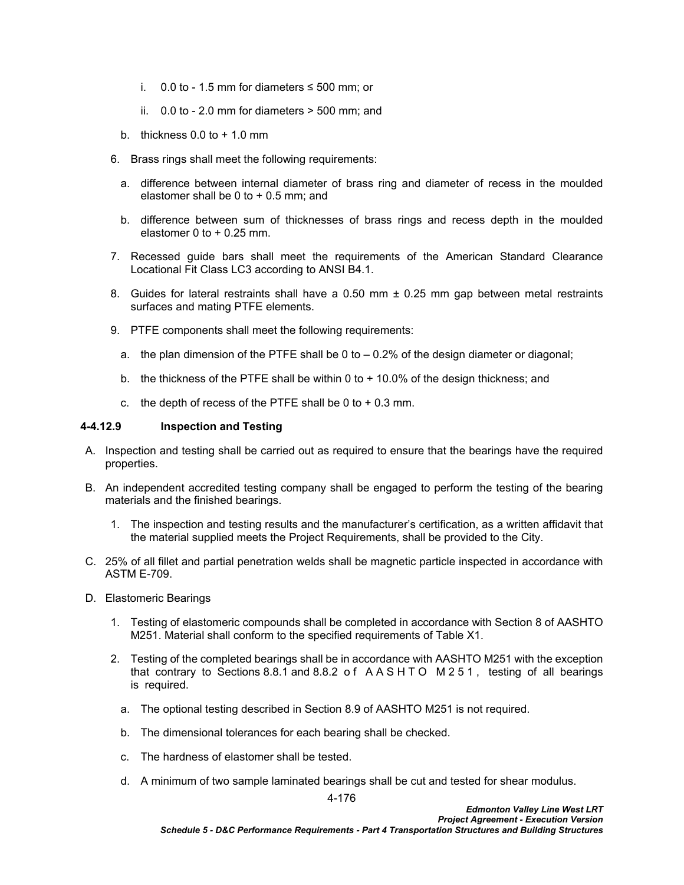i. 0.0 to - 1.5 mm for diameters ≤ 500 mm; or

   ii. 0.0 to - 2.0 mm for diameters > 500 mm; and

  b. thickness 0.0 to + 1.0 mm

6. Brass rings shall meet the following requirements:

   a. difference between internal diameter of brass ring and diameter of recess in the moulded elastomer shall be 0 to + 0.5 mm; and

   b. difference between sum of thicknesses of brass rings and recess depth in the moulded elastomer 0 to + 0.25 mm.

7. Recessed guide bars shall meet the requirements of the American Standard Clearance Locational Fit Class LC3 according to ANSI B4.1.

8. Guides for lateral restraints shall have a 0.50 mm ± 0.25 mm gap between metal restraints surfaces and mating PTFE elements.

9. PTFE components shall meet the following requirements:

   a. the plan dimension of the PTFE shall be 0 to – 0.2% of the design diameter or diagonal;

   b. the thickness of the PTFE shall be within 0 to + 10.0% of the design thickness; and

   c. the depth of recess of the PTFE shall be 0 to + 0.3 mm.

#### 4-4.12.9 Inspection and Testing

A. Inspection and testing shall be carried out as required to ensure that the bearings have the required properties.

B. An independent accredited testing company shall be engaged to perform the testing of the bearing materials and the finished bearings.

   1. The inspection and testing results and the manufacturer's certification, as a written affidavit that the material supplied meets the Project Requirements, shall be provided to the City.

C. 25% of all fillet and partial penetration welds shall be magnetic particle inspected in accordance with ASTM E-709.

D. Elastomeric Bearings

   1. Testing of elastomeric compounds shall be completed in accordance with Section 8 of AASHTO M251. Material shall conform to the specified requirements of Table X1.

   2. Testing of the completed bearings shall be in accordance with AASHTO M251 with the exception that contrary to Sections 8.8.1 and 8.8.2 of AASHTO M251, testing of all bearings is required.

      a. The optional testing described in Section 8.9 of AASHTO M251 is not required.

      b. The dimensional tolerances for each bearing shall be checked.

      c. The hardness of elastomer shall be tested.

      d. A minimum of two sample laminated bearings shall be cut and tested for shear modulus.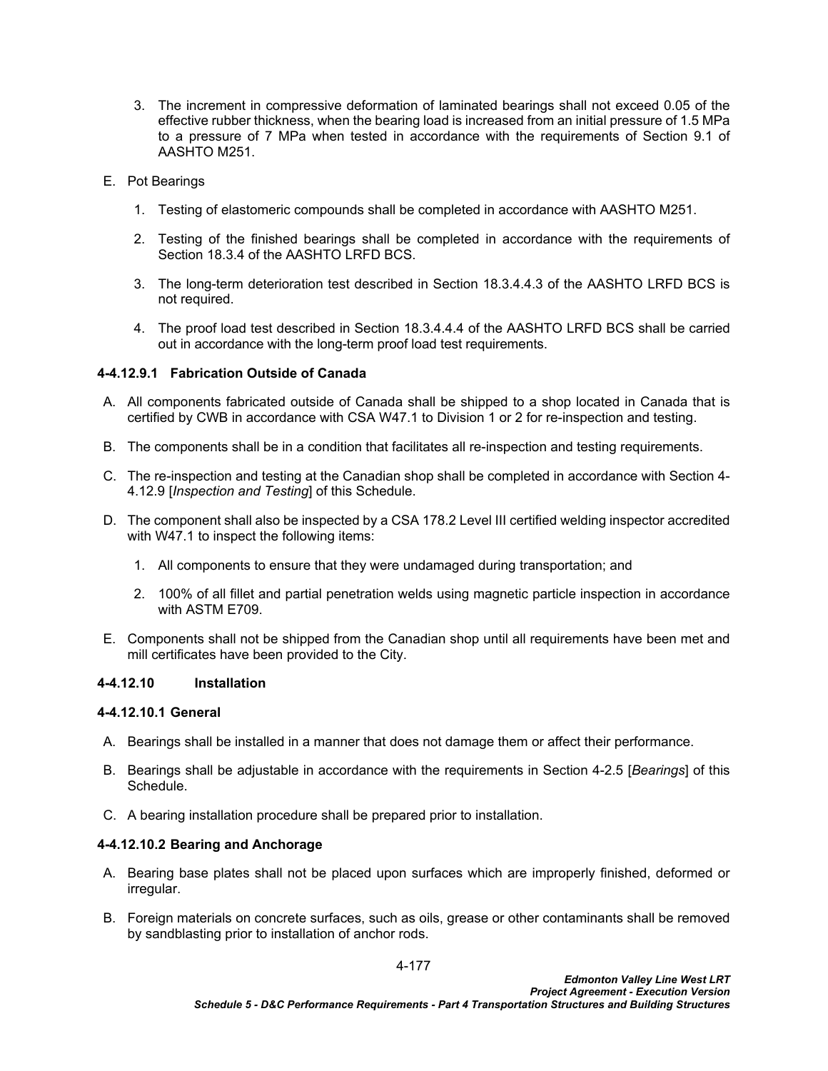3. The increment in compressive deformation of laminated bearings shall not exceed 0.05 of the effective rubber thickness, when the bearing load is increased from an initial pressure of 1.5 MPa to a pressure of 7 MPa when tested in accordance with the requirements of Section 9.1 of AASHTO M251.

E. Pot Bearings

1. Testing of elastomeric compounds shall be completed in accordance with AASHTO M251.

2. Testing of the finished bearings shall be completed in accordance with the requirements of Section 18.3.4 of the AASHTO LRFD BCS.

3. The long-term deterioration test described in Section 18.3.4.4.3 of the AASHTO LRFD BCS is not required.

4. The proof load test described in Section 18.3.4.4.4 of the AASHTO LRFD BCS shall be carried out in accordance with the long-term proof load test requirements.

#### 4-4.12.9.1 Fabrication Outside of Canada

A. All components fabricated outside of Canada shall be shipped to a shop located in Canada that is certified by CWB in accordance with CSA W47.1 to Division 1 or 2 for re-inspection and testing.

B. The components shall be in a condition that facilitates all re-inspection and testing requirements.

C. The re-inspection and testing at the Canadian shop shall be completed in accordance with Section 4-4.12.9 [*Inspection and Testing*] of this Schedule.

D. The component shall also be inspected by a CSA 178.2 Level III certified welding inspector accredited with W47.1 to inspect the following items:

1. All components to ensure that they were undamaged during transportation; and

2. 100% of all fillet and partial penetration welds using magnetic particle inspection in accordance with ASTM E709.

E. Components shall not be shipped from the Canadian shop until all requirements have been met and mill certificates have been provided to the City.

### 4-4.12.10 Installation

#### 4-4.12.10.1 General

A. Bearings shall be installed in a manner that does not damage them or affect their performance.

B. Bearings shall be adjustable in accordance with the requirements in Section 4-2.5 [*Bearings*] of this Schedule.

C. A bearing installation procedure shall be prepared prior to installation.

#### 4-4.12.10.2 Bearing and Anchorage

A. Bearing base plates shall not be placed upon surfaces which are improperly finished, deformed or irregular.

B. Foreign materials on concrete surfaces, such as oils, grease or other contaminants shall be removed by sandblasting prior to installation of anchor rods.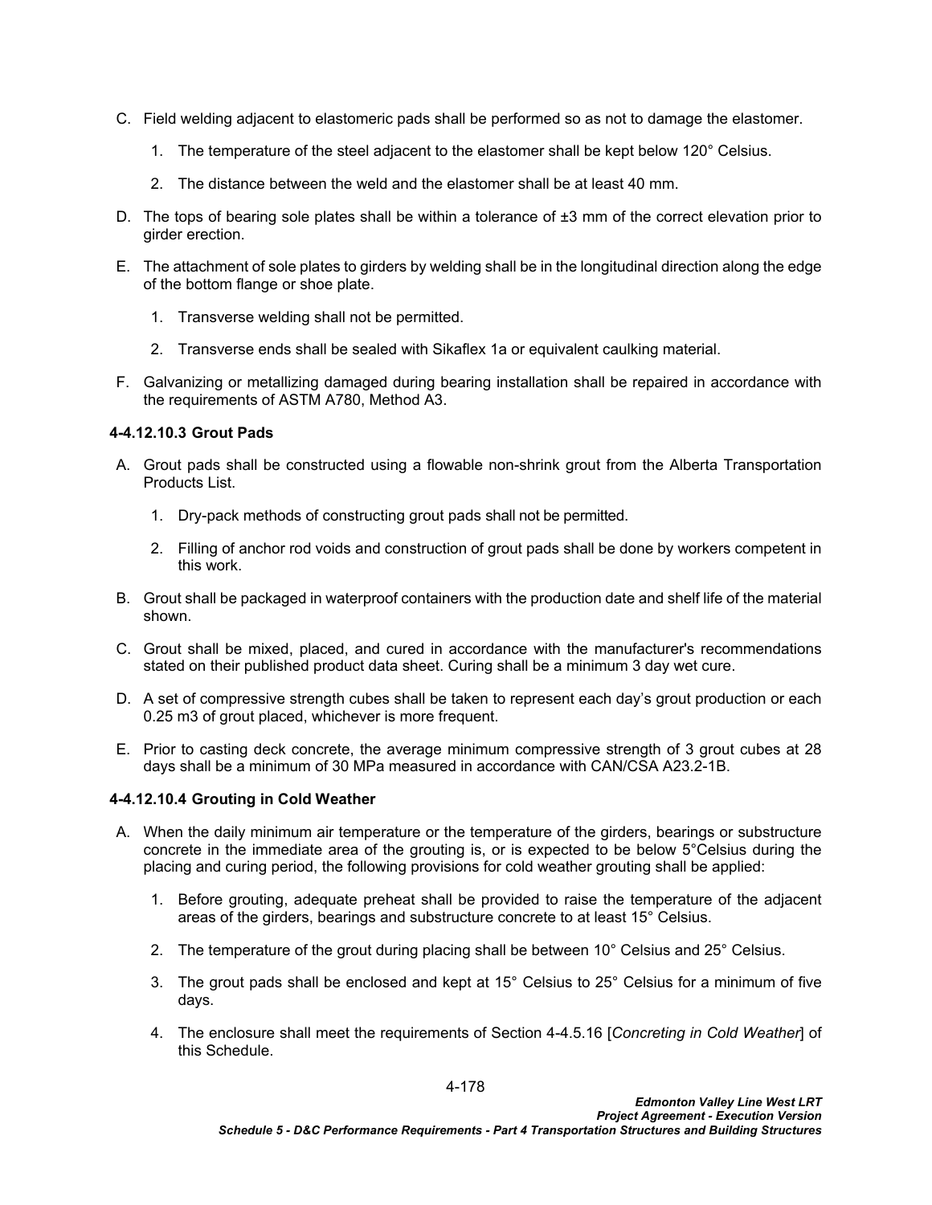C. Field welding adjacent to elastomeric pads shall be performed so as not to damage the elastomer.

   1. The temperature of the steel adjacent to the elastomer shall be kept below 120° Celsius.

   2. The distance between the weld and the elastomer shall be at least 40 mm.

D. The tops of bearing sole plates shall be within a tolerance of ±3 mm of the correct elevation prior to girder erection.

E. The attachment of sole plates to girders by welding shall be in the longitudinal direction along the edge of the bottom flange or shoe plate.

   1. Transverse welding shall not be permitted.

   2. Transverse ends shall be sealed with Sikaflex 1a or equivalent caulking material.

F. Galvanizing or metallizing damaged during bearing installation shall be repaired in accordance with the requirements of ASTM A780, Method A3.

#### 4-4.12.10.3 Grout Pads

A. Grout pads shall be constructed using a flowable non-shrink grout from the Alberta Transportation Products List.

   1. Dry-pack methods of constructing grout pads shall not be permitted.

   2. Filling of anchor rod voids and construction of grout pads shall be done by workers competent in this work.

B. Grout shall be packaged in waterproof containers with the production date and shelf life of the material shown.

C. Grout shall be mixed, placed, and cured in accordance with the manufacturer's recommendations stated on their published product data sheet. Curing shall be a minimum 3 day wet cure.

D. A set of compressive strength cubes shall be taken to represent each day's grout production or each 0.25 m3 of grout placed, whichever is more frequent.

E. Prior to casting deck concrete, the average minimum compressive strength of 3 grout cubes at 28 days shall be a minimum of 30 MPa measured in accordance with CAN/CSA A23.2-1B.

#### 4-4.12.10.4 Grouting in Cold Weather

A. When the daily minimum air temperature or the temperature of the girders, bearings or substructure concrete in the immediate area of the grouting is, or is expected to be below 5°Celsius during the placing and curing period, the following provisions for cold weather grouting shall be applied:

   1. Before grouting, adequate preheat shall be provided to raise the temperature of the adjacent areas of the girders, bearings and substructure concrete to at least 15° Celsius.

   2. The temperature of the grout during placing shall be between 10° Celsius and 25° Celsius.

   3. The grout pads shall be enclosed and kept at 15° Celsius to 25° Celsius for a minimum of five days.

   4. The enclosure shall meet the requirements of Section 4-4.5.16 [*Concreting in Cold Weather*] of this Schedule.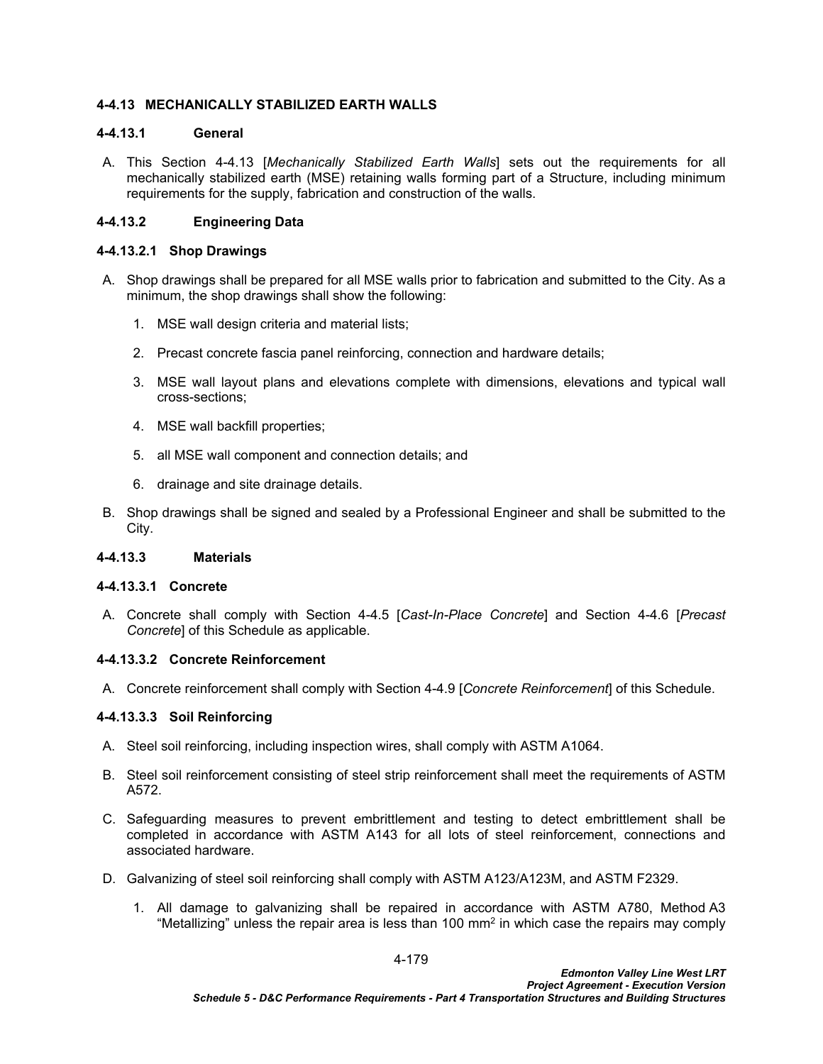### 4-4.13 MECHANICALLY STABILIZED EARTH WALLS

#### 4-4.13.1 General

A. This Section 4-4.13 [*Mechanically Stabilized Earth Walls*] sets out the requirements for all mechanically stabilized earth (MSE) retaining walls forming part of a Structure, including minimum requirements for the supply, fabrication and construction of the walls.

#### 4-4.13.2 Engineering Data

##### 4-4.13.2.1 Shop Drawings

A. Shop drawings shall be prepared for all MSE walls prior to fabrication and submitted to the City. As a minimum, the shop drawings shall show the following:

1. MSE wall design criteria and material lists;
2. Precast concrete fascia panel reinforcing, connection and hardware details;
3. MSE wall layout plans and elevations complete with dimensions, elevations and typical wall cross-sections;
4. MSE wall backfill properties;
5. all MSE wall component and connection details; and
6. drainage and site drainage details.

B. Shop drawings shall be signed and sealed by a Professional Engineer and shall be submitted to the City.

#### 4-4.13.3 Materials

##### 4-4.13.3.1 Concrete

A. Concrete shall comply with Section 4-4.5 [*Cast-In-Place Concrete*] and Section 4-4.6 [*Precast Concrete*] of this Schedule as applicable.

##### 4-4.13.3.2 Concrete Reinforcement

A. Concrete reinforcement shall comply with Section 4-4.9 [*Concrete Reinforcement*] of this Schedule.

##### 4-4.13.3.3 Soil Reinforcing

A. Steel soil reinforcing, including inspection wires, shall comply with ASTM A1064.

B. Steel soil reinforcement consisting of steel strip reinforcement shall meet the requirements of ASTM A572.

C. Safeguarding measures to prevent embrittlement and testing to detect embrittlement shall be completed in accordance with ASTM A143 for all lots of steel reinforcement, connections and associated hardware.

D. Galvanizing of steel soil reinforcing shall comply with ASTM A123/A123M, and ASTM F2329.

1. All damage to galvanizing shall be repaired in accordance with ASTM A780, Method A3 "Metallizing" unless the repair area is less than 100 mm$^2$ in which case the repairs may comply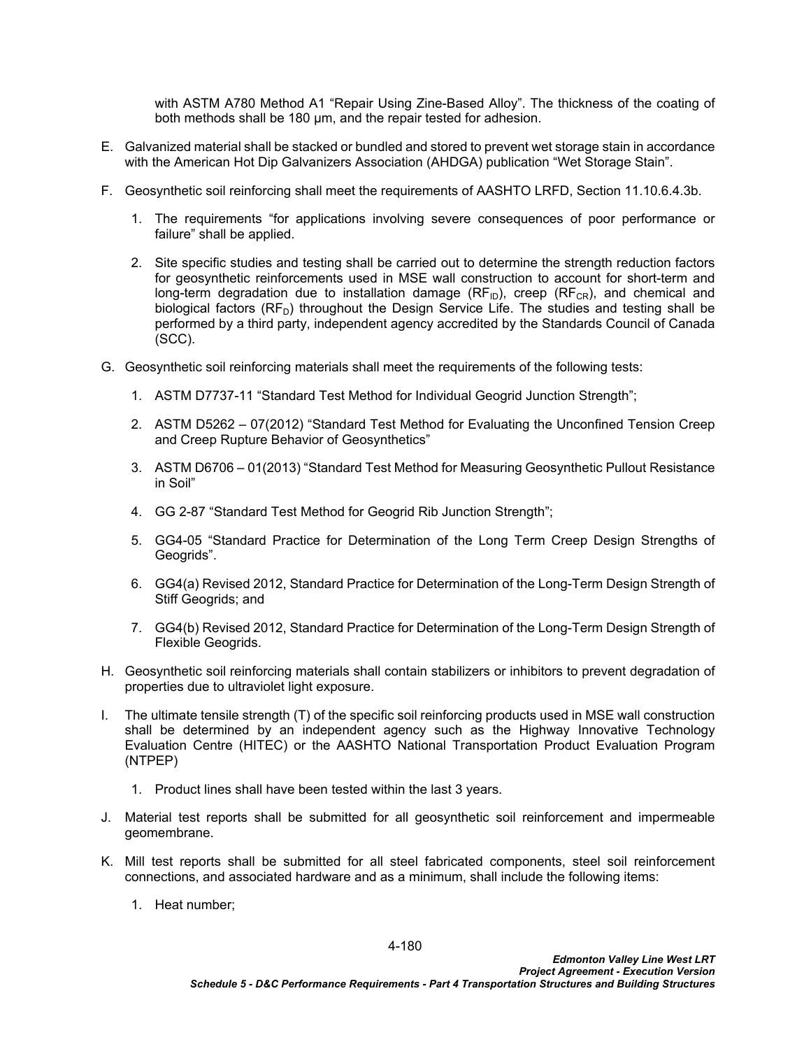with ASTM A780 Method A1 “Repair Using Zine-Based Alloy”. The thickness of the coating of both methods shall be 180 µm, and the repair tested for adhesion.

E. Galvanized material shall be stacked or bundled and stored to prevent wet storage stain in accordance with the American Hot Dip Galvanizers Association (AHDGA) publication “Wet Storage Stain”.

F. Geosynthetic soil reinforcing shall meet the requirements of AASHTO LRFD, Section 11.10.6.4.3b.

   1. The requirements “for applications involving severe consequences of poor performance or failure” shall be applied.

   2. Site specific studies and testing shall be carried out to determine the strength reduction factors for geosynthetic reinforcements used in MSE wall construction to account for short-term and long-term degradation due to installation damage ($RF_{ID}$), creep ($RF_{CR}$), and chemical and biological factors ($RF_{D}$) throughout the Design Service Life. The studies and testing shall be performed by a third party, independent agency accredited by the Standards Council of Canada (SCC).

G. Geosynthetic soil reinforcing materials shall meet the requirements of the following tests:

   1. ASTM D7737-11 “Standard Test Method for Individual Geogrid Junction Strength”;

   2. ASTM D5262 – 07(2012) “Standard Test Method for Evaluating the Unconfined Tension Creep and Creep Rupture Behavior of Geosynthetics”

   3. ASTM D6706 – 01(2013) “Standard Test Method for Measuring Geosynthetic Pullout Resistance in Soil”

   4. GG 2-87 “Standard Test Method for Geogrid Rib Junction Strength”;

   5. GG4-05 “Standard Practice for Determination of the Long Term Creep Design Strengths of Geogrids”.

   6. GG4(a) Revised 2012, Standard Practice for Determination of the Long-Term Design Strength of Stiff Geogrids; and

   7. GG4(b) Revised 2012, Standard Practice for Determination of the Long-Term Design Strength of Flexible Geogrids.

H. Geosynthetic soil reinforcing materials shall contain stabilizers or inhibitors to prevent degradation of properties due to ultraviolet light exposure.

I. The ultimate tensile strength (T) of the specific soil reinforcing products used in MSE wall construction shall be determined by an independent agency such as the Highway Innovative Technology Evaluation Centre (HITEC) or the AASHTO National Transportation Product Evaluation Program (NTPEP)

   1. Product lines shall have been tested within the last 3 years.

J. Material test reports shall be submitted for all geosynthetic soil reinforcement and impermeable geomembrane.

K. Mill test reports shall be submitted for all steel fabricated components, steel soil reinforcement connections, and associated hardware and as a minimum, shall include the following items:

   1. Heat number;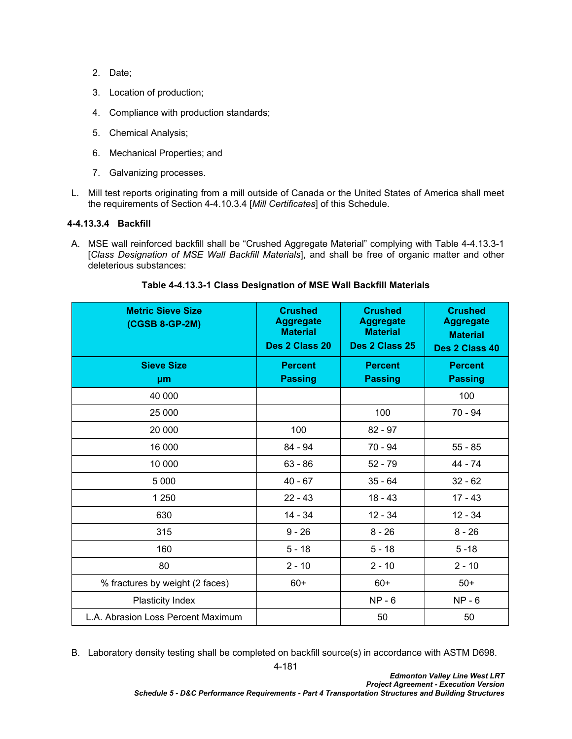2. Date;

3. Location of production;

4. Compliance with production standards;

5. Chemical Analysis;

6. Mechanical Properties; and

7. Galvanizing processes.

L. Mill test reports originating from a mill outside of Canada or the United States of America shall meet the requirements of Section 4-4.10.3.4 [*Mill Certificates*] of this Schedule.

#### 4-4.13.3.4 Backfill

A. MSE wall reinforced backfill shall be "Crushed Aggregate Material" complying with Table 4-4.13.3-1 [*Class Designation of MSE Wall Backfill Materials*], and shall be free of organic matter and other deleterious substances:

**Table 4-4.13.3-1 Class Designation of MSE Wall Backfill Materials**

| Metric Sieve Size (CGSB 8-GP-2M) | Crushed Aggregate Material Des 2 Class 20 | Crushed Aggregate Material Des 2 Class 25 | Crushed Aggregate Material Des 2 Class 40 |
|---|---|---|---|
| **Sieve Size µm** | **Percent Passing** | **Percent Passing** | **Percent Passing** |
| 40 000 | | | 100 |
| 25 000 | | 100 | 70 - 94 |
| 20 000 | 100 | 82 - 97 | |
| 16 000 | 84 - 94 | 70 - 94 | 55 - 85 |
| 10 000 | 63 - 86 | 52 - 79 | 44 - 74 |
| 5 000 | 40 - 67 | 35 - 64 | 32 - 62 |
| 1 250 | 22 - 43 | 18 - 43 | 17 - 43 |
| 630 | 14 - 34 | 12 - 34 | 12 - 34 |
| 315 | 9 - 26 | 8 - 26 | 8 - 26 |
| 160 | 5 - 18 | 5 - 18 | 5 -18 |
| 80 | 2 - 10 | 2 - 10 | 2 - 10 |
| % fractures by weight (2 faces) | 60+ | 60+ | 50+ |
| Plasticity Index | | NP - 6 | NP - 6 |
| L.A. Abrasion Loss Percent Maximum | | 50 | 50 |

B. Laboratory density testing shall be completed on backfill source(s) in accordance with ASTM D698.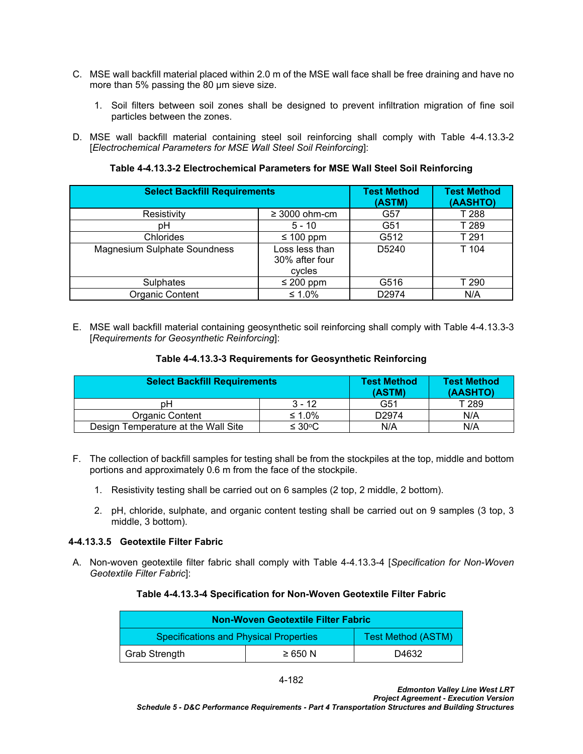C. MSE wall backfill material placed within 2.0 m of the MSE wall face shall be free draining and have no more than 5% passing the 80 μm sieve size.

  1. Soil filters between soil zones shall be designed to prevent infiltration migration of fine soil particles between the zones.

D. MSE wall backfill material containing steel soil reinforcing shall comply with Table 4-4.13.3-2 [*Electrochemical Parameters for MSE Wall Steel Soil Reinforcing*]:

**Table 4-4.13.3-2 Electrochemical Parameters for MSE Wall Steel Soil Reinforcing**

| Select Backfill Requirements | | Test Method (ASTM) | Test Method (AASHTO) |
|---|---|---|---|
| Resistivity | ≥ 3000 ohm-cm | G57 | T 288 |
| pH | 5 - 10 | G51 | T 289 |
| Chlorides | ≤ 100 ppm | G512 | T 291 |
| Magnesium Sulphate Soundness | Loss less than 30% after four cycles | D5240 | T 104 |
| Sulphates | ≤ 200 ppm | G516 | T 290 |
| Organic Content | ≤ 1.0% | D2974 | N/A |

E. MSE wall backfill material containing geosynthetic soil reinforcing shall comply with Table 4-4.13.3-3 [*Requirements for Geosynthetic Reinforcing*]:

**Table 4-4.13.3-3 Requirements for Geosynthetic Reinforcing**

| Select Backfill Requirements | | Test Method (ASTM) | Test Method (AASHTO) |
|---|---|---|---|
| pH | 3 - 12 | G51 | T 289 |
| Organic Content | ≤ 1.0% | D2974 | N/A |
| Design Temperature at the Wall Site | ≤ 30°C | N/A | N/A |

F. The collection of backfill samples for testing shall be from the stockpiles at the top, middle and bottom portions and approximately 0.6 m from the face of the stockpile.

  1. Resistivity testing shall be carried out on 6 samples (2 top, 2 middle, 2 bottom).

  2. pH, chloride, sulphate, and organic content testing shall be carried out on 9 samples (3 top, 3 middle, 3 bottom).

#### 4-4.13.3.5 Geotextile Filter Fabric

A. Non-woven geotextile filter fabric shall comply with Table 4-4.13.3-4 [*Specification for Non-Woven Geotextile Filter Fabric*]:

**Table 4-4.13.3-4 Specification for Non-Woven Geotextile Filter Fabric**

| Non-Woven Geotextile Filter Fabric | | |
|---|---|---|
| Specifications and Physical Properties | | Test Method (ASTM) |
| Grab Strength | ≥ 650 N | D4632 |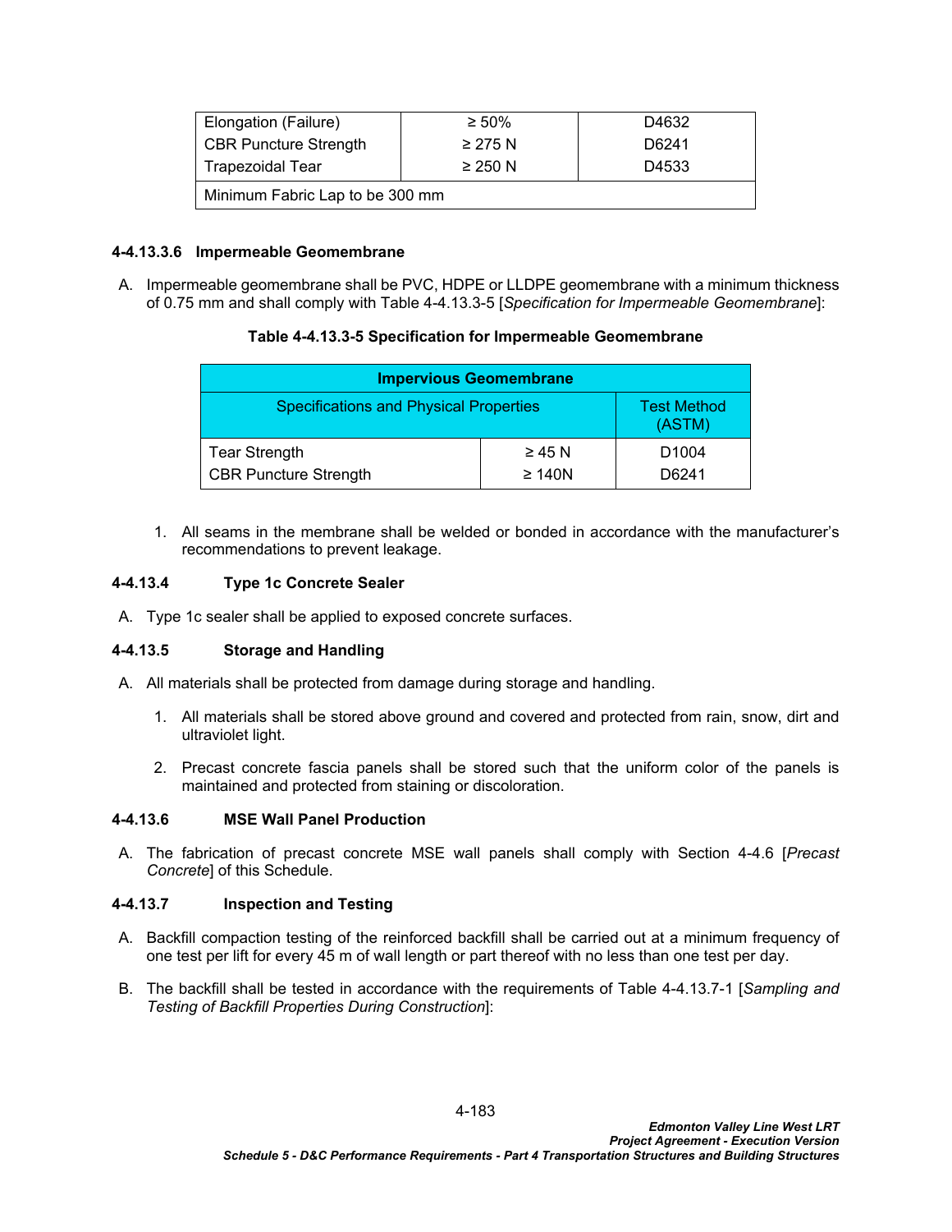| | | |
|---|---|---|
| Elongation (Failure) | ≥ 50% | D4632 |
| CBR Puncture Strength | ≥ 275 N | D6241 |
| Trapezoidal Tear | ≥ 250 N | D4533 |
| Minimum Fabric Lap to be 300 mm | | |

#### 4-4.13.3.6 Impermeable Geomembrane

A. Impermeable geomembrane shall be PVC, HDPE or LLDPE geomembrane with a minimum thickness of 0.75 mm and shall comply with Table 4-4.13.3-5 [*Specification for Impermeable Geomembrane*]:

**Table 4-4.13.3-5 Specification for Impermeable Geomembrane**

| Impervious Geomembrane | | |
|---|---|---|
| Specifications and Physical Properties | | Test Method (ASTM) |
| Tear Strength | ≥ 45 N | D1004 |
| CBR Puncture Strength | ≥ 140N | D6241 |

1. All seams in the membrane shall be welded or bonded in accordance with the manufacturer's recommendations to prevent leakage.

### 4-4.13.4 Type 1c Concrete Sealer

A. Type 1c sealer shall be applied to exposed concrete surfaces.

### 4-4.13.5 Storage and Handling

A. All materials shall be protected from damage during storage and handling.

1. All materials shall be stored above ground and covered and protected from rain, snow, dirt and ultraviolet light.

2. Precast concrete fascia panels shall be stored such that the uniform color of the panels is maintained and protected from staining or discoloration.

### 4-4.13.6 MSE Wall Panel Production

A. The fabrication of precast concrete MSE wall panels shall comply with Section 4-4.6 [*Precast Concrete*] of this Schedule.

### 4-4.13.7 Inspection and Testing

A. Backfill compaction testing of the reinforced backfill shall be carried out at a minimum frequency of one test per lift for every 45 m of wall length or part thereof with no less than one test per day.

B. The backfill shall be tested in accordance with the requirements of Table 4-4.13.7-1 [*Sampling and Testing of Backfill Properties During Construction*]: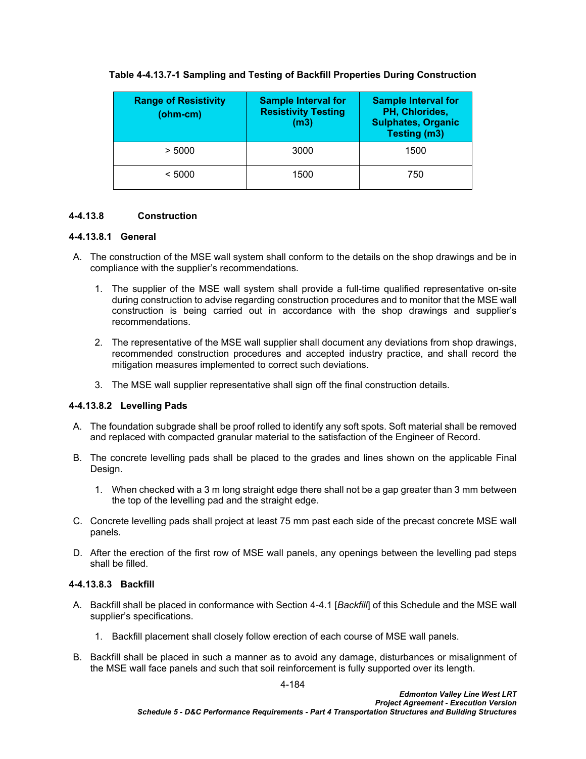**Table 4-4.13.7-1 Sampling and Testing of Backfill Properties During Construction**

| Range of Resistivity (ohm-cm) | Sample Interval for Resistivity Testing (m3) | Sample Interval for PH, Chlorides, Sulphates, Organic Testing (m3) |
|---|---|---|
| > 5000 | 3000 | 1500 |
| < 5000 | 1500 | 750 |

#### 4-4.13.8 Construction

##### 4-4.13.8.1 General

A. The construction of the MSE wall system shall conform to the details on the shop drawings and be in compliance with the supplier's recommendations.

1. The supplier of the MSE wall system shall provide a full-time qualified representative on-site during construction to advise regarding construction procedures and to monitor that the MSE wall construction is being carried out in accordance with the shop drawings and supplier's recommendations.

2. The representative of the MSE wall supplier shall document any deviations from shop drawings, recommended construction procedures and accepted industry practice, and shall record the mitigation measures implemented to correct such deviations.

3. The MSE wall supplier representative shall sign off the final construction details.

##### 4-4.13.8.2 Levelling Pads

A. The foundation subgrade shall be proof rolled to identify any soft spots. Soft material shall be removed and replaced with compacted granular material to the satisfaction of the Engineer of Record.

B. The concrete levelling pads shall be placed to the grades and lines shown on the applicable Final Design.

1. When checked with a 3 m long straight edge there shall not be a gap greater than 3 mm between the top of the levelling pad and the straight edge.

C. Concrete levelling pads shall project at least 75 mm past each side of the precast concrete MSE wall panels.

D. After the erection of the first row of MSE wall panels, any openings between the levelling pad steps shall be filled.

##### 4-4.13.8.3 Backfill

A. Backfill shall be placed in conformance with Section 4-4.1 [*Backfill*] of this Schedule and the MSE wall supplier's specifications.

1. Backfill placement shall closely follow erection of each course of MSE wall panels.

B. Backfill shall be placed in such a manner as to avoid any damage, disturbances or misalignment of the MSE wall face panels and such that soil reinforcement is fully supported over its length.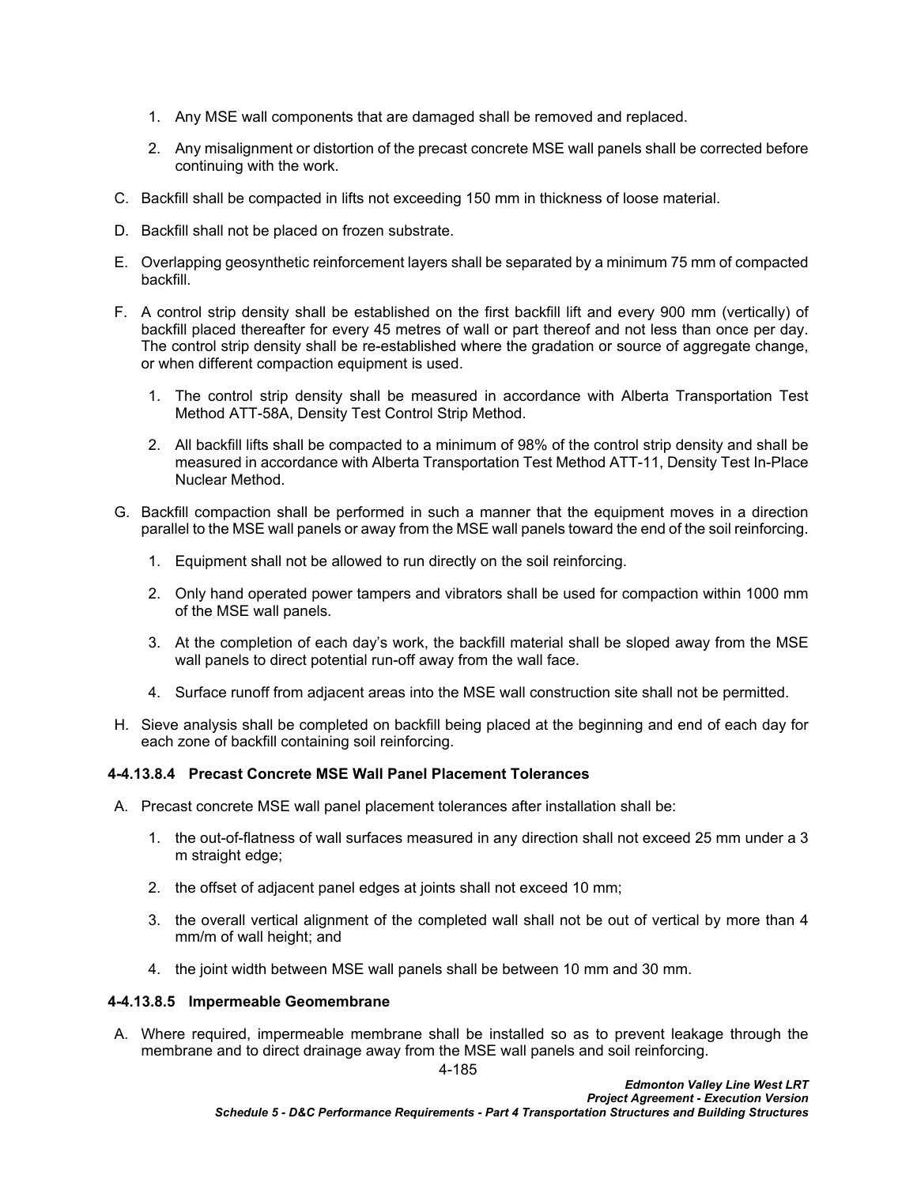1. Any MSE wall components that are damaged shall be removed and replaced.

2. Any misalignment or distortion of the precast concrete MSE wall panels shall be corrected before continuing with the work.

C. Backfill shall be compacted in lifts not exceeding 150 mm in thickness of loose material.

D. Backfill shall not be placed on frozen substrate.

E. Overlapping geosynthetic reinforcement layers shall be separated by a minimum 75 mm of compacted backfill.

F. A control strip density shall be established on the first backfill lift and every 900 mm (vertically) of backfill placed thereafter for every 45 metres of wall or part thereof and not less than once per day. The control strip density shall be re-established where the gradation or source of aggregate change, or when different compaction equipment is used.

   1. The control strip density shall be measured in accordance with Alberta Transportation Test Method ATT-58A, Density Test Control Strip Method.

   2. All backfill lifts shall be compacted to a minimum of 98% of the control strip density and shall be measured in accordance with Alberta Transportation Test Method ATT-11, Density Test In-Place Nuclear Method.

G. Backfill compaction shall be performed in such a manner that the equipment moves in a direction parallel to the MSE wall panels or away from the MSE wall panels toward the end of the soil reinforcing.

   1. Equipment shall not be allowed to run directly on the soil reinforcing.

   2. Only hand operated power tampers and vibrators shall be used for compaction within 1000 mm of the MSE wall panels.

   3. At the completion of each day's work, the backfill material shall be sloped away from the MSE wall panels to direct potential run-off away from the wall face.

   4. Surface runoff from adjacent areas into the MSE wall construction site shall not be permitted.

H. Sieve analysis shall be completed on backfill being placed at the beginning and end of each day for each zone of backfill containing soil reinforcing.

#### 4-4.13.8.4 Precast Concrete MSE Wall Panel Placement Tolerances

A. Precast concrete MSE wall panel placement tolerances after installation shall be:

   1. the out-of-flatness of wall surfaces measured in any direction shall not exceed 25 mm under a 3 m straight edge;

   2. the offset of adjacent panel edges at joints shall not exceed 10 mm;

   3. the overall vertical alignment of the completed wall shall not be out of vertical by more than 4 mm/m of wall height; and

   4. the joint width between MSE wall panels shall be between 10 mm and 30 mm.

#### 4-4.13.8.5 Impermeable Geomembrane

A. Where required, impermeable membrane shall be installed so as to prevent leakage through the membrane and to direct drainage away from the MSE wall panels and soil reinforcing.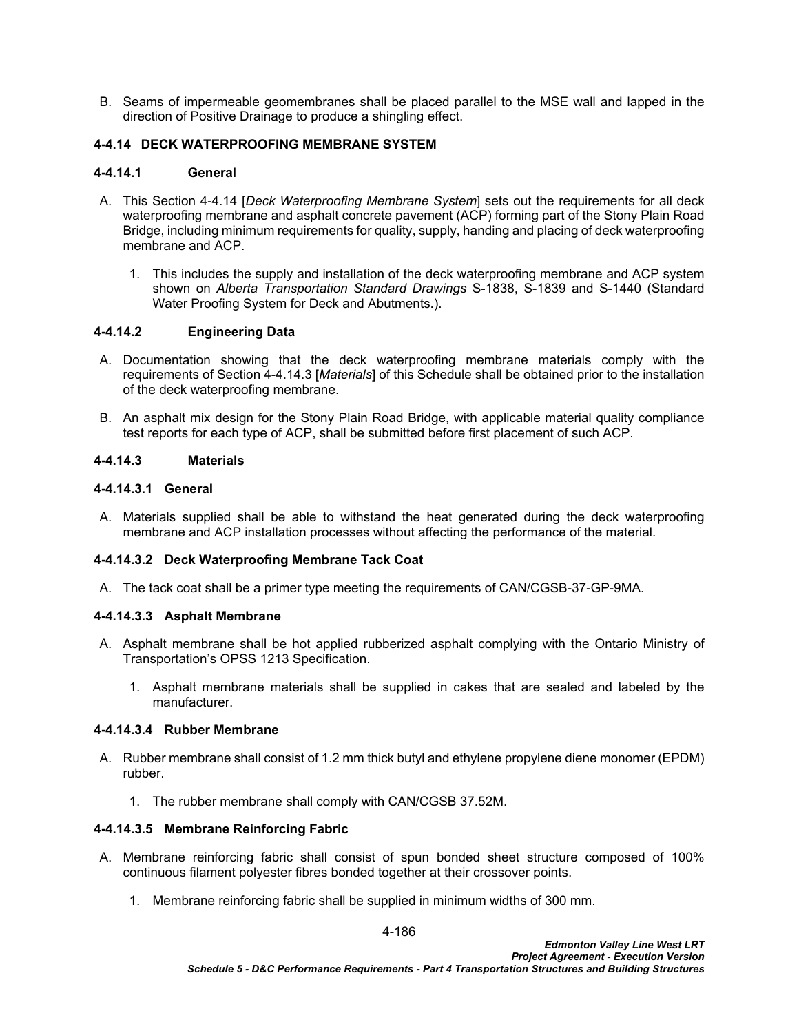B. Seams of impermeable geomembranes shall be placed parallel to the MSE wall and lapped in the direction of Positive Drainage to produce a shingling effect.

## 4-4.14 DECK WATERPROOFING MEMBRANE SYSTEM

### 4-4.14.1 General

A. This Section 4-4.14 [*Deck Waterproofing Membrane System*] sets out the requirements for all deck waterproofing membrane and asphalt concrete pavement (ACP) forming part of the Stony Plain Road Bridge, including minimum requirements for quality, supply, handing and placing of deck waterproofing membrane and ACP.

1. This includes the supply and installation of the deck waterproofing membrane and ACP system shown on *Alberta Transportation Standard Drawings* S-1838, S-1839 and S-1440 (Standard Water Proofing System for Deck and Abutments.).

### 4-4.14.2 Engineering Data

A. Documentation showing that the deck waterproofing membrane materials comply with the requirements of Section 4-4.14.3 [*Materials*] of this Schedule shall be obtained prior to the installation of the deck waterproofing membrane.

B. An asphalt mix design for the Stony Plain Road Bridge, with applicable material quality compliance test reports for each type of ACP, shall be submitted before first placement of such ACP.

### 4-4.14.3 Materials

#### 4-4.14.3.1 General

A. Materials supplied shall be able to withstand the heat generated during the deck waterproofing membrane and ACP installation processes without affecting the performance of the material.

#### 4-4.14.3.2 Deck Waterproofing Membrane Tack Coat

A. The tack coat shall be a primer type meeting the requirements of CAN/CGSB-37-GP-9MA.

#### 4-4.14.3.3 Asphalt Membrane

A. Asphalt membrane shall be hot applied rubberized asphalt complying with the Ontario Ministry of Transportation's OPSS 1213 Specification.

1. Asphalt membrane materials shall be supplied in cakes that are sealed and labeled by the manufacturer.

#### 4-4.14.3.4 Rubber Membrane

A. Rubber membrane shall consist of 1.2 mm thick butyl and ethylene propylene diene monomer (EPDM) rubber.

1. The rubber membrane shall comply with CAN/CGSB 37.52M.

#### 4-4.14.3.5 Membrane Reinforcing Fabric

A. Membrane reinforcing fabric shall consist of spun bonded sheet structure composed of 100% continuous filament polyester fibres bonded together at their crossover points.

1. Membrane reinforcing fabric shall be supplied in minimum widths of 300 mm.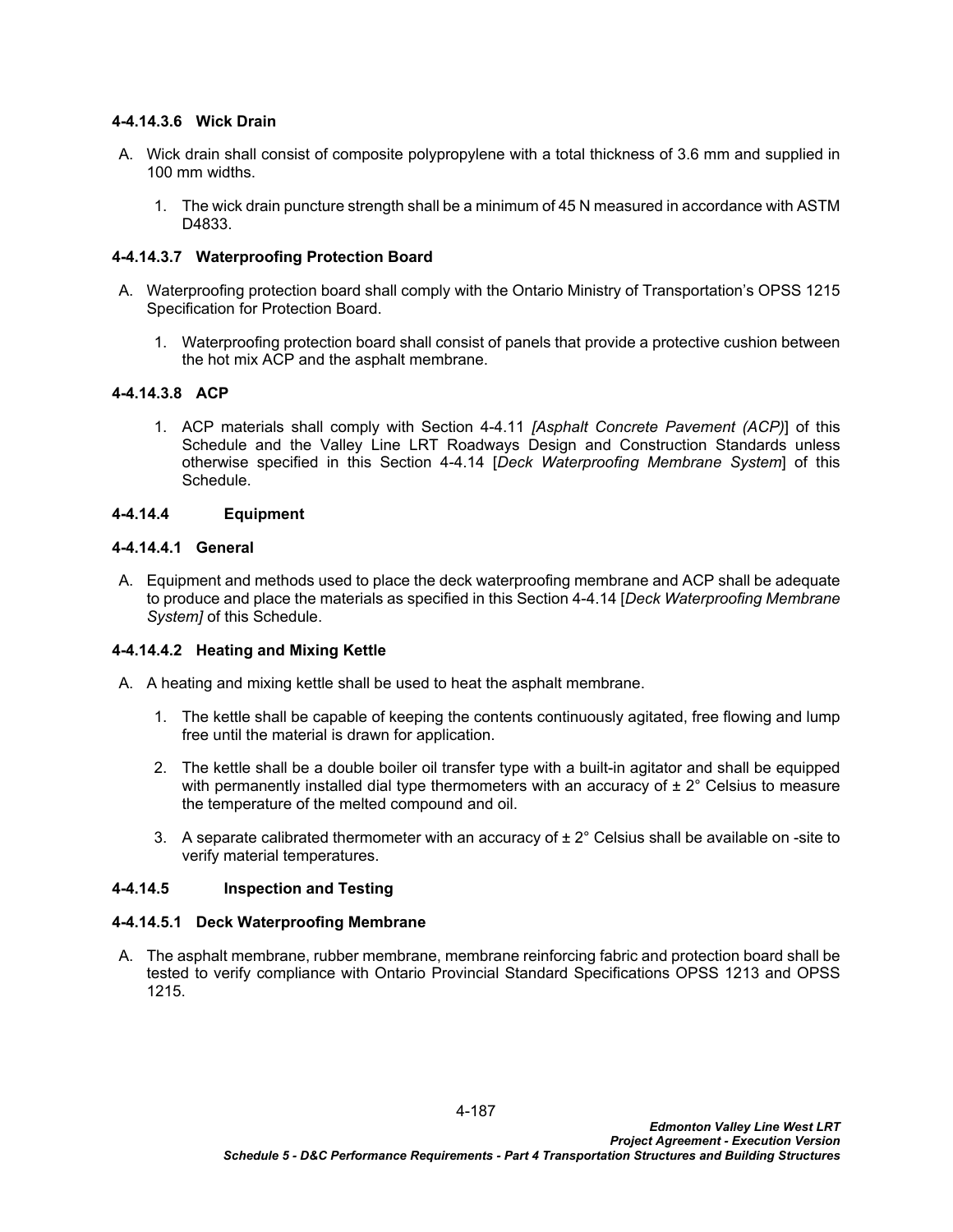#### 4-4.14.3.6 Wick Drain

A. Wick drain shall consist of composite polypropylene with a total thickness of 3.6 mm and supplied in 100 mm widths.

1. The wick drain puncture strength shall be a minimum of 45 N measured in accordance with ASTM D4833.

#### 4-4.14.3.7 Waterproofing Protection Board

A. Waterproofing protection board shall comply with the Ontario Ministry of Transportation's OPSS 1215 Specification for Protection Board.

1. Waterproofing protection board shall consist of panels that provide a protective cushion between the hot mix ACP and the asphalt membrane.

#### 4-4.14.3.8 ACP

1. ACP materials shall comply with Section 4-4.11 *[Asphalt Concrete Pavement (ACP)*] of this Schedule and the Valley Line LRT Roadways Design and Construction Standards unless otherwise specified in this Section 4-4.14 [*Deck Waterproofing Membrane System*] of this Schedule.

### 4-4.14.4 Equipment

#### 4-4.14.4.1 General

A. Equipment and methods used to place the deck waterproofing membrane and ACP shall be adequate to produce and place the materials as specified in this Section 4-4.14 [*Deck Waterproofing Membrane System]* of this Schedule.

#### 4-4.14.4.2 Heating and Mixing Kettle

A. A heating and mixing kettle shall be used to heat the asphalt membrane.

1. The kettle shall be capable of keeping the contents continuously agitated, free flowing and lump free until the material is drawn for application.

2. The kettle shall be a double boiler oil transfer type with a built-in agitator and shall be equipped with permanently installed dial type thermometers with an accuracy of ± 2° Celsius to measure the temperature of the melted compound and oil.

3. A separate calibrated thermometer with an accuracy of ± 2° Celsius shall be available on -site to verify material temperatures.

### 4-4.14.5 Inspection and Testing

#### 4-4.14.5.1 Deck Waterproofing Membrane

A. The asphalt membrane, rubber membrane, membrane reinforcing fabric and protection board shall be tested to verify compliance with Ontario Provincial Standard Specifications OPSS 1213 and OPSS 1215.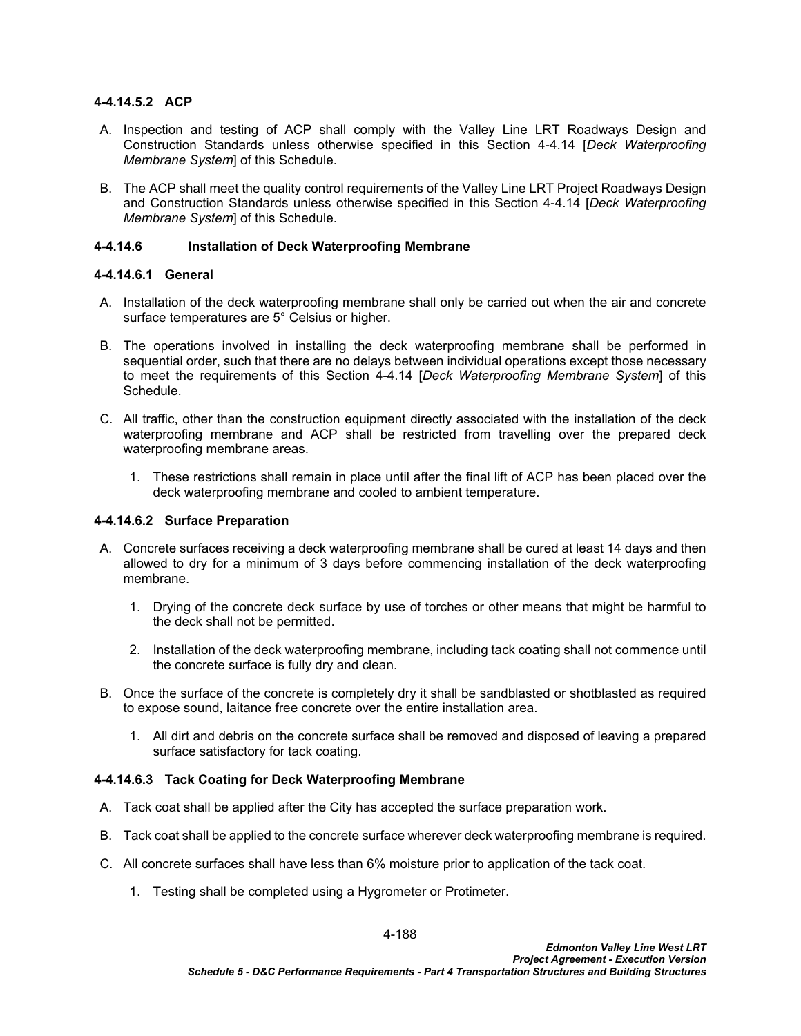#### 4-4.14.5.2 ACP

A. Inspection and testing of ACP shall comply with the Valley Line LRT Roadways Design and Construction Standards unless otherwise specified in this Section 4-4.14 [*Deck Waterproofing Membrane System*] of this Schedule.

B. The ACP shall meet the quality control requirements of the Valley Line LRT Project Roadways Design and Construction Standards unless otherwise specified in this Section 4-4.14 [*Deck Waterproofing Membrane System*] of this Schedule.

### 4-4.14.6 Installation of Deck Waterproofing Membrane

#### 4-4.14.6.1 General

A. Installation of the deck waterproofing membrane shall only be carried out when the air and concrete surface temperatures are 5° Celsius or higher.

B. The operations involved in installing the deck waterproofing membrane shall be performed in sequential order, such that there are no delays between individual operations except those necessary to meet the requirements of this Section 4-4.14 [*Deck Waterproofing Membrane System*] of this Schedule.

C. All traffic, other than the construction equipment directly associated with the installation of the deck waterproofing membrane and ACP shall be restricted from travelling over the prepared deck waterproofing membrane areas.

   1. These restrictions shall remain in place until after the final lift of ACP has been placed over the deck waterproofing membrane and cooled to ambient temperature.

#### 4-4.14.6.2 Surface Preparation

A. Concrete surfaces receiving a deck waterproofing membrane shall be cured at least 14 days and then allowed to dry for a minimum of 3 days before commencing installation of the deck waterproofing membrane.

   1. Drying of the concrete deck surface by use of torches or other means that might be harmful to the deck shall not be permitted.

   2. Installation of the deck waterproofing membrane, including tack coating shall not commence until the concrete surface is fully dry and clean.

B. Once the surface of the concrete is completely dry it shall be sandblasted or shotblasted as required to expose sound, laitance free concrete over the entire installation area.

   1. All dirt and debris on the concrete surface shall be removed and disposed of leaving a prepared surface satisfactory for tack coating.

#### 4-4.14.6.3 Tack Coating for Deck Waterproofing Membrane

A. Tack coat shall be applied after the City has accepted the surface preparation work.

B. Tack coat shall be applied to the concrete surface wherever deck waterproofing membrane is required.

C. All concrete surfaces shall have less than 6% moisture prior to application of the tack coat.

   1. Testing shall be completed using a Hygrometer or Protimeter.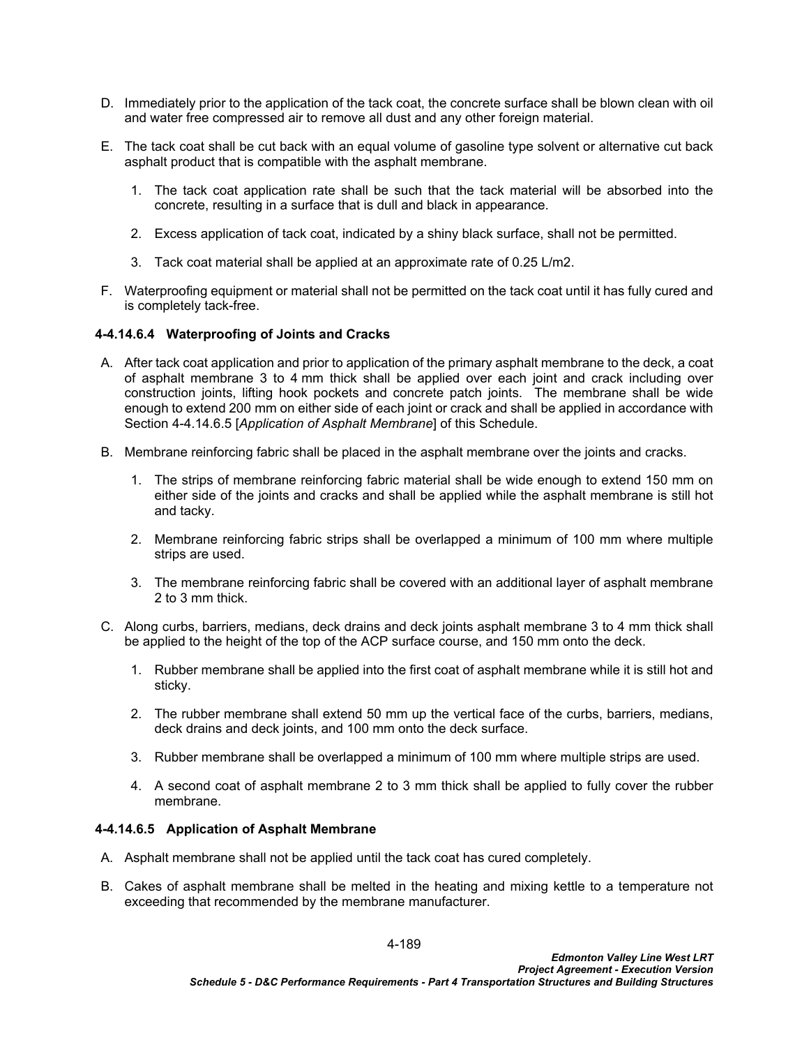D. Immediately prior to the application of the tack coat, the concrete surface shall be blown clean with oil and water free compressed air to remove all dust and any other foreign material.

E. The tack coat shall be cut back with an equal volume of gasoline type solvent or alternative cut back asphalt product that is compatible with the asphalt membrane.

   1. The tack coat application rate shall be such that the tack material will be absorbed into the concrete, resulting in a surface that is dull and black in appearance.

   2. Excess application of tack coat, indicated by a shiny black surface, shall not be permitted.

   3. Tack coat material shall be applied at an approximate rate of 0.25 L/m2.

F. Waterproofing equipment or material shall not be permitted on the tack coat until it has fully cured and is completely tack-free.

#### 4-4.14.6.4 Waterproofing of Joints and Cracks

A. After tack coat application and prior to application of the primary asphalt membrane to the deck, a coat of asphalt membrane 3 to 4 mm thick shall be applied over each joint and crack including over construction joints, lifting hook pockets and concrete patch joints. The membrane shall be wide enough to extend 200 mm on either side of each joint or crack and shall be applied in accordance with Section 4-4.14.6.5 [*Application of Asphalt Membrane*] of this Schedule.

B. Membrane reinforcing fabric shall be placed in the asphalt membrane over the joints and cracks.

   1. The strips of membrane reinforcing fabric material shall be wide enough to extend 150 mm on either side of the joints and cracks and shall be applied while the asphalt membrane is still hot and tacky.

   2. Membrane reinforcing fabric strips shall be overlapped a minimum of 100 mm where multiple strips are used.

   3. The membrane reinforcing fabric shall be covered with an additional layer of asphalt membrane 2 to 3 mm thick.

C. Along curbs, barriers, medians, deck drains and deck joints asphalt membrane 3 to 4 mm thick shall be applied to the height of the top of the ACP surface course, and 150 mm onto the deck.

   1. Rubber membrane shall be applied into the first coat of asphalt membrane while it is still hot and sticky.

   2. The rubber membrane shall extend 50 mm up the vertical face of the curbs, barriers, medians, deck drains and deck joints, and 100 mm onto the deck surface.

   3. Rubber membrane shall be overlapped a minimum of 100 mm where multiple strips are used.

   4. A second coat of asphalt membrane 2 to 3 mm thick shall be applied to fully cover the rubber membrane.

#### 4-4.14.6.5 Application of Asphalt Membrane

A. Asphalt membrane shall not be applied until the tack coat has cured completely.

B. Cakes of asphalt membrane shall be melted in the heating and mixing kettle to a temperature not exceeding that recommended by the membrane manufacturer.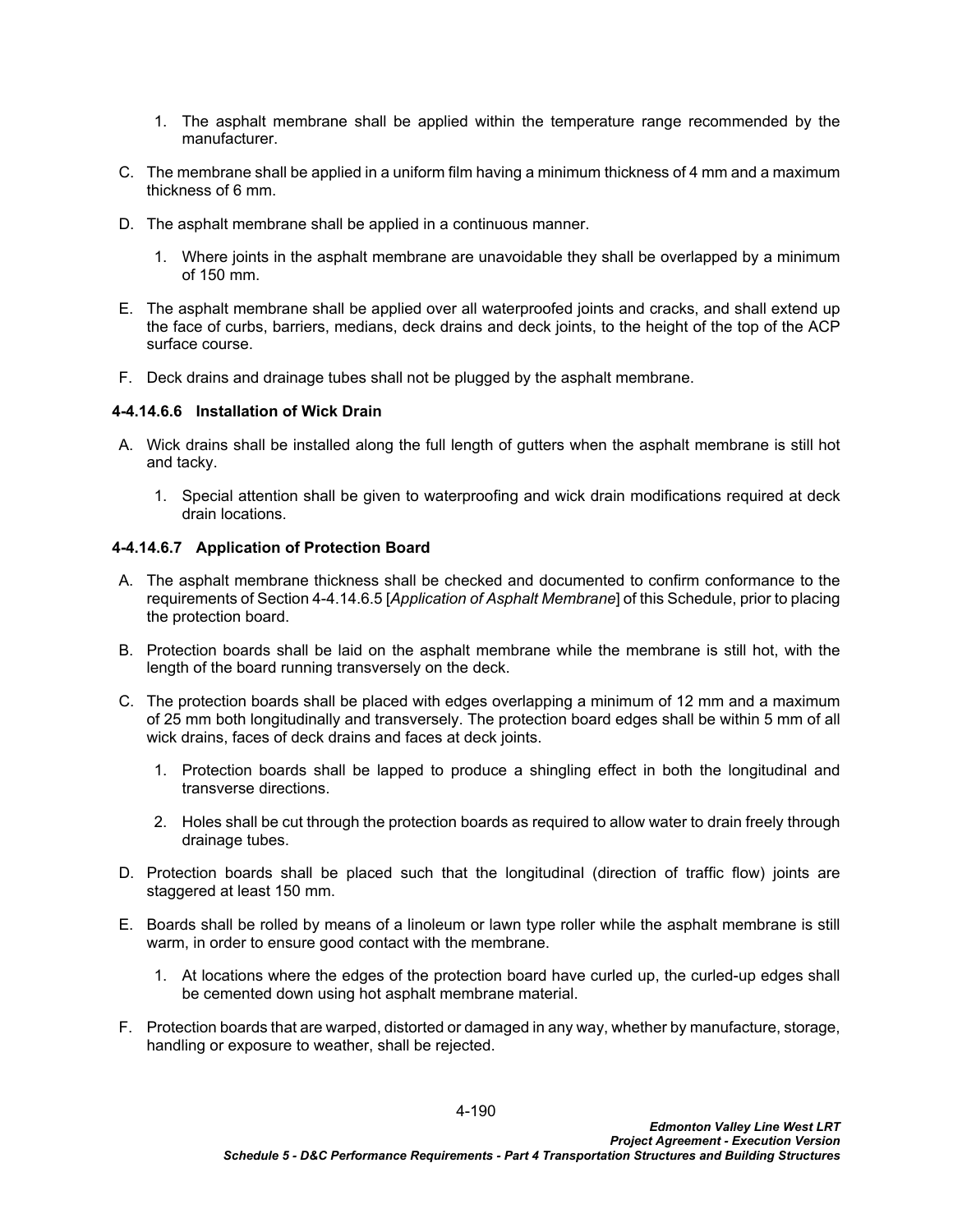1. The asphalt membrane shall be applied within the temperature range recommended by the manufacturer.

C. The membrane shall be applied in a uniform film having a minimum thickness of 4 mm and a maximum thickness of 6 mm.

D. The asphalt membrane shall be applied in a continuous manner.

   1. Where joints in the asphalt membrane are unavoidable they shall be overlapped by a minimum of 150 mm.

E. The asphalt membrane shall be applied over all waterproofed joints and cracks, and shall extend up the face of curbs, barriers, medians, deck drains and deck joints, to the height of the top of the ACP surface course.

F. Deck drains and drainage tubes shall not be plugged by the asphalt membrane.

#### 4-4.14.6.6 Installation of Wick Drain

A. Wick drains shall be installed along the full length of gutters when the asphalt membrane is still hot and tacky.

   1. Special attention shall be given to waterproofing and wick drain modifications required at deck drain locations.

#### 4-4.14.6.7 Application of Protection Board

A. The asphalt membrane thickness shall be checked and documented to confirm conformance to the requirements of Section 4-4.14.6.5 [*Application of Asphalt Membrane*] of this Schedule, prior to placing the protection board.

B. Protection boards shall be laid on the asphalt membrane while the membrane is still hot, with the length of the board running transversely on the deck.

C. The protection boards shall be placed with edges overlapping a minimum of 12 mm and a maximum of 25 mm both longitudinally and transversely. The protection board edges shall be within 5 mm of all wick drains, faces of deck drains and faces at deck joints.

   1. Protection boards shall be lapped to produce a shingling effect in both the longitudinal and transverse directions.

   2. Holes shall be cut through the protection boards as required to allow water to drain freely through drainage tubes.

D. Protection boards shall be placed such that the longitudinal (direction of traffic flow) joints are staggered at least 150 mm.

E. Boards shall be rolled by means of a linoleum or lawn type roller while the asphalt membrane is still warm, in order to ensure good contact with the membrane.

   1. At locations where the edges of the protection board have curled up, the curled-up edges shall be cemented down using hot asphalt membrane material.

F. Protection boards that are warped, distorted or damaged in any way, whether by manufacture, storage, handling or exposure to weather, shall be rejected.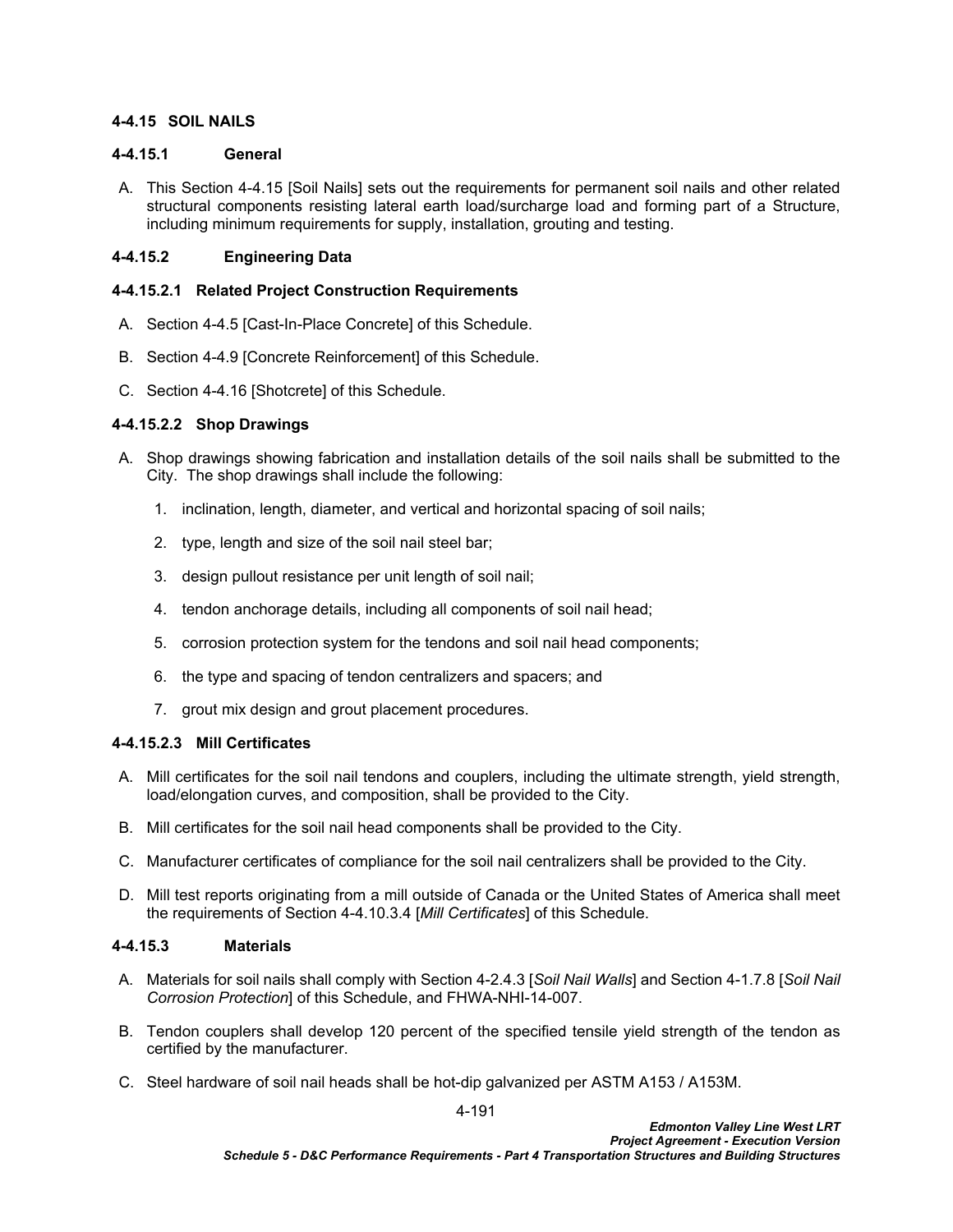## 4-4.15 SOIL NAILS

### 4-4.15.1 General

A. This Section 4-4.15 [Soil Nails] sets out the requirements for permanent soil nails and other related structural components resisting lateral earth load/surcharge load and forming part of a Structure, including minimum requirements for supply, installation, grouting and testing.

### 4-4.15.2 Engineering Data

#### 4-4.15.2.1 Related Project Construction Requirements

A. Section 4-4.5 [Cast-In-Place Concrete] of this Schedule.

B. Section 4-4.9 [Concrete Reinforcement] of this Schedule.

C. Section 4-4.16 [Shotcrete] of this Schedule.

#### 4-4.15.2.2 Shop Drawings

A. Shop drawings showing fabrication and installation details of the soil nails shall be submitted to the City. The shop drawings shall include the following:

1. inclination, length, diameter, and vertical and horizontal spacing of soil nails;
2. type, length and size of the soil nail steel bar;
3. design pullout resistance per unit length of soil nail;
4. tendon anchorage details, including all components of soil nail head;
5. corrosion protection system for the tendons and soil nail head components;
6. the type and spacing of tendon centralizers and spacers; and
7. grout mix design and grout placement procedures.

#### 4-4.15.2.3 Mill Certificates

A. Mill certificates for the soil nail tendons and couplers, including the ultimate strength, yield strength, load/elongation curves, and composition, shall be provided to the City.

B. Mill certificates for the soil nail head components shall be provided to the City.

C. Manufacturer certificates of compliance for the soil nail centralizers shall be provided to the City.

D. Mill test reports originating from a mill outside of Canada or the United States of America shall meet the requirements of Section 4-4.10.3.4 [*Mill Certificates*] of this Schedule.

### 4-4.15.3 Materials

A. Materials for soil nails shall comply with Section 4-2.4.3 [*Soil Nail Walls*] and Section 4-1.7.8 [*Soil Nail Corrosion Protection*] of this Schedule, and FHWA-NHI-14-007.

B. Tendon couplers shall develop 120 percent of the specified tensile yield strength of the tendon as certified by the manufacturer.

C. Steel hardware of soil nail heads shall be hot-dip galvanized per ASTM A153 / A153M.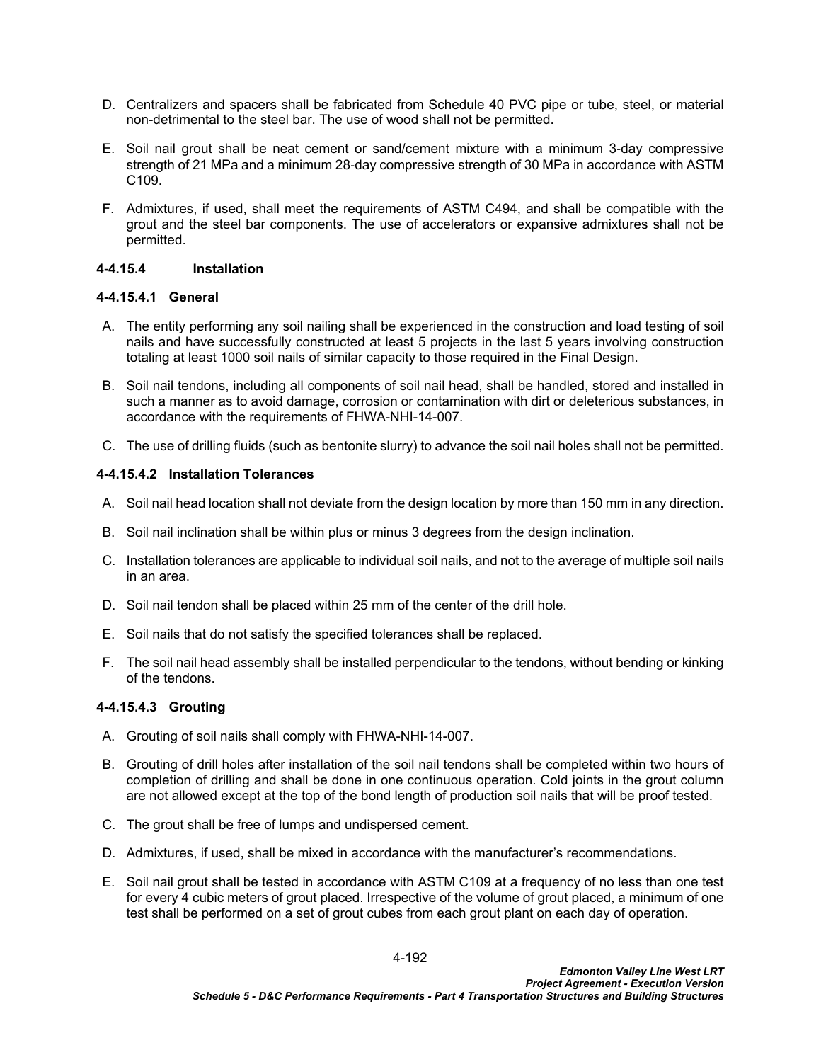D. Centralizers and spacers shall be fabricated from Schedule 40 PVC pipe or tube, steel, or material non-detrimental to the steel bar. The use of wood shall not be permitted.

E. Soil nail grout shall be neat cement or sand/cement mixture with a minimum 3-day compressive strength of 21 MPa and a minimum 28-day compressive strength of 30 MPa in accordance with ASTM C109.

F. Admixtures, if used, shall meet the requirements of ASTM C494, and shall be compatible with the grout and the steel bar components. The use of accelerators or expansive admixtures shall not be permitted.

### 4-4.15.4 Installation

#### 4-4.15.4.1 General

A. The entity performing any soil nailing shall be experienced in the construction and load testing of soil nails and have successfully constructed at least 5 projects in the last 5 years involving construction totaling at least 1000 soil nails of similar capacity to those required in the Final Design.

B. Soil nail tendons, including all components of soil nail head, shall be handled, stored and installed in such a manner as to avoid damage, corrosion or contamination with dirt or deleterious substances, in accordance with the requirements of FHWA-NHI-14-007.

C. The use of drilling fluids (such as bentonite slurry) to advance the soil nail holes shall not be permitted.

#### 4-4.15.4.2 Installation Tolerances

A. Soil nail head location shall not deviate from the design location by more than 150 mm in any direction.

B. Soil nail inclination shall be within plus or minus 3 degrees from the design inclination.

C. Installation tolerances are applicable to individual soil nails, and not to the average of multiple soil nails in an area.

D. Soil nail tendon shall be placed within 25 mm of the center of the drill hole.

E. Soil nails that do not satisfy the specified tolerances shall be replaced.

F. The soil nail head assembly shall be installed perpendicular to the tendons, without bending or kinking of the tendons.

#### 4-4.15.4.3 Grouting

A. Grouting of soil nails shall comply with FHWA-NHI-14-007.

B. Grouting of drill holes after installation of the soil nail tendons shall be completed within two hours of completion of drilling and shall be done in one continuous operation. Cold joints in the grout column are not allowed except at the top of the bond length of production soil nails that will be proof tested.

C. The grout shall be free of lumps and undispersed cement.

D. Admixtures, if used, shall be mixed in accordance with the manufacturer's recommendations.

E. Soil nail grout shall be tested in accordance with ASTM C109 at a frequency of no less than one test for every 4 cubic meters of grout placed. Irrespective of the volume of grout placed, a minimum of one test shall be performed on a set of grout cubes from each grout plant on each day of operation.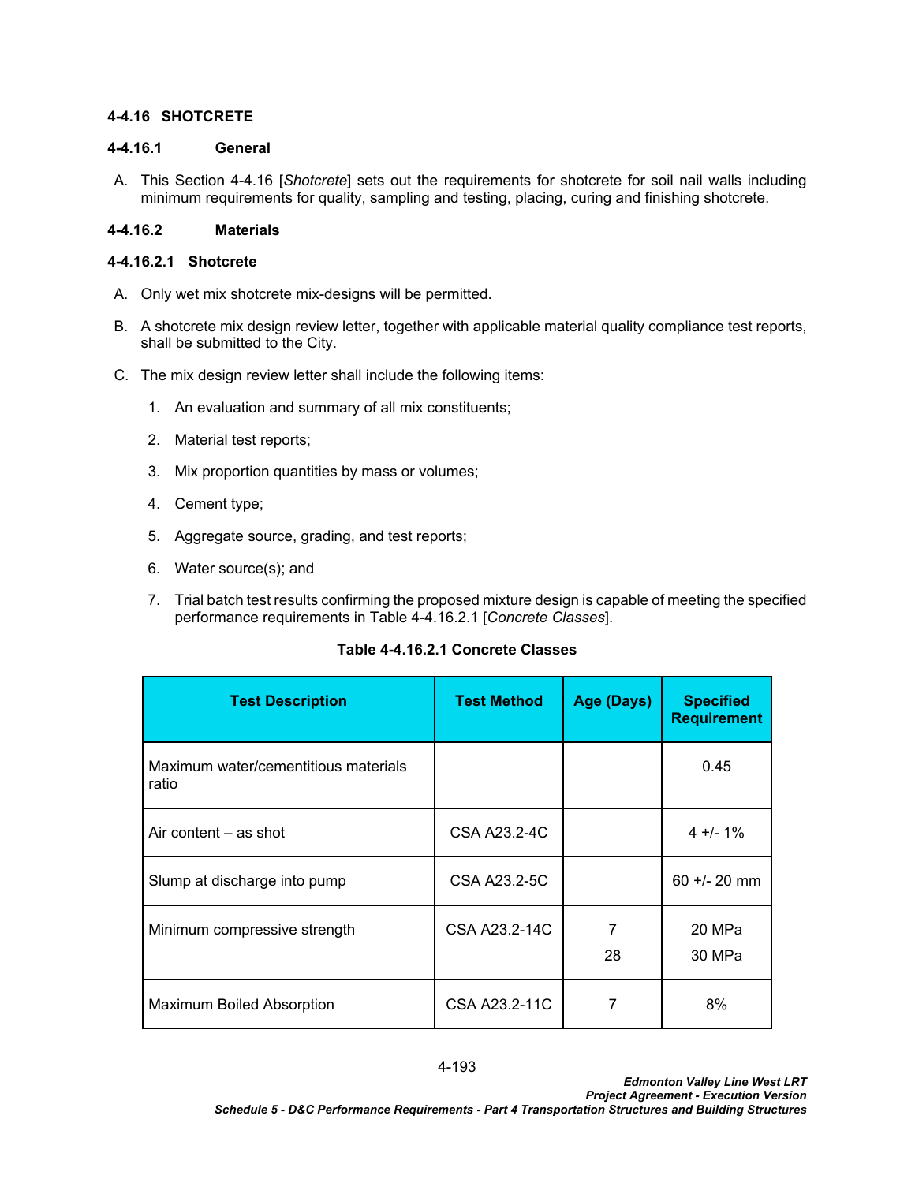### 4-4.16 SHOTCRETE

#### 4-4.16.1 General

A. This Section 4-4.16 [*Shotcrete*] sets out the requirements for shotcrete for soil nail walls including minimum requirements for quality, sampling and testing, placing, curing and finishing shotcrete.

#### 4-4.16.2 Materials

##### 4-4.16.2.1 Shotcrete

A. Only wet mix shotcrete mix-designs will be permitted.

B. A shotcrete mix design review letter, together with applicable material quality compliance test reports, shall be submitted to the City.

C. The mix design review letter shall include the following items:

1. An evaluation and summary of all mix constituents;
2. Material test reports;
3. Mix proportion quantities by mass or volumes;
4. Cement type;
5. Aggregate source, grading, and test reports;
6. Water source(s); and
7. Trial batch test results confirming the proposed mixture design is capable of meeting the specified performance requirements in Table 4-4.16.2.1 [*Concrete Classes*].

**Table 4-4.16.2.1 Concrete Classes**

| Test Description | Test Method | Age (Days) | Specified Requirement |
|---|---|---|---|
| Maximum water/cementitious materials ratio | | | 0.45 |
| Air content – as shot | CSA A23.2-4C | | 4 +/- 1% |
| Slump at discharge into pump | CSA A23.2-5C | | 60 +/- 20 mm |
| Minimum compressive strength | CSA A23.2-14C | 7<br>28 | 20 MPa<br>30 MPa |
| Maximum Boiled Absorption | CSA A23.2-11C | 7 | 8% |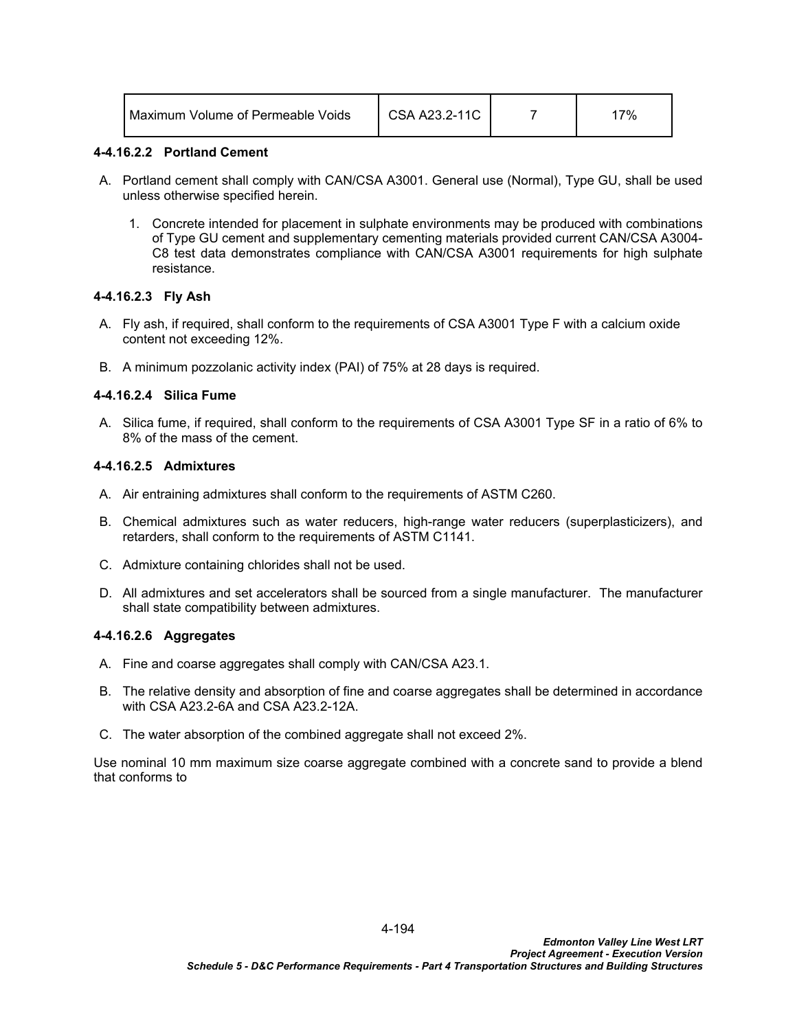| | | | |
|---|---|---|---|
| Maximum Volume of Permeable Voids | CSA A23.2-11C | 7 | 17% |

#### 4-4.16.2.2 Portland Cement

A. Portland cement shall comply with CAN/CSA A3001. General use (Normal), Type GU, shall be used unless otherwise specified herein.

   1. Concrete intended for placement in sulphate environments may be produced with combinations of Type GU cement and supplementary cementing materials provided current CAN/CSA A3004-C8 test data demonstrates compliance with CAN/CSA A3001 requirements for high sulphate resistance.

#### 4-4.16.2.3 Fly Ash

A. Fly ash, if required, shall conform to the requirements of CSA A3001 Type F with a calcium oxide content not exceeding 12%.

B. A minimum pozzolanic activity index (PAI) of 75% at 28 days is required.

#### 4-4.16.2.4 Silica Fume

A. Silica fume, if required, shall conform to the requirements of CSA A3001 Type SF in a ratio of 6% to 8% of the mass of the cement.

#### 4-4.16.2.5 Admixtures

A. Air entraining admixtures shall conform to the requirements of ASTM C260.

B. Chemical admixtures such as water reducers, high-range water reducers (superplasticizers), and retarders, shall conform to the requirements of ASTM C1141.

C. Admixture containing chlorides shall not be used.

D. All admixtures and set accelerators shall be sourced from a single manufacturer. The manufacturer shall state compatibility between admixtures.

#### 4-4.16.2.6 Aggregates

A. Fine and coarse aggregates shall comply with CAN/CSA A23.1.

B. The relative density and absorption of fine and coarse aggregates shall be determined in accordance with CSA A23.2-6A and CSA A23.2-12A.

C. The water absorption of the combined aggregate shall not exceed 2%.

Use nominal 10 mm maximum size coarse aggregate combined with a concrete sand to provide a blend that conforms to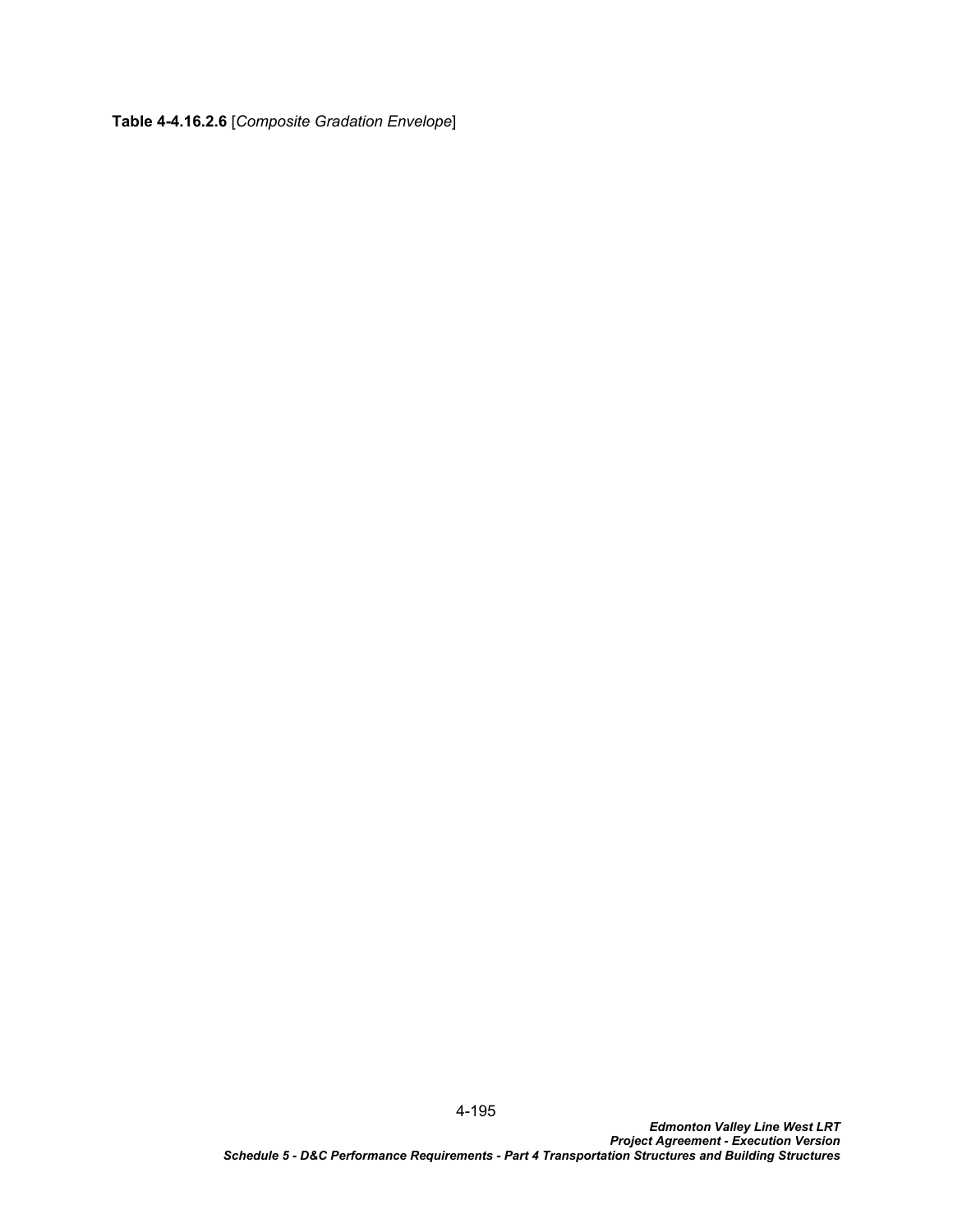**Table 4-4.16.2.6** [*Composite Gradation Envelope*]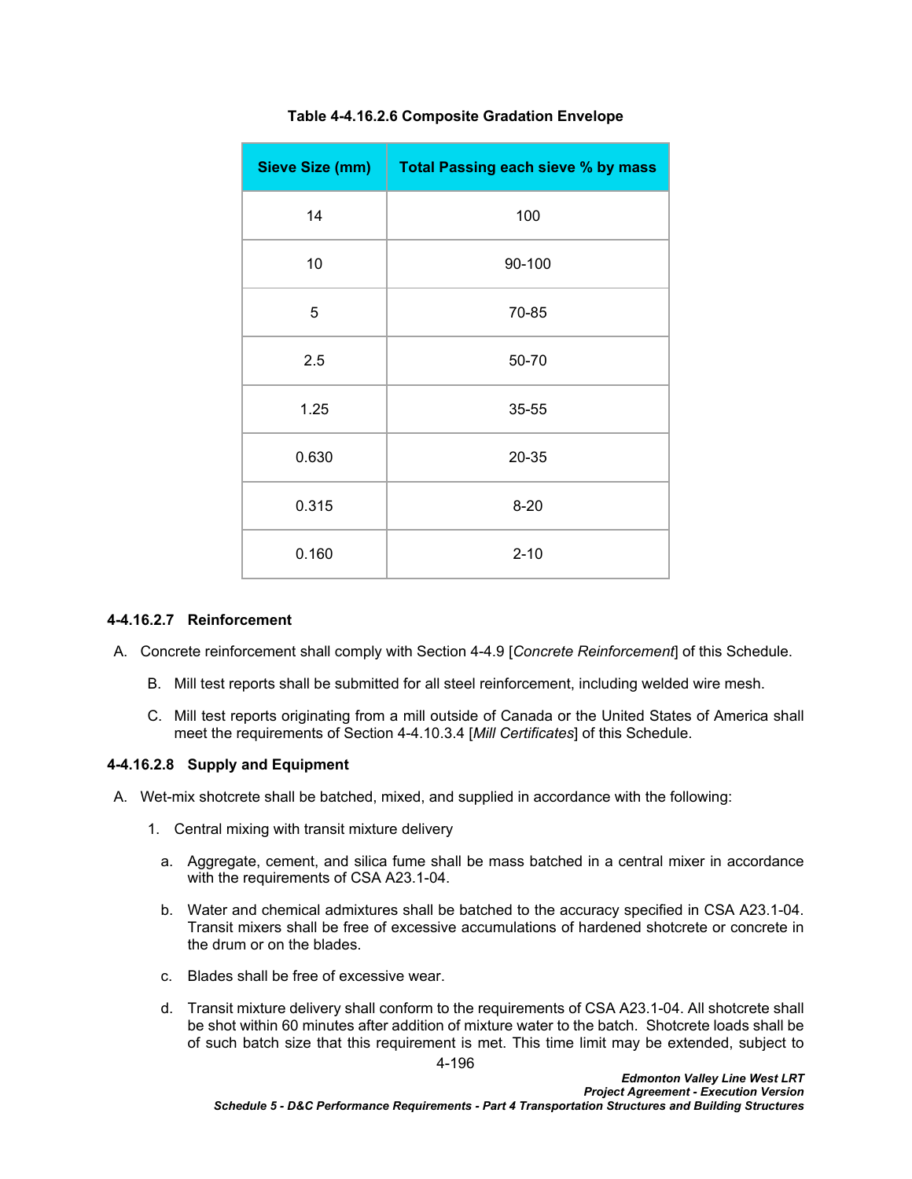**Table 4-4.16.2.6 Composite Gradation Envelope**

| Sieve Size (mm) | Total Passing each sieve % by mass |
|---|---|
| 14 | 100 |
| 10 | 90-100 |
| 5 | 70-85 |
| 2.5 | 50-70 |
| 1.25 | 35-55 |
| 0.630 | 20-35 |
| 0.315 | 8-20 |
| 0.160 | 2-10 |

#### 4-4.16.2.7 Reinforcement

A. Concrete reinforcement shall comply with Section 4-4.9 [*Concrete Reinforcement*] of this Schedule.

B. Mill test reports shall be submitted for all steel reinforcement, including welded wire mesh.

C. Mill test reports originating from a mill outside of Canada or the United States of America shall meet the requirements of Section 4-4.10.3.4 [*Mill Certificates*] of this Schedule.

#### 4-4.16.2.8 Supply and Equipment

A. Wet-mix shotcrete shall be batched, mixed, and supplied in accordance with the following:

1. Central mixing with transit mixture delivery

   a. Aggregate, cement, and silica fume shall be mass batched in a central mixer in accordance with the requirements of CSA A23.1-04.

   b. Water and chemical admixtures shall be batched to the accuracy specified in CSA A23.1-04. Transit mixers shall be free of excessive accumulations of hardened shotcrete or concrete in the drum or on the blades.

   c. Blades shall be free of excessive wear.

   d. Transit mixture delivery shall conform to the requirements of CSA A23.1-04. All shotcrete shall be shot within 60 minutes after addition of mixture water to the batch. Shotcrete loads shall be of such batch size that this requirement is met. This time limit may be extended, subject to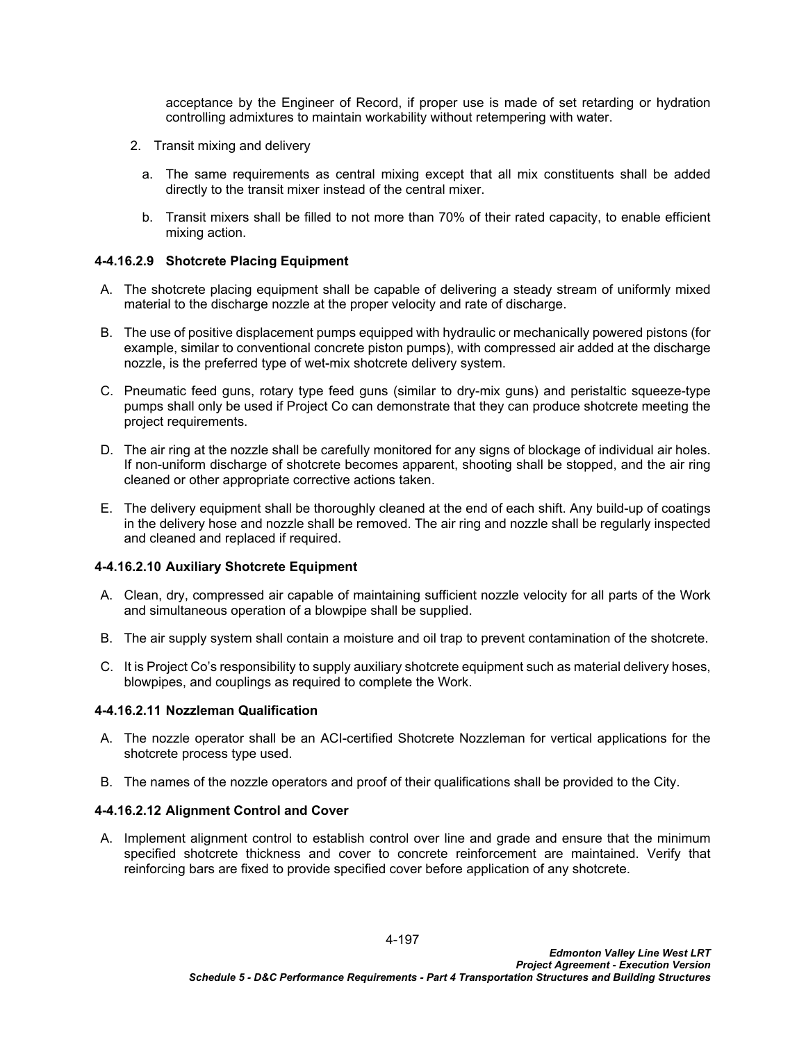acceptance by the Engineer of Record, if proper use is made of set retarding or hydration controlling admixtures to maintain workability without retempering with water.

2. Transit mixing and delivery

   a. The same requirements as central mixing except that all mix constituents shall be added directly to the transit mixer instead of the central mixer.

   b. Transit mixers shall be filled to not more than 70% of their rated capacity, to enable efficient mixing action.

#### 4-4.16.2.9 Shotcrete Placing Equipment

A. The shotcrete placing equipment shall be capable of delivering a steady stream of uniformly mixed material to the discharge nozzle at the proper velocity and rate of discharge.

B. The use of positive displacement pumps equipped with hydraulic or mechanically powered pistons (for example, similar to conventional concrete piston pumps), with compressed air added at the discharge nozzle, is the preferred type of wet-mix shotcrete delivery system.

C. Pneumatic feed guns, rotary type feed guns (similar to dry-mix guns) and peristaltic squeeze-type pumps shall only be used if Project Co can demonstrate that they can produce shotcrete meeting the project requirements.

D. The air ring at the nozzle shall be carefully monitored for any signs of blockage of individual air holes. If non-uniform discharge of shotcrete becomes apparent, shooting shall be stopped, and the air ring cleaned or other appropriate corrective actions taken.

E. The delivery equipment shall be thoroughly cleaned at the end of each shift. Any build-up of coatings in the delivery hose and nozzle shall be removed. The air ring and nozzle shall be regularly inspected and cleaned and replaced if required.

#### 4-4.16.2.10 Auxiliary Shotcrete Equipment

A. Clean, dry, compressed air capable of maintaining sufficient nozzle velocity for all parts of the Work and simultaneous operation of a blowpipe shall be supplied.

B. The air supply system shall contain a moisture and oil trap to prevent contamination of the shotcrete.

C. It is Project Co's responsibility to supply auxiliary shotcrete equipment such as material delivery hoses, blowpipes, and couplings as required to complete the Work.

#### 4-4.16.2.11 Nozzleman Qualification

A. The nozzle operator shall be an ACI-certified Shotcrete Nozzleman for vertical applications for the shotcrete process type used.

B. The names of the nozzle operators and proof of their qualifications shall be provided to the City.

#### 4-4.16.2.12 Alignment Control and Cover

A. Implement alignment control to establish control over line and grade and ensure that the minimum specified shotcrete thickness and cover to concrete reinforcement are maintained. Verify that reinforcing bars are fixed to provide specified cover before application of any shotcrete.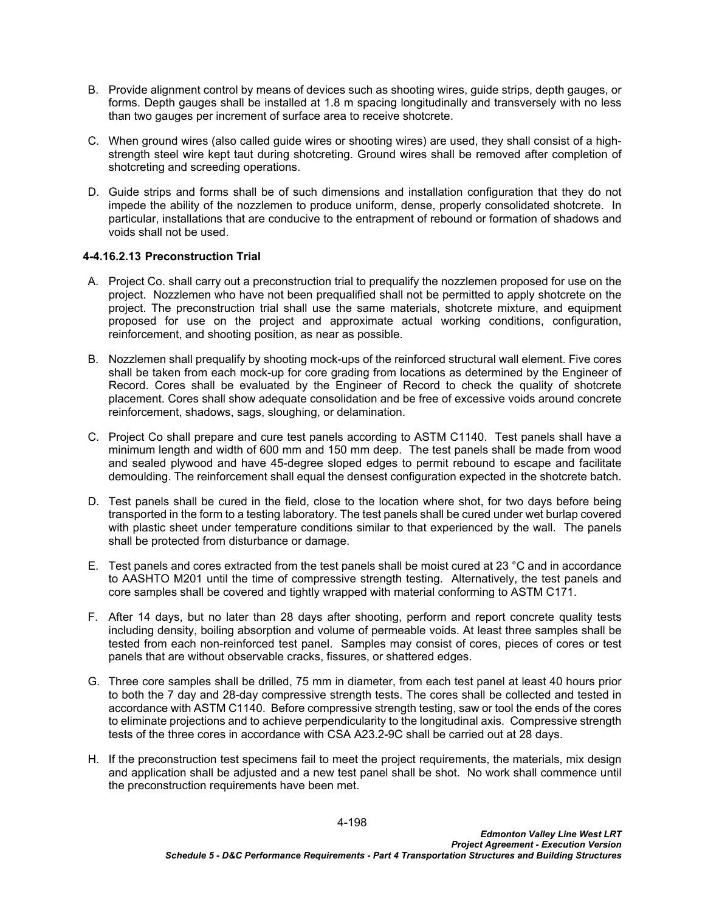B. Provide alignment control by means of devices such as shooting wires, guide strips, depth gauges, or forms. Depth gauges shall be installed at 1.8 m spacing longitudinally and transversely with no less than two gauges per increment of surface area to receive shotcrete.

C. When ground wires (also called guide wires or shooting wires) are used, they shall consist of a high-strength steel wire kept taut during shotcreting. Ground wires shall be removed after completion of shotcreting and screeding operations.

D. Guide strips and forms shall be of such dimensions and installation configuration that they do not impede the ability of the nozzlemen to produce uniform, dense, properly consolidated shotcrete. In particular, installations that are conducive to the entrapment of rebound or formation of shadows and voids shall not be used.

#### 4-4.16.2.13 Preconstruction Trial

A. Project Co. shall carry out a preconstruction trial to prequalify the nozzlemen proposed for use on the project. Nozzlemen who have not been prequalified shall not be permitted to apply shotcrete on the project. The preconstruction trial shall use the same materials, shotcrete mixture, and equipment proposed for use on the project and approximate actual working conditions, configuration, reinforcement, and shooting position, as near as possible.

B. Nozzlemen shall prequalify by shooting mock-ups of the reinforced structural wall element. Five cores shall be taken from each mock-up for core grading from locations as determined by the Engineer of Record. Cores shall be evaluated by the Engineer of Record to check the quality of shotcrete placement. Cores shall show adequate consolidation and be free of excessive voids around concrete reinforcement, shadows, sags, sloughing, or delamination.

C. Project Co shall prepare and cure test panels according to ASTM C1140. Test panels shall have a minimum length and width of 600 mm and 150 mm deep. The test panels shall be made from wood and sealed plywood and have 45-degree sloped edges to permit rebound to escape and facilitate demoulding. The reinforcement shall equal the densest configuration expected in the shotcrete batch.

D. Test panels shall be cured in the field, close to the location where shot, for two days before being transported in the form to a testing laboratory. The test panels shall be cured under wet burlap covered with plastic sheet under temperature conditions similar to that experienced by the wall. The panels shall be protected from disturbance or damage.

E. Test panels and cores extracted from the test panels shall be moist cured at 23 °C and in accordance to AASHTO M201 until the time of compressive strength testing. Alternatively, the test panels and core samples shall be covered and tightly wrapped with material conforming to ASTM C171.

F. After 14 days, but no later than 28 days after shooting, perform and report concrete quality tests including density, boiling absorption and volume of permeable voids. At least three samples shall be tested from each non-reinforced test panel. Samples may consist of cores, pieces of cores or test panels that are without observable cracks, fissures, or shattered edges.

G. Three core samples shall be drilled, 75 mm in diameter, from each test panel at least 40 hours prior to both the 7 day and 28-day compressive strength tests. The cores shall be collected and tested in accordance with ASTM C1140. Before compressive strength testing, saw or tool the ends of the cores to eliminate projections and to achieve perpendicularity to the longitudinal axis. Compressive strength tests of the three cores in accordance with CSA A23.2-9C shall be carried out at 28 days.

H. If the preconstruction test specimens fail to meet the project requirements, the materials, mix design and application shall be adjusted and a new test panel shall be shot. No work shall commence until the preconstruction requirements have been met.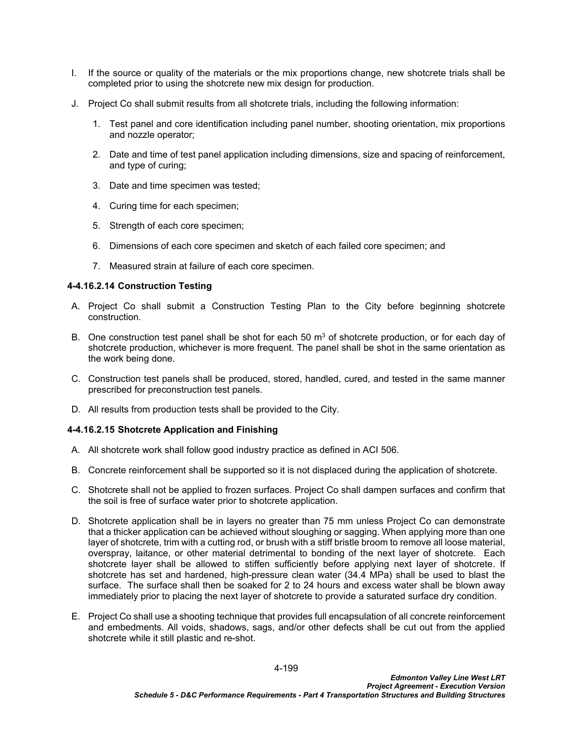I. If the source or quality of the materials or the mix proportions change, new shotcrete trials shall be completed prior to using the shotcrete new mix design for production.

J. Project Co shall submit results from all shotcrete trials, including the following information:

   1. Test panel and core identification including panel number, shooting orientation, mix proportions and nozzle operator;

   2. Date and time of test panel application including dimensions, size and spacing of reinforcement, and type of curing;

   3. Date and time specimen was tested;

   4. Curing time for each specimen;

   5. Strength of each core specimen;

   6. Dimensions of each core specimen and sketch of each failed core specimen; and

   7. Measured strain at failure of each core specimen.

#### 4-4.16.2.14 Construction Testing

A. Project Co shall submit a Construction Testing Plan to the City before beginning shotcrete construction.

B. One construction test panel shall be shot for each 50 m$^3$ of shotcrete production, or for each day of shotcrete production, whichever is more frequent. The panel shall be shot in the same orientation as the work being done.

C. Construction test panels shall be produced, stored, handled, cured, and tested in the same manner prescribed for preconstruction test panels.

D. All results from production tests shall be provided to the City.

#### 4-4.16.2.15 Shotcrete Application and Finishing

A. All shotcrete work shall follow good industry practice as defined in ACI 506.

B. Concrete reinforcement shall be supported so it is not displaced during the application of shotcrete.

C. Shotcrete shall not be applied to frozen surfaces. Project Co shall dampen surfaces and confirm that the soil is free of surface water prior to shotcrete application.

D. Shotcrete application shall be in layers no greater than 75 mm unless Project Co can demonstrate that a thicker application can be achieved without sloughing or sagging. When applying more than one layer of shotcrete, trim with a cutting rod, or brush with a stiff bristle broom to remove all loose material, overspray, laitance, or other material detrimental to bonding of the next layer of shotcrete. Each shotcrete layer shall be allowed to stiffen sufficiently before applying next layer of shotcrete. If shotcrete has set and hardened, high-pressure clean water (34.4 MPa) shall be used to blast the surface. The surface shall then be soaked for 2 to 24 hours and excess water shall be blown away immediately prior to placing the next layer of shotcrete to provide a saturated surface dry condition.

E. Project Co shall use a shooting technique that provides full encapsulation of all concrete reinforcement and embedments. All voids, shadows, sags, and/or other defects shall be cut out from the applied shotcrete while it still plastic and re-shot.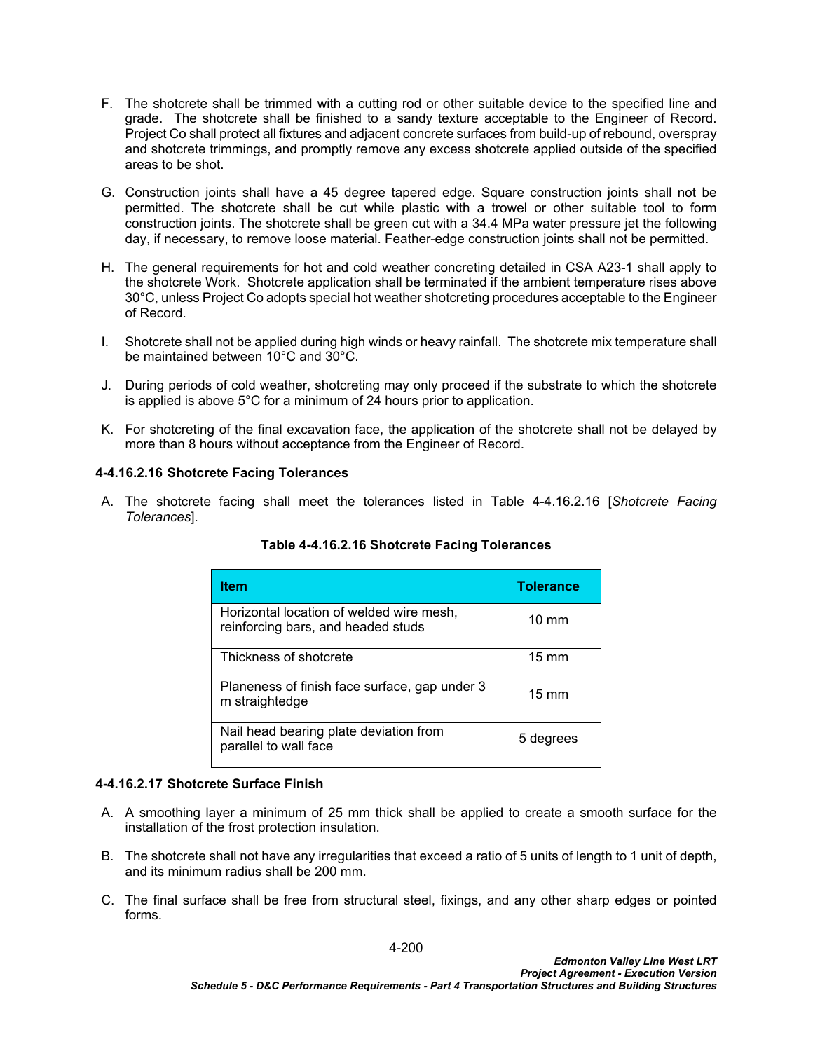F. The shotcrete shall be trimmed with a cutting rod or other suitable device to the specified line and grade. The shotcrete shall be finished to a sandy texture acceptable to the Engineer of Record. Project Co shall protect all fixtures and adjacent concrete surfaces from build-up of rebound, overspray and shotcrete trimmings, and promptly remove any excess shotcrete applied outside of the specified areas to be shot.

G. Construction joints shall have a 45 degree tapered edge. Square construction joints shall not be permitted. The shotcrete shall be cut while plastic with a trowel or other suitable tool to form construction joints. The shotcrete shall be green cut with a 34.4 MPa water pressure jet the following day, if necessary, to remove loose material. Feather-edge construction joints shall not be permitted.

H. The general requirements for hot and cold weather concreting detailed in CSA A23-1 shall apply to the shotcrete Work. Shotcrete application shall be terminated if the ambient temperature rises above 30°C, unless Project Co adopts special hot weather shotcreting procedures acceptable to the Engineer of Record.

I. Shotcrete shall not be applied during high winds or heavy rainfall. The shotcrete mix temperature shall be maintained between 10°C and 30°C.

J. During periods of cold weather, shotcreting may only proceed if the substrate to which the shotcrete is applied is above 5°C for a minimum of 24 hours prior to application.

K. For shotcreting of the final excavation face, the application of the shotcrete shall not be delayed by more than 8 hours without acceptance from the Engineer of Record.

#### 4-4.16.2.16 Shotcrete Facing Tolerances

A. The shotcrete facing shall meet the tolerances listed in Table 4-4.16.2.16 [*Shotcrete Facing Tolerances*].

**Table 4-4.16.2.16 Shotcrete Facing Tolerances**

| Item | Tolerance |
|---|---|
| Horizontal location of welded wire mesh, reinforcing bars, and headed studs | 10 mm |
| Thickness of shotcrete | 15 mm |
| Planeness of finish face surface, gap under 3 m straightedge | 15 mm |
| Nail head bearing plate deviation from parallel to wall face | 5 degrees |

#### 4-4.16.2.17 Shotcrete Surface Finish

A. A smoothing layer a minimum of 25 mm thick shall be applied to create a smooth surface for the installation of the frost protection insulation.

B. The shotcrete shall not have any irregularities that exceed a ratio of 5 units of length to 1 unit of depth, and its minimum radius shall be 200 mm.

C. The final surface shall be free from structural steel, fixings, and any other sharp edges or pointed forms.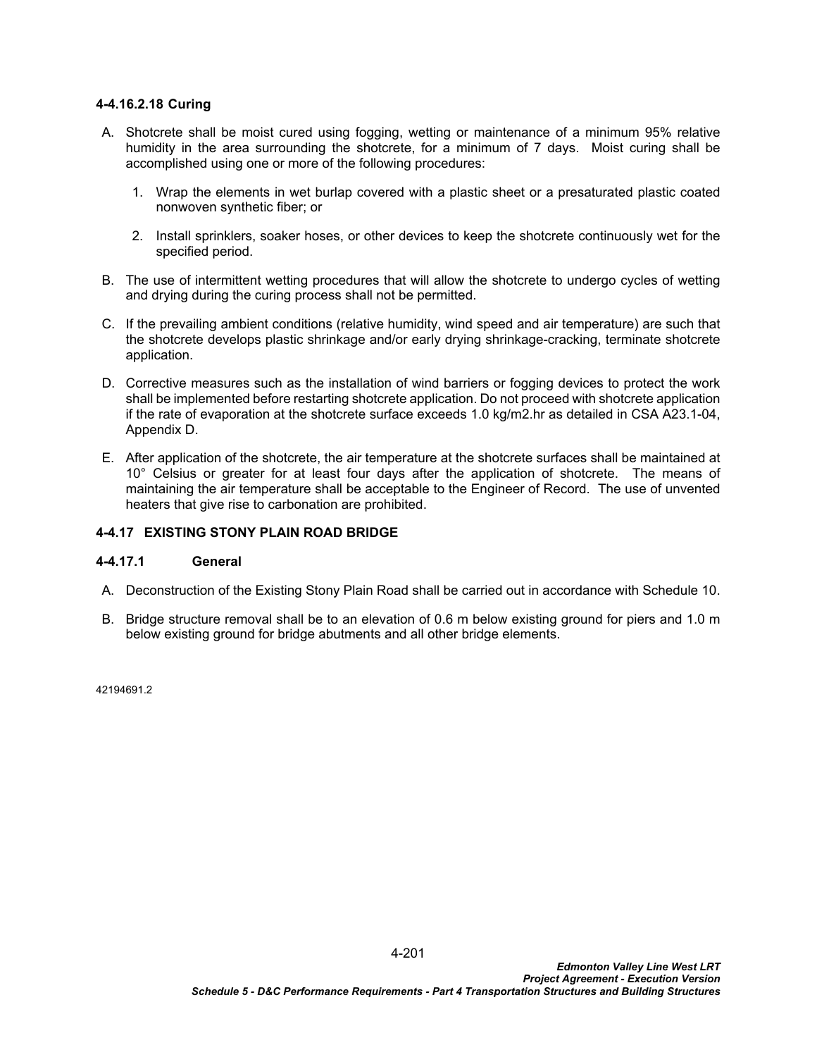#### 4-4.16.2.18 Curing

A. Shotcrete shall be moist cured using fogging, wetting or maintenance of a minimum 95% relative humidity in the area surrounding the shotcrete, for a minimum of 7 days. Moist curing shall be accomplished using one or more of the following procedures:

   1. Wrap the elements in wet burlap covered with a plastic sheet or a presaturated plastic coated nonwoven synthetic fiber; or

   2. Install sprinklers, soaker hoses, or other devices to keep the shotcrete continuously wet for the specified period.

B. The use of intermittent wetting procedures that will allow the shotcrete to undergo cycles of wetting and drying during the curing process shall not be permitted.

C. If the prevailing ambient conditions (relative humidity, wind speed and air temperature) are such that the shotcrete develops plastic shrinkage and/or early drying shrinkage-cracking, terminate shotcrete application.

D. Corrective measures such as the installation of wind barriers or fogging devices to protect the work shall be implemented before restarting shotcrete application. Do not proceed with shotcrete application if the rate of evaporation at the shotcrete surface exceeds 1.0 kg/m2.hr as detailed in CSA A23.1-04, Appendix D.

E. After application of the shotcrete, the air temperature at the shotcrete surfaces shall be maintained at 10° Celsius or greater for at least four days after the application of shotcrete. The means of maintaining the air temperature shall be acceptable to the Engineer of Record. The use of unvented heaters that give rise to carbonation are prohibited.

### 4-4.17 EXISTING STONY PLAIN ROAD BRIDGE

#### 4-4.17.1 General

A. Deconstruction of the Existing Stony Plain Road shall be carried out in accordance with Schedule 10.

B. Bridge structure removal shall be to an elevation of 0.6 m below existing ground for piers and 1.0 m below existing ground for bridge abutments and all other bridge elements.

42194691.2